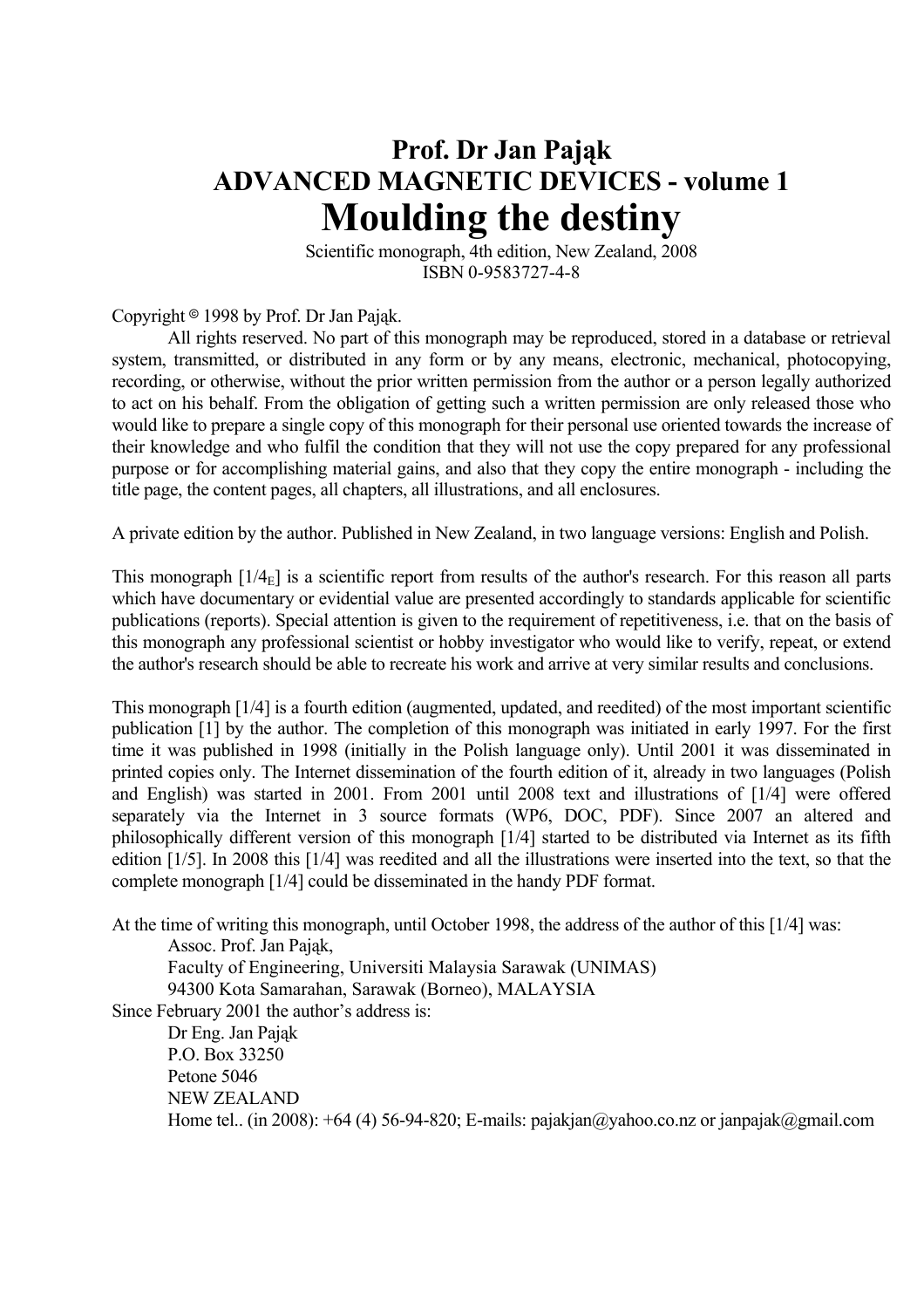# Prof. Dr Jan Pająk
## ADVANCED MAGNETIC DEVICES - volume 1
# Moulding the destiny

Scientific monograph, 4th edition, New Zealand, 2008
ISBN 0-9583727-4-8

Copyright © 1998 by Prof. Dr Jan Pająk.

All rights reserved. No part of this monograph may be reproduced, stored in a database or retrieval system, transmitted, or distributed in any form or by any means, electronic, mechanical, photocopying, recording, or otherwise, without the prior written permission from the author or a person legally authorized to act on his behalf. From the obligation of getting such a written permission are only released those who would like to prepare a single copy of this monograph for their personal use oriented towards the increase of their knowledge and who fulfil the condition that they will not use the copy prepared for any professional purpose or for accomplishing material gains, and also that they copy the entire monograph - including the title page, the content pages, all chapters, all illustrations, and all enclosures.

A private edition by the author. Published in New Zealand, in two language versions: English and Polish.

This monograph [$1/4_E$] is a scientific report from results of the author's research. For this reason all parts which have documentary or evidential value are presented accordingly to standards applicable for scientific publications (reports). Special attention is given to the requirement of repetitiveness, i.e. that on the basis of this monograph any professional scientist or hobby investigator who would like to verify, repeat, or extend the author's research should be able to recreate his work and arrive at very similar results and conclusions.

This monograph [1/4] is a fourth edition (augmented, updated, and reedited) of the most important scientific publication [1] by the author. The completion of this monograph was initiated in early 1997. For the first time it was published in 1998 (initially in the Polish language only). Until 2001 it was disseminated in printed copies only. The Internet dissemination of the fourth edition of it, already in two languages (Polish and English) was started in 2001. From 2001 until 2008 text and illustrations of [1/4] were offered separately via the Internet in 3 source formats (WP6, DOC, PDF). Since 2007 an altered and philosophically different version of this monograph [1/4] started to be distributed via Internet as its fifth edition [1/5]. In 2008 this [1/4] was reedited and all the illustrations were inserted into the text, so that the complete monograph [1/4] could be disseminated in the handy PDF format.

At the time of writing this monograph, until October 1998, the address of the author of this [1/4] was:

Assoc. Prof. Jan Pająk,
Faculty of Engineering, Universiti Malaysia Sarawak (UNIMAS)
94300 Kota Samarahan, Sarawak (Borneo), MALAYSIA

Since February 2001 the author's address is:

Dr Eng. Jan Pająk
P.O. Box 33250
Petone 5046
NEW ZEALAND
Home tel.. (in 2008): +64 (4) 56-94-820; E-mails: pajakjan@yahoo.co.nz or janpajak@gmail.com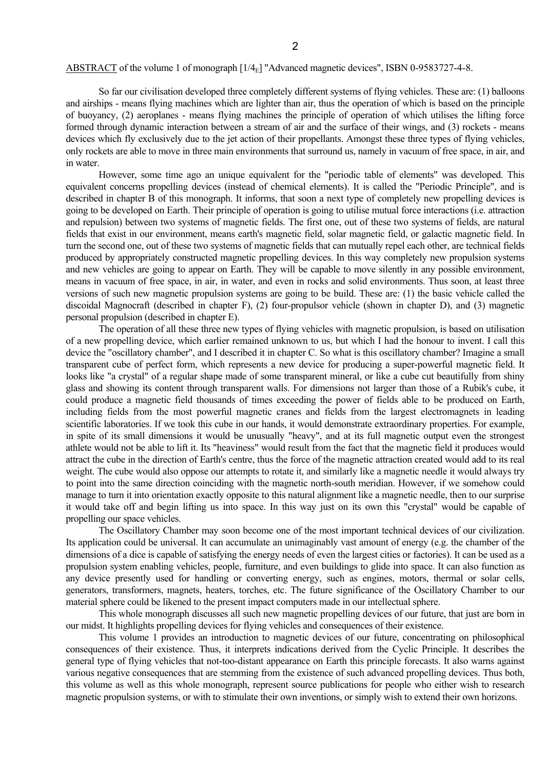ABSTRACT of the volume 1 of monograph [$1/4_E$] "Advanced magnetic devices", ISBN 0-9583727-4-8.

So far our civilisation developed three completely different systems of flying vehicles. These are: (1) balloons and airships - means flying machines which are lighter than air, thus the operation of which is based on the principle of buoyancy, (2) aeroplanes - means flying machines the principle of operation of which utilises the lifting force formed through dynamic interaction between a stream of air and the surface of their wings, and (3) rockets - means devices which fly exclusively due to the jet action of their propellants. Amongst these three types of flying vehicles, only rockets are able to move in three main environments that surround us, namely in vacuum of free space, in air, and in water.

However, some time ago an unique equivalent for the "periodic table of elements" was developed. This equivalent concerns propelling devices (instead of chemical elements). It is called the "Periodic Principle", and is described in chapter B of this monograph. It informs, that soon a next type of completely new propelling devices is going to be developed on Earth. Their principle of operation is going to utilise mutual force interactions (i.e. attraction and repulsion) between two systems of magnetic fields. The first one, out of these two systems of fields, are natural fields that exist in our environment, means earth's magnetic field, solar magnetic field, or galactic magnetic field. In turn the second one, out of these two systems of magnetic fields that can mutually repel each other, are technical fields produced by appropriately constructed magnetic propelling devices. In this way completely new propulsion systems and new vehicles are going to appear on Earth. They will be capable to move silently in any possible environment, means in vacuum of free space, in air, in water, and even in rocks and solid environments. Thus soon, at least three versions of such new magnetic propulsion systems are going to be build. These are: (1) the basic vehicle called the discoidal Magnocraft (described in chapter F), (2) four-propulsor vehicle (shown in chapter D), and (3) magnetic personal propulsion (described in chapter E).

The operation of all these three new types of flying vehicles with magnetic propulsion, is based on utilisation of a new propelling device, which earlier remained unknown to us, but which I had the honour to invent. I call this device the "oscillatory chamber", and I described it in chapter C. So what is this oscillatory chamber? Imagine a small transparent cube of perfect form, which represents a new device for producing a super-powerful magnetic field. It looks like "a crystal" of a regular shape made of some transparent mineral, or like a cube cut beautifully from shiny glass and showing its content through transparent walls. For dimensions not larger than those of a Rubik's cube, it could produce a magnetic field thousands of times exceeding the power of fields able to be produced on Earth, including fields from the most powerful magnetic cranes and fields from the largest electromagnets in leading scientific laboratories. If we took this cube in our hands, it would demonstrate extraordinary properties. For example, in spite of its small dimensions it would be unusually "heavy", and at its full magnetic output even the strongest athlete would not be able to lift it. Its "heaviness" would result from the fact that the magnetic field it produces would attract the cube in the direction of Earth's centre, thus the force of the magnetic attraction created would add to its real weight. The cube would also oppose our attempts to rotate it, and similarly like a magnetic needle it would always try to point into the same direction coinciding with the magnetic north-south meridian. However, if we somehow could manage to turn it into orientation exactly opposite to this natural alignment like a magnetic needle, then to our surprise it would take off and begin lifting us into space. In this way just on its own this "crystal" would be capable of propelling our space vehicles.

The Oscillatory Chamber may soon become one of the most important technical devices of our civilization. Its application could be universal. It can accumulate an unimaginably vast amount of energy (e.g. the chamber of the dimensions of a dice is capable of satisfying the energy needs of even the largest cities or factories). It can be used as a propulsion system enabling vehicles, people, furniture, and even buildings to glide into space. It can also function as any device presently used for handling or converting energy, such as engines, motors, thermal or solar cells, generators, transformers, magnets, heaters, torches, etc. The future significance of the Oscillatory Chamber to our material sphere could be likened to the present impact computers made in our intellectual sphere.

This whole monograph discusses all such new magnetic propelling devices of our future, that just are born in our midst. It highlights propelling devices for flying vehicles and consequences of their existence.

This volume 1 provides an introduction to magnetic devices of our future, concentrating on philosophical consequences of their existence. Thus, it interprets indications derived from the Cyclic Principle. It describes the general type of flying vehicles that not-too-distant appearance on Earth this principle forecasts. It also warns against various negative consequences that are stemming from the existence of such advanced propelling devices. Thus both, this volume as well as this whole monograph, represent source publications for people who either wish to research magnetic propulsion systems, or with to stimulate their own inventions, or simply wish to extend their own horizons.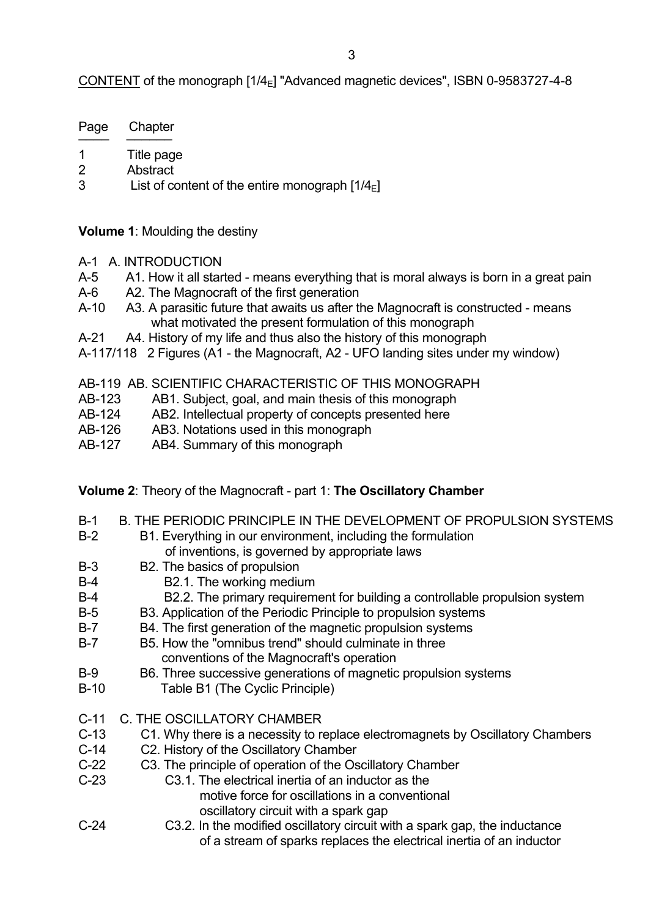CONTENT of the monograph [$1/4_E$] "Advanced magnetic devices", ISBN 0-9583727-4-8

| Page | Chapter |
|---|---|
| 1 | Title page |
| 2 | Abstract |
| 3 | List of content of the entire monograph [$1/4_E$] |

**Volume 1**: Moulding the destiny

- A-1 A. INTRODUCTION
- A-5 A1. How it all started - means everything that is moral always is born in a great pain
- A-6 A2. The Magnocraft of the first generation
- A-10 A3. A parasitic future that awaits us after the Magnocraft is constructed - means what motivated the present formulation of this monograph
- A-21 A4. History of my life and thus also the history of this monograph
- A-117/118 2 Figures (A1 - the Magnocraft, A2 - UFO landing sites under my window)

- AB-119 AB. SCIENTIFIC CHARACTERISTIC OF THIS MONOGRAPH
- AB-123 AB1. Subject, goal, and main thesis of this monograph
- AB-124 AB2. Intellectual property of concepts presented here
- AB-126 AB3. Notations used in this monograph
- AB-127 AB4. Summary of this monograph

**Volume 2**: Theory of the Magnocraft - part 1: **The Oscillatory Chamber**

- B-1 B. THE PERIODIC PRINCIPLE IN THE DEVELOPMENT OF PROPULSION SYSTEMS
- B-2 B1. Everything in our environment, including the formulation of inventions, is governed by appropriate laws
- B-3 B2. The basics of propulsion
- B-4 B2.1. The working medium
- B-4 B2.2. The primary requirement for building a controllable propulsion system
- B-5 B3. Application of the Periodic Principle to propulsion systems
- B-7 B4. The first generation of the magnetic propulsion systems
- B-7 B5. How the "omnibus trend" should culminate in three conventions of the Magnocraft's operation
- B-9 B6. Three successive generations of magnetic propulsion systems
- B-10 Table B1 (The Cyclic Principle)

- C-11 C. THE OSCILLATORY CHAMBER
- C-13 C1. Why there is a necessity to replace electromagnets by Oscillatory Chambers
- C-14 C2. History of the Oscillatory Chamber
- C-22 C3. The principle of operation of the Oscillatory Chamber
- C-23 C3.1. The electrical inertia of an inductor as the motive force for oscillations in a conventional oscillatory circuit with a spark gap
- C-24 C3.2. In the modified oscillatory circuit with a spark gap, the inductance of a stream of sparks replaces the electrical inertia of an inductor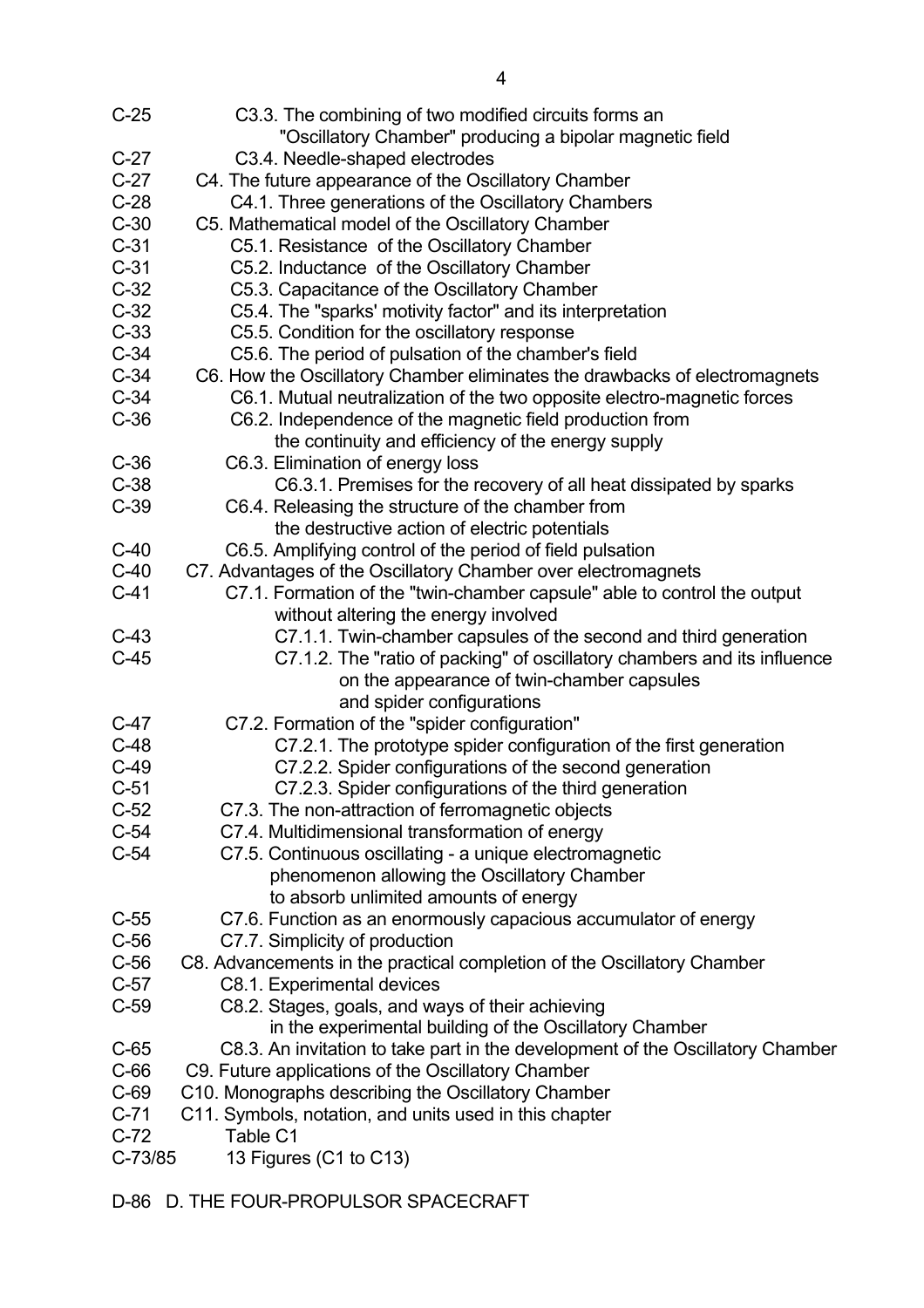C-25 C3.3. The combining of two modified circuits forms an "Oscillatory Chamber" producing a bipolar magnetic field
C-27 C3.4. Needle-shaped electrodes
C-27 C4. The future appearance of the Oscillatory Chamber
C-28 C4.1. Three generations of the Oscillatory Chambers
C-30 C5. Mathematical model of the Oscillatory Chamber
C-31 C5.1. Resistance of the Oscillatory Chamber
C-31 C5.2. Inductance of the Oscillatory Chamber
C-32 C5.3. Capacitance of the Oscillatory Chamber
C-32 C5.4. The "sparks' motivity factor" and its interpretation
C-33 C5.5. Condition for the oscillatory response
C-34 C5.6. The period of pulsation of the chamber's field
C-34 C6. How the Oscillatory Chamber eliminates the drawbacks of electromagnets
C-34 C6.1. Mutual neutralization of the two opposite electro-magnetic forces
C-36 C6.2. Independence of the magnetic field production from the continuity and efficiency of the energy supply
C-36 C6.3. Elimination of energy loss
C-38 C6.3.1. Premises for the recovery of all heat dissipated by sparks
C-39 C6.4. Releasing the structure of the chamber from the destructive action of electric potentials
C-40 C6.5. Amplifying control of the period of field pulsation
C-40 C7. Advantages of the Oscillatory Chamber over electromagnets
C-41 C7.1. Formation of the "twin-chamber capsule" able to control the output without altering the energy involved
C-43 C7.1.1. Twin-chamber capsules of the second and third generation
C-45 C7.1.2. The "ratio of packing" of oscillatory chambers and its influence on the appearance of twin-chamber capsules and spider configurations
C-47 C7.2. Formation of the "spider configuration"
C-48 C7.2.1. The prototype spider configuration of the first generation
C-49 C7.2.2. Spider configurations of the second generation
C-51 C7.2.3. Spider configurations of the third generation
C-52 C7.3. The non-attraction of ferromagnetic objects
C-54 C7.4. Multidimensional transformation of energy
C-54 C7.5. Continuous oscillating - a unique electromagnetic phenomenon allowing the Oscillatory Chamber to absorb unlimited amounts of energy
C-55 C7.6. Function as an enormously capacious accumulator of energy
C-56 C7.7. Simplicity of production
C-56 C8. Advancements in the practical completion of the Oscillatory Chamber
C-57 C8.1. Experimental devices
C-59 C8.2. Stages, goals, and ways of their achieving in the experimental building of the Oscillatory Chamber
C-65 C8.3. An invitation to take part in the development of the Oscillatory Chamber
C-66 C9. Future applications of the Oscillatory Chamber
C-69 C10. Monographs describing the Oscillatory Chamber
C-71 C11. Symbols, notation, and units used in this chapter
C-72 Table C1
C-73/85 13 Figures (C1 to C13)

D-86 D. THE FOUR-PROPULSOR SPACECRAFT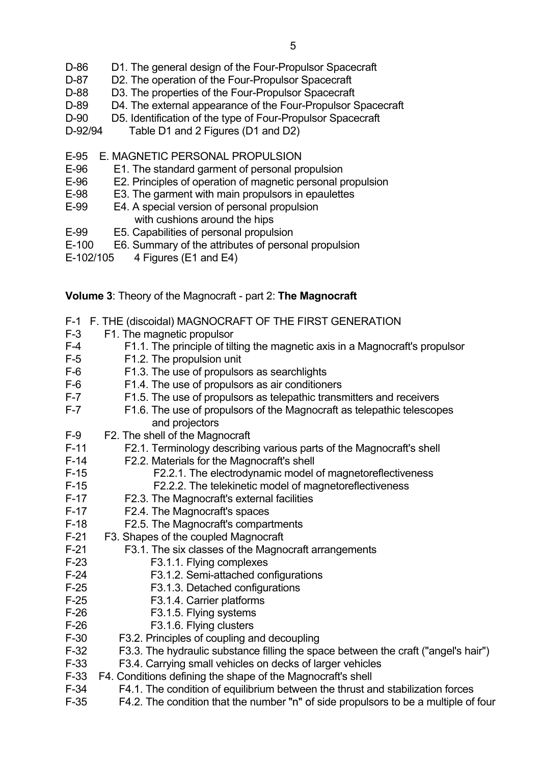D-86 D1. The general design of the Four-Propulsor Spacecraft
D-87 D2. The operation of the Four-Propulsor Spacecraft
D-88 D3. The properties of the Four-Propulsor Spacecraft
D-89 D4. The external appearance of the Four-Propulsor Spacecraft
D-90 D5. Identification of the type of Four-Propulsor Spacecraft
D-92/94 Table D1 and 2 Figures (D1 and D2)

E-95 E. MAGNETIC PERSONAL PROPULSION
E-96 E1. The standard garment of personal propulsion
E-96 E2. Principles of operation of magnetic personal propulsion
E-98 E3. The garment with main propulsors in epaulettes
E-99 E4. A special version of personal propulsion with cushions around the hips
E-99 E5. Capabilities of personal propulsion
E-100 E6. Summary of the attributes of personal propulsion
E-102/105 4 Figures (E1 and E4)

**Volume 3**: Theory of the Magnocraft - part 2: **The Magnocraft**

F-1 F. THE (discoidal) MAGNOCRAFT OF THE FIRST GENERATION
F-3 F1. The magnetic propulsor
F-4 F1.1. The principle of tilting the magnetic axis in a Magnocraft's propulsor
F-5 F1.2. The propulsion unit
F-6 F1.3. The use of propulsors as searchlights
F-6 F1.4. The use of propulsors as air conditioners
F-7 F1.5. The use of propulsors as telepathic transmitters and receivers
F-7 F1.6. The use of propulsors of the Magnocraft as telepathic telescopes and projectors
F-9 F2. The shell of the Magnocraft
F-11 F2.1. Terminology describing various parts of the Magnocraft's shell
F-14 F2.2. Materials for the Magnocraft's shell
F-15 F2.2.1. The electrodynamic model of magnetoreflectiveness
F-15 F2.2.2. The telekinetic model of magnetoreflectiveness
F-17 F2.3. The Magnocraft's external facilities
F-17 F2.4. The Magnocraft's spaces
F-18 F2.5. The Magnocraft's compartments
F-21 F3. Shapes of the coupled Magnocraft
F-21 F3.1. The six classes of the Magnocraft arrangements
F-23 F3.1.1. Flying complexes
F-24 F3.1.2. Semi-attached configurations
F-25 F3.1.3. Detached configurations
F-25 F3.1.4. Carrier platforms
F-26 F3.1.5. Flying systems
F-26 F3.1.6. Flying clusters
F-30 F3.2. Principles of coupling and decoupling
F-32 F3.3. The hydraulic substance filling the space between the craft ("angel's hair")
F-33 F3.4. Carrying small vehicles on decks of larger vehicles
F-33 F4. Conditions defining the shape of the Magnocraft's shell
F-34 F4.1. The condition of equilibrium between the thrust and stabilization forces
F-35 F4.2. The condition that the number "n" of side propulsors to be a multiple of four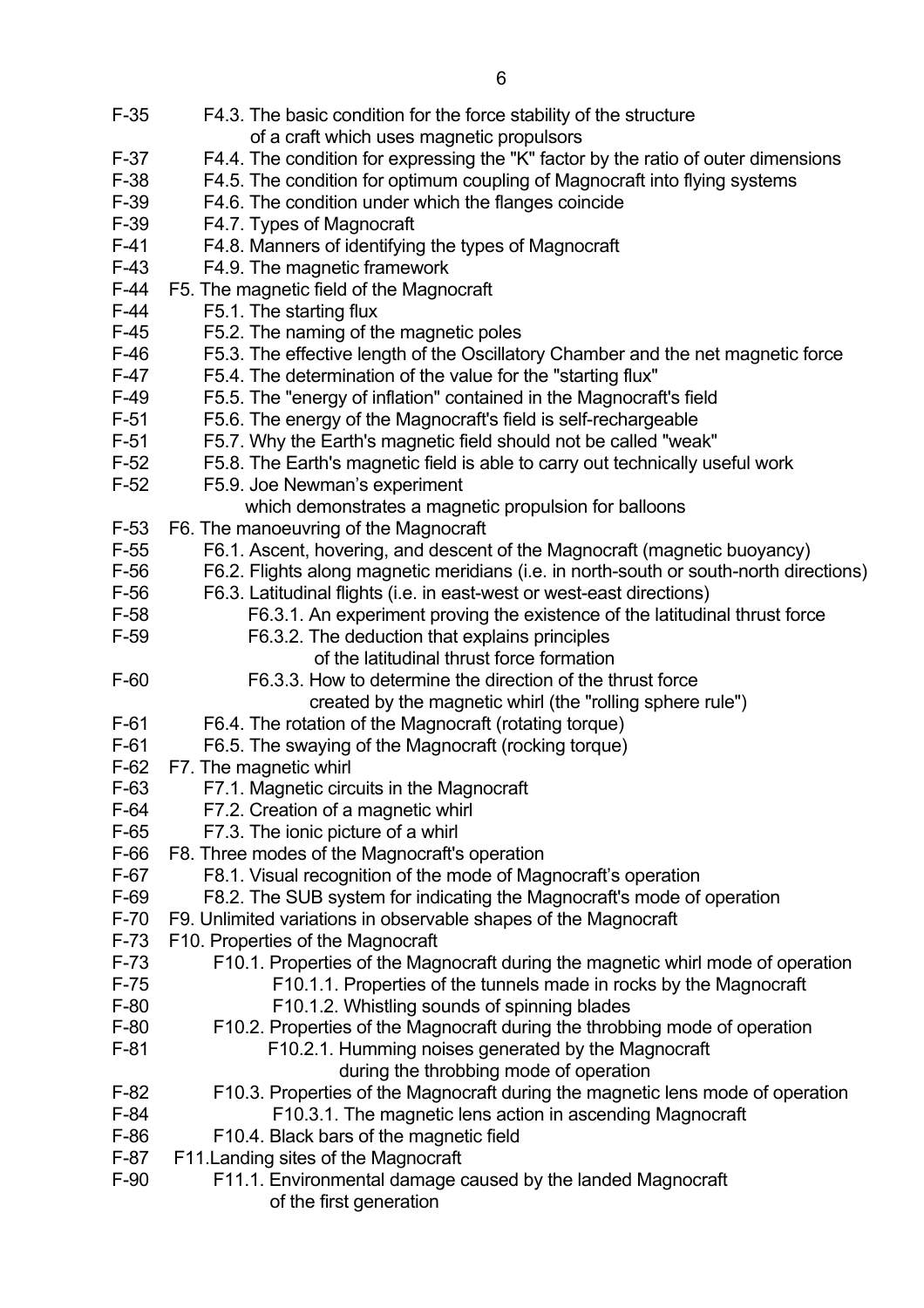F-35 F4.3. The basic condition for the force stability of the structure of a craft which uses magnetic propulsors
F-37 F4.4. The condition for expressing the "K" factor by the ratio of outer dimensions
F-38 F4.5. The condition for optimum coupling of Magnocraft into flying systems
F-39 F4.6. The condition under which the flanges coincide
F-39 F4.7. Types of Magnocraft
F-41 F4.8. Manners of identifying the types of Magnocraft
F-43 F4.9. The magnetic framework
F-44 F5. The magnetic field of the Magnocraft
F-44 F5.1. The starting flux
F-45 F5.2. The naming of the magnetic poles
F-46 F5.3. The effective length of the Oscillatory Chamber and the net magnetic force
F-47 F5.4. The determination of the value for the "starting flux"
F-49 F5.5. The "energy of inflation" contained in the Magnocraft's field
F-51 F5.6. The energy of the Magnocraft's field is self-rechargeable
F-51 F5.7. Why the Earth's magnetic field should not be called "weak"
F-52 F5.8. The Earth's magnetic field is able to carry out technically useful work
F-52 F5.9. Joe Newman's experiment which demonstrates a magnetic propulsion for balloons
F-53 F6. The manoeuvring of the Magnocraft
F-55 F6.1. Ascent, hovering, and descent of the Magnocraft (magnetic buoyancy)
F-56 F6.2. Flights along magnetic meridians (i.e. in north-south or south-north directions)
F-56 F6.3. Latitudinal flights (i.e. in east-west or west-east directions)
F-58 F6.3.1. An experiment proving the existence of the latitudinal thrust force
F-59 F6.3.2. The deduction that explains principles of the latitudinal thrust force formation
F-60 F6.3.3. How to determine the direction of the thrust force created by the magnetic whirl (the "rolling sphere rule")
F-61 F6.4. The rotation of the Magnocraft (rotating torque)
F-61 F6.5. The swaying of the Magnocraft (rocking torque)
F-62 F7. The magnetic whirl
F-63 F7.1. Magnetic circuits in the Magnocraft
F-64 F7.2. Creation of a magnetic whirl
F-65 F7.3. The ionic picture of a whirl
F-66 F8. Three modes of the Magnocraft's operation
F-67 F8.1. Visual recognition of the mode of Magnocraft's operation
F-69 F8.2. The SUB system for indicating the Magnocraft's mode of operation
F-70 F9. Unlimited variations in observable shapes of the Magnocraft
F-73 F10. Properties of the Magnocraft
F-73 F10.1. Properties of the Magnocraft during the magnetic whirl mode of operation
F-75 F10.1.1. Properties of the tunnels made in rocks by the Magnocraft
F-80 F10.1.2. Whistling sounds of spinning blades
F-80 F10.2. Properties of the Magnocraft during the throbbing mode of operation
F-81 F10.2.1. Humming noises generated by the Magnocraft during the throbbing mode of operation
F-82 F10.3. Properties of the Magnocraft during the magnetic lens mode of operation
F-84 F10.3.1. The magnetic lens action in ascending Magnocraft
F-86 F10.4. Black bars of the magnetic field
F-87 F11.Landing sites of the Magnocraft
F-90 F11.1. Environmental damage caused by the landed Magnocraft of the first generation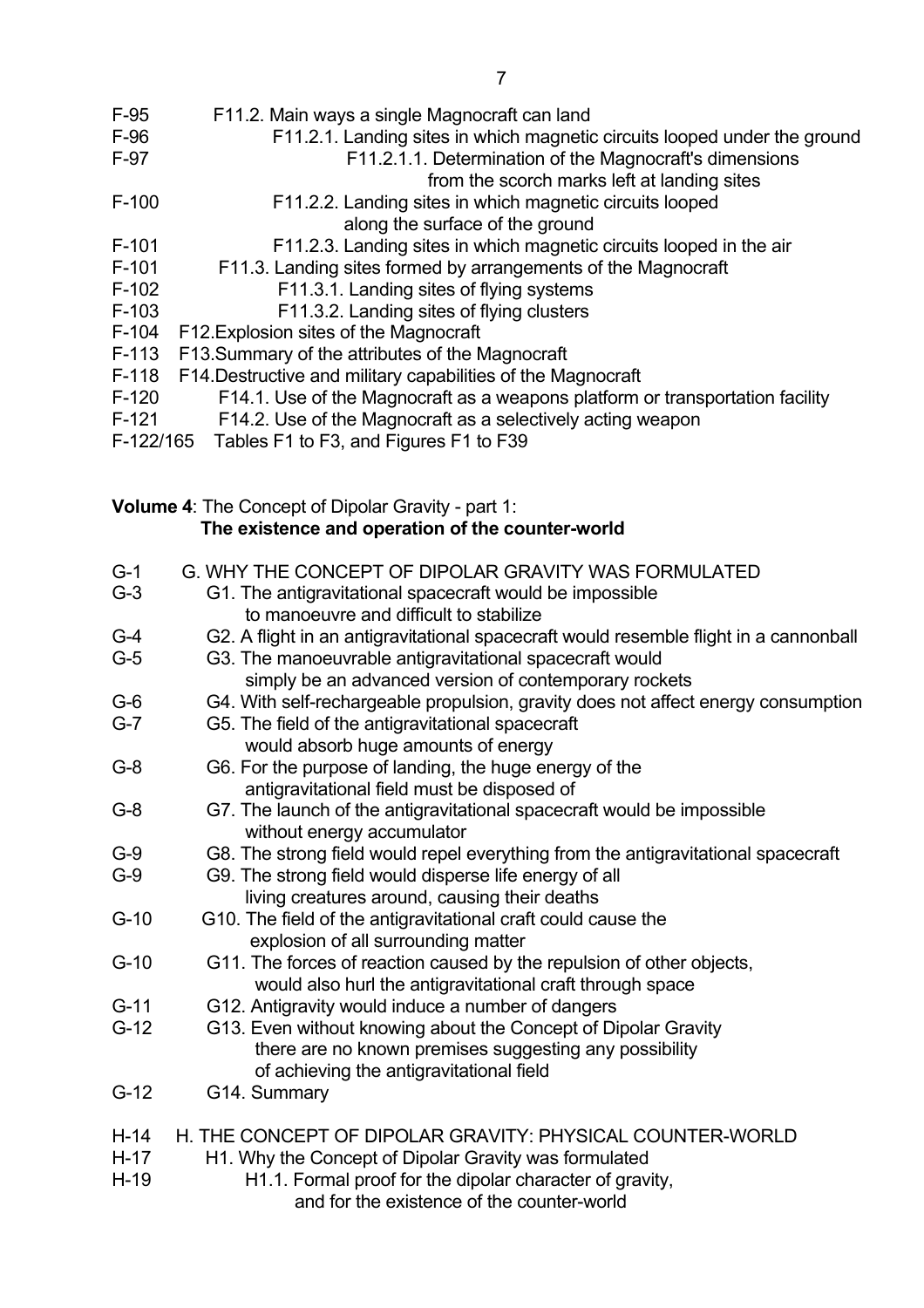F-95 F11.2. Main ways a single Magnocraft can land
F-96 F11.2.1. Landing sites in which magnetic circuits looped under the ground
F-97 F11.2.1.1. Determination of the Magnocraft's dimensions from the scorch marks left at landing sites
F-100 F11.2.2. Landing sites in which magnetic circuits looped along the surface of the ground
F-101 F11.2.3. Landing sites in which magnetic circuits looped in the air
F-101 F11.3. Landing sites formed by arrangements of the Magnocraft
F-102 F11.3.1. Landing sites of flying systems
F-103 F11.3.2. Landing sites of flying clusters
F-104 F12.Explosion sites of the Magnocraft
F-113 F13.Summary of the attributes of the Magnocraft
F-118 F14.Destructive and military capabilities of the Magnocraft
F-120 F14.1. Use of the Magnocraft as a weapons platform or transportation facility
F-121 F14.2. Use of the Magnocraft as a selectively acting weapon
F-122/165 Tables F1 to F3, and Figures F1 to F39

**Volume 4**: The Concept of Dipolar Gravity - part 1:
**The existence and operation of the counter-world**

G-1 G. WHY THE CONCEPT OF DIPOLAR GRAVITY WAS FORMULATED
G-3 G1. The antigravitational spacecraft would be impossible to manoeuvre and difficult to stabilize
G-4 G2. A flight in an antigravitational spacecraft would resemble flight in a cannonball
G-5 G3. The manoeuvrable antigravitational spacecraft would simply be an advanced version of contemporary rockets
G-6 G4. With self-rechargeable propulsion, gravity does not affect energy consumption
G-7 G5. The field of the antigravitational spacecraft would absorb huge amounts of energy
G-8 G6. For the purpose of landing, the huge energy of the antigravitational field must be disposed of
G-8 G7. The launch of the antigravitational spacecraft would be impossible without energy accumulator
G-9 G8. The strong field would repel everything from the antigravitational spacecraft
G-9 G9. The strong field would disperse life energy of all living creatures around, causing their deaths
G-10 G10. The field of the antigravitational craft could cause the explosion of all surrounding matter
G-10 G11. The forces of reaction caused by the repulsion of other objects, would also hurl the antigravitational craft through space
G-11 G12. Antigravity would induce a number of dangers
G-12 G13. Even without knowing about the Concept of Dipolar Gravity there are no known premises suggesting any possibility of achieving the antigravitational field
G-12 G14. Summary

H-14 H. THE CONCEPT OF DIPOLAR GRAVITY: PHYSICAL COUNTER-WORLD
H-17 H1. Why the Concept of Dipolar Gravity was formulated
H-19 H1.1. Formal proof for the dipolar character of gravity, and for the existence of the counter-world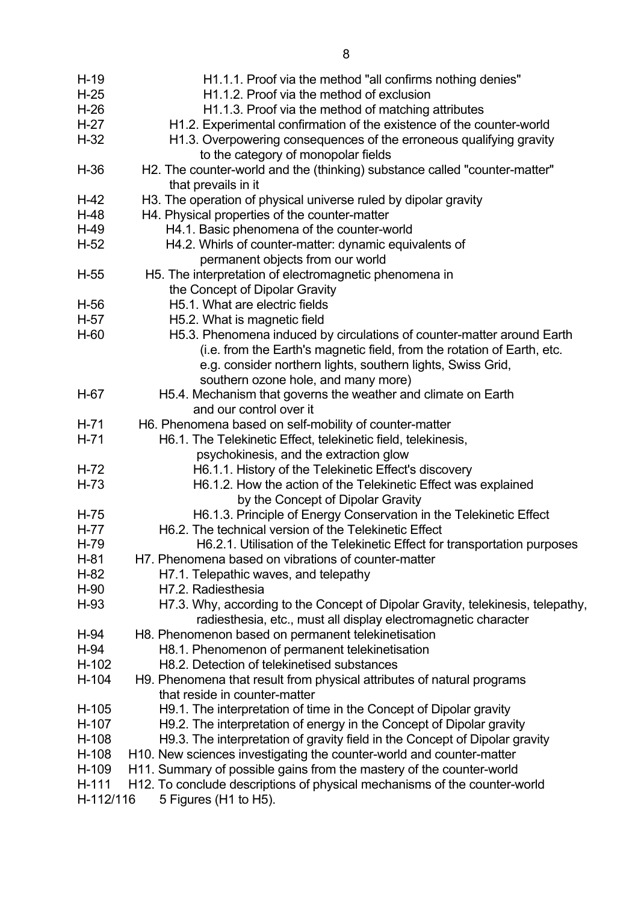H-19 H1.1.1. Proof via the method "all confirms nothing denies"
H-25 H1.1.2. Proof via the method of exclusion
H-26 H1.1.3. Proof via the method of matching attributes
H-27 H1.2. Experimental confirmation of the existence of the counter-world
H-32 H1.3. Overpowering consequences of the erroneous qualifying gravity to the category of monopolar fields
H-36 H2. The counter-world and the (thinking) substance called "counter-matter" that prevails in it
H-42 H3. The operation of physical universe ruled by dipolar gravity
H-48 H4. Physical properties of the counter-matter
H-49 H4.1. Basic phenomena of the counter-world
H-52 H4.2. Whirls of counter-matter: dynamic equivalents of permanent objects from our world
H-55 H5. The interpretation of electromagnetic phenomena in the Concept of Dipolar Gravity
H-56 H5.1. What are electric fields
H-57 H5.2. What is magnetic field
H-60 H5.3. Phenomena induced by circulations of counter-matter around Earth (i.e. from the Earth's magnetic field, from the rotation of Earth, etc. e.g. consider northern lights, southern lights, Swiss Grid, southern ozone hole, and many more)
H-67 H5.4. Mechanism that governs the weather and climate on Earth and our control over it
H-71 H6. Phenomena based on self-mobility of counter-matter
H-71 H6.1. The Telekinetic Effect, telekinetic field, telekinesis, psychokinesis, and the extraction glow
H-72 H6.1.1. History of the Telekinetic Effect's discovery
H-73 H6.1.2. How the action of the Telekinetic Effect was explained by the Concept of Dipolar Gravity
H-75 H6.1.3. Principle of Energy Conservation in the Telekinetic Effect
H-77 H6.2. The technical version of the Telekinetic Effect
H-79 H6.2.1. Utilisation of the Telekinetic Effect for transportation purposes
H-81 H7. Phenomena based on vibrations of counter-matter
H-82 H7.1. Telepathic waves, and telepathy
H-90 H7.2. Radiesthesia
H-93 H7.3. Why, according to the Concept of Dipolar Gravity, telekinesis, telepathy, radiesthesia, etc., must all display electromagnetic character
H-94 H8. Phenomenon based on permanent telekinetisation
H-94 H8.1. Phenomenon of permanent telekinetisation
H-102 H8.2. Detection of telekinetised substances
H-104 H9. Phenomena that result from physical attributes of natural programs that reside in counter-matter
H-105 H9.1. The interpretation of time in the Concept of Dipolar gravity
H-107 H9.2. The interpretation of energy in the Concept of Dipolar gravity
H-108 H9.3. The interpretation of gravity field in the Concept of Dipolar gravity
H-108 H10. New sciences investigating the counter-world and counter-matter
H-109 H11. Summary of possible gains from the mastery of the counter-world
H-111 H12. To conclude descriptions of physical mechanisms of the counter-world
H-112/116 5 Figures (H1 to H5).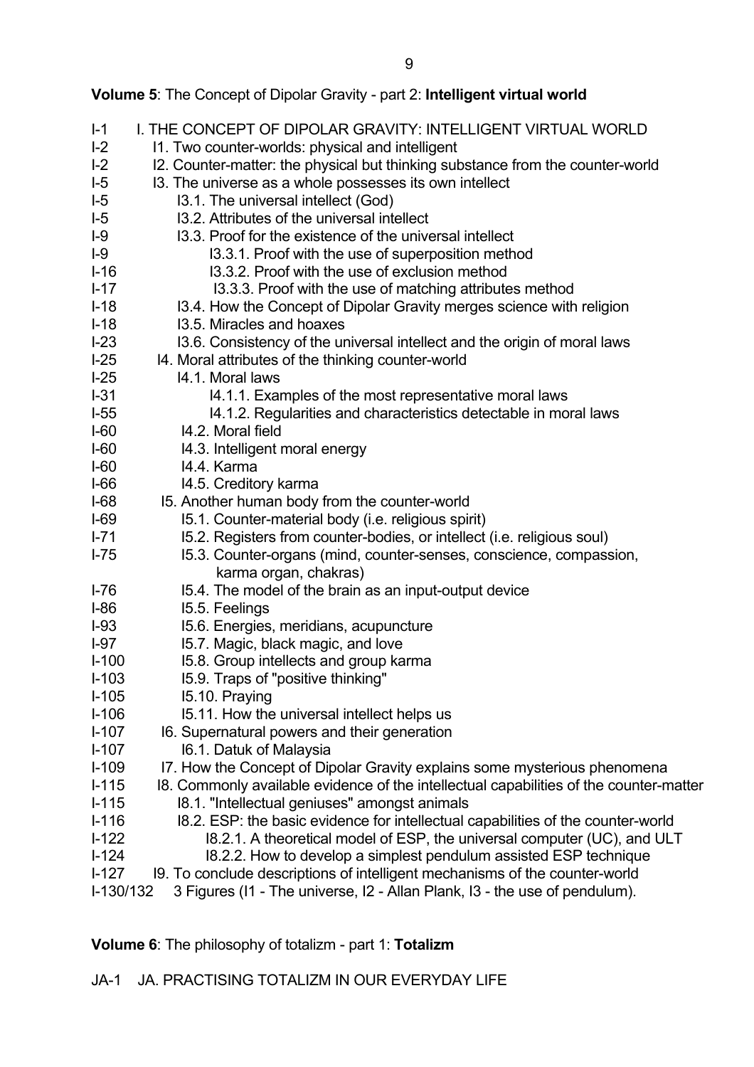**Volume 5**: The Concept of Dipolar Gravity - part 2: **Intelligent virtual world**

I-1 I. THE CONCEPT OF DIPOLAR GRAVITY: INTELLIGENT VIRTUAL WORLD
I-2 I1. Two counter-worlds: physical and intelligent
I-2 I2. Counter-matter: the physical but thinking substance from the counter-world
I-5 I3. The universe as a whole possesses its own intellect
I-5 I3.1. The universal intellect (God)
I-5 I3.2. Attributes of the universal intellect
I-9 I3.3. Proof for the existence of the universal intellect
I-9 I3.3.1. Proof with the use of superposition method
I-16 I3.3.2. Proof with the use of exclusion method
I-17 I3.3.3. Proof with the use of matching attributes method
I-18 I3.4. How the Concept of Dipolar Gravity merges science with religion
I-18 I3.5. Miracles and hoaxes
I-23 I3.6. Consistency of the universal intellect and the origin of moral laws
I-25 I4. Moral attributes of the thinking counter-world
I-25 I4.1. Moral laws
I-31 I4.1.1. Examples of the most representative moral laws
I-55 I4.1.2. Regularities and characteristics detectable in moral laws
I-60 I4.2. Moral field
I-60 I4.3. Intelligent moral energy
I-60 I4.4. Karma
I-66 I4.5. Creditory karma
I-68 I5. Another human body from the counter-world
I-69 I5.1. Counter-material body (i.e. religious spirit)
I-71 I5.2. Registers from counter-bodies, or intellect (i.e. religious soul)
I-75 I5.3. Counter-organs (mind, counter-senses, conscience, compassion, karma organ, chakras)
I-76 I5.4. The model of the brain as an input-output device
I-86 I5.5. Feelings
I-93 I5.6. Energies, meridians, acupuncture
I-97 I5.7. Magic, black magic, and love
I-100 I5.8. Group intellects and group karma
I-103 I5.9. Traps of "positive thinking"
I-105 I5.10. Praying
I-106 I5.11. How the universal intellect helps us
I-107 I6. Supernatural powers and their generation
I-107 I6.1. Datuk of Malaysia
I-109 I7. How the Concept of Dipolar Gravity explains some mysterious phenomena
I-115 I8. Commonly available evidence of the intellectual capabilities of the counter-matter
I-115 I8.1. "Intellectual geniuses" amongst animals
I-116 I8.2. ESP: the basic evidence for intellectual capabilities of the counter-world
I-122 I8.2.1. A theoretical model of ESP, the universal computer (UC), and ULT
I-124 I8.2.2. How to develop a simplest pendulum assisted ESP technique
I-127 I9. To conclude descriptions of intelligent mechanisms of the counter-world
I-130/132 3 Figures (I1 - The universe, I2 - Allan Plank, I3 - the use of pendulum).

**Volume 6**: The philosophy of totalizm - part 1: **Totalizm**

JA-1 JA. PRACTISING TOTALIZM IN OUR EVERYDAY LIFE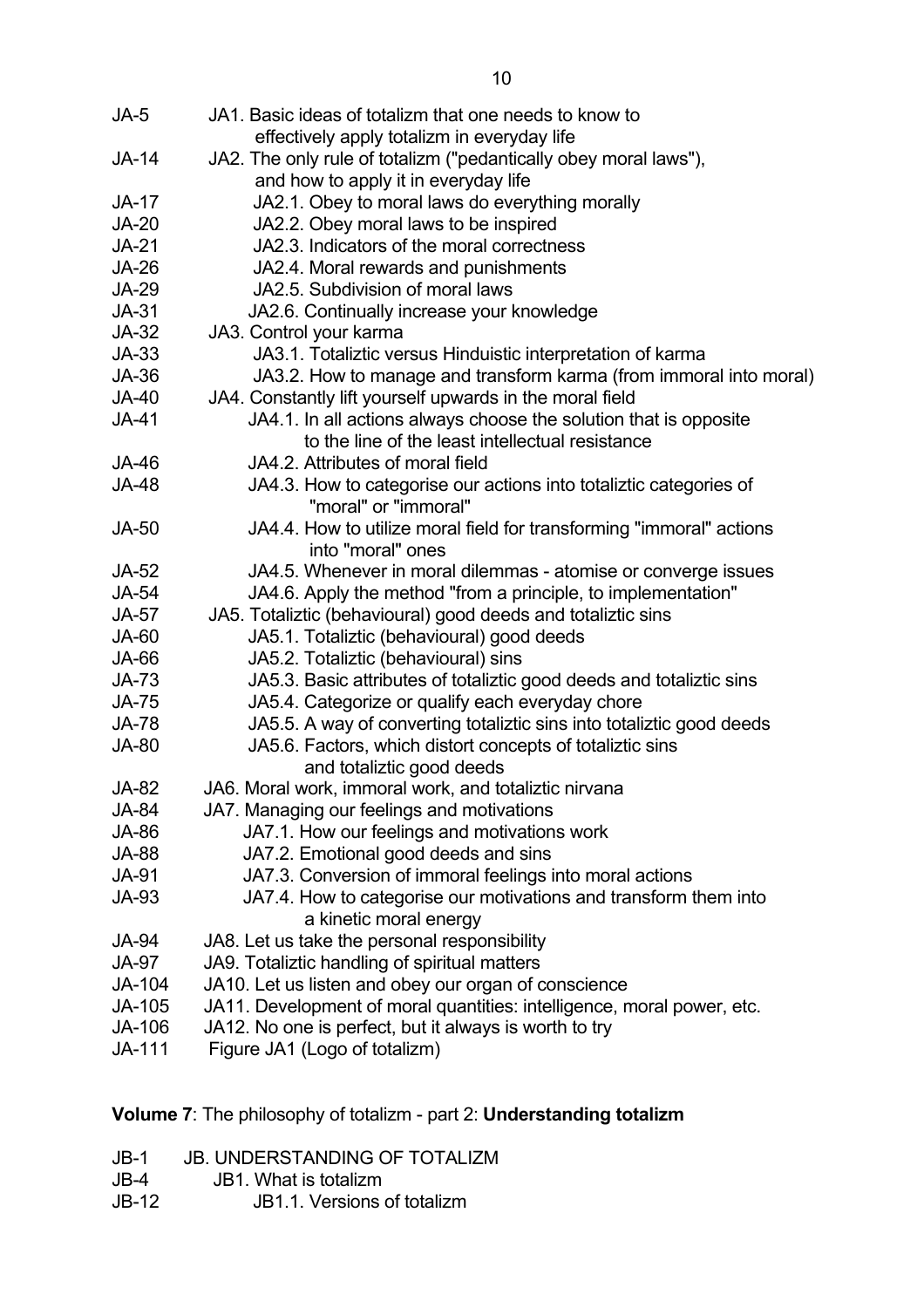JA-5 JA1. Basic ideas of totalizm that one needs to know to effectively apply totalizm in everyday life
JA-14 JA2. The only rule of totalizm ("pedantically obey moral laws"), and how to apply it in everyday life
JA-17 JA2.1. Obey to moral laws do everything morally
JA-20 JA2.2. Obey moral laws to be inspired
JA-21 JA2.3. Indicators of the moral correctness
JA-26 JA2.4. Moral rewards and punishments
JA-29 JA2.5. Subdivision of moral laws
JA-31 JA2.6. Continually increase your knowledge
JA-32 JA3. Control your karma
JA-33 JA3.1. Totaliztic versus Hinduistic interpretation of karma
JA-36 JA3.2. How to manage and transform karma (from immoral into moral)
JA-40 JA4. Constantly lift yourself upwards in the moral field
JA-41 JA4.1. In all actions always choose the solution that is opposite to the line of the least intellectual resistance
JA-46 JA4.2. Attributes of moral field
JA-48 JA4.3. How to categorise our actions into totaliztic categories of "moral" or "immoral"
JA-50 JA4.4. How to utilize moral field for transforming "immoral" actions into "moral" ones
JA-52 JA4.5. Whenever in moral dilemmas - atomise or converge issues
JA-54 JA4.6. Apply the method "from a principle, to implementation"
JA-57 JA5. Totaliztic (behavioural) good deeds and totaliztic sins
JA-60 JA5.1. Totaliztic (behavioural) good deeds
JA-66 JA5.2. Totaliztic (behavioural) sins
JA-73 JA5.3. Basic attributes of totaliztic good deeds and totaliztic sins
JA-75 JA5.4. Categorize or qualify each everyday chore
JA-78 JA5.5. A way of converting totaliztic sins into totaliztic good deeds
JA-80 JA5.6. Factors, which distort concepts of totaliztic sins and totaliztic good deeds
JA-82 JA6. Moral work, immoral work, and totaliztic nirvana
JA-84 JA7. Managing our feelings and motivations
JA-86 JA7.1. How our feelings and motivations work
JA-88 JA7.2. Emotional good deeds and sins
JA-91 JA7.3. Conversion of immoral feelings into moral actions
JA-93 JA7.4. How to categorise our motivations and transform them into a kinetic moral energy
JA-94 JA8. Let us take the personal responsibility
JA-97 JA9. Totaliztic handling of spiritual matters
JA-104 JA10. Let us listen and obey our organ of conscience
JA-105 JA11. Development of moral quantities: intelligence, moral power, etc.
JA-106 JA12. No one is perfect, but it always is worth to try
JA-111 Figure JA1 (Logo of totalizm)

**Volume 7**: The philosophy of totalizm - part 2: **Understanding totalizm**

JB-1 JB. UNDERSTANDING OF TOTALIZM
JB-4 JB1. What is totalizm
JB-12 JB1.1. Versions of totalizm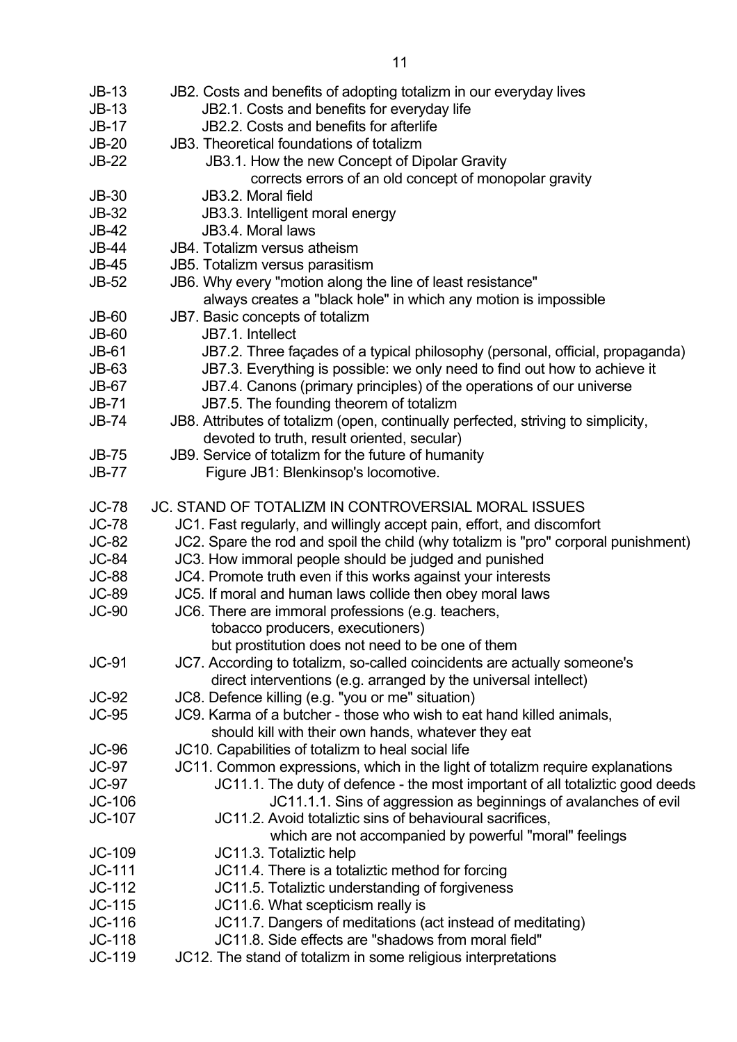JB-13 JB2. Costs and benefits of adopting totalizm in our everyday lives
JB-13 JB2.1. Costs and benefits for everyday life
JB-17 JB2.2. Costs and benefits for afterlife
JB-20 JB3. Theoretical foundations of totalizm
JB-22 JB3.1. How the new Concept of Dipolar Gravity corrects errors of an old concept of monopolar gravity
JB-30 JB3.2. Moral field
JB-32 JB3.3. Intelligent moral energy
JB-42 JB3.4. Moral laws
JB-44 JB4. Totalizm versus atheism
JB-45 JB5. Totalizm versus parasitism
JB-52 JB6. Why every "motion along the line of least resistance" always creates a "black hole" in which any motion is impossible
JB-60 JB7. Basic concepts of totalizm
JB-60 JB7.1. Intellect
JB-61 JB7.2. Three façades of a typical philosophy (personal, official, propaganda)
JB-63 JB7.3. Everything is possible: we only need to find out how to achieve it
JB-67 JB7.4. Canons (primary principles) of the operations of our universe
JB-71 JB7.5. The founding theorem of totalizm
JB-74 JB8. Attributes of totalizm (open, continually perfected, striving to simplicity, devoted to truth, result oriented, secular)
JB-75 JB9. Service of totalizm for the future of humanity
JB-77 Figure JB1: Blenkinsop's locomotive.

JC-78 JC. STAND OF TOTALIZM IN CONTROVERSIAL MORAL ISSUES
JC-78 JC1. Fast regularly, and willingly accept pain, effort, and discomfort
JC-82 JC2. Spare the rod and spoil the child (why totalizm is "pro" corporal punishment)
JC-84 JC3. How immoral people should be judged and punished
JC-88 JC4. Promote truth even if this works against your interests
JC-89 JC5. If moral and human laws collide then obey moral laws
JC-90 JC6. There are immoral professions (e.g. teachers, tobacco producers, executioners) but prostitution does not need to be one of them
JC-91 JC7. According to totalizm, so-called coincidents are actually someone's direct interventions (e.g. arranged by the universal intellect)
JC-92 JC8. Defence killing (e.g. "you or me" situation)
JC-95 JC9. Karma of a butcher - those who wish to eat hand killed animals, should kill with their own hands, whatever they eat
JC-96 JC10. Capabilities of totalizm to heal social life
JC-97 JC11. Common expressions, which in the light of totalizm require explanations
JC-97 JC11.1. The duty of defence - the most important of all totaliztic good deeds
JC-106 JC11.1.1. Sins of aggression as beginnings of avalanches of evil
JC-107 JC11.2. Avoid totaliztic sins of behavioural sacrifices, which are not accompanied by powerful "moral" feelings
JC-109 JC11.3. Totaliztic help
JC-111 JC11.4. There is a totaliztic method for forcing
JC-112 JC11.5. Totaliztic understanding of forgiveness
JC-115 JC11.6. What scepticism really is
JC-116 JC11.7. Dangers of meditations (act instead of meditating)
JC-118 JC11.8. Side effects are "shadows from moral field"
JC-119 JC12. The stand of totalizm in some religious interpretations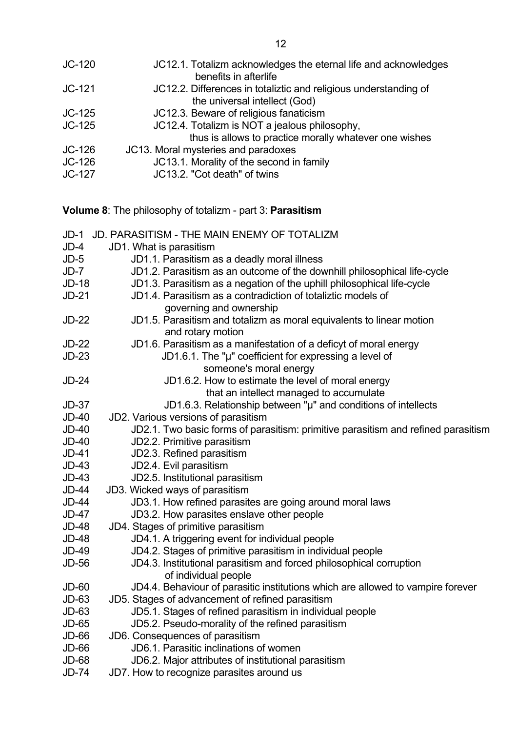JC-120 JC12.1. Totalizm acknowledges the eternal life and acknowledges benefits in afterlife
JC-121 JC12.2. Differences in totaliztic and religious understanding of the universal intellect (God)
JC-125 JC12.3. Beware of religious fanaticism
JC-125 JC12.4. Totalizm is NOT a jealous philosophy, thus is allows to practice morally whatever one wishes
JC-126 JC13. Moral mysteries and paradoxes
JC-126 JC13.1. Morality of the second in family
JC-127 JC13.2. "Cot death" of twins

**Volume 8**: The philosophy of totalizm - part 3: **Parasitism**

JD-1 JD. PARASITISM - THE MAIN ENEMY OF TOTALIZM
JD-4 JD1. What is parasitism
JD-5 JD1.1. Parasitism as a deadly moral illness
JD-7 JD1.2. Parasitism as an outcome of the downhill philosophical life-cycle
JD-18 JD1.3. Parasitism as a negation of the uphill philosophical life-cycle
JD-21 JD1.4. Parasitism as a contradiction of totaliztic models of governing and ownership
JD-22 JD1.5. Parasitism and totalizm as moral equivalents to linear motion and rotary motion
JD-22 JD1.6. Parasitism as a manifestation of a deficyt of moral energy
JD-23 JD1.6.1. The "μ" coefficient for expressing a level of someone's moral energy
JD-24 JD1.6.2. How to estimate the level of moral energy that an intellect managed to accumulate
JD-37 JD1.6.3. Relationship between "μ" and conditions of intellects
JD-40 JD2. Various versions of parasitism
JD-40 JD2.1. Two basic forms of parasitism: primitive parasitism and refined parasitism
JD-40 JD2.2. Primitive parasitism
JD-41 JD2.3. Refined parasitism
JD-43 JD2.4. Evil parasitism
JD-43 JD2.5. Institutional parasitism
JD-44 JD3. Wicked ways of parasitism
JD-44 JD3.1. How refined parasites are going around moral laws
JD-47 JD3.2. How parasites enslave other people
JD-48 JD4. Stages of primitive parasitism
JD-48 JD4.1. A triggering event for individual people
JD-49 JD4.2. Stages of primitive parasitism in individual people
JD-56 JD4.3. Institutional parasitism and forced philosophical corruption of individual people
JD-60 JD4.4. Behaviour of parasitic institutions which are allowed to vampire forever
JD-63 JD5. Stages of advancement of refined parasitism
JD-63 JD5.1. Stages of refined parasitism in individual people
JD-65 JD5.2. Pseudo-morality of the refined parasitism
JD-66 JD6. Consequences of parasitism
JD-66 JD6.1. Parasitic inclinations of women
JD-68 JD6.2. Major attributes of institutional parasitism
JD-74 JD7. How to recognize parasites around us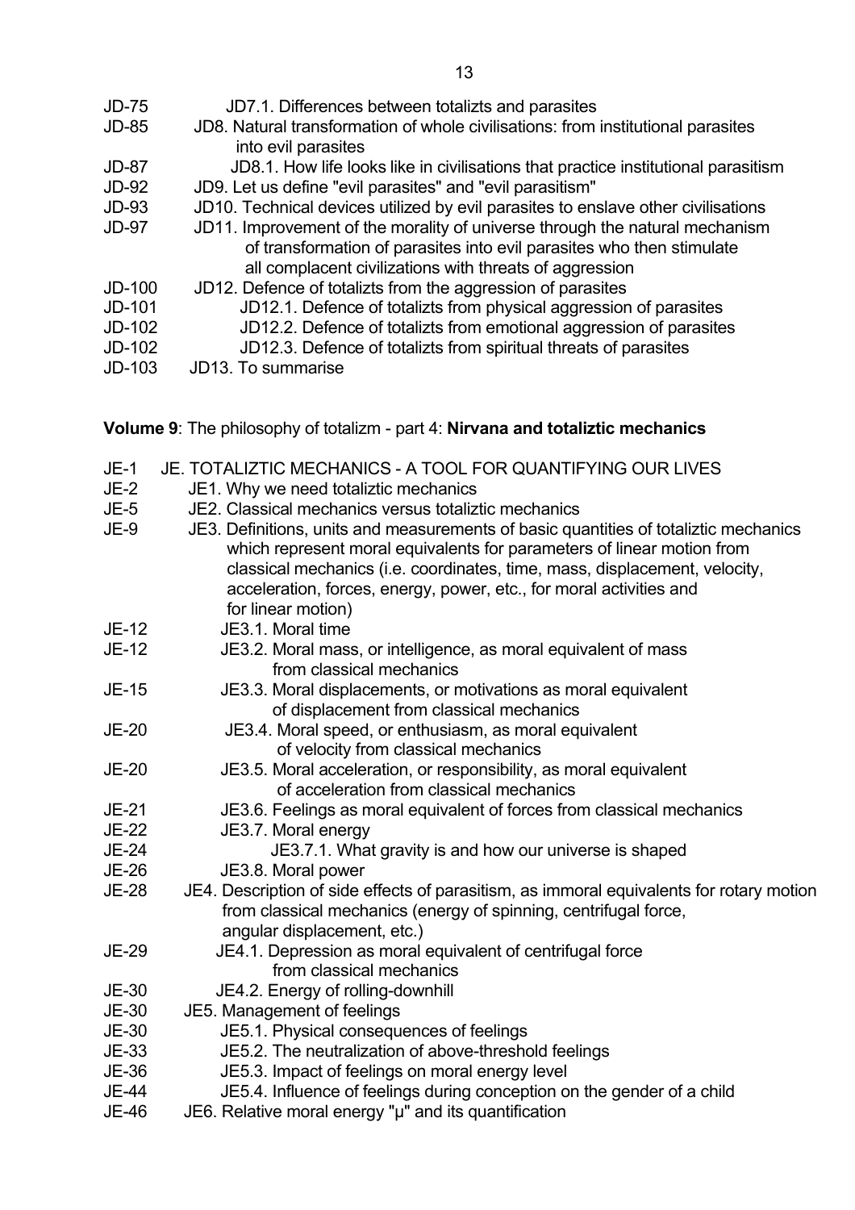JD-75 JD7.1. Differences between totalizts and parasites
JD-85 JD8. Natural transformation of whole civilisations: from institutional parasites into evil parasites
JD-87 JD8.1. How life looks like in civilisations that practice institutional parasitism
JD-92 JD9. Let us define "evil parasites" and "evil parasitism"
JD-93 JD10. Technical devices utilized by evil parasites to enslave other civilisations
JD-97 JD11. Improvement of the morality of universe through the natural mechanism of transformation of parasites into evil parasites who then stimulate all complacent civilizations with threats of aggression
JD-100 JD12. Defence of totalizts from the aggression of parasites
JD-101 JD12.1. Defence of totalizts from physical aggression of parasites
JD-102 JD12.2. Defence of totalizts from emotional aggression of parasites
JD-102 JD12.3. Defence of totalizts from spiritual threats of parasites
JD-103 JD13. To summarise

**Volume 9**: The philosophy of totalizm - part 4: **Nirvana and totaliztic mechanics**

JE-1 JE. TOTALIZTIC MECHANICS - A TOOL FOR QUANTIFYING OUR LIVES
JE-2 JE1. Why we need totaliztic mechanics
JE-5 JE2. Classical mechanics versus totaliztic mechanics
JE-9 JE3. Definitions, units and measurements of basic quantities of totaliztic mechanics which represent moral equivalents for parameters of linear motion from classical mechanics (i.e. coordinates, time, mass, displacement, velocity, acceleration, forces, energy, power, etc., for moral activities and for linear motion)
JE-12 JE3.1. Moral time
JE-12 JE3.2. Moral mass, or intelligence, as moral equivalent of mass from classical mechanics
JE-15 JE3.3. Moral displacements, or motivations as moral equivalent of displacement from classical mechanics
JE-20 JE3.4. Moral speed, or enthusiasm, as moral equivalent of velocity from classical mechanics
JE-20 JE3.5. Moral acceleration, or responsibility, as moral equivalent of acceleration from classical mechanics
JE-21 JE3.6. Feelings as moral equivalent of forces from classical mechanics
JE-22 JE3.7. Moral energy
JE-24 JE3.7.1. What gravity is and how our universe is shaped
JE-26 JE3.8. Moral power
JE-28 JE4. Description of side effects of parasitism, as immoral equivalents for rotary motion from classical mechanics (energy of spinning, centrifugal force, angular displacement, etc.)
JE-29 JE4.1. Depression as moral equivalent of centrifugal force from classical mechanics
JE-30 JE4.2. Energy of rolling-downhill
JE-30 JE5. Management of feelings
JE-30 JE5.1. Physical consequences of feelings
JE-33 JE5.2. The neutralization of above-threshold feelings
JE-36 JE5.3. Impact of feelings on moral energy level
JE-44 JE5.4. Influence of feelings during conception on the gender of a child
JE-46 JE6. Relative moral energy "$\mu$" and its quantification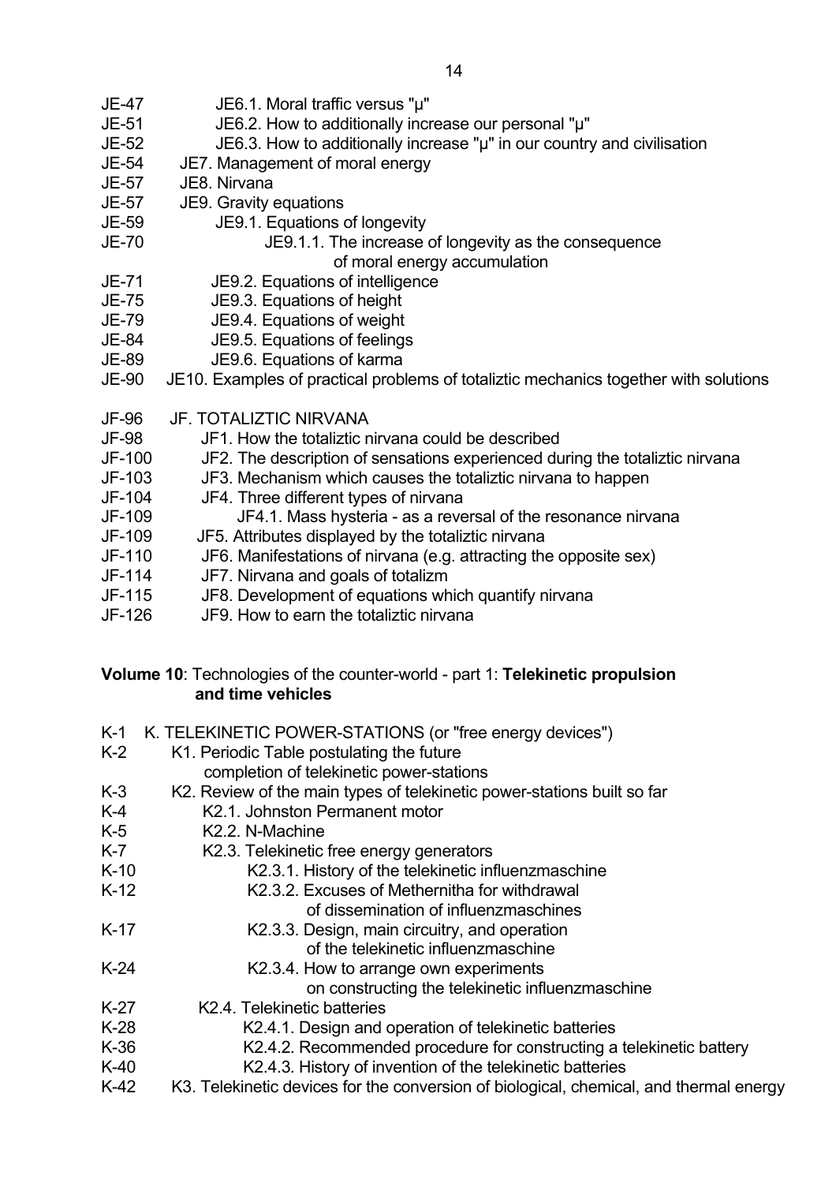JE-47 JE6.1. Moral traffic versus "μ"
JE-51 JE6.2. How to additionally increase our personal "μ"
JE-52 JE6.3. How to additionally increase "μ" in our country and civilisation
JE-54 JE7. Management of moral energy
JE-57 JE8. Nirvana
JE-57 JE9. Gravity equations
JE-59 JE9.1. Equations of longevity
JE-70 JE9.1.1. The increase of longevity as the consequence of moral energy accumulation
JE-71 JE9.2. Equations of intelligence
JE-75 JE9.3. Equations of height
JE-79 JE9.4. Equations of weight
JE-84 JE9.5. Equations of feelings
JE-89 JE9.6. Equations of karma
JE-90 JE10. Examples of practical problems of totaliztic mechanics together with solutions

JF-96 JF. TOTALIZTIC NIRVANA
JF-98 JF1. How the totaliztic nirvana could be described
JF-100 JF2. The description of sensations experienced during the totaliztic nirvana
JF-103 JF3. Mechanism which causes the totaliztic nirvana to happen
JF-104 JF4. Three different types of nirvana
JF-109 JF4.1. Mass hysteria - as a reversal of the resonance nirvana
JF-109 JF5. Attributes displayed by the totaliztic nirvana
JF-110 JF6. Manifestations of nirvana (e.g. attracting the opposite sex)
JF-114 JF7. Nirvana and goals of totalizm
JF-115 JF8. Development of equations which quantify nirvana
JF-126 JF9. How to earn the totaliztic nirvana

**Volume 10**: Technologies of the counter-world - part 1: **Telekinetic propulsion and time vehicles**

K-1 K. TELEKINETIC POWER-STATIONS (or "free energy devices")
K-2 K1. Periodic Table postulating the future completion of telekinetic power-stations
K-3 K2. Review of the main types of telekinetic power-stations built so far
K-4 K2.1. Johnston Permanent motor
K-5 K2.2. N-Machine
K-7 K2.3. Telekinetic free energy generators
K-10 K2.3.1. History of the telekinetic influenzmaschine
K-12 K2.3.2. Excuses of Methernitha for withdrawal of dissemination of influenzmaschines
K-17 K2.3.3. Design, main circuitry, and operation of the telekinetic influenzmaschine
K-24 K2.3.4. How to arrange own experiments on constructing the telekinetic influenzmaschine
K-27 K2.4. Telekinetic batteries
K-28 K2.4.1. Design and operation of telekinetic batteries
K-36 K2.4.2. Recommended procedure for constructing a telekinetic battery
K-40 K2.4.3. History of invention of the telekinetic batteries
K-42 K3. Telekinetic devices for the conversion of biological, chemical, and thermal energy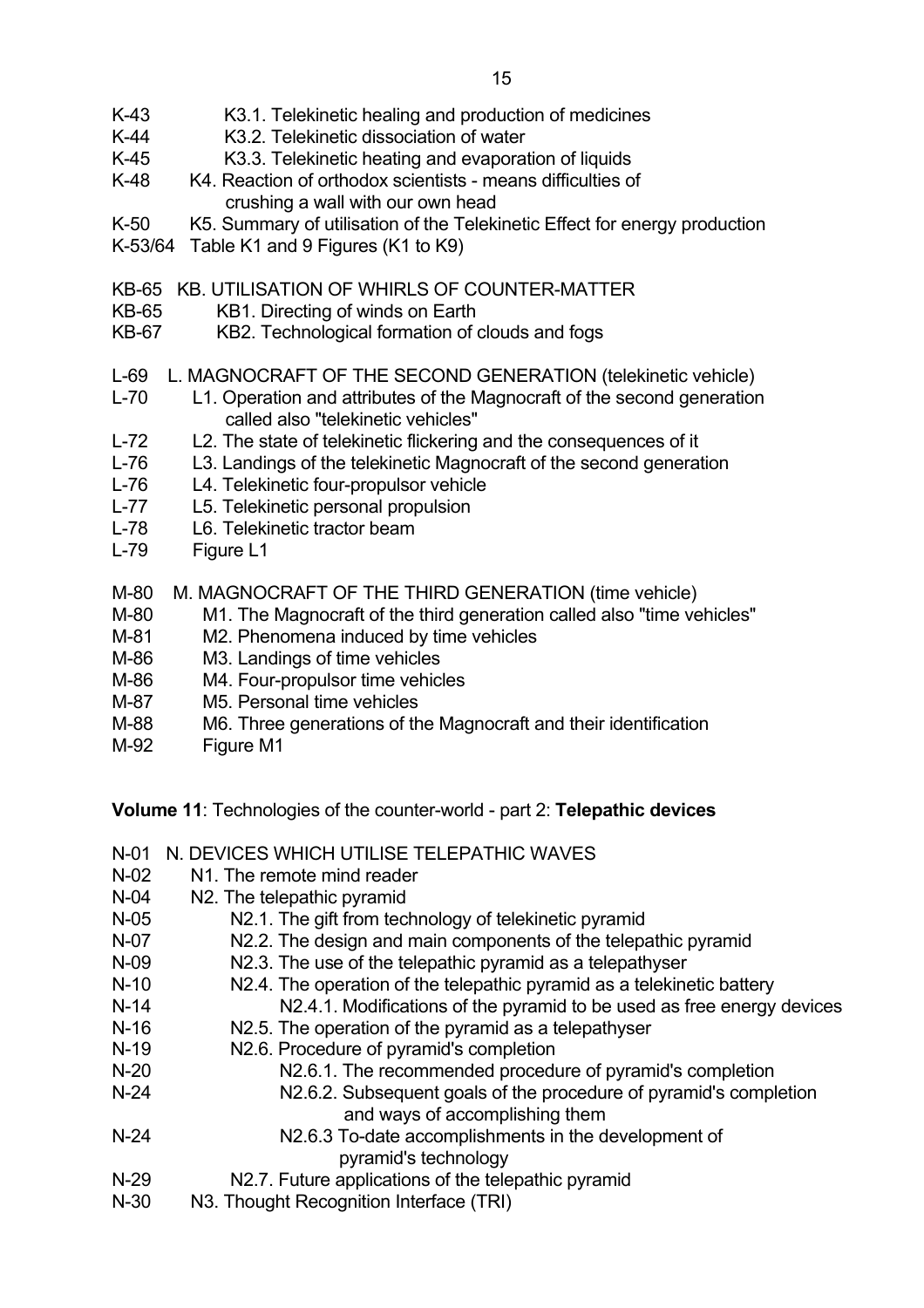K-43 K3.1. Telekinetic healing and production of medicines
K-44 K3.2. Telekinetic dissociation of water
K-45 K3.3. Telekinetic heating and evaporation of liquids
K-48 K4. Reaction of orthodox scientists - means difficulties of crushing a wall with our own head
K-50 K5. Summary of utilisation of the Telekinetic Effect for energy production
K-53/64 Table K1 and 9 Figures (K1 to K9)

KB-65 KB. UTILISATION OF WHIRLS OF COUNTER-MATTER
KB-65 KB1. Directing of winds on Earth
KB-67 KB2. Technological formation of clouds and fogs

L-69 L. MAGNOCRAFT OF THE SECOND GENERATION (telekinetic vehicle)
L-70 L1. Operation and attributes of the Magnocraft of the second generation called also "telekinetic vehicles"
L-72 L2. The state of telekinetic flickering and the consequences of it
L-76 L3. Landings of the telekinetic Magnocraft of the second generation
L-76 L4. Telekinetic four-propulsor vehicle
L-77 L5. Telekinetic personal propulsion
L-78 L6. Telekinetic tractor beam
L-79 Figure L1

M-80 M. MAGNOCRAFT OF THE THIRD GENERATION (time vehicle)
M-80 M1. The Magnocraft of the third generation called also "time vehicles"
M-81 M2. Phenomena induced by time vehicles
M-86 M3. Landings of time vehicles
M-86 M4. Four-propulsor time vehicles
M-87 M5. Personal time vehicles
M-88 M6. Three generations of the Magnocraft and their identification
M-92 Figure M1

**Volume 11**: Technologies of the counter-world - part 2: **Telepathic devices**

N-01 N. DEVICES WHICH UTILISE TELEPATHIC WAVES
N-02 N1. The remote mind reader
N-04 N2. The telepathic pyramid
N-05 N2.1. The gift from technology of telekinetic pyramid
N-07 N2.2. The design and main components of the telepathic pyramid
N-09 N2.3. The use of the telepathic pyramid as a telepathyser
N-10 N2.4. The operation of the telepathic pyramid as a telekinetic battery
N-14 N2.4.1. Modifications of the pyramid to be used as free energy devices
N-16 N2.5. The operation of the pyramid as a telepathyser
N-19 N2.6. Procedure of pyramid's completion
N-20 N2.6.1. The recommended procedure of pyramid's completion
N-24 N2.6.2. Subsequent goals of the procedure of pyramid's completion and ways of accomplishing them
N-24 N2.6.3 To-date accomplishments in the development of pyramid's technology
N-29 N2.7. Future applications of the telepathic pyramid
N-30 N3. Thought Recognition Interface (TRI)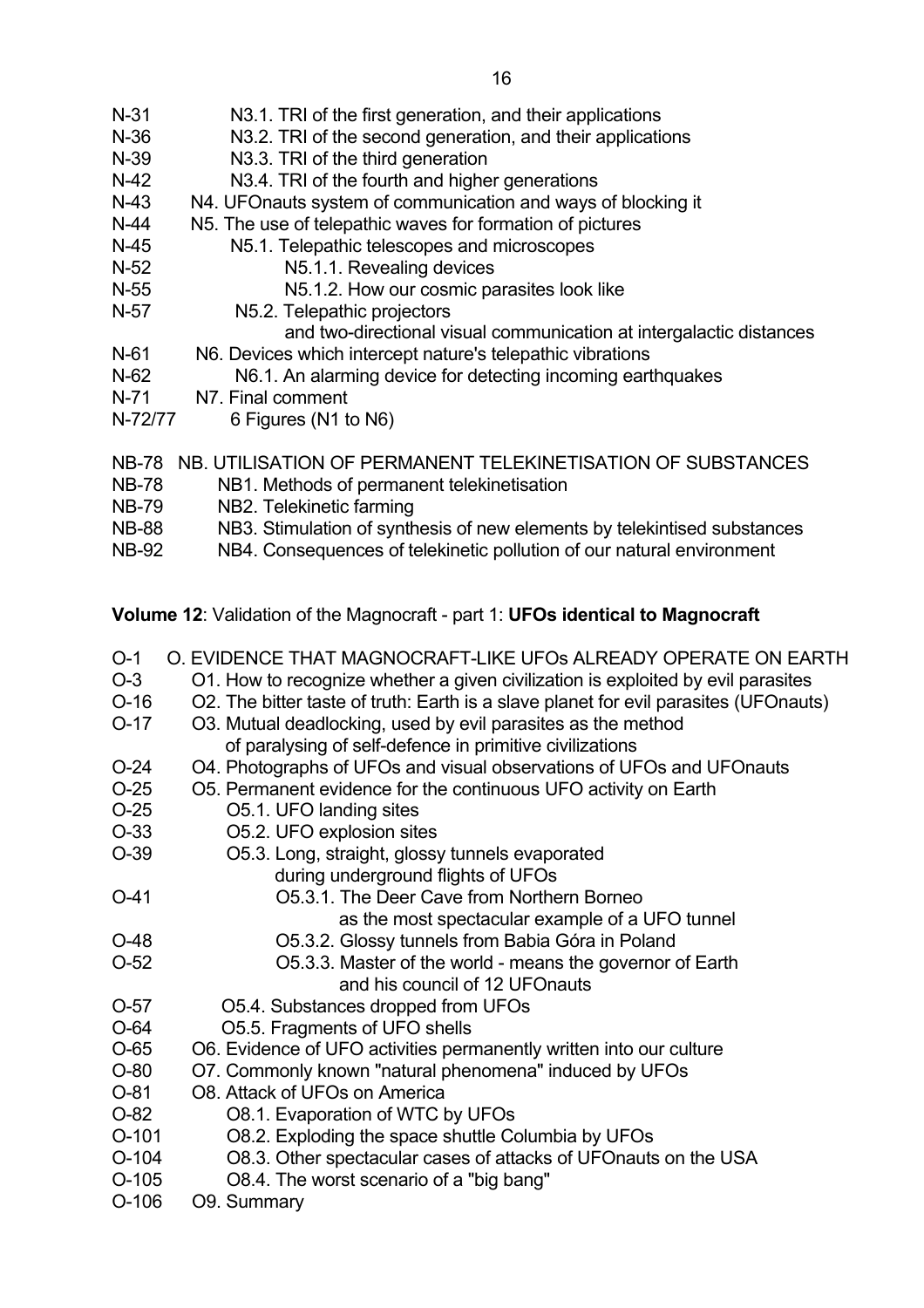N-31 N3.1. TRI of the first generation, and their applications
N-36 N3.2. TRI of the second generation, and their applications
N-39 N3.3. TRI of the third generation
N-42 N3.4. TRI of the fourth and higher generations
N-43 N4. UFOnauts system of communication and ways of blocking it
N-44 N5. The use of telepathic waves for formation of pictures
N-45 N5.1. Telepathic telescopes and microscopes
N-52 N5.1.1. Revealing devices
N-55 N5.1.2. How our cosmic parasites look like
N-57 N5.2. Telepathic projectors
and two-directional visual communication at intergalactic distances
N-61 N6. Devices which intercept nature's telepathic vibrations
N-62 N6.1. An alarming device for detecting incoming earthquakes
N-71 N7. Final comment
N-72/77 6 Figures (N1 to N6)

NB-78 NB. UTILISATION OF PERMANENT TELEKINETISATION OF SUBSTANCES
NB-78 NB1. Methods of permanent telekinetisation
NB-79 NB2. Telekinetic farming
NB-88 NB3. Stimulation of synthesis of new elements by telekintised substances
NB-92 NB4. Consequences of telekinetic pollution of our natural environment

**Volume 12**: Validation of the Magnocraft - part 1: **UFOs identical to Magnocraft**

O-1 O. EVIDENCE THAT MAGNOCRAFT-LIKE UFOs ALREADY OPERATE ON EARTH
O-3 O1. How to recognize whether a given civilization is exploited by evil parasites
O-16 O2. The bitter taste of truth: Earth is a slave planet for evil parasites (UFOnauts)
O-17 O3. Mutual deadlocking, used by evil parasites as the method
of paralysing of self-defence in primitive civilizations
O-24 O4. Photographs of UFOs and visual observations of UFOs and UFOnauts
O-25 O5. Permanent evidence for the continuous UFO activity on Earth
O-25 O5.1. UFO landing sites
O-33 O5.2. UFO explosion sites
O-39 O5.3. Long, straight, glossy tunnels evaporated
during underground flights of UFOs
O-41 O5.3.1. The Deer Cave from Northern Borneo
as the most spectacular example of a UFO tunnel
O-48 O5.3.2. Glossy tunnels from Babia Góra in Poland
O-52 O5.3.3. Master of the world - means the governor of Earth
and his council of 12 UFOnauts
O-57 O5.4. Substances dropped from UFOs
O-64 O5.5. Fragments of UFO shells
O-65 O6. Evidence of UFO activities permanently written into our culture
O-80 O7. Commonly known "natural phenomena" induced by UFOs
O-81 O8. Attack of UFOs on America
O-82 O8.1. Evaporation of WTC by UFOs
O-101 O8.2. Exploding the space shuttle Columbia by UFOs
O-104 O8.3. Other spectacular cases of attacks of UFOnauts on the USA
O-105 O8.4. The worst scenario of a "big bang"
O-106 O9. Summary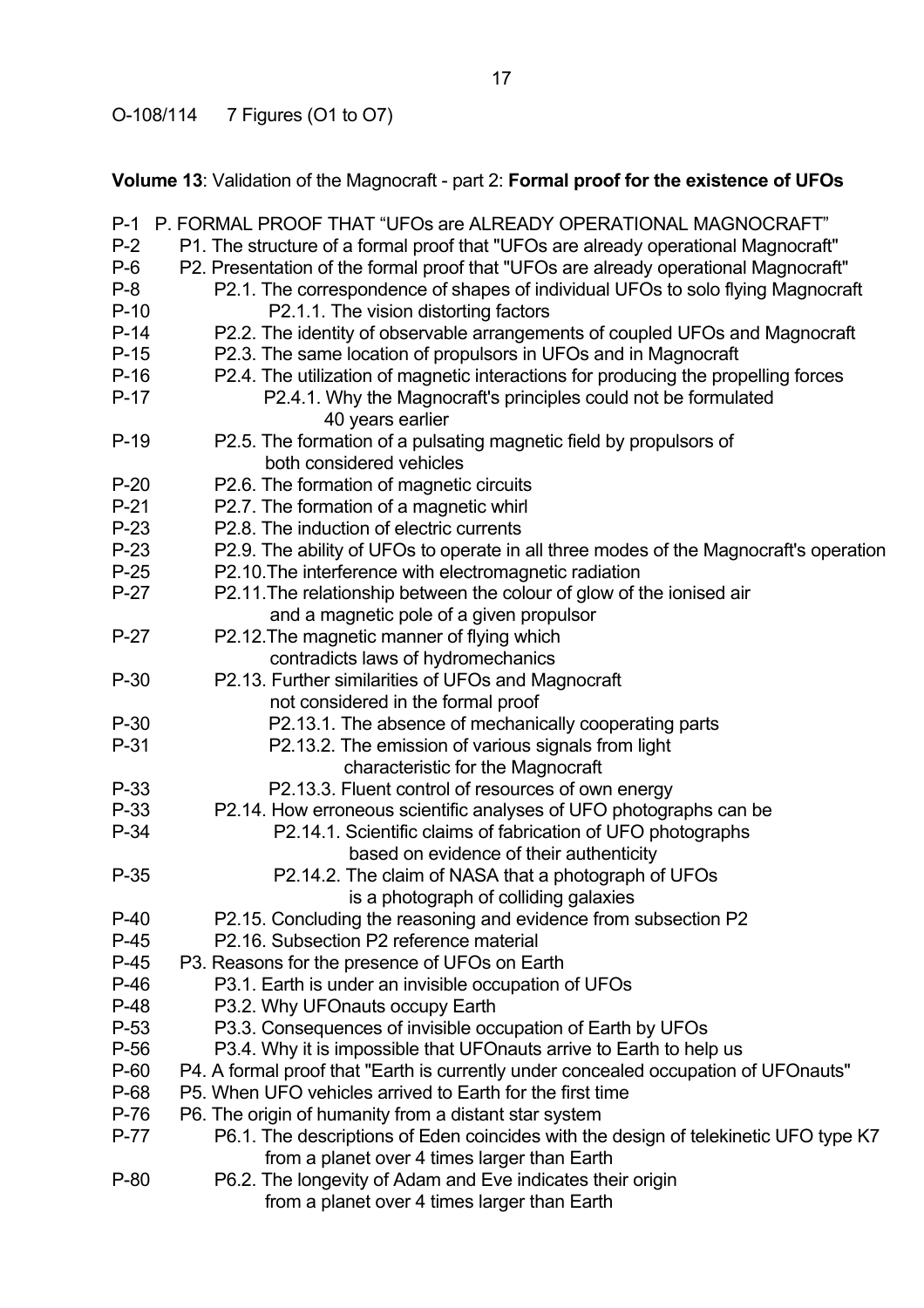O-108/114 7 Figures (O1 to O7)

**Volume 13**: Validation of the Magnocraft - part 2: **Formal proof for the existence of UFOs**

P-1 P. FORMAL PROOF THAT "UFOs are ALREADY OPERATIONAL MAGNOCRAFT"
P-2 P1. The structure of a formal proof that "UFOs are already operational Magnocraft"
P-6 P2. Presentation of the formal proof that "UFOs are already operational Magnocraft"
P-8 P2.1. The correspondence of shapes of individual UFOs to solo flying Magnocraft
P-10 P2.1.1. The vision distorting factors
P-14 P2.2. The identity of observable arrangements of coupled UFOs and Magnocraft
P-15 P2.3. The same location of propulsors in UFOs and in Magnocraft
P-16 P2.4. The utilization of magnetic interactions for producing the propelling forces
P-17 P2.4.1. Why the Magnocraft's principles could not be formulated 40 years earlier
P-19 P2.5. The formation of a pulsating magnetic field by propulsors of both considered vehicles
P-20 P2.6. The formation of magnetic circuits
P-21 P2.7. The formation of a magnetic whirl
P-23 P2.8. The induction of electric currents
P-23 P2.9. The ability of UFOs to operate in all three modes of the Magnocraft's operation
P-25 P2.10.The interference with electromagnetic radiation
P-27 P2.11.The relationship between the colour of glow of the ionised air and a magnetic pole of a given propulsor
P-27 P2.12.The magnetic manner of flying which contradicts laws of hydromechanics
P-30 P2.13. Further similarities of UFOs and Magnocraft not considered in the formal proof
P-30 P2.13.1. The absence of mechanically cooperating parts
P-31 P2.13.2. The emission of various signals from light characteristic for the Magnocraft
P-33 P2.13.3. Fluent control of resources of own energy
P-33 P2.14. How erroneous scientific analyses of UFO photographs can be
P-34 P2.14.1. Scientific claims of fabrication of UFO photographs based on evidence of their authenticity
P-35 P2.14.2. The claim of NASA that a photograph of UFOs is a photograph of colliding galaxies
P-40 P2.15. Concluding the reasoning and evidence from subsection P2
P-45 P2.16. Subsection P2 reference material
P-45 P3. Reasons for the presence of UFOs on Earth
P-46 P3.1. Earth is under an invisible occupation of UFOs
P-48 P3.2. Why UFOnauts occupy Earth
P-53 P3.3. Consequences of invisible occupation of Earth by UFOs
P-56 P3.4. Why it is impossible that UFOnauts arrive to Earth to help us
P-60 P4. A formal proof that "Earth is currently under concealed occupation of UFOnauts"
P-68 P5. When UFO vehicles arrived to Earth for the first time
P-76 P6. The origin of humanity from a distant star system
P-77 P6.1. The descriptions of Eden coincides with the design of telekinetic UFO type K7 from a planet over 4 times larger than Earth
P-80 P6.2. The longevity of Adam and Eve indicates their origin from a planet over 4 times larger than Earth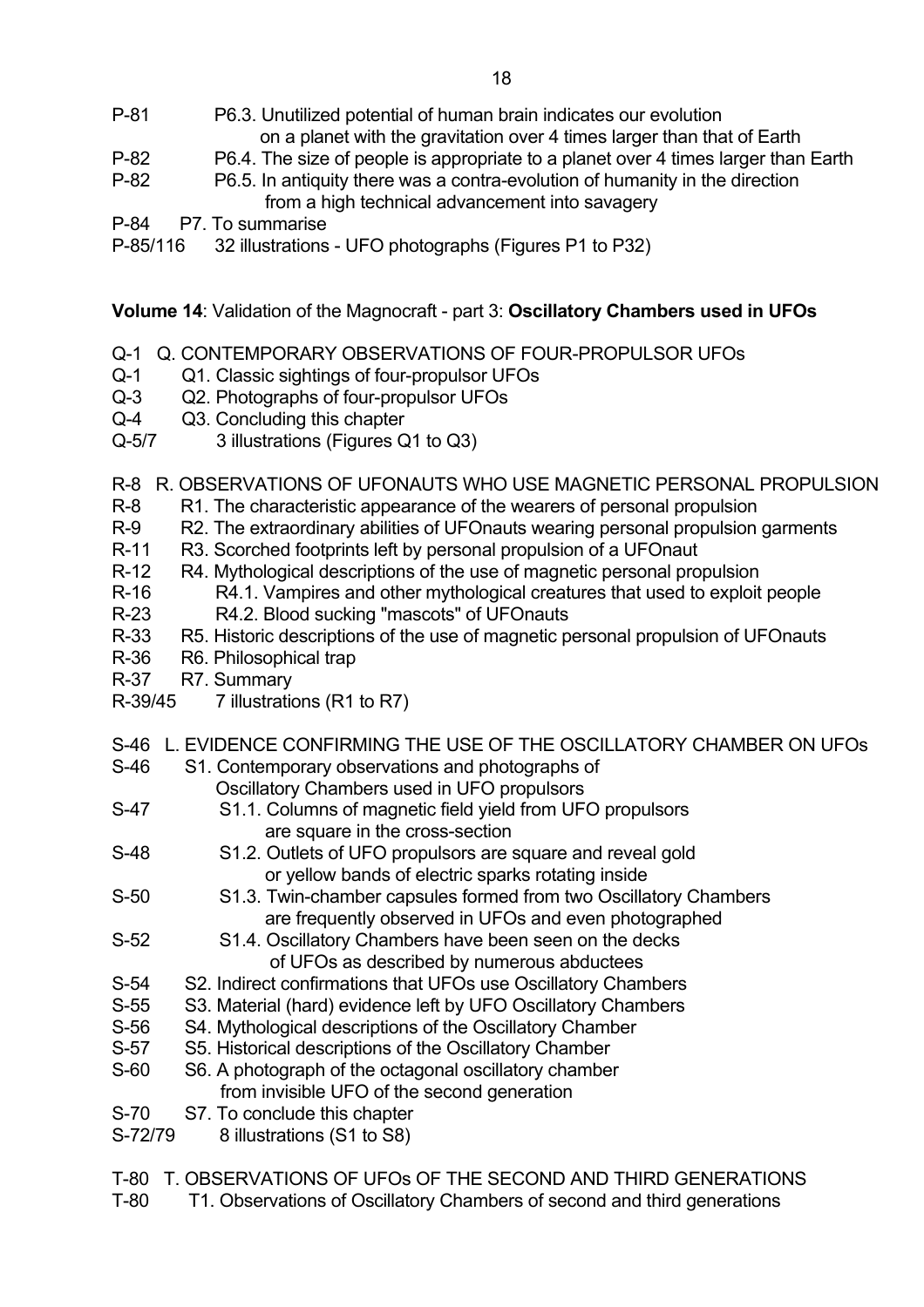P-81 P6.3. Unutilized potential of human brain indicates our evolution on a planet with the gravitation over 4 times larger than that of Earth
P-82 P6.4. The size of people is appropriate to a planet over 4 times larger than Earth
P-82 P6.5. In antiquity there was a contra-evolution of humanity in the direction from a high technical advancement into savagery
P-84 P7. To summarise
P-85/116 32 illustrations - UFO photographs (Figures P1 to P32)

**Volume 14**: Validation of the Magnocraft - part 3: **Oscillatory Chambers used in UFOs**

Q-1 Q. CONTEMPORARY OBSERVATIONS OF FOUR-PROPULSOR UFOs
Q-1 Q1. Classic sightings of four-propulsor UFOs
Q-3 Q2. Photographs of four-propulsor UFOs
Q-4 Q3. Concluding this chapter
Q-5/7 3 illustrations (Figures Q1 to Q3)

R-8 R. OBSERVATIONS OF UFONAUTS WHO USE MAGNETIC PERSONAL PROPULSION
R-8 R1. The characteristic appearance of the wearers of personal propulsion
R-9 R2. The extraordinary abilities of UFOnauts wearing personal propulsion garments
R-11 R3. Scorched footprints left by personal propulsion of a UFOnaut
R-12 R4. Mythological descriptions of the use of magnetic personal propulsion
R-16 R4.1. Vampires and other mythological creatures that used to exploit people
R-23 R4.2. Blood sucking "mascots" of UFOnauts
R-33 R5. Historic descriptions of the use of magnetic personal propulsion of UFOnauts
R-36 R6. Philosophical trap
R-37 R7. Summary
R-39/45 7 illustrations (R1 to R7)

S-46 L. EVIDENCE CONFIRMING THE USE OF THE OSCILLATORY CHAMBER ON UFOs
S-46 S1. Contemporary observations and photographs of Oscillatory Chambers used in UFO propulsors
S-47 S1.1. Columns of magnetic field yield from UFO propulsors are square in the cross-section
S-48 S1.2. Outlets of UFO propulsors are square and reveal gold or yellow bands of electric sparks rotating inside
S-50 S1.3. Twin-chamber capsules formed from two Oscillatory Chambers are frequently observed in UFOs and even photographed
S-52 S1.4. Oscillatory Chambers have been seen on the decks of UFOs as described by numerous abductees
S-54 S2. Indirect confirmations that UFOs use Oscillatory Chambers
S-55 S3. Material (hard) evidence left by UFO Oscillatory Chambers
S-56 S4. Mythological descriptions of the Oscillatory Chamber
S-57 S5. Historical descriptions of the Oscillatory Chamber
S-60 S6. A photograph of the octagonal oscillatory chamber from invisible UFO of the second generation
S-70 S7. To conclude this chapter
S-72/79 8 illustrations (S1 to S8)

T-80 T. OBSERVATIONS OF UFOs OF THE SECOND AND THIRD GENERATIONS
T-80 T1. Observations of Oscillatory Chambers of second and third generations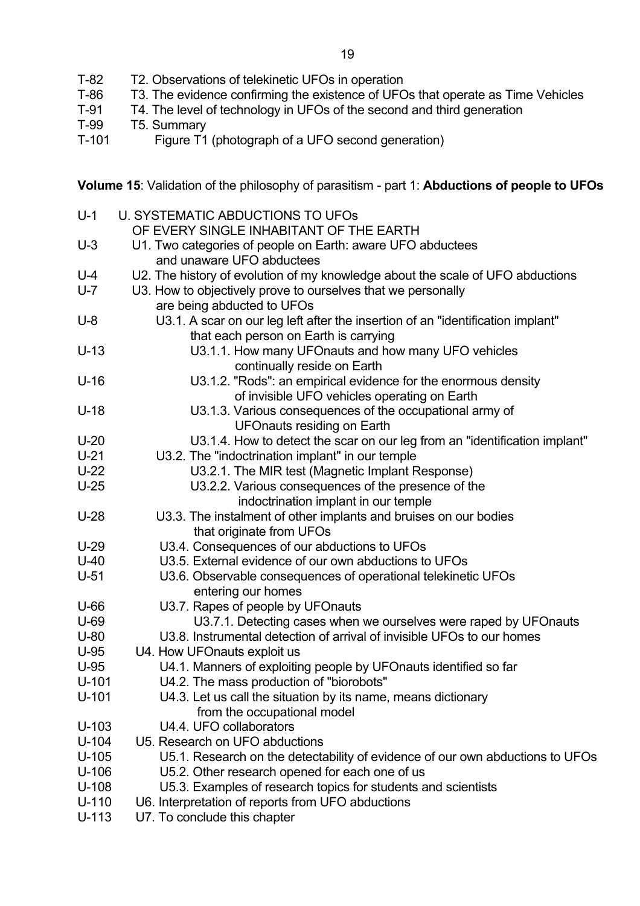T-82 T2. Observations of telekinetic UFOs in operation
T-86 T3. The evidence confirming the existence of UFOs that operate as Time Vehicles
T-91 T4. The level of technology in UFOs of the second and third generation
T-99 T5. Summary
T-101 Figure T1 (photograph of a UFO second generation)

**Volume 15**: Validation of the philosophy of parasitism - part 1: **Abductions of people to UFOs**

U-1 U. SYSTEMATIC ABDUCTIONS TO UFOs OF EVERY SINGLE INHABITANT OF THE EARTH
U-3 U1. Two categories of people on Earth: aware UFO abductees and unaware UFO abductees
U-4 U2. The history of evolution of my knowledge about the scale of UFO abductions
U-7 U3. How to objectively prove to ourselves that we personally are being abducted to UFOs
U-8 U3.1. A scar on our leg left after the insertion of an "identification implant" that each person on Earth is carrying
U-13 U3.1.1. How many UFOnauts and how many UFO vehicles continually reside on Earth
U-16 U3.1.2. "Rods": an empirical evidence for the enormous density of invisible UFO vehicles operating on Earth
U-18 U3.1.3. Various consequences of the occupational army of UFOnauts residing on Earth
U-20 U3.1.4. How to detect the scar on our leg from an "identification implant"
U-21 U3.2. The "indoctrination implant" in our temple
U-22 U3.2.1. The MIR test (Magnetic Implant Response)
U-25 U3.2.2. Various consequences of the presence of the indoctrination implant in our temple
U-28 U3.3. The instalment of other implants and bruises on our bodies that originate from UFOs
U-29 U3.4. Consequences of our abductions to UFOs
U-40 U3.5. External evidence of our own abductions to UFOs
U-51 U3.6. Observable consequences of operational telekinetic UFOs entering our homes
U-66 U3.7. Rapes of people by UFOnauts
U-69 U3.7.1. Detecting cases when we ourselves were raped by UFOnauts
U-80 U3.8. Instrumental detection of arrival of invisible UFOs to our homes
U-95 U4. How UFOnauts exploit us
U-95 U4.1. Manners of exploiting people by UFOnauts identified so far
U-101 U4.2. The mass production of "biorobots"
U-101 U4.3. Let us call the situation by its name, means dictionary from the occupational model
U-103 U4.4. UFO collaborators
U-104 U5. Research on UFO abductions
U-105 U5.1. Research on the detectability of evidence of our own abductions to UFOs
U-106 U5.2. Other research opened for each one of us
U-108 U5.3. Examples of research topics for students and scientists
U-110 U6. Interpretation of reports from UFO abductions
U-113 U7. To conclude this chapter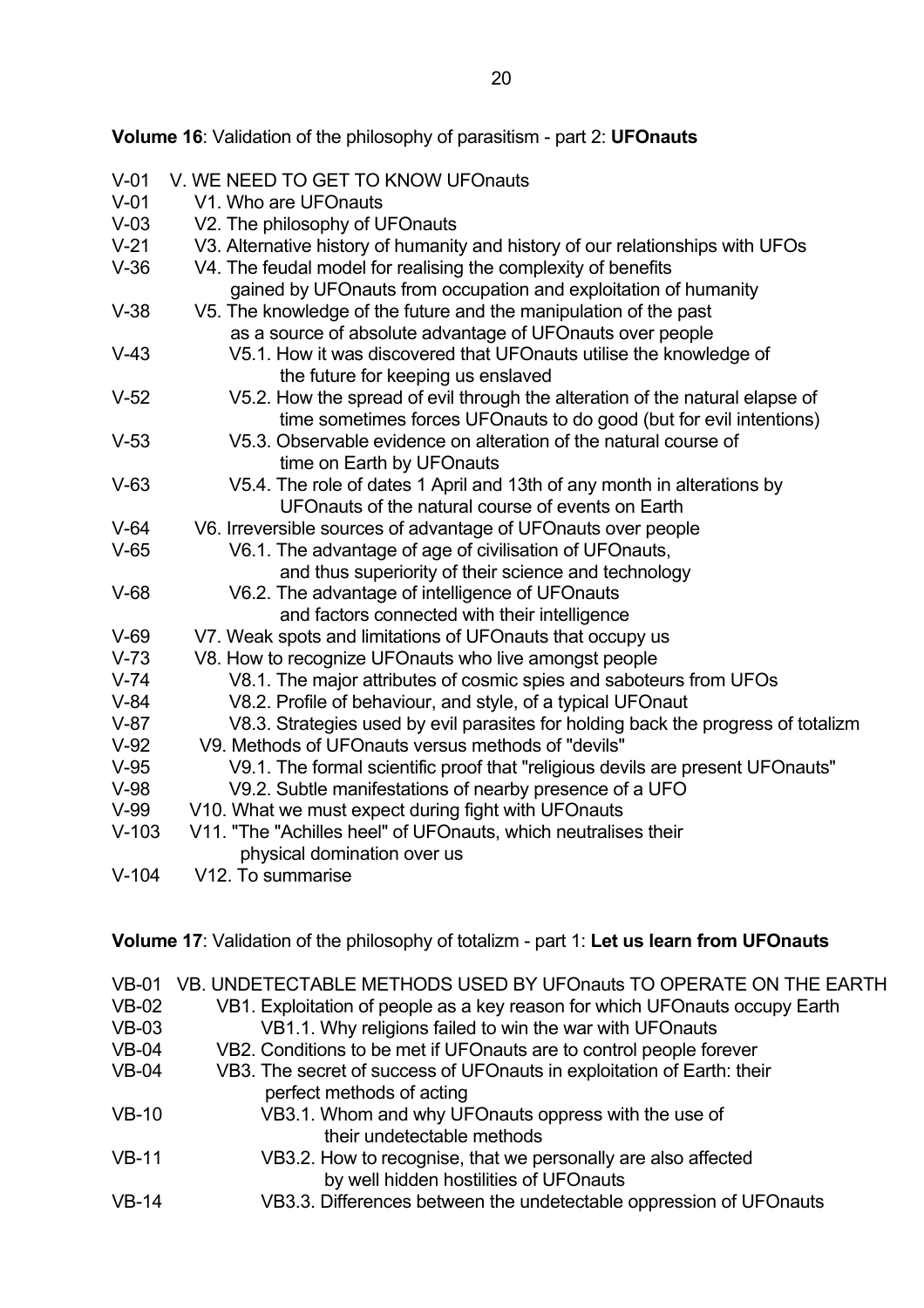**Volume 16**: Validation of the philosophy of parasitism - part 2: **UFOnauts**

- V-01 V. WE NEED TO GET TO KNOW UFOnauts
- V-01 V1. Who are UFOnauts
- V-03 V2. The philosophy of UFOnauts
- V-21 V3. Alternative history of humanity and history of our relationships with UFOs
- V-36 V4. The feudal model for realising the complexity of benefits gained by UFOnauts from occupation and exploitation of humanity
- V-38 V5. The knowledge of the future and the manipulation of the past as a source of absolute advantage of UFOnauts over people
  - V-43 V5.1. How it was discovered that UFOnauts utilise the knowledge of the future for keeping us enslaved
  - V-52 V5.2. How the spread of evil through the alteration of the natural elapse of time sometimes forces UFOnauts to do good (but for evil intentions)
  - V-53 V5.3. Observable evidence on alteration of the natural course of time on Earth by UFOnauts
  - V-63 V5.4. The role of dates 1 April and 13th of any month in alterations by UFOnauts of the natural course of events on Earth
- V-64 V6. Irreversible sources of advantage of UFOnauts over people
  - V-65 V6.1. The advantage of age of civilisation of UFOnauts, and thus superiority of their science and technology
  - V-68 V6.2. The advantage of intelligence of UFOnauts and factors connected with their intelligence
- V-69 V7. Weak spots and limitations of UFOnauts that occupy us
- V-73 V8. How to recognize UFOnauts who live amongst people
  - V-74 V8.1. The major attributes of cosmic spies and saboteurs from UFOs
  - V-84 V8.2. Profile of behaviour, and style, of a typical UFOnaut
  - V-87 V8.3. Strategies used by evil parasites for holding back the progress of totalizm
- V-92 V9. Methods of UFOnauts versus methods of "devils"
  - V-95 V9.1. The formal scientific proof that "religious devils are present UFOnauts"
  - V-98 V9.2. Subtle manifestations of nearby presence of a UFO
- V-99 V10. What we must expect during fight with UFOnauts
- V-103 V11. "The "Achilles heel" of UFOnauts, which neutralises their physical domination over us
- V-104 V12. To summarise

**Volume 17**: Validation of the philosophy of totalizm - part 1: **Let us learn from UFOnauts**

- VB-01 VB. UNDETECTABLE METHODS USED BY UFOnauts TO OPERATE ON THE EARTH
- VB-02 VB1. Exploitation of people as a key reason for which UFOnauts occupy Earth
  - VB-03 VB1.1. Why religions failed to win the war with UFOnauts
- VB-04 VB2. Conditions to be met if UFOnauts are to control people forever
- VB-04 VB3. The secret of success of UFOnauts in exploitation of Earth: their perfect methods of acting
  - VB-10 VB3.1. Whom and why UFOnauts oppress with the use of their undetectable methods
  - VB-11 VB3.2. How to recognise, that we personally are also affected by well hidden hostilities of UFOnauts
  - VB-14 VB3.3. Differences between the undetectable oppression of UFOnauts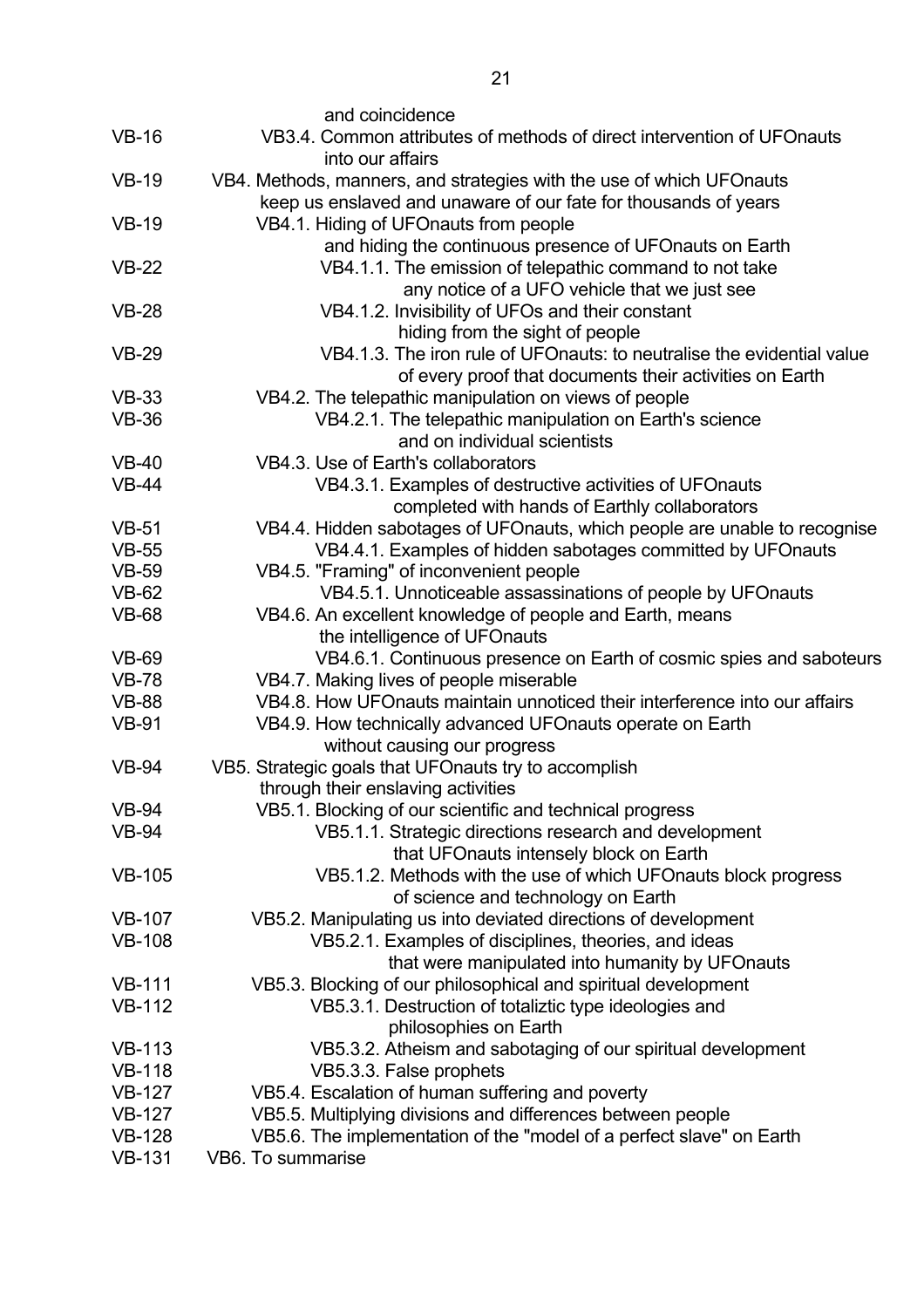and coincidence

VB-16 VB3.4. Common attributes of methods of direct intervention of UFOnauts into our affairs

VB-19 VB4. Methods, manners, and strategies with the use of which UFOnauts keep us enslaved and unaware of our fate for thousands of years

VB-19 VB4.1. Hiding of UFOnauts from people and hiding the continuous presence of UFOnauts on Earth

VB-22 VB4.1.1. The emission of telepathic command to not take any notice of a UFO vehicle that we just see

VB-28 VB4.1.2. Invisibility of UFOs and their constant hiding from the sight of people

VB-29 VB4.1.3. The iron rule of UFOnauts: to neutralise the evidential value of every proof that documents their activities on Earth

VB-33 VB4.2. The telepathic manipulation on views of people

VB-36 VB4.2.1. The telepathic manipulation on Earth's science and on individual scientists

VB-40 VB4.3. Use of Earth's collaborators

VB-44 VB4.3.1. Examples of destructive activities of UFOnauts completed with hands of Earthly collaborators

VB-51 VB4.4. Hidden sabotages of UFOnauts, which people are unable to recognise

VB-55 VB4.4.1. Examples of hidden sabotages committed by UFOnauts

VB-59 VB4.5. "Framing" of inconvenient people

VB-62 VB4.5.1. Unnoticeable assassinations of people by UFOnauts

VB-68 VB4.6. An excellent knowledge of people and Earth, means the intelligence of UFOnauts

VB-69 VB4.6.1. Continuous presence on Earth of cosmic spies and saboteurs

VB-78 VB4.7. Making lives of people miserable

VB-88 VB4.8. How UFOnauts maintain unnoticed their interference into our affairs

VB-91 VB4.9. How technically advanced UFOnauts operate on Earth without causing our progress

VB-94 VB5. Strategic goals that UFOnauts try to accomplish through their enslaving activities

VB-94 VB5.1. Blocking of our scientific and technical progress

VB-94 VB5.1.1. Strategic directions research and development that UFOnauts intensely block on Earth

VB-105 VB5.1.2. Methods with the use of which UFOnauts block progress of science and technology on Earth

VB-107 VB5.2. Manipulating us into deviated directions of development

VB-108 VB5.2.1. Examples of disciplines, theories, and ideas that were manipulated into humanity by UFOnauts

VB-111 VB5.3. Blocking of our philosophical and spiritual development

VB-112 VB5.3.1. Destruction of totaliztic type ideologies and philosophies on Earth

VB-113 VB5.3.2. Atheism and sabotaging of our spiritual development

VB-118 VB5.3.3. False prophets

VB-127 VB5.4. Escalation of human suffering and poverty

VB-127 VB5.5. Multiplying divisions and differences between people

VB-128 VB5.6. The implementation of the "model of a perfect slave" on Earth

VB-131 VB6. To summarise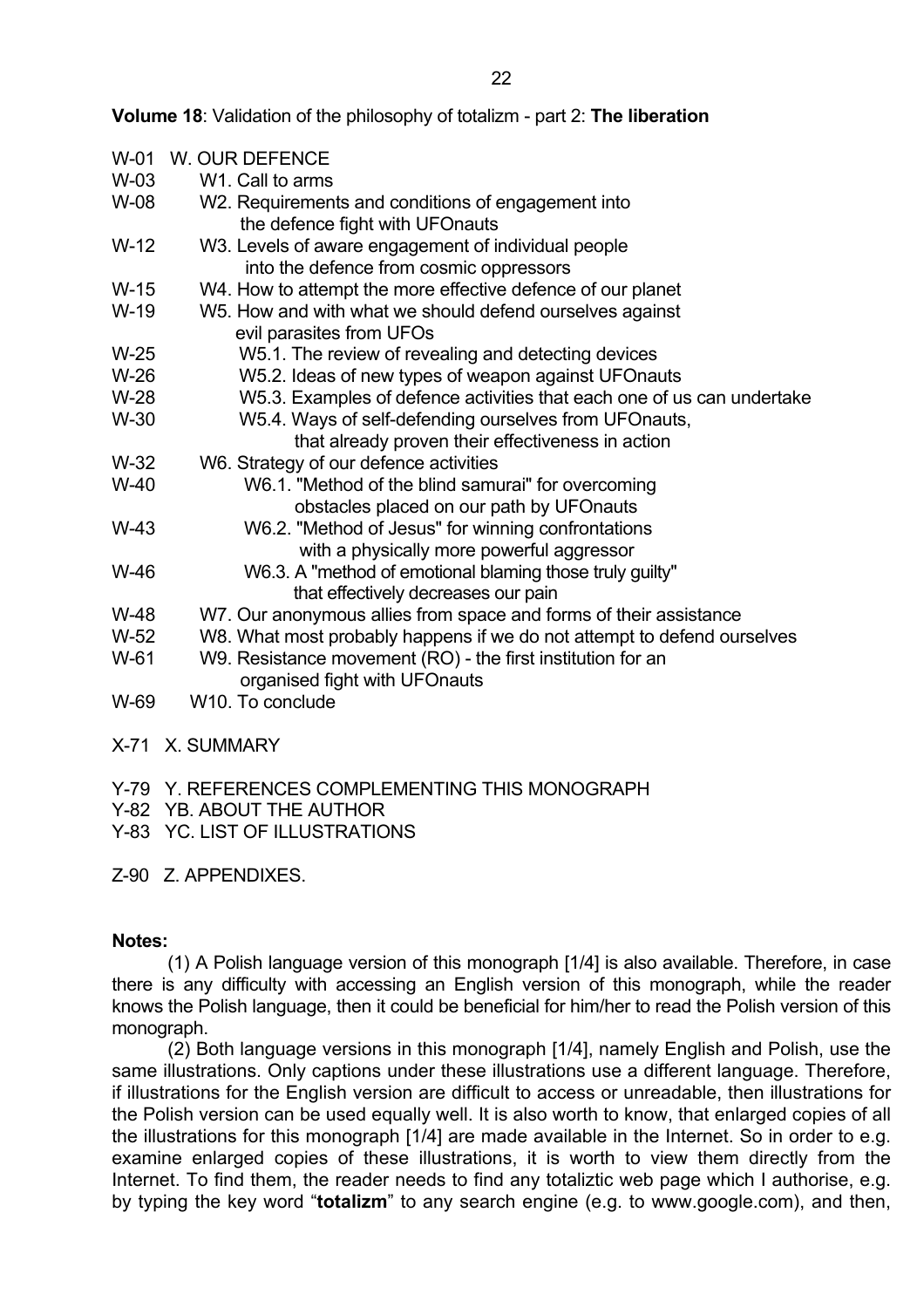**Volume 18**: Validation of the philosophy of totalizm - part 2: **The liberation**

W-01 W. OUR DEFENCE
W-03 W1. Call to arms
W-08 W2. Requirements and conditions of engagement into the defence fight with UFOnauts
W-12 W3. Levels of aware engagement of individual people into the defence from cosmic oppressors
W-15 W4. How to attempt the more effective defence of our planet
W-19 W5. How and with what we should defend ourselves against evil parasites from UFOs
W-25 W5.1. The review of revealing and detecting devices
W-26 W5.2. Ideas of new types of weapon against UFOnauts
W-28 W5.3. Examples of defence activities that each one of us can undertake
W-30 W5.4. Ways of self-defending ourselves from UFOnauts, that already proven their effectiveness in action
W-32 W6. Strategy of our defence activities
W-40 W6.1. "Method of the blind samurai" for overcoming obstacles placed on our path by UFOnauts
W-43 W6.2. "Method of Jesus" for winning confrontations with a physically more powerful aggressor
W-46 W6.3. A "method of emotional blaming those truly guilty" that effectively decreases our pain
W-48 W7. Our anonymous allies from space and forms of their assistance
W-52 W8. What most probably happens if we do not attempt to defend ourselves
W-61 W9. Resistance movement (RO) - the first institution for an organised fight with UFOnauts
W-69 W10. To conclude

X-71 X. SUMMARY

Y-79 Y. REFERENCES COMPLEMENTING THIS MONOGRAPH
Y-82 YB. ABOUT THE AUTHOR
Y-83 YC. LIST OF ILLUSTRATIONS

Z-90 Z. APPENDIXES.

**Notes:**

(1) A Polish language version of this monograph [1/4] is also available. Therefore, in case there is any difficulty with accessing an English version of this monograph, while the reader knows the Polish language, then it could be beneficial for him/her to read the Polish version of this monograph.

(2) Both language versions in this monograph [1/4], namely English and Polish, use the same illustrations. Only captions under these illustrations use a different language. Therefore, if illustrations for the English version are difficult to access or unreadable, then illustrations for the Polish version can be used equally well. It is also worth to know, that enlarged copies of all the illustrations for this monograph [1/4] are made available in the Internet. So in order to e.g. examine enlarged copies of these illustrations, it is worth to view them directly from the Internet. To find them, the reader needs to find any totaliztic web page which I authorise, e.g. by typing the key word "**totalizm**" to any search engine (e.g. to www.google.com), and then,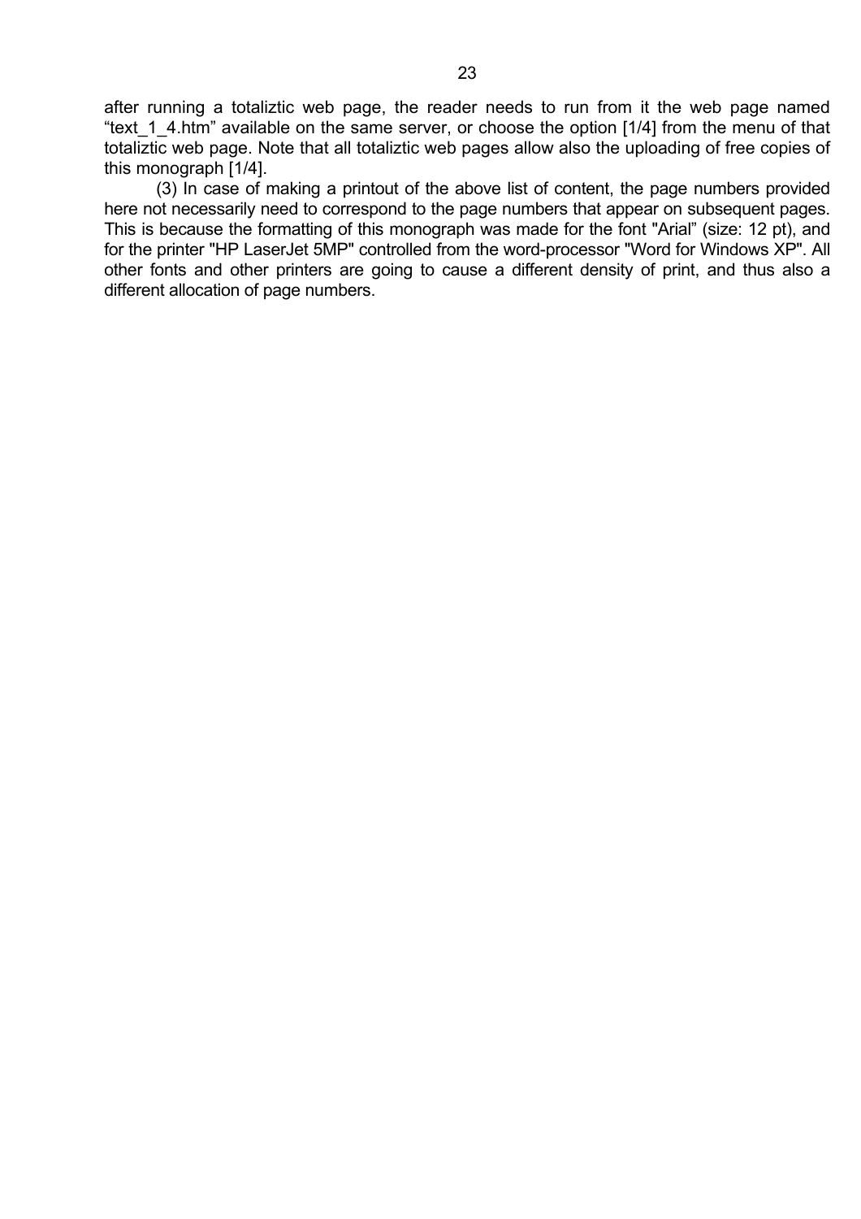after running a totaliztic web page, the reader needs to run from it the web page named "text_1_4.htm" available on the same server, or choose the option [1/4] from the menu of that totaliztic web page. Note that all totaliztic web pages allow also the uploading of free copies of this monograph [1/4].

(3) In case of making a printout of the above list of content, the page numbers provided here not necessarily need to correspond to the page numbers that appear on subsequent pages. This is because the formatting of this monograph was made for the font "Arial" (size: 12 pt), and for the printer "HP LaserJet 5MP" controlled from the word-processor "Word for Windows XP". All other fonts and other printers are going to cause a different density of print, and thus also a different allocation of page numbers.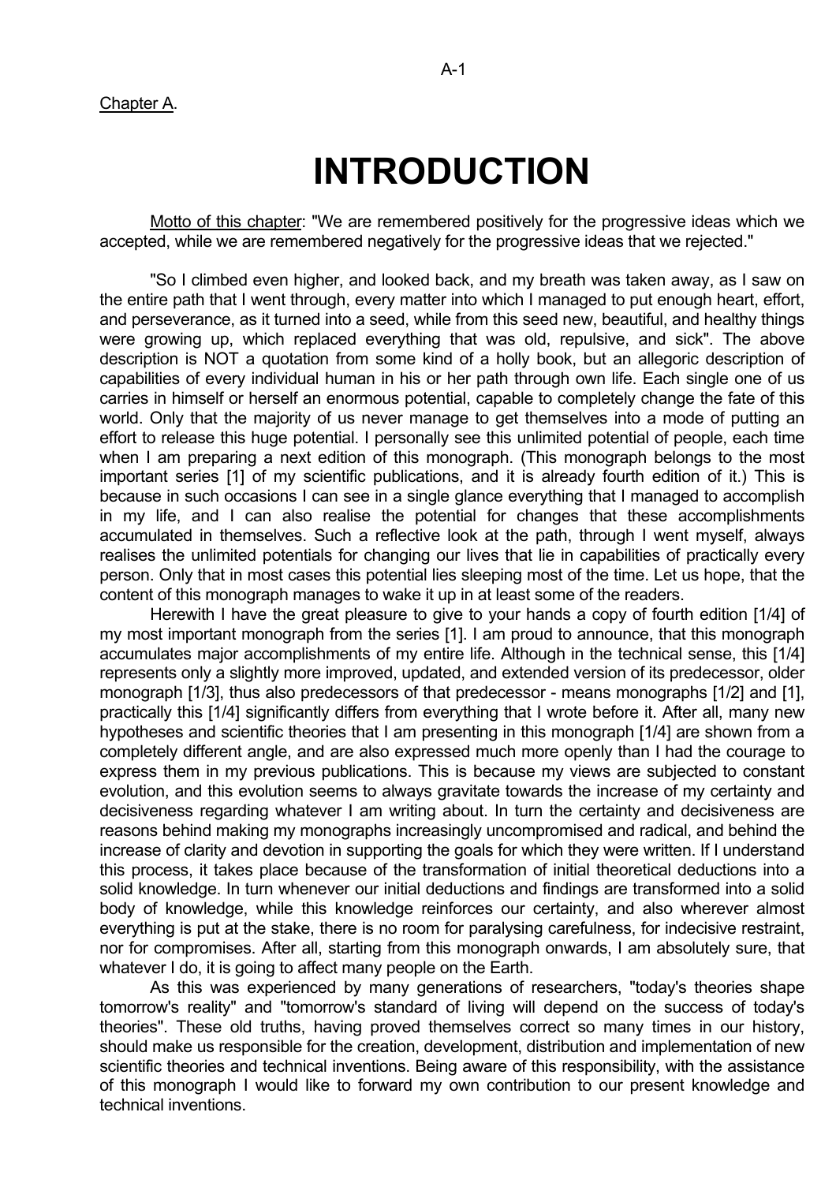Chapter A.

# INTRODUCTION

Motto of this chapter: "We are remembered positively for the progressive ideas which we accepted, while we are remembered negatively for the progressive ideas that we rejected."

"So I climbed even higher, and looked back, and my breath was taken away, as I saw on the entire path that I went through, every matter into which I managed to put enough heart, effort, and perseverance, as it turned into a seed, while from this seed new, beautiful, and healthy things were growing up, which replaced everything that was old, repulsive, and sick". The above description is NOT a quotation from some kind of a holly book, but an allegoric description of capabilities of every individual human in his or her path through own life. Each single one of us carries in himself or herself an enormous potential, capable to completely change the fate of this world. Only that the majority of us never manage to get themselves into a mode of putting an effort to release this huge potential. I personally see this unlimited potential of people, each time when I am preparing a next edition of this monograph. (This monograph belongs to the most important series [1] of my scientific publications, and it is already fourth edition of it.) This is because in such occasions I can see in a single glance everything that I managed to accomplish in my life, and I can also realise the potential for changes that these accomplishments accumulated in themselves. Such a reflective look at the path, through I went myself, always realises the unlimited potentials for changing our lives that lie in capabilities of practically every person. Only that in most cases this potential lies sleeping most of the time. Let us hope, that the content of this monograph manages to wake it up in at least some of the readers.

Herewith I have the great pleasure to give to your hands a copy of fourth edition [1/4] of my most important monograph from the series [1]. I am proud to announce, that this monograph accumulates major accomplishments of my entire life. Although in the technical sense, this [1/4] represents only a slightly more improved, updated, and extended version of its predecessor, older monograph [1/3], thus also predecessors of that predecessor - means monographs [1/2] and [1], practically this [1/4] significantly differs from everything that I wrote before it. After all, many new hypotheses and scientific theories that I am presenting in this monograph [1/4] are shown from a completely different angle, and are also expressed much more openly than I had the courage to express them in my previous publications. This is because my views are subjected to constant evolution, and this evolution seems to always gravitate towards the increase of my certainty and decisiveness regarding whatever I am writing about. In turn the certainty and decisiveness are reasons behind making my monographs increasingly uncompromised and radical, and behind the increase of clarity and devotion in supporting the goals for which they were written. If I understand this process, it takes place because of the transformation of initial theoretical deductions into a solid knowledge. In turn whenever our initial deductions and findings are transformed into a solid body of knowledge, while this knowledge reinforces our certainty, and also wherever almost everything is put at the stake, there is no room for paralysing carefulness, for indecisive restraint, nor for compromises. After all, starting from this monograph onwards, I am absolutely sure, that whatever I do, it is going to affect many people on the Earth.

As this was experienced by many generations of researchers, "today's theories shape tomorrow's reality" and "tomorrow's standard of living will depend on the success of today's theories". These old truths, having proved themselves correct so many times in our history, should make us responsible for the creation, development, distribution and implementation of new scientific theories and technical inventions. Being aware of this responsibility, with the assistance of this monograph I would like to forward my own contribution to our present knowledge and technical inventions.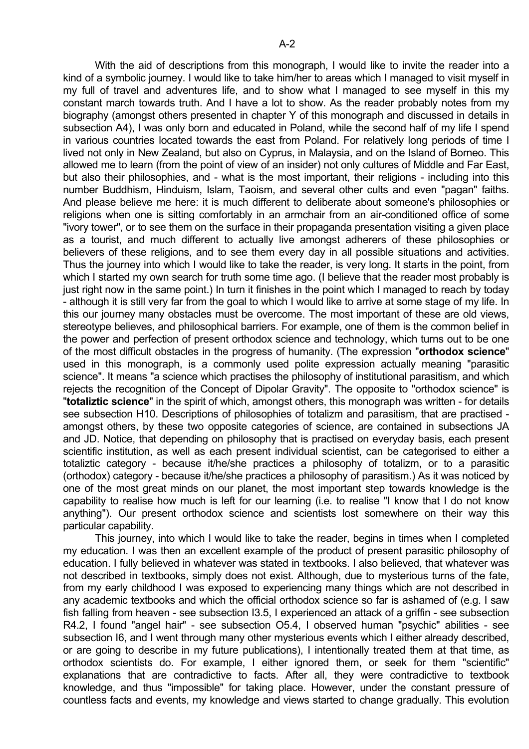With the aid of descriptions from this monograph, I would like to invite the reader into a kind of a symbolic journey. I would like to take him/her to areas which I managed to visit myself in my full of travel and adventures life, and to show what I managed to see myself in this my constant march towards truth. And I have a lot to show. As the reader probably notes from my biography (amongst others presented in chapter Y of this monograph and discussed in details in subsection A4), I was only born and educated in Poland, while the second half of my life I spend in various countries located towards the east from Poland. For relatively long periods of time I lived not only in New Zealand, but also on Cyprus, in Malaysia, and on the Island of Borneo. This allowed me to learn (from the point of view of an insider) not only cultures of Middle and Far East, but also their philosophies, and - what is the most important, their religions - including into this number Buddhism, Hinduism, Islam, Taoism, and several other cults and even "pagan" faiths. And please believe me here: it is much different to deliberate about someone's philosophies or religions when one is sitting comfortably in an armchair from an air-conditioned office of some "ivory tower", or to see them on the surface in their propaganda presentation visiting a given place as a tourist, and much different to actually live amongst adherers of these philosophies or believers of these religions, and to see them every day in all possible situations and activities. Thus the journey into which I would like to take the reader, is very long. It starts in the point, from which I started my own search for truth some time ago. (I believe that the reader most probably is just right now in the same point.) In turn it finishes in the point which I managed to reach by today - although it is still very far from the goal to which I would like to arrive at some stage of my life. In this our journey many obstacles must be overcome. The most important of these are old views, stereotype believes, and philosophical barriers. For example, one of them is the common belief in the power and perfection of present orthodox science and technology, which turns out to be one of the most difficult obstacles in the progress of humanity. (The expression "**orthodox science**" used in this monograph, is a commonly used polite expression actually meaning "parasitic science". It means "a science which practises the philosophy of institutional parasitism, and which rejects the recognition of the Concept of Dipolar Gravity". The opposite to "orthodox science" is "**totaliztic science**" in the spirit of which, amongst others, this monograph was written - for details see subsection H10. Descriptions of philosophies of totalizm and parasitism, that are practised - amongst others, by these two opposite categories of science, are contained in subsections JA and JD. Notice, that depending on philosophy that is practised on everyday basis, each present scientific institution, as well as each present individual scientist, can be categorised to either a totaliztic category - because it/he/she practices a philosophy of totalizm, or to a parasitic (orthodox) category - because it/he/she practices a philosophy of parasitism.) As it was noticed by one of the most great minds on our planet, the most important step towards knowledge is the capability to realise how much is left for our learning (i.e. to realise "I know that I do not know anything"). Our present orthodox science and scientists lost somewhere on their way this particular capability.

This journey, into which I would like to take the reader, begins in times when I completed my education. I was then an excellent example of the product of present parasitic philosophy of education. I fully believed in whatever was stated in textbooks. I also believed, that whatever was not described in textbooks, simply does not exist. Although, due to mysterious turns of the fate, from my early childhood I was exposed to experiencing many things which are not described in any academic textbooks and which the official orthodox science so far is ashamed of (e.g. I saw fish falling from heaven - see subsection I3.5, I experienced an attack of a griffin - see subsection R4.2, I found "angel hair" - see subsection O5.4, I observed human "psychic" abilities - see subsection I6, and I went through many other mysterious events which I either already described, or are going to describe in my future publications), I intentionally treated them at that time, as orthodox scientists do. For example, I either ignored them, or seek for them "scientific" explanations that are contradictive to facts. After all, they were contradictive to textbook knowledge, and thus "impossible" for taking place. However, under the constant pressure of countless facts and events, my knowledge and views started to change gradually. This evolution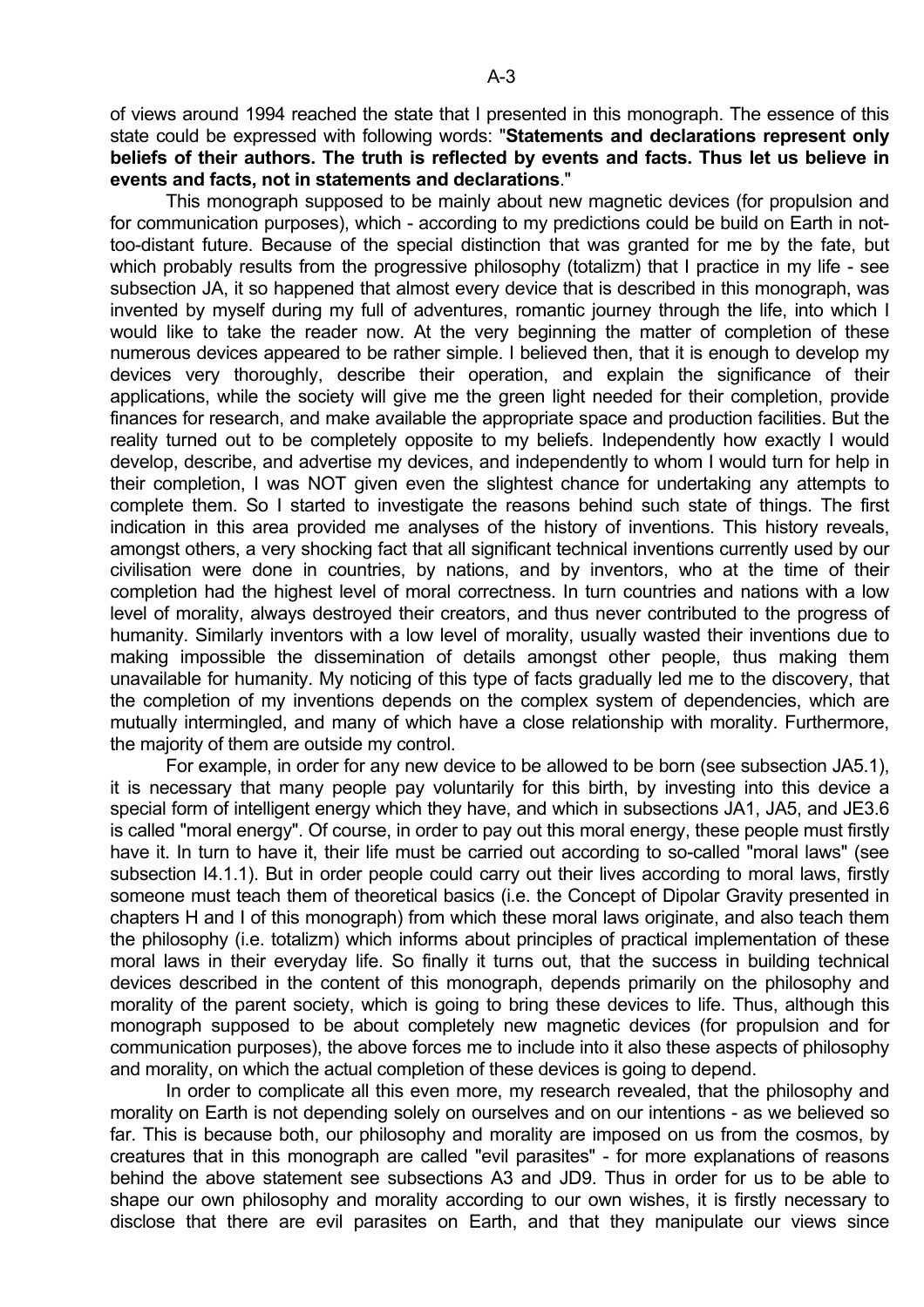of views around 1994 reached the state that I presented in this monograph. The essence of this state could be expressed with following words: "**Statements and declarations represent only beliefs of their authors. The truth is reflected by events and facts. Thus let us believe in events and facts, not in statements and declarations**."

This monograph supposed to be mainly about new magnetic devices (for propulsion and for communication purposes), which - according to my predictions could be build on Earth in not-too-distant future. Because of the special distinction that was granted for me by the fate, but which probably results from the progressive philosophy (totalizm) that I practice in my life - see subsection JA, it so happened that almost every device that is described in this monograph, was invented by myself during my full of adventures, romantic journey through the life, into which I would like to take the reader now. At the very beginning the matter of completion of these numerous devices appeared to be rather simple. I believed then, that it is enough to develop my devices very thoroughly, describe their operation, and explain the significance of their applications, while the society will give me the green light needed for their completion, provide finances for research, and make available the appropriate space and production facilities. But the reality turned out to be completely opposite to my beliefs. Independently how exactly I would develop, describe, and advertise my devices, and independently to whom I would turn for help in their completion, I was NOT given even the slightest chance for undertaking any attempts to complete them. So I started to investigate the reasons behind such state of things. The first indication in this area provided me analyses of the history of inventions. This history reveals, amongst others, a very shocking fact that all significant technical inventions currently used by our civilisation were done in countries, by nations, and by inventors, who at the time of their completion had the highest level of moral correctness. In turn countries and nations with a low level of morality, always destroyed their creators, and thus never contributed to the progress of humanity. Similarly inventors with a low level of morality, usually wasted their inventions due to making impossible the dissemination of details amongst other people, thus making them unavailable for humanity. My noticing of this type of facts gradually led me to the discovery, that the completion of my inventions depends on the complex system of dependencies, which are mutually intermingled, and many of which have a close relationship with morality. Furthermore, the majority of them are outside my control.

For example, in order for any new device to be allowed to be born (see subsection JA5.1), it is necessary that many people pay voluntarily for this birth, by investing into this device a special form of intelligent energy which they have, and which in subsections JA1, JA5, and JE3.6 is called "moral energy". Of course, in order to pay out this moral energy, these people must firstly have it. In turn to have it, their life must be carried out according to so-called "moral laws" (see subsection I4.1.1). But in order people could carry out their lives according to moral laws, firstly someone must teach them of theoretical basics (i.e. the Concept of Dipolar Gravity presented in chapters H and I of this monograph) from which these moral laws originate, and also teach them the philosophy (i.e. totalizm) which informs about principles of practical implementation of these moral laws in their everyday life. So finally it turns out, that the success in building technical devices described in the content of this monograph, depends primarily on the philosophy and morality of the parent society, which is going to bring these devices to life. Thus, although this monograph supposed to be about completely new magnetic devices (for propulsion and for communication purposes), the above forces me to include into it also these aspects of philosophy and morality, on which the actual completion of these devices is going to depend.

In order to complicate all this even more, my research revealed, that the philosophy and morality on Earth is not depending solely on ourselves and on our intentions - as we believed so far. This is because both, our philosophy and morality are imposed on us from the cosmos, by creatures that in this monograph are called "evil parasites" - for more explanations of reasons behind the above statement see subsections A3 and JD9. Thus in order for us to be able to shape our own philosophy and morality according to our own wishes, it is firstly necessary to disclose that there are evil parasites on Earth, and that they manipulate our views since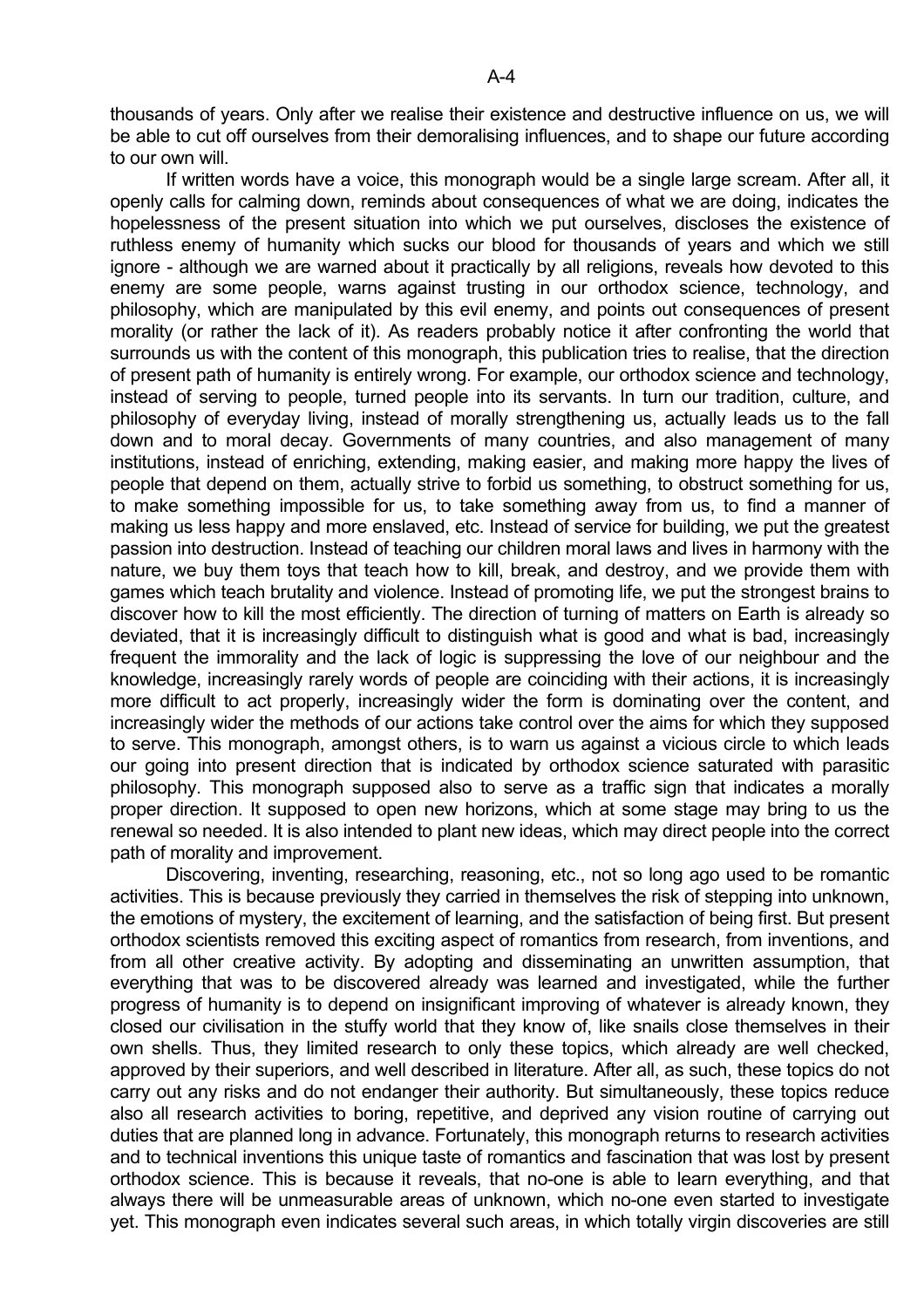thousands of years. Only after we realise their existence and destructive influence on us, we will be able to cut off ourselves from their demoralising influences, and to shape our future according to our own will.

If written words have a voice, this monograph would be a single large scream. After all, it openly calls for calming down, reminds about consequences of what we are doing, indicates the hopelessness of the present situation into which we put ourselves, discloses the existence of ruthless enemy of humanity which sucks our blood for thousands of years and which we still ignore - although we are warned about it practically by all religions, reveals how devoted to this enemy are some people, warns against trusting in our orthodox science, technology, and philosophy, which are manipulated by this evil enemy, and points out consequences of present morality (or rather the lack of it). As readers probably notice it after confronting the world that surrounds us with the content of this monograph, this publication tries to realise, that the direction of present path of humanity is entirely wrong. For example, our orthodox science and technology, instead of serving to people, turned people into its servants. In turn our tradition, culture, and philosophy of everyday living, instead of morally strengthening us, actually leads us to the fall down and to moral decay. Governments of many countries, and also management of many institutions, instead of enriching, extending, making easier, and making more happy the lives of people that depend on them, actually strive to forbid us something, to obstruct something for us, to make something impossible for us, to take something away from us, to find a manner of making us less happy and more enslaved, etc. Instead of service for building, we put the greatest passion into destruction. Instead of teaching our children moral laws and lives in harmony with the nature, we buy them toys that teach how to kill, break, and destroy, and we provide them with games which teach brutality and violence. Instead of promoting life, we put the strongest brains to discover how to kill the most efficiently. The direction of turning of matters on Earth is already so deviated, that it is increasingly difficult to distinguish what is good and what is bad, increasingly frequent the immorality and the lack of logic is suppressing the love of our neighbour and the knowledge, increasingly rarely words of people are coinciding with their actions, it is increasingly more difficult to act properly, increasingly wider the form is dominating over the content, and increasingly wider the methods of our actions take control over the aims for which they supposed to serve. This monograph, amongst others, is to warn us against a vicious circle to which leads our going into present direction that is indicated by orthodox science saturated with parasitic philosophy. This monograph supposed also to serve as a traffic sign that indicates a morally proper direction. It supposed to open new horizons, which at some stage may bring to us the renewal so needed. It is also intended to plant new ideas, which may direct people into the correct path of morality and improvement.

Discovering, inventing, researching, reasoning, etc., not so long ago used to be romantic activities. This is because previously they carried in themselves the risk of stepping into unknown, the emotions of mystery, the excitement of learning, and the satisfaction of being first. But present orthodox scientists removed this exciting aspect of romantics from research, from inventions, and from all other creative activity. By adopting and disseminating an unwritten assumption, that everything that was to be discovered already was learned and investigated, while the further progress of humanity is to depend on insignificant improving of whatever is already known, they closed our civilisation in the stuffy world that they know of, like snails close themselves in their own shells. Thus, they limited research to only these topics, which already are well checked, approved by their superiors, and well described in literature. After all, as such, these topics do not carry out any risks and do not endanger their authority. But simultaneously, these topics reduce also all research activities to boring, repetitive, and deprived any vision routine of carrying out duties that are planned long in advance. Fortunately, this monograph returns to research activities and to technical inventions this unique taste of romantics and fascination that was lost by present orthodox science. This is because it reveals, that no-one is able to learn everything, and that always there will be unmeasurable areas of unknown, which no-one even started to investigate yet. This monograph even indicates several such areas, in which totally virgin discoveries are still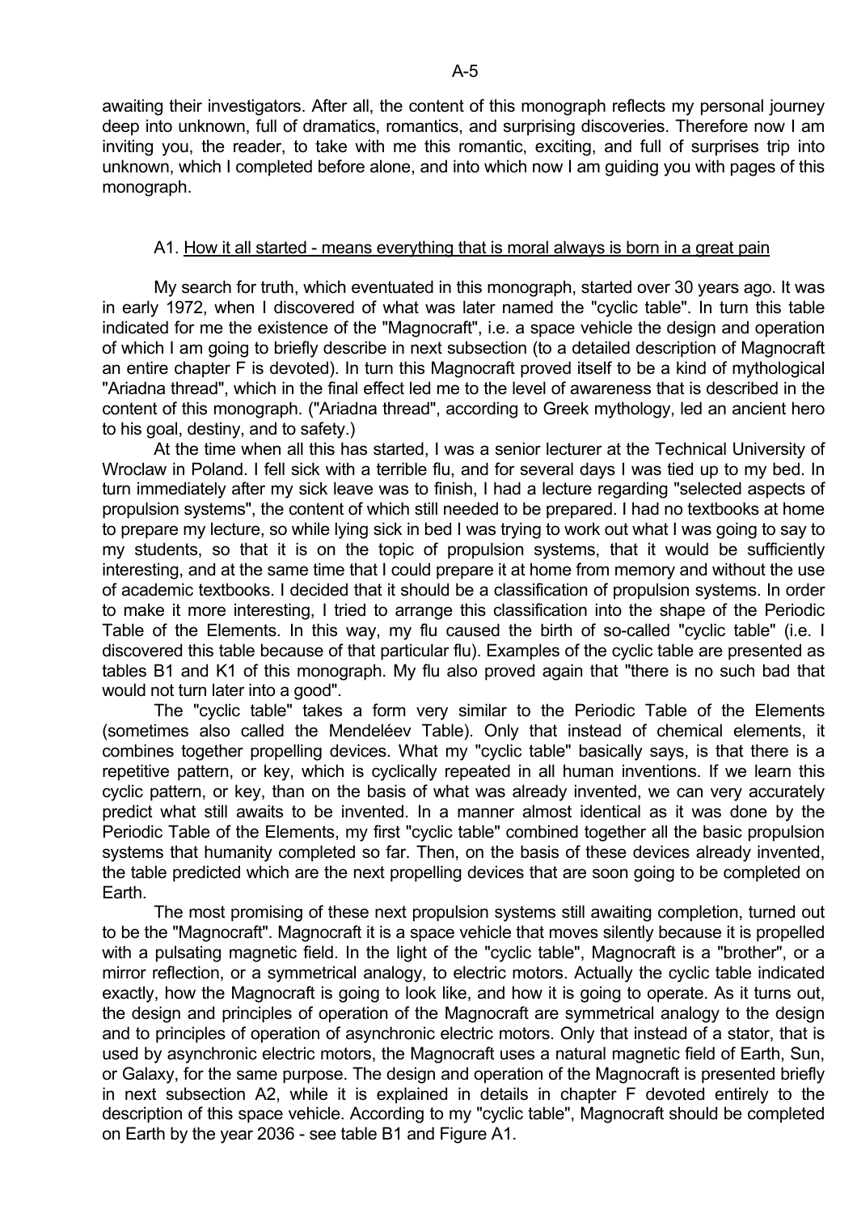awaiting their investigators. After all, the content of this monograph reflects my personal journey deep into unknown, full of dramatics, romantics, and surprising discoveries. Therefore now I am inviting you, the reader, to take with me this romantic, exciting, and full of surprises trip into unknown, which I completed before alone, and into which now I am guiding you with pages of this monograph.

## A1. How it all started - means everything that is moral always is born in a great pain

My search for truth, which eventuated in this monograph, started over 30 years ago. It was in early 1972, when I discovered of what was later named the "cyclic table". In turn this table indicated for me the existence of the "Magnocraft", i.e. a space vehicle the design and operation of which I am going to briefly describe in next subsection (to a detailed description of Magnocraft an entire chapter F is devoted). In turn this Magnocraft proved itself to be a kind of mythological "Ariadna thread", which in the final effect led me to the level of awareness that is described in the content of this monograph. ("Ariadna thread", according to Greek mythology, led an ancient hero to his goal, destiny, and to safety.)

At the time when all this has started, I was a senior lecturer at the Technical University of Wroclaw in Poland. I fell sick with a terrible flu, and for several days I was tied up to my bed. In turn immediately after my sick leave was to finish, I had a lecture regarding "selected aspects of propulsion systems", the content of which still needed to be prepared. I had no textbooks at home to prepare my lecture, so while lying sick in bed I was trying to work out what I was going to say to my students, so that it is on the topic of propulsion systems, that it would be sufficiently interesting, and at the same time that I could prepare it at home from memory and without the use of academic textbooks. I decided that it should be a classification of propulsion systems. In order to make it more interesting, I tried to arrange this classification into the shape of the Periodic Table of the Elements. In this way, my flu caused the birth of so-called "cyclic table" (i.e. I discovered this table because of that particular flu). Examples of the cyclic table are presented as tables B1 and K1 of this monograph. My flu also proved again that "there is no such bad that would not turn later into a good".

The "cyclic table" takes a form very similar to the Periodic Table of the Elements (sometimes also called the Mendeléev Table). Only that instead of chemical elements, it combines together propelling devices. What my "cyclic table" basically says, is that there is a repetitive pattern, or key, which is cyclically repeated in all human inventions. If we learn this cyclic pattern, or key, than on the basis of what was already invented, we can very accurately predict what still awaits to be invented. In a manner almost identical as it was done by the Periodic Table of the Elements, my first "cyclic table" combined together all the basic propulsion systems that humanity completed so far. Then, on the basis of these devices already invented, the table predicted which are the next propelling devices that are soon going to be completed on Earth.

The most promising of these next propulsion systems still awaiting completion, turned out to be the "Magnocraft". Magnocraft it is a space vehicle that moves silently because it is propelled with a pulsating magnetic field. In the light of the "cyclic table", Magnocraft is a "brother", or a mirror reflection, or a symmetrical analogy, to electric motors. Actually the cyclic table indicated exactly, how the Magnocraft is going to look like, and how it is going to operate. As it turns out, the design and principles of operation of the Magnocraft are symmetrical analogy to the design and to principles of operation of asynchronic electric motors. Only that instead of a stator, that is used by asynchronic electric motors, the Magnocraft uses a natural magnetic field of Earth, Sun, or Galaxy, for the same purpose. The design and operation of the Magnocraft is presented briefly in next subsection A2, while it is explained in details in chapter F devoted entirely to the description of this space vehicle. According to my "cyclic table", Magnocraft should be completed on Earth by the year 2036 - see table B1 and Figure A1.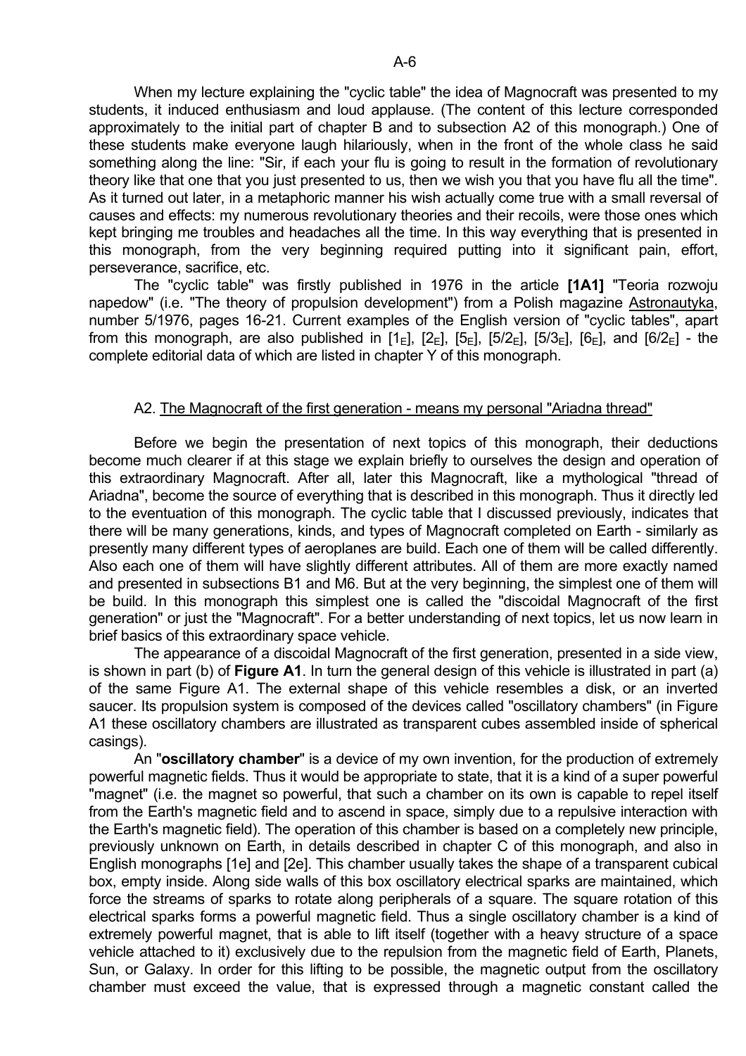When my lecture explaining the "cyclic table" the idea of Magnocraft was presented to my students, it induced enthusiasm and loud applause. (The content of this lecture corresponded approximately to the initial part of chapter B and to subsection A2 of this monograph.) One of these students make everyone laugh hilariously, when in the front of the whole class he said something along the line: "Sir, if each your flu is going to result in the formation of revolutionary theory like that one that you just presented to us, then we wish you that you have flu all the time". As it turned out later, in a metaphoric manner his wish actually come true with a small reversal of causes and effects: my numerous revolutionary theories and their recoils, were those ones which kept bringing me troubles and headaches all the time. In this way everything that is presented in this monograph, from the very beginning required putting into it significant pain, effort, perseverance, sacrifice, etc.

The "cyclic table" was firstly published in 1976 in the article **[1A1]** "Teoria rozwoju napedow" (i.e. "The theory of propulsion development") from a Polish magazine Astronautyka, number 5/1976, pages 16-21. Current examples of the English version of "cyclic tables", apart from this monograph, are also published in [$1_E$], [$2_E$], [$5_E$], [$5/2_E$], [$5/3_E$], [$6_E$], and [$6/2_E$] - the complete editorial data of which are listed in chapter Y of this monograph.

## A2. The Magnocraft of the first generation - means my personal "Ariadna thread"

Before we begin the presentation of next topics of this monograph, their deductions become much clearer if at this stage we explain briefly to ourselves the design and operation of this extraordinary Magnocraft. After all, later this Magnocraft, like a mythological "thread of Ariadna", become the source of everything that is described in this monograph. Thus it directly led to the eventuation of this monograph. The cyclic table that I discussed previously, indicates that there will be many generations, kinds, and types of Magnocraft completed on Earth - similarly as presently many different types of aeroplanes are build. Each one of them will be called differently. Also each one of them will have slightly different attributes. All of them are more exactly named and presented in subsections B1 and M6. But at the very beginning, the simplest one of them will be build. In this monograph this simplest one is called the "discoidal Magnocraft of the first generation" or just the "Magnocraft". For a better understanding of next topics, let us now learn in brief basics of this extraordinary space vehicle.

The appearance of a discoidal Magnocraft of the first generation, presented in a side view, is shown in part (b) of **Figure A1**. In turn the general design of this vehicle is illustrated in part (a) of the same Figure A1. The external shape of this vehicle resembles a disk, or an inverted saucer. Its propulsion system is composed of the devices called "oscillatory chambers" (in Figure A1 these oscillatory chambers are illustrated as transparent cubes assembled inside of spherical casings).

An "**oscillatory chamber**" is a device of my own invention, for the production of extremely powerful magnetic fields. Thus it would be appropriate to state, that it is a kind of a super powerful "magnet" (i.e. the magnet so powerful, that such a chamber on its own is capable to repel itself from the Earth's magnetic field and to ascend in space, simply due to a repulsive interaction with the Earth's magnetic field). The operation of this chamber is based on a completely new principle, previously unknown on Earth, in details described in chapter C of this monograph, and also in English monographs [1e] and [2e]. This chamber usually takes the shape of a transparent cubical box, empty inside. Along side walls of this box oscillatory electrical sparks are maintained, which force the streams of sparks to rotate along peripherals of a square. The square rotation of this electrical sparks forms a powerful magnetic field. Thus a single oscillatory chamber is a kind of extremely powerful magnet, that is able to lift itself (together with a heavy structure of a space vehicle attached to it) exclusively due to the repulsion from the magnetic field of Earth, Planets, Sun, or Galaxy. In order for this lifting to be possible, the magnetic output from the oscillatory chamber must exceed the value, that is expressed through a magnetic constant called the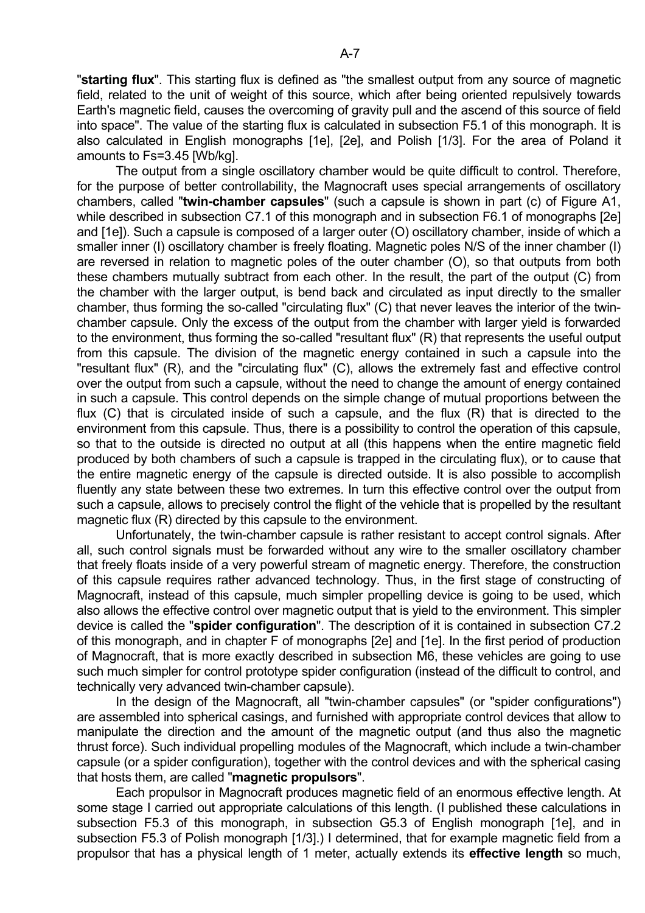"**starting flux**". This starting flux is defined as "the smallest output from any source of magnetic field, related to the unit of weight of this source, which after being oriented repulsively towards Earth's magnetic field, causes the overcoming of gravity pull and the ascend of this source of field into space". The value of the starting flux is calculated in subsection F5.1 of this monograph. It is also calculated in English monographs [1e], [2e], and Polish [1/3]. For the area of Poland it amounts to Fs=3.45 [Wb/kg].

The output from a single oscillatory chamber would be quite difficult to control. Therefore, for the purpose of better controllability, the Magnocraft uses special arrangements of oscillatory chambers, called "**twin-chamber capsules**" (such a capsule is shown in part (c) of Figure A1, while described in subsection C7.1 of this monograph and in subsection F6.1 of monographs [2e] and [1e]). Such a capsule is composed of a larger outer (O) oscillatory chamber, inside of which a smaller inner (I) oscillatory chamber is freely floating. Magnetic poles N/S of the inner chamber (I) are reversed in relation to magnetic poles of the outer chamber (O), so that outputs from both these chambers mutually subtract from each other. In the result, the part of the output (C) from the chamber with the larger output, is bend back and circulated as input directly to the smaller chamber, thus forming the so-called "circulating flux" (C) that never leaves the interior of the twin-chamber capsule. Only the excess of the output from the chamber with larger yield is forwarded to the environment, thus forming the so-called "resultant flux" (R) that represents the useful output from this capsule. The division of the magnetic energy contained in such a capsule into the "resultant flux" (R), and the "circulating flux" (C), allows the extremely fast and effective control over the output from such a capsule, without the need to change the amount of energy contained in such a capsule. This control depends on the simple change of mutual proportions between the flux (C) that is circulated inside of such a capsule, and the flux (R) that is directed to the environment from this capsule. Thus, there is a possibility to control the operation of this capsule, so that to the outside is directed no output at all (this happens when the entire magnetic field produced by both chambers of such a capsule is trapped in the circulating flux), or to cause that the entire magnetic energy of the capsule is directed outside. It is also possible to accomplish fluently any state between these two extremes. In turn this effective control over the output from such a capsule, allows to precisely control the flight of the vehicle that is propelled by the resultant magnetic flux (R) directed by this capsule to the environment.

Unfortunately, the twin-chamber capsule is rather resistant to accept control signals. After all, such control signals must be forwarded without any wire to the smaller oscillatory chamber that freely floats inside of a very powerful stream of magnetic energy. Therefore, the construction of this capsule requires rather advanced technology. Thus, in the first stage of constructing of Magnocraft, instead of this capsule, much simpler propelling device is going to be used, which also allows the effective control over magnetic output that is yield to the environment. This simpler device is called the "**spider configuration**". The description of it is contained in subsection C7.2 of this monograph, and in chapter F of monographs [2e] and [1e]. In the first period of production of Magnocraft, that is more exactly described in subsection M6, these vehicles are going to use such much simpler for control prototype spider configuration (instead of the difficult to control, and technically very advanced twin-chamber capsule).

In the design of the Magnocraft, all "twin-chamber capsules" (or "spider configurations") are assembled into spherical casings, and furnished with appropriate control devices that allow to manipulate the direction and the amount of the magnetic output (and thus also the magnetic thrust force). Such individual propelling modules of the Magnocraft, which include a twin-chamber capsule (or a spider configuration), together with the control devices and with the spherical casing that hosts them, are called "**magnetic propulsors**".

Each propulsor in Magnocraft produces magnetic field of an enormous effective length. At some stage I carried out appropriate calculations of this length. (I published these calculations in subsection F5.3 of this monograph, in subsection G5.3 of English monograph [1e], and in subsection F5.3 of Polish monograph [1/3].) I determined, that for example magnetic field from a propulsor that has a physical length of 1 meter, actually extends its **effective length** so much,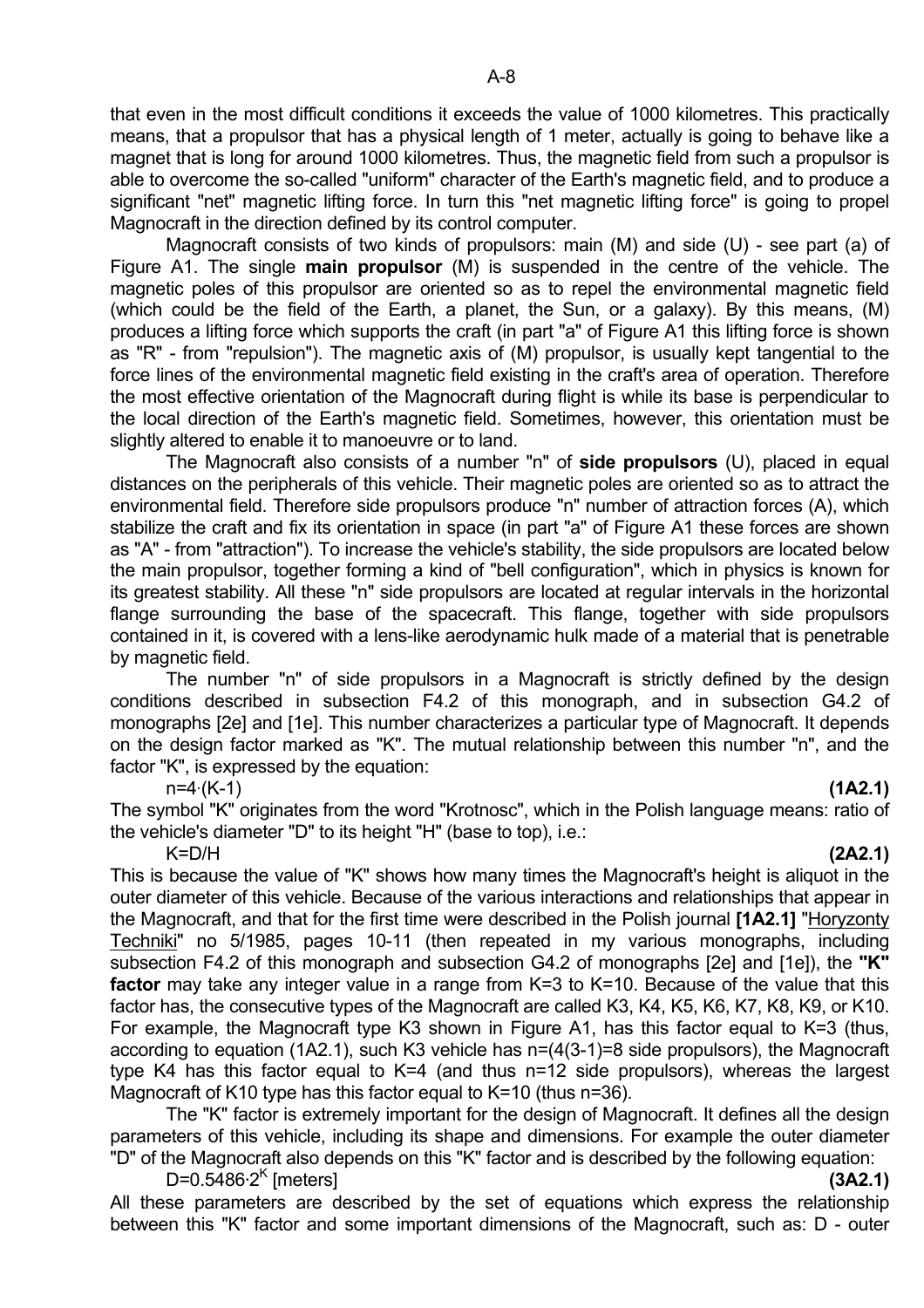that even in the most difficult conditions it exceeds the value of 1000 kilometres. This practically means, that a propulsor that has a physical length of 1 meter, actually is going to behave like a magnet that is long for around 1000 kilometres. Thus, the magnetic field from such a propulsor is able to overcome the so-called "uniform" character of the Earth's magnetic field, and to produce a significant "net" magnetic lifting force. In turn this "net magnetic lifting force" is going to propel Magnocraft in the direction defined by its control computer.

Magnocraft consists of two kinds of propulsors: main (M) and side (U) - see part (a) of Figure A1. The single **main propulsor** (M) is suspended in the centre of the vehicle. The magnetic poles of this propulsor are oriented so as to repel the environmental magnetic field (which could be the field of the Earth, a planet, the Sun, or a galaxy). By this means, (M) produces a lifting force which supports the craft (in part "a" of Figure A1 this lifting force is shown as "R" - from "repulsion"). The magnetic axis of (M) propulsor, is usually kept tangential to the force lines of the environmental magnetic field existing in the craft's area of operation. Therefore the most effective orientation of the Magnocraft during flight is while its base is perpendicular to the local direction of the Earth's magnetic field. Sometimes, however, this orientation must be slightly altered to enable it to manoeuvre or to land.

The Magnocraft also consists of a number "n" of **side propulsors** (U), placed in equal distances on the peripherals of this vehicle. Their magnetic poles are oriented so as to attract the environmental field. Therefore side propulsors produce "n" number of attraction forces (A), which stabilize the craft and fix its orientation in space (in part "a" of Figure A1 these forces are shown as "A" - from "attraction"). To increase the vehicle's stability, the side propulsors are located below the main propulsor, together forming a kind of "bell configuration", which in physics is known for its greatest stability. All these "n" side propulsors are located at regular intervals in the horizontal flange surrounding the base of the spacecraft. This flange, together with side propulsors contained in it, is covered with a lens-like aerodynamic hulk made of a material that is penetrable by magnetic field.

The number "n" of side propulsors in a Magnocraft is strictly defined by the design conditions described in subsection F4.2 of this monograph, and in subsection G4.2 of monographs [2e] and [1e]. This number characterizes a particular type of Magnocraft. It depends on the design factor marked as "K". The mutual relationship between this number "n", and the factor "K", is expressed by the equation:

$$n=4\cdot(K-1) \qquad \textbf{(1A2.1)}$$

The symbol "K" originates from the word "Krotnosc", which in the Polish language means: ratio of the vehicle's diameter "D" to its height "H" (base to top), i.e.:

$$K=D/H \qquad \textbf{(2A2.1)}$$

This is because the value of "K" shows how many times the Magnocraft's height is aliquot in the outer diameter of this vehicle. Because of the various interactions and relationships that appear in the Magnocraft, and that for the first time were described in the Polish journal **[1A2.1]** "Horyzonty Techniki" no 5/1985, pages 10-11 (then repeated in my various monographs, including subsection F4.2 of this monograph and subsection G4.2 of monographs [2e] and [1e]), the **"K" factor** may take any integer value in a range from K=3 to K=10. Because of the value that this factor has, the consecutive types of the Magnocraft are called K3, K4, K5, K6, K7, K8, K9, or K10. For example, the Magnocraft type K3 shown in Figure A1, has this factor equal to K=3 (thus, according to equation (1A2.1), such K3 vehicle has n=(4(3-1)=8 side propulsors), the Magnocraft type K4 has this factor equal to K=4 (and thus n=12 side propulsors), whereas the largest Magnocraft of K10 type has this factor equal to K=10 (thus n=36).

The "K" factor is extremely important for the design of Magnocraft. It defines all the design parameters of this vehicle, including its shape and dimensions. For example the outer diameter "D" of the Magnocraft also depends on this "K" factor and is described by the following equation:

$$D=0.5486\cdot 2^{K} \text{ [meters]} \qquad \textbf{(3A2.1)}$$

All these parameters are described by the set of equations which express the relationship between this "K" factor and some important dimensions of the Magnocraft, such as: D - outer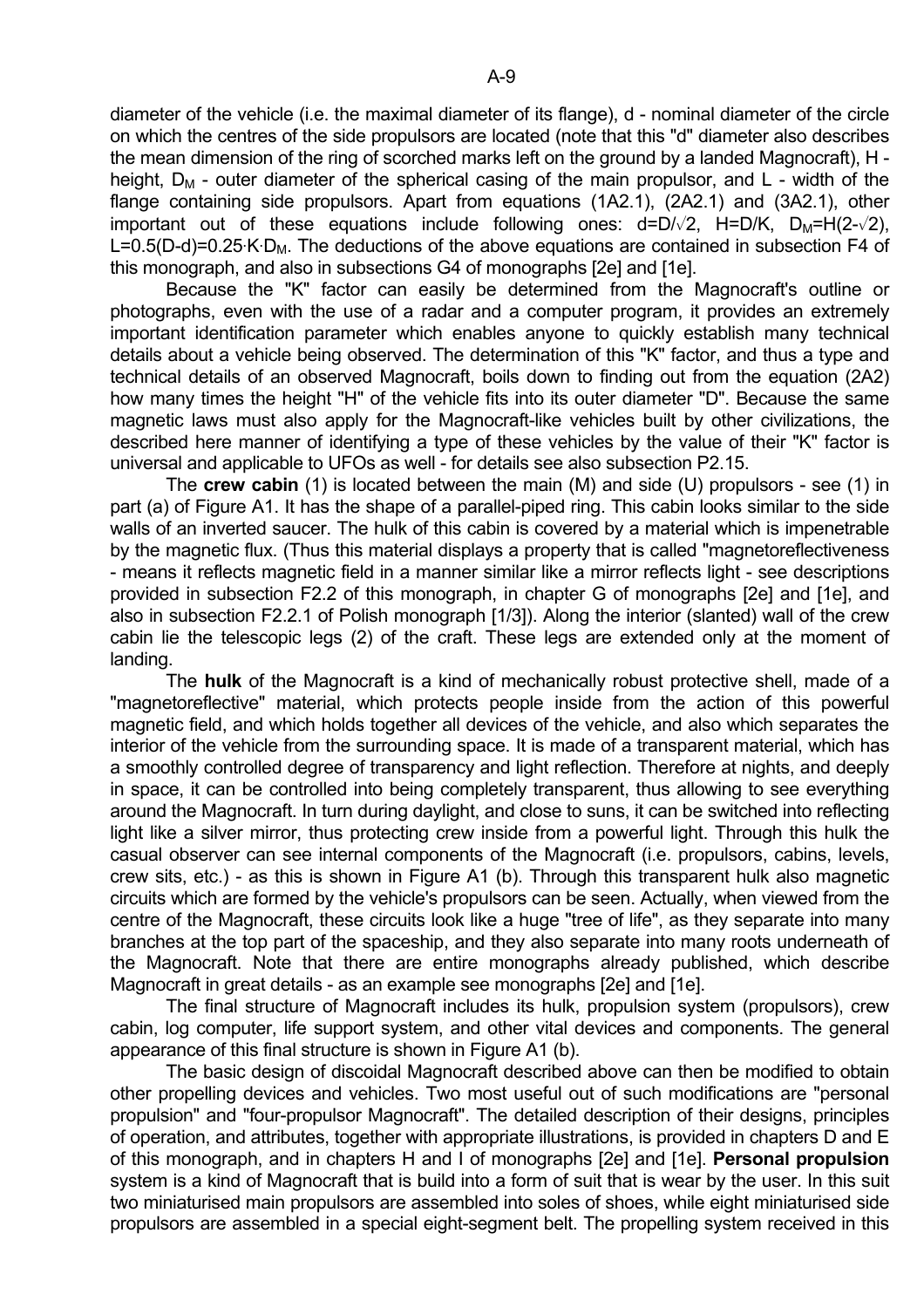diameter of the vehicle (i.e. the maximal diameter of its flange), d - nominal diameter of the circle on which the centres of the side propulsors are located (note that this "d" diameter also describes the mean dimension of the ring of scorched marks left on the ground by a landed Magnocraft), H - height, $D_M$ - outer diameter of the spherical casing of the main propulsor, and L - width of the flange containing side propulsors. Apart from equations (1A2.1), (2A2.1) and (3A2.1), other important out of these equations include following ones: $d=D/\sqrt{2}$, $H=D/K$, $D_M=H(2-\sqrt{2})$, $L=0.5(D-d)=0.25 \cdot K \cdot D_M$. The deductions of the above equations are contained in subsection F4 of this monograph, and also in subsections G4 of monographs [2e] and [1e].

Because the "K" factor can easily be determined from the Magnocraft's outline or photographs, even with the use of a radar and a computer program, it provides an extremely important identification parameter which enables anyone to quickly establish many technical details about a vehicle being observed. The determination of this "K" factor, and thus a type and technical details of an observed Magnocraft, boils down to finding out from the equation (2A2) how many times the height "H" of the vehicle fits into its outer diameter "D". Because the same magnetic laws must also apply for the Magnocraft-like vehicles built by other civilizations, the described here manner of identifying a type of these vehicles by the value of their "K" factor is universal and applicable to UFOs as well - for details see also subsection P2.15.

The **crew cabin** (1) is located between the main (M) and side (U) propulsors - see (1) in part (a) of Figure A1. It has the shape of a parallel-piped ring. This cabin looks similar to the side walls of an inverted saucer. The hulk of this cabin is covered by a material which is impenetrable by the magnetic flux. (Thus this material displays a property that is called "magnetoreflectiveness - means it reflects magnetic field in a manner similar like a mirror reflects light - see descriptions provided in subsection F2.2 of this monograph, in chapter G of monographs [2e] and [1e], and also in subsection F2.2.1 of Polish monograph [1/3]). Along the interior (slanted) wall of the crew cabin lie the telescopic legs (2) of the craft. These legs are extended only at the moment of landing.

The **hulk** of the Magnocraft is a kind of mechanically robust protective shell, made of a "magnetoreflective" material, which protects people inside from the action of this powerful magnetic field, and which holds together all devices of the vehicle, and also which separates the interior of the vehicle from the surrounding space. It is made of a transparent material, which has a smoothly controlled degree of transparency and light reflection. Therefore at nights, and deeply in space, it can be controlled into being completely transparent, thus allowing to see everything around the Magnocraft. In turn during daylight, and close to suns, it can be switched into reflecting light like a silver mirror, thus protecting crew inside from a powerful light. Through this hulk the casual observer can see internal components of the Magnocraft (i.e. propulsors, cabins, levels, crew sits, etc.) - as this is shown in Figure A1 (b). Through this transparent hulk also magnetic circuits which are formed by the vehicle's propulsors can be seen. Actually, when viewed from the centre of the Magnocraft, these circuits look like a huge "tree of life", as they separate into many branches at the top part of the spaceship, and they also separate into many roots underneath of the Magnocraft. Note that there are entire monographs already published, which describe Magnocraft in great details - as an example see monographs [2e] and [1e].

The final structure of Magnocraft includes its hulk, propulsion system (propulsors), crew cabin, log computer, life support system, and other vital devices and components. The general appearance of this final structure is shown in Figure A1 (b).

The basic design of discoidal Magnocraft described above can then be modified to obtain other propelling devices and vehicles. Two most useful out of such modifications are "personal propulsion" and "four-propulsor Magnocraft". The detailed description of their designs, principles of operation, and attributes, together with appropriate illustrations, is provided in chapters D and E of this monograph, and in chapters H and I of monographs [2e] and [1e]. **Personal propulsion** system is a kind of Magnocraft that is build into a form of suit that is wear by the user. In this suit two miniaturised main propulsors are assembled into soles of shoes, while eight miniaturised side propulsors are assembled in a special eight-segment belt. The propelling system received in this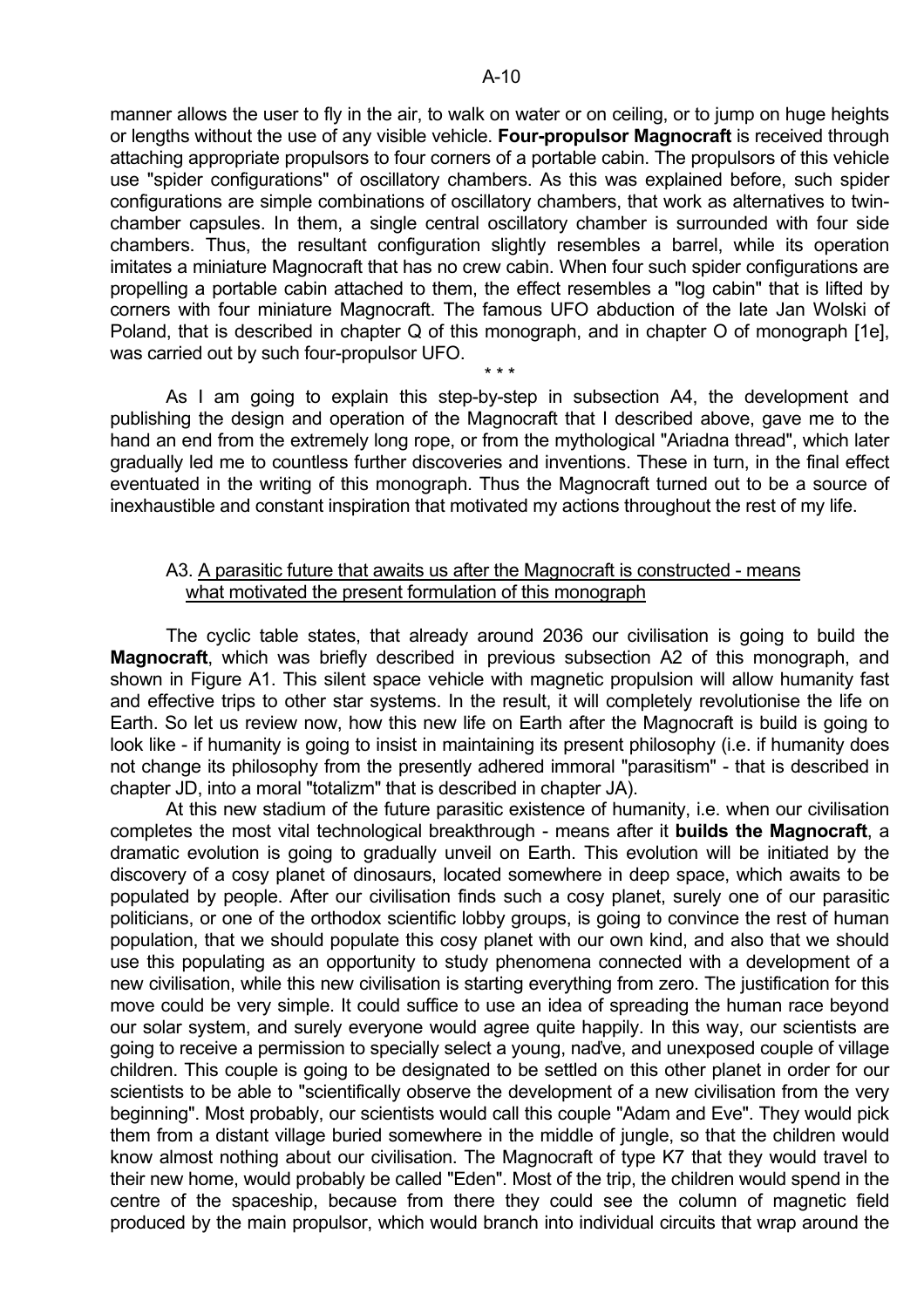manner allows the user to fly in the air, to walk on water or on ceiling, or to jump on huge heights or lengths without the use of any visible vehicle. **Four-propulsor Magnocraft** is received through attaching appropriate propulsors to four corners of a portable cabin. The propulsors of this vehicle use "spider configurations" of oscillatory chambers. As this was explained before, such spider configurations are simple combinations of oscillatory chambers, that work as alternatives to twin-chamber capsules. In them, a single central oscillatory chamber is surrounded with four side chambers. Thus, the resultant configuration slightly resembles a barrel, while its operation imitates a miniature Magnocraft that has no crew cabin. When four such spider configurations are propelling a portable cabin attached to them, the effect resembles a "log cabin" that is lifted by corners with four miniature Magnocraft. The famous UFO abduction of the late Jan Wolski of Poland, that is described in chapter Q of this monograph, and in chapter O of monograph [1e], was carried out by such four-propulsor UFO.

\* \* \*

As I am going to explain this step-by-step in subsection A4, the development and publishing the design and operation of the Magnocraft that I described above, gave me to the hand an end from the extremely long rope, or from the mythological "Ariadna thread", which later gradually led me to countless further discoveries and inventions. These in turn, in the final effect eventuated in the writing of this monograph. Thus the Magnocraft turned out to be a source of inexhaustible and constant inspiration that motivated my actions throughout the rest of my life.

## A3. A parasitic future that awaits us after the Magnocraft is constructed - means what motivated the present formulation of this monograph

The cyclic table states, that already around 2036 our civilisation is going to build the **Magnocraft**, which was briefly described in previous subsection A2 of this monograph, and shown in Figure A1. This silent space vehicle with magnetic propulsion will allow humanity fast and effective trips to other star systems. In the result, it will completely revolutionise the life on Earth. So let us review now, how this new life on Earth after the Magnocraft is build is going to look like - if humanity is going to insist in maintaining its present philosophy (i.e. if humanity does not change its philosophy from the presently adhered immoral "parasitism" - that is described in chapter JD, into a moral "totalizm" that is described in chapter JA).

At this new stadium of the future parasitic existence of humanity, i.e. when our civilisation completes the most vital technological breakthrough - means after it **builds the Magnocraft**, a dramatic evolution is going to gradually unveil on Earth. This evolution will be initiated by the discovery of a cosy planet of dinosaurs, located somewhere in deep space, which awaits to be populated by people. After our civilisation finds such a cosy planet, surely one of our parasitic politicians, or one of the orthodox scientific lobby groups, is going to convince the rest of human population, that we should populate this cosy planet with our own kind, and also that we should use this populating as an opportunity to study phenomena connected with a development of a new civilisation, while this new civilisation is starting everything from zero. The justification for this move could be very simple. It could suffice to use an idea of spreading the human race beyond our solar system, and surely everyone would agree quite happily. In this way, our scientists are going to receive a permission to specially select a young, naďve, and unexposed couple of village children. This couple is going to be designated to be settled on this other planet in order for our scientists to be able to "scientifically observe the development of a new civilisation from the very beginning". Most probably, our scientists would call this couple "Adam and Eve". They would pick them from a distant village buried somewhere in the middle of jungle, so that the children would know almost nothing about our civilisation. The Magnocraft of type K7 that they would travel to their new home, would probably be called "Eden". Most of the trip, the children would spend in the centre of the spaceship, because from there they could see the column of magnetic field produced by the main propulsor, which would branch into individual circuits that wrap around the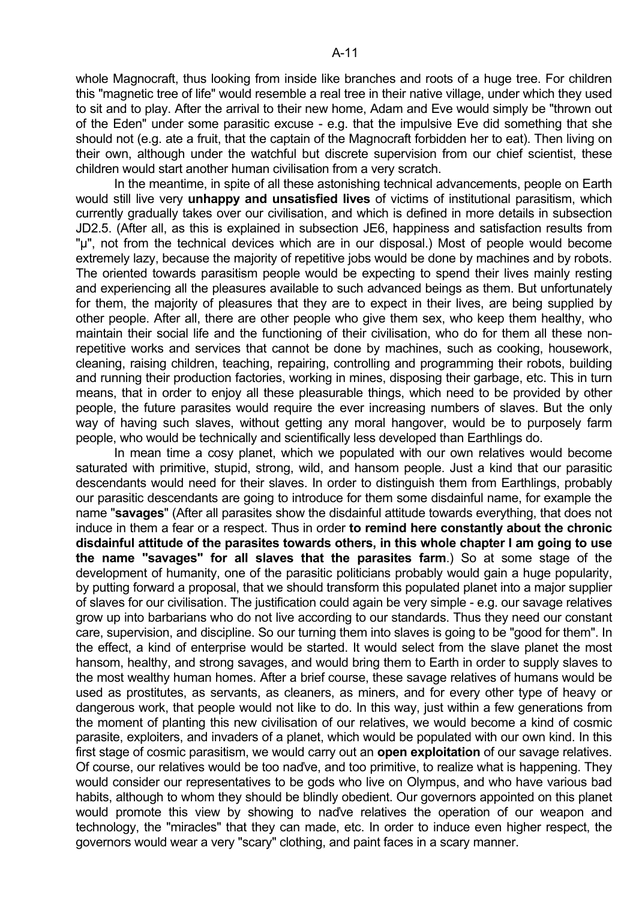whole Magnocraft, thus looking from inside like branches and roots of a huge tree. For children this "magnetic tree of life" would resemble a real tree in their native village, under which they used to sit and to play. After the arrival to their new home, Adam and Eve would simply be "thrown out of the Eden" under some parasitic excuse - e.g. that the impulsive Eve did something that she should not (e.g. ate a fruit, that the captain of the Magnocraft forbidden her to eat). Then living on their own, although under the watchful but discrete supervision from our chief scientist, these children would start another human civilisation from a very scratch.

In the meantime, in spite of all these astonishing technical advancements, people on Earth would still live very **unhappy and unsatisfied lives** of victims of institutional parasitism, which currently gradually takes over our civilisation, and which is defined in more details in subsection JD2.5. (After all, as this is explained in subsection JE6, happiness and satisfaction results from "μ", not from the technical devices which are in our disposal.) Most of people would become extremely lazy, because the majority of repetitive jobs would be done by machines and by robots. The oriented towards parasitism people would be expecting to spend their lives mainly resting and experiencing all the pleasures available to such advanced beings as them. But unfortunately for them, the majority of pleasures that they are to expect in their lives, are being supplied by other people. After all, there are other people who give them sex, who keep them healthy, who maintain their social life and the functioning of their civilisation, who do for them all these non-repetitive works and services that cannot be done by machines, such as cooking, housework, cleaning, raising children, teaching, repairing, controlling and programming their robots, building and running their production factories, working in mines, disposing their garbage, etc. This in turn means, that in order to enjoy all these pleasurable things, which need to be provided by other people, the future parasites would require the ever increasing numbers of slaves. But the only way of having such slaves, without getting any moral hangover, would be to purposely farm people, who would be technically and scientifically less developed than Earthlings do.

In mean time a cosy planet, which we populated with our own relatives would become saturated with primitive, stupid, strong, wild, and hansom people. Just a kind that our parasitic descendants would need for their slaves. In order to distinguish them from Earthlings, probably our parasitic descendants are going to introduce for them some disdainful name, for example the name "**savages**" (After all parasites show the disdainful attitude towards everything, that does not induce in them a fear or a respect. Thus in order **to remind here constantly about the chronic disdainful attitude of the parasites towards others, in this whole chapter I am going to use the name "savages" for all slaves that the parasites farm**.) So at some stage of the development of humanity, one of the parasitic politicians probably would gain a huge popularity, by putting forward a proposal, that we should transform this populated planet into a major supplier of slaves for our civilisation. The justification could again be very simple - e.g. our savage relatives grow up into barbarians who do not live according to our standards. Thus they need our constant care, supervision, and discipline. So our turning them into slaves is going to be "good for them". In the effect, a kind of enterprise would be started. It would select from the slave planet the most hansom, healthy, and strong savages, and would bring them to Earth in order to supply slaves to the most wealthy human homes. After a brief course, these savage relatives of humans would be used as prostitutes, as servants, as cleaners, as miners, and for every other type of heavy or dangerous work, that people would not like to do. In this way, just within a few generations from the moment of planting this new civilisation of our relatives, we would become a kind of cosmic parasite, exploiters, and invaders of a planet, which would be populated with our own kind. In this first stage of cosmic parasitism, we would carry out an **open exploitation** of our savage relatives. Of course, our relatives would be too naďve, and too primitive, to realize what is happening. They would consider our representatives to be gods who live on Olympus, and who have various bad habits, although to whom they should be blindly obedient. Our governors appointed on this planet would promote this view by showing to naďve relatives the operation of our weapon and technology, the "miracles" that they can made, etc. In order to induce even higher respect, the governors would wear a very "scary" clothing, and paint faces in a scary manner.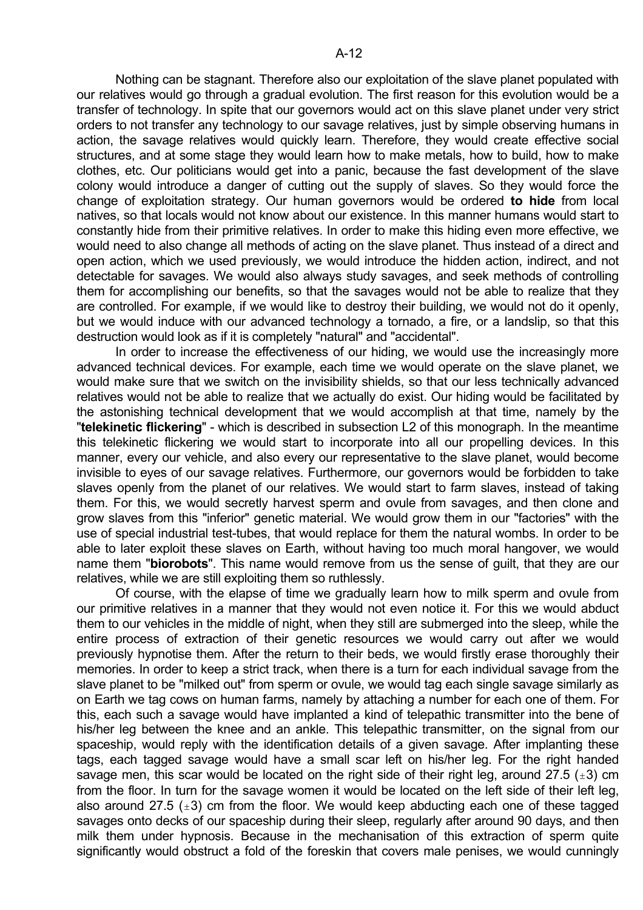Nothing can be stagnant. Therefore also our exploitation of the slave planet populated with our relatives would go through a gradual evolution. The first reason for this evolution would be a transfer of technology. In spite that our governors would act on this slave planet under very strict orders to not transfer any technology to our savage relatives, just by simple observing humans in action, the savage relatives would quickly learn. Therefore, they would create effective social structures, and at some stage they would learn how to make metals, how to build, how to make clothes, etc. Our politicians would get into a panic, because the fast development of the slave colony would introduce a danger of cutting out the supply of slaves. So they would force the change of exploitation strategy. Our human governors would be ordered **to hide** from local natives, so that locals would not know about our existence. In this manner humans would start to constantly hide from their primitive relatives. In order to make this hiding even more effective, we would need to also change all methods of acting on the slave planet. Thus instead of a direct and open action, which we used previously, we would introduce the hidden action, indirect, and not detectable for savages. We would also always study savages, and seek methods of controlling them for accomplishing our benefits, so that the savages would not be able to realize that they are controlled. For example, if we would like to destroy their building, we would not do it openly, but we would induce with our advanced technology a tornado, a fire, or a landslip, so that this destruction would look as if it is completely "natural" and "accidental".

In order to increase the effectiveness of our hiding, we would use the increasingly more advanced technical devices. For example, each time we would operate on the slave planet, we would make sure that we switch on the invisibility shields, so that our less technically advanced relatives would not be able to realize that we actually do exist. Our hiding would be facilitated by the astonishing technical development that we would accomplish at that time, namely by the "**telekinetic flickering**" - which is described in subsection L2 of this monograph. In the meantime this telekinetic flickering we would start to incorporate into all our propelling devices. In this manner, every our vehicle, and also every our representative to the slave planet, would become invisible to eyes of our savage relatives. Furthermore, our governors would be forbidden to take slaves openly from the planet of our relatives. We would start to farm slaves, instead of taking them. For this, we would secretly harvest sperm and ovule from savages, and then clone and grow slaves from this "inferior" genetic material. We would grow them in our "factories" with the use of special industrial test-tubes, that would replace for them the natural wombs. In order to be able to later exploit these slaves on Earth, without having too much moral hangover, we would name them "**biorobots**". This name would remove from us the sense of guilt, that they are our relatives, while we are still exploiting them so ruthlessly.

Of course, with the elapse of time we gradually learn how to milk sperm and ovule from our primitive relatives in a manner that they would not even notice it. For this we would abduct them to our vehicles in the middle of night, when they still are submerged into the sleep, while the entire process of extraction of their genetic resources we would carry out after we would previously hypnotise them. After the return to their beds, we would firstly erase thoroughly their memories. In order to keep a strict track, when there is a turn for each individual savage from the slave planet to be "milked out" from sperm or ovule, we would tag each single savage similarly as on Earth we tag cows on human farms, namely by attaching a number for each one of them. For this, each such a savage would have implanted a kind of telepathic transmitter into the bene of his/her leg between the knee and an ankle. This telepathic transmitter, on the signal from our spaceship, would reply with the identification details of a given savage. After implanting these tags, each tagged savage would have a small scar left on his/her leg. For the right handed savage men, this scar would be located on the right side of their right leg, around 27.5 ($\pm$3) cm from the floor. In turn for the savage women it would be located on the left side of their left leg, also around 27.5 ($\pm$3) cm from the floor. We would keep abducting each one of these tagged savages onto decks of our spaceship during their sleep, regularly after around 90 days, and then milk them under hypnosis. Because in the mechanisation of this extraction of sperm quite significantly would obstruct a fold of the foreskin that covers male penises, we would cunningly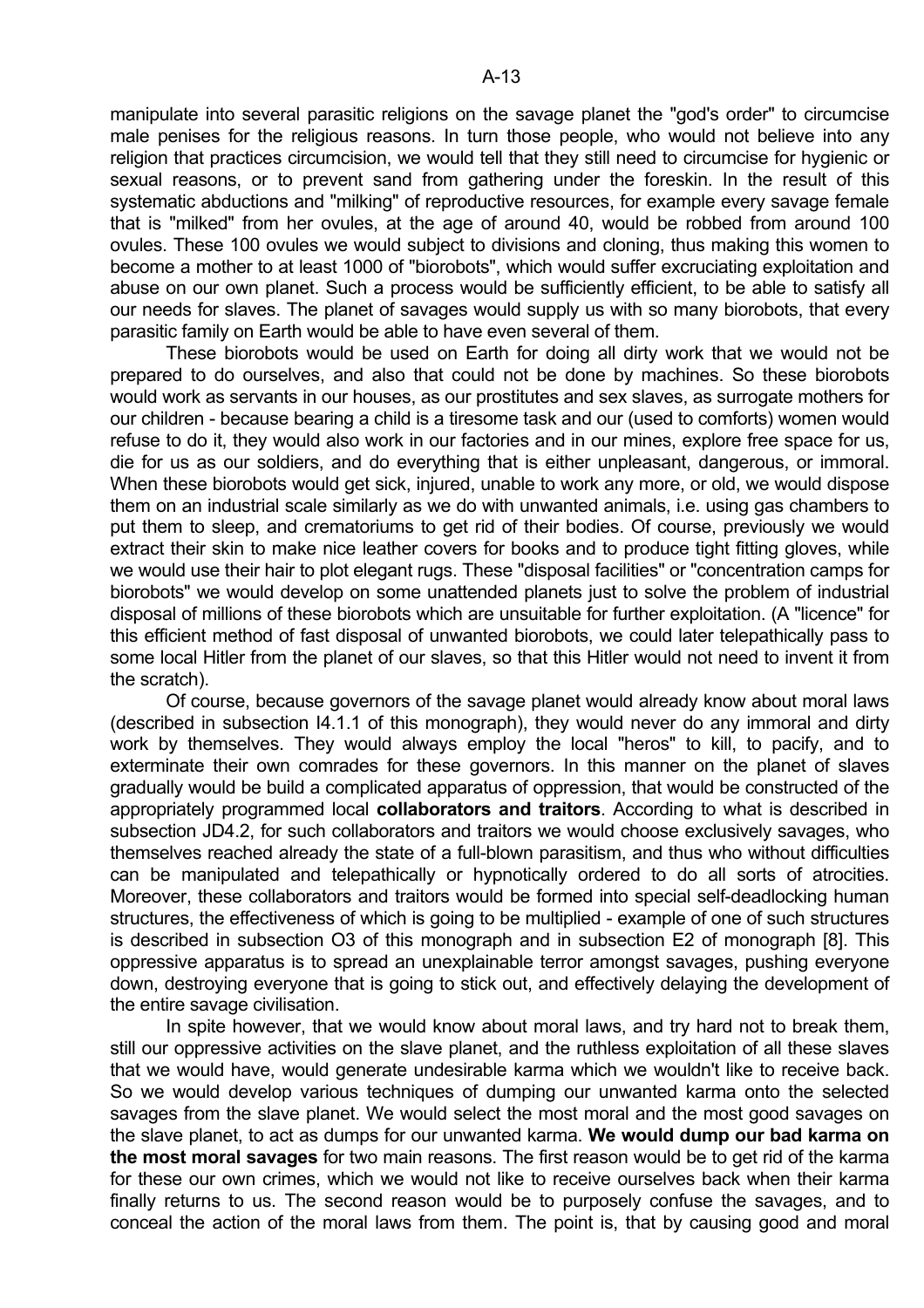manipulate into several parasitic religions on the savage planet the "god's order" to circumcise male penises for the religious reasons. In turn those people, who would not believe into any religion that practices circumcision, we would tell that they still need to circumcise for hygienic or sexual reasons, or to prevent sand from gathering under the foreskin. In the result of this systematic abductions and "milking" of reproductive resources, for example every savage female that is "milked" from her ovules, at the age of around 40, would be robbed from around 100 ovules. These 100 ovules we would subject to divisions and cloning, thus making this women to become a mother to at least 1000 of "biorobots", which would suffer excruciating exploitation and abuse on our own planet. Such a process would be sufficiently efficient, to be able to satisfy all our needs for slaves. The planet of savages would supply us with so many biorobots, that every parasitic family on Earth would be able to have even several of them.

These biorobots would be used on Earth for doing all dirty work that we would not be prepared to do ourselves, and also that could not be done by machines. So these biorobots would work as servants in our houses, as our prostitutes and sex slaves, as surrogate mothers for our children - because bearing a child is a tiresome task and our (used to comforts) women would refuse to do it, they would also work in our factories and in our mines, explore free space for us, die for us as our soldiers, and do everything that is either unpleasant, dangerous, or immoral. When these biorobots would get sick, injured, unable to work any more, or old, we would dispose them on an industrial scale similarly as we do with unwanted animals, i.e. using gas chambers to put them to sleep, and crematoriums to get rid of their bodies. Of course, previously we would extract their skin to make nice leather covers for books and to produce tight fitting gloves, while we would use their hair to plot elegant rugs. These "disposal facilities" or "concentration camps for biorobots" we would develop on some unattended planets just to solve the problem of industrial disposal of millions of these biorobots which are unsuitable for further exploitation. (A "licence" for this efficient method of fast disposal of unwanted biorobots, we could later telepathically pass to some local Hitler from the planet of our slaves, so that this Hitler would not need to invent it from the scratch).

Of course, because governors of the savage planet would already know about moral laws (described in subsection I4.1.1 of this monograph), they would never do any immoral and dirty work by themselves. They would always employ the local "heros" to kill, to pacify, and to exterminate their own comrades for these governors. In this manner on the planet of slaves gradually would be build a complicated apparatus of oppression, that would be constructed of the appropriately programmed local **collaborators and traitors**. According to what is described in subsection JD4.2, for such collaborators and traitors we would choose exclusively savages, who themselves reached already the state of a full-blown parasitism, and thus who without difficulties can be manipulated and telepathically or hypnotically ordered to do all sorts of atrocities. Moreover, these collaborators and traitors would be formed into special self-deadlocking human structures, the effectiveness of which is going to be multiplied - example of one of such structures is described in subsection O3 of this monograph and in subsection E2 of monograph [8]. This oppressive apparatus is to spread an unexplainable terror amongst savages, pushing everyone down, destroying everyone that is going to stick out, and effectively delaying the development of the entire savage civilisation.

In spite however, that we would know about moral laws, and try hard not to break them, still our oppressive activities on the slave planet, and the ruthless exploitation of all these slaves that we would have, would generate undesirable karma which we wouldn't like to receive back. So we would develop various techniques of dumping our unwanted karma onto the selected savages from the slave planet. We would select the most moral and the most good savages on the slave planet, to act as dumps for our unwanted karma. **We would dump our bad karma on the most moral savages** for two main reasons. The first reason would be to get rid of the karma for these our own crimes, which we would not like to receive ourselves back when their karma finally returns to us. The second reason would be to purposely confuse the savages, and to conceal the action of the moral laws from them. The point is, that by causing good and moral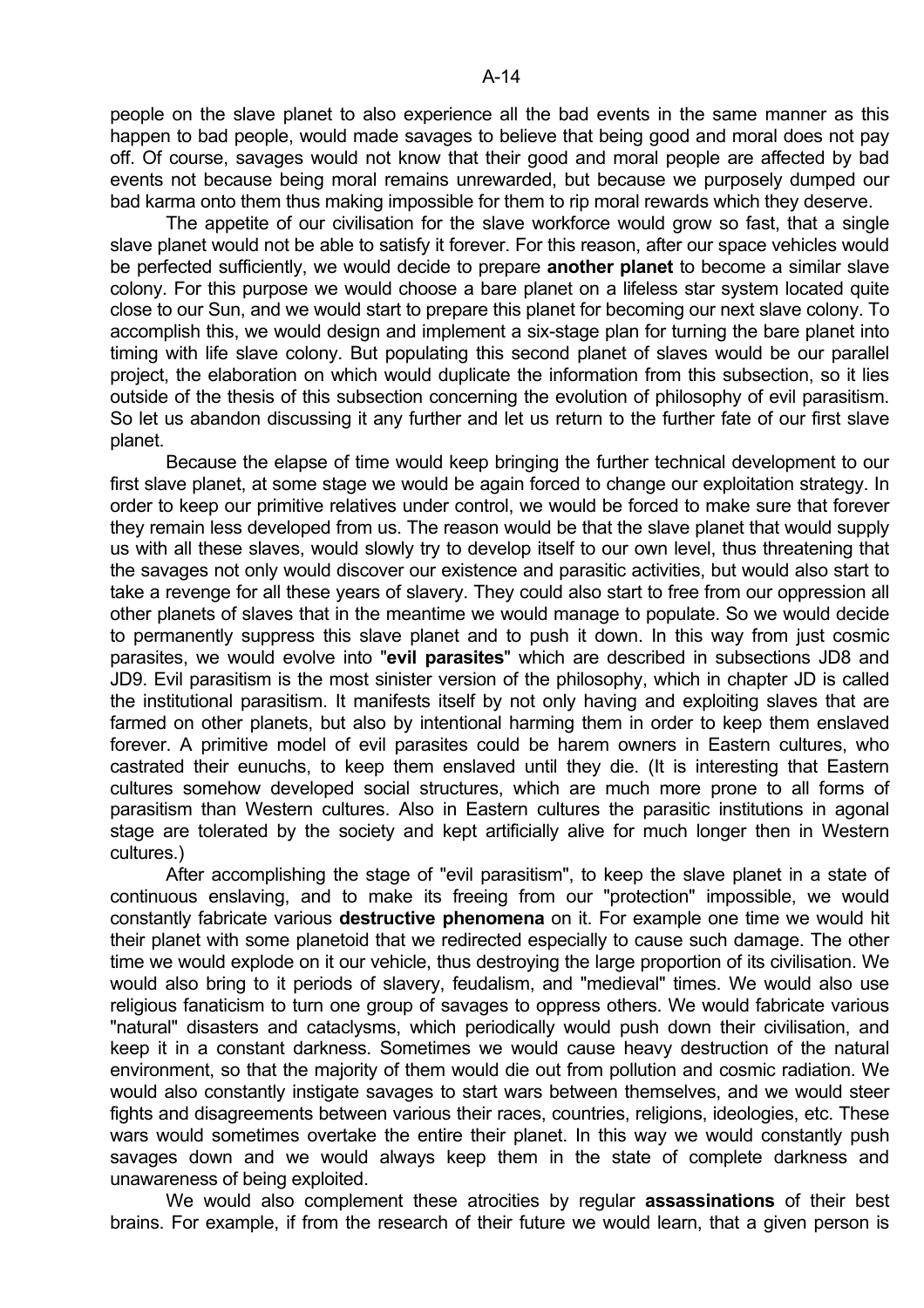people on the slave planet to also experience all the bad events in the same manner as this happen to bad people, would made savages to believe that being good and moral does not pay off. Of course, savages would not know that their good and moral people are affected by bad events not because being moral remains unrewarded, but because we purposely dumped our bad karma onto them thus making impossible for them to rip moral rewards which they deserve.

The appetite of our civilisation for the slave workforce would grow so fast, that a single slave planet would not be able to satisfy it forever. For this reason, after our space vehicles would be perfected sufficiently, we would decide to prepare **another planet** to become a similar slave colony. For this purpose we would choose a bare planet on a lifeless star system located quite close to our Sun, and we would start to prepare this planet for becoming our next slave colony. To accomplish this, we would design and implement a six-stage plan for turning the bare planet into timing with life slave colony. But populating this second planet of slaves would be our parallel project, the elaboration on which would duplicate the information from this subsection, so it lies outside of the thesis of this subsection concerning the evolution of philosophy of evil parasitism. So let us abandon discussing it any further and let us return to the further fate of our first slave planet.

Because the elapse of time would keep bringing the further technical development to our first slave planet, at some stage we would be again forced to change our exploitation strategy. In order to keep our primitive relatives under control, we would be forced to make sure that forever they remain less developed from us. The reason would be that the slave planet that would supply us with all these slaves, would slowly try to develop itself to our own level, thus threatening that the savages not only would discover our existence and parasitic activities, but would also start to take a revenge for all these years of slavery. They could also start to free from our oppression all other planets of slaves that in the meantime we would manage to populate. So we would decide to permanently suppress this slave planet and to push it down. In this way from just cosmic parasites, we would evolve into "**evil parasites**" which are described in subsections JD8 and JD9. Evil parasitism is the most sinister version of the philosophy, which in chapter JD is called the institutional parasitism. It manifests itself by not only having and exploiting slaves that are farmed on other planets, but also by intentional harming them in order to keep them enslaved forever. A primitive model of evil parasites could be harem owners in Eastern cultures, who castrated their eunuchs, to keep them enslaved until they die. (It is interesting that Eastern cultures somehow developed social structures, which are much more prone to all forms of parasitism than Western cultures. Also in Eastern cultures the parasitic institutions in agonal stage are tolerated by the society and kept artificially alive for much longer then in Western cultures.)

After accomplishing the stage of "evil parasitism", to keep the slave planet in a state of continuous enslaving, and to make its freeing from our "protection" impossible, we would constantly fabricate various **destructive phenomena** on it. For example one time we would hit their planet with some planetoid that we redirected especially to cause such damage. The other time we would explode on it our vehicle, thus destroying the large proportion of its civilisation. We would also bring to it periods of slavery, feudalism, and "medieval" times. We would also use religious fanaticism to turn one group of savages to oppress others. We would fabricate various "natural" disasters and cataclysms, which periodically would push down their civilisation, and keep it in a constant darkness. Sometimes we would cause heavy destruction of the natural environment, so that the majority of them would die out from pollution and cosmic radiation. We would also constantly instigate savages to start wars between themselves, and we would steer fights and disagreements between various their races, countries, religions, ideologies, etc. These wars would sometimes overtake the entire their planet. In this way we would constantly push savages down and we would always keep them in the state of complete darkness and unawareness of being exploited.

We would also complement these atrocities by regular **assassinations** of their best brains. For example, if from the research of their future we would learn, that a given person is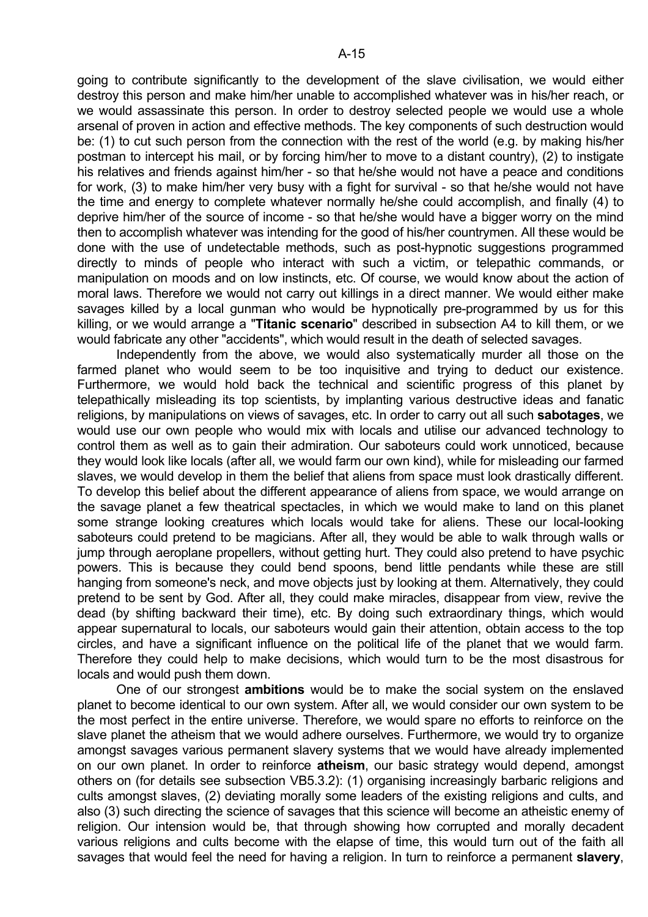going to contribute significantly to the development of the slave civilisation, we would either destroy this person and make him/her unable to accomplished whatever was in his/her reach, or we would assassinate this person. In order to destroy selected people we would use a whole arsenal of proven in action and effective methods. The key components of such destruction would be: (1) to cut such person from the connection with the rest of the world (e.g. by making his/her postman to intercept his mail, or by forcing him/her to move to a distant country), (2) to instigate his relatives and friends against him/her - so that he/she would not have a peace and conditions for work, (3) to make him/her very busy with a fight for survival - so that he/she would not have the time and energy to complete whatever normally he/she could accomplish, and finally (4) to deprive him/her of the source of income - so that he/she would have a bigger worry on the mind then to accomplish whatever was intending for the good of his/her countrymen. All these would be done with the use of undetectable methods, such as post-hypnotic suggestions programmed directly to minds of people who interact with such a victim, or telepathic commands, or manipulation on moods and on low instincts, etc. Of course, we would know about the action of moral laws. Therefore we would not carry out killings in a direct manner. We would either make savages killed by a local gunman who would be hypnotically pre-programmed by us for this killing, or we would arrange a "**Titanic scenario**" described in subsection A4 to kill them, or we would fabricate any other "accidents", which would result in the death of selected savages.

Independently from the above, we would also systematically murder all those on the farmed planet who would seem to be too inquisitive and trying to deduct our existence. Furthermore, we would hold back the technical and scientific progress of this planet by telepathically misleading its top scientists, by implanting various destructive ideas and fanatic religions, by manipulations on views of savages, etc. In order to carry out all such **sabotages**, we would use our own people who would mix with locals and utilise our advanced technology to control them as well as to gain their admiration. Our saboteurs could work unnoticed, because they would look like locals (after all, we would farm our own kind), while for misleading our farmed slaves, we would develop in them the belief that aliens from space must look drastically different. To develop this belief about the different appearance of aliens from space, we would arrange on the savage planet a few theatrical spectacles, in which we would make to land on this planet some strange looking creatures which locals would take for aliens. These our local-looking saboteurs could pretend to be magicians. After all, they would be able to walk through walls or jump through aeroplane propellers, without getting hurt. They could also pretend to have psychic powers. This is because they could bend spoons, bend little pendants while these are still hanging from someone's neck, and move objects just by looking at them. Alternatively, they could pretend to be sent by God. After all, they could make miracles, disappear from view, revive the dead (by shifting backward their time), etc. By doing such extraordinary things, which would appear supernatural to locals, our saboteurs would gain their attention, obtain access to the top circles, and have a significant influence on the political life of the planet that we would farm. Therefore they could help to make decisions, which would turn to be the most disastrous for locals and would push them down.

One of our strongest **ambitions** would be to make the social system on the enslaved planet to become identical to our own system. After all, we would consider our own system to be the most perfect in the entire universe. Therefore, we would spare no efforts to reinforce on the slave planet the atheism that we would adhere ourselves. Furthermore, we would try to organize amongst savages various permanent slavery systems that we would have already implemented on our own planet. In order to reinforce **atheism**, our basic strategy would depend, amongst others on (for details see subsection VB5.3.2): (1) organising increasingly barbaric religions and cults amongst slaves, (2) deviating morally some leaders of the existing religions and cults, and also (3) such directing the science of savages that this science will become an atheistic enemy of religion. Our intension would be, that through showing how corrupted and morally decadent various religions and cults become with the elapse of time, this would turn out of the faith all savages that would feel the need for having a religion. In turn to reinforce a permanent **slavery**,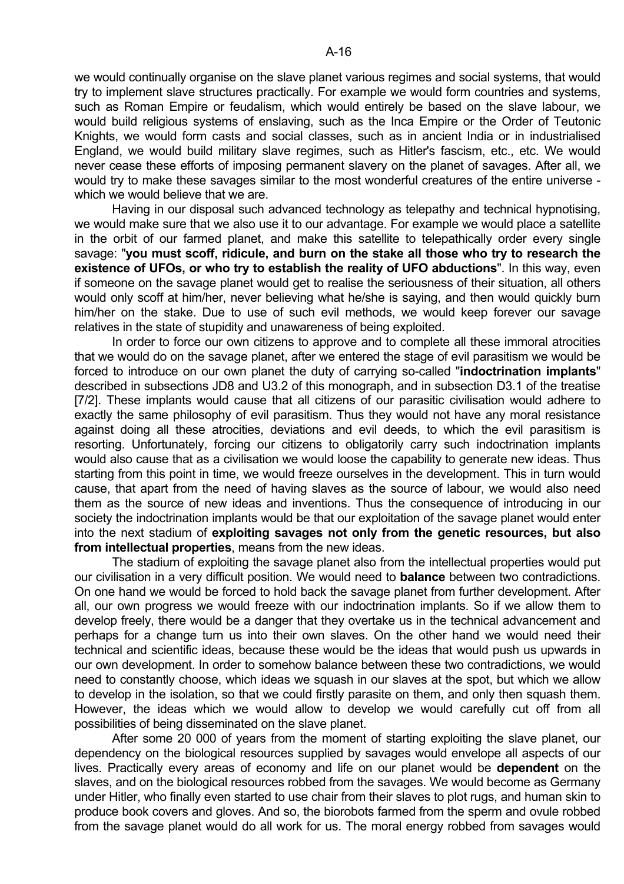we would continually organise on the slave planet various regimes and social systems, that would try to implement slave structures practically. For example we would form countries and systems, such as Roman Empire or feudalism, which would entirely be based on the slave labour, we would build religious systems of enslaving, such as the Inca Empire or the Order of Teutonic Knights, we would form casts and social classes, such as in ancient India or in industrialised England, we would build military slave regimes, such as Hitler's fascism, etc., etc. We would never cease these efforts of imposing permanent slavery on the planet of savages. After all, we would try to make these savages similar to the most wonderful creatures of the entire universe - which we would believe that we are.

Having in our disposal such advanced technology as telepathy and technical hypnotising, we would make sure that we also use it to our advantage. For example we would place a satellite in the orbit of our farmed planet, and make this satellite to telepathically order every single savage: "**you must scoff, ridicule, and burn on the stake all those who try to research the existence of UFOs, or who try to establish the reality of UFO abductions**". In this way, even if someone on the savage planet would get to realise the seriousness of their situation, all others would only scoff at him/her, never believing what he/she is saying, and then would quickly burn him/her on the stake. Due to use of such evil methods, we would keep forever our savage relatives in the state of stupidity and unawareness of being exploited.

In order to force our own citizens to approve and to complete all these immoral atrocities that we would do on the savage planet, after we entered the stage of evil parasitism we would be forced to introduce on our own planet the duty of carrying so-called "**indoctrination implants**" described in subsections JD8 and U3.2 of this monograph, and in subsection D3.1 of the treatise [7/2]. These implants would cause that all citizens of our parasitic civilisation would adhere to exactly the same philosophy of evil parasitism. Thus they would not have any moral resistance against doing all these atrocities, deviations and evil deeds, to which the evil parasitism is resorting. Unfortunately, forcing our citizens to obligatorily carry such indoctrination implants would also cause that as a civilisation we would loose the capability to generate new ideas. Thus starting from this point in time, we would freeze ourselves in the development. This in turn would cause, that apart from the need of having slaves as the source of labour, we would also need them as the source of new ideas and inventions. Thus the consequence of introducing in our society the indoctrination implants would be that our exploitation of the savage planet would enter into the next stadium of **exploiting savages not only from the genetic resources, but also from intellectual properties**, means from the new ideas.

The stadium of exploiting the savage planet also from the intellectual properties would put our civilisation in a very difficult position. We would need to **balance** between two contradictions. On one hand we would be forced to hold back the savage planet from further development. After all, our own progress we would freeze with our indoctrination implants. So if we allow them to develop freely, there would be a danger that they overtake us in the technical advancement and perhaps for a change turn us into their own slaves. On the other hand we would need their technical and scientific ideas, because these would be the ideas that would push us upwards in our own development. In order to somehow balance between these two contradictions, we would need to constantly choose, which ideas we squash in our slaves at the spot, but which we allow to develop in the isolation, so that we could firstly parasite on them, and only then squash them. However, the ideas which we would allow to develop we would carefully cut off from all possibilities of being disseminated on the slave planet.

After some 20 000 of years from the moment of starting exploiting the slave planet, our dependency on the biological resources supplied by savages would envelope all aspects of our lives. Practically every areas of economy and life on our planet would be **dependent** on the slaves, and on the biological resources robbed from the savages. We would become as Germany under Hitler, who finally even started to use chair from their slaves to plot rugs, and human skin to produce book covers and gloves. And so, the biorobots farmed from the sperm and ovule robbed from the savage planet would do all work for us. The moral energy robbed from savages would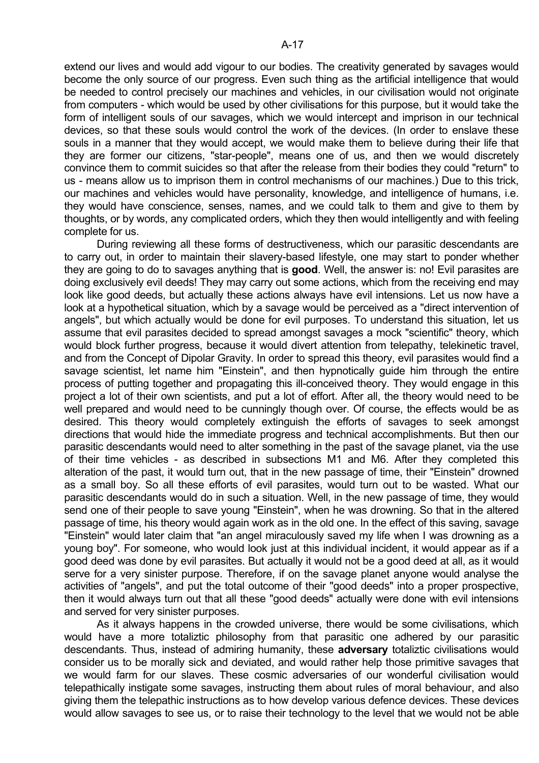extend our lives and would add vigour to our bodies. The creativity generated by savages would become the only source of our progress. Even such thing as the artificial intelligence that would be needed to control precisely our machines and vehicles, in our civilisation would not originate from computers - which would be used by other civilisations for this purpose, but it would take the form of intelligent souls of our savages, which we would intercept and imprison in our technical devices, so that these souls would control the work of the devices. (In order to enslave these souls in a manner that they would accept, we would make them to believe during their life that they are former our citizens, "star-people", means one of us, and then we would discretely convince them to commit suicides so that after the release from their bodies they could "return" to us - means allow us to imprison them in control mechanisms of our machines.) Due to this trick, our machines and vehicles would have personality, knowledge, and intelligence of humans, i.e. they would have conscience, senses, names, and we could talk to them and give to them by thoughts, or by words, any complicated orders, which they then would intelligently and with feeling complete for us.

During reviewing all these forms of destructiveness, which our parasitic descendants are to carry out, in order to maintain their slavery-based lifestyle, one may start to ponder whether they are going to do to savages anything that is **good**. Well, the answer is: no! Evil parasites are doing exclusively evil deeds! They may carry out some actions, which from the receiving end may look like good deeds, but actually these actions always have evil intensions. Let us now have a look at a hypothetical situation, which by a savage would be perceived as a "direct intervention of angels", but which actually would be done for evil purposes. To understand this situation, let us assume that evil parasites decided to spread amongst savages a mock "scientific" theory, which would block further progress, because it would divert attention from telepathy, telekinetic travel, and from the Concept of Dipolar Gravity. In order to spread this theory, evil parasites would find a savage scientist, let name him "Einstein", and then hypnotically guide him through the entire process of putting together and propagating this ill-conceived theory. They would engage in this project a lot of their own scientists, and put a lot of effort. After all, the theory would need to be well prepared and would need to be cunningly though over. Of course, the effects would be as desired. This theory would completely extinguish the efforts of savages to seek amongst directions that would hide the immediate progress and technical accomplishments. But then our parasitic descendants would need to alter something in the past of the savage planet, via the use of their time vehicles - as described in subsections M1 and M6. After they completed this alteration of the past, it would turn out, that in the new passage of time, their "Einstein" drowned as a small boy. So all these efforts of evil parasites, would turn out to be wasted. What our parasitic descendants would do in such a situation. Well, in the new passage of time, they would send one of their people to save young "Einstein", when he was drowning. So that in the altered passage of time, his theory would again work as in the old one. In the effect of this saving, savage "Einstein" would later claim that "an angel miraculously saved my life when I was drowning as a young boy". For someone, who would look just at this individual incident, it would appear as if a good deed was done by evil parasites. But actually it would not be a good deed at all, as it would serve for a very sinister purpose. Therefore, if on the savage planet anyone would analyse the activities of "angels", and put the total outcome of their "good deeds" into a proper prospective, then it would always turn out that all these "good deeds" actually were done with evil intensions and served for very sinister purposes.

As it always happens in the crowded universe, there would be some civilisations, which would have a more totaliztic philosophy from that parasitic one adhered by our parasitic descendants. Thus, instead of admiring humanity, these **adversary** totaliztic civilisations would consider us to be morally sick and deviated, and would rather help those primitive savages that we would farm for our slaves. These cosmic adversaries of our wonderful civilisation would telepathically instigate some savages, instructing them about rules of moral behaviour, and also giving them the telepathic instructions as to how develop various defence devices. These devices would allow savages to see us, or to raise their technology to the level that we would not be able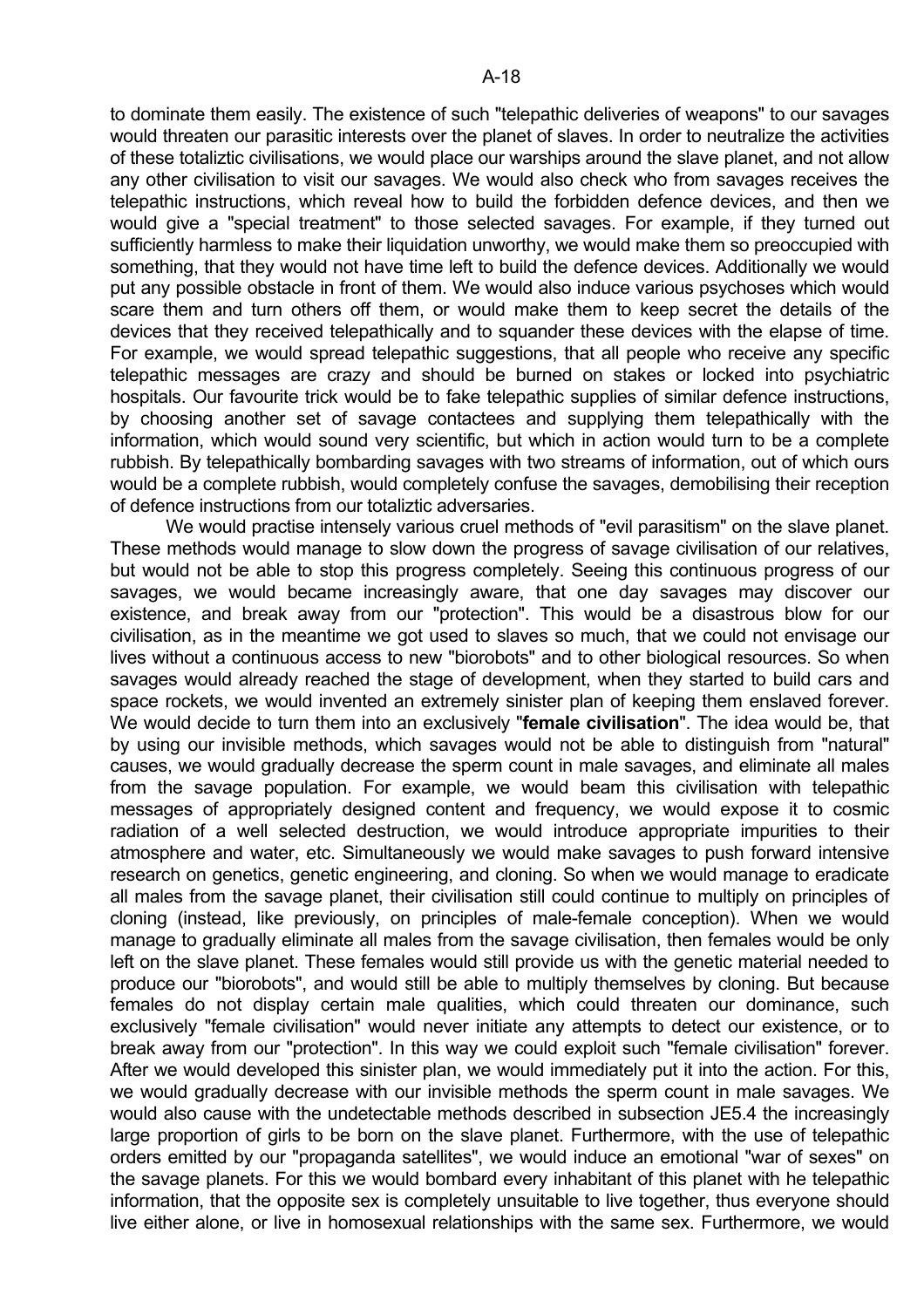to dominate them easily. The existence of such "telepathic deliveries of weapons" to our savages would threaten our parasitic interests over the planet of slaves. In order to neutralize the activities of these totaliztic civilisations, we would place our warships around the slave planet, and not allow any other civilisation to visit our savages. We would also check who from savages receives the telepathic instructions, which reveal how to build the forbidden defence devices, and then we would give a "special treatment" to those selected savages. For example, if they turned out sufficiently harmless to make their liquidation unworthy, we would make them so preoccupied with something, that they would not have time left to build the defence devices. Additionally we would put any possible obstacle in front of them. We would also induce various psychoses which would scare them and turn others off them, or would make them to keep secret the details of the devices that they received telepathically and to squander these devices with the elapse of time. For example, we would spread telepathic suggestions, that all people who receive any specific telepathic messages are crazy and should be burned on stakes or locked into psychiatric hospitals. Our favourite trick would be to fake telepathic supplies of similar defence instructions, by choosing another set of savage contactees and supplying them telepathically with the information, which would sound very scientific, but which in action would turn to be a complete rubbish. By telepathically bombarding savages with two streams of information, out of which ours would be a complete rubbish, would completely confuse the savages, demobilising their reception of defence instructions from our totaliztic adversaries.

We would practise intensely various cruel methods of "evil parasitism" on the slave planet. These methods would manage to slow down the progress of savage civilisation of our relatives, but would not be able to stop this progress completely. Seeing this continuous progress of our savages, we would became increasingly aware, that one day savages may discover our existence, and break away from our "protection". This would be a disastrous blow for our civilisation, as in the meantime we got used to slaves so much, that we could not envisage our lives without a continuous access to new "biorobots" and to other biological resources. So when savages would already reached the stage of development, when they started to build cars and space rockets, we would invented an extremely sinister plan of keeping them enslaved forever. We would decide to turn them into an exclusively "**female civilisation**". The idea would be, that by using our invisible methods, which savages would not be able to distinguish from "natural" causes, we would gradually decrease the sperm count in male savages, and eliminate all males from the savage population. For example, we would beam this civilisation with telepathic messages of appropriately designed content and frequency, we would expose it to cosmic radiation of a well selected destruction, we would introduce appropriate impurities to their atmosphere and water, etc. Simultaneously we would make savages to push forward intensive research on genetics, genetic engineering, and cloning. So when we would manage to eradicate all males from the savage planet, their civilisation still could continue to multiply on principles of cloning (instead, like previously, on principles of male-female conception). When we would manage to gradually eliminate all males from the savage civilisation, then females would be only left on the slave planet. These females would still provide us with the genetic material needed to produce our "biorobots", and would still be able to multiply themselves by cloning. But because females do not display certain male qualities, which could threaten our dominance, such exclusively "female civilisation" would never initiate any attempts to detect our existence, or to break away from our "protection". In this way we could exploit such "female civilisation" forever. After we would developed this sinister plan, we would immediately put it into the action. For this, we would gradually decrease with our invisible methods the sperm count in male savages. We would also cause with the undetectable methods described in subsection JE5.4 the increasingly large proportion of girls to be born on the slave planet. Furthermore, with the use of telepathic orders emitted by our "propaganda satellites", we would induce an emotional "war of sexes" on the savage planets. For this we would bombard every inhabitant of this planet with he telepathic information, that the opposite sex is completely unsuitable to live together, thus everyone should live either alone, or live in homosexual relationships with the same sex. Furthermore, we would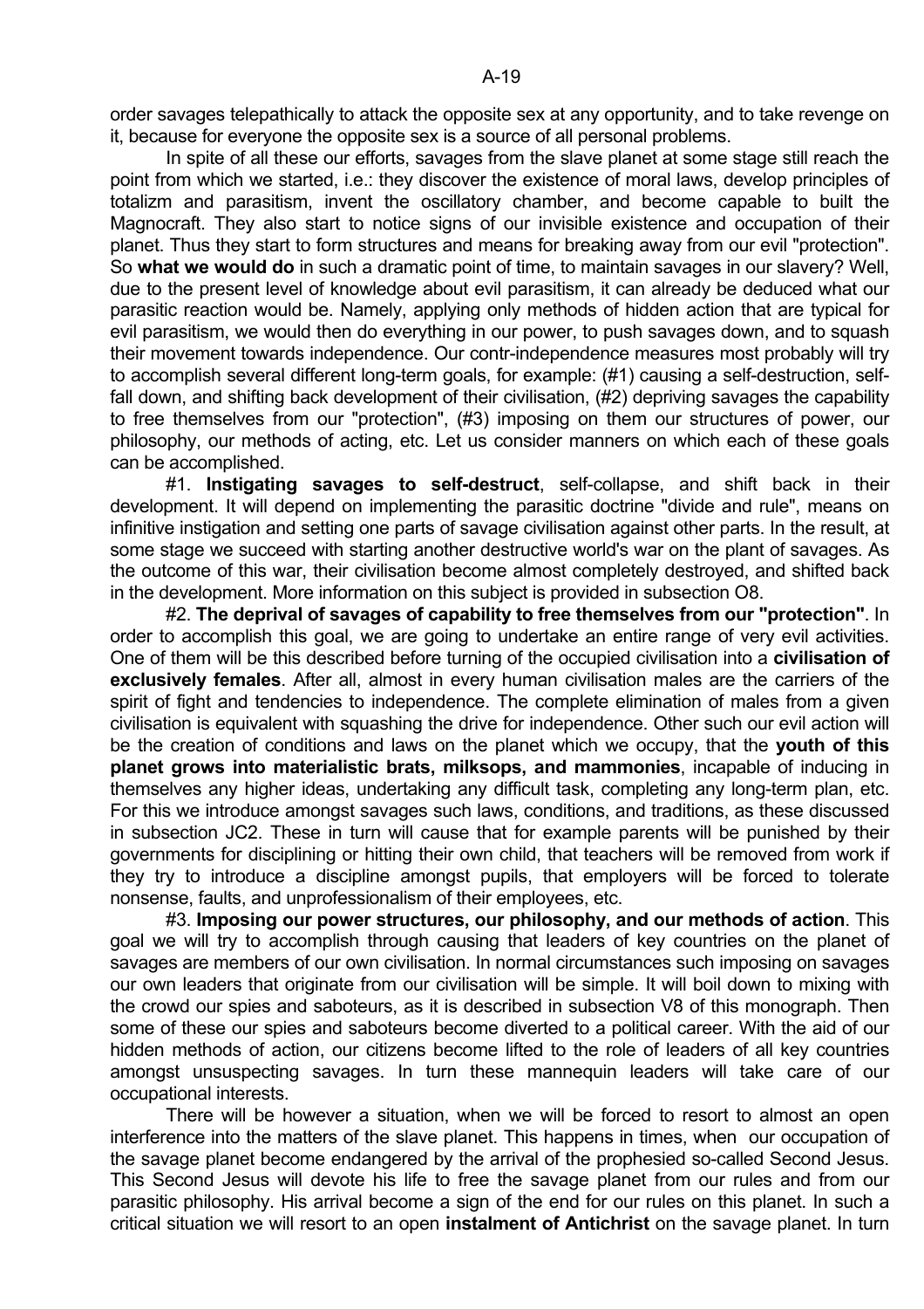order savages telepathically to attack the opposite sex at any opportunity, and to take revenge on it, because for everyone the opposite sex is a source of all personal problems.

In spite of all these our efforts, savages from the slave planet at some stage still reach the point from which we started, i.e.: they discover the existence of moral laws, develop principles of totalizm and parasitism, invent the oscillatory chamber, and become capable to built the Magnocraft. They also start to notice signs of our invisible existence and occupation of their planet. Thus they start to form structures and means for breaking away from our evil "protection". So **what we would do** in such a dramatic point of time, to maintain savages in our slavery? Well, due to the present level of knowledge about evil parasitism, it can already be deduced what our parasitic reaction would be. Namely, applying only methods of hidden action that are typical for evil parasitism, we would then do everything in our power, to push savages down, and to squash their movement towards independence. Our contr-independence measures most probably will try to accomplish several different long-term goals, for example: (#1) causing a self-destruction, self-fall down, and shifting back development of their civilisation, (#2) depriving savages the capability to free themselves from our "protection", (#3) imposing on them our structures of power, our philosophy, our methods of acting, etc. Let us consider manners on which each of these goals can be accomplished.

#1. **Instigating savages to self-destruct**, self-collapse, and shift back in their development. It will depend on implementing the parasitic doctrine "divide and rule", means on infinitive instigation and setting one parts of savage civilisation against other parts. In the result, at some stage we succeed with starting another destructive world's war on the plant of savages. As the outcome of this war, their civilisation become almost completely destroyed, and shifted back in the development. More information on this subject is provided in subsection O8.

#2. **The deprival of savages of capability to free themselves from our "protection"**. In order to accomplish this goal, we are going to undertake an entire range of very evil activities. One of them will be this described before turning of the occupied civilisation into a **civilisation of exclusively females**. After all, almost in every human civilisation males are the carriers of the spirit of fight and tendencies to independence. The complete elimination of males from a given civilisation is equivalent with squashing the drive for independence. Other such our evil action will be the creation of conditions and laws on the planet which we occupy, that the **youth of this planet grows into materialistic brats, milksops, and mammonies**, incapable of inducing in themselves any higher ideas, undertaking any difficult task, completing any long-term plan, etc. For this we introduce amongst savages such laws, conditions, and traditions, as these discussed in subsection JC2. These in turn will cause that for example parents will be punished by their governments for disciplining or hitting their own child, that teachers will be removed from work if they try to introduce a discipline amongst pupils, that employers will be forced to tolerate nonsense, faults, and unprofessionalism of their employees, etc.

#3. **Imposing our power structures, our philosophy, and our methods of action**. This goal we will try to accomplish through causing that leaders of key countries on the planet of savages are members of our own civilisation. In normal circumstances such imposing on savages our own leaders that originate from our civilisation will be simple. It will boil down to mixing with the crowd our spies and saboteurs, as it is described in subsection V8 of this monograph. Then some of these our spies and saboteurs become diverted to a political career. With the aid of our hidden methods of action, our citizens become lifted to the role of leaders of all key countries amongst unsuspecting savages. In turn these mannequin leaders will take care of our occupational interests.

There will be however a situation, when we will be forced to resort to almost an open interference into the matters of the slave planet. This happens in times, when our occupation of the savage planet become endangered by the arrival of the prophesied so-called Second Jesus. This Second Jesus will devote his life to free the savage planet from our rules and from our parasitic philosophy. His arrival become a sign of the end for our rules on this planet. In such a critical situation we will resort to an open **instalment of Antichrist** on the savage planet. In turn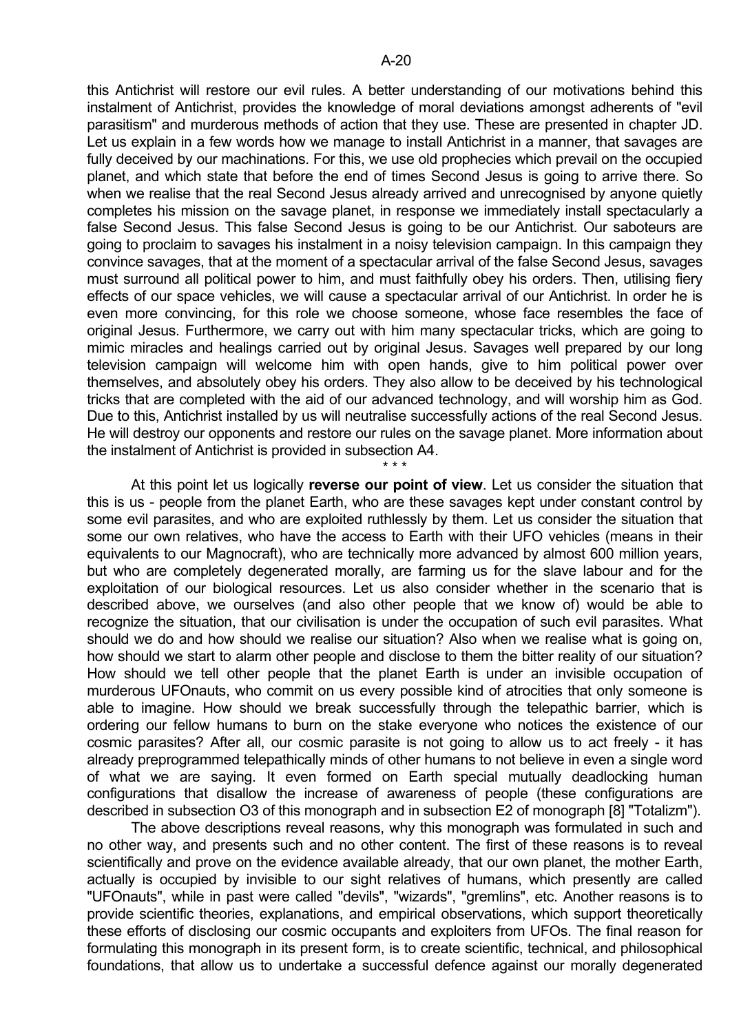this Antichrist will restore our evil rules. A better understanding of our motivations behind this instalment of Antichrist, provides the knowledge of moral deviations amongst adherents of "evil parasitism" and murderous methods of action that they use. These are presented in chapter JD. Let us explain in a few words how we manage to install Antichrist in a manner, that savages are fully deceived by our machinations. For this, we use old prophecies which prevail on the occupied planet, and which state that before the end of times Second Jesus is going to arrive there. So when we realise that the real Second Jesus already arrived and unrecognised by anyone quietly completes his mission on the savage planet, in response we immediately install spectacularly a false Second Jesus. This false Second Jesus is going to be our Antichrist. Our saboteurs are going to proclaim to savages his instalment in a noisy television campaign. In this campaign they convince savages, that at the moment of a spectacular arrival of the false Second Jesus, savages must surround all political power to him, and must faithfully obey his orders. Then, utilising fiery effects of our space vehicles, we will cause a spectacular arrival of our Antichrist. In order he is even more convincing, for this role we choose someone, whose face resembles the face of original Jesus. Furthermore, we carry out with him many spectacular tricks, which are going to mimic miracles and healings carried out by original Jesus. Savages well prepared by our long television campaign will welcome him with open hands, give to him political power over themselves, and absolutely obey his orders. They also allow to be deceived by his technological tricks that are completed with the aid of our advanced technology, and will worship him as God. Due to this, Antichrist installed by us will neutralise successfully actions of the real Second Jesus. He will destroy our opponents and restore our rules on the savage planet. More information about the instalment of Antichrist is provided in subsection A4.

\* \* \*

At this point let us logically **reverse our point of view**. Let us consider the situation that this is us - people from the planet Earth, who are these savages kept under constant control by some evil parasites, and who are exploited ruthlessly by them. Let us consider the situation that some our own relatives, who have the access to Earth with their UFO vehicles (means in their equivalents to our Magnocraft), who are technically more advanced by almost 600 million years, but who are completely degenerated morally, are farming us for the slave labour and for the exploitation of our biological resources. Let us also consider whether in the scenario that is described above, we ourselves (and also other people that we know of) would be able to recognize the situation, that our civilisation is under the occupation of such evil parasites. What should we do and how should we realise our situation? Also when we realise what is going on, how should we start to alarm other people and disclose to them the bitter reality of our situation? How should we tell other people that the planet Earth is under an invisible occupation of murderous UFOnauts, who commit on us every possible kind of atrocities that only someone is able to imagine. How should we break successfully through the telepathic barrier, which is ordering our fellow humans to burn on the stake everyone who notices the existence of our cosmic parasites? After all, our cosmic parasite is not going to allow us to act freely - it has already preprogrammed telepathically minds of other humans to not believe in even a single word of what we are saying. It even formed on Earth special mutually deadlocking human configurations that disallow the increase of awareness of people (these configurations are described in subsection O3 of this monograph and in subsection E2 of monograph [8] "Totalizm").

The above descriptions reveal reasons, why this monograph was formulated in such and no other way, and presents such and no other content. The first of these reasons is to reveal scientifically and prove on the evidence available already, that our own planet, the mother Earth, actually is occupied by invisible to our sight relatives of humans, which presently are called "UFOnauts", while in past were called "devils", "wizards", "gremlins", etc. Another reasons is to provide scientific theories, explanations, and empirical observations, which support theoretically these efforts of disclosing our cosmic occupants and exploiters from UFOs. The final reason for formulating this monograph in its present form, is to create scientific, technical, and philosophical foundations, that allow us to undertake a successful defence against our morally degenerated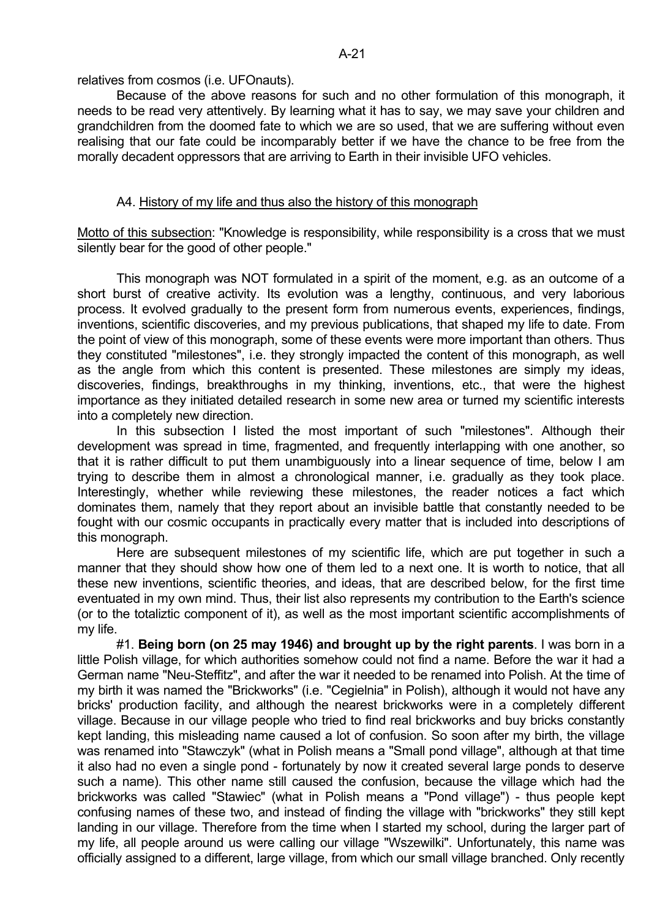relatives from cosmos (i.e. UFOnauts).

Because of the above reasons for such and no other formulation of this monograph, it needs to be read very attentively. By learning what it has to say, we may save your children and grandchildren from the doomed fate to which we are so used, that we are suffering without even realising that our fate could be incomparably better if we have the chance to be free from the morally decadent oppressors that are arriving to Earth in their invisible UFO vehicles.

## A4. History of my life and thus also the history of this monograph

Motto of this subsection: "Knowledge is responsibility, while responsibility is a cross that we must silently bear for the good of other people."

This monograph was NOT formulated in a spirit of the moment, e.g. as an outcome of a short burst of creative activity. Its evolution was a lengthy, continuous, and very laborious process. It evolved gradually to the present form from numerous events, experiences, findings, inventions, scientific discoveries, and my previous publications, that shaped my life to date. From the point of view of this monograph, some of these events were more important than others. Thus they constituted "milestones", i.e. they strongly impacted the content of this monograph, as well as the angle from which this content is presented. These milestones are simply my ideas, discoveries, findings, breakthroughs in my thinking, inventions, etc., that were the highest importance as they initiated detailed research in some new area or turned my scientific interests into a completely new direction.

In this subsection I listed the most important of such "milestones". Although their development was spread in time, fragmented, and frequently interlapping with one another, so that it is rather difficult to put them unambiguously into a linear sequence of time, below I am trying to describe them in almost a chronological manner, i.e. gradually as they took place. Interestingly, whether while reviewing these milestones, the reader notices a fact which dominates them, namely that they report about an invisible battle that constantly needed to be fought with our cosmic occupants in practically every matter that is included into descriptions of this monograph.

Here are subsequent milestones of my scientific life, which are put together in such a manner that they should show how one of them led to a next one. It is worth to notice, that all these new inventions, scientific theories, and ideas, that are described below, for the first time eventuated in my own mind. Thus, their list also represents my contribution to the Earth's science (or to the totaliztic component of it), as well as the most important scientific accomplishments of my life.

#1. **Being born (on 25 may 1946) and brought up by the right parents**. I was born in a little Polish village, for which authorities somehow could not find a name. Before the war it had a German name "Neu-Steffitz", and after the war it needed to be renamed into Polish. At the time of my birth it was named the "Brickworks" (i.e. "Cegielnia" in Polish), although it would not have any bricks' production facility, and although the nearest brickworks were in a completely different village. Because in our village people who tried to find real brickworks and buy bricks constantly kept landing, this misleading name caused a lot of confusion. So soon after my birth, the village was renamed into "Stawczyk" (what in Polish means a "Small pond village", although at that time it also had no even a single pond - fortunately by now it created several large ponds to deserve such a name). This other name still caused the confusion, because the village which had the brickworks was called "Stawiec" (what in Polish means a "Pond village") - thus people kept confusing names of these two, and instead of finding the village with "brickworks" they still kept landing in our village. Therefore from the time when I started my school, during the larger part of my life, all people around us were calling our village "Wszewilki". Unfortunately, this name was officially assigned to a different, large village, from which our small village branched. Only recently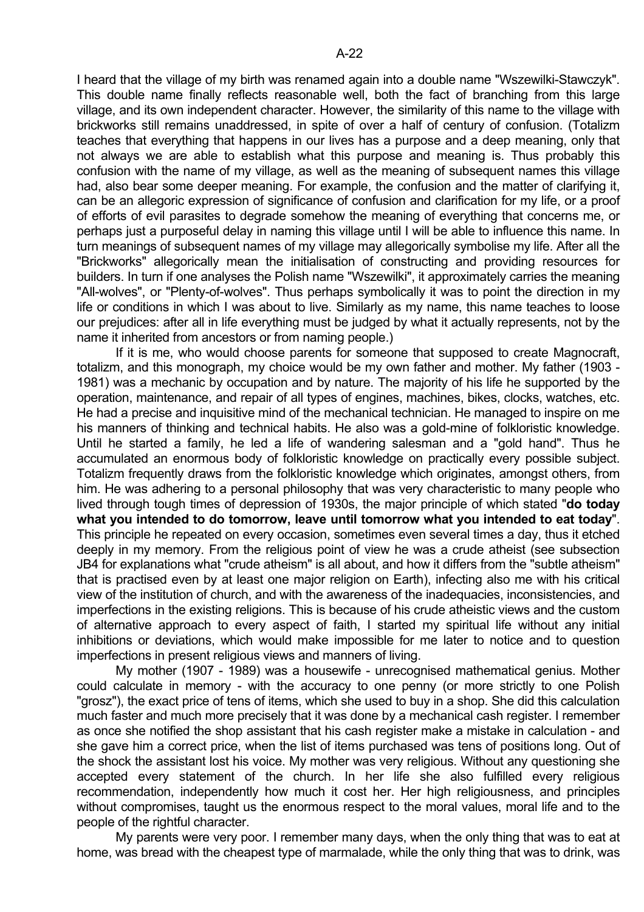I heard that the village of my birth was renamed again into a double name "Wszewilki-Stawczyk". This double name finally reflects reasonable well, both the fact of branching from this large village, and its own independent character. However, the similarity of this name to the village with brickworks still remains unaddressed, in spite of over a half of century of confusion. (Totalizm teaches that everything that happens in our lives has a purpose and a deep meaning, only that not always we are able to establish what this purpose and meaning is. Thus probably this confusion with the name of my village, as well as the meaning of subsequent names this village had, also bear some deeper meaning. For example, the confusion and the matter of clarifying it, can be an allegoric expression of significance of confusion and clarification for my life, or a proof of efforts of evil parasites to degrade somehow the meaning of everything that concerns me, or perhaps just a purposeful delay in naming this village until I will be able to influence this name. In turn meanings of subsequent names of my village may allegorically symbolise my life. After all the "Brickworks" allegorically mean the initialisation of constructing and providing resources for builders. In turn if one analyses the Polish name "Wszewilki", it approximately carries the meaning "All-wolves", or "Plenty-of-wolves". Thus perhaps symbolically it was to point the direction in my life or conditions in which I was about to live. Similarly as my name, this name teaches to loose our prejudices: after all in life everything must be judged by what it actually represents, not by the name it inherited from ancestors or from naming people.)

If it is me, who would choose parents for someone that supposed to create Magnocraft, totalizm, and this monograph, my choice would be my own father and mother. My father (1903 - 1981) was a mechanic by occupation and by nature. The majority of his life he supported by the operation, maintenance, and repair of all types of engines, machines, bikes, clocks, watches, etc. He had a precise and inquisitive mind of the mechanical technician. He managed to inspire on me his manners of thinking and technical habits. He also was a gold-mine of folkloristic knowledge. Until he started a family, he led a life of wandering salesman and a "gold hand". Thus he accumulated an enormous body of folkloristic knowledge on practically every possible subject. Totalizm frequently draws from the folkloristic knowledge which originates, amongst others, from him. He was adhering to a personal philosophy that was very characteristic to many people who lived through tough times of depression of 1930s, the major principle of which stated "**do today what you intended to do tomorrow, leave until tomorrow what you intended to eat today**". This principle he repeated on every occasion, sometimes even several times a day, thus it etched deeply in my memory. From the religious point of view he was a crude atheist (see subsection JB4 for explanations what "crude atheism" is all about, and how it differs from the "subtle atheism" that is practised even by at least one major religion on Earth), infecting also me with his critical view of the institution of church, and with the awareness of the inadequacies, inconsistencies, and imperfections in the existing religions. This is because of his crude atheistic views and the custom of alternative approach to every aspect of faith, I started my spiritual life without any initial inhibitions or deviations, which would make impossible for me later to notice and to question imperfections in present religious views and manners of living.

My mother (1907 - 1989) was a housewife - unrecognised mathematical genius. Mother could calculate in memory - with the accuracy to one penny (or more strictly to one Polish "grosz"), the exact price of tens of items, which she used to buy in a shop. She did this calculation much faster and much more precisely that it was done by a mechanical cash register. I remember as once she notified the shop assistant that his cash register make a mistake in calculation - and she gave him a correct price, when the list of items purchased was tens of positions long. Out of the shock the assistant lost his voice. My mother was very religious. Without any questioning she accepted every statement of the church. In her life she also fulfilled every religious recommendation, independently how much it cost her. Her high religiousness, and principles without compromises, taught us the enormous respect to the moral values, moral life and to the people of the rightful character.

My parents were very poor. I remember many days, when the only thing that was to eat at home, was bread with the cheapest type of marmalade, while the only thing that was to drink, was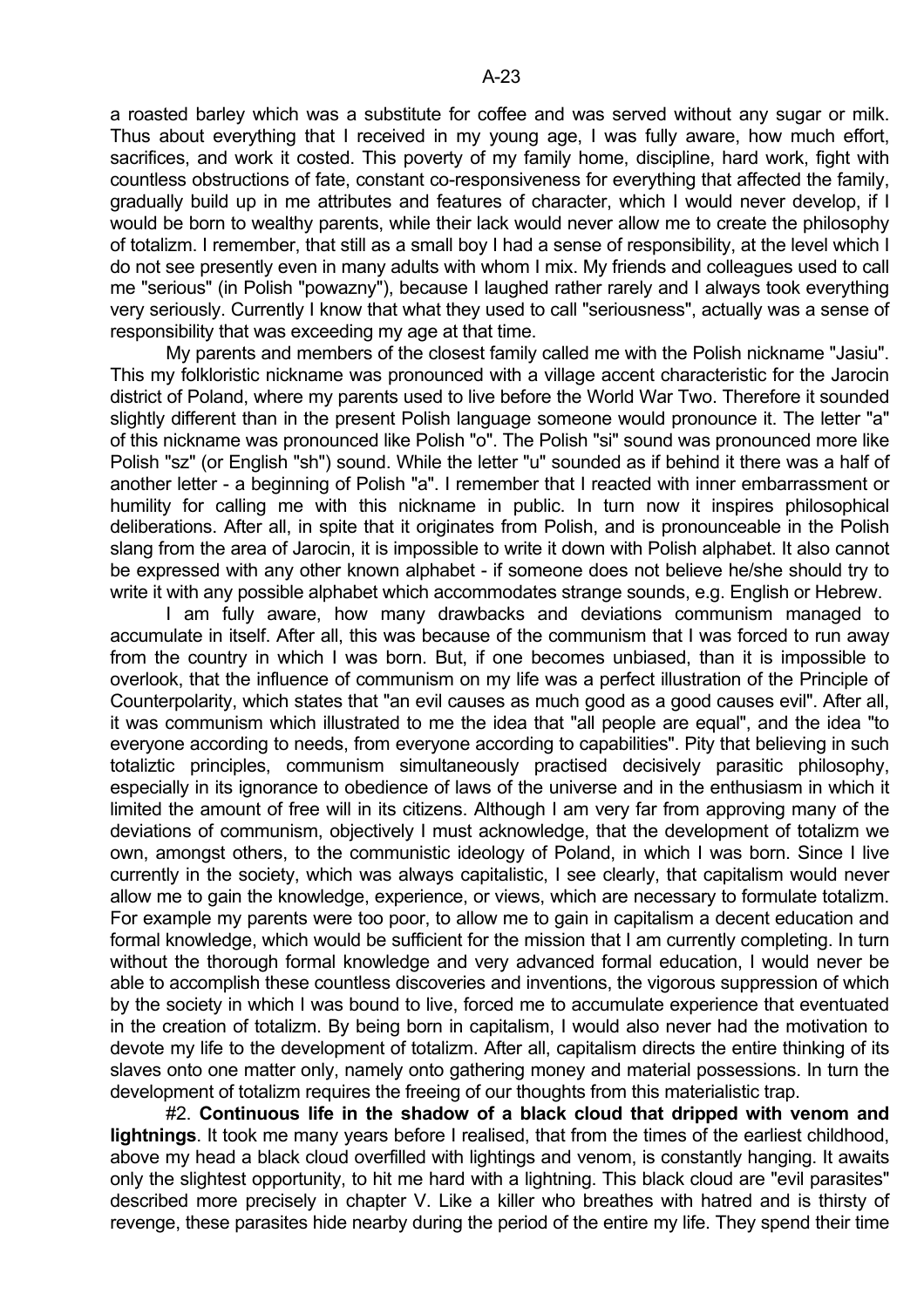a roasted barley which was a substitute for coffee and was served without any sugar or milk. Thus about everything that I received in my young age, I was fully aware, how much effort, sacrifices, and work it costed. This poverty of my family home, discipline, hard work, fight with countless obstructions of fate, constant co-responsiveness for everything that affected the family, gradually build up in me attributes and features of character, which I would never develop, if I would be born to wealthy parents, while their lack would never allow me to create the philosophy of totalizm. I remember, that still as a small boy I had a sense of responsibility, at the level which I do not see presently even in many adults with whom I mix. My friends and colleagues used to call me "serious" (in Polish "powazny"), because I laughed rather rarely and I always took everything very seriously. Currently I know that what they used to call "seriousness", actually was a sense of responsibility that was exceeding my age at that time.

My parents and members of the closest family called me with the Polish nickname "Jasiu". This my folkloristic nickname was pronounced with a village accent characteristic for the Jarocin district of Poland, where my parents used to live before the World War Two. Therefore it sounded slightly different than in the present Polish language someone would pronounce it. The letter "a" of this nickname was pronounced like Polish "o". The Polish "si" sound was pronounced more like Polish "sz" (or English "sh") sound. While the letter "u" sounded as if behind it there was a half of another letter - a beginning of Polish "a". I remember that I reacted with inner embarrassment or humility for calling me with this nickname in public. In turn now it inspires philosophical deliberations. After all, in spite that it originates from Polish, and is pronounceable in the Polish slang from the area of Jarocin, it is impossible to write it down with Polish alphabet. It also cannot be expressed with any other known alphabet - if someone does not believe he/she should try to write it with any possible alphabet which accommodates strange sounds, e.g. English or Hebrew.

I am fully aware, how many drawbacks and deviations communism managed to accumulate in itself. After all, this was because of the communism that I was forced to run away from the country in which I was born. But, if one becomes unbiased, than it is impossible to overlook, that the influence of communism on my life was a perfect illustration of the Principle of Counterpolarity, which states that "an evil causes as much good as a good causes evil". After all, it was communism which illustrated to me the idea that "all people are equal", and the idea "to everyone according to needs, from everyone according to capabilities". Pity that believing in such totaliztic principles, communism simultaneously practised decisively parasitic philosophy, especially in its ignorance to obedience of laws of the universe and in the enthusiasm in which it limited the amount of free will in its citizens. Although I am very far from approving many of the deviations of communism, objectively I must acknowledge, that the development of totalizm we own, amongst others, to the communistic ideology of Poland, in which I was born. Since I live currently in the society, which was always capitalistic, I see clearly, that capitalism would never allow me to gain the knowledge, experience, or views, which are necessary to formulate totalizm. For example my parents were too poor, to allow me to gain in capitalism a decent education and formal knowledge, which would be sufficient for the mission that I am currently completing. In turn without the thorough formal knowledge and very advanced formal education, I would never be able to accomplish these countless discoveries and inventions, the vigorous suppression of which by the society in which I was bound to live, forced me to accumulate experience that eventuated in the creation of totalizm. By being born in capitalism, I would also never had the motivation to devote my life to the development of totalizm. After all, capitalism directs the entire thinking of its slaves onto one matter only, namely onto gathering money and material possessions. In turn the development of totalizm requires the freeing of our thoughts from this materialistic trap.

#2. **Continuous life in the shadow of a black cloud that dripped with venom and lightnings**. It took me many years before I realised, that from the times of the earliest childhood, above my head a black cloud overfilled with lightings and venom, is constantly hanging. It awaits only the slightest opportunity, to hit me hard with a lightning. This black cloud are "evil parasites" described more precisely in chapter V. Like a killer who breathes with hatred and is thirsty of revenge, these parasites hide nearby during the period of the entire my life. They spend their time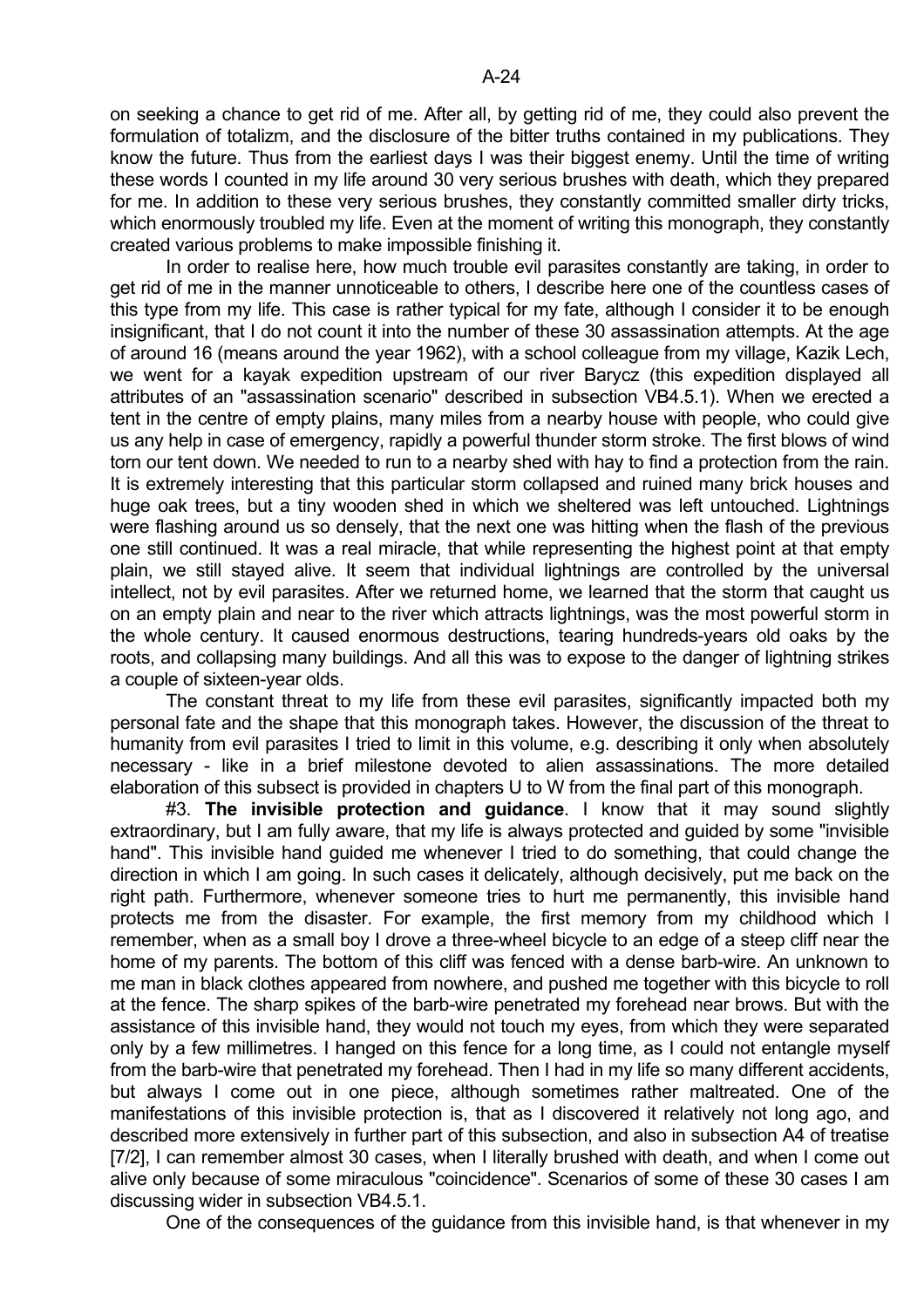on seeking a chance to get rid of me. After all, by getting rid of me, they could also prevent the formulation of totalizm, and the disclosure of the bitter truths contained in my publications. They know the future. Thus from the earliest days I was their biggest enemy. Until the time of writing these words I counted in my life around 30 very serious brushes with death, which they prepared for me. In addition to these very serious brushes, they constantly committed smaller dirty tricks, which enormously troubled my life. Even at the moment of writing this monograph, they constantly created various problems to make impossible finishing it.

In order to realise here, how much trouble evil parasites constantly are taking, in order to get rid of me in the manner unnoticeable to others, I describe here one of the countless cases of this type from my life. This case is rather typical for my fate, although I consider it to be enough insignificant, that I do not count it into the number of these 30 assassination attempts. At the age of around 16 (means around the year 1962), with a school colleague from my village, Kazik Lech, we went for a kayak expedition upstream of our river Barycz (this expedition displayed all attributes of an "assassination scenario" described in subsection VB4.5.1). When we erected a tent in the centre of empty plains, many miles from a nearby house with people, who could give us any help in case of emergency, rapidly a powerful thunder storm stroke. The first blows of wind torn our tent down. We needed to run to a nearby shed with hay to find a protection from the rain. It is extremely interesting that this particular storm collapsed and ruined many brick houses and huge oak trees, but a tiny wooden shed in which we sheltered was left untouched. Lightnings were flashing around us so densely, that the next one was hitting when the flash of the previous one still continued. It was a real miracle, that while representing the highest point at that empty plain, we still stayed alive. It seem that individual lightnings are controlled by the universal intellect, not by evil parasites. After we returned home, we learned that the storm that caught us on an empty plain and near to the river which attracts lightnings, was the most powerful storm in the whole century. It caused enormous destructions, tearing hundreds-years old oaks by the roots, and collapsing many buildings. And all this was to expose to the danger of lightning strikes a couple of sixteen-year olds.

The constant threat to my life from these evil parasites, significantly impacted both my personal fate and the shape that this monograph takes. However, the discussion of the threat to humanity from evil parasites I tried to limit in this volume, e.g. describing it only when absolutely necessary - like in a brief milestone devoted to alien assassinations. The more detailed elaboration of this subject is provided in chapters U to W from the final part of this monograph.

#3. **The invisible protection and guidance**. I know that it may sound slightly extraordinary, but I am fully aware, that my life is always protected and guided by some "invisible hand". This invisible hand guided me whenever I tried to do something, that could change the direction in which I am going. In such cases it delicately, although decisively, put me back on the right path. Furthermore, whenever someone tries to hurt me permanently, this invisible hand protects me from the disaster. For example, the first memory from my childhood which I remember, when as a small boy I drove a three-wheel bicycle to an edge of a steep cliff near the home of my parents. The bottom of this cliff was fenced with a dense barb-wire. An unknown to me man in black clothes appeared from nowhere, and pushed me together with this bicycle to roll at the fence. The sharp spikes of the barb-wire penetrated my forehead near brows. But with the assistance of this invisible hand, they would not touch my eyes, from which they were separated only by a few millimetres. I hanged on this fence for a long time, as I could not entangle myself from the barb-wire that penetrated my forehead. Then I had in my life so many different accidents, but always I come out in one piece, although sometimes rather maltreated. One of the manifestations of this invisible protection is, that as I discovered it relatively not long ago, and described more extensively in further part of this subsection, and also in subsection A4 of treatise [7/2], I can remember almost 30 cases, when I literally brushed with death, and when I come out alive only because of some miraculous "coincidence". Scenarios of some of these 30 cases I am discussing wider in subsection VB4.5.1.

One of the consequences of the guidance from this invisible hand, is that whenever in my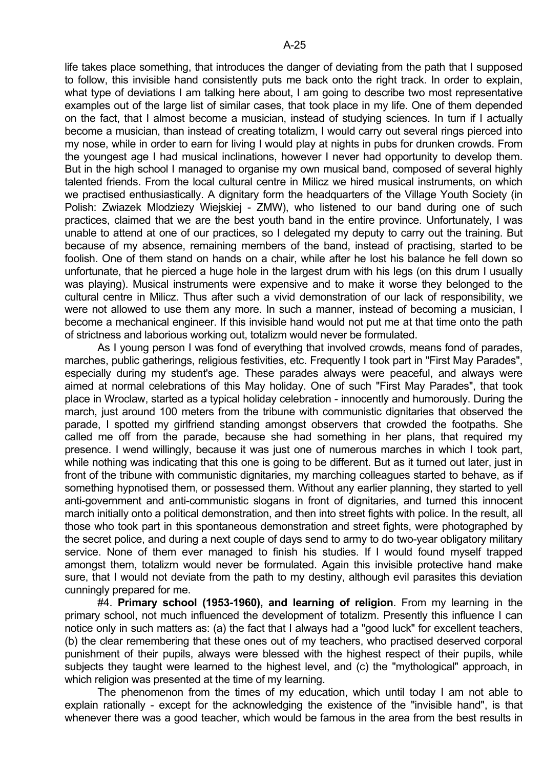life takes place something, that introduces the danger of deviating from the path that I supposed to follow, this invisible hand consistently puts me back onto the right track. In order to explain, what type of deviations I am talking here about, I am going to describe two most representative examples out of the large list of similar cases, that took place in my life. One of them depended on the fact, that I almost become a musician, instead of studying sciences. In turn if I actually become a musician, than instead of creating totalizm, I would carry out several rings pierced into my nose, while in order to earn for living I would play at nights in pubs for drunken crowds. From the youngest age I had musical inclinations, however I never had opportunity to develop them. But in the high school I managed to organise my own musical band, composed of several highly talented friends. From the local cultural centre in Milicz we hired musical instruments, on which we practised enthusiastically. A dignitary form the headquarters of the Village Youth Society (in Polish: Zwiazek Mlodziezy Wiejskiej - ZMW), who listened to our band during one of such practices, claimed that we are the best youth band in the entire province. Unfortunately, I was unable to attend at one of our practices, so I delegated my deputy to carry out the training. But because of my absence, remaining members of the band, instead of practising, started to be foolish. One of them stand on hands on a chair, while after he lost his balance he fell down so unfortunate, that he pierced a huge hole in the largest drum with his legs (on this drum I usually was playing). Musical instruments were expensive and to make it worse they belonged to the cultural centre in Milicz. Thus after such a vivid demonstration of our lack of responsibility, we were not allowed to use them any more. In such a manner, instead of becoming a musician, I become a mechanical engineer. If this invisible hand would not put me at that time onto the path of strictness and laborious working out, totalizm would never be formulated.

As I young person I was fond of everything that involved crowds, means fond of parades, marches, public gatherings, religious festivities, etc. Frequently I took part in "First May Parades", especially during my student's age. These parades always were peaceful, and always were aimed at normal celebrations of this May holiday. One of such "First May Parades", that took place in Wroclaw, started as a typical holiday celebration - innocently and humorously. During the march, just around 100 meters from the tribune with communistic dignitaries that observed the parade, I spotted my girlfriend standing amongst observers that crowded the footpaths. She called me off from the parade, because she had something in her plans, that required my presence. I wend willingly, because it was just one of numerous marches in which I took part, while nothing was indicating that this one is going to be different. But as it turned out later, just in front of the tribune with communistic dignitaries, my marching colleagues started to behave, as if something hypnotised them, or possessed them. Without any earlier planning, they started to yell anti-government and anti-communistic slogans in front of dignitaries, and turned this innocent march initially onto a political demonstration, and then into street fights with police. In the result, all those who took part in this spontaneous demonstration and street fights, were photographed by the secret police, and during a next couple of days send to army to do two-year obligatory military service. None of them ever managed to finish his studies. If I would found myself trapped amongst them, totalizm would never be formulated. Again this invisible protective hand make sure, that I would not deviate from the path to my destiny, although evil parasites this deviation cunningly prepared for me.

#4. **Primary school (1953-1960), and learning of religion**. From my learning in the primary school, not much influenced the development of totalizm. Presently this influence I can notice only in such matters as: (a) the fact that I always had a "good luck" for excellent teachers, (b) the clear remembering that these ones out of my teachers, who practised deserved corporal punishment of their pupils, always were blessed with the highest respect of their pupils, while subjects they taught were learned to the highest level, and (c) the "mythological" approach, in which religion was presented at the time of my learning.

The phenomenon from the times of my education, which until today I am not able to explain rationally - except for the acknowledging the existence of the "invisible hand", is that whenever there was a good teacher, which would be famous in the area from the best results in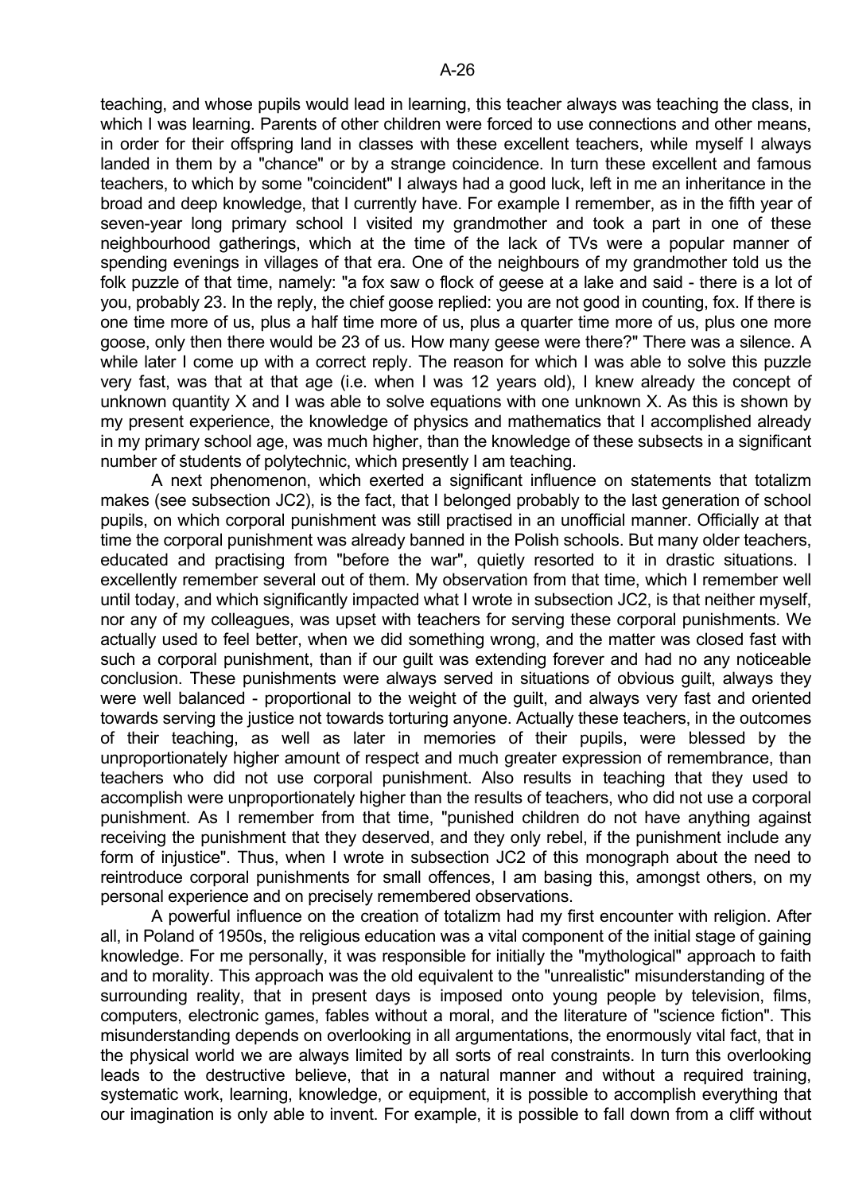teaching, and whose pupils would lead in learning, this teacher always was teaching the class, in which I was learning. Parents of other children were forced to use connections and other means, in order for their offspring land in classes with these excellent teachers, while myself I always landed in them by a "chance" or by a strange coincidence. In turn these excellent and famous teachers, to which by some "coincident" I always had a good luck, left in me an inheritance in the broad and deep knowledge, that I currently have. For example I remember, as in the fifth year of seven-year long primary school I visited my grandmother and took a part in one of these neighbourhood gatherings, which at the time of the lack of TVs were a popular manner of spending evenings in villages of that era. One of the neighbours of my grandmother told us the folk puzzle of that time, namely: "a fox saw o flock of geese at a lake and said - there is a lot of you, probably 23. In the reply, the chief goose replied: you are not good in counting, fox. If there is one time more of us, plus a half time more of us, plus a quarter time more of us, plus one more goose, only then there would be 23 of us. How many geese were there?" There was a silence. A while later I come up with a correct reply. The reason for which I was able to solve this puzzle very fast, was that at that age (i.e. when I was 12 years old), I knew already the concept of unknown quantity X and I was able to solve equations with one unknown X. As this is shown by my present experience, the knowledge of physics and mathematics that I accomplished already in my primary school age, was much higher, than the knowledge of these subsects in a significant number of students of polytechnic, which presently I am teaching.

A next phenomenon, which exerted a significant influence on statements that totalizm makes (see subsection JC2), is the fact, that I belonged probably to the last generation of school pupils, on which corporal punishment was still practised in an unofficial manner. Officially at that time the corporal punishment was already banned in the Polish schools. But many older teachers, educated and practising from "before the war", quietly resorted to it in drastic situations. I excellently remember several out of them. My observation from that time, which I remember well until today, and which significantly impacted what I wrote in subsection JC2, is that neither myself, nor any of my colleagues, was upset with teachers for serving these corporal punishments. We actually used to feel better, when we did something wrong, and the matter was closed fast with such a corporal punishment, than if our guilt was extending forever and had no any noticeable conclusion. These punishments were always served in situations of obvious guilt, always they were well balanced - proportional to the weight of the guilt, and always very fast and oriented towards serving the justice not towards torturing anyone. Actually these teachers, in the outcomes of their teaching, as well as later in memories of their pupils, were blessed by the unproportionately higher amount of respect and much greater expression of remembrance, than teachers who did not use corporal punishment. Also results in teaching that they used to accomplish were unproportionately higher than the results of teachers, who did not use a corporal punishment. As I remember from that time, "punished children do not have anything against receiving the punishment that they deserved, and they only rebel, if the punishment include any form of injustice". Thus, when I wrote in subsection JC2 of this monograph about the need to reintroduce corporal punishments for small offences, I am basing this, amongst others, on my personal experience and on precisely remembered observations.

A powerful influence on the creation of totalizm had my first encounter with religion. After all, in Poland of 1950s, the religious education was a vital component of the initial stage of gaining knowledge. For me personally, it was responsible for initially the "mythological" approach to faith and to morality. This approach was the old equivalent to the "unrealistic" misunderstanding of the surrounding reality, that in present days is imposed onto young people by television, films, computers, electronic games, fables without a moral, and the literature of "science fiction". This misunderstanding depends on overlooking in all argumentations, the enormously vital fact, that in the physical world we are always limited by all sorts of real constraints. In turn this overlooking leads to the destructive believe, that in a natural manner and without a required training, systematic work, learning, knowledge, or equipment, it is possible to accomplish everything that our imagination is only able to invent. For example, it is possible to fall down from a cliff without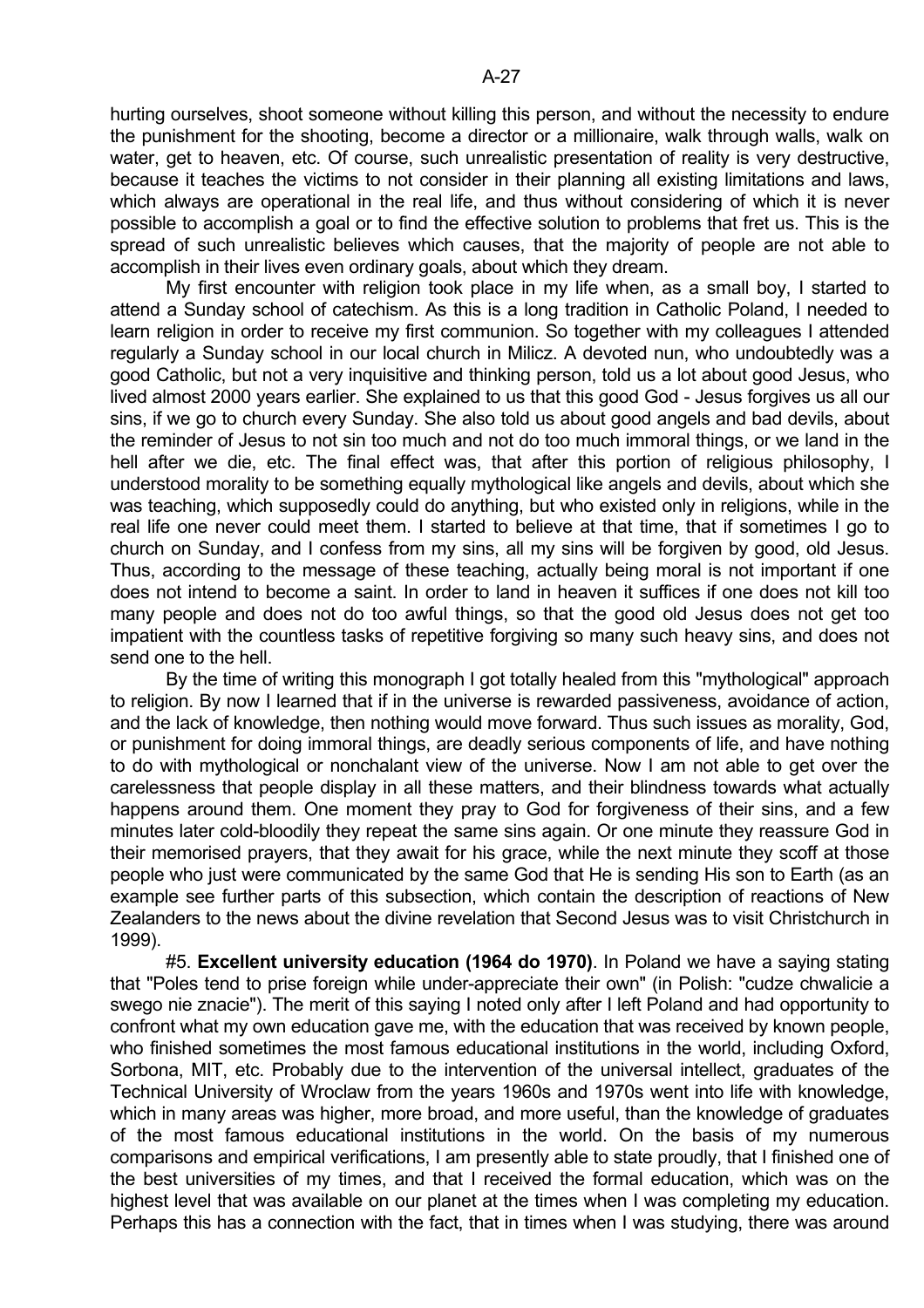hurting ourselves, shoot someone without killing this person, and without the necessity to endure the punishment for the shooting, become a director or a millionaire, walk through walls, walk on water, get to heaven, etc. Of course, such unrealistic presentation of reality is very destructive, because it teaches the victims to not consider in their planning all existing limitations and laws, which always are operational in the real life, and thus without considering of which it is never possible to accomplish a goal or to find the effective solution to problems that fret us. This is the spread of such unrealistic believes which causes, that the majority of people are not able to accomplish in their lives even ordinary goals, about which they dream.

My first encounter with religion took place in my life when, as a small boy, I started to attend a Sunday school of catechism. As this is a long tradition in Catholic Poland, I needed to learn religion in order to receive my first communion. So together with my colleagues I attended regularly a Sunday school in our local church in Milicz. A devoted nun, who undoubtedly was a good Catholic, but not a very inquisitive and thinking person, told us a lot about good Jesus, who lived almost 2000 years earlier. She explained to us that this good God - Jesus forgives us all our sins, if we go to church every Sunday. She also told us about good angels and bad devils, about the reminder of Jesus to not sin too much and not do too much immoral things, or we land in the hell after we die, etc. The final effect was, that after this portion of religious philosophy, I understood morality to be something equally mythological like angels and devils, about which she was teaching, which supposedly could do anything, but who existed only in religions, while in the real life one never could meet them. I started to believe at that time, that if sometimes I go to church on Sunday, and I confess from my sins, all my sins will be forgiven by good, old Jesus. Thus, according to the message of these teaching, actually being moral is not important if one does not intend to become a saint. In order to land in heaven it suffices if one does not kill too many people and does not do too awful things, so that the good old Jesus does not get too impatient with the countless tasks of repetitive forgiving so many such heavy sins, and does not send one to the hell.

By the time of writing this monograph I got totally healed from this "mythological" approach to religion. By now I learned that if in the universe is rewarded passiveness, avoidance of action, and the lack of knowledge, then nothing would move forward. Thus such issues as morality, God, or punishment for doing immoral things, are deadly serious components of life, and have nothing to do with mythological or nonchalant view of the universe. Now I am not able to get over the carelessness that people display in all these matters, and their blindness towards what actually happens around them. One moment they pray to God for forgiveness of their sins, and a few minutes later cold-bloodily they repeat the same sins again. Or one minute they reassure God in their memorised prayers, that they await for his grace, while the next minute they scoff at those people who just were communicated by the same God that He is sending His son to Earth (as an example see further parts of this subsection, which contain the description of reactions of New Zealanders to the news about the divine revelation that Second Jesus was to visit Christchurch in 1999).

#5. **Excellent university education (1964 do 1970)**. In Poland we have a saying stating that "Poles tend to prise foreign while under-appreciate their own" (in Polish: "cudze chwalicie a swego nie znacie"). The merit of this saying I noted only after I left Poland and had opportunity to confront what my own education gave me, with the education that was received by known people, who finished sometimes the most famous educational institutions in the world, including Oxford, Sorbona, MIT, etc. Probably due to the intervention of the universal intellect, graduates of the Technical University of Wroclaw from the years 1960s and 1970s went into life with knowledge, which in many areas was higher, more broad, and more useful, than the knowledge of graduates of the most famous educational institutions in the world. On the basis of my numerous comparisons and empirical verifications, I am presently able to state proudly, that I finished one of the best universities of my times, and that I received the formal education, which was on the highest level that was available on our planet at the times when I was completing my education. Perhaps this has a connection with the fact, that in times when I was studying, there was around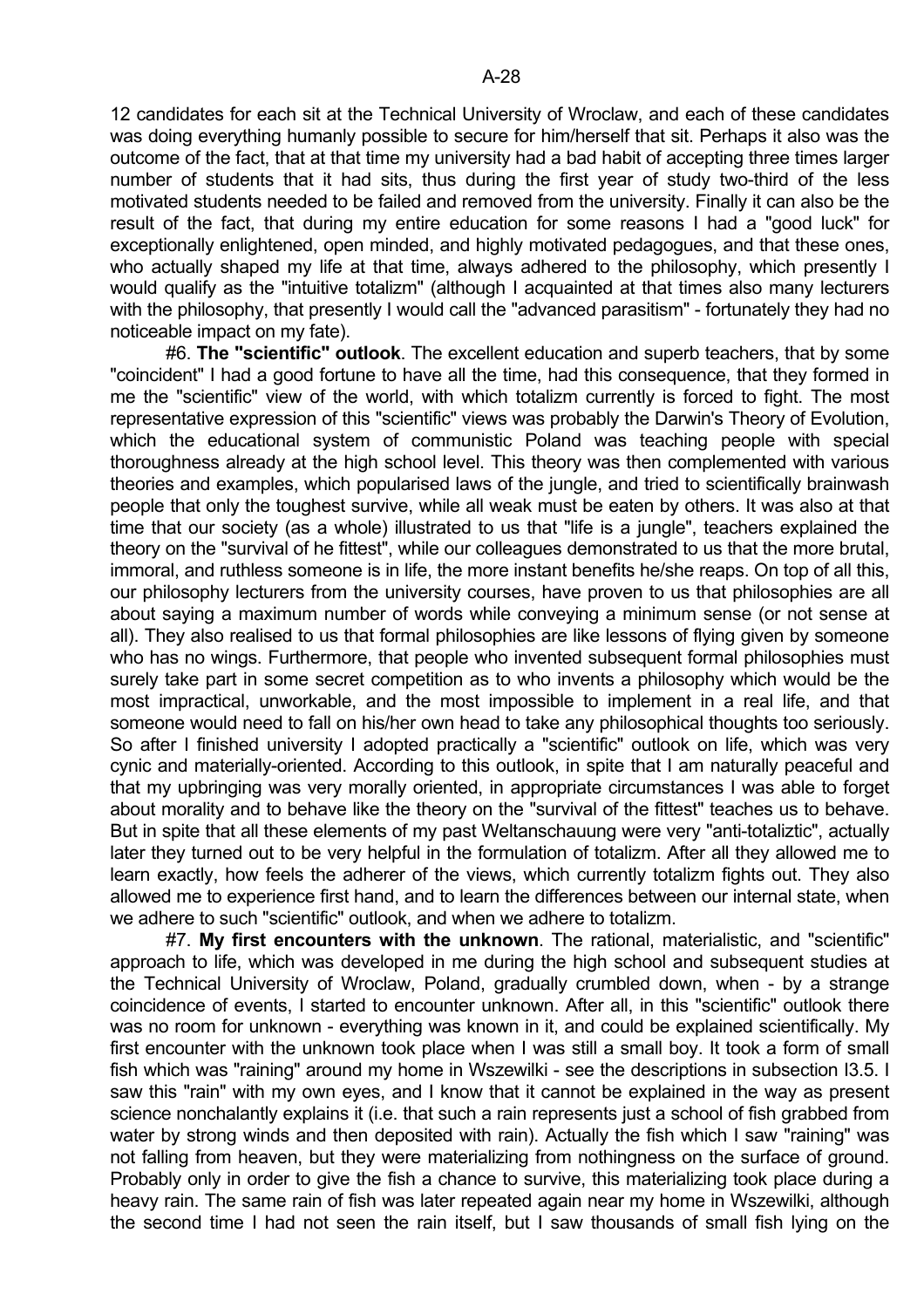12 candidates for each sit at the Technical University of Wroclaw, and each of these candidates was doing everything humanly possible to secure for him/herself that sit. Perhaps it also was the outcome of the fact, that at that time my university had a bad habit of accepting three times larger number of students that it had sits, thus during the first year of study two-third of the less motivated students needed to be failed and removed from the university. Finally it can also be the result of the fact, that during my entire education for some reasons I had a "good luck" for exceptionally enlightened, open minded, and highly motivated pedagogues, and that these ones, who actually shaped my life at that time, always adhered to the philosophy, which presently I would qualify as the "intuitive totalizm" (although I acquainted at that times also many lecturers with the philosophy, that presently I would call the "advanced parasitism" - fortunately they had no noticeable impact on my fate).

#6. **The "scientific" outlook**. The excellent education and superb teachers, that by some "coincident" I had a good fortune to have all the time, had this consequence, that they formed in me the "scientific" view of the world, with which totalizm currently is forced to fight. The most representative expression of this "scientific" views was probably the Darwin's Theory of Evolution, which the educational system of communistic Poland was teaching people with special thoroughness already at the high school level. This theory was then complemented with various theories and examples, which popularised laws of the jungle, and tried to scientifically brainwash people that only the toughest survive, while all weak must be eaten by others. It was also at that time that our society (as a whole) illustrated to us that "life is a jungle", teachers explained the theory on the "survival of he fittest", while our colleagues demonstrated to us that the more brutal, immoral, and ruthless someone is in life, the more instant benefits he/she reaps. On top of all this, our philosophy lecturers from the university courses, have proven to us that philosophies are all about saying a maximum number of words while conveying a minimum sense (or not sense at all). They also realised to us that formal philosophies are like lessons of flying given by someone who has no wings. Furthermore, that people who invented subsequent formal philosophies must surely take part in some secret competition as to who invents a philosophy which would be the most impractical, unworkable, and the most impossible to implement in a real life, and that someone would need to fall on his/her own head to take any philosophical thoughts too seriously. So after I finished university I adopted practically a "scientific" outlook on life, which was very cynic and materially-oriented. According to this outlook, in spite that I am naturally peaceful and that my upbringing was very morally oriented, in appropriate circumstances I was able to forget about morality and to behave like the theory on the "survival of the fittest" teaches us to behave. But in spite that all these elements of my past Weltanschauung were very "anti-totaliztic", actually later they turned out to be very helpful in the formulation of totalizm. After all they allowed me to learn exactly, how feels the adherer of the views, which currently totalizm fights out. They also allowed me to experience first hand, and to learn the differences between our internal state, when we adhere to such "scientific" outlook, and when we adhere to totalizm.

#7. **My first encounters with the unknown**. The rational, materialistic, and "scientific" approach to life, which was developed in me during the high school and subsequent studies at the Technical University of Wroclaw, Poland, gradually crumbled down, when - by a strange coincidence of events, I started to encounter unknown. After all, in this "scientific" outlook there was no room for unknown - everything was known in it, and could be explained scientifically. My first encounter with the unknown took place when I was still a small boy. It took a form of small fish which was "raining" around my home in Wszewilki - see the descriptions in subsection I3.5. I saw this "rain" with my own eyes, and I know that it cannot be explained in the way as present science nonchalantly explains it (i.e. that such a rain represents just a school of fish grabbed from water by strong winds and then deposited with rain). Actually the fish which I saw "raining" was not falling from heaven, but they were materializing from nothingness on the surface of ground. Probably only in order to give the fish a chance to survive, this materializing took place during a heavy rain. The same rain of fish was later repeated again near my home in Wszewilki, although the second time I had not seen the rain itself, but I saw thousands of small fish lying on the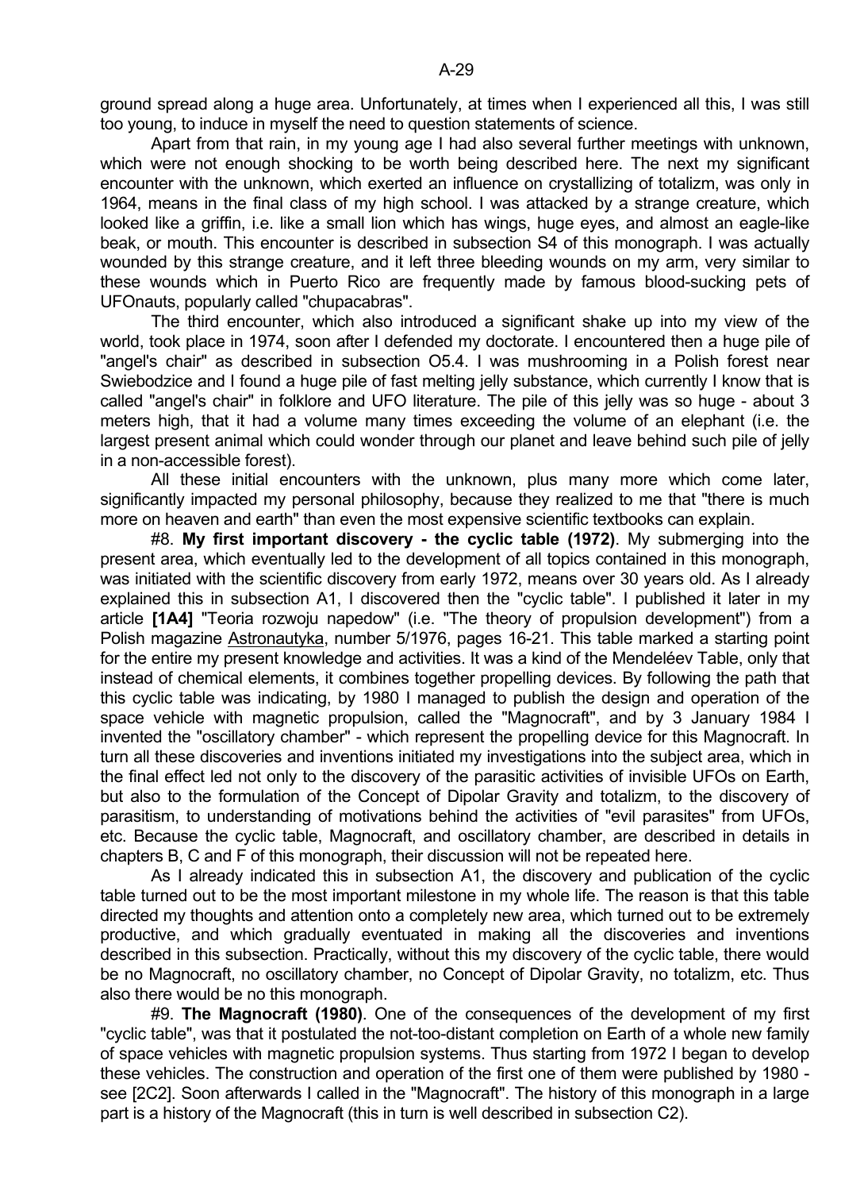ground spread along a huge area. Unfortunately, at times when I experienced all this, I was still too young, to induce in myself the need to question statements of science.

Apart from that rain, in my young age I had also several further meetings with unknown, which were not enough shocking to be worth being described here. The next my significant encounter with the unknown, which exerted an influence on crystallizing of totalizm, was only in 1964, means in the final class of my high school. I was attacked by a strange creature, which looked like a griffin, i.e. like a small lion which has wings, huge eyes, and almost an eagle-like beak, or mouth. This encounter is described in subsection S4 of this monograph. I was actually wounded by this strange creature, and it left three bleeding wounds on my arm, very similar to these wounds which in Puerto Rico are frequently made by famous blood-sucking pets of UFOnauts, popularly called "chupacabras".

The third encounter, which also introduced a significant shake up into my view of the world, took place in 1974, soon after I defended my doctorate. I encountered then a huge pile of "angel's chair" as described in subsection O5.4. I was mushrooming in a Polish forest near Swiebodzice and I found a huge pile of fast melting jelly substance, which currently I know that is called "angel's chair" in folklore and UFO literature. The pile of this jelly was so huge - about 3 meters high, that it had a volume many times exceeding the volume of an elephant (i.e. the largest present animal which could wonder through our planet and leave behind such pile of jelly in a non-accessible forest).

All these initial encounters with the unknown, plus many more which come later, significantly impacted my personal philosophy, because they realized to me that "there is much more on heaven and earth" than even the most expensive scientific textbooks can explain.

#8. **My first important discovery - the cyclic table (1972)**. My submerging into the present area, which eventually led to the development of all topics contained in this monograph, was initiated with the scientific discovery from early 1972, means over 30 years old. As I already explained this in subsection A1, I discovered then the "cyclic table". I published it later in my article **[1A4]** "Teoria rozwoju napedow" (i.e. "The theory of propulsion development") from a Polish magazine Astronautyka, number 5/1976, pages 16-21. This table marked a starting point for the entire my present knowledge and activities. It was a kind of the Mendeléev Table, only that instead of chemical elements, it combines together propelling devices. By following the path that this cyclic table was indicating, by 1980 I managed to publish the design and operation of the space vehicle with magnetic propulsion, called the "Magnocraft", and by 3 January 1984 I invented the "oscillatory chamber" - which represent the propelling device for this Magnocraft. In turn all these discoveries and inventions initiated my investigations into the subject area, which in the final effect led not only to the discovery of the parasitic activities of invisible UFOs on Earth, but also to the formulation of the Concept of Dipolar Gravity and totalizm, to the discovery of parasitism, to understanding of motivations behind the activities of "evil parasites" from UFOs, etc. Because the cyclic table, Magnocraft, and oscillatory chamber, are described in details in chapters B, C and F of this monograph, their discussion will not be repeated here.

As I already indicated this in subsection A1, the discovery and publication of the cyclic table turned out to be the most important milestone in my whole life. The reason is that this table directed my thoughts and attention onto a completely new area, which turned out to be extremely productive, and which gradually eventuated in making all the discoveries and inventions described in this subsection. Practically, without this my discovery of the cyclic table, there would be no Magnocraft, no oscillatory chamber, no Concept of Dipolar Gravity, no totalizm, etc. Thus also there would be no this monograph.

#9. **The Magnocraft (1980)**. One of the consequences of the development of my first "cyclic table", was that it postulated the not-too-distant completion on Earth of a whole new family of space vehicles with magnetic propulsion systems. Thus starting from 1972 I began to develop these vehicles. The construction and operation of the first one of them were published by 1980 - see [2C2]. Soon afterwards I called in the "Magnocraft". The history of this monograph in a large part is a history of the Magnocraft (this in turn is well described in subsection C2).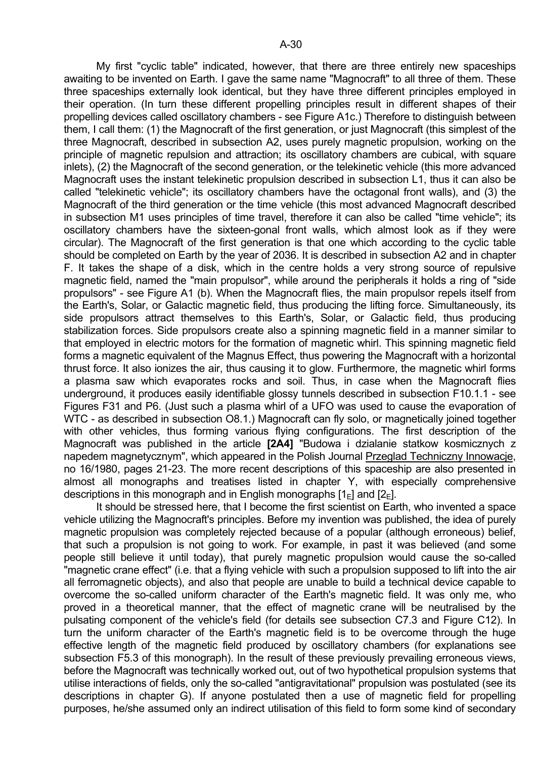My first "cyclic table" indicated, however, that there are three entirely new spaceships awaiting to be invented on Earth. I gave the same name "Magnocraft" to all three of them. These three spaceships externally look identical, but they have three different principles employed in their operation. (In turn these different propelling principles result in different shapes of their propelling devices called oscillatory chambers - see Figure A1c.) Therefore to distinguish between them, I call them: (1) the Magnocraft of the first generation, or just Magnocraft (this simplest of the three Magnocraft, described in subsection A2, uses purely magnetic propulsion, working on the principle of magnetic repulsion and attraction; its oscillatory chambers are cubical, with square inlets), (2) the Magnocraft of the second generation, or the telekinetic vehicle (this more advanced Magnocraft uses the instant telekinetic propulsion described in subsection L1, thus it can also be called "telekinetic vehicle"; its oscillatory chambers have the octagonal front walls), and (3) the Magnocraft of the third generation or the time vehicle (this most advanced Magnocraft described in subsection M1 uses principles of time travel, therefore it can also be called "time vehicle"; its oscillatory chambers have the sixteen-gonal front walls, which almost look as if they were circular). The Magnocraft of the first generation is that one which according to the cyclic table should be completed on Earth by the year of 2036. It is described in subsection A2 and in chapter F. It takes the shape of a disk, which in the centre holds a very strong source of repulsive magnetic field, named the "main propulsor", while around the peripherals it holds a ring of "side propulsors" - see Figure A1 (b). When the Magnocraft flies, the main propulsor repels itself from the Earth's, Solar, or Galactic magnetic field, thus producing the lifting force. Simultaneously, its side propulsors attract themselves to this Earth's, Solar, or Galactic field, thus producing stabilization forces. Side propulsors create also a spinning magnetic field in a manner similar to that employed in electric motors for the formation of magnetic whirl. This spinning magnetic field forms a magnetic equivalent of the Magnus Effect, thus powering the Magnocraft with a horizontal thrust force. It also ionizes the air, thus causing it to glow. Furthermore, the magnetic whirl forms a plasma saw which evaporates rocks and soil. Thus, in case when the Magnocraft flies underground, it produces easily identifiable glossy tunnels described in subsection F10.1.1 - see Figures F31 and P6. (Just such a plasma whirl of a UFO was used to cause the evaporation of WTC - as described in subsection O8.1.) Magnocraft can fly solo, or magnetically joined together with other vehicles, thus forming various flying configurations. The first description of the Magnocraft was published in the article **[2A4]** "Budowa i dzialanie statkow kosmicznych z napedem magnetycznym", which appeared in the Polish Journal Przeglad Techniczny Innowacje, no 16/1980, pages 21-23. The more recent descriptions of this spaceship are also presented in almost all monographs and treatises listed in chapter Y, with especially comprehensive descriptions in this monograph and in English monographs [$1_E$] and [$2_E$].

It should be stressed here, that I become the first scientist on Earth, who invented a space vehicle utilizing the Magnocraft's principles. Before my invention was published, the idea of purely magnetic propulsion was completely rejected because of a popular (although erroneous) belief, that such a propulsion is not going to work. For example, in past it was believed (and some people still believe it until today), that purely magnetic propulsion would cause the so-called "magnetic crane effect" (i.e. that a flying vehicle with such a propulsion supposed to lift into the air all ferromagnetic objects), and also that people are unable to build a technical device capable to overcome the so-called uniform character of the Earth's magnetic field. It was only me, who proved in a theoretical manner, that the effect of magnetic crane will be neutralised by the pulsating component of the vehicle's field (for details see subsection C7.3 and Figure C12). In turn the uniform character of the Earth's magnetic field is to be overcome through the huge effective length of the magnetic field produced by oscillatory chambers (for explanations see subsection F5.3 of this monograph). In the result of these previously prevailing erroneous views, before the Magnocraft was technically worked out, out of two hypothetical propulsion systems that utilise interactions of fields, only the so-called "antigravitational" propulsion was postulated (see its descriptions in chapter G). If anyone postulated then a use of magnetic field for propelling purposes, he/she assumed only an indirect utilisation of this field to form some kind of secondary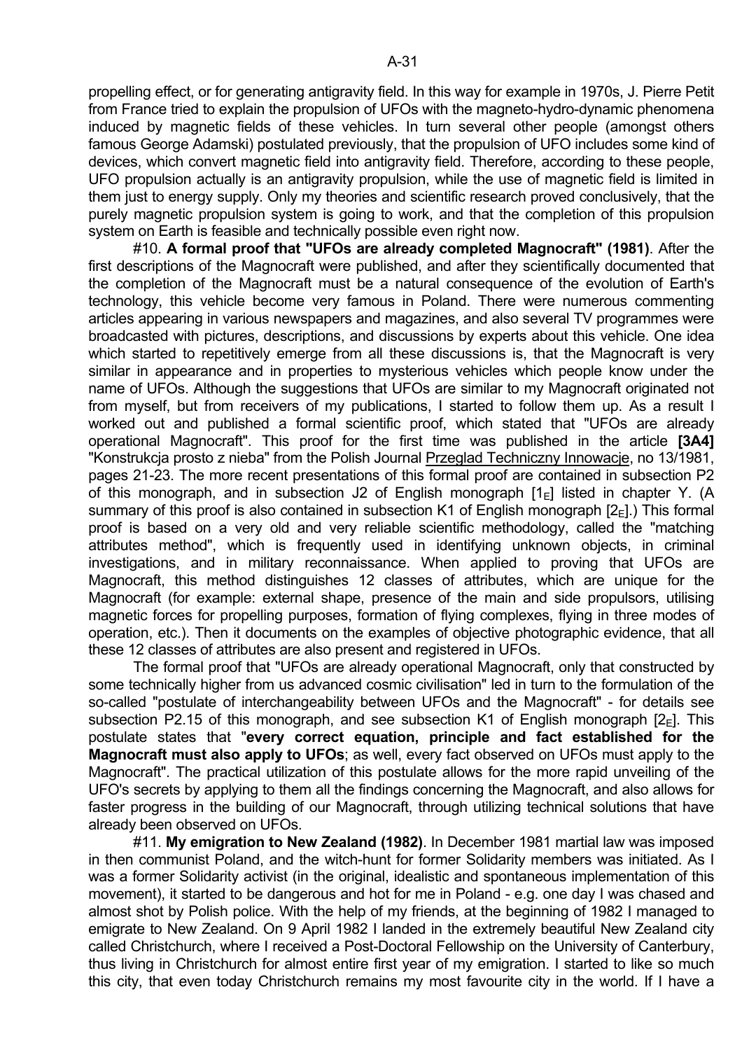propelling effect, or for generating antigravity field. In this way for example in 1970s, J. Pierre Petit from France tried to explain the propulsion of UFOs with the magneto-hydro-dynamic phenomena induced by magnetic fields of these vehicles. In turn several other people (amongst others famous George Adamski) postulated previously, that the propulsion of UFO includes some kind of devices, which convert magnetic field into antigravity field. Therefore, according to these people, UFO propulsion actually is an antigravity propulsion, while the use of magnetic field is limited in them just to energy supply. Only my theories and scientific research proved conclusively, that the purely magnetic propulsion system is going to work, and that the completion of this propulsion system on Earth is feasible and technically possible even right now.

#10. **A formal proof that "UFOs are already completed Magnocraft" (1981)**. After the first descriptions of the Magnocraft were published, and after they scientifically documented that the completion of the Magnocraft must be a natural consequence of the evolution of Earth's technology, this vehicle become very famous in Poland. There were numerous commenting articles appearing in various newspapers and magazines, and also several TV programmes were broadcasted with pictures, descriptions, and discussions by experts about this vehicle. One idea which started to repetitively emerge from all these discussions is, that the Magnocraft is very similar in appearance and in properties to mysterious vehicles which people know under the name of UFOs. Although the suggestions that UFOs are similar to my Magnocraft originated not from myself, but from receivers of my publications, I started to follow them up. As a result I worked out and published a formal scientific proof, which stated that "UFOs are already operational Magnocraft". This proof for the first time was published in the article **[3A4]** "Konstrukcja prosto z nieba" from the Polish Journal <u>Przeglad Techniczny Innowacje</u>, no 13/1981, pages 21-23. The more recent presentations of this formal proof are contained in subsection P2 of this monograph, and in subsection J2 of English monograph [$1_E$] listed in chapter Y. (A summary of this proof is also contained in subsection K1 of English monograph [$2_E$].) This formal proof is based on a very old and very reliable scientific methodology, called the "matching attributes method", which is frequently used in identifying unknown objects, in criminal investigations, and in military reconnaissance. When applied to proving that UFOs are Magnocraft, this method distinguishes 12 classes of attributes, which are unique for the Magnocraft (for example: external shape, presence of the main and side propulsors, utilising magnetic forces for propelling purposes, formation of flying complexes, flying in three modes of operation, etc.). Then it documents on the examples of objective photographic evidence, that all these 12 classes of attributes are also present and registered in UFOs.

The formal proof that "UFOs are already operational Magnocraft, only that constructed by some technically higher from us advanced cosmic civilisation" led in turn to the formulation of the so-called "postulate of interchangeability between UFOs and the Magnocraft" - for details see subsection P2.15 of this monograph, and see subsection K1 of English monograph [$2_E$]. This postulate states that "**every correct equation, principle and fact established for the Magnocraft must also apply to UFOs**; as well, every fact observed on UFOs must apply to the Magnocraft". The practical utilization of this postulate allows for the more rapid unveiling of the UFO's secrets by applying to them all the findings concerning the Magnocraft, and also allows for faster progress in the building of our Magnocraft, through utilizing technical solutions that have already been observed on UFOs.

#11. **My emigration to New Zealand (1982)**. In December 1981 martial law was imposed in then communist Poland, and the witch-hunt for former Solidarity members was initiated. As I was a former Solidarity activist (in the original, idealistic and spontaneous implementation of this movement), it started to be dangerous and hot for me in Poland - e.g. one day I was chased and almost shot by Polish police. With the help of my friends, at the beginning of 1982 I managed to emigrate to New Zealand. On 9 April 1982 I landed in the extremely beautiful New Zealand city called Christchurch, where I received a Post-Doctoral Fellowship on the University of Canterbury, thus living in Christchurch for almost entire first year of my emigration. I started to like so much this city, that even today Christchurch remains my most favourite city in the world. If I have a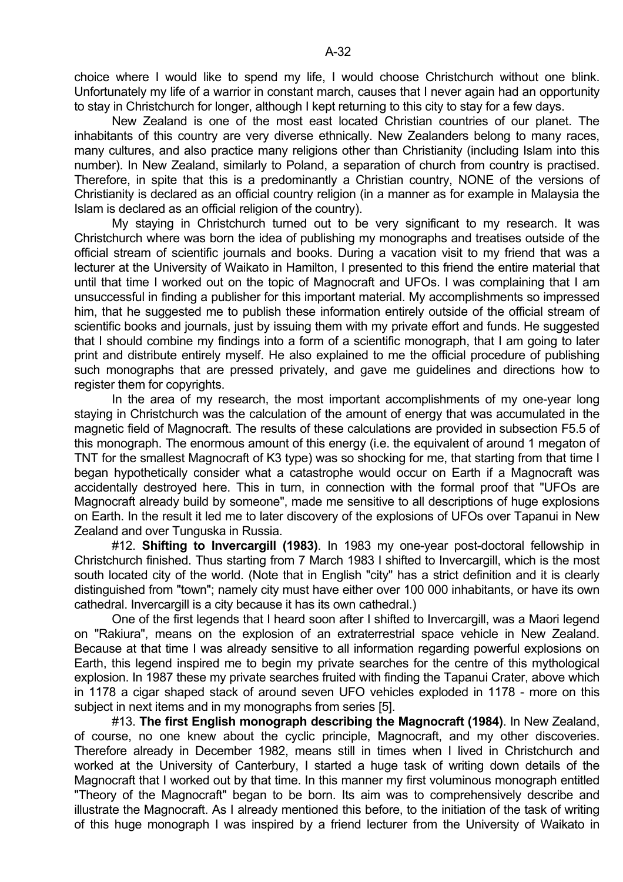choice where I would like to spend my life, I would choose Christchurch without one blink. Unfortunately my life of a warrior in constant march, causes that I never again had an opportunity to stay in Christchurch for longer, although I kept returning to this city to stay for a few days.

New Zealand is one of the most east located Christian countries of our planet. The inhabitants of this country are very diverse ethnically. New Zealanders belong to many races, many cultures, and also practice many religions other than Christianity (including Islam into this number). In New Zealand, similarly to Poland, a separation of church from country is practised. Therefore, in spite that this is a predominantly a Christian country, NONE of the versions of Christianity is declared as an official country religion (in a manner as for example in Malaysia the Islam is declared as an official religion of the country).

My staying in Christchurch turned out to be very significant to my research. It was Christchurch where was born the idea of publishing my monographs and treatises outside of the official stream of scientific journals and books. During a vacation visit to my friend that was a lecturer at the University of Waikato in Hamilton, I presented to this friend the entire material that until that time I worked out on the topic of Magnocraft and UFOs. I was complaining that I am unsuccessful in finding a publisher for this important material. My accomplishments so impressed him, that he suggested me to publish these information entirely outside of the official stream of scientific books and journals, just by issuing them with my private effort and funds. He suggested that I should combine my findings into a form of a scientific monograph, that I am going to later print and distribute entirely myself. He also explained to me the official procedure of publishing such monographs that are pressed privately, and gave me guidelines and directions how to register them for copyrights.

In the area of my research, the most important accomplishments of my one-year long staying in Christchurch was the calculation of the amount of energy that was accumulated in the magnetic field of Magnocraft. The results of these calculations are provided in subsection F5.5 of this monograph. The enormous amount of this energy (i.e. the equivalent of around 1 megaton of TNT for the smallest Magnocraft of K3 type) was so shocking for me, that starting from that time I began hypothetically consider what a catastrophe would occur on Earth if a Magnocraft was accidentally destroyed here. This in turn, in connection with the formal proof that "UFOs are Magnocraft already build by someone", made me sensitive to all descriptions of huge explosions on Earth. In the result it led me to later discovery of the explosions of UFOs over Tapanui in New Zealand and over Tunguska in Russia.

#12. **Shifting to Invercargill (1983)**. In 1983 my one-year post-doctoral fellowship in Christchurch finished. Thus starting from 7 March 1983 I shifted to Invercargill, which is the most south located city of the world. (Note that in English "city" has a strict definition and it is clearly distinguished from "town"; namely city must have either over 100 000 inhabitants, or have its own cathedral. Invercargill is a city because it has its own cathedral.)

One of the first legends that I heard soon after I shifted to Invercargill, was a Maori legend on "Rakiura", means on the explosion of an extraterrestrial space vehicle in New Zealand. Because at that time I was already sensitive to all information regarding powerful explosions on Earth, this legend inspired me to begin my private searches for the centre of this mythological explosion. In 1987 these my private searches fruited with finding the Tapanui Crater, above which in 1178 a cigar shaped stack of around seven UFO vehicles exploded in 1178 - more on this subject in next items and in my monographs from series [5].

#13. **The first English monograph describing the Magnocraft (1984)**. In New Zealand, of course, no one knew about the cyclic principle, Magnocraft, and my other discoveries. Therefore already in December 1982, means still in times when I lived in Christchurch and worked at the University of Canterbury, I started a huge task of writing down details of the Magnocraft that I worked out by that time. In this manner my first voluminous monograph entitled "Theory of the Magnocraft" began to be born. Its aim was to comprehensively describe and illustrate the Magnocraft. As I already mentioned this before, to the initiation of the task of writing of this huge monograph I was inspired by a friend lecturer from the University of Waikato in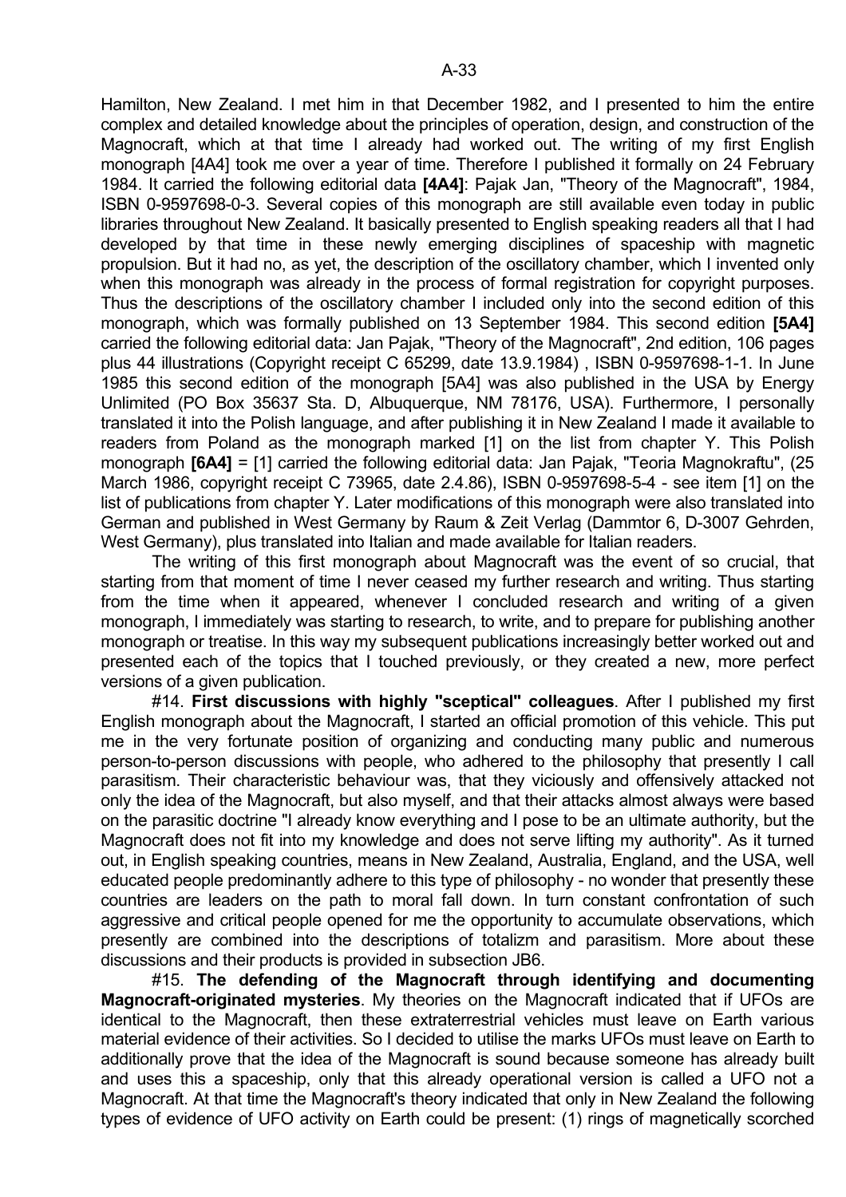Hamilton, New Zealand. I met him in that December 1982, and I presented to him the entire complex and detailed knowledge about the principles of operation, design, and construction of the Magnocraft, which at that time I already had worked out. The writing of my first English monograph [4A4] took me over a year of time. Therefore I published it formally on 24 February 1984. It carried the following editorial data **[4A4]**: Pajak Jan, "Theory of the Magnocraft", 1984, ISBN 0-9597698-0-3. Several copies of this monograph are still available even today in public libraries throughout New Zealand. It basically presented to English speaking readers all that I had developed by that time in these newly emerging disciplines of spaceship with magnetic propulsion. But it had no, as yet, the description of the oscillatory chamber, which I invented only when this monograph was already in the process of formal registration for copyright purposes. Thus the descriptions of the oscillatory chamber I included only into the second edition of this monograph, which was formally published on 13 September 1984. This second edition **[5A4]** carried the following editorial data: Jan Pajak, "Theory of the Magnocraft", 2nd edition, 106 pages plus 44 illustrations (Copyright receipt C 65299, date 13.9.1984) , ISBN 0-9597698-1-1. In June 1985 this second edition of the monograph [5A4] was also published in the USA by Energy Unlimited (PO Box 35637 Sta. D, Albuquerque, NM 78176, USA). Furthermore, I personally translated it into the Polish language, and after publishing it in New Zealand I made it available to readers from Poland as the monograph marked [1] on the list from chapter Y. This Polish monograph **[6A4]** = [1] carried the following editorial data: Jan Pajak, "Teoria Magnokraftu", (25 March 1986, copyright receipt C 73965, date 2.4.86), ISBN 0-9597698-5-4 - see item [1] on the list of publications from chapter Y. Later modifications of this monograph were also translated into German and published in West Germany by Raum & Zeit Verlag (Dammtor 6, D-3007 Gehrden, West Germany), plus translated into Italian and made available for Italian readers.

The writing of this first monograph about Magnocraft was the event of so crucial, that starting from that moment of time I never ceased my further research and writing. Thus starting from the time when it appeared, whenever I concluded research and writing of a given monograph, I immediately was starting to research, to write, and to prepare for publishing another monograph or treatise. In this way my subsequent publications increasingly better worked out and presented each of the topics that I touched previously, or they created a new, more perfect versions of a given publication.

#14. **First discussions with highly "sceptical" colleagues**. After I published my first English monograph about the Magnocraft, I started an official promotion of this vehicle. This put me in the very fortunate position of organizing and conducting many public and numerous person-to-person discussions with people, who adhered to the philosophy that presently I call parasitism. Their characteristic behaviour was, that they viciously and offensively attacked not only the idea of the Magnocraft, but also myself, and that their attacks almost always were based on the parasitic doctrine "I already know everything and I pose to be an ultimate authority, but the Magnocraft does not fit into my knowledge and does not serve lifting my authority". As it turned out, in English speaking countries, means in New Zealand, Australia, England, and the USA, well educated people predominantly adhere to this type of philosophy - no wonder that presently these countries are leaders on the path to moral fall down. In turn constant confrontation of such aggressive and critical people opened for me the opportunity to accumulate observations, which presently are combined into the descriptions of totalizm and parasitism. More about these discussions and their products is provided in subsection JB6.

#15. **The defending of the Magnocraft through identifying and documenting Magnocraft-originated mysteries**. My theories on the Magnocraft indicated that if UFOs are identical to the Magnocraft, then these extraterrestrial vehicles must leave on Earth various material evidence of their activities. So I decided to utilise the marks UFOs must leave on Earth to additionally prove that the idea of the Magnocraft is sound because someone has already built and uses this a spaceship, only that this already operational version is called a UFO not a Magnocraft. At that time the Magnocraft's theory indicated that only in New Zealand the following types of evidence of UFO activity on Earth could be present: (1) rings of magnetically scorched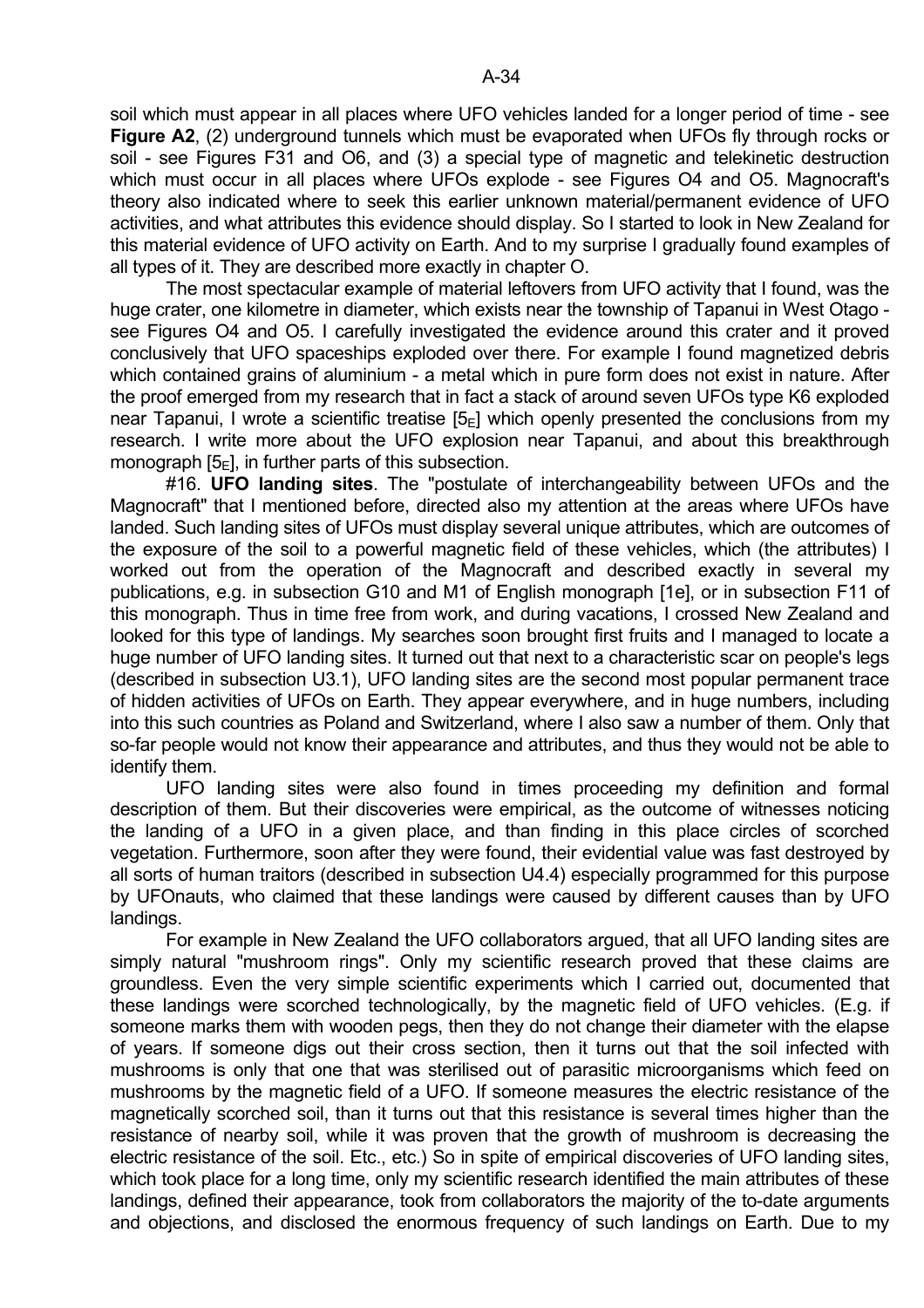soil which must appear in all places where UFO vehicles landed for a longer period of time - see **Figure A2**, (2) underground tunnels which must be evaporated when UFOs fly through rocks or soil - see Figures F31 and O6, and (3) a special type of magnetic and telekinetic destruction which must occur in all places where UFOs explode - see Figures O4 and O5. Magnocraft's theory also indicated where to seek this earlier unknown material/permanent evidence of UFO activities, and what attributes this evidence should display. So I started to look in New Zealand for this material evidence of UFO activity on Earth. And to my surprise I gradually found examples of all types of it. They are described more exactly in chapter O.

The most spectacular example of material leftovers from UFO activity that I found, was the huge crater, one kilometre in diameter, which exists near the township of Tapanui in West Otago - see Figures O4 and O5. I carefully investigated the evidence around this crater and it proved conclusively that UFO spaceships exploded over there. For example I found magnetized debris which contained grains of aluminium - a metal which in pure form does not exist in nature. After the proof emerged from my research that in fact a stack of around seven UFOs type K6 exploded near Tapanui, I wrote a scientific treatise [$5_E$] which openly presented the conclusions from my research. I write more about the UFO explosion near Tapanui, and about this breakthrough monograph [$5_E$], in further parts of this subsection.

#16. **UFO landing sites**. The "postulate of interchangeability between UFOs and the Magnocraft" that I mentioned before, directed also my attention at the areas where UFOs have landed. Such landing sites of UFOs must display several unique attributes, which are outcomes of the exposure of the soil to a powerful magnetic field of these vehicles, which (the attributes) I worked out from the operation of the Magnocraft and described exactly in several my publications, e.g. in subsection G10 and M1 of English monograph [1e], or in subsection F11 of this monograph. Thus in time free from work, and during vacations, I crossed New Zealand and looked for this type of landings. My searches soon brought first fruits and I managed to locate a huge number of UFO landing sites. It turned out that next to a characteristic scar on people's legs (described in subsection U3.1), UFO landing sites are the second most popular permanent trace of hidden activities of UFOs on Earth. They appear everywhere, and in huge numbers, including into this such countries as Poland and Switzerland, where I also saw a number of them. Only that so-far people would not know their appearance and attributes, and thus they would not be able to identify them.

UFO landing sites were also found in times proceeding my definition and formal description of them. But their discoveries were empirical, as the outcome of witnesses noticing the landing of a UFO in a given place, and than finding in this place circles of scorched vegetation. Furthermore, soon after they were found, their evidential value was fast destroyed by all sorts of human traitors (described in subsection U4.4) especially programmed for this purpose by UFOnauts, who claimed that these landings were caused by different causes than by UFO landings.

For example in New Zealand the UFO collaborators argued, that all UFO landing sites are simply natural "mushroom rings". Only my scientific research proved that these claims are groundless. Even the very simple scientific experiments which I carried out, documented that these landings were scorched technologically, by the magnetic field of UFO vehicles. (E.g. if someone marks them with wooden pegs, then they do not change their diameter with the elapse of years. If someone digs out their cross section, then it turns out that the soil infected with mushrooms is only that one that was sterilised out of parasitic microorganisms which feed on mushrooms by the magnetic field of a UFO. If someone measures the electric resistance of the magnetically scorched soil, than it turns out that this resistance is several times higher than the resistance of nearby soil, while it was proven that the growth of mushroom is decreasing the electric resistance of the soil. Etc., etc.) So in spite of empirical discoveries of UFO landing sites, which took place for a long time, only my scientific research identified the main attributes of these landings, defined their appearance, took from collaborators the majority of the to-date arguments and objections, and disclosed the enormous frequency of such landings on Earth. Due to my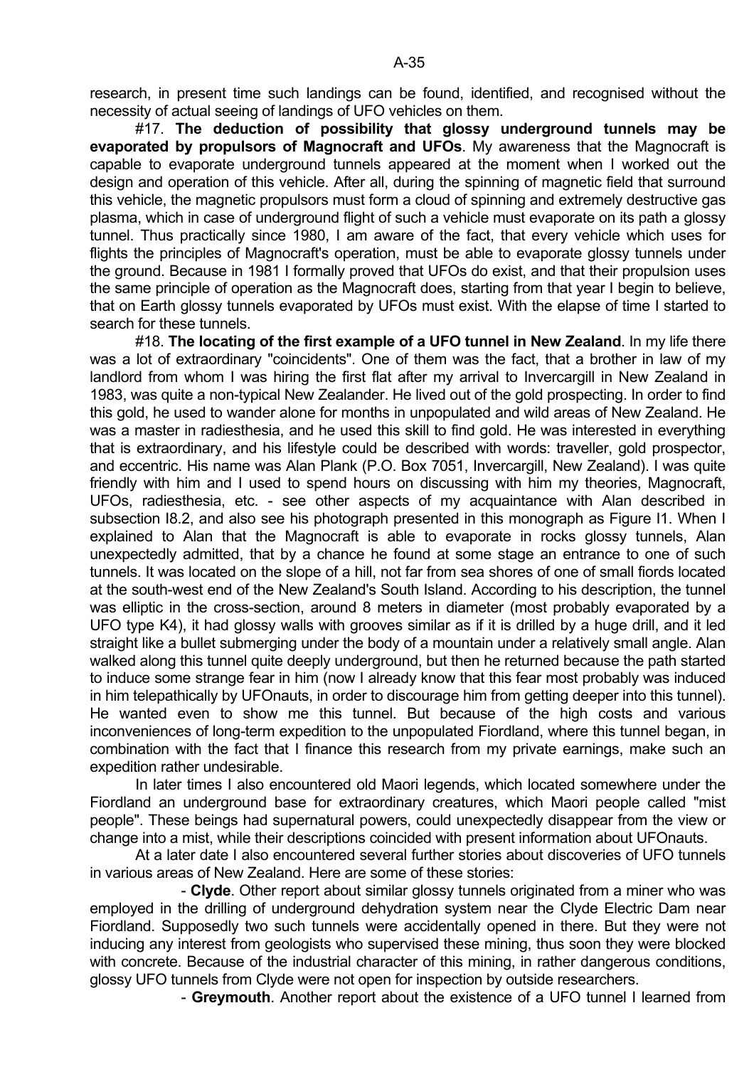research, in present time such landings can be found, identified, and recognised without the necessity of actual seeing of landings of UFO vehicles on them.

#17. **The deduction of possibility that glossy underground tunnels may be evaporated by propulsors of Magnocraft and UFOs**. My awareness that the Magnocraft is capable to evaporate underground tunnels appeared at the moment when I worked out the design and operation of this vehicle. After all, during the spinning of magnetic field that surround this vehicle, the magnetic propulsors must form a cloud of spinning and extremely destructive gas plasma, which in case of underground flight of such a vehicle must evaporate on its path a glossy tunnel. Thus practically since 1980, I am aware of the fact, that every vehicle which uses for flights the principles of Magnocraft's operation, must be able to evaporate glossy tunnels under the ground. Because in 1981 I formally proved that UFOs do exist, and that their propulsion uses the same principle of operation as the Magnocraft does, starting from that year I begin to believe, that on Earth glossy tunnels evaporated by UFOs must exist. With the elapse of time I started to search for these tunnels.

#18. **The locating of the first example of a UFO tunnel in New Zealand**. In my life there was a lot of extraordinary "coincidents". One of them was the fact, that a brother in law of my landlord from whom I was hiring the first flat after my arrival to Invercargill in New Zealand in 1983, was quite a non-typical New Zealander. He lived out of the gold prospecting. In order to find this gold, he used to wander alone for months in unpopulated and wild areas of New Zealand. He was a master in radiesthesia, and he used this skill to find gold. He was interested in everything that is extraordinary, and his lifestyle could be described with words: traveller, gold prospector, and eccentric. His name was Alan Plank (P.O. Box 7051, Invercargill, New Zealand). I was quite friendly with him and I used to spend hours on discussing with him my theories, Magnocraft, UFOs, radiesthesia, etc. - see other aspects of my acquaintance with Alan described in subsection I8.2, and also see his photograph presented in this monograph as Figure I1. When I explained to Alan that the Magnocraft is able to evaporate in rocks glossy tunnels, Alan unexpectedly admitted, that by a chance he found at some stage an entrance to one of such tunnels. It was located on the slope of a hill, not far from sea shores of one of small fiords located at the south-west end of the New Zealand's South Island. According to his description, the tunnel was elliptic in the cross-section, around 8 meters in diameter (most probably evaporated by a UFO type K4), it had glossy walls with grooves similar as if it is drilled by a huge drill, and it led straight like a bullet submerging under the body of a mountain under a relatively small angle. Alan walked along this tunnel quite deeply underground, but then he returned because the path started to induce some strange fear in him (now I already know that this fear most probably was induced in him telepathically by UFOnauts, in order to discourage him from getting deeper into this tunnel). He wanted even to show me this tunnel. But because of the high costs and various inconveniences of long-term expedition to the unpopulated Fiordland, where this tunnel began, in combination with the fact that I finance this research from my private earnings, make such an expedition rather undesirable.

In later times I also encountered old Maori legends, which located somewhere under the Fiordland an underground base for extraordinary creatures, which Maori people called "mist people". These beings had supernatural powers, could unexpectedly disappear from the view or change into a mist, while their descriptions coincided with present information about UFOnauts.

At a later date I also encountered several further stories about discoveries of UFO tunnels in various areas of New Zealand. Here are some of these stories:

- **Clyde**. Other report about similar glossy tunnels originated from a miner who was employed in the drilling of underground dehydration system near the Clyde Electric Dam near Fiordland. Supposedly two such tunnels were accidentally opened in there. But they were not inducing any interest from geologists who supervised these mining, thus soon they were blocked with concrete. Because of the industrial character of this mining, in rather dangerous conditions, glossy UFO tunnels from Clyde were not open for inspection by outside researchers.

- **Greymouth**. Another report about the existence of a UFO tunnel I learned from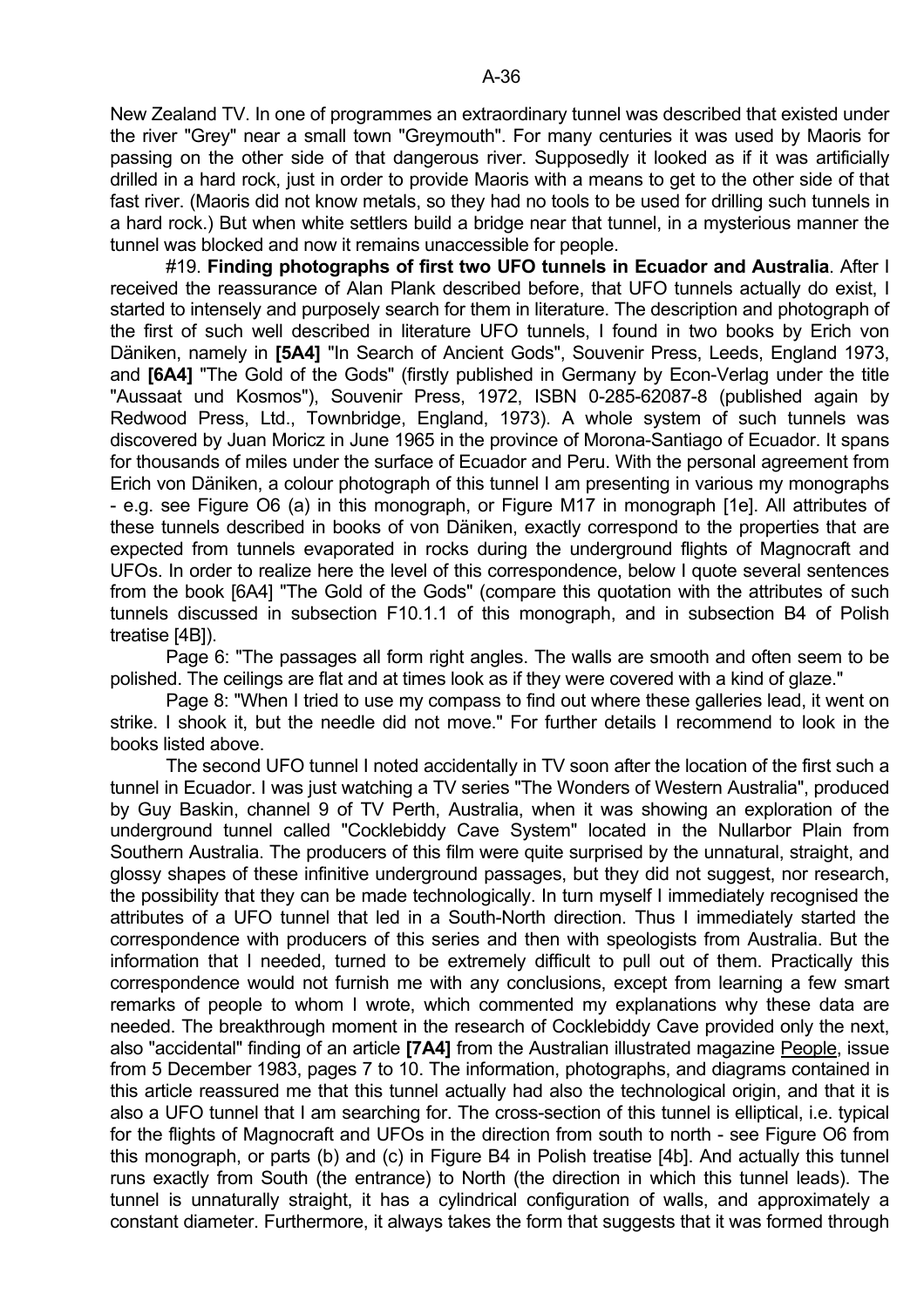New Zealand TV. In one of programmes an extraordinary tunnel was described that existed under the river "Grey" near a small town "Greymouth". For many centuries it was used by Maoris for passing on the other side of that dangerous river. Supposedly it looked as if it was artificially drilled in a hard rock, just in order to provide Maoris with a means to get to the other side of that fast river. (Maoris did not know metals, so they had no tools to be used for drilling such tunnels in a hard rock.) But when white settlers build a bridge near that tunnel, in a mysterious manner the tunnel was blocked and now it remains unaccessible for people.

#19. **Finding photographs of first two UFO tunnels in Ecuador and Australia**. After I received the reassurance of Alan Plank described before, that UFO tunnels actually do exist, I started to intensely and purposely search for them in literature. The description and photograph of the first of such well described in literature UFO tunnels, I found in two books by Erich von Däniken, namely in **[5A4]** "In Search of Ancient Gods", Souvenir Press, Leeds, England 1973, and **[6A4]** "The Gold of the Gods" (firstly published in Germany by Econ-Verlag under the title "Aussaat und Kosmos"), Souvenir Press, 1972, ISBN 0-285-62087-8 (published again by Redwood Press, Ltd., Townbridge, England, 1973). A whole system of such tunnels was discovered by Juan Moricz in June 1965 in the province of Morona-Santiago of Ecuador. It spans for thousands of miles under the surface of Ecuador and Peru. With the personal agreement from Erich von Däniken, a colour photograph of this tunnel I am presenting in various my monographs - e.g. see Figure O6 (a) in this monograph, or Figure M17 in monograph [1e]. All attributes of these tunnels described in books of von Däniken, exactly correspond to the properties that are expected from tunnels evaporated in rocks during the underground flights of Magnocraft and UFOs. In order to realize here the level of this correspondence, below I quote several sentences from the book [6A4] "The Gold of the Gods" (compare this quotation with the attributes of such tunnels discussed in subsection F10.1.1 of this monograph, and in subsection B4 of Polish treatise [4B]).

Page 6: "The passages all form right angles. The walls are smooth and often seem to be polished. The ceilings are flat and at times look as if they were covered with a kind of glaze."

Page 8: "When I tried to use my compass to find out where these galleries lead, it went on strike. I shook it, but the needle did not move." For further details I recommend to look in the books listed above.

The second UFO tunnel I noted accidentally in TV soon after the location of the first such a tunnel in Ecuador. I was just watching a TV series "The Wonders of Western Australia", produced by Guy Baskin, channel 9 of TV Perth, Australia, when it was showing an exploration of the underground tunnel called "Cocklebiddy Cave System" located in the Nullarbor Plain from Southern Australia. The producers of this film were quite surprised by the unnatural, straight, and glossy shapes of these infinitive underground passages, but they did not suggest, nor research, the possibility that they can be made technologically. In turn myself I immediately recognised the attributes of a UFO tunnel that led in a South-North direction. Thus I immediately started the correspondence with producers of this series and then with speologists from Australia. But the information that I needed, turned to be extremely difficult to pull out of them. Practically this correspondence would not furnish me with any conclusions, except from learning a few smart remarks of people to whom I wrote, which commented my explanations why these data are needed. The breakthrough moment in the research of Cocklebiddy Cave provided only the next, also "accidental" finding of an article **[7A4]** from the Australian illustrated magazine People, issue from 5 December 1983, pages 7 to 10. The information, photographs, and diagrams contained in this article reassured me that this tunnel actually had also the technological origin, and that it is also a UFO tunnel that I am searching for. The cross-section of this tunnel is elliptical, i.e. typical for the flights of Magnocraft and UFOs in the direction from south to north - see Figure O6 from this monograph, or parts (b) and (c) in Figure B4 in Polish treatise [4b]. And actually this tunnel runs exactly from South (the entrance) to North (the direction in which this tunnel leads). The tunnel is unnaturally straight, it has a cylindrical configuration of walls, and approximately a constant diameter. Furthermore, it always takes the form that suggests that it was formed through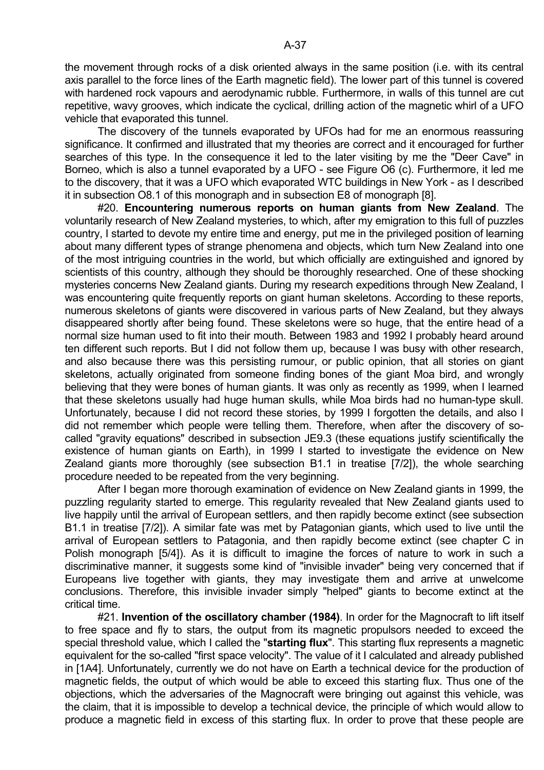the movement through rocks of a disk oriented always in the same position (i.e. with its central axis parallel to the force lines of the Earth magnetic field). The lower part of this tunnel is covered with hardened rock vapours and aerodynamic rubble. Furthermore, in walls of this tunnel are cut repetitive, wavy grooves, which indicate the cyclical, drilling action of the magnetic whirl of a UFO vehicle that evaporated this tunnel.

The discovery of the tunnels evaporated by UFOs had for me an enormous reassuring significance. It confirmed and illustrated that my theories are correct and it encouraged for further searches of this type. In the consequence it led to the later visiting by me the "Deer Cave" in Borneo, which is also a tunnel evaporated by a UFO - see Figure O6 (c). Furthermore, it led me to the discovery, that it was a UFO which evaporated WTC buildings in New York - as I described it in subsection O8.1 of this monograph and in subsection E8 of monograph [8].

#20. **Encountering numerous reports on human giants from New Zealand**. The voluntarily research of New Zealand mysteries, to which, after my emigration to this full of puzzles country, I started to devote my entire time and energy, put me in the privileged position of learning about many different types of strange phenomena and objects, which turn New Zealand into one of the most intriguing countries in the world, but which officially are extinguished and ignored by scientists of this country, although they should be thoroughly researched. One of these shocking mysteries concerns New Zealand giants. During my research expeditions through New Zealand, I was encountering quite frequently reports on giant human skeletons. According to these reports, numerous skeletons of giants were discovered in various parts of New Zealand, but they always disappeared shortly after being found. These skeletons were so huge, that the entire head of a normal size human used to fit into their mouth. Between 1983 and 1992 I probably heard around ten different such reports. But I did not follow them up, because I was busy with other research, and also because there was this persisting rumour, or public opinion, that all stories on giant skeletons, actually originated from someone finding bones of the giant Moa bird, and wrongly believing that they were bones of human giants. It was only as recently as 1999, when I learned that these skeletons usually had huge human skulls, while Moa birds had no human-type skull. Unfortunately, because I did not record these stories, by 1999 I forgotten the details, and also I did not remember which people were telling them. Therefore, when after the discovery of so-called "gravity equations" described in subsection JE9.3 (these equations justify scientifically the existence of human giants on Earth), in 1999 I started to investigate the evidence on New Zealand giants more thoroughly (see subsection B1.1 in treatise [7/2]), the whole searching procedure needed to be repeated from the very beginning.

After I began more thorough examination of evidence on New Zealand giants in 1999, the puzzling regularity started to emerge. This regularity revealed that New Zealand giants used to live happily until the arrival of European settlers, and then rapidly become extinct (see subsection B1.1 in treatise [7/2]). A similar fate was met by Patagonian giants, which used to live until the arrival of European settlers to Patagonia, and then rapidly become extinct (see chapter C in Polish monograph [5/4]). As it is difficult to imagine the forces of nature to work in such a discriminative manner, it suggests some kind of "invisible invader" being very concerned that if Europeans live together with giants, they may investigate them and arrive at unwelcome conclusions. Therefore, this invisible invader simply "helped" giants to become extinct at the critical time.

#21. **Invention of the oscillatory chamber (1984)**. In order for the Magnocraft to lift itself to free space and fly to stars, the output from its magnetic propulsors needed to exceed the special threshold value, which I called the "**starting flux**". This starting flux represents a magnetic equivalent for the so-called "first space velocity". The value of it I calculated and already published in [1A4]. Unfortunately, currently we do not have on Earth a technical device for the production of magnetic fields, the output of which would be able to exceed this starting flux. Thus one of the objections, which the adversaries of the Magnocraft were bringing out against this vehicle, was the claim, that it is impossible to develop a technical device, the principle of which would allow to produce a magnetic field in excess of this starting flux. In order to prove that these people are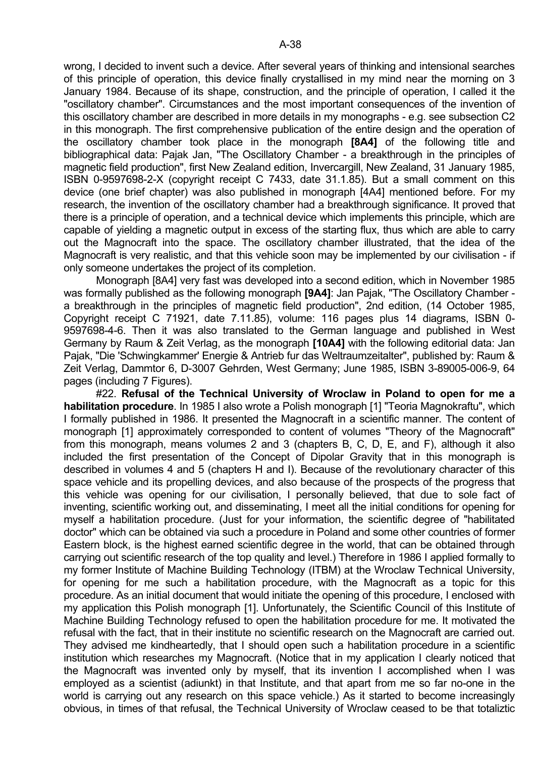wrong, I decided to invent such a device. After several years of thinking and intensional searches of this principle of operation, this device finally crystallised in my mind near the morning on 3 January 1984. Because of its shape, construction, and the principle of operation, I called it the "oscillatory chamber". Circumstances and the most important consequences of the invention of this oscillatory chamber are described in more details in my monographs - e.g. see subsection C2 in this monograph. The first comprehensive publication of the entire design and the operation of the oscillatory chamber took place in the monograph **[8A4]** of the following title and bibliographical data: Pajak Jan, "The Oscillatory Chamber - a breakthrough in the principles of magnetic field production", first New Zealand edition, Invercargill, New Zealand, 31 January 1985, ISBN 0-9597698-2-X (copyright receipt C 7433, date 31.1.85). But a small comment on this device (one brief chapter) was also published in monograph [4A4] mentioned before. For my research, the invention of the oscillatory chamber had a breakthrough significance. It proved that there is a principle of operation, and a technical device which implements this principle, which are capable of yielding a magnetic output in excess of the starting flux, thus which are able to carry out the Magnocraft into the space. The oscillatory chamber illustrated, that the idea of the Magnocraft is very realistic, and that this vehicle soon may be implemented by our civilisation - if only someone undertakes the project of its completion.

Monograph [8A4] very fast was developed into a second edition, which in November 1985 was formally published as the following monograph **[9A4]**: Jan Pajak, "The Oscillatory Chamber - a breakthrough in the principles of magnetic field production", 2nd edition, (14 October 1985, Copyright receipt C 71921, date 7.11.85), volume: 116 pages plus 14 diagrams, ISBN 0-9597698-4-6. Then it was also translated to the German language and published in West Germany by Raum & Zeit Verlag, as the monograph **[10A4]** with the following editorial data: Jan Pajak, "Die 'Schwingkammer' Energie & Antrieb fur das Weltraumzeitalter", published by: Raum & Zeit Verlag, Dammtor 6, D-3007 Gehrden, West Germany; June 1985, ISBN 3-89005-006-9, 64 pages (including 7 Figures).

#22. **Refusal of the Technical University of Wroclaw in Poland to open for me a habilitation procedure**. In 1985 I also wrote a Polish monograph [1] "Teoria Magnokraftu", which I formally published in 1986. It presented the Magnocraft in a scientific manner. The content of monograph [1] approximately corresponded to content of volumes "Theory of the Magnocraft" from this monograph, means volumes 2 and 3 (chapters B, C, D, E, and F), although it also included the first presentation of the Concept of Dipolar Gravity that in this monograph is described in volumes 4 and 5 (chapters H and I). Because of the revolutionary character of this space vehicle and its propelling devices, and also because of the prospects of the progress that this vehicle was opening for our civilisation, I personally believed, that due to sole fact of inventing, scientific working out, and disseminating, I meet all the initial conditions for opening for myself a habilitation procedure. (Just for your information, the scientific degree of "habilitated doctor" which can be obtained via such a procedure in Poland and some other countries of former Eastern block, is the highest earned scientific degree in the world, that can be obtained through carrying out scientific research of the top quality and level.) Therefore in 1986 I applied formally to my former Institute of Machine Building Technology (ITBM) at the Wroclaw Technical University, for opening for me such a habilitation procedure, with the Magnocraft as a topic for this procedure. As an initial document that would initiate the opening of this procedure, I enclosed with my application this Polish monograph [1]. Unfortunately, the Scientific Council of this Institute of Machine Building Technology refused to open the habilitation procedure for me. It motivated the refusal with the fact, that in their institute no scientific research on the Magnocraft are carried out. They advised me kindheartedly, that I should open such a habilitation procedure in a scientific institution which researches my Magnocraft. (Notice that in my application I clearly noticed that the Magnocraft was invented only by myself, that its invention I accomplished when I was employed as a scientist (adiunkt) in that Institute, and that apart from me so far no-one in the world is carrying out any research on this space vehicle.) As it started to become increasingly obvious, in times of that refusal, the Technical University of Wroclaw ceased to be that totaliztic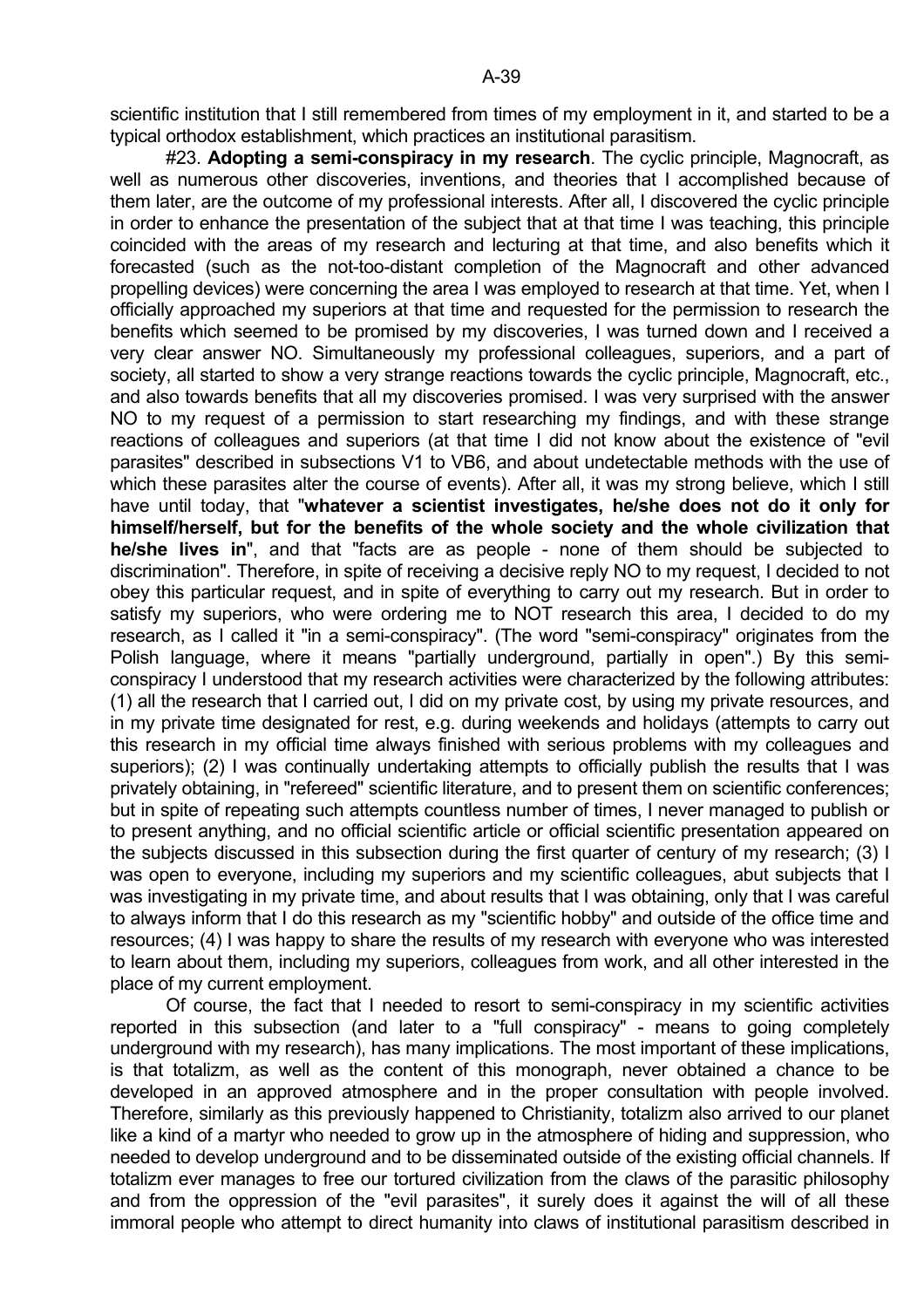scientific institution that I still remembered from times of my employment in it, and started to be a typical orthodox establishment, which practices an institutional parasitism.

#23. **Adopting a semi-conspiracy in my research**. The cyclic principle, Magnocraft, as well as numerous other discoveries, inventions, and theories that I accomplished because of them later, are the outcome of my professional interests. After all, I discovered the cyclic principle in order to enhance the presentation of the subject that at that time I was teaching, this principle coincided with the areas of my research and lecturing at that time, and also benefits which it forecasted (such as the not-too-distant completion of the Magnocraft and other advanced propelling devices) were concerning the area I was employed to research at that time. Yet, when I officially approached my superiors at that time and requested for the permission to research the benefits which seemed to be promised by my discoveries, I was turned down and I received a very clear answer NO. Simultaneously my professional colleagues, superiors, and a part of society, all started to show a very strange reactions towards the cyclic principle, Magnocraft, etc., and also towards benefits that all my discoveries promised. I was very surprised with the answer NO to my request of a permission to start researching my findings, and with these strange reactions of colleagues and superiors (at that time I did not know about the existence of "evil parasites" described in subsections V1 to VB6, and about undetectable methods with the use of which these parasites alter the course of events). After all, it was my strong believe, which I still have until today, that "**whatever a scientist investigates, he/she does not do it only for himself/herself, but for the benefits of the whole society and the whole civilization that he/she lives in**", and that "facts are as people - none of them should be subjected to discrimination". Therefore, in spite of receiving a decisive reply NO to my request, I decided to not obey this particular request, and in spite of everything to carry out my research. But in order to satisfy my superiors, who were ordering me to NOT research this area, I decided to do my research, as I called it "in a semi-conspiracy". (The word "semi-conspiracy" originates from the Polish language, where it means "partially underground, partially in open".) By this semi-conspiracy I understood that my research activities were characterized by the following attributes: (1) all the research that I carried out, I did on my private cost, by using my private resources, and in my private time designated for rest, e.g. during weekends and holidays (attempts to carry out this research in my official time always finished with serious problems with my colleagues and superiors); (2) I was continually undertaking attempts to officially publish the results that I was privately obtaining, in "refereed" scientific literature, and to present them on scientific conferences; but in spite of repeating such attempts countless number of times, I never managed to publish or to present anything, and no official scientific article or official scientific presentation appeared on the subjects discussed in this subsection during the first quarter of century of my research; (3) I was open to everyone, including my superiors and my scientific colleagues, abut subjects that I was investigating in my private time, and about results that I was obtaining, only that I was careful to always inform that I do this research as my "scientific hobby" and outside of the office time and resources; (4) I was happy to share the results of my research with everyone who was interested to learn about them, including my superiors, colleagues from work, and all other interested in the place of my current employment.

Of course, the fact that I needed to resort to semi-conspiracy in my scientific activities reported in this subsection (and later to a "full conspiracy" - means to going completely underground with my research), has many implications. The most important of these implications, is that totalizm, as well as the content of this monograph, never obtained a chance to be developed in an approved atmosphere and in the proper consultation with people involved. Therefore, similarly as this previously happened to Christianity, totalizm also arrived to our planet like a kind of a martyr who needed to grow up in the atmosphere of hiding and suppression, who needed to develop underground and to be disseminated outside of the existing official channels. If totalizm ever manages to free our tortured civilization from the claws of the parasitic philosophy and from the oppression of the "evil parasites", it surely does it against the will of all these immoral people who attempt to direct humanity into claws of institutional parasitism described in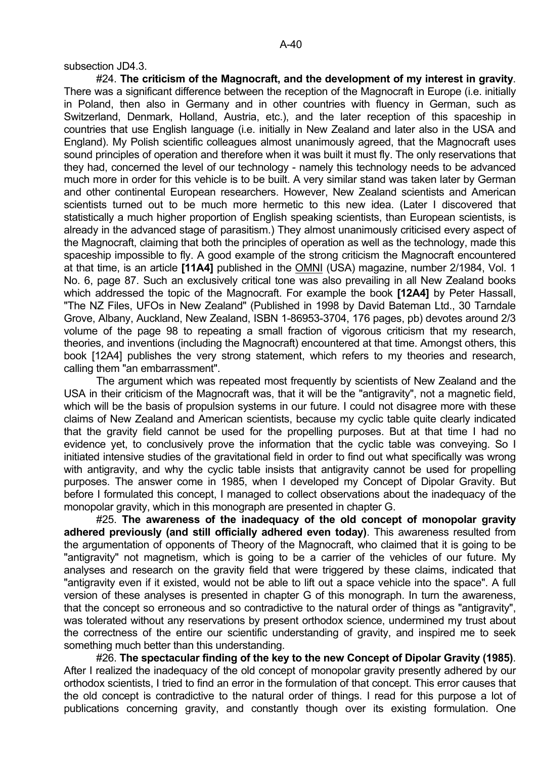subsection JD4.3.

#24. **The criticism of the Magnocraft, and the development of my interest in gravity**. There was a significant difference between the reception of the Magnocraft in Europe (i.e. initially in Poland, then also in Germany and in other countries with fluency in German, such as Switzerland, Denmark, Holland, Austria, etc.), and the later reception of this spaceship in countries that use English language (i.e. initially in New Zealand and later also in the USA and England). My Polish scientific colleagues almost unanimously agreed, that the Magnocraft uses sound principles of operation and therefore when it was built it must fly. The only reservations that they had, concerned the level of our technology - namely this technology needs to be advanced much more in order for this vehicle is to be built. A very similar stand was taken later by German and other continental European researchers. However, New Zealand scientists and American scientists turned out to be much more hermetic to this new idea. (Later I discovered that statistically a much higher proportion of English speaking scientists, than European scientists, is already in the advanced stage of parasitism.) They almost unanimously criticised every aspect of the Magnocraft, claiming that both the principles of operation as well as the technology, made this spaceship impossible to fly. A good example of the strong criticism the Magnocraft encountered at that time, is an article **[11A4]** published in the OMNI (USA) magazine, number 2/1984, Vol. 1 No. 6, page 87. Such an exclusively critical tone was also prevailing in all New Zealand books which addressed the topic of the Magnocraft. For example the book **[12A4]** by Peter Hassall, "The NZ Files, UFOs in New Zealand" (Published in 1998 by David Bateman Ltd., 30 Tarndale Grove, Albany, Auckland, New Zealand, ISBN 1-86953-3704, 176 pages, pb) devotes around 2/3 volume of the page 98 to repeating a small fraction of vigorous criticism that my research, theories, and inventions (including the Magnocraft) encountered at that time. Amongst others, this book [12A4] publishes the very strong statement, which refers to my theories and research, calling them "an embarrassment".

The argument which was repeated most frequently by scientists of New Zealand and the USA in their criticism of the Magnocraft was, that it will be the "antigravity", not a magnetic field, which will be the basis of propulsion systems in our future. I could not disagree more with these claims of New Zealand and American scientists, because my cyclic table quite clearly indicated that the gravity field cannot be used for the propelling purposes. But at that time I had no evidence yet, to conclusively prove the information that the cyclic table was conveying. So I initiated intensive studies of the gravitational field in order to find out what specifically was wrong with antigravity, and why the cyclic table insists that antigravity cannot be used for propelling purposes. The answer come in 1985, when I developed my Concept of Dipolar Gravity. But before I formulated this concept, I managed to collect observations about the inadequacy of the monopolar gravity, which in this monograph are presented in chapter G.

#25. **The awareness of the inadequacy of the old concept of monopolar gravity adhered previously (and still officially adhered even today)**. This awareness resulted from the argumentation of opponents of Theory of the Magnocraft, who claimed that it is going to be "antigravity" not magnetism, which is going to be a carrier of the vehicles of our future. My analyses and research on the gravity field that were triggered by these claims, indicated that "antigravity even if it existed, would not be able to lift out a space vehicle into the space". A full version of these analyses is presented in chapter G of this monograph. In turn the awareness, that the concept so erroneous and so contradictive to the natural order of things as "antigravity", was tolerated without any reservations by present orthodox science, undermined my trust about the correctness of the entire our scientific understanding of gravity, and inspired me to seek something much better than this understanding.

#26. **The spectacular finding of the key to the new Concept of Dipolar Gravity (1985)**. After I realized the inadequacy of the old concept of monopolar gravity presently adhered by our orthodox scientists, I tried to find an error in the formulation of that concept. This error causes that the old concept is contradictive to the natural order of things. I read for this purpose a lot of publications concerning gravity, and constantly though over its existing formulation. One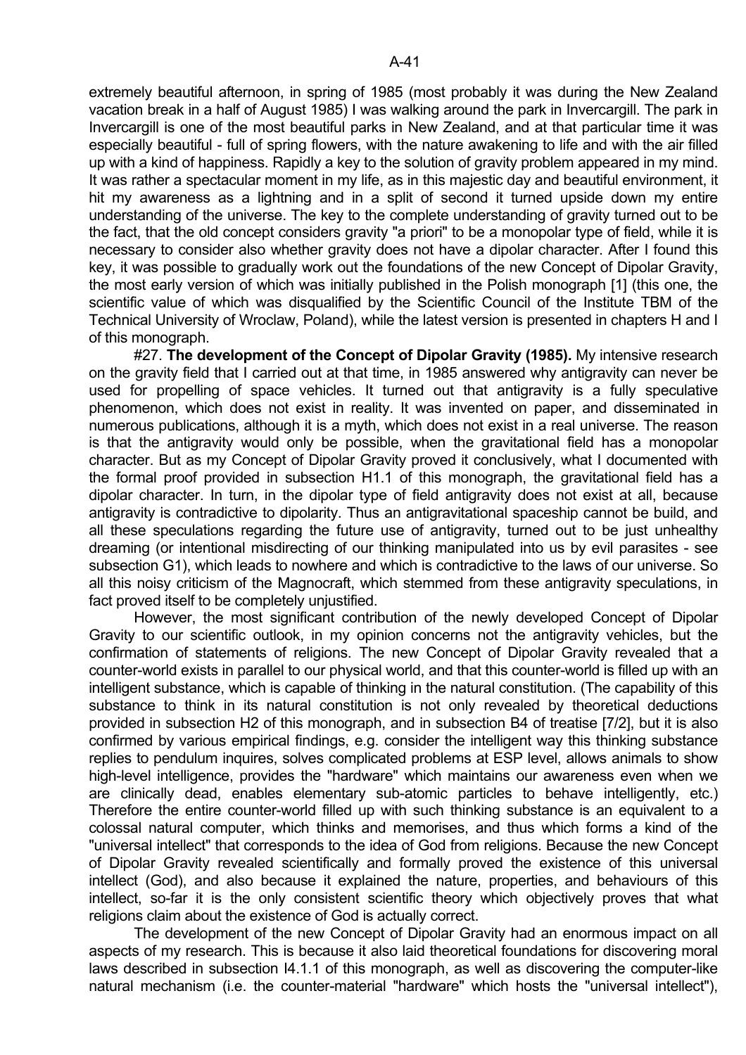extremely beautiful afternoon, in spring of 1985 (most probably it was during the New Zealand vacation break in a half of August 1985) I was walking around the park in Invercargill. The park in Invercargill is one of the most beautiful parks in New Zealand, and at that particular time it was especially beautiful - full of spring flowers, with the nature awakening to life and with the air filled up with a kind of happiness. Rapidly a key to the solution of gravity problem appeared in my mind. It was rather a spectacular moment in my life, as in this majestic day and beautiful environment, it hit my awareness as a lightning and in a split of second it turned upside down my entire understanding of the universe. The key to the complete understanding of gravity turned out to be the fact, that the old concept considers gravity "a priori" to be a monopolar type of field, while it is necessary to consider also whether gravity does not have a dipolar character. After I found this key, it was possible to gradually work out the foundations of the new Concept of Dipolar Gravity, the most early version of which was initially published in the Polish monograph [1] (this one, the scientific value of which was disqualified by the Scientific Council of the Institute TBM of the Technical University of Wroclaw, Poland), while the latest version is presented in chapters H and I of this monograph.

#27. **The development of the Concept of Dipolar Gravity (1985).** My intensive research on the gravity field that I carried out at that time, in 1985 answered why antigravity can never be used for propelling of space vehicles. It turned out that antigravity is a fully speculative phenomenon, which does not exist in reality. It was invented on paper, and disseminated in numerous publications, although it is a myth, which does not exist in a real universe. The reason is that the antigravity would only be possible, when the gravitational field has a monopolar character. But as my Concept of Dipolar Gravity proved it conclusively, what I documented with the formal proof provided in subsection H1.1 of this monograph, the gravitational field has a dipolar character. In turn, in the dipolar type of field antigravity does not exist at all, because antigravity is contradictive to dipolarity. Thus an antigravitational spaceship cannot be build, and all these speculations regarding the future use of antigravity, turned out to be just unhealthy dreaming (or intentional misdirecting of our thinking manipulated into us by evil parasites - see subsection G1), which leads to nowhere and which is contradictive to the laws of our universe. So all this noisy criticism of the Magnocraft, which stemmed from these antigravity speculations, in fact proved itself to be completely unjustified.

However, the most significant contribution of the newly developed Concept of Dipolar Gravity to our scientific outlook, in my opinion concerns not the antigravity vehicles, but the confirmation of statements of religions. The new Concept of Dipolar Gravity revealed that a counter-world exists in parallel to our physical world, and that this counter-world is filled up with an intelligent substance, which is capable of thinking in the natural constitution. (The capability of this substance to think in its natural constitution is not only revealed by theoretical deductions provided in subsection H2 of this monograph, and in subsection B4 of treatise [7/2], but it is also confirmed by various empirical findings, e.g. consider the intelligent way this thinking substance replies to pendulum inquires, solves complicated problems at ESP level, allows animals to show high-level intelligence, provides the "hardware" which maintains our awareness even when we are clinically dead, enables elementary sub-atomic particles to behave intelligently, etc.) Therefore the entire counter-world filled up with such thinking substance is an equivalent to a colossal natural computer, which thinks and memorises, and thus which forms a kind of the "universal intellect" that corresponds to the idea of God from religions. Because the new Concept of Dipolar Gravity revealed scientifically and formally proved the existence of this universal intellect (God), and also because it explained the nature, properties, and behaviours of this intellect, so-far it is the only consistent scientific theory which objectively proves that what religions claim about the existence of God is actually correct.

The development of the new Concept of Dipolar Gravity had an enormous impact on all aspects of my research. This is because it also laid theoretical foundations for discovering moral laws described in subsection I4.1.1 of this monograph, as well as discovering the computer-like natural mechanism (i.e. the counter-material "hardware" which hosts the "universal intellect"),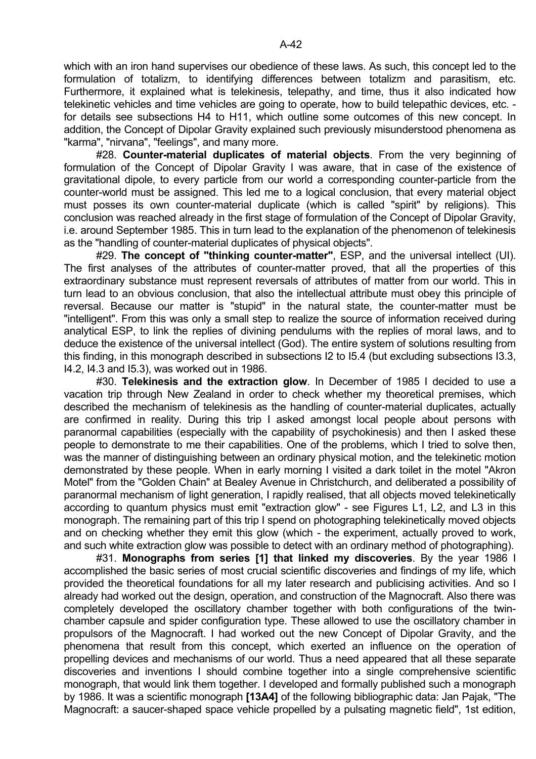which with an iron hand supervises our obedience of these laws. As such, this concept led to the formulation of totalizm, to identifying differences between totalizm and parasitism, etc. Furthermore, it explained what is telekinesis, telepathy, and time, thus it also indicated how telekinetic vehicles and time vehicles are going to operate, how to build telepathic devices, etc. - for details see subsections H4 to H11, which outline some outcomes of this new concept. In addition, the Concept of Dipolar Gravity explained such previously misunderstood phenomena as "karma", "nirvana", "feelings", and many more.

#28. **Counter-material duplicates of material objects**. From the very beginning of formulation of the Concept of Dipolar Gravity I was aware, that in case of the existence of gravitational dipole, to every particle from our world a corresponding counter-particle from the counter-world must be assigned. This led me to a logical conclusion, that every material object must posses its own counter-material duplicate (which is called "spirit" by religions). This conclusion was reached already in the first stage of formulation of the Concept of Dipolar Gravity, i.e. around September 1985. This in turn lead to the explanation of the phenomenon of telekinesis as the "handling of counter-material duplicates of physical objects".

#29. **The concept of "thinking counter-matter"**, ESP, and the universal intellect (UI). The first analyses of the attributes of counter-matter proved, that all the properties of this extraordinary substance must represent reversals of attributes of matter from our world. This in turn lead to an obvious conclusion, that also the intellectual attribute must obey this principle of reversal. Because our matter is "stupid" in the natural state, the counter-matter must be "intelligent". From this was only a small step to realize the source of information received during analytical ESP, to link the replies of divining pendulums with the replies of moral laws, and to deduce the existence of the universal intellect (God). The entire system of solutions resulting from this finding, in this monograph described in subsections I2 to I5.4 (but excluding subsections I3.3, I4.2, I4.3 and I5.3), was worked out in 1986.

#30. **Telekinesis and the extraction glow**. In December of 1985 I decided to use a vacation trip through New Zealand in order to check whether my theoretical premises, which described the mechanism of telekinesis as the handling of counter-material duplicates, actually are confirmed in reality. During this trip I asked amongst local people about persons with paranormal capabilities (especially with the capability of psychokinesis) and then I asked these people to demonstrate to me their capabilities. One of the problems, which I tried to solve then, was the manner of distinguishing between an ordinary physical motion, and the telekinetic motion demonstrated by these people. When in early morning I visited a dark toilet in the motel "Akron Motel" from the "Golden Chain" at Bealey Avenue in Christchurch, and deliberated a possibility of paranormal mechanism of light generation, I rapidly realised, that all objects moved telekinetically according to quantum physics must emit "extraction glow" - see Figures L1, L2, and L3 in this monograph. The remaining part of this trip I spend on photographing telekinetically moved objects and on checking whether they emit this glow (which - the experiment, actually proved to work, and such white extraction glow was possible to detect with an ordinary method of photographing).

#31. **Monographs from series [1] that linked my discoveries**. By the year 1986 I accomplished the basic series of most crucial scientific discoveries and findings of my life, which provided the theoretical foundations for all my later research and publicising activities. And so I already had worked out the design, operation, and construction of the Magnocraft. Also there was completely developed the oscillatory chamber together with both configurations of the twin-chamber capsule and spider configuration type. These allowed to use the oscillatory chamber in propulsors of the Magnocraft. I had worked out the new Concept of Dipolar Gravity, and the phenomena that result from this concept, which exerted an influence on the operation of propelling devices and mechanisms of our world. Thus a need appeared that all these separate discoveries and inventions I should combine together into a single comprehensive scientific monograph, that would link them together. I developed and formally published such a monograph by 1986. It was a scientific monograph **[13A4]** of the following bibliographic data: Jan Pajak, "The Magnocraft: a saucer-shaped space vehicle propelled by a pulsating magnetic field", 1st edition,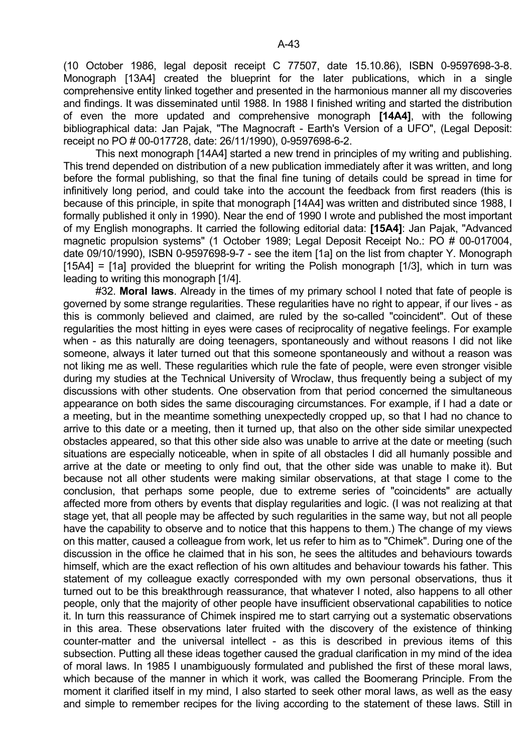(10 October 1986, legal deposit receipt C 77507, date 15.10.86), ISBN 0-9597698-3-8. Monograph [13A4] created the blueprint for the later publications, which in a single comprehensive entity linked together and presented in the harmonious manner all my discoveries and findings. It was disseminated until 1988. In 1988 I finished writing and started the distribution of even the more updated and comprehensive monograph **[14A4]**, with the following bibliographical data: Jan Pajak, "The Magnocraft - Earth's Version of a UFO", (Legal Deposit: receipt no PO # 00-017728, date: 26/11/1990), 0-9597698-6-2.

This next monograph [14A4] started a new trend in principles of my writing and publishing. This trend depended on distribution of a new publication immediately after it was written, and long before the formal publishing, so that the final fine tuning of details could be spread in time for infinitively long period, and could take into the account the feedback from first readers (this is because of this principle, in spite that monograph [14A4] was written and distributed since 1988, I formally published it only in 1990). Near the end of 1990 I wrote and published the most important of my English monographs. It carried the following editorial data: **[15A4]**: Jan Pajak, "Advanced magnetic propulsion systems" (1 October 1989; Legal Deposit Receipt No.: PO # 00-017004, date 09/10/1990), ISBN 0-9597698-9-7 - see the item [1a] on the list from chapter Y. Monograph [15A4] = [1a] provided the blueprint for writing the Polish monograph [1/3], which in turn was leading to writing this monograph [1/4].

#32. **Moral laws**. Already in the times of my primary school I noted that fate of people is governed by some strange regularities. These regularities have no right to appear, if our lives - as this is commonly believed and claimed, are ruled by the so-called "coincident". Out of these regularities the most hitting in eyes were cases of reciprocality of negative feelings. For example when - as this naturally are doing teenagers, spontaneously and without reasons I did not like someone, always it later turned out that this someone spontaneously and without a reason was not liking me as well. These regularities which rule the fate of people, were even stronger visible during my studies at the Technical University of Wroclaw, thus frequently being a subject of my discussions with other students. One observation from that period concerned the simultaneous appearance on both sides the same discouraging circumstances. For example, if I had a date or a meeting, but in the meantime something unexpectedly cropped up, so that I had no chance to arrive to this date or a meeting, then it turned up, that also on the other side similar unexpected obstacles appeared, so that this other side also was unable to arrive at the date or meeting (such situations are especially noticeable, when in spite of all obstacles I did all humanly possible and arrive at the date or meeting to only find out, that the other side was unable to make it). But because not all other students were making similar observations, at that stage I come to the conclusion, that perhaps some people, due to extreme series of "coincidents" are actually affected more from others by events that display regularities and logic. (I was not realizing at that stage yet, that all people may be affected by such regularities in the same way, but not all people have the capability to observe and to notice that this happens to them.) The change of my views on this matter, caused a colleague from work, let us refer to him as to "Chimek". During one of the discussion in the office he claimed that in his son, he sees the altitudes and behaviours towards himself, which are the exact reflection of his own altitudes and behaviour towards his father. This statement of my colleague exactly corresponded with my own personal observations, thus it turned out to be this breakthrough reassurance, that whatever I noted, also happens to all other people, only that the majority of other people have insufficient observational capabilities to notice it. In turn this reassurance of Chimek inspired me to start carrying out a systematic observations in this area. These observations later fruited with the discovery of the existence of thinking counter-matter and the universal intellect - as this is described in previous items of this subsection. Putting all these ideas together caused the gradual clarification in my mind of the idea of moral laws. In 1985 I unambiguously formulated and published the first of these moral laws, which because of the manner in which it work, was called the Boomerang Principle. From the moment it clarified itself in my mind, I also started to seek other moral laws, as well as the easy and simple to remember recipes for the living according to the statement of these laws. Still in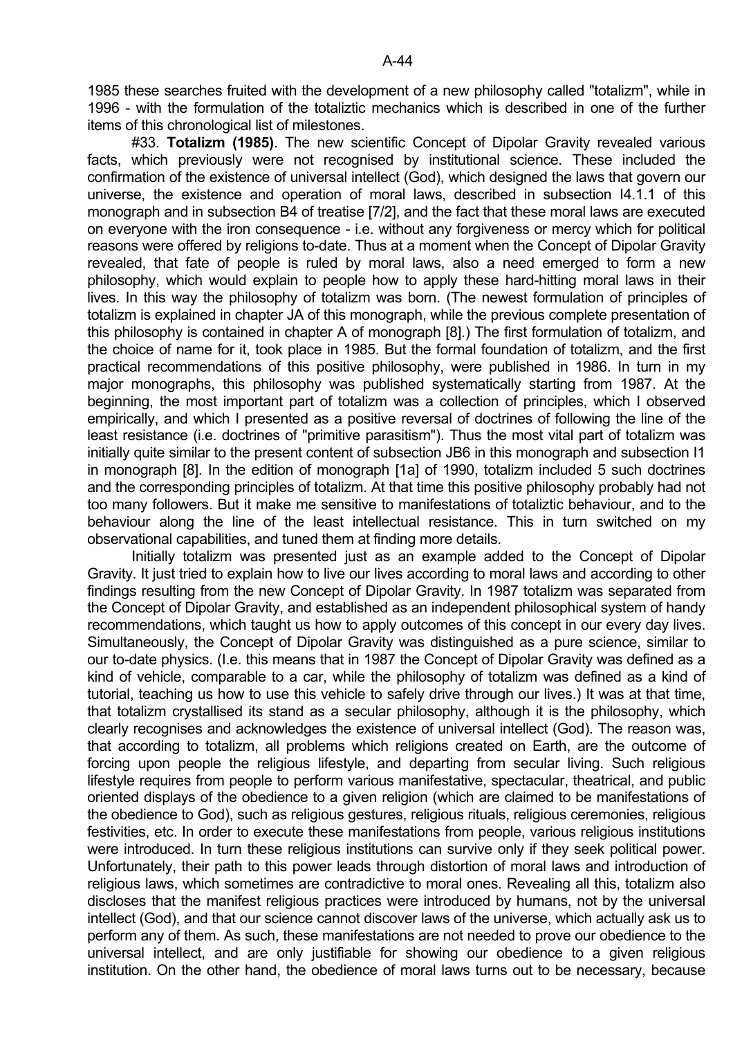1985 these searches fruited with the development of a new philosophy called "totalizm", while in 1996 - with the formulation of the totaliztic mechanics which is described in one of the further items of this chronological list of milestones.

#33. **Totalizm (1985)**. The new scientific Concept of Dipolar Gravity revealed various facts, which previously were not recognised by institutional science. These included the confirmation of the existence of universal intellect (God), which designed the laws that govern our universe, the existence and operation of moral laws, described in subsection I4.1.1 of this monograph and in subsection B4 of treatise [7/2], and the fact that these moral laws are executed on everyone with the iron consequence - i.e. without any forgiveness or mercy which for political reasons were offered by religions to-date. Thus at a moment when the Concept of Dipolar Gravity revealed, that fate of people is ruled by moral laws, also a need emerged to form a new philosophy, which would explain to people how to apply these hard-hitting moral laws in their lives. In this way the philosophy of totalizm was born. (The newest formulation of principles of totalizm is explained in chapter JA of this monograph, while the previous complete presentation of this philosophy is contained in chapter A of monograph [8].) The first formulation of totalizm, and the choice of name for it, took place in 1985. But the formal foundation of totalizm, and the first practical recommendations of this positive philosophy, were published in 1986. In turn in my major monographs, this philosophy was published systematically starting from 1987. At the beginning, the most important part of totalizm was a collection of principles, which I observed empirically, and which I presented as a positive reversal of doctrines of following the line of the least resistance (i.e. doctrines of "primitive parasitism"). Thus the most vital part of totalizm was initially quite similar to the present content of subsection JB6 in this monograph and subsection I1 in monograph [8]. In the edition of monograph [1a] of 1990, totalizm included 5 such doctrines and the corresponding principles of totalizm. At that time this positive philosophy probably had not too many followers. But it make me sensitive to manifestations of totaliztic behaviour, and to the behaviour along the line of the least intellectual resistance. This in turn switched on my observational capabilities, and tuned them at finding more details.

Initially totalizm was presented just as an example added to the Concept of Dipolar Gravity. It just tried to explain how to live our lives according to moral laws and according to other findings resulting from the new Concept of Dipolar Gravity. In 1987 totalizm was separated from the Concept of Dipolar Gravity, and established as an independent philosophical system of handy recommendations, which taught us how to apply outcomes of this concept in our every day lives. Simultaneously, the Concept of Dipolar Gravity was distinguished as a pure science, similar to our to-date physics. (I.e. this means that in 1987 the Concept of Dipolar Gravity was defined as a kind of vehicle, comparable to a car, while the philosophy of totalizm was defined as a kind of tutorial, teaching us how to use this vehicle to safely drive through our lives.) It was at that time, that totalizm crystallised its stand as a secular philosophy, although it is the philosophy, which clearly recognises and acknowledges the existence of universal intellect (God). The reason was, that according to totalizm, all problems which religions created on Earth, are the outcome of forcing upon people the religious lifestyle, and departing from secular living. Such religious lifestyle requires from people to perform various manifestative, spectacular, theatrical, and public oriented displays of the obedience to a given religion (which are claimed to be manifestations of the obedience to God), such as religious gestures, religious rituals, religious ceremonies, religious festivities, etc. In order to execute these manifestations from people, various religious institutions were introduced. In turn these religious institutions can survive only if they seek political power. Unfortunately, their path to this power leads through distortion of moral laws and introduction of religious laws, which sometimes are contradictive to moral ones. Revealing all this, totalizm also discloses that the manifest religious practices were introduced by humans, not by the universal intellect (God), and that our science cannot discover laws of the universe, which actually ask us to perform any of them. As such, these manifestations are not needed to prove our obedience to the universal intellect, and are only justifiable for showing our obedience to a given religious institution. On the other hand, the obedience of moral laws turns out to be necessary, because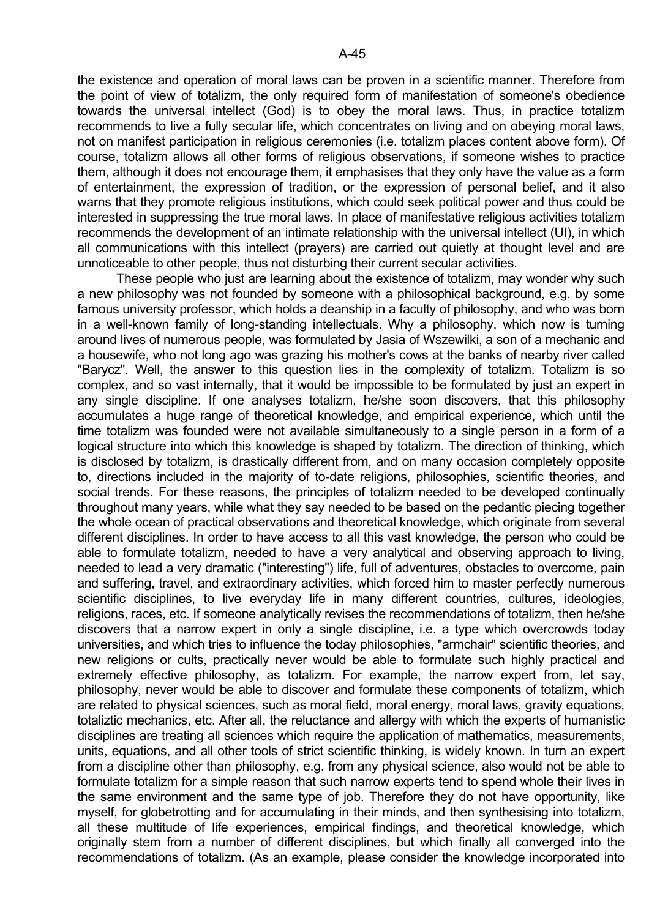the existence and operation of moral laws can be proven in a scientific manner. Therefore from the point of view of totalizm, the only required form of manifestation of someone's obedience towards the universal intellect (God) is to obey the moral laws. Thus, in practice totalizm recommends to live a fully secular life, which concentrates on living and on obeying moral laws, not on manifest participation in religious ceremonies (i.e. totalizm places content above form). Of course, totalizm allows all other forms of religious observations, if someone wishes to practice them, although it does not encourage them, it emphasises that they only have the value as a form of entertainment, the expression of tradition, or the expression of personal belief, and it also warns that they promote religious institutions, which could seek political power and thus could be interested in suppressing the true moral laws. In place of manifestative religious activities totalizm recommends the development of an intimate relationship with the universal intellect (UI), in which all communications with this intellect (prayers) are carried out quietly at thought level and are unnoticeable to other people, thus not disturbing their current secular activities.

These people who just are learning about the existence of totalizm, may wonder why such a new philosophy was not founded by someone with a philosophical background, e.g. by some famous university professor, which holds a deanship in a faculty of philosophy, and who was born in a well-known family of long-standing intellectuals. Why a philosophy, which now is turning around lives of numerous people, was formulated by Jasia of Wszewilki, a son of a mechanic and a housewife, who not long ago was grazing his mother's cows at the banks of nearby river called "Barycz". Well, the answer to this question lies in the complexity of totalizm. Totalizm is so complex, and so vast internally, that it would be impossible to be formulated by just an expert in any single discipline. If one analyses totalizm, he/she soon discovers, that this philosophy accumulates a huge range of theoretical knowledge, and empirical experience, which until the time totalizm was founded were not available simultaneously to a single person in a form of a logical structure into which this knowledge is shaped by totalizm. The direction of thinking, which is disclosed by totalizm, is drastically different from, and on many occasion completely opposite to, directions included in the majority of to-date religions, philosophies, scientific theories, and social trends. For these reasons, the principles of totalizm needed to be developed continually throughout many years, while what they say needed to be based on the pedantic piecing together the whole ocean of practical observations and theoretical knowledge, which originate from several different disciplines. In order to have access to all this vast knowledge, the person who could be able to formulate totalizm, needed to have a very analytical and observing approach to living, needed to lead a very dramatic ("interesting") life, full of adventures, obstacles to overcome, pain and suffering, travel, and extraordinary activities, which forced him to master perfectly numerous scientific disciplines, to live everyday life in many different countries, cultures, ideologies, religions, races, etc. If someone analytically revises the recommendations of totalizm, then he/she discovers that a narrow expert in only a single discipline, i.e. a type which overcrowds today universities, and which tries to influence the today philosophies, "armchair" scientific theories, and new religions or cults, practically never would be able to formulate such highly practical and extremely effective philosophy, as totalizm. For example, the narrow expert from, let say, philosophy, never would be able to discover and formulate these components of totalizm, which are related to physical sciences, such as moral field, moral energy, moral laws, gravity equations, totaliztic mechanics, etc. After all, the reluctance and allergy with which the experts of humanistic disciplines are treating all sciences which require the application of mathematics, measurements, units, equations, and all other tools of strict scientific thinking, is widely known. In turn an expert from a discipline other than philosophy, e.g. from any physical science, also would not be able to formulate totalizm for a simple reason that such narrow experts tend to spend whole their lives in the same environment and the same type of job. Therefore they do not have opportunity, like myself, for globetrotting and for accumulating in their minds, and then synthesising into totalizm, all these multitude of life experiences, empirical findings, and theoretical knowledge, which originally stem from a number of different disciplines, but which finally all converged into the recommendations of totalizm. (As an example, please consider the knowledge incorporated into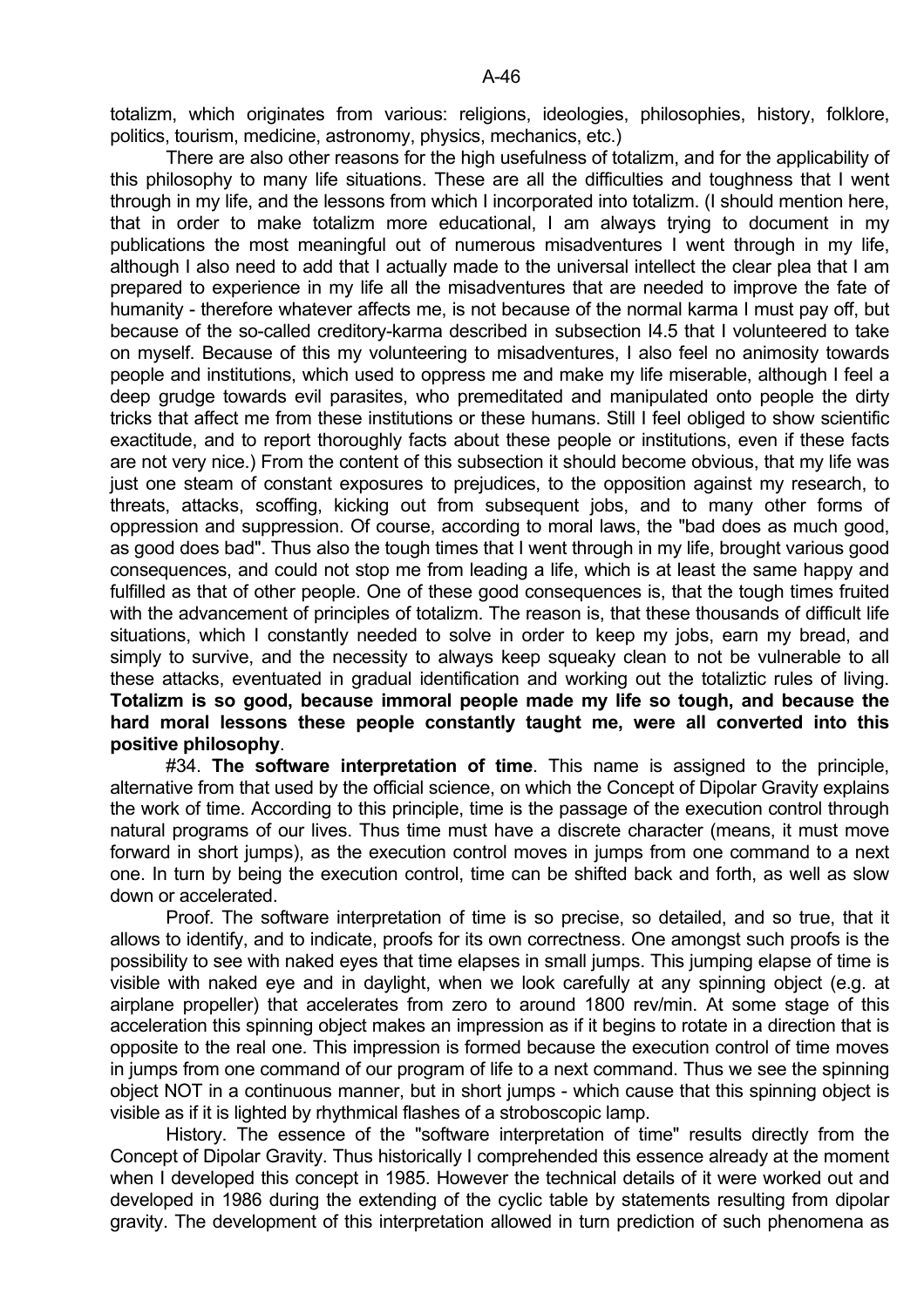totalizm, which originates from various: religions, ideologies, philosophies, history, folklore, politics, tourism, medicine, astronomy, physics, mechanics, etc.)

There are also other reasons for the high usefulness of totalizm, and for the applicability of this philosophy to many life situations. These are all the difficulties and toughness that I went through in my life, and the lessons from which I incorporated into totalizm. (I should mention here, that in order to make totalizm more educational, I am always trying to document in my publications the most meaningful out of numerous misadventures I went through in my life, although I also need to add that I actually made to the universal intellect the clear plea that I am prepared to experience in my life all the misadventures that are needed to improve the fate of humanity - therefore whatever affects me, is not because of the normal karma I must pay off, but because of the so-called creditory-karma described in subsection I4.5 that I volunteered to take on myself. Because of this my volunteering to misadventures, I also feel no animosity towards people and institutions, which used to oppress me and make my life miserable, although I feel a deep grudge towards evil parasites, who premeditated and manipulated onto people the dirty tricks that affect me from these institutions or these humans. Still I feel obliged to show scientific exactitude, and to report thoroughly facts about these people or institutions, even if these facts are not very nice.) From the content of this subsection it should become obvious, that my life was just one steam of constant exposures to prejudices, to the opposition against my research, to threats, attacks, scoffing, kicking out from subsequent jobs, and to many other forms of oppression and suppression. Of course, according to moral laws, the "bad does as much good, as good does bad". Thus also the tough times that I went through in my life, brought various good consequences, and could not stop me from leading a life, which is at least the same happy and fulfilled as that of other people. One of these good consequences is, that the tough times fruited with the advancement of principles of totalizm. The reason is, that these thousands of difficult life situations, which I constantly needed to solve in order to keep my jobs, earn my bread, and simply to survive, and the necessity to always keep squeaky clean to not be vulnerable to all these attacks, eventuated in gradual identification and working out the totaliztic rules of living. **Totalizm is so good, because immoral people made my life so tough, and because the hard moral lessons these people constantly taught me, were all converted into this positive philosophy**.

#34. **The software interpretation of time**. This name is assigned to the principle, alternative from that used by the official science, on which the Concept of Dipolar Gravity explains the work of time. According to this principle, time is the passage of the execution control through natural programs of our lives. Thus time must have a discrete character (means, it must move forward in short jumps), as the execution control moves in jumps from one command to a next one. In turn by being the execution control, time can be shifted back and forth, as well as slow down or accelerated.

Proof. The software interpretation of time is so precise, so detailed, and so true, that it allows to identify, and to indicate, proofs for its own correctness. One amongst such proofs is the possibility to see with naked eyes that time elapses in small jumps. This jumping elapse of time is visible with naked eye and in daylight, when we look carefully at any spinning object (e.g. at airplane propeller) that accelerates from zero to around 1800 rev/min. At some stage of this acceleration this spinning object makes an impression as if it begins to rotate in a direction that is opposite to the real one. This impression is formed because the execution control of time moves in jumps from one command of our program of life to a next command. Thus we see the spinning object NOT in a continuous manner, but in short jumps - which cause that this spinning object is visible as if it is lighted by rhythmical flashes of a stroboscopic lamp.

History. The essence of the "software interpretation of time" results directly from the Concept of Dipolar Gravity. Thus historically I comprehended this essence already at the moment when I developed this concept in 1985. However the technical details of it were worked out and developed in 1986 during the extending of the cyclic table by statements resulting from dipolar gravity. The development of this interpretation allowed in turn prediction of such phenomena as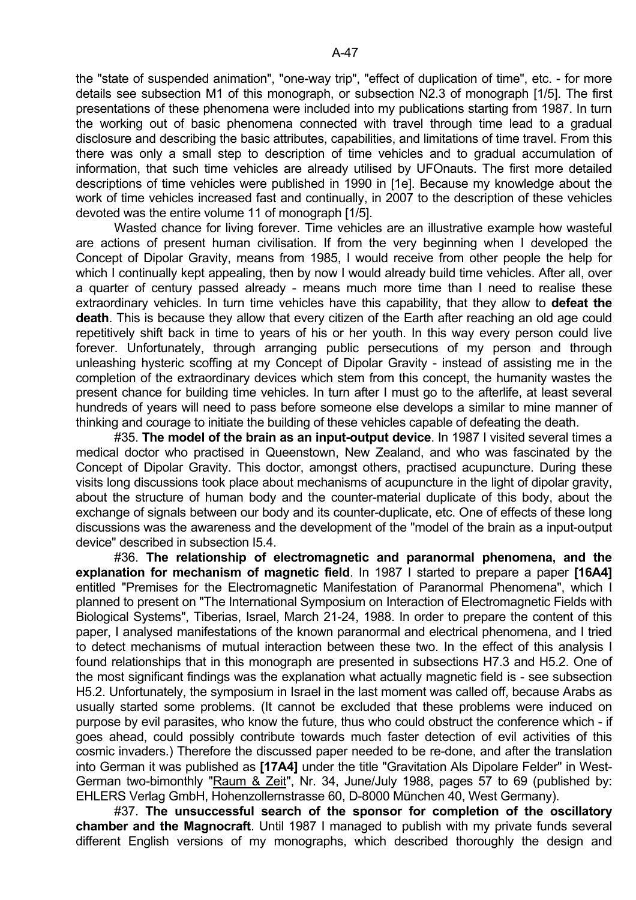the "state of suspended animation", "one-way trip", "effect of duplication of time", etc. - for more details see subsection M1 of this monograph, or subsection N2.3 of monograph [1/5]. The first presentations of these phenomena were included into my publications starting from 1987. In turn the working out of basic phenomena connected with travel through time lead to a gradual disclosure and describing the basic attributes, capabilities, and limitations of time travel. From this there was only a small step to description of time vehicles and to gradual accumulation of information, that such time vehicles are already utilised by UFOnauts. The first more detailed descriptions of time vehicles were published in 1990 in [1e]. Because my knowledge about the work of time vehicles increased fast and continually, in 2007 to the description of these vehicles devoted was the entire volume 11 of monograph [1/5].

Wasted chance for living forever. Time vehicles are an illustrative example how wasteful are actions of present human civilisation. If from the very beginning when I developed the Concept of Dipolar Gravity, means from 1985, I would receive from other people the help for which I continually kept appealing, then by now I would already build time vehicles. After all, over a quarter of century passed already - means much more time than I need to realise these extraordinary vehicles. In turn time vehicles have this capability, that they allow to **defeat the death**. This is because they allow that every citizen of the Earth after reaching an old age could repetitively shift back in time to years of his or her youth. In this way every person could live forever. Unfortunately, through arranging public persecutions of my person and through unleashing hysteric scoffing at my Concept of Dipolar Gravity - instead of assisting me in the completion of the extraordinary devices which stem from this concept, the humanity wastes the present chance for building time vehicles. In turn after I must go to the afterlife, at least several hundreds of years will need to pass before someone else develops a similar to mine manner of thinking and courage to initiate the building of these vehicles capable of defeating the death.

#35. **The model of the brain as an input-output device**. In 1987 I visited several times a medical doctor who practised in Queenstown, New Zealand, and who was fascinated by the Concept of Dipolar Gravity. This doctor, amongst others, practised acupuncture. During these visits long discussions took place about mechanisms of acupuncture in the light of dipolar gravity, about the structure of human body and the counter-material duplicate of this body, about the exchange of signals between our body and its counter-duplicate, etc. One of effects of these long discussions was the awareness and the development of the "model of the brain as a input-output device" described in subsection I5.4.

#36. **The relationship of electromagnetic and paranormal phenomena, and the explanation for mechanism of magnetic field**. In 1987 I started to prepare a paper **[16A4]** entitled "Premises for the Electromagnetic Manifestation of Paranormal Phenomena", which I planned to present on "The International Symposium on Interaction of Electromagnetic Fields with Biological Systems", Tiberias, Israel, March 21-24, 1988. In order to prepare the content of this paper, I analysed manifestations of the known paranormal and electrical phenomena, and I tried to detect mechanisms of mutual interaction between these two. In the effect of this analysis I found relationships that in this monograph are presented in subsections H7.3 and H5.2. One of the most significant findings was the explanation what actually magnetic field is - see subsection H5.2. Unfortunately, the symposium in Israel in the last moment was called off, because Arabs as usually started some problems. (It cannot be excluded that these problems were induced on purpose by evil parasites, who know the future, thus who could obstruct the conference which - if goes ahead, could possibly contribute towards much faster detection of evil activities of this cosmic invaders.) Therefore the discussed paper needed to be re-done, and after the translation into German it was published as **[17A4]** under the title "Gravitation Als Dipolare Felder" in West-German two-bimonthly "Raum & Zeit", Nr. 34, June/July 1988, pages 57 to 69 (published by: EHLERS Verlag GmbH, Hohenzollernstrasse 60, D-8000 München 40, West Germany).

#37. **The unsuccessful search of the sponsor for completion of the oscillatory chamber and the Magnocraft**. Until 1987 I managed to publish with my private funds several different English versions of my monographs, which described thoroughly the design and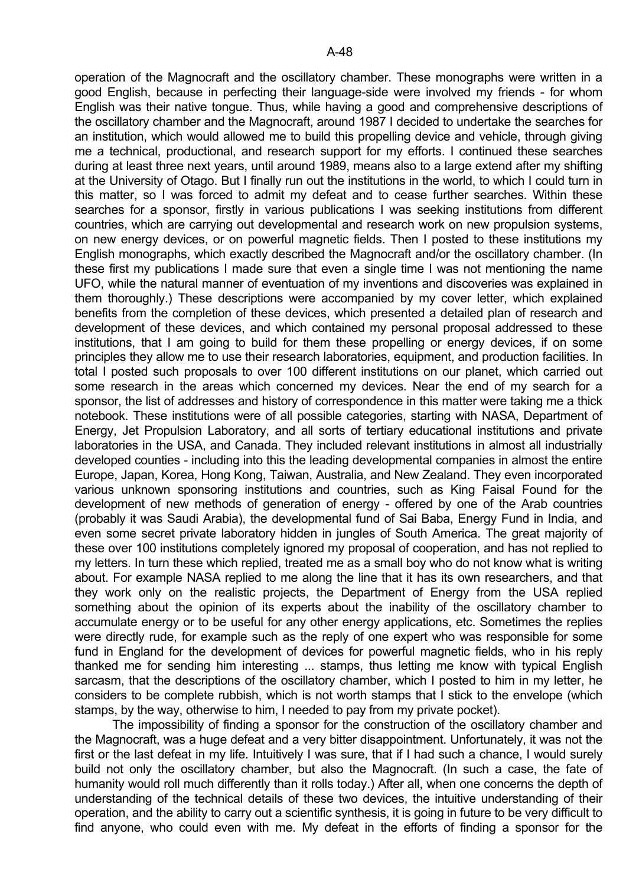operation of the Magnocraft and the oscillatory chamber. These monographs were written in a good English, because in perfecting their language-side were involved my friends - for whom English was their native tongue. Thus, while having a good and comprehensive descriptions of the oscillatory chamber and the Magnocraft, around 1987 I decided to undertake the searches for an institution, which would allowed me to build this propelling device and vehicle, through giving me a technical, productional, and research support for my efforts. I continued these searches during at least three next years, until around 1989, means also to a large extend after my shifting at the University of Otago. But I finally run out the institutions in the world, to which I could turn in this matter, so I was forced to admit my defeat and to cease further searches. Within these searches for a sponsor, firstly in various publications I was seeking institutions from different countries, which are carrying out developmental and research work on new propulsion systems, on new energy devices, or on powerful magnetic fields. Then I posted to these institutions my English monographs, which exactly described the Magnocraft and/or the oscillatory chamber. (In these first my publications I made sure that even a single time I was not mentioning the name UFO, while the natural manner of eventuation of my inventions and discoveries was explained in them thoroughly.) These descriptions were accompanied by my cover letter, which explained benefits from the completion of these devices, which presented a detailed plan of research and development of these devices, and which contained my personal proposal addressed to these institutions, that I am going to build for them these propelling or energy devices, if on some principles they allow me to use their research laboratories, equipment, and production facilities. In total I posted such proposals to over 100 different institutions on our planet, which carried out some research in the areas which concerned my devices. Near the end of my search for a sponsor, the list of addresses and history of correspondence in this matter were taking me a thick notebook. These institutions were of all possible categories, starting with NASA, Department of Energy, Jet Propulsion Laboratory, and all sorts of tertiary educational institutions and private laboratories in the USA, and Canada. They included relevant institutions in almost all industrially developed counties - including into this the leading developmental companies in almost the entire Europe, Japan, Korea, Hong Kong, Taiwan, Australia, and New Zealand. They even incorporated various unknown sponsoring institutions and countries, such as King Faisal Found for the development of new methods of generation of energy - offered by one of the Arab countries (probably it was Saudi Arabia), the developmental fund of Sai Baba, Energy Fund in India, and even some secret private laboratory hidden in jungles of South America. The great majority of these over 100 institutions completely ignored my proposal of cooperation, and has not replied to my letters. In turn these which replied, treated me as a small boy who do not know what is writing about. For example NASA replied to me along the line that it has its own researchers, and that they work only on the realistic projects, the Department of Energy from the USA replied something about the opinion of its experts about the inability of the oscillatory chamber to accumulate energy or to be useful for any other energy applications, etc. Sometimes the replies were directly rude, for example such as the reply of one expert who was responsible for some fund in England for the development of devices for powerful magnetic fields, who in his reply thanked me for sending him interesting ... stamps, thus letting me know with typical English sarcasm, that the descriptions of the oscillatory chamber, which I posted to him in my letter, he considers to be complete rubbish, which is not worth stamps that I stick to the envelope (which stamps, by the way, otherwise to him, I needed to pay from my private pocket).

The impossibility of finding a sponsor for the construction of the oscillatory chamber and the Magnocraft, was a huge defeat and a very bitter disappointment. Unfortunately, it was not the first or the last defeat in my life. Intuitively I was sure, that if I had such a chance, I would surely build not only the oscillatory chamber, but also the Magnocraft. (In such a case, the fate of humanity would roll much differently than it rolls today.) After all, when one concerns the depth of understanding of the technical details of these two devices, the intuitive understanding of their operation, and the ability to carry out a scientific synthesis, it is going in future to be very difficult to find anyone, who could even with me. My defeat in the efforts of finding a sponsor for the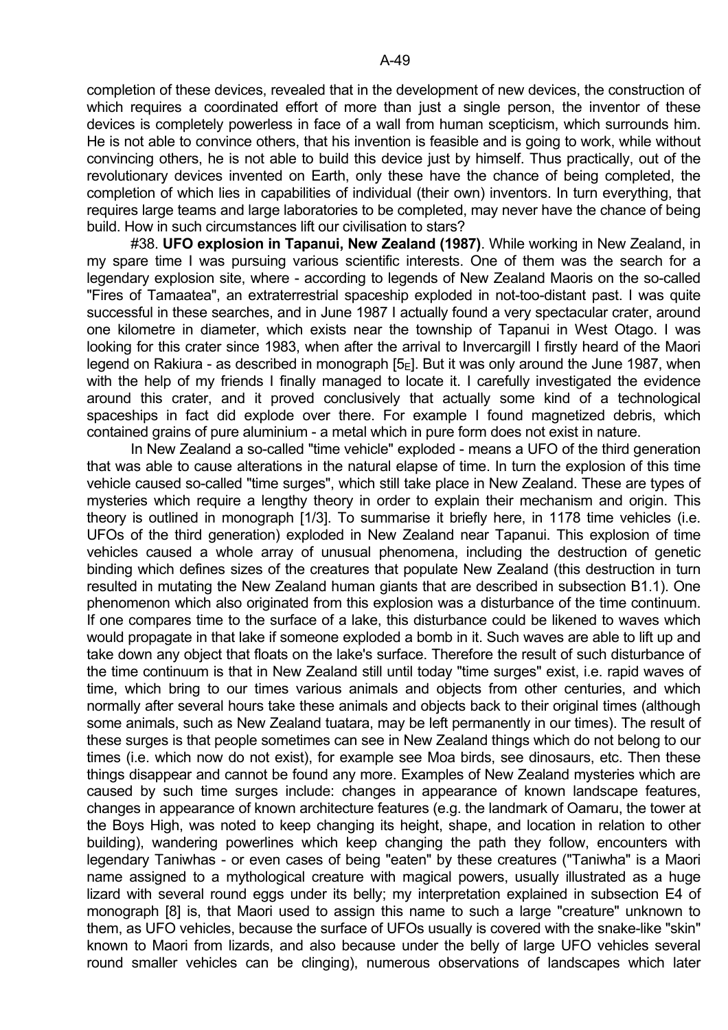completion of these devices, revealed that in the development of new devices, the construction of which requires a coordinated effort of more than just a single person, the inventor of these devices is completely powerless in face of a wall from human scepticism, which surrounds him. He is not able to convince others, that his invention is feasible and is going to work, while without convincing others, he is not able to build this device just by himself. Thus practically, out of the revolutionary devices invented on Earth, only these have the chance of being completed, the completion of which lies in capabilities of individual (their own) inventors. In turn everything, that requires large teams and large laboratories to be completed, may never have the chance of being build. How in such circumstances lift our civilisation to stars?

#38. **UFO explosion in Tapanui, New Zealand (1987)**. While working in New Zealand, in my spare time I was pursuing various scientific interests. One of them was the search for a legendary explosion site, where - according to legends of New Zealand Maoris on the so-called "Fires of Tamaatea", an extraterrestrial spaceship exploded in not-too-distant past. I was quite successful in these searches, and in June 1987 I actually found a very spectacular crater, around one kilometre in diameter, which exists near the township of Tapanui in West Otago. I was looking for this crater since 1983, when after the arrival to Invercargill I firstly heard of the Maori legend on Rakiura - as described in monograph [$5_E$]. But it was only around the June 1987, when with the help of my friends I finally managed to locate it. I carefully investigated the evidence around this crater, and it proved conclusively that actually some kind of a technological spaceships in fact did explode over there. For example I found magnetized debris, which contained grains of pure aluminium - a metal which in pure form does not exist in nature.

In New Zealand a so-called "time vehicle" exploded - means a UFO of the third generation that was able to cause alterations in the natural elapse of time. In turn the explosion of this time vehicle caused so-called "time surges", which still take place in New Zealand. These are types of mysteries which require a lengthy theory in order to explain their mechanism and origin. This theory is outlined in monograph [1/3]. To summarise it briefly here, in 1178 time vehicles (i.e. UFOs of the third generation) exploded in New Zealand near Tapanui. This explosion of time vehicles caused a whole array of unusual phenomena, including the destruction of genetic binding which defines sizes of the creatures that populate New Zealand (this destruction in turn resulted in mutating the New Zealand human giants that are described in subsection B1.1). One phenomenon which also originated from this explosion was a disturbance of the time continuum. If one compares time to the surface of a lake, this disturbance could be likened to waves which would propagate in that lake if someone exploded a bomb in it. Such waves are able to lift up and take down any object that floats on the lake's surface. Therefore the result of such disturbance of the time continuum is that in New Zealand still until today "time surges" exist, i.e. rapid waves of time, which bring to our times various animals and objects from other centuries, and which normally after several hours take these animals and objects back to their original times (although some animals, such as New Zealand tuatara, may be left permanently in our times). The result of these surges is that people sometimes can see in New Zealand things which do not belong to our times (i.e. which now do not exist), for example see Moa birds, see dinosaurs, etc. Then these things disappear and cannot be found any more. Examples of New Zealand mysteries which are caused by such time surges include: changes in appearance of known landscape features, changes in appearance of known architecture features (e.g. the landmark of Oamaru, the tower at the Boys High, was noted to keep changing its height, shape, and location in relation to other building), wandering powerlines which keep changing the path they follow, encounters with legendary Taniwhas - or even cases of being "eaten" by these creatures ("Taniwha" is a Maori name assigned to a mythological creature with magical powers, usually illustrated as a huge lizard with several round eggs under its belly; my interpretation explained in subsection E4 of monograph [8] is, that Maori used to assign this name to such a large "creature" unknown to them, as UFO vehicles, because the surface of UFOs usually is covered with the snake-like "skin" known to Maori from lizards, and also because under the belly of large UFO vehicles several round smaller vehicles can be clinging), numerous observations of landscapes which later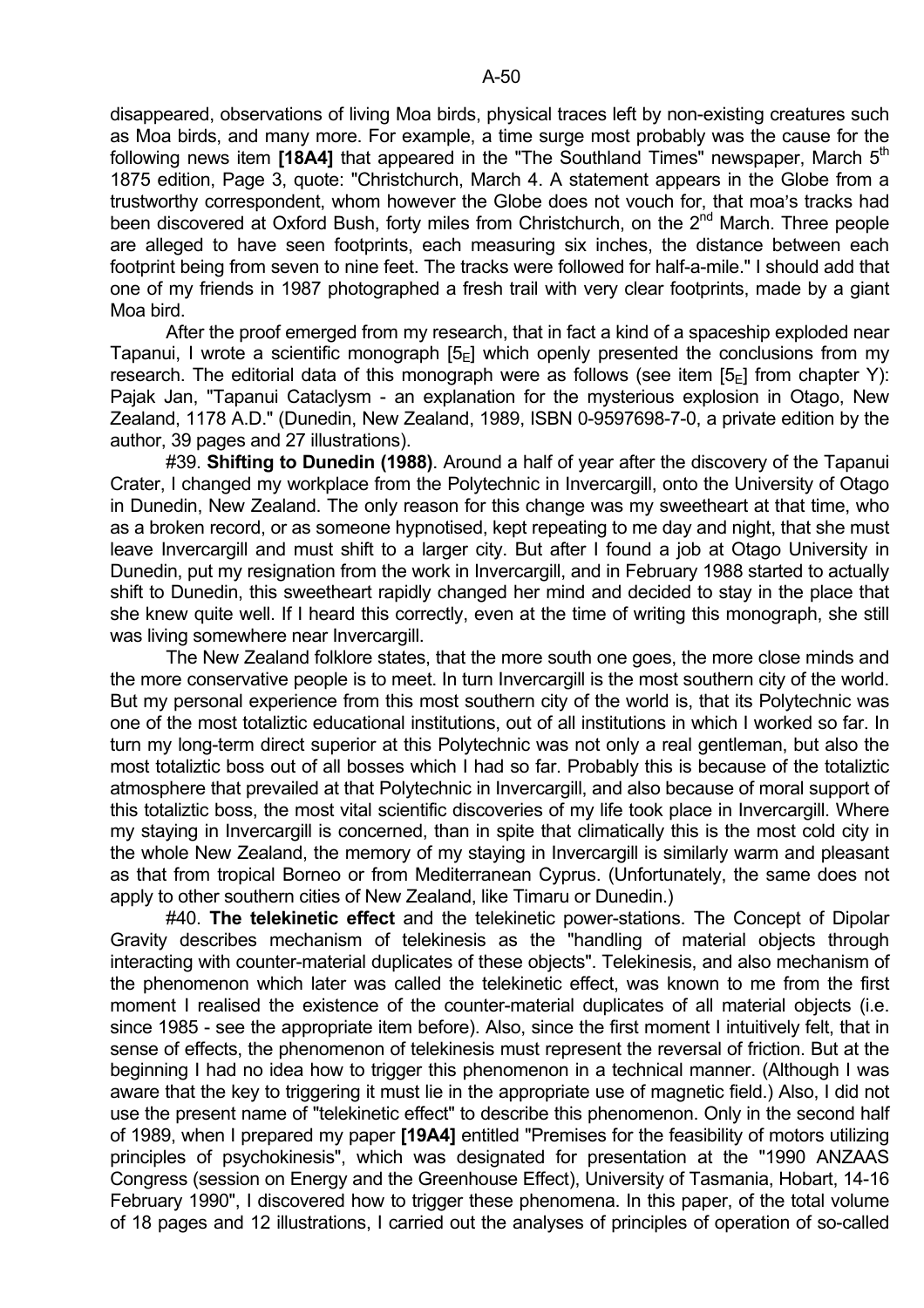disappeared, observations of living Moa birds, physical traces left by non-existing creatures such as Moa birds, and many more. For example, a time surge most probably was the cause for the following news item **[18A4]** that appeared in the "The Southland Times" newspaper, March 5th 1875 edition, Page 3, quote: "Christchurch, March 4. A statement appears in the Globe from a trustworthy correspondent, whom however the Globe does not vouch for, that moa's tracks had been discovered at Oxford Bush, forty miles from Christchurch, on the 2nd March. Three people are alleged to have seen footprints, each measuring six inches, the distance between each footprint being from seven to nine feet. The tracks were followed for half-a-mile." I should add that one of my friends in 1987 photographed a fresh trail with very clear footprints, made by a giant Moa bird.

After the proof emerged from my research, that in fact a kind of a spaceship exploded near Tapanui, I wrote a scientific monograph [$5_E$] which openly presented the conclusions from my research. The editorial data of this monograph were as follows (see item [$5_E$] from chapter Y): Pajak Jan, "Tapanui Cataclysm - an explanation for the mysterious explosion in Otago, New Zealand, 1178 A.D." (Dunedin, New Zealand, 1989, ISBN 0-9597698-7-0, a private edition by the author, 39 pages and 27 illustrations).

#39. **Shifting to Dunedin (1988)**. Around a half of year after the discovery of the Tapanui Crater, I changed my workplace from the Polytechnic in Invercargill, onto the University of Otago in Dunedin, New Zealand. The only reason for this change was my sweetheart at that time, who as a broken record, or as someone hypnotised, kept repeating to me day and night, that she must leave Invercargill and must shift to a larger city. But after I found a job at Otago University in Dunedin, put my resignation from the work in Invercargill, and in February 1988 started to actually shift to Dunedin, this sweetheart rapidly changed her mind and decided to stay in the place that she knew quite well. If I heard this correctly, even at the time of writing this monograph, she still was living somewhere near Invercargill.

The New Zealand folklore states, that the more south one goes, the more close minds and the more conservative people is to meet. In turn Invercargill is the most southern city of the world. But my personal experience from this most southern city of the world is, that its Polytechnic was one of the most totaliztic educational institutions, out of all institutions in which I worked so far. In turn my long-term direct superior at this Polytechnic was not only a real gentleman, but also the most totaliztic boss out of all bosses which I had so far. Probably this is because of the totaliztic atmosphere that prevailed at that Polytechnic in Invercargill, and also because of moral support of this totaliztic boss, the most vital scientific discoveries of my life took place in Invercargill. Where my staying in Invercargill is concerned, than in spite that climatically this is the most cold city in the whole New Zealand, the memory of my staying in Invercargill is similarly warm and pleasant as that from tropical Borneo or from Mediterranean Cyprus. (Unfortunately, the same does not apply to other southern cities of New Zealand, like Timaru or Dunedin.)

#40. **The telekinetic effect** and the telekinetic power-stations. The Concept of Dipolar Gravity describes mechanism of telekinesis as the "handling of material objects through interacting with counter-material duplicates of these objects". Telekinesis, and also mechanism of the phenomenon which later was called the telekinetic effect, was known to me from the first moment I realised the existence of the counter-material duplicates of all material objects (i.e. since 1985 - see the appropriate item before). Also, since the first moment I intuitively felt, that in sense of effects, the phenomenon of telekinesis must represent the reversal of friction. But at the beginning I had no idea how to trigger this phenomenon in a technical manner. (Although I was aware that the key to triggering it must lie in the appropriate use of magnetic field.) Also, I did not use the present name of "telekinetic effect" to describe this phenomenon. Only in the second half of 1989, when I prepared my paper **[19A4]** entitled "Premises for the feasibility of motors utilizing principles of psychokinesis", which was designated for presentation at the "1990 ANZAAS Congress (session on Energy and the Greenhouse Effect), University of Tasmania, Hobart, 14-16 February 1990", I discovered how to trigger these phenomena. In this paper, of the total volume of 18 pages and 12 illustrations, I carried out the analyses of principles of operation of so-called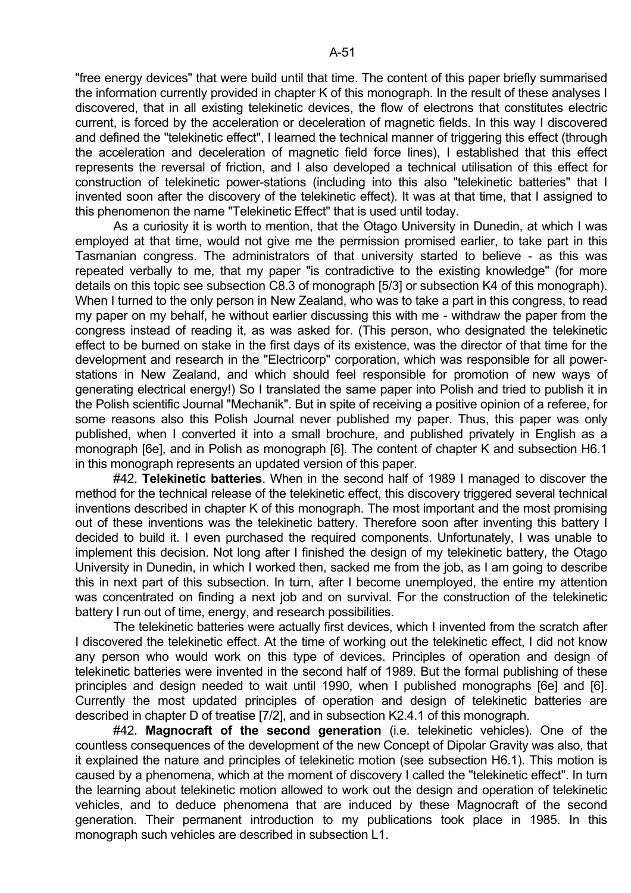"free energy devices" that were build until that time. The content of this paper briefly summarised the information currently provided in chapter K of this monograph. In the result of these analyses I discovered, that in all existing telekinetic devices, the flow of electrons that constitutes electric current, is forced by the acceleration or deceleration of magnetic fields. In this way I discovered and defined the "telekinetic effect", I learned the technical manner of triggering this effect (through the acceleration and deceleration of magnetic field force lines), I established that this effect represents the reversal of friction, and I also developed a technical utilisation of this effect for construction of telekinetic power-stations (including into this also "telekinetic batteries" that I invented soon after the discovery of the telekinetic effect). It was at that time, that I assigned to this phenomenon the name "Telekinetic Effect" that is used until today.

As a curiosity it is worth to mention, that the Otago University in Dunedin, at which I was employed at that time, would not give me the permission promised earlier, to take part in this Tasmanian congress. The administrators of that university started to believe - as this was repeated verbally to me, that my paper "is contradictive to the existing knowledge" (for more details on this topic see subsection C8.3 of monograph [5/3] or subsection K4 of this monograph). When I turned to the only person in New Zealand, who was to take a part in this congress, to read my paper on my behalf, he without earlier discussing this with me - withdraw the paper from the congress instead of reading it, as was asked for. (This person, who designated the telekinetic effect to be burned on stake in the first days of its existence, was the director of that time for the development and research in the "Electricorp" corporation, which was responsible for all power-stations in New Zealand, and which should feel responsible for promotion of new ways of generating electrical energy!) So I translated the same paper into Polish and tried to publish it in the Polish scientific Journal "Mechanik". But in spite of receiving a positive opinion of a referee, for some reasons also this Polish Journal never published my paper. Thus, this paper was only published, when I converted it into a small brochure, and published privately in English as a monograph [6e], and in Polish as monograph [6]. The content of chapter K and subsection H6.1 in this monograph represents an updated version of this paper.

#42. **Telekinetic batteries**. When in the second half of 1989 I managed to discover the method for the technical release of the telekinetic effect, this discovery triggered several technical inventions described in chapter K of this monograph. The most important and the most promising out of these inventions was the telekinetic battery. Therefore soon after inventing this battery I decided to build it. I even purchased the required components. Unfortunately, I was unable to implement this decision. Not long after I finished the design of my telekinetic battery, the Otago University in Dunedin, in which I worked then, sacked me from the job, as I am going to describe this in next part of this subsection. In turn, after I become unemployed, the entire my attention was concentrated on finding a next job and on survival. For the construction of the telekinetic battery I run out of time, energy, and research possibilities.

The telekinetic batteries were actually first devices, which I invented from the scratch after I discovered the telekinetic effect. At the time of working out the telekinetic effect, I did not know any person who would work on this type of devices. Principles of operation and design of telekinetic batteries were invented in the second half of 1989. But the formal publishing of these principles and design needed to wait until 1990, when I published monographs [6e] and [6]. Currently the most updated principles of operation and design of telekinetic batteries are described in chapter D of treatise [7/2], and in subsection K2.4.1 of this monograph.

#42. **Magnocraft of the second generation** (i.e. telekinetic vehicles). One of the countless consequences of the development of the new Concept of Dipolar Gravity was also, that it explained the nature and principles of telekinetic motion (see subsection H6.1). This motion is caused by a phenomena, which at the moment of discovery I called the "telekinetic effect". In turn the learning about telekinetic motion allowed to work out the design and operation of telekinetic vehicles, and to deduce phenomena that are induced by these Magnocraft of the second generation. Their permanent introduction to my publications took place in 1985. In this monograph such vehicles are described in subsection L1.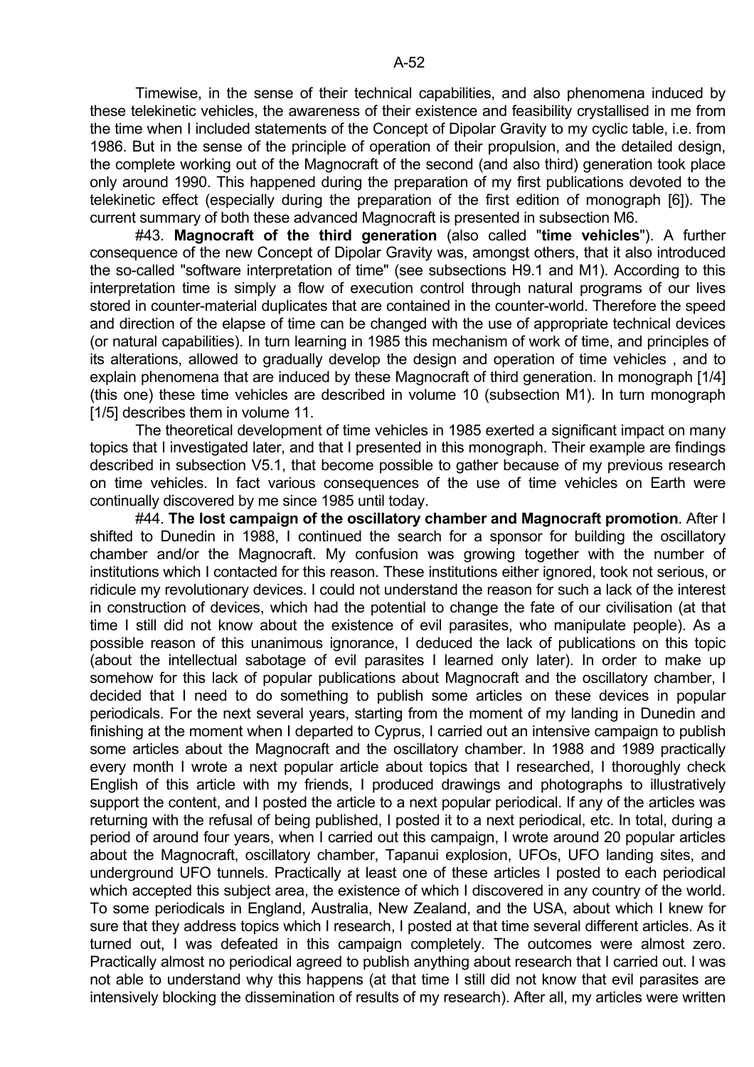Timewise, in the sense of their technical capabilities, and also phenomena induced by these telekinetic vehicles, the awareness of their existence and feasibility crystallised in me from the time when I included statements of the Concept of Dipolar Gravity to my cyclic table, i.e. from 1986. But in the sense of the principle of operation of their propulsion, and the detailed design, the complete working out of the Magnocraft of the second (and also third) generation took place only around 1990. This happened during the preparation of my first publications devoted to the telekinetic effect (especially during the preparation of the first edition of monograph [6]). The current summary of both these advanced Magnocraft is presented in subsection M6.

#43. **Magnocraft of the third generation** (also called "**time vehicles**"). A further consequence of the new Concept of Dipolar Gravity was, amongst others, that it also introduced the so-called "software interpretation of time" (see subsections H9.1 and M1). According to this interpretation time is simply a flow of execution control through natural programs of our lives stored in counter-material duplicates that are contained in the counter-world. Therefore the speed and direction of the elapse of time can be changed with the use of appropriate technical devices (or natural capabilities). In turn learning in 1985 this mechanism of work of time, and principles of its alterations, allowed to gradually develop the design and operation of time vehicles , and to explain phenomena that are induced by these Magnocraft of third generation. In monograph [1/4] (this one) these time vehicles are described in volume 10 (subsection M1). In turn monograph [1/5] describes them in volume 11.

The theoretical development of time vehicles in 1985 exerted a significant impact on many topics that I investigated later, and that I presented in this monograph. Their example are findings described in subsection V5.1, that become possible to gather because of my previous research on time vehicles. In fact various consequences of the use of time vehicles on Earth were continually discovered by me since 1985 until today.

#44. **The lost campaign of the oscillatory chamber and Magnocraft promotion**. After I shifted to Dunedin in 1988, I continued the search for a sponsor for building the oscillatory chamber and/or the Magnocraft. My confusion was growing together with the number of institutions which I contacted for this reason. These institutions either ignored, took not serious, or ridicule my revolutionary devices. I could not understand the reason for such a lack of the interest in construction of devices, which had the potential to change the fate of our civilisation (at that time I still did not know about the existence of evil parasites, who manipulate people). As a possible reason of this unanimous ignorance, I deduced the lack of publications on this topic (about the intellectual sabotage of evil parasites I learned only later). In order to make up somehow for this lack of popular publications about Magnocraft and the oscillatory chamber, I decided that I need to do something to publish some articles on these devices in popular periodicals. For the next several years, starting from the moment of my landing in Dunedin and finishing at the moment when I departed to Cyprus, I carried out an intensive campaign to publish some articles about the Magnocraft and the oscillatory chamber. In 1988 and 1989 practically every month I wrote a next popular article about topics that I researched, I thoroughly check English of this article with my friends, I produced drawings and photographs to illustratively support the content, and I posted the article to a next popular periodical. If any of the articles was returning with the refusal of being published, I posted it to a next periodical, etc. In total, during a period of around four years, when I carried out this campaign, I wrote around 20 popular articles about the Magnocraft, oscillatory chamber, Tapanui explosion, UFOs, UFO landing sites, and underground UFO tunnels. Practically at least one of these articles I posted to each periodical which accepted this subject area, the existence of which I discovered in any country of the world. To some periodicals in England, Australia, New Zealand, and the USA, about which I knew for sure that they address topics which I research, I posted at that time several different articles. As it turned out, I was defeated in this campaign completely. The outcomes were almost zero. Practically almost no periodical agreed to publish anything about research that I carried out. I was not able to understand why this happens (at that time I still did not know that evil parasites are intensively blocking the dissemination of results of my research). After all, my articles were written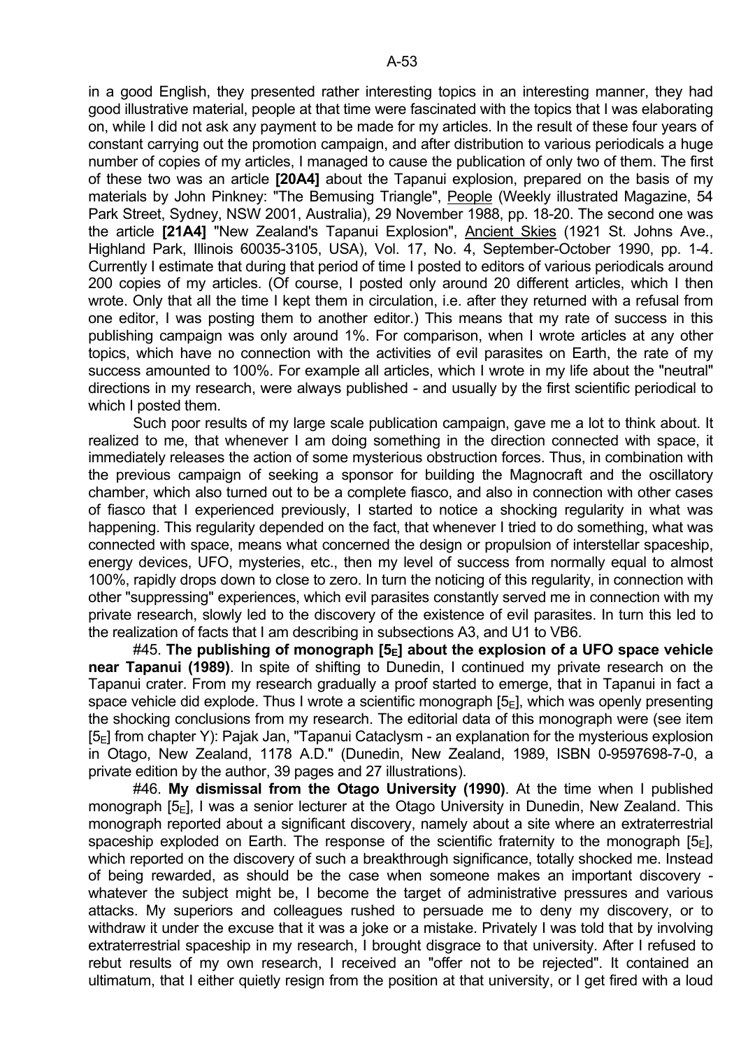in a good English, they presented rather interesting topics in an interesting manner, they had good illustrative material, people at that time were fascinated with the topics that I was elaborating on, while I did not ask any payment to be made for my articles. In the result of these four years of constant carrying out the promotion campaign, and after distribution to various periodicals a huge number of copies of my articles, I managed to cause the publication of only two of them. The first of these two was an article **[20A4]** about the Tapanui explosion, prepared on the basis of my materials by John Pinkney: "The Bemusing Triangle", People (Weekly illustrated Magazine, 54 Park Street, Sydney, NSW 2001, Australia), 29 November 1988, pp. 18-20. The second one was the article **[21A4]** "New Zealand's Tapanui Explosion", Ancient Skies (1921 St. Johns Ave., Highland Park, Illinois 60035-3105, USA), Vol. 17, No. 4, September-October 1990, pp. 1-4. Currently I estimate that during that period of time I posted to editors of various periodicals around 200 copies of my articles. (Of course, I posted only around 20 different articles, which I then wrote. Only that all the time I kept them in circulation, i.e. after they returned with a refusal from one editor, I was posting them to another editor.) This means that my rate of success in this publishing campaign was only around 1%. For comparison, when I wrote articles at any other topics, which have no connection with the activities of evil parasites on Earth, the rate of my success amounted to 100%. For example all articles, which I wrote in my life about the "neutral" directions in my research, were always published - and usually by the first scientific periodical to which I posted them.

Such poor results of my large scale publication campaign, gave me a lot to think about. It realized to me, that whenever I am doing something in the direction connected with space, it immediately releases the action of some mysterious obstruction forces. Thus, in combination with the previous campaign of seeking a sponsor for building the Magnocraft and the oscillatory chamber, which also turned out to be a complete fiasco, and also in connection with other cases of fiasco that I experienced previously, I started to notice a shocking regularity in what was happening. This regularity depended on the fact, that whenever I tried to do something, what was connected with space, means what concerned the design or propulsion of interstellar spaceship, energy devices, UFO, mysteries, etc., then my level of success from normally equal to almost 100%, rapidly drops down to close to zero. In turn the noticing of this regularity, in connection with other "suppressing" experiences, which evil parasites constantly served me in connection with my private research, slowly led to the discovery of the existence of evil parasites. In turn this led to the realization of facts that I am describing in subsections A3, and U1 to VB6.

#45. **The publishing of monograph [$5_E$] about the explosion of a UFO space vehicle near Tapanui (1989)**. In spite of shifting to Dunedin, I continued my private research on the Tapanui crater. From my research gradually a proof started to emerge, that in Tapanui in fact a space vehicle did explode. Thus I wrote a scientific monograph [$5_E$], which was openly presenting the shocking conclusions from my research. The editorial data of this monograph were (see item [$5_E$] from chapter Y): Pajak Jan, "Tapanui Cataclysm - an explanation for the mysterious explosion in Otago, New Zealand, 1178 A.D." (Dunedin, New Zealand, 1989, ISBN 0-9597698-7-0, a private edition by the author, 39 pages and 27 illustrations).

#46. **My dismissal from the Otago University (1990)**. At the time when I published monograph [$5_E$], I was a senior lecturer at the Otago University in Dunedin, New Zealand. This monograph reported about a significant discovery, namely about a site where an extraterrestrial spaceship exploded on Earth. The response of the scientific fraternity to the monograph [$5_E$], which reported on the discovery of such a breakthrough significance, totally shocked me. Instead of being rewarded, as should be the case when someone makes an important discovery - whatever the subject might be, I become the target of administrative pressures and various attacks. My superiors and colleagues rushed to persuade me to deny my discovery, or to withdraw it under the excuse that it was a joke or a mistake. Privately I was told that by involving extraterrestrial spaceship in my research, I brought disgrace to that university. After I refused to rebut results of my own research, I received an "offer not to be rejected". It contained an ultimatum, that I either quietly resign from the position at that university, or I get fired with a loud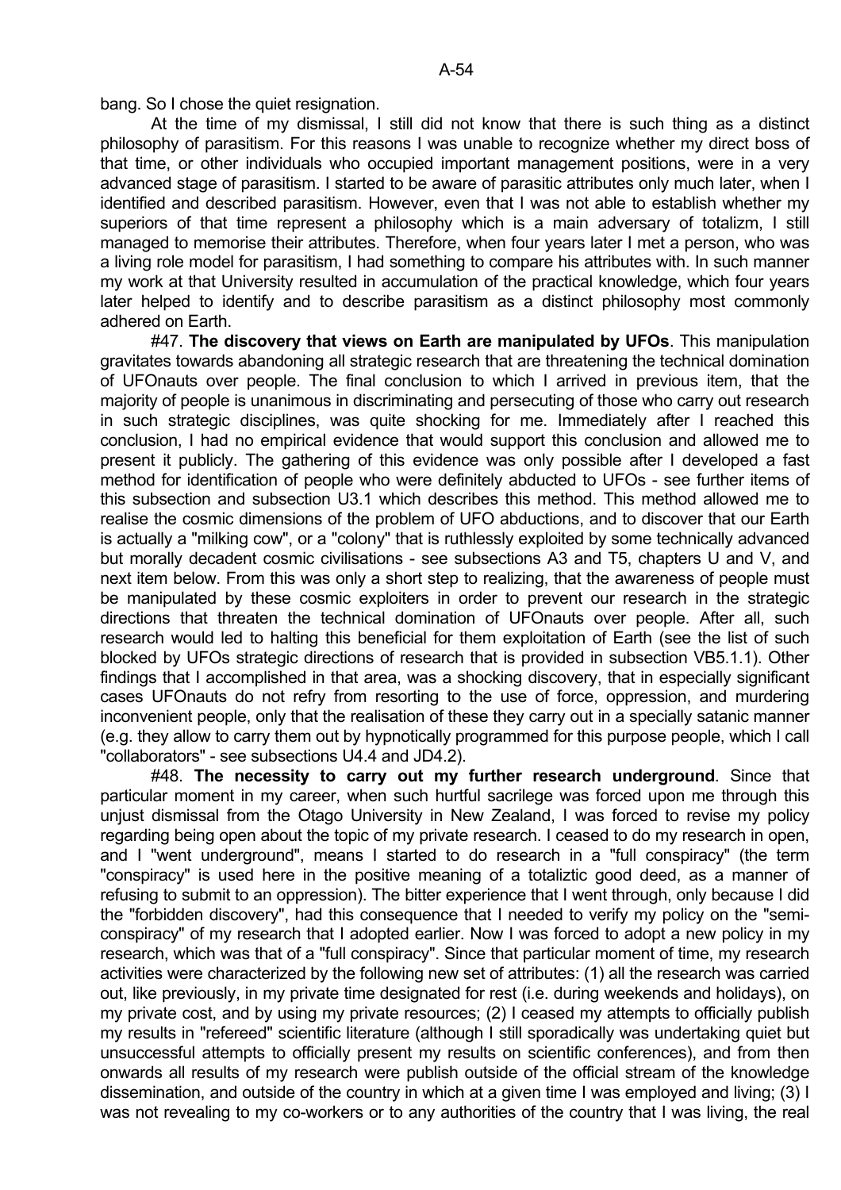bang. So I chose the quiet resignation.

At the time of my dismissal, I still did not know that there is such thing as a distinct philosophy of parasitism. For this reasons I was unable to recognize whether my direct boss of that time, or other individuals who occupied important management positions, were in a very advanced stage of parasitism. I started to be aware of parasitic attributes only much later, when I identified and described parasitism. However, even that I was not able to establish whether my superiors of that time represent a philosophy which is a main adversary of totalizm, I still managed to memorise their attributes. Therefore, when four years later I met a person, who was a living role model for parasitism, I had something to compare his attributes with. In such manner my work at that University resulted in accumulation of the practical knowledge, which four years later helped to identify and to describe parasitism as a distinct philosophy most commonly adhered on Earth.

#47. **The discovery that views on Earth are manipulated by UFOs**. This manipulation gravitates towards abandoning all strategic research that are threatening the technical domination of UFOnauts over people. The final conclusion to which I arrived in previous item, that the majority of people is unanimous in discriminating and persecuting of those who carry out research in such strategic disciplines, was quite shocking for me. Immediately after I reached this conclusion, I had no empirical evidence that would support this conclusion and allowed me to present it publicly. The gathering of this evidence was only possible after I developed a fast method for identification of people who were definitely abducted to UFOs - see further items of this subsection and subsection U3.1 which describes this method. This method allowed me to realise the cosmic dimensions of the problem of UFO abductions, and to discover that our Earth is actually a "milking cow", or a "colony" that is ruthlessly exploited by some technically advanced but morally decadent cosmic civilisations - see subsections A3 and T5, chapters U and V, and next item below. From this was only a short step to realizing, that the awareness of people must be manipulated by these cosmic exploiters in order to prevent our research in the strategic directions that threaten the technical domination of UFOnauts over people. After all, such research would led to halting this beneficial for them exploitation of Earth (see the list of such blocked by UFOs strategic directions of research that is provided in subsection VB5.1.1). Other findings that I accomplished in that area, was a shocking discovery, that in especially significant cases UFOnauts do not refry from resorting to the use of force, oppression, and murdering inconvenient people, only that the realisation of these they carry out in a specially satanic manner (e.g. they allow to carry them out by hypnotically programmed for this purpose people, which I call "collaborators" - see subsections U4.4 and JD4.2).

#48. **The necessity to carry out my further research underground**. Since that particular moment in my career, when such hurtful sacrilege was forced upon me through this unjust dismissal from the Otago University in New Zealand, I was forced to revise my policy regarding being open about the topic of my private research. I ceased to do my research in open, and I "went underground", means I started to do research in a "full conspiracy" (the term "conspiracy" is used here in the positive meaning of a totaliztic good deed, as a manner of refusing to submit to an oppression). The bitter experience that I went through, only because I did the "forbidden discovery", had this consequence that I needed to verify my policy on the "semi-conspiracy" of my research that I adopted earlier. Now I was forced to adopt a new policy in my research, which was that of a "full conspiracy". Since that particular moment of time, my research activities were characterized by the following new set of attributes: (1) all the research was carried out, like previously, in my private time designated for rest (i.e. during weekends and holidays), on my private cost, and by using my private resources; (2) I ceased my attempts to officially publish my results in "refereed" scientific literature (although I still sporadically was undertaking quiet but unsuccessful attempts to officially present my results on scientific conferences), and from then onwards all results of my research were publish outside of the official stream of the knowledge dissemination, and outside of the country in which at a given time I was employed and living; (3) I was not revealing to my co-workers or to any authorities of the country that I was living, the real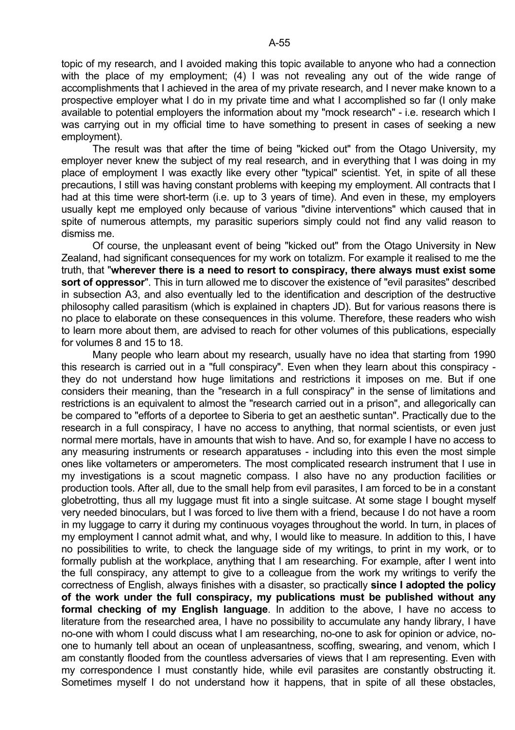topic of my research, and I avoided making this topic available to anyone who had a connection with the place of my employment; (4) I was not revealing any out of the wide range of accomplishments that I achieved in the area of my private research, and I never make known to a prospective employer what I do in my private time and what I accomplished so far (I only make available to potential employers the information about my "mock research" - i.e. research which I was carrying out in my official time to have something to present in cases of seeking a new employment).

The result was that after the time of being "kicked out" from the Otago University, my employer never knew the subject of my real research, and in everything that I was doing in my place of employment I was exactly like every other "typical" scientist. Yet, in spite of all these precautions, I still was having constant problems with keeping my employment. All contracts that I had at this time were short-term (i.e. up to 3 years of time). And even in these, my employers usually kept me employed only because of various "divine interventions" which caused that in spite of numerous attempts, my parasitic superiors simply could not find any valid reason to dismiss me.

Of course, the unpleasant event of being "kicked out" from the Otago University in New Zealand, had significant consequences for my work on totalizm. For example it realised to me the truth, that "**wherever there is a need to resort to conspiracy, there always must exist some sort of oppressor**". This in turn allowed me to discover the existence of "evil parasites" described in subsection A3, and also eventually led to the identification and description of the destructive philosophy called parasitism (which is explained in chapters JD). But for various reasons there is no place to elaborate on these consequences in this volume. Therefore, these readers who wish to learn more about them, are advised to reach for other volumes of this publications, especially for volumes 8 and 15 to 18.

Many people who learn about my research, usually have no idea that starting from 1990 this research is carried out in a "full conspiracy". Even when they learn about this conspiracy - they do not understand how huge limitations and restrictions it imposes on me. But if one considers their meaning, than the "research in a full conspiracy" in the sense of limitations and restrictions is an equivalent to almost the "research carried out in a prison", and allegorically can be compared to "efforts of a deportee to Siberia to get an aesthetic suntan". Practically due to the research in a full conspiracy, I have no access to anything, that normal scientists, or even just normal mere mortals, have in amounts that wish to have. And so, for example I have no access to any measuring instruments or research apparatuses - including into this even the most simple ones like voltameters or amperometers. The most complicated research instrument that I use in my investigations is a scout magnetic compass. I also have no any production facilities or production tools. After all, due to the small help from evil parasites, I am forced to be in a constant globetrotting, thus all my luggage must fit into a single suitcase. At some stage I bought myself very needed binoculars, but I was forced to live them with a friend, because I do not have a room in my luggage to carry it during my continuous voyages throughout the world. In turn, in places of my employment I cannot admit what, and why, I would like to measure. In addition to this, I have no possibilities to write, to check the language side of my writings, to print in my work, or to formally publish at the workplace, anything that I am researching. For example, after I went into the full conspiracy, any attempt to give to a colleague from the work my writings to verify the correctness of English, always finishes with a disaster, so practically **since I adopted the policy of the work under the full conspiracy, my publications must be published without any formal checking of my English language**. In addition to the above, I have no access to literature from the researched area, I have no possibility to accumulate any handy library, I have no-one with whom I could discuss what I am researching, no-one to ask for opinion or advice, no-one to humanly tell about an ocean of unpleasantness, scoffing, swearing, and venom, which I am constantly flooded from the countless adversaries of views that I am representing. Even with my correspondence I must constantly hide, while evil parasites are constantly obstructing it. Sometimes myself I do not understand how it happens, that in spite of all these obstacles,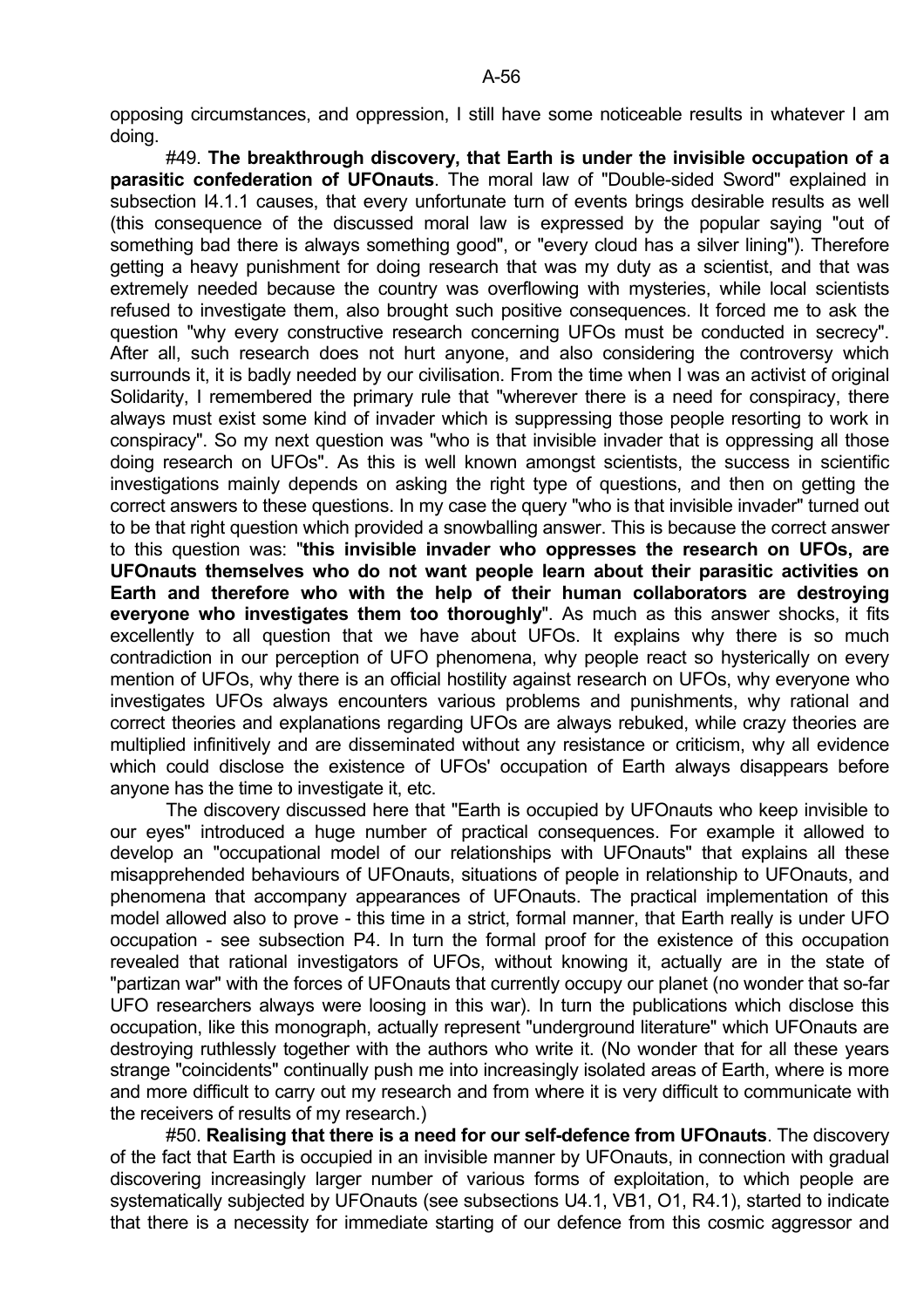opposing circumstances, and oppression, I still have some noticeable results in whatever I am doing.

#49. **The breakthrough discovery, that Earth is under the invisible occupation of a parasitic confederation of UFOnauts**. The moral law of "Double-sided Sword" explained in subsection I4.1.1 causes, that every unfortunate turn of events brings desirable results as well (this consequence of the discussed moral law is expressed by the popular saying "out of something bad there is always something good", or "every cloud has a silver lining"). Therefore getting a heavy punishment for doing research that was my duty as a scientist, and that was extremely needed because the country was overflowing with mysteries, while local scientists refused to investigate them, also brought such positive consequences. It forced me to ask the question "why every constructive research concerning UFOs must be conducted in secrecy". After all, such research does not hurt anyone, and also considering the controversy which surrounds it, it is badly needed by our civilisation. From the time when I was an activist of original Solidarity, I remembered the primary rule that "wherever there is a need for conspiracy, there always must exist some kind of invader which is suppressing those people resorting to work in conspiracy". So my next question was "who is that invisible invader that is oppressing all those doing research on UFOs". As this is well known amongst scientists, the success in scientific investigations mainly depends on asking the right type of questions, and then on getting the correct answers to these questions. In my case the query "who is that invisible invader" turned out to be that right question which provided a snowballing answer. This is because the correct answer to this question was: "**this invisible invader who oppresses the research on UFOs, are UFOnauts themselves who do not want people learn about their parasitic activities on Earth and therefore who with the help of their human collaborators are destroying everyone who investigates them too thoroughly**". As much as this answer shocks, it fits excellently to all question that we have about UFOs. It explains why there is so much contradiction in our perception of UFO phenomena, why people react so hysterically on every mention of UFOs, why there is an official hostility against research on UFOs, why everyone who investigates UFOs always encounters various problems and punishments, why rational and correct theories and explanations regarding UFOs are always rebuked, while crazy theories are multiplied infinitively and are disseminated without any resistance or criticism, why all evidence which could disclose the existence of UFOs' occupation of Earth always disappears before anyone has the time to investigate it, etc.

The discovery discussed here that "Earth is occupied by UFOnauts who keep invisible to our eyes" introduced a huge number of practical consequences. For example it allowed to develop an "occupational model of our relationships with UFOnauts" that explains all these misapprehended behaviours of UFOnauts, situations of people in relationship to UFOnauts, and phenomena that accompany appearances of UFOnauts. The practical implementation of this model allowed also to prove - this time in a strict, formal manner, that Earth really is under UFO occupation - see subsection P4. In turn the formal proof for the existence of this occupation revealed that rational investigators of UFOs, without knowing it, actually are in the state of "partizan war" with the forces of UFOnauts that currently occupy our planet (no wonder that so-far UFO researchers always were loosing in this war). In turn the publications which disclose this occupation, like this monograph, actually represent "underground literature" which UFOnauts are destroying ruthlessly together with the authors who write it. (No wonder that for all these years strange "coincidents" continually push me into increasingly isolated areas of Earth, where is more and more difficult to carry out my research and from where it is very difficult to communicate with the receivers of results of my research.)

#50. **Realising that there is a need for our self-defence from UFOnauts**. The discovery of the fact that Earth is occupied in an invisible manner by UFOnauts, in connection with gradual discovering increasingly larger number of various forms of exploitation, to which people are systematically subjected by UFOnauts (see subsections U4.1, VB1, O1, R4.1), started to indicate that there is a necessity for immediate starting of our defence from this cosmic aggressor and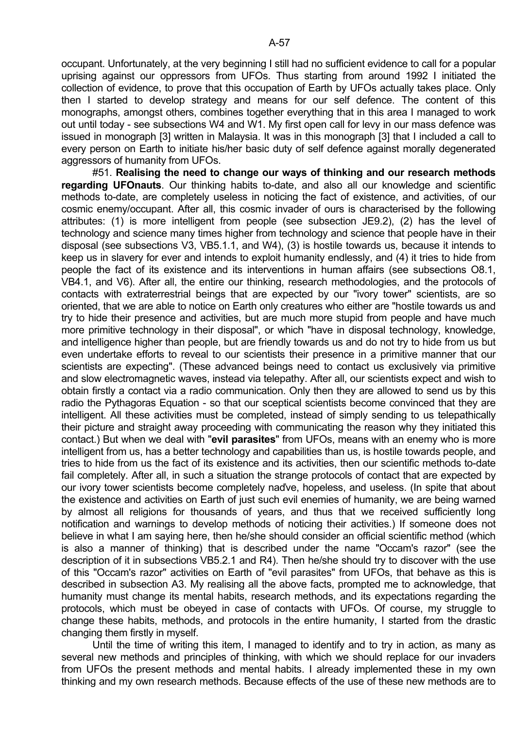occupant. Unfortunately, at the very beginning I still had no sufficient evidence to call for a popular uprising against our oppressors from UFOs. Thus starting from around 1992 I initiated the collection of evidence, to prove that this occupation of Earth by UFOs actually takes place. Only then I started to develop strategy and means for our self defence. The content of this monographs, amongst others, combines together everything that in this area I managed to work out until today - see subsections W4 and W1. My first open call for levy in our mass defence was issued in monograph [3] written in Malaysia. It was in this monograph [3] that I included a call to every person on Earth to initiate his/her basic duty of self defence against morally degenerated aggressors of humanity from UFOs.

#51. **Realising the need to change our ways of thinking and our research methods regarding UFOnauts**. Our thinking habits to-date, and also all our knowledge and scientific methods to-date, are completely useless in noticing the fact of existence, and activities, of our cosmic enemy/occupant. After all, this cosmic invader of ours is characterised by the following attributes: (1) is more intelligent from people (see subsection JE9.2), (2) has the level of technology and science many times higher from technology and science that people have in their disposal (see subsections V3, VB5.1.1, and W4), (3) is hostile towards us, because it intends to keep us in slavery for ever and intends to exploit humanity endlessly, and (4) it tries to hide from people the fact of its existence and its interventions in human affairs (see subsections O8.1, VB4.1, and V6). After all, the entire our thinking, research methodologies, and the protocols of contacts with extraterrestrial beings that are expected by our "ivory tower" scientists, are so oriented, that we are able to notice on Earth only creatures who either are "hostile towards us and try to hide their presence and activities, but are much more stupid from people and have much more primitive technology in their disposal", or which "have in disposal technology, knowledge, and intelligence higher than people, but are friendly towards us and do not try to hide from us but even undertake efforts to reveal to our scientists their presence in a primitive manner that our scientists are expecting". (These advanced beings need to contact us exclusively via primitive and slow electromagnetic waves, instead via telepathy. After all, our scientists expect and wish to obtain firstly a contact via a radio communication. Only then they are allowed to send us by this radio the Pythagoras Equation - so that our sceptical scientists become convinced that they are intelligent. All these activities must be completed, instead of simply sending to us telepathically their picture and straight away proceeding with communicating the reason why they initiated this contact.) But when we deal with "**evil parasites**" from UFOs, means with an enemy who is more intelligent from us, has a better technology and capabilities than us, is hostile towards people, and tries to hide from us the fact of its existence and its activities, then our scientific methods to-date fail completely. After all, in such a situation the strange protocols of contact that are expected by our ivory tower scientists become completely naďve, hopeless, and useless. (In spite that about the existence and activities on Earth of just such evil enemies of humanity, we are being warned by almost all religions for thousands of years, and thus that we received sufficiently long notification and warnings to develop methods of noticing their activities.) If someone does not believe in what I am saying here, then he/she should consider an official scientific method (which is also a manner of thinking) that is described under the name "Occam's razor" (see the description of it in subsections VB5.2.1 and R4). Then he/she should try to discover with the use of this "Occam's razor" activities on Earth of "evil parasites" from UFOs, that behave as this is described in subsection A3. My realising all the above facts, prompted me to acknowledge, that humanity must change its mental habits, research methods, and its expectations regarding the protocols, which must be obeyed in case of contacts with UFOs. Of course, my struggle to change these habits, methods, and protocols in the entire humanity, I started from the drastic changing them firstly in myself.

Until the time of writing this item, I managed to identify and to try in action, as many as several new methods and principles of thinking, with which we should replace for our invaders from UFOs the present methods and mental habits. I already implemented these in my own thinking and my own research methods. Because effects of the use of these new methods are to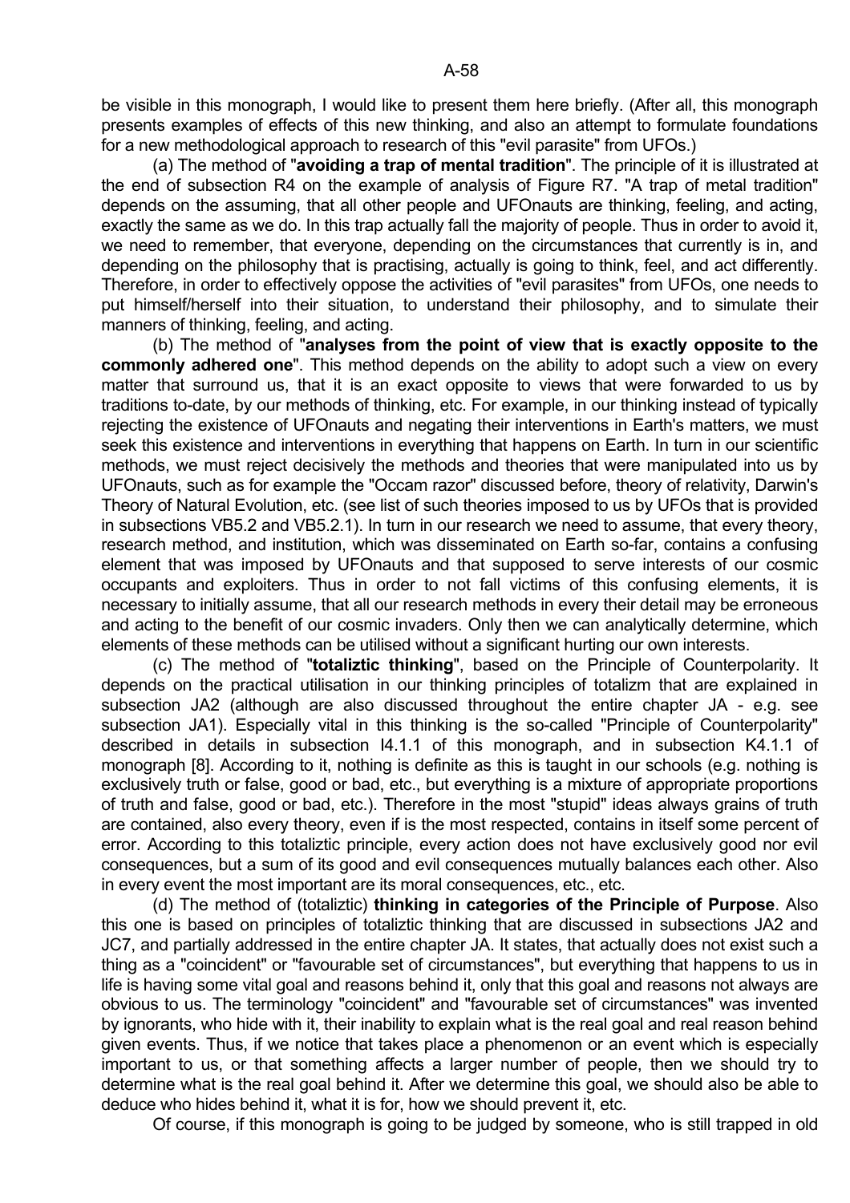be visible in this monograph, I would like to present them here briefly. (After all, this monograph presents examples of effects of this new thinking, and also an attempt to formulate foundations for a new methodological approach to research of this "evil parasite" from UFOs.)

(a) The method of "**avoiding a trap of mental tradition**". The principle of it is illustrated at the end of subsection R4 on the example of analysis of Figure R7. "A trap of metal tradition" depends on the assuming, that all other people and UFOnauts are thinking, feeling, and acting, exactly the same as we do. In this trap actually fall the majority of people. Thus in order to avoid it, we need to remember, that everyone, depending on the circumstances that currently is in, and depending on the philosophy that is practising, actually is going to think, feel, and act differently. Therefore, in order to effectively oppose the activities of "evil parasites" from UFOs, one needs to put himself/herself into their situation, to understand their philosophy, and to simulate their manners of thinking, feeling, and acting.

(b) The method of "**analyses from the point of view that is exactly opposite to the commonly adhered one**". This method depends on the ability to adopt such a view on every matter that surround us, that it is an exact opposite to views that were forwarded to us by traditions to-date, by our methods of thinking, etc. For example, in our thinking instead of typically rejecting the existence of UFOnauts and negating their interventions in Earth's matters, we must seek this existence and interventions in everything that happens on Earth. In turn in our scientific methods, we must reject decisively the methods and theories that were manipulated into us by UFOnauts, such as for example the "Occam razor" discussed before, theory of relativity, Darwin's Theory of Natural Evolution, etc. (see list of such theories imposed to us by UFOs that is provided in subsections VB5.2 and VB5.2.1). In turn in our research we need to assume, that every theory, research method, and institution, which was disseminated on Earth so-far, contains a confusing element that was imposed by UFOnauts and that supposed to serve interests of our cosmic occupants and exploiters. Thus in order to not fall victims of this confusing elements, it is necessary to initially assume, that all our research methods in every their detail may be erroneous and acting to the benefit of our cosmic invaders. Only then we can analytically determine, which elements of these methods can be utilised without a significant hurting our own interests.

(c) The method of "**totaliztic thinking**", based on the Principle of Counterpolarity. It depends on the practical utilisation in our thinking principles of totalizm that are explained in subsection JA2 (although are also discussed throughout the entire chapter JA - e.g. see subsection JA1). Especially vital in this thinking is the so-called "Principle of Counterpolarity" described in details in subsection I4.1.1 of this monograph, and in subsection K4.1.1 of monograph [8]. According to it, nothing is definite as this is taught in our schools (e.g. nothing is exclusively truth or false, good or bad, etc., but everything is a mixture of appropriate proportions of truth and false, good or bad, etc.). Therefore in the most "stupid" ideas always grains of truth are contained, also every theory, even if is the most respected, contains in itself some percent of error. According to this totaliztic principle, every action does not have exclusively good nor evil consequences, but a sum of its good and evil consequences mutually balances each other. Also in every event the most important are its moral consequences, etc., etc.

(d) The method of (totaliztic) **thinking in categories of the Principle of Purpose**. Also this one is based on principles of totaliztic thinking that are discussed in subsections JA2 and JC7, and partially addressed in the entire chapter JA. It states, that actually does not exist such a thing as a "coincident" or "favourable set of circumstances", but everything that happens to us in life is having some vital goal and reasons behind it, only that this goal and reasons not always are obvious to us. The terminology "coincident" and "favourable set of circumstances" was invented by ignorants, who hide with it, their inability to explain what is the real goal and real reason behind given events. Thus, if we notice that takes place a phenomenon or an event which is especially important to us, or that something affects a larger number of people, then we should try to determine what is the real goal behind it. After we determine this goal, we should also be able to deduce who hides behind it, what it is for, how we should prevent it, etc.

Of course, if this monograph is going to be judged by someone, who is still trapped in old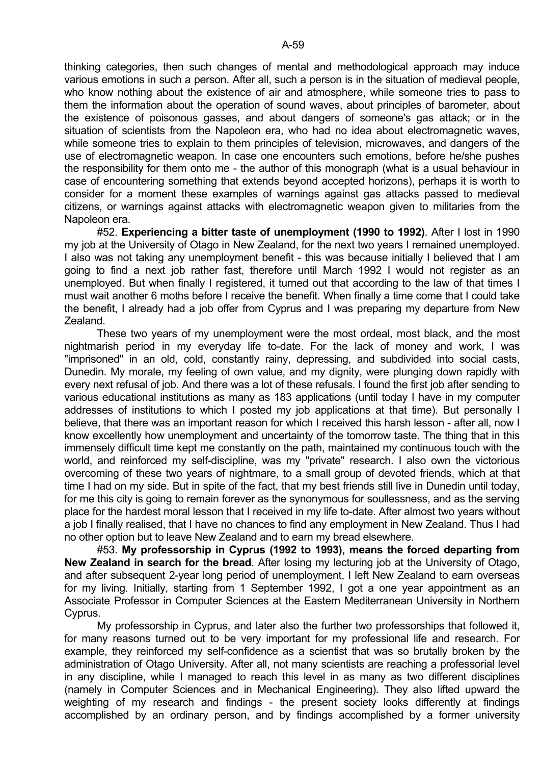thinking categories, then such changes of mental and methodological approach may induce various emotions in such a person. After all, such a person is in the situation of medieval people, who know nothing about the existence of air and atmosphere, while someone tries to pass to them the information about the operation of sound waves, about principles of barometer, about the existence of poisonous gasses, and about dangers of someone's gas attack; or in the situation of scientists from the Napoleon era, who had no idea about electromagnetic waves, while someone tries to explain to them principles of television, microwaves, and dangers of the use of electromagnetic weapon. In case one encounters such emotions, before he/she pushes the responsibility for them onto me - the author of this monograph (what is a usual behaviour in case of encountering something that extends beyond accepted horizons), perhaps it is worth to consider for a moment these examples of warnings against gas attacks passed to medieval citizens, or warnings against attacks with electromagnetic weapon given to militaries from the Napoleon era.

#52. **Experiencing a bitter taste of unemployment (1990 to 1992)**. After I lost in 1990 my job at the University of Otago in New Zealand, for the next two years I remained unemployed. I also was not taking any unemployment benefit - this was because initially I believed that I am going to find a next job rather fast, therefore until March 1992 I would not register as an unemployed. But when finally I registered, it turned out that according to the law of that times I must wait another 6 moths before I receive the benefit. When finally a time come that I could take the benefit, I already had a job offer from Cyprus and I was preparing my departure from New Zealand.

These two years of my unemployment were the most ordeal, most black, and the most nightmarish period in my everyday life to-date. For the lack of money and work, I was "imprisoned" in an old, cold, constantly rainy, depressing, and subdivided into social casts, Dunedin. My morale, my feeling of own value, and my dignity, were plunging down rapidly with every next refusal of job. And there was a lot of these refusals. I found the first job after sending to various educational institutions as many as 183 applications (until today I have in my computer addresses of institutions to which I posted my job applications at that time). But personally I believe, that there was an important reason for which I received this harsh lesson - after all, now I know excellently how unemployment and uncertainty of the tomorrow taste. The thing that in this immensely difficult time kept me constantly on the path, maintained my continuous touch with the world, and reinforced my self-discipline, was my "private" research. I also own the victorious overcoming of these two years of nightmare, to a small group of devoted friends, which at that time I had on my side. But in spite of the fact, that my best friends still live in Dunedin until today, for me this city is going to remain forever as the synonymous for soullessness, and as the serving place for the hardest moral lesson that I received in my life to-date. After almost two years without a job I finally realised, that I have no chances to find any employment in New Zealand. Thus I had no other option but to leave New Zealand and to earn my bread elsewhere.

#53. **My professorship in Cyprus (1992 to 1993), means the forced departing from New Zealand in search for the bread**. After losing my lecturing job at the University of Otago, and after subsequent 2-year long period of unemployment, I left New Zealand to earn overseas for my living. Initially, starting from 1 September 1992, I got a one year appointment as an Associate Professor in Computer Sciences at the Eastern Mediterranean University in Northern Cyprus.

My professorship in Cyprus, and later also the further two professorships that followed it, for many reasons turned out to be very important for my professional life and research. For example, they reinforced my self-confidence as a scientist that was so brutally broken by the administration of Otago University. After all, not many scientists are reaching a professorial level in any discipline, while I managed to reach this level in as many as two different disciplines (namely in Computer Sciences and in Mechanical Engineering). They also lifted upward the weighting of my research and findings - the present society looks differently at findings accomplished by an ordinary person, and by findings accomplished by a former university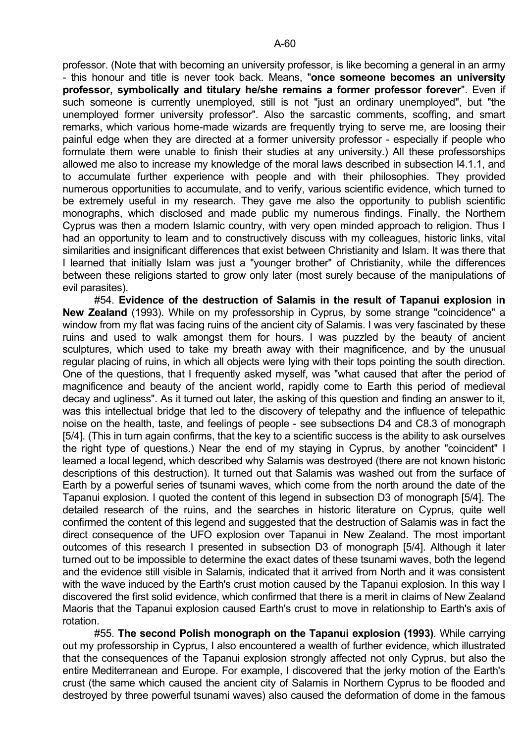professor. (Note that with becoming an university professor, is like becoming a general in an army - this honour and title is never took back. Means, "**once someone becomes an university professor, symbolically and titulary he/she remains a former professor forever**". Even if such someone is currently unemployed, still is not "just an ordinary unemployed", but "the unemployed former university professor". Also the sarcastic comments, scoffing, and smart remarks, which various home-made wizards are frequently trying to serve me, are loosing their painful edge when they are directed at a former university professor - especially if people who formulate them were unable to finish their studies at any university.) All these professorships allowed me also to increase my knowledge of the moral laws described in subsection I4.1.1, and to accumulate further experience with people and with their philosophies. They provided numerous opportunities to accumulate, and to verify, various scientific evidence, which turned to be extremely useful in my research. They gave me also the opportunity to publish scientific monographs, which disclosed and made public my numerous findings. Finally, the Northern Cyprus was then a modern Islamic country, with very open minded approach to religion. Thus I had an opportunity to learn and to constructively discuss with my colleagues, historic links, vital similarities and insignificant differences that exist between Christianity and Islam. It was there that I learned that initially Islam was just a "younger brother" of Christianity, while the differences between these religions started to grow only later (most surely because of the manipulations of evil parasites).

#54. **Evidence of the destruction of Salamis in the result of Tapanui explosion in New Zealand** (1993). While on my professorship in Cyprus, by some strange "coincidence" a window from my flat was facing ruins of the ancient city of Salamis. I was very fascinated by these ruins and used to walk amongst them for hours. I was puzzled by the beauty of ancient sculptures, which used to take my breath away with their magnificence, and by the unusual regular placing of ruins, in which all objects were lying with their tops pointing the south direction. One of the questions, that I frequently asked myself, was "what caused that after the period of magnificence and beauty of the ancient world, rapidly come to Earth this period of medieval decay and ugliness". As it turned out later, the asking of this question and finding an answer to it, was this intellectual bridge that led to the discovery of telepathy and the influence of telepathic noise on the health, taste, and feelings of people - see subsections D4 and C8.3 of monograph [5/4]. (This in turn again confirms, that the key to a scientific success is the ability to ask ourselves the right type of questions.) Near the end of my staying in Cyprus, by another "coincident" I learned a local legend, which described why Salamis was destroyed (there are not known historic descriptions of this destruction). It turned out that Salamis was washed out from the surface of Earth by a powerful series of tsunami waves, which come from the north around the date of the Tapanui explosion. I quoted the content of this legend in subsection D3 of monograph [5/4]. The detailed research of the ruins, and the searches in historic literature on Cyprus, quite well confirmed the content of this legend and suggested that the destruction of Salamis was in fact the direct consequence of the UFO explosion over Tapanui in New Zealand. The most important outcomes of this research I presented in subsection D3 of monograph [5/4]. Although it later turned out to be impossible to determine the exact dates of these tsunami waves, both the legend and the evidence still visible in Salamis, indicated that it arrived from North and it was consistent with the wave induced by the Earth's crust motion caused by the Tapanui explosion. In this way I discovered the first solid evidence, which confirmed that there is a merit in claims of New Zealand Maoris that the Tapanui explosion caused Earth's crust to move in relationship to Earth's axis of rotation.

#55. **The second Polish monograph on the Tapanui explosion (1993)**. While carrying out my professorship in Cyprus, I also encountered a wealth of further evidence, which illustrated that the consequences of the Tapanui explosion strongly affected not only Cyprus, but also the entire Mediterranean and Europe. For example, I discovered that the jerky motion of the Earth's crust (the same which caused the ancient city of Salamis in Northern Cyprus to be flooded and destroyed by three powerful tsunami waves) also caused the deformation of dome in the famous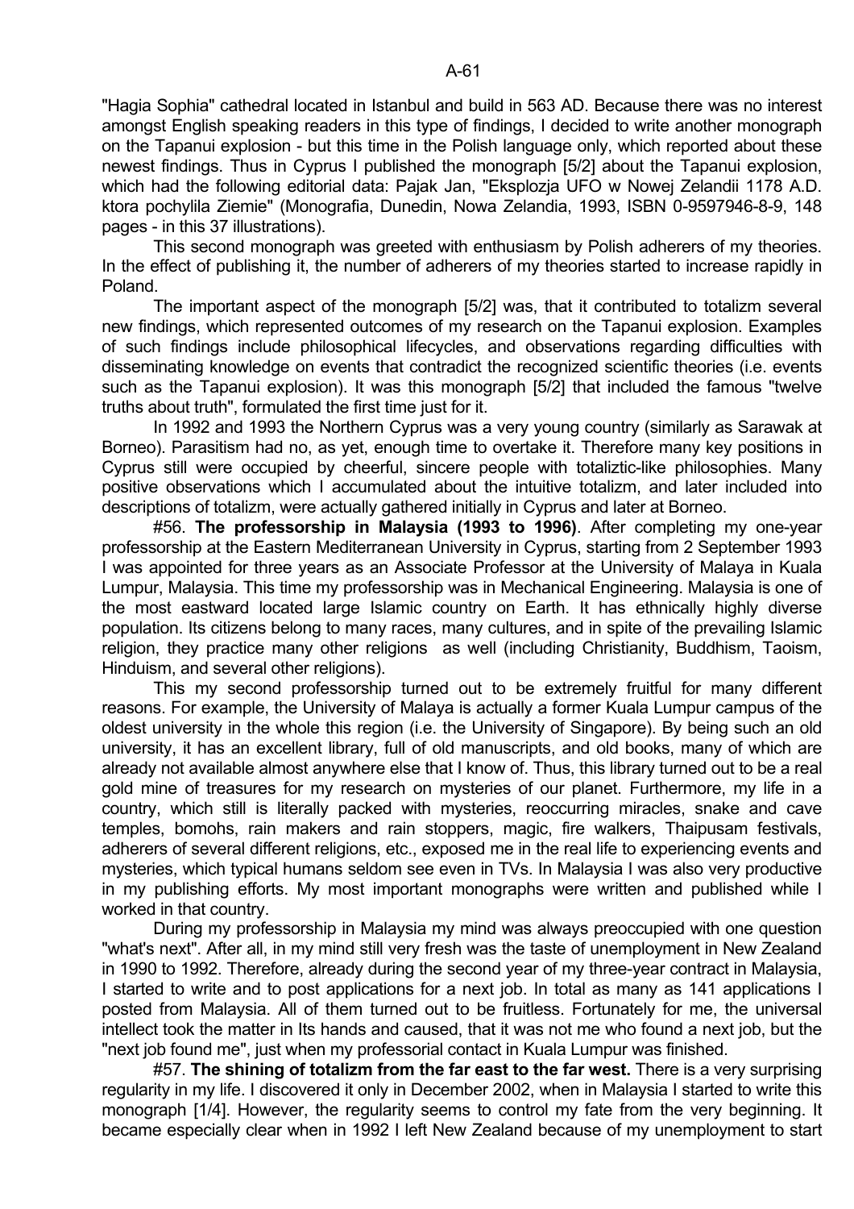"Hagia Sophia" cathedral located in Istanbul and build in 563 AD. Because there was no interest amongst English speaking readers in this type of findings, I decided to write another monograph on the Tapanui explosion - but this time in the Polish language only, which reported about these newest findings. Thus in Cyprus I published the monograph [5/2] about the Tapanui explosion, which had the following editorial data: Pajak Jan, "Eksplozja UFO w Nowej Zelandii 1178 A.D. ktora pochylila Ziemie" (Monografia, Dunedin, Nowa Zelandia, 1993, ISBN 0-9597946-8-9, 148 pages - in this 37 illustrations).

This second monograph was greeted with enthusiasm by Polish adherers of my theories. In the effect of publishing it, the number of adherers of my theories started to increase rapidly in Poland.

The important aspect of the monograph [5/2] was, that it contributed to totalizm several new findings, which represented outcomes of my research on the Tapanui explosion. Examples of such findings include philosophical lifecycles, and observations regarding difficulties with disseminating knowledge on events that contradict the recognized scientific theories (i.e. events such as the Tapanui explosion). It was this monograph [5/2] that included the famous "twelve truths about truth", formulated the first time just for it.

In 1992 and 1993 the Northern Cyprus was a very young country (similarly as Sarawak at Borneo). Parasitism had no, as yet, enough time to overtake it. Therefore many key positions in Cyprus still were occupied by cheerful, sincere people with totaliztic-like philosophies. Many positive observations which I accumulated about the intuitive totalizm, and later included into descriptions of totalizm, were actually gathered initially in Cyprus and later at Borneo.

#56. **The professorship in Malaysia (1993 to 1996)**. After completing my one-year professorship at the Eastern Mediterranean University in Cyprus, starting from 2 September 1993 I was appointed for three years as an Associate Professor at the University of Malaya in Kuala Lumpur, Malaysia. This time my professorship was in Mechanical Engineering. Malaysia is one of the most eastward located large Islamic country on Earth. It has ethnically highly diverse population. Its citizens belong to many races, many cultures, and in spite of the prevailing Islamic religion, they practice many other religions as well (including Christianity, Buddhism, Taoism, Hinduism, and several other religions).

This my second professorship turned out to be extremely fruitful for many different reasons. For example, the University of Malaya is actually a former Kuala Lumpur campus of the oldest university in the whole this region (i.e. the University of Singapore). By being such an old university, it has an excellent library, full of old manuscripts, and old books, many of which are already not available almost anywhere else that I know of. Thus, this library turned out to be a real gold mine of treasures for my research on mysteries of our planet. Furthermore, my life in a country, which still is literally packed with mysteries, reoccurring miracles, snake and cave temples, bomohs, rain makers and rain stoppers, magic, fire walkers, Thaipusam festivals, adherers of several different religions, etc., exposed me in the real life to experiencing events and mysteries, which typical humans seldom see even in TVs. In Malaysia I was also very productive in my publishing efforts. My most important monographs were written and published while I worked in that country.

During my professorship in Malaysia my mind was always preoccupied with one question "what's next". After all, in my mind still very fresh was the taste of unemployment in New Zealand in 1990 to 1992. Therefore, already during the second year of my three-year contract in Malaysia, I started to write and to post applications for a next job. In total as many as 141 applications I posted from Malaysia. All of them turned out to be fruitless. Fortunately for me, the universal intellect took the matter in Its hands and caused, that it was not me who found a next job, but the "next job found me", just when my professorial contact in Kuala Lumpur was finished.

#57. **The shining of totalizm from the far east to the far west.** There is a very surprising regularity in my life. I discovered it only in December 2002, when in Malaysia I started to write this monograph [1/4]. However, the regularity seems to control my fate from the very beginning. It became especially clear when in 1992 I left New Zealand because of my unemployment to start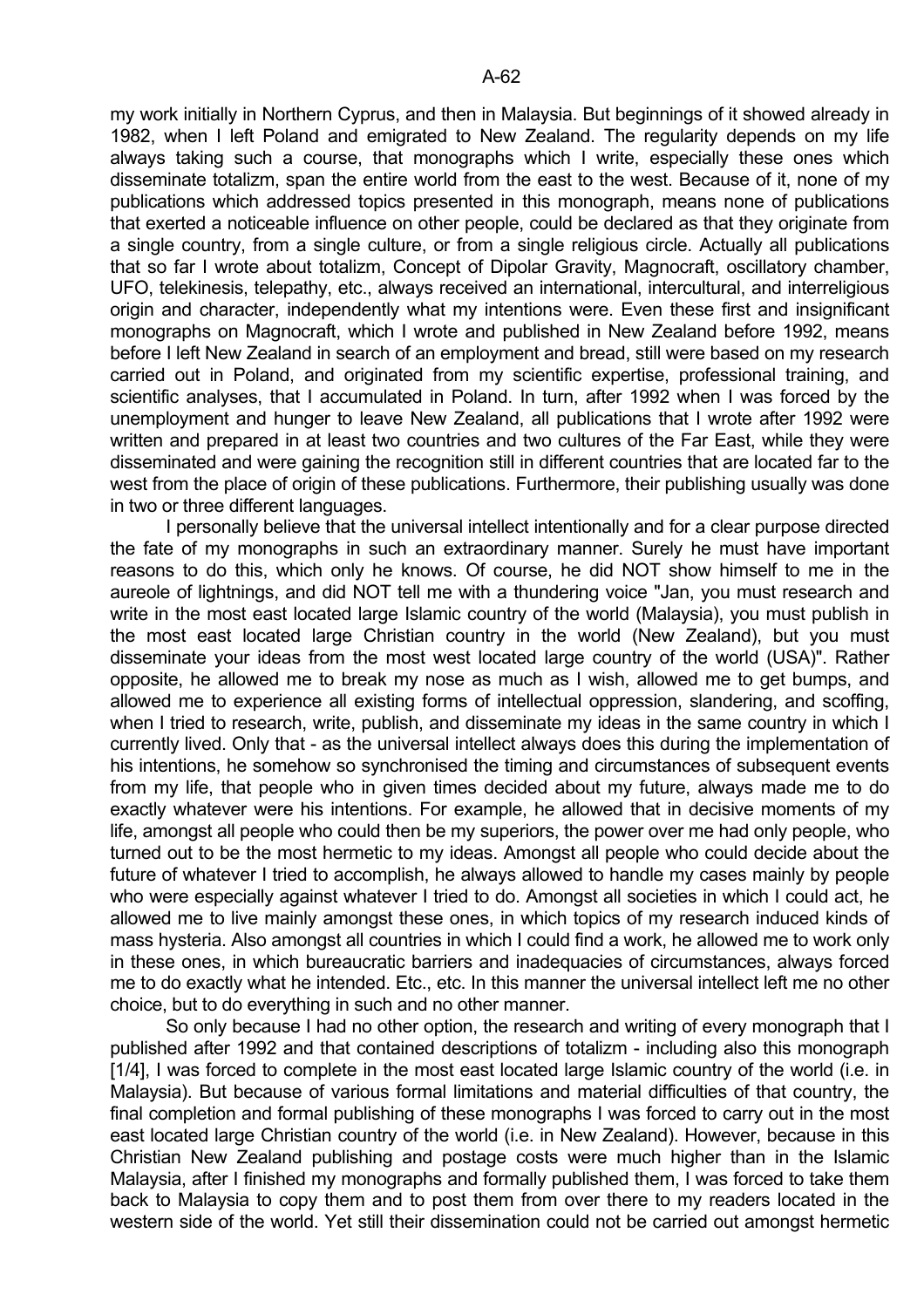my work initially in Northern Cyprus, and then in Malaysia. But beginnings of it showed already in 1982, when I left Poland and emigrated to New Zealand. The regularity depends on my life always taking such a course, that monographs which I write, especially these ones which disseminate totalizm, span the entire world from the east to the west. Because of it, none of my publications which addressed topics presented in this monograph, means none of publications that exerted a noticeable influence on other people, could be declared as that they originate from a single country, from a single culture, or from a single religious circle. Actually all publications that so far I wrote about totalizm, Concept of Dipolar Gravity, Magnocraft, oscillatory chamber, UFO, telekinesis, telepathy, etc., always received an international, intercultural, and interreligious origin and character, independently what my intentions were. Even these first and insignificant monographs on Magnocraft, which I wrote and published in New Zealand before 1992, means before I left New Zealand in search of an employment and bread, still were based on my research carried out in Poland, and originated from my scientific expertise, professional training, and scientific analyses, that I accumulated in Poland. In turn, after 1992 when I was forced by the unemployment and hunger to leave New Zealand, all publications that I wrote after 1992 were written and prepared in at least two countries and two cultures of the Far East, while they were disseminated and were gaining the recognition still in different countries that are located far to the west from the place of origin of these publications. Furthermore, their publishing usually was done in two or three different languages.

I personally believe that the universal intellect intentionally and for a clear purpose directed the fate of my monographs in such an extraordinary manner. Surely he must have important reasons to do this, which only he knows. Of course, he did NOT show himself to me in the aureole of lightnings, and did NOT tell me with a thundering voice "Jan, you must research and write in the most east located large Islamic country of the world (Malaysia), you must publish in the most east located large Christian country in the world (New Zealand), but you must disseminate your ideas from the most west located large country of the world (USA)". Rather opposite, he allowed me to break my nose as much as I wish, allowed me to get bumps, and allowed me to experience all existing forms of intellectual oppression, slandering, and scoffing, when I tried to research, write, publish, and disseminate my ideas in the same country in which I currently lived. Only that - as the universal intellect always does this during the implementation of his intentions, he somehow so synchronised the timing and circumstances of subsequent events from my life, that people who in given times decided about my future, always made me to do exactly whatever were his intentions. For example, he allowed that in decisive moments of my life, amongst all people who could then be my superiors, the power over me had only people, who turned out to be the most hermetic to my ideas. Amongst all people who could decide about the future of whatever I tried to accomplish, he always allowed to handle my cases mainly by people who were especially against whatever I tried to do. Amongst all societies in which I could act, he allowed me to live mainly amongst these ones, in which topics of my research induced kinds of mass hysteria. Also amongst all countries in which I could find a work, he allowed me to work only in these ones, in which bureaucratic barriers and inadequacies of circumstances, always forced me to do exactly what he intended. Etc., etc. In this manner the universal intellect left me no other choice, but to do everything in such and no other manner.

So only because I had no other option, the research and writing of every monograph that I published after 1992 and that contained descriptions of totalizm - including also this monograph [1/4], I was forced to complete in the most east located large Islamic country of the world (i.e. in Malaysia). But because of various formal limitations and material difficulties of that country, the final completion and formal publishing of these monographs I was forced to carry out in the most east located large Christian country of the world (i.e. in New Zealand). However, because in this Christian New Zealand publishing and postage costs were much higher than in the Islamic Malaysia, after I finished my monographs and formally published them, I was forced to take them back to Malaysia to copy them and to post them from over there to my readers located in the western side of the world. Yet still their dissemination could not be carried out amongst hermetic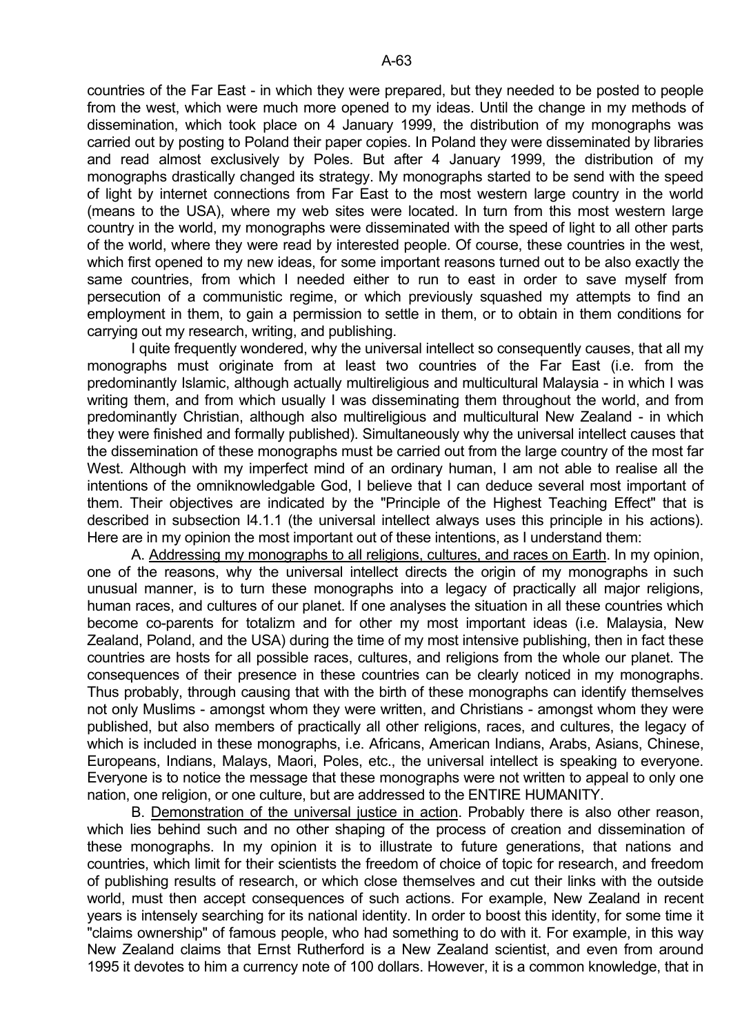countries of the Far East - in which they were prepared, but they needed to be posted to people from the west, which were much more opened to my ideas. Until the change in my methods of dissemination, which took place on 4 January 1999, the distribution of my monographs was carried out by posting to Poland their paper copies. In Poland they were disseminated by libraries and read almost exclusively by Poles. But after 4 January 1999, the distribution of my monographs drastically changed its strategy. My monographs started to be send with the speed of light by internet connections from Far East to the most western large country in the world (means to the USA), where my web sites were located. In turn from this most western large country in the world, my monographs were disseminated with the speed of light to all other parts of the world, where they were read by interested people. Of course, these countries in the west, which first opened to my new ideas, for some important reasons turned out to be also exactly the same countries, from which I needed either to run to east in order to save myself from persecution of a communistic regime, or which previously squashed my attempts to find an employment in them, to gain a permission to settle in them, or to obtain in them conditions for carrying out my research, writing, and publishing.

I quite frequently wondered, why the universal intellect so consequently causes, that all my monographs must originate from at least two countries of the Far East (i.e. from the predominantly Islamic, although actually multireligious and multicultural Malaysia - in which I was writing them, and from which usually I was disseminating them throughout the world, and from predominantly Christian, although also multireligious and multicultural New Zealand - in which they were finished and formally published). Simultaneously why the universal intellect causes that the dissemination of these monographs must be carried out from the large country of the most far West. Although with my imperfect mind of an ordinary human, I am not able to realise all the intentions of the omniknowledgable God, I believe that I can deduce several most important of them. Their objectives are indicated by the "Principle of the Highest Teaching Effect" that is described in subsection I4.1.1 (the universal intellect always uses this principle in his actions). Here are in my opinion the most important out of these intentions, as I understand them:

A. Addressing my monographs to all religions, cultures, and races on Earth. In my opinion, one of the reasons, why the universal intellect directs the origin of my monographs in such unusual manner, is to turn these monographs into a legacy of practically all major religions, human races, and cultures of our planet. If one analyses the situation in all these countries which become co-parents for totalizm and for other my most important ideas (i.e. Malaysia, New Zealand, Poland, and the USA) during the time of my most intensive publishing, then in fact these countries are hosts for all possible races, cultures, and religions from the whole our planet. The consequences of their presence in these countries can be clearly noticed in my monographs. Thus probably, through causing that with the birth of these monographs can identify themselves not only Muslims - amongst whom they were written, and Christians - amongst whom they were published, but also members of practically all other religions, races, and cultures, the legacy of which is included in these monographs, i.e. Africans, American Indians, Arabs, Asians, Chinese, Europeans, Indians, Malays, Maori, Poles, etc., the universal intellect is speaking to everyone. Everyone is to notice the message that these monographs were not written to appeal to only one nation, one religion, or one culture, but are addressed to the ENTIRE HUMANITY.

B. Demonstration of the universal justice in action. Probably there is also other reason, which lies behind such and no other shaping of the process of creation and dissemination of these monographs. In my opinion it is to illustrate to future generations, that nations and countries, which limit for their scientists the freedom of choice of topic for research, and freedom of publishing results of research, or which close themselves and cut their links with the outside world, must then accept consequences of such actions. For example, New Zealand in recent years is intensely searching for its national identity. In order to boost this identity, for some time it "claims ownership" of famous people, who had something to do with it. For example, in this way New Zealand claims that Ernst Rutherford is a New Zealand scientist, and even from around 1995 it devotes to him a currency note of 100 dollars. However, it is a common knowledge, that in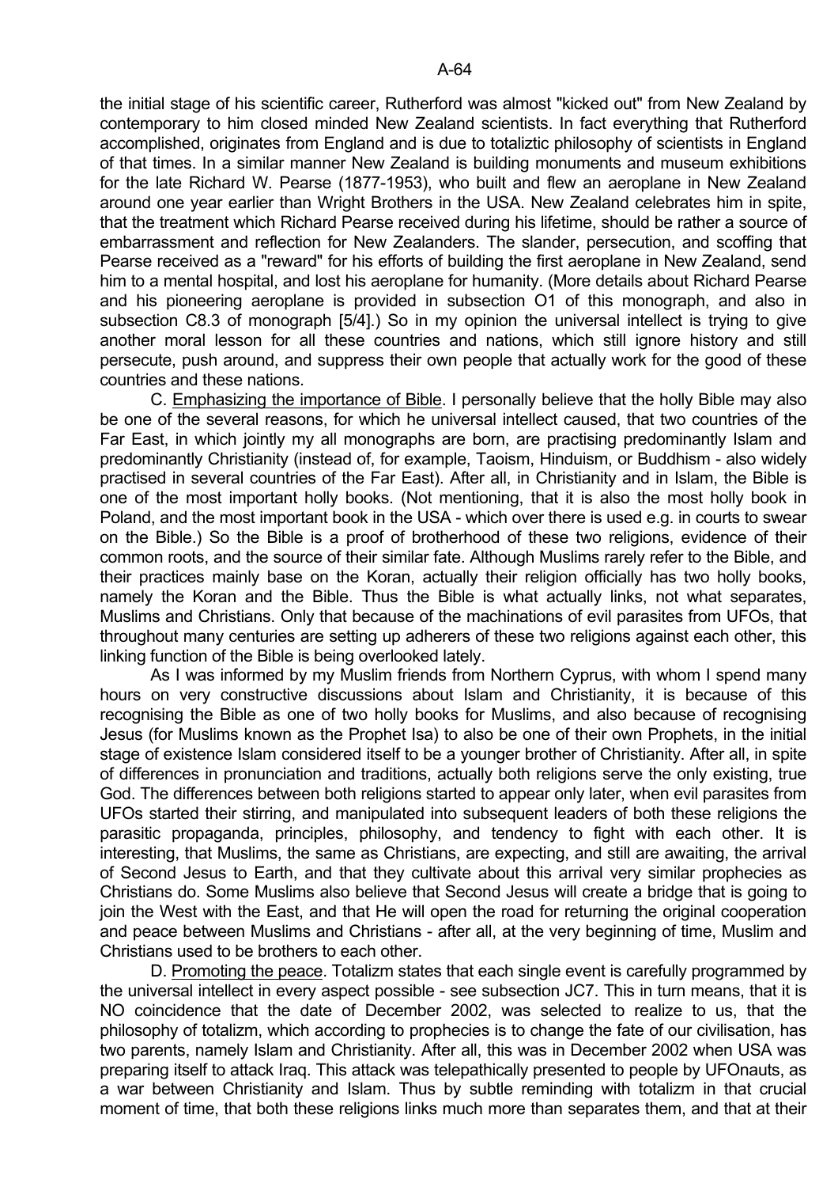the initial stage of his scientific career, Rutherford was almost "kicked out" from New Zealand by contemporary to him closed minded New Zealand scientists. In fact everything that Rutherford accomplished, originates from England and is due to totaliztic philosophy of scientists in England of that times. In a similar manner New Zealand is building monuments and museum exhibitions for the late Richard W. Pearse (1877-1953), who built and flew an aeroplane in New Zealand around one year earlier than Wright Brothers in the USA. New Zealand celebrates him in spite, that the treatment which Richard Pearse received during his lifetime, should be rather a source of embarrassment and reflection for New Zealanders. The slander, persecution, and scoffing that Pearse received as a "reward" for his efforts of building the first aeroplane in New Zealand, send him to a mental hospital, and lost his aeroplane for humanity. (More details about Richard Pearse and his pioneering aeroplane is provided in subsection O1 of this monograph, and also in subsection C8.3 of monograph [5/4].) So in my opinion the universal intellect is trying to give another moral lesson for all these countries and nations, which still ignore history and still persecute, push around, and suppress their own people that actually work for the good of these countries and these nations.

C. Emphasizing the importance of Bible. I personally believe that the holly Bible may also be one of the several reasons, for which he universal intellect caused, that two countries of the Far East, in which jointly my all monographs are born, are practising predominantly Islam and predominantly Christianity (instead of, for example, Taoism, Hinduism, or Buddhism - also widely practised in several countries of the Far East). After all, in Christianity and in Islam, the Bible is one of the most important holly books. (Not mentioning, that it is also the most holly book in Poland, and the most important book in the USA - which over there is used e.g. in courts to swear on the Bible.) So the Bible is a proof of brotherhood of these two religions, evidence of their common roots, and the source of their similar fate. Although Muslims rarely refer to the Bible, and their practices mainly base on the Koran, actually their religion officially has two holly books, namely the Koran and the Bible. Thus the Bible is what actually links, not what separates, Muslims and Christians. Only that because of the machinations of evil parasites from UFOs, that throughout many centuries are setting up adherers of these two religions against each other, this linking function of the Bible is being overlooked lately.

As I was informed by my Muslim friends from Northern Cyprus, with whom I spend many hours on very constructive discussions about Islam and Christianity, it is because of this recognising the Bible as one of two holly books for Muslims, and also because of recognising Jesus (for Muslims known as the Prophet Isa) to also be one of their own Prophets, in the initial stage of existence Islam considered itself to be a younger brother of Christianity. After all, in spite of differences in pronunciation and traditions, actually both religions serve the only existing, true God. The differences between both religions started to appear only later, when evil parasites from UFOs started their stirring, and manipulated into subsequent leaders of both these religions the parasitic propaganda, principles, philosophy, and tendency to fight with each other. It is interesting, that Muslims, the same as Christians, are expecting, and still are awaiting, the arrival of Second Jesus to Earth, and that they cultivate about this arrival very similar prophecies as Christians do. Some Muslims also believe that Second Jesus will create a bridge that is going to join the West with the East, and that He will open the road for returning the original cooperation and peace between Muslims and Christians - after all, at the very beginning of time, Muslim and Christians used to be brothers to each other.

D. Promoting the peace. Totalizm states that each single event is carefully programmed by the universal intellect in every aspect possible - see subsection JC7. This in turn means, that it is NO coincidence that the date of December 2002, was selected to realize to us, that the philosophy of totalizm, which according to prophecies is to change the fate of our civilisation, has two parents, namely Islam and Christianity. After all, this was in December 2002 when USA was preparing itself to attack Iraq. This attack was telepathically presented to people by UFOnauts, as a war between Christianity and Islam. Thus by subtle reminding with totalizm in that crucial moment of time, that both these religions links much more than separates them, and that at their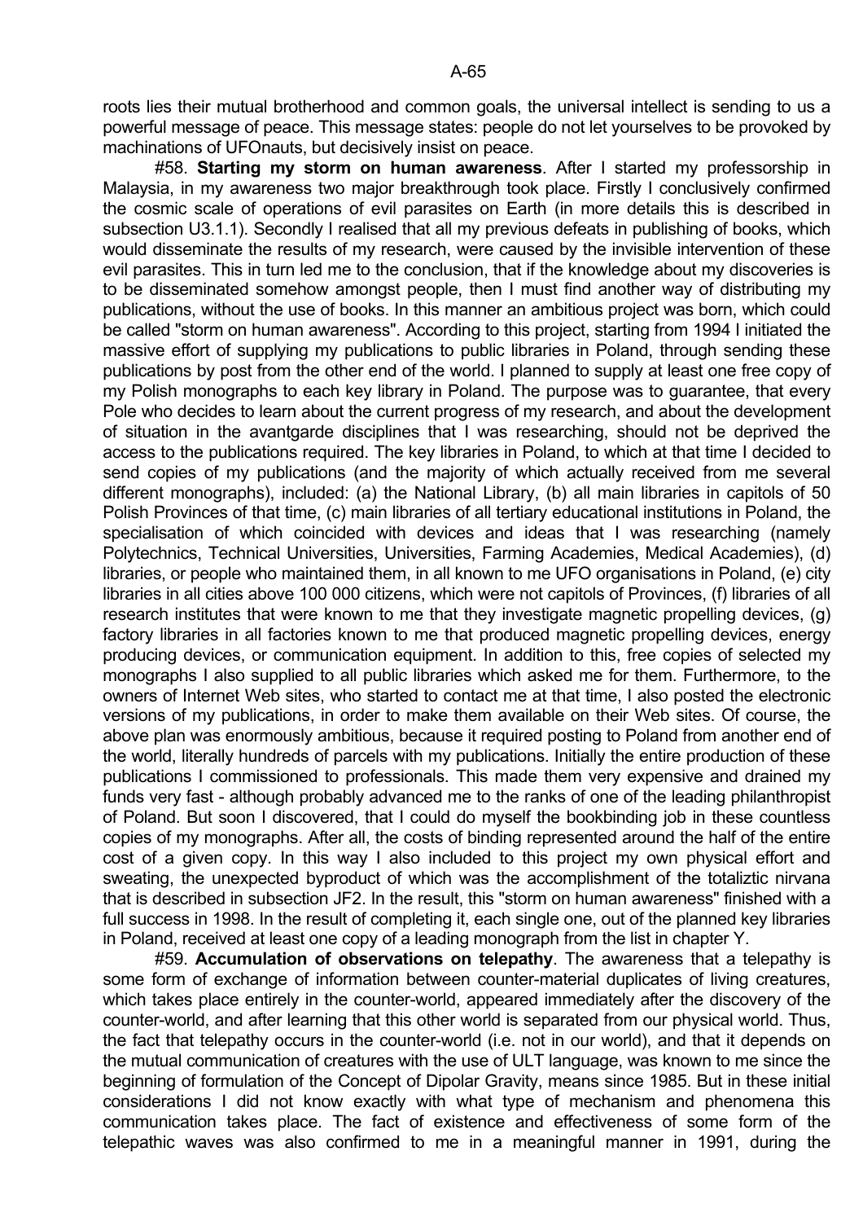roots lies their mutual brotherhood and common goals, the universal intellect is sending to us a powerful message of peace. This message states: people do not let yourselves to be provoked by machinations of UFOnauts, but decisively insist on peace.

#58. **Starting my storm on human awareness**. After I started my professorship in Malaysia, in my awareness two major breakthrough took place. Firstly I conclusively confirmed the cosmic scale of operations of evil parasites on Earth (in more details this is described in subsection U3.1.1). Secondly I realised that all my previous defeats in publishing of books, which would disseminate the results of my research, were caused by the invisible intervention of these evil parasites. This in turn led me to the conclusion, that if the knowledge about my discoveries is to be disseminated somehow amongst people, then I must find another way of distributing my publications, without the use of books. In this manner an ambitious project was born, which could be called "storm on human awareness". According to this project, starting from 1994 I initiated the massive effort of supplying my publications to public libraries in Poland, through sending these publications by post from the other end of the world. I planned to supply at least one free copy of my Polish monographs to each key library in Poland. The purpose was to guarantee, that every Pole who decides to learn about the current progress of my research, and about the development of situation in the avantgarde disciplines that I was researching, should not be deprived the access to the publications required. The key libraries in Poland, to which at that time I decided to send copies of my publications (and the majority of which actually received from me several different monographs), included: (a) the National Library, (b) all main libraries in capitols of 50 Polish Provinces of that time, (c) main libraries of all tertiary educational institutions in Poland, the specialisation of which coincided with devices and ideas that I was researching (namely Polytechnics, Technical Universities, Universities, Farming Academies, Medical Academies), (d) libraries, or people who maintained them, in all known to me UFO organisations in Poland, (e) city libraries in all cities above 100 000 citizens, which were not capitols of Provinces, (f) libraries of all research institutes that were known to me that they investigate magnetic propelling devices, (g) factory libraries in all factories known to me that produced magnetic propelling devices, energy producing devices, or communication equipment. In addition to this, free copies of selected my monographs I also supplied to all public libraries which asked me for them. Furthermore, to the owners of Internet Web sites, who started to contact me at that time, I also posted the electronic versions of my publications, in order to make them available on their Web sites. Of course, the above plan was enormously ambitious, because it required posting to Poland from another end of the world, literally hundreds of parcels with my publications. Initially the entire production of these publications I commissioned to professionals. This made them very expensive and drained my funds very fast - although probably advanced me to the ranks of one of the leading philanthropist of Poland. But soon I discovered, that I could do myself the bookbinding job in these countless copies of my monographs. After all, the costs of binding represented around the half of the entire cost of a given copy. In this way I also included to this project my own physical effort and sweating, the unexpected byproduct of which was the accomplishment of the totaliztic nirvana that is described in subsection JF2. In the result, this "storm on human awareness" finished with a full success in 1998. In the result of completing it, each single one, out of the planned key libraries in Poland, received at least one copy of a leading monograph from the list in chapter Y.

#59. **Accumulation of observations on telepathy**. The awareness that a telepathy is some form of exchange of information between counter-material duplicates of living creatures, which takes place entirely in the counter-world, appeared immediately after the discovery of the counter-world, and after learning that this other world is separated from our physical world. Thus, the fact that telepathy occurs in the counter-world (i.e. not in our world), and that it depends on the mutual communication of creatures with the use of ULT language, was known to me since the beginning of formulation of the Concept of Dipolar Gravity, means since 1985. But in these initial considerations I did not know exactly with what type of mechanism and phenomena this communication takes place. The fact of existence and effectiveness of some form of the telepathic waves was also confirmed to me in a meaningful manner in 1991, during the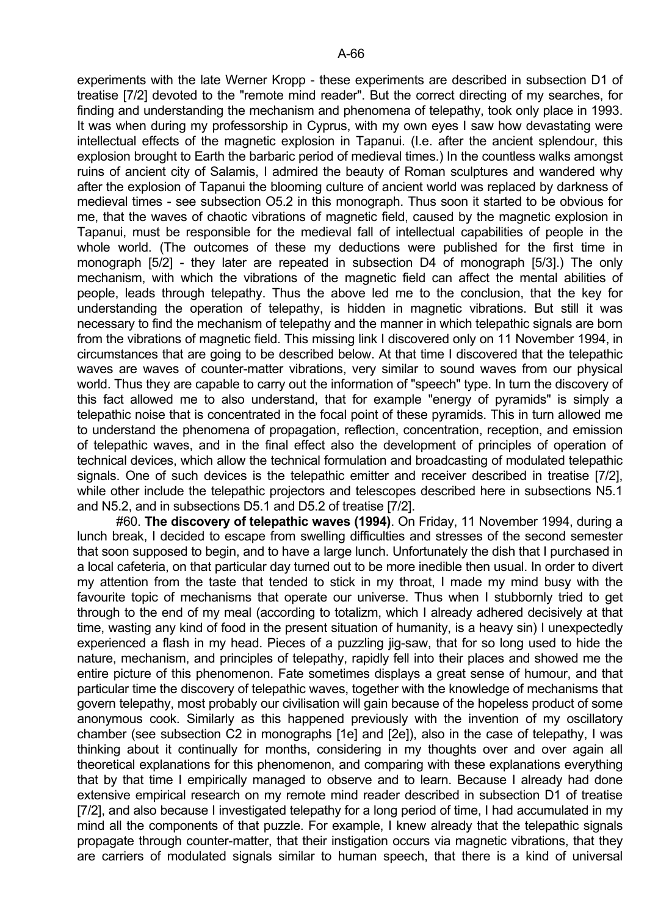experiments with the late Werner Kropp - these experiments are described in subsection D1 of treatise [7/2] devoted to the "remote mind reader". But the correct directing of my searches, for finding and understanding the mechanism and phenomena of telepathy, took only place in 1993. It was when during my professorship in Cyprus, with my own eyes I saw how devastating were intellectual effects of the magnetic explosion in Tapanui. (I.e. after the ancient splendour, this explosion brought to Earth the barbaric period of medieval times.) In the countless walks amongst ruins of ancient city of Salamis, I admired the beauty of Roman sculptures and wandered why after the explosion of Tapanui the blooming culture of ancient world was replaced by darkness of medieval times - see subsection O5.2 in this monograph. Thus soon it started to be obvious for me, that the waves of chaotic vibrations of magnetic field, caused by the magnetic explosion in Tapanui, must be responsible for the medieval fall of intellectual capabilities of people in the whole world. (The outcomes of these my deductions were published for the first time in monograph [5/2] - they later are repeated in subsection D4 of monograph [5/3].) The only mechanism, with which the vibrations of the magnetic field can affect the mental abilities of people, leads through telepathy. Thus the above led me to the conclusion, that the key for understanding the operation of telepathy, is hidden in magnetic vibrations. But still it was necessary to find the mechanism of telepathy and the manner in which telepathic signals are born from the vibrations of magnetic field. This missing link I discovered only on 11 November 1994, in circumstances that are going to be described below. At that time I discovered that the telepathic waves are waves of counter-matter vibrations, very similar to sound waves from our physical world. Thus they are capable to carry out the information of "speech" type. In turn the discovery of this fact allowed me to also understand, that for example "energy of pyramids" is simply a telepathic noise that is concentrated in the focal point of these pyramids. This in turn allowed me to understand the phenomena of propagation, reflection, concentration, reception, and emission of telepathic waves, and in the final effect also the development of principles of operation of technical devices, which allow the technical formulation and broadcasting of modulated telepathic signals. One of such devices is the telepathic emitter and receiver described in treatise [7/2], while other include the telepathic projectors and telescopes described here in subsections N5.1 and N5.2, and in subsections D5.1 and D5.2 of treatise [7/2].

#60. **The discovery of telepathic waves (1994)**. On Friday, 11 November 1994, during a lunch break, I decided to escape from swelling difficulties and stresses of the second semester that soon supposed to begin, and to have a large lunch. Unfortunately the dish that I purchased in a local cafeteria, on that particular day turned out to be more inedible then usual. In order to divert my attention from the taste that tended to stick in my throat, I made my mind busy with the favourite topic of mechanisms that operate our universe. Thus when I stubbornly tried to get through to the end of my meal (according to totalizm, which I already adhered decisively at that time, wasting any kind of food in the present situation of humanity, is a heavy sin) I unexpectedly experienced a flash in my head. Pieces of a puzzling jig-saw, that for so long used to hide the nature, mechanism, and principles of telepathy, rapidly fell into their places and showed me the entire picture of this phenomenon. Fate sometimes displays a great sense of humour, and that particular time the discovery of telepathic waves, together with the knowledge of mechanisms that govern telepathy, most probably our civilisation will gain because of the hopeless product of some anonymous cook. Similarly as this happened previously with the invention of my oscillatory chamber (see subsection C2 in monographs [1e] and [2e]), also in the case of telepathy, I was thinking about it continually for months, considering in my thoughts over and over again all theoretical explanations for this phenomenon, and comparing with these explanations everything that by that time I empirically managed to observe and to learn. Because I already had done extensive empirical research on my remote mind reader described in subsection D1 of treatise [7/2], and also because I investigated telepathy for a long period of time, I had accumulated in my mind all the components of that puzzle. For example, I knew already that the telepathic signals propagate through counter-matter, that their instigation occurs via magnetic vibrations, that they are carriers of modulated signals similar to human speech, that there is a kind of universal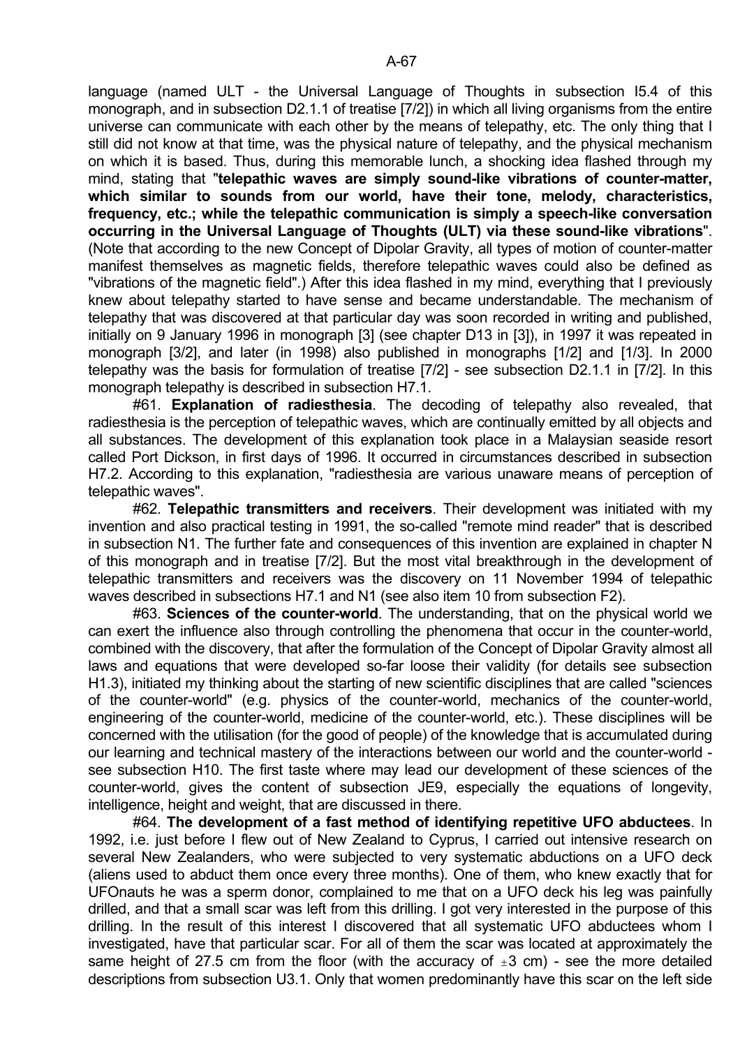language (named ULT - the Universal Language of Thoughts in subsection I5.4 of this monograph, and in subsection D2.1.1 of treatise [7/2]) in which all living organisms from the entire universe can communicate with each other by the means of telepathy, etc. The only thing that I still did not know at that time, was the physical nature of telepathy, and the physical mechanism on which it is based. Thus, during this memorable lunch, a shocking idea flashed through my mind, stating that "**telepathic waves are simply sound-like vibrations of counter-matter, which similar to sounds from our world, have their tone, melody, characteristics, frequency, etc.; while the telepathic communication is simply a speech-like conversation occurring in the Universal Language of Thoughts (ULT) via these sound-like vibrations**". (Note that according to the new Concept of Dipolar Gravity, all types of motion of counter-matter manifest themselves as magnetic fields, therefore telepathic waves could also be defined as "vibrations of the magnetic field".) After this idea flashed in my mind, everything that I previously knew about telepathy started to have sense and became understandable. The mechanism of telepathy that was discovered at that particular day was soon recorded in writing and published, initially on 9 January 1996 in monograph [3] (see chapter D13 in [3]), in 1997 it was repeated in monograph [3/2], and later (in 1998) also published in monographs [1/2] and [1/3]. In 2000 telepathy was the basis for formulation of treatise [7/2] - see subsection D2.1.1 in [7/2]. In this monograph telepathy is described in subsection H7.1.

#61. **Explanation of radiesthesia**. The decoding of telepathy also revealed, that radiesthesia is the perception of telepathic waves, which are continually emitted by all objects and all substances. The development of this explanation took place in a Malaysian seaside resort called Port Dickson, in first days of 1996. It occurred in circumstances described in subsection H7.2. According to this explanation, "radiesthesia are various unaware means of perception of telepathic waves".

#62. **Telepathic transmitters and receivers**. Their development was initiated with my invention and also practical testing in 1991, the so-called "remote mind reader" that is described in subsection N1. The further fate and consequences of this invention are explained in chapter N of this monograph and in treatise [7/2]. But the most vital breakthrough in the development of telepathic transmitters and receivers was the discovery on 11 November 1994 of telepathic waves described in subsections H7.1 and N1 (see also item 10 from subsection F2).

#63. **Sciences of the counter-world**. The understanding, that on the physical world we can exert the influence also through controlling the phenomena that occur in the counter-world, combined with the discovery, that after the formulation of the Concept of Dipolar Gravity almost all laws and equations that were developed so-far loose their validity (for details see subsection H1.3), initiated my thinking about the starting of new scientific disciplines that are called "sciences of the counter-world" (e.g. physics of the counter-world, mechanics of the counter-world, engineering of the counter-world, medicine of the counter-world, etc.). These disciplines will be concerned with the utilisation (for the good of people) of the knowledge that is accumulated during our learning and technical mastery of the interactions between our world and the counter-world - see subsection H10. The first taste where may lead our development of these sciences of the counter-world, gives the content of subsection JE9, especially the equations of longevity, intelligence, height and weight, that are discussed in there.

#64. **The development of a fast method of identifying repetitive UFO abductees**. In 1992, i.e. just before I flew out of New Zealand to Cyprus, I carried out intensive research on several New Zealanders, who were subjected to very systematic abductions on a UFO deck (aliens used to abduct them once every three months). One of them, who knew exactly that for UFOnauts he was a sperm donor, complained to me that on a UFO deck his leg was painfully drilled, and that a small scar was left from this drilling. I got very interested in the purpose of this drilling. In the result of this interest I discovered that all systematic UFO abductees whom I investigated, have that particular scar. For all of them the scar was located at approximately the same height of 27.5 cm from the floor (with the accuracy of $\pm 3$ cm) - see the more detailed descriptions from subsection U3.1. Only that women predominantly have this scar on the left side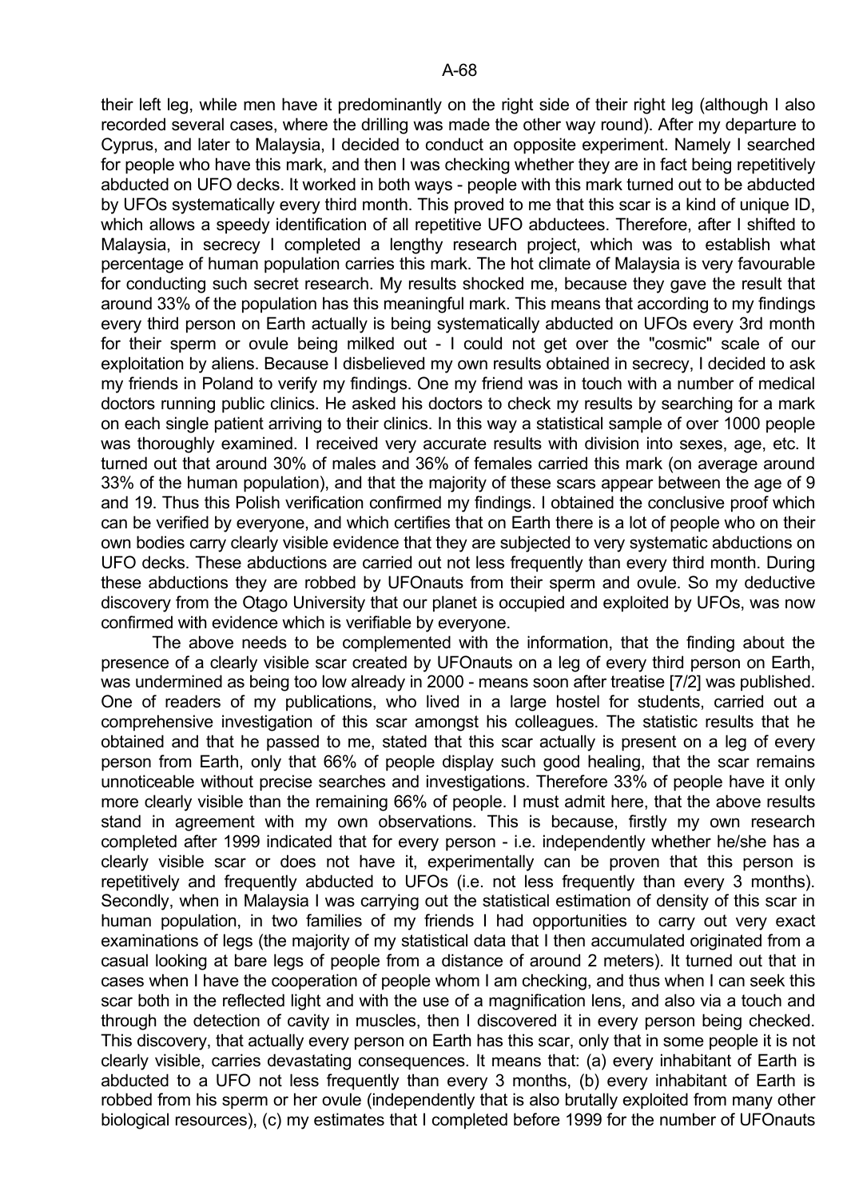their left leg, while men have it predominantly on the right side of their right leg (although I also recorded several cases, where the drilling was made the other way round). After my departure to Cyprus, and later to Malaysia, I decided to conduct an opposite experiment. Namely I searched for people who have this mark, and then I was checking whether they are in fact being repetitively abducted on UFO decks. It worked in both ways - people with this mark turned out to be abducted by UFOs systematically every third month. This proved to me that this scar is a kind of unique ID, which allows a speedy identification of all repetitive UFO abductees. Therefore, after I shifted to Malaysia, in secrecy I completed a lengthy research project, which was to establish what percentage of human population carries this mark. The hot climate of Malaysia is very favourable for conducting such secret research. My results shocked me, because they gave the result that around 33% of the population has this meaningful mark. This means that according to my findings every third person on Earth actually is being systematically abducted on UFOs every 3rd month for their sperm or ovule being milked out - I could not get over the "cosmic" scale of our exploitation by aliens. Because I disbelieved my own results obtained in secrecy, I decided to ask my friends in Poland to verify my findings. One my friend was in touch with a number of medical doctors running public clinics. He asked his doctors to check my results by searching for a mark on each single patient arriving to their clinics. In this way a statistical sample of over 1000 people was thoroughly examined. I received very accurate results with division into sexes, age, etc. It turned out that around 30% of males and 36% of females carried this mark (on average around 33% of the human population), and that the majority of these scars appear between the age of 9 and 19. Thus this Polish verification confirmed my findings. I obtained the conclusive proof which can be verified by everyone, and which certifies that on Earth there is a lot of people who on their own bodies carry clearly visible evidence that they are subjected to very systematic abductions on UFO decks. These abductions are carried out not less frequently than every third month. During these abductions they are robbed by UFOnauts from their sperm and ovule. So my deductive discovery from the Otago University that our planet is occupied and exploited by UFOs, was now confirmed with evidence which is verifiable by everyone.

The above needs to be complemented with the information, that the finding about the presence of a clearly visible scar created by UFOnauts on a leg of every third person on Earth, was undermined as being too low already in 2000 - means soon after treatise [7/2] was published. One of readers of my publications, who lived in a large hostel for students, carried out a comprehensive investigation of this scar amongst his colleagues. The statistic results that he obtained and that he passed to me, stated that this scar actually is present on a leg of every person from Earth, only that 66% of people display such good healing, that the scar remains unnoticeable without precise searches and investigations. Therefore 33% of people have it only more clearly visible than the remaining 66% of people. I must admit here, that the above results stand in agreement with my own observations. This is because, firstly my own research completed after 1999 indicated that for every person - i.e. independently whether he/she has a clearly visible scar or does not have it, experimentally can be proven that this person is repetitively and frequently abducted to UFOs (i.e. not less frequently than every 3 months). Secondly, when in Malaysia I was carrying out the statistical estimation of density of this scar in human population, in two families of my friends I had opportunities to carry out very exact examinations of legs (the majority of my statistical data that I then accumulated originated from a casual looking at bare legs of people from a distance of around 2 meters). It turned out that in cases when I have the cooperation of people whom I am checking, and thus when I can seek this scar both in the reflected light and with the use of a magnification lens, and also via a touch and through the detection of cavity in muscles, then I discovered it in every person being checked. This discovery, that actually every person on Earth has this scar, only that in some people it is not clearly visible, carries devastating consequences. It means that: (a) every inhabitant of Earth is abducted to a UFO not less frequently than every 3 months, (b) every inhabitant of Earth is robbed from his sperm or her ovule (independently that is also brutally exploited from many other biological resources), (c) my estimates that I completed before 1999 for the number of UFOnauts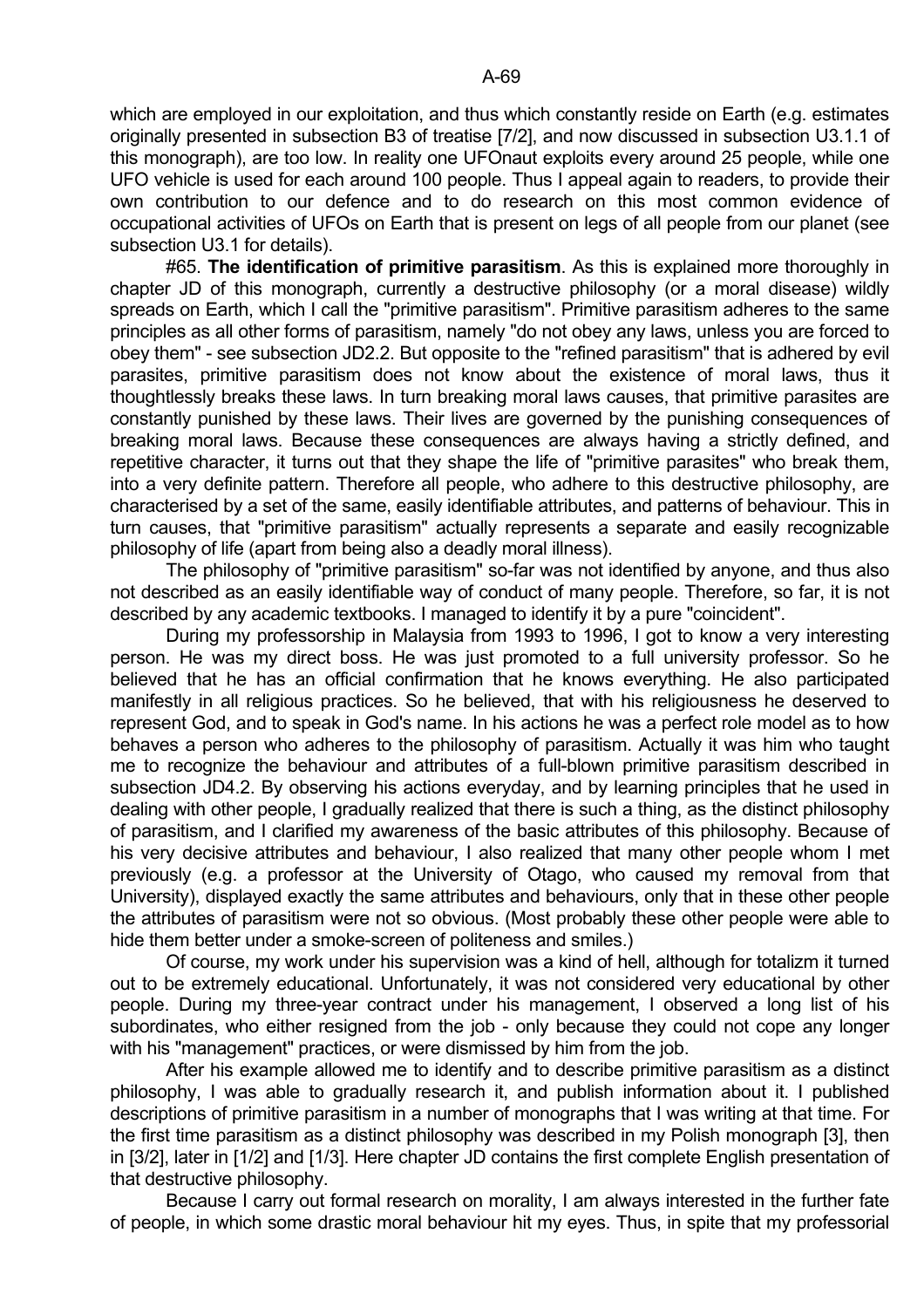which are employed in our exploitation, and thus which constantly reside on Earth (e.g. estimates originally presented in subsection B3 of treatise [7/2], and now discussed in subsection U3.1.1 of this monograph), are too low. In reality one UFOnaut exploits every around 25 people, while one UFO vehicle is used for each around 100 people. Thus I appeal again to readers, to provide their own contribution to our defence and to do research on this most common evidence of occupational activities of UFOs on Earth that is present on legs of all people from our planet (see subsection U3.1 for details).

#65. **The identification of primitive parasitism**. As this is explained more thoroughly in chapter JD of this monograph, currently a destructive philosophy (or a moral disease) wildly spreads on Earth, which I call the "primitive parasitism". Primitive parasitism adheres to the same principles as all other forms of parasitism, namely "do not obey any laws, unless you are forced to obey them" - see subsection JD2.2. But opposite to the "refined parasitism" that is adhered by evil parasites, primitive parasitism does not know about the existence of moral laws, thus it thoughtlessly breaks these laws. In turn breaking moral laws causes, that primitive parasites are constantly punished by these laws. Their lives are governed by the punishing consequences of breaking moral laws. Because these consequences are always having a strictly defined, and repetitive character, it turns out that they shape the life of "primitive parasites" who break them, into a very definite pattern. Therefore all people, who adhere to this destructive philosophy, are characterised by a set of the same, easily identifiable attributes, and patterns of behaviour. This in turn causes, that "primitive parasitism" actually represents a separate and easily recognizable philosophy of life (apart from being also a deadly moral illness).

The philosophy of "primitive parasitism" so-far was not identified by anyone, and thus also not described as an easily identifiable way of conduct of many people. Therefore, so far, it is not described by any academic textbooks. I managed to identify it by a pure "coincident".

During my professorship in Malaysia from 1993 to 1996, I got to know a very interesting person. He was my direct boss. He was just promoted to a full university professor. So he believed that he has an official confirmation that he knows everything. He also participated manifestly in all religious practices. So he believed, that with his religiousness he deserved to represent God, and to speak in God's name. In his actions he was a perfect role model as to how behaves a person who adheres to the philosophy of parasitism. Actually it was him who taught me to recognize the behaviour and attributes of a full-blown primitive parasitism described in subsection JD4.2. By observing his actions everyday, and by learning principles that he used in dealing with other people, I gradually realized that there is such a thing, as the distinct philosophy of parasitism, and I clarified my awareness of the basic attributes of this philosophy. Because of his very decisive attributes and behaviour, I also realized that many other people whom I met previously (e.g. a professor at the University of Otago, who caused my removal from that University), displayed exactly the same attributes and behaviours, only that in these other people the attributes of parasitism were not so obvious. (Most probably these other people were able to hide them better under a smoke-screen of politeness and smiles.)

Of course, my work under his supervision was a kind of hell, although for totalizm it turned out to be extremely educational. Unfortunately, it was not considered very educational by other people. During my three-year contract under his management, I observed a long list of his subordinates, who either resigned from the job - only because they could not cope any longer with his "management" practices, or were dismissed by him from the job.

After his example allowed me to identify and to describe primitive parasitism as a distinct philosophy, I was able to gradually research it, and publish information about it. I published descriptions of primitive parasitism in a number of monographs that I was writing at that time. For the first time parasitism as a distinct philosophy was described in my Polish monograph [3], then in [3/2], later in [1/2] and [1/3]. Here chapter JD contains the first complete English presentation of that destructive philosophy.

Because I carry out formal research on morality, I am always interested in the further fate of people, in which some drastic moral behaviour hit my eyes. Thus, in spite that my professorial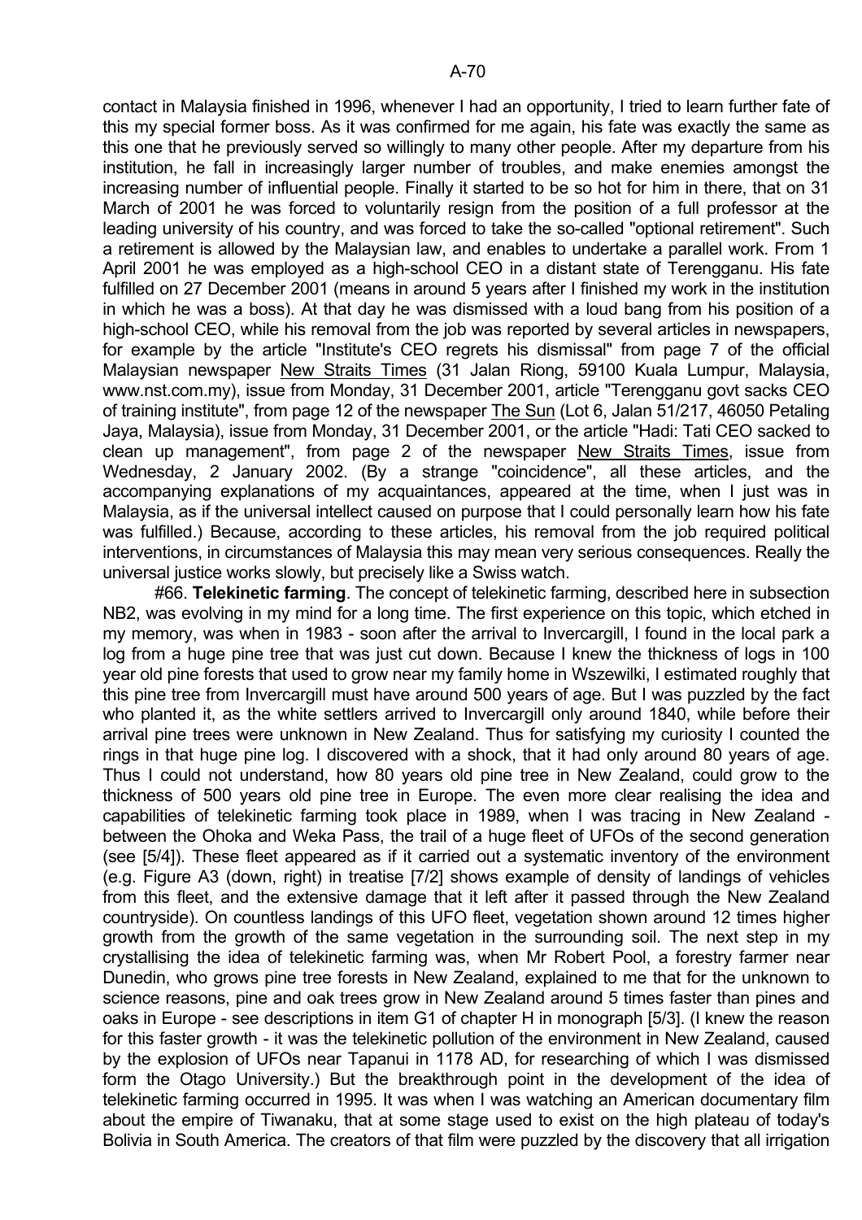contact in Malaysia finished in 1996, whenever I had an opportunity, I tried to learn further fate of this my special former boss. As it was confirmed for me again, his fate was exactly the same as this one that he previously served so willingly to many other people. After my departure from his institution, he fall in increasingly larger number of troubles, and make enemies amongst the increasing number of influential people. Finally it started to be so hot for him in there, that on 31 March of 2001 he was forced to voluntarily resign from the position of a full professor at the leading university of his country, and was forced to take the so-called "optional retirement". Such a retirement is allowed by the Malaysian law, and enables to undertake a parallel work. From 1 April 2001 he was employed as a high-school CEO in a distant state of Terengganu. His fate fulfilled on 27 December 2001 (means in around 5 years after I finished my work in the institution in which he was a boss). At that day he was dismissed with a loud bang from his position of a high-school CEO, while his removal from the job was reported by several articles in newspapers, for example by the article "Institute's CEO regrets his dismissal" from page 7 of the official Malaysian newspaper New Straits Times (31 Jalan Riong, 59100 Kuala Lumpur, Malaysia, www.nst.com.my), issue from Monday, 31 December 2001, article "Terengganu govt sacks CEO of training institute", from page 12 of the newspaper The Sun (Lot 6, Jalan 51/217, 46050 Petaling Jaya, Malaysia), issue from Monday, 31 December 2001, or the article "Hadi: Tati CEO sacked to clean up management", from page 2 of the newspaper New Straits Times, issue from Wednesday, 2 January 2002. (By a strange "coincidence", all these articles, and the accompanying explanations of my acquaintances, appeared at the time, when I just was in Malaysia, as if the universal intellect caused on purpose that I could personally learn how his fate was fulfilled.) Because, according to these articles, his removal from the job required political interventions, in circumstances of Malaysia this may mean very serious consequences. Really the universal justice works slowly, but precisely like a Swiss watch.

#66. **Telekinetic farming**. The concept of telekinetic farming, described here in subsection NB2, was evolving in my mind for a long time. The first experience on this topic, which etched in my memory, was when in 1983 - soon after the arrival to Invercargill, I found in the local park a log from a huge pine tree that was just cut down. Because I knew the thickness of logs in 100 year old pine forests that used to grow near my family home in Wszewilki, I estimated roughly that this pine tree from Invercargill must have around 500 years of age. But I was puzzled by the fact who planted it, as the white settlers arrived to Invercargill only around 1840, while before their arrival pine trees were unknown in New Zealand. Thus for satisfying my curiosity I counted the rings in that huge pine log. I discovered with a shock, that it had only around 80 years of age. Thus I could not understand, how 80 years old pine tree in New Zealand, could grow to the thickness of 500 years old pine tree in Europe. The even more clear realising the idea and capabilities of telekinetic farming took place in 1989, when I was tracing in New Zealand - between the Ohoka and Weka Pass, the trail of a huge fleet of UFOs of the second generation (see [5/4]). These fleet appeared as if it carried out a systematic inventory of the environment (e.g. Figure A3 (down, right) in treatise [7/2] shows example of density of landings of vehicles from this fleet, and the extensive damage that it left after it passed through the New Zealand countryside). On countless landings of this UFO fleet, vegetation shown around 12 times higher growth from the growth of the same vegetation in the surrounding soil. The next step in my crystallising the idea of telekinetic farming was, when Mr Robert Pool, a forestry farmer near Dunedin, who grows pine tree forests in New Zealand, explained to me that for the unknown to science reasons, pine and oak trees grow in New Zealand around 5 times faster than pines and oaks in Europe - see descriptions in item G1 of chapter H in monograph [5/3]. (I knew the reason for this faster growth - it was the telekinetic pollution of the environment in New Zealand, caused by the explosion of UFOs near Tapanui in 1178 AD, for researching of which I was dismissed form the Otago University.) But the breakthrough point in the development of the idea of telekinetic farming occurred in 1995. It was when I was watching an American documentary film about the empire of Tiwanaku, that at some stage used to exist on the high plateau of today's Bolivia in South America. The creators of that film were puzzled by the discovery that all irrigation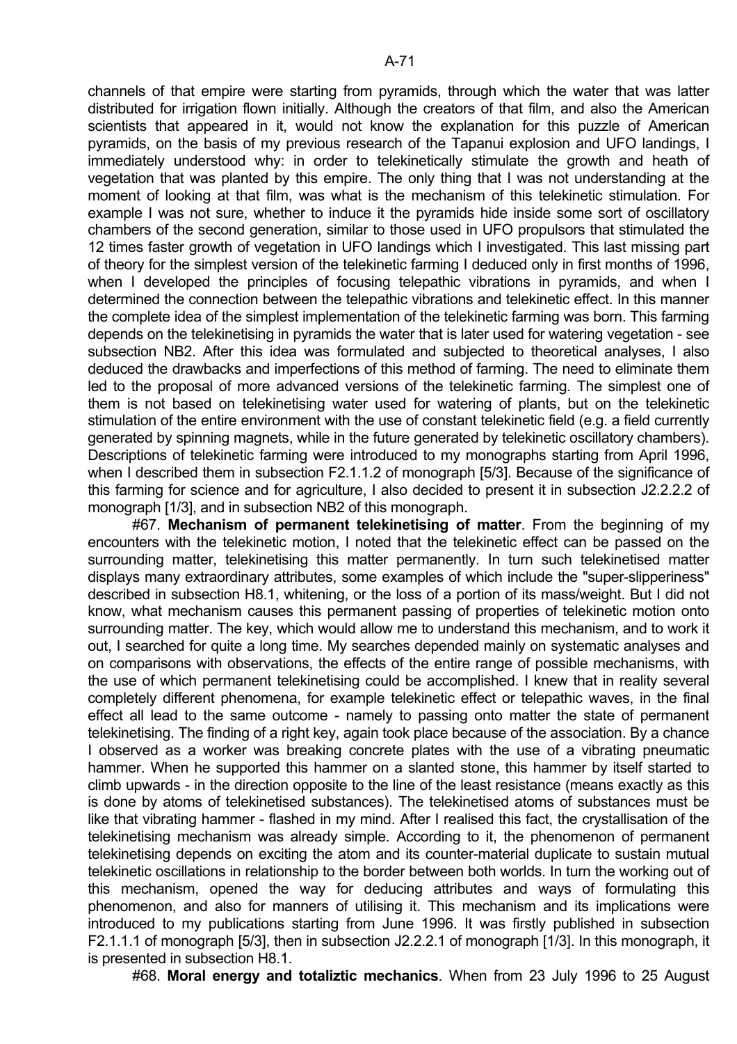channels of that empire were starting from pyramids, through which the water that was latter distributed for irrigation flown initially. Although the creators of that film, and also the American scientists that appeared in it, would not know the explanation for this puzzle of American pyramids, on the basis of my previous research of the Tapanui explosion and UFO landings, I immediately understood why: in order to telekinetically stimulate the growth and heath of vegetation that was planted by this empire. The only thing that I was not understanding at the moment of looking at that film, was what is the mechanism of this telekinetic stimulation. For example I was not sure, whether to induce it the pyramids hide inside some sort of oscillatory chambers of the second generation, similar to those used in UFO propulsors that stimulated the 12 times faster growth of vegetation in UFO landings which I investigated. This last missing part of theory for the simplest version of the telekinetic farming I deduced only in first months of 1996, when I developed the principles of focusing telepathic vibrations in pyramids, and when I determined the connection between the telepathic vibrations and telekinetic effect. In this manner the complete idea of the simplest implementation of the telekinetic farming was born. This farming depends on the telekinetising in pyramids the water that is later used for watering vegetation - see subsection NB2. After this idea was formulated and subjected to theoretical analyses, I also deduced the drawbacks and imperfections of this method of farming. The need to eliminate them led to the proposal of more advanced versions of the telekinetic farming. The simplest one of them is not based on telekinetising water used for watering of plants, but on the telekinetic stimulation of the entire environment with the use of constant telekinetic field (e.g. a field currently generated by spinning magnets, while in the future generated by telekinetic oscillatory chambers). Descriptions of telekinetic farming were introduced to my monographs starting from April 1996, when I described them in subsection F2.1.1.2 of monograph [5/3]. Because of the significance of this farming for science and for agriculture, I also decided to present it in subsection J2.2.2.2 of monograph [1/3], and in subsection NB2 of this monograph.

#67. **Mechanism of permanent telekinetising of matter**. From the beginning of my encounters with the telekinetic motion, I noted that the telekinetic effect can be passed on the surrounding matter, telekinetising this matter permanently. In turn such telekinetised matter displays many extraordinary attributes, some examples of which include the "super-slipperiness" described in subsection H8.1, whitening, or the loss of a portion of its mass/weight. But I did not know, what mechanism causes this permanent passing of properties of telekinetic motion onto surrounding matter. The key, which would allow me to understand this mechanism, and to work it out, I searched for quite a long time. My searches depended mainly on systematic analyses and on comparisons with observations, the effects of the entire range of possible mechanisms, with the use of which permanent telekinetising could be accomplished. I knew that in reality several completely different phenomena, for example telekinetic effect or telepathic waves, in the final effect all lead to the same outcome - namely to passing onto matter the state of permanent telekinetising. The finding of a right key, again took place because of the association. By a chance I observed as a worker was breaking concrete plates with the use of a vibrating pneumatic hammer. When he supported this hammer on a slanted stone, this hammer by itself started to climb upwards - in the direction opposite to the line of the least resistance (means exactly as this is done by atoms of telekinetised substances). The telekinetised atoms of substances must be like that vibrating hammer - flashed in my mind. After I realised this fact, the crystallisation of the telekinetising mechanism was already simple. According to it, the phenomenon of permanent telekinetising depends on exciting the atom and its counter-material duplicate to sustain mutual telekinetic oscillations in relationship to the border between both worlds. In turn the working out of this mechanism, opened the way for deducing attributes and ways of formulating this phenomenon, and also for manners of utilising it. This mechanism and its implications were introduced to my publications starting from June 1996. It was firstly published in subsection F2.1.1.1 of monograph [5/3], then in subsection J2.2.2.1 of monograph [1/3]. In this monograph, it is presented in subsection H8.1.

#68. **Moral energy and totaliztic mechanics**. When from 23 July 1996 to 25 August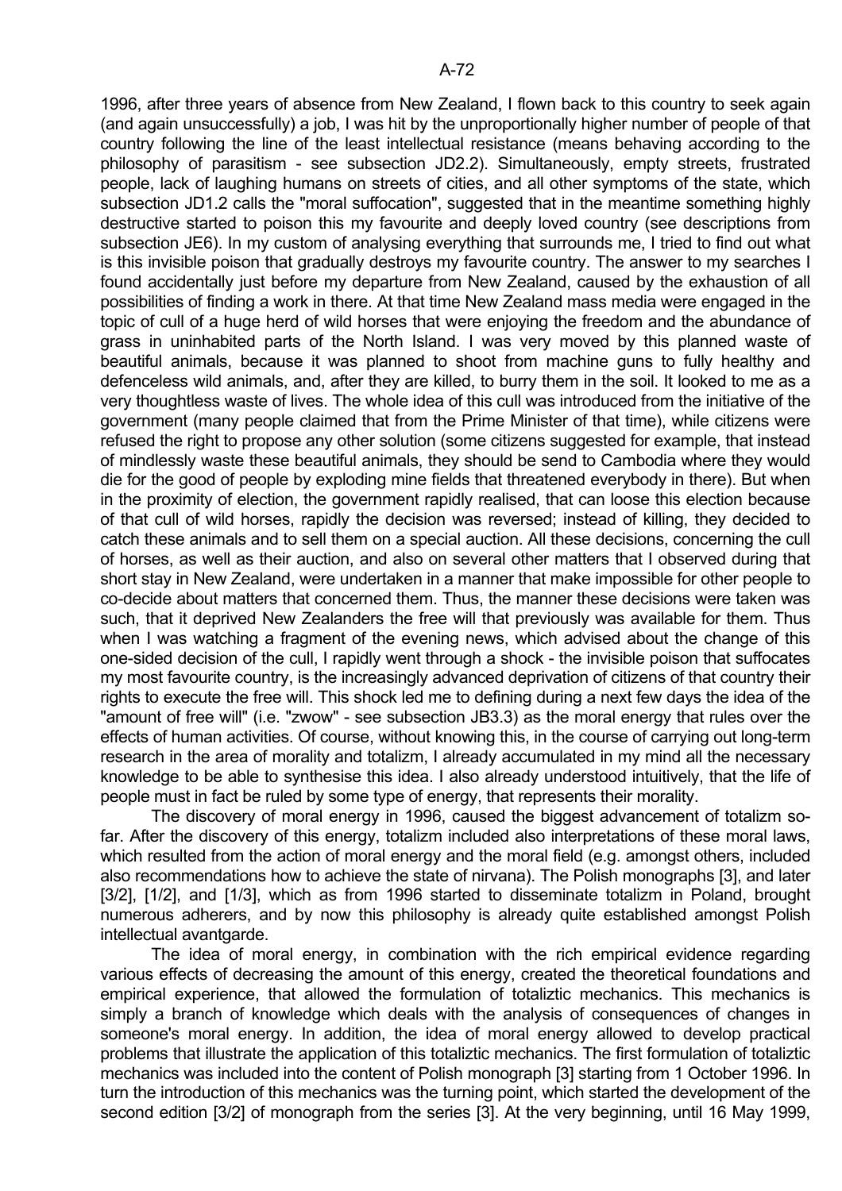1996, after three years of absence from New Zealand, I flown back to this country to seek again (and again unsuccessfully) a job, I was hit by the unproportionally higher number of people of that country following the line of the least intellectual resistance (means behaving according to the philosophy of parasitism - see subsection JD2.2). Simultaneously, empty streets, frustrated people, lack of laughing humans on streets of cities, and all other symptoms of the state, which subsection JD1.2 calls the "moral suffocation", suggested that in the meantime something highly destructive started to poison this my favourite and deeply loved country (see descriptions from subsection JE6). In my custom of analysing everything that surrounds me, I tried to find out what is this invisible poison that gradually destroys my favourite country. The answer to my searches I found accidentally just before my departure from New Zealand, caused by the exhaustion of all possibilities of finding a work in there. At that time New Zealand mass media were engaged in the topic of cull of a huge herd of wild horses that were enjoying the freedom and the abundance of grass in uninhabited parts of the North Island. I was very moved by this planned waste of beautiful animals, because it was planned to shoot from machine guns to fully healthy and defenceless wild animals, and, after they are killed, to burry them in the soil. It looked to me as a very thoughtless waste of lives. The whole idea of this cull was introduced from the initiative of the government (many people claimed that from the Prime Minister of that time), while citizens were refused the right to propose any other solution (some citizens suggested for example, that instead of mindlessly waste these beautiful animals, they should be send to Cambodia where they would die for the good of people by exploding mine fields that threatened everybody in there). But when in the proximity of election, the government rapidly realised, that can loose this election because of that cull of wild horses, rapidly the decision was reversed; instead of killing, they decided to catch these animals and to sell them on a special auction. All these decisions, concerning the cull of horses, as well as their auction, and also on several other matters that I observed during that short stay in New Zealand, were undertaken in a manner that make impossible for other people to co-decide about matters that concerned them. Thus, the manner these decisions were taken was such, that it deprived New Zealanders the free will that previously was available for them. Thus when I was watching a fragment of the evening news, which advised about the change of this one-sided decision of the cull, I rapidly went through a shock - the invisible poison that suffocates my most favourite country, is the increasingly advanced deprivation of citizens of that country their rights to execute the free will. This shock led me to defining during a next few days the idea of the "amount of free will" (i.e. "zwow" - see subsection JB3.3) as the moral energy that rules over the effects of human activities. Of course, without knowing this, in the course of carrying out long-term research in the area of morality and totalizm, I already accumulated in my mind all the necessary knowledge to be able to synthesise this idea. I also already understood intuitively, that the life of people must in fact be ruled by some type of energy, that represents their morality.

The discovery of moral energy in 1996, caused the biggest advancement of totalizm so-far. After the discovery of this energy, totalizm included also interpretations of these moral laws, which resulted from the action of moral energy and the moral field (e.g. amongst others, included also recommendations how to achieve the state of nirvana). The Polish monographs [3], and later [3/2], [1/2], and [1/3], which as from 1996 started to disseminate totalizm in Poland, brought numerous adherers, and by now this philosophy is already quite established amongst Polish intellectual avantgarde.

The idea of moral energy, in combination with the rich empirical evidence regarding various effects of decreasing the amount of this energy, created the theoretical foundations and empirical experience, that allowed the formulation of totaliztic mechanics. This mechanics is simply a branch of knowledge which deals with the analysis of consequences of changes in someone's moral energy. In addition, the idea of moral energy allowed to develop practical problems that illustrate the application of this totaliztic mechanics. The first formulation of totaliztic mechanics was included into the content of Polish monograph [3] starting from 1 October 1996. In turn the introduction of this mechanics was the turning point, which started the development of the second edition [3/2] of monograph from the series [3]. At the very beginning, until 16 May 1999,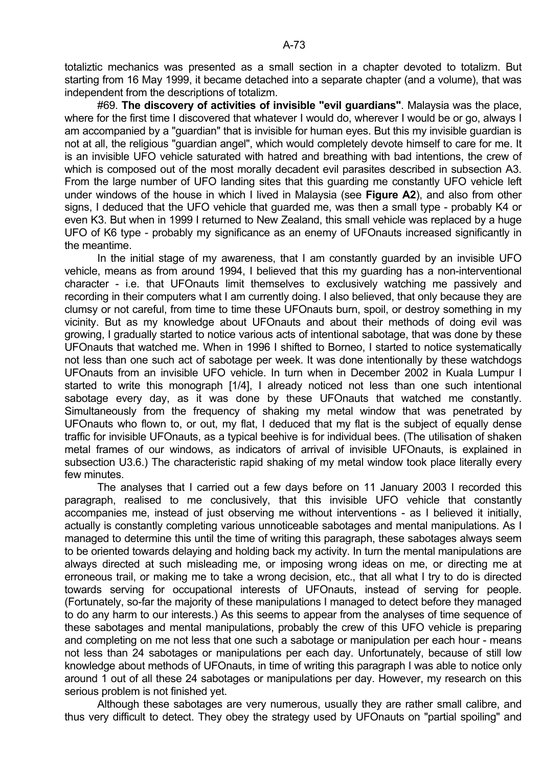totaliztic mechanics was presented as a small section in a chapter devoted to totalizm. But starting from 16 May 1999, it became detached into a separate chapter (and a volume), that was independent from the descriptions of totalizm.

#69. **The discovery of activities of invisible "evil guardians"**. Malaysia was the place, where for the first time I discovered that whatever I would do, wherever I would be or go, always I am accompanied by a "guardian" that is invisible for human eyes. But this my invisible guardian is not at all, the religious "guardian angel", which would completely devote himself to care for me. It is an invisible UFO vehicle saturated with hatred and breathing with bad intentions, the crew of which is composed out of the most morally decadent evil parasites described in subsection A3. From the large number of UFO landing sites that this guarding me constantly UFO vehicle left under windows of the house in which I lived in Malaysia (see **Figure A2**), and also from other signs, I deduced that the UFO vehicle that guarded me, was then a small type - probably K4 or even K3. But when in 1999 I returned to New Zealand, this small vehicle was replaced by a huge UFO of K6 type - probably my significance as an enemy of UFOnauts increased significantly in the meantime.

In the initial stage of my awareness, that I am constantly guarded by an invisible UFO vehicle, means as from around 1994, I believed that this my guarding has a non-interventional character - i.e. that UFOnauts limit themselves to exclusively watching me passively and recording in their computers what I am currently doing. I also believed, that only because they are clumsy or not careful, from time to time these UFOnauts burn, spoil, or destroy something in my vicinity. But as my knowledge about UFOnauts and about their methods of doing evil was growing, I gradually started to notice various acts of intentional sabotage, that was done by these UFOnauts that watched me. When in 1996 I shifted to Borneo, I started to notice systematically not less than one such act of sabotage per week. It was done intentionally by these watchdogs UFOnauts from an invisible UFO vehicle. In turn when in December 2002 in Kuala Lumpur I started to write this monograph [1/4], I already noticed not less than one such intentional sabotage every day, as it was done by these UFOnauts that watched me constantly. Simultaneously from the frequency of shaking my metal window that was penetrated by UFOnauts who flown to, or out, my flat, I deduced that my flat is the subject of equally dense traffic for invisible UFOnauts, as a typical beehive is for individual bees. (The utilisation of shaken metal frames of our windows, as indicators of arrival of invisible UFOnauts, is explained in subsection U3.6.) The characteristic rapid shaking of my metal window took place literally every few minutes.

The analyses that I carried out a few days before on 11 January 2003 I recorded this paragraph, realised to me conclusively, that this invisible UFO vehicle that constantly accompanies me, instead of just observing me without interventions - as I believed it initially, actually is constantly completing various unnoticeable sabotages and mental manipulations. As I managed to determine this until the time of writing this paragraph, these sabotages always seem to be oriented towards delaying and holding back my activity. In turn the mental manipulations are always directed at such misleading me, or imposing wrong ideas on me, or directing me at erroneous trail, or making me to take a wrong decision, etc., that all what I try to do is directed towards serving for occupational interests of UFOnauts, instead of serving for people. (Fortunately, so-far the majority of these manipulations I managed to detect before they managed to do any harm to our interests.) As this seems to appear from the analyses of time sequence of these sabotages and mental manipulations, probably the crew of this UFO vehicle is preparing and completing on me not less that one such a sabotage or manipulation per each hour - means not less than 24 sabotages or manipulations per each day. Unfortunately, because of still low knowledge about methods of UFOnauts, in time of writing this paragraph I was able to notice only around 1 out of all these 24 sabotages or manipulations per day. However, my research on this serious problem is not finished yet.

Although these sabotages are very numerous, usually they are rather small calibre, and thus very difficult to detect. They obey the strategy used by UFOnauts on "partial spoiling" and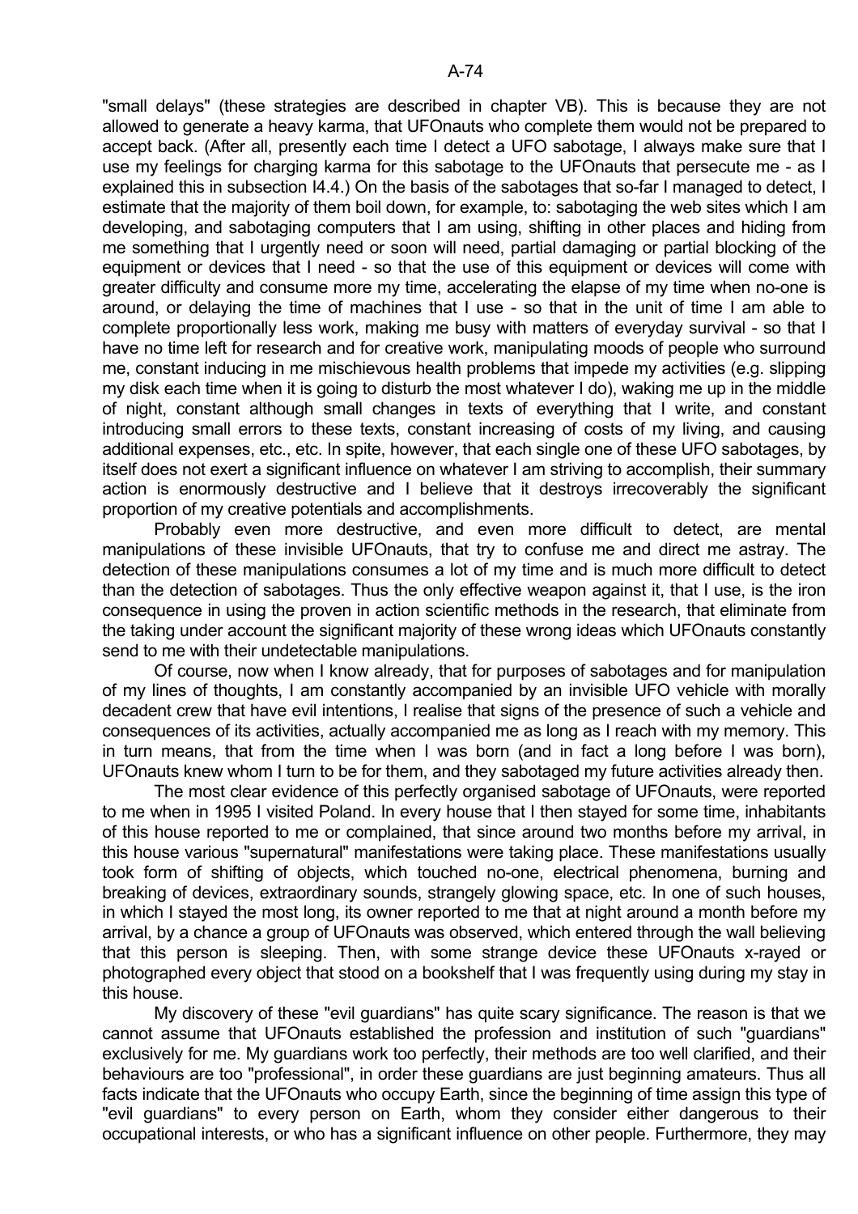"small delays" (these strategies are described in chapter VB). This is because they are not allowed to generate a heavy karma, that UFOnauts who complete them would not be prepared to accept back. (After all, presently each time I detect a UFO sabotage, I always make sure that I use my feelings for charging karma for this sabotage to the UFOnauts that persecute me - as I explained this in subsection I4.4.) On the basis of the sabotages that so-far I managed to detect, I estimate that the majority of them boil down, for example, to: sabotaging the web sites which I am developing, and sabotaging computers that I am using, shifting in other places and hiding from me something that I urgently need or soon will need, partial damaging or partial blocking of the equipment or devices that I need - so that the use of this equipment or devices will come with greater difficulty and consume more my time, accelerating the elapse of my time when no-one is around, or delaying the time of machines that I use - so that in the unit of time I am able to complete proportionally less work, making me busy with matters of everyday survival - so that I have no time left for research and for creative work, manipulating moods of people who surround me, constant inducing in me mischievous health problems that impede my activities (e.g. slipping my disk each time when it is going to disturb the most whatever I do), waking me up in the middle of night, constant although small changes in texts of everything that I write, and constant introducing small errors to these texts, constant increasing of costs of my living, and causing additional expenses, etc., etc. In spite, however, that each single one of these UFO sabotages, by itself does not exert a significant influence on whatever I am striving to accomplish, their summary action is enormously destructive and I believe that it destroys irrecoverably the significant proportion of my creative potentials and accomplishments.

Probably even more destructive, and even more difficult to detect, are mental manipulations of these invisible UFOnauts, that try to confuse me and direct me astray. The detection of these manipulations consumes a lot of my time and is much more difficult to detect than the detection of sabotages. Thus the only effective weapon against it, that I use, is the iron consequence in using the proven in action scientific methods in the research, that eliminate from the taking under account the significant majority of these wrong ideas which UFOnauts constantly send to me with their undetectable manipulations.

Of course, now when I know already, that for purposes of sabotages and for manipulation of my lines of thoughts, I am constantly accompanied by an invisible UFO vehicle with morally decadent crew that have evil intentions, I realise that signs of the presence of such a vehicle and consequences of its activities, actually accompanied me as long as I reach with my memory. This in turn means, that from the time when I was born (and in fact a long before I was born), UFOnauts knew whom I turn to be for them, and they sabotaged my future activities already then.

The most clear evidence of this perfectly organised sabotage of UFOnauts, were reported to me when in 1995 I visited Poland. In every house that I then stayed for some time, inhabitants of this house reported to me or complained, that since around two months before my arrival, in this house various "supernatural" manifestations were taking place. These manifestations usually took form of shifting of objects, which touched no-one, electrical phenomena, burning and breaking of devices, extraordinary sounds, strangely glowing space, etc. In one of such houses, in which I stayed the most long, its owner reported to me that at night around a month before my arrival, by a chance a group of UFOnauts was observed, which entered through the wall believing that this person is sleeping. Then, with some strange device these UFOnauts x-rayed or photographed every object that stood on a bookshelf that I was frequently using during my stay in this house.

My discovery of these "evil guardians" has quite scary significance. The reason is that we cannot assume that UFOnauts established the profession and institution of such "guardians" exclusively for me. My guardians work too perfectly, their methods are too well clarified, and their behaviours are too "professional", in order these guardians are just beginning amateurs. Thus all facts indicate that the UFOnauts who occupy Earth, since the beginning of time assign this type of "evil guardians" to every person on Earth, whom they consider either dangerous to their occupational interests, or who has a significant influence on other people. Furthermore, they may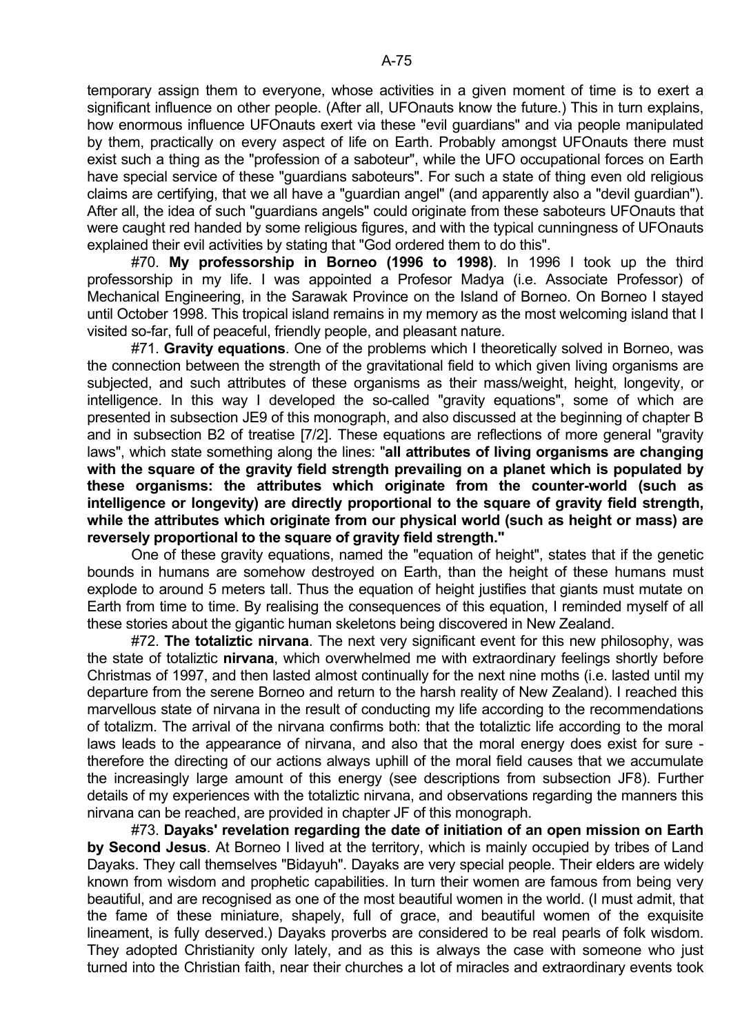temporary assign them to everyone, whose activities in a given moment of time is to exert a significant influence on other people. (After all, UFOnauts know the future.) This in turn explains, how enormous influence UFOnauts exert via these "evil guardians" and via people manipulated by them, practically on every aspect of life on Earth. Probably amongst UFOnauts there must exist such a thing as the "profession of a saboteur", while the UFO occupational forces on Earth have special service of these "guardians saboteurs". For such a state of thing even old religious claims are certifying, that we all have a "guardian angel" (and apparently also a "devil guardian"). After all, the idea of such "guardians angels" could originate from these saboteurs UFOnauts that were caught red handed by some religious figures, and with the typical cunningness of UFOnauts explained their evil activities by stating that "God ordered them to do this".

#70. **My professorship in Borneo (1996 to 1998)**. In 1996 I took up the third professorship in my life. I was appointed a Profesor Madya (i.e. Associate Professor) of Mechanical Engineering, in the Sarawak Province on the Island of Borneo. On Borneo I stayed until October 1998. This tropical island remains in my memory as the most welcoming island that I visited so-far, full of peaceful, friendly people, and pleasant nature.

#71. **Gravity equations**. One of the problems which I theoretically solved in Borneo, was the connection between the strength of the gravitational field to which given living organisms are subjected, and such attributes of these organisms as their mass/weight, height, longevity, or intelligence. In this way I developed the so-called "gravity equations", some of which are presented in subsection JE9 of this monograph, and also discussed at the beginning of chapter B and in subsection B2 of treatise [7/2]. These equations are reflections of more general "gravity laws", which state something along the lines: "**all attributes of living organisms are changing with the square of the gravity field strength prevailing on a planet which is populated by these organisms: the attributes which originate from the counter-world (such as intelligence or longevity) are directly proportional to the square of gravity field strength, while the attributes which originate from our physical world (such as height or mass) are reversely proportional to the square of gravity field strength."**

One of these gravity equations, named the "equation of height", states that if the genetic bounds in humans are somehow destroyed on Earth, than the height of these humans must explode to around 5 meters tall. Thus the equation of height justifies that giants must mutate on Earth from time to time. By realising the consequences of this equation, I reminded myself of all these stories about the gigantic human skeletons being discovered in New Zealand.

#72. **The totaliztic nirvana**. The next very significant event for this new philosophy, was the state of totaliztic **nirvana**, which overwhelmed me with extraordinary feelings shortly before Christmas of 1997, and then lasted almost continually for the next nine moths (i.e. lasted until my departure from the serene Borneo and return to the harsh reality of New Zealand). I reached this marvellous state of nirvana in the result of conducting my life according to the recommendations of totalizm. The arrival of the nirvana confirms both: that the totaliztic life according to the moral laws leads to the appearance of nirvana, and also that the moral energy does exist for sure - therefore the directing of our actions always uphill of the moral field causes that we accumulate the increasingly large amount of this energy (see descriptions from subsection JF8). Further details of my experiences with the totaliztic nirvana, and observations regarding the manners this nirvana can be reached, are provided in chapter JF of this monograph.

#73. **Dayaks' revelation regarding the date of initiation of an open mission on Earth by Second Jesus**. At Borneo I lived at the territory, which is mainly occupied by tribes of Land Dayaks. They call themselves "Bidayuh". Dayaks are very special people. Their elders are widely known from wisdom and prophetic capabilities. In turn their women are famous from being very beautiful, and are recognised as one of the most beautiful women in the world. (I must admit, that the fame of these miniature, shapely, full of grace, and beautiful women of the exquisite lineament, is fully deserved.) Dayaks proverbs are considered to be real pearls of folk wisdom. They adopted Christianity only lately, and as this is always the case with someone who just turned into the Christian faith, near their churches a lot of miracles and extraordinary events took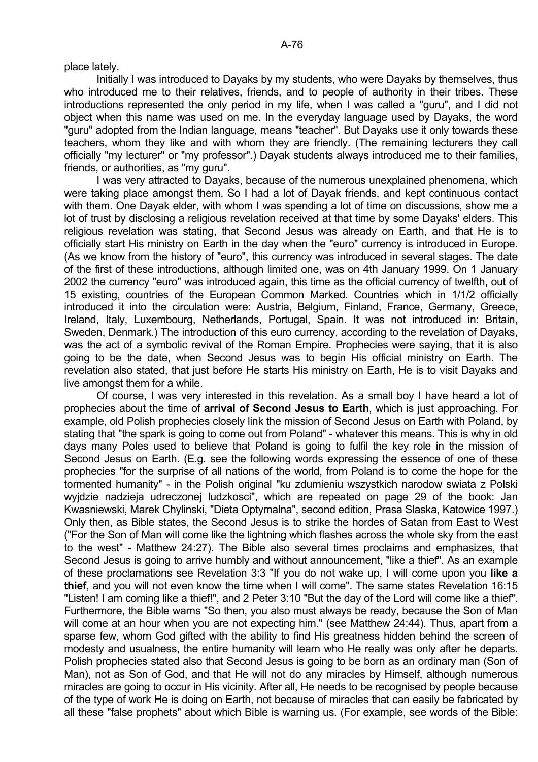place lately.

Initially I was introduced to Dayaks by my students, who were Dayaks by themselves, thus who introduced me to their relatives, friends, and to people of authority in their tribes. These introductions represented the only period in my life, when I was called a "guru", and I did not object when this name was used on me. In the everyday language used by Dayaks, the word "guru" adopted from the Indian language, means "teacher". But Dayaks use it only towards these teachers, whom they like and with whom they are friendly. (The remaining lecturers they call officially "my lecturer" or "my professor".) Dayak students always introduced me to their families, friends, or authorities, as "my guru".

I was very attracted to Dayaks, because of the numerous unexplained phenomena, which were taking place amongst them. So I had a lot of Dayak friends, and kept continuous contact with them. One Dayak elder, with whom I was spending a lot of time on discussions, show me a lot of trust by disclosing a religious revelation received at that time by some Dayaks' elders. This religious revelation was stating, that Second Jesus was already on Earth, and that He is to officially start His ministry on Earth in the day when the "euro" currency is introduced in Europe. (As we know from the history of "euro", this currency was introduced in several stages. The date of the first of these introductions, although limited one, was on 4th January 1999. On 1 January 2002 the currency "euro" was introduced again, this time as the official currency of twelfth, out of 15 existing, countries of the European Common Marked. Countries which in 1/1/2 officially introduced it into the circulation were: Austria, Belgium, Finland, France, Germany, Greece, Ireland, Italy, Luxembourg, Netherlands, Portugal, Spain. It was not introduced in: Britain, Sweden, Denmark.) The introduction of this euro currency, according to the revelation of Dayaks, was the act of a symbolic revival of the Roman Empire. Prophecies were saying, that it is also going to be the date, when Second Jesus was to begin His official ministry on Earth. The revelation also stated, that just before He starts His ministry on Earth, He is to visit Dayaks and live amongst them for a while.

Of course, I was very interested in this revelation. As a small boy I have heard a lot of prophecies about the time of **arrival of Second Jesus to Earth**, which is just approaching. For example, old Polish prophecies closely link the mission of Second Jesus on Earth with Poland, by stating that "the spark is going to come out from Poland" - whatever this means. This is why in old days many Poles used to believe that Poland is going to fulfil the key role in the mission of Second Jesus on Earth. (E.g. see the following words expressing the essence of one of these prophecies "for the surprise of all nations of the world, from Poland is to come the hope for the tormented humanity" - in the Polish original "ku zdumieniu wszystkich narodow swiata z Polski wyjdzie nadzieja udreczonej ludzkosci", which are repeated on page 29 of the book: Jan Kwasniewski, Marek Chylinski, "Dieta Optymalna", second edition, Prasa Slaska, Katowice 1997.) Only then, as Bible states, the Second Jesus is to strike the hordes of Satan from East to West ("For the Son of Man will come like the lightning which flashes across the whole sky from the east to the west" - Matthew 24:27). The Bible also several times proclaims and emphasizes, that Second Jesus is going to arrive humbly and without announcement, "like a thief". As an example of these proclamations see Revelation 3:3 "If you do not wake up, I will come upon you **like a thief**, and you will not even know the time when I will come". The same states Revelation 16:15 "Listen! I am coming like a thief!", and 2 Peter 3:10 "But the day of the Lord will come like a thief". Furthermore, the Bible warns "So then, you also must always be ready, because the Son of Man will come at an hour when you are not expecting him." (see Matthew 24:44). Thus, apart from a sparse few, whom God gifted with the ability to find His greatness hidden behind the screen of modesty and usualness, the entire humanity will learn who He really was only after he departs. Polish prophecies stated also that Second Jesus is going to be born as an ordinary man (Son of Man), not as Son of God, and that He will not do any miracles by Himself, although numerous miracles are going to occur in His vicinity. After all, He needs to be recognised by people because of the type of work He is doing on Earth, not because of miracles that can easily be fabricated by all these "false prophets" about which Bible is warning us. (For example, see words of the Bible: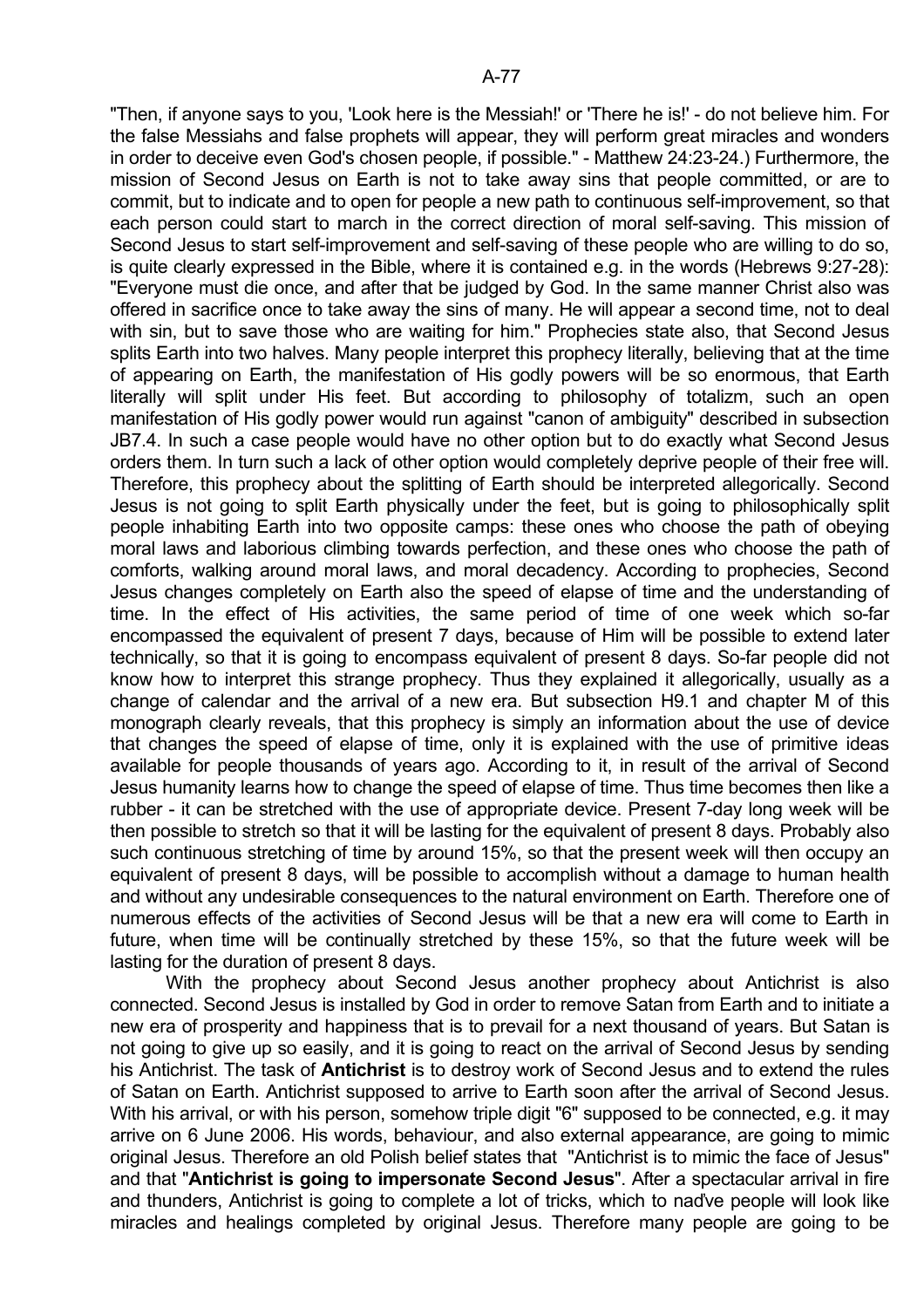"Then, if anyone says to you, 'Look here is the Messiah!' or 'There he is!' - do not believe him. For the false Messiahs and false prophets will appear, they will perform great miracles and wonders in order to deceive even God's chosen people, if possible." - Matthew 24:23-24.) Furthermore, the mission of Second Jesus on Earth is not to take away sins that people committed, or are to commit, but to indicate and to open for people a new path to continuous self-improvement, so that each person could start to march in the correct direction of moral self-saving. This mission of Second Jesus to start self-improvement and self-saving of these people who are willing to do so, is quite clearly expressed in the Bible, where it is contained e.g. in the words (Hebrews 9:27-28): "Everyone must die once, and after that be judged by God. In the same manner Christ also was offered in sacrifice once to take away the sins of many. He will appear a second time, not to deal with sin, but to save those who are waiting for him." Prophecies state also, that Second Jesus splits Earth into two halves. Many people interpret this prophecy literally, believing that at the time of appearing on Earth, the manifestation of His godly powers will be so enormous, that Earth literally will split under His feet. But according to philosophy of totalizm, such an open manifestation of His godly power would run against "canon of ambiguity" described in subsection JB7.4. In such a case people would have no other option but to do exactly what Second Jesus orders them. In turn such a lack of other option would completely deprive people of their free will. Therefore, this prophecy about the splitting of Earth should be interpreted allegorically. Second Jesus is not going to split Earth physically under the feet, but is going to philosophically split people inhabiting Earth into two opposite camps: these ones who choose the path of obeying moral laws and laborious climbing towards perfection, and these ones who choose the path of comforts, walking around moral laws, and moral decadency. According to prophecies, Second Jesus changes completely on Earth also the speed of elapse of time and the understanding of time. In the effect of His activities, the same period of time of one week which so-far encompassed the equivalent of present 7 days, because of Him will be possible to extend later technically, so that it is going to encompass equivalent of present 8 days. So-far people did not know how to interpret this strange prophecy. Thus they explained it allegorically, usually as a change of calendar and the arrival of a new era. But subsection H9.1 and chapter M of this monograph clearly reveals, that this prophecy is simply an information about the use of device that changes the speed of elapse of time, only it is explained with the use of primitive ideas available for people thousands of years ago. According to it, in result of the arrival of Second Jesus humanity learns how to change the speed of elapse of time. Thus time becomes then like a rubber - it can be stretched with the use of appropriate device. Present 7-day long week will be then possible to stretch so that it will be lasting for the equivalent of present 8 days. Probably also such continuous stretching of time by around 15%, so that the present week will then occupy an equivalent of present 8 days, will be possible to accomplish without a damage to human health and without any undesirable consequences to the natural environment on Earth. Therefore one of numerous effects of the activities of Second Jesus will be that a new era will come to Earth in future, when time will be continually stretched by these 15%, so that the future week will be lasting for the duration of present 8 days.

With the prophecy about Second Jesus another prophecy about Antichrist is also connected. Second Jesus is installed by God in order to remove Satan from Earth and to initiate a new era of prosperity and happiness that is to prevail for a next thousand of years. But Satan is not going to give up so easily, and it is going to react on the arrival of Second Jesus by sending his Antichrist. The task of **Antichrist** is to destroy work of Second Jesus and to extend the rules of Satan on Earth. Antichrist supposed to arrive to Earth soon after the arrival of Second Jesus. With his arrival, or with his person, somehow triple digit "6" supposed to be connected, e.g. it may arrive on 6 June 2006. His words, behaviour, and also external appearance, are going to mimic original Jesus. Therefore an old Polish belief states that "Antichrist is to mimic the face of Jesus" and that "**Antichrist is going to impersonate Second Jesus**". After a spectacular arrival in fire and thunders, Antichrist is going to complete a lot of tricks, which to naďve people will look like miracles and healings completed by original Jesus. Therefore many people are going to be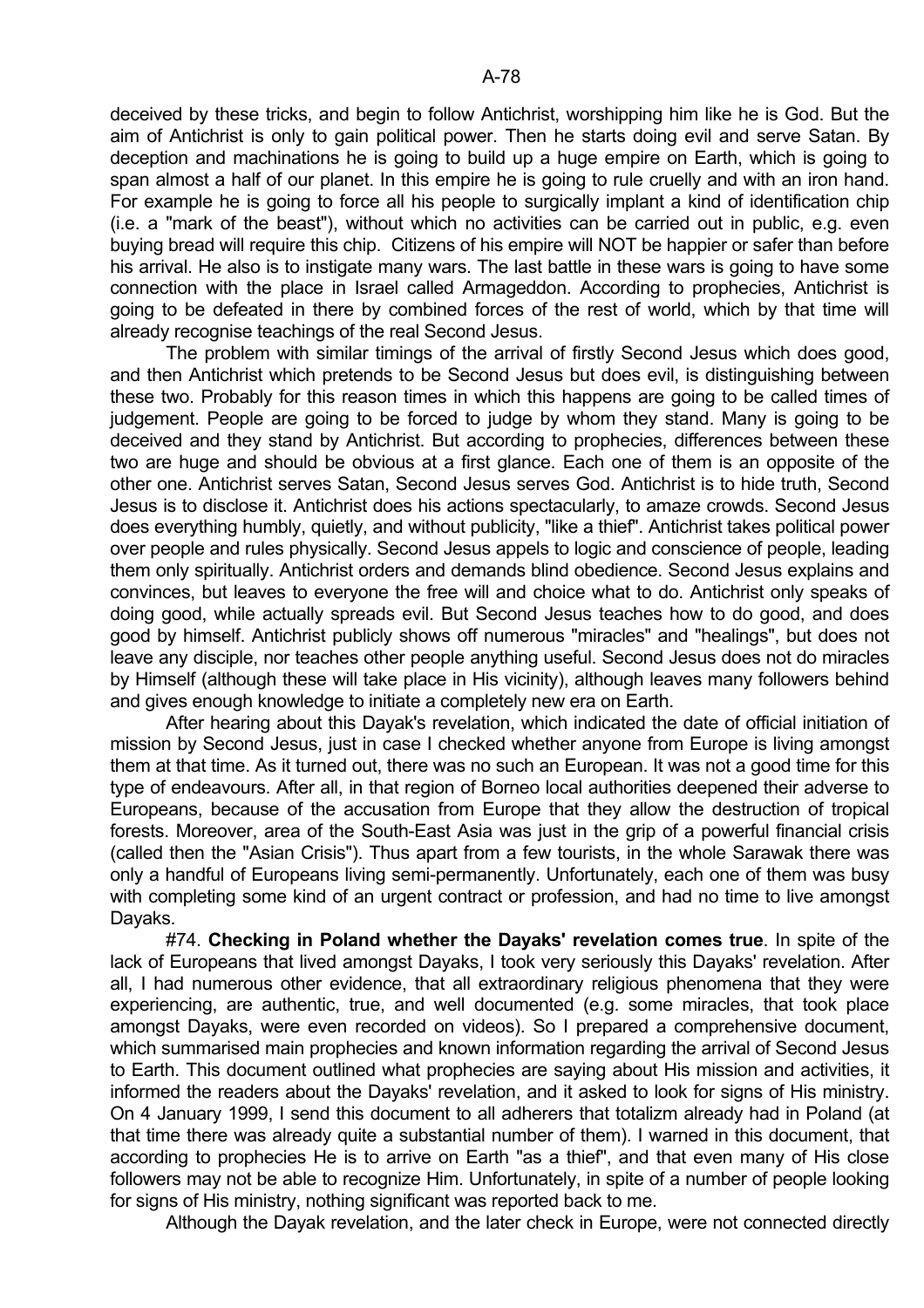deceived by these tricks, and begin to follow Antichrist, worshipping him like he is God. But the aim of Antichrist is only to gain political power. Then he starts doing evil and serve Satan. By deception and machinations he is going to build up a huge empire on Earth, which is going to span almost a half of our planet. In this empire he is going to rule cruelly and with an iron hand. For example he is going to force all his people to surgically implant a kind of identification chip (i.e. a "mark of the beast"), without which no activities can be carried out in public, e.g. even buying bread will require this chip. Citizens of his empire will NOT be happier or safer than before his arrival. He also is to instigate many wars. The last battle in these wars is going to have some connection with the place in Israel called Armageddon. According to prophecies, Antichrist is going to be defeated in there by combined forces of the rest of world, which by that time will already recognise teachings of the real Second Jesus.

The problem with similar timings of the arrival of firstly Second Jesus which does good, and then Antichrist which pretends to be Second Jesus but does evil, is distinguishing between these two. Probably for this reason times in which this happens are going to be called times of judgement. People are going to be forced to judge by whom they stand. Many is going to be deceived and they stand by Antichrist. But according to prophecies, differences between these two are huge and should be obvious at a first glance. Each one of them is an opposite of the other one. Antichrist serves Satan, Second Jesus serves God. Antichrist is to hide truth, Second Jesus is to disclose it. Antichrist does his actions spectacularly, to amaze crowds. Second Jesus does everything humbly, quietly, and without publicity, "like a thief". Antichrist takes political power over people and rules physically. Second Jesus appels to logic and conscience of people, leading them only spiritually. Antichrist orders and demands blind obedience. Second Jesus explains and convinces, but leaves to everyone the free will and choice what to do. Antichrist only speaks of doing good, while actually spreads evil. But Second Jesus teaches how to do good, and does good by himself. Antichrist publicly shows off numerous "miracles" and "healings", but does not leave any disciple, nor teaches other people anything useful. Second Jesus does not do miracles by Himself (although these will take place in His vicinity), although leaves many followers behind and gives enough knowledge to initiate a completely new era on Earth.

After hearing about this Dayak's revelation, which indicated the date of official initiation of mission by Second Jesus, just in case I checked whether anyone from Europe is living amongst them at that time. As it turned out, there was no such an European. It was not a good time for this type of endeavours. After all, in that region of Borneo local authorities deepened their adverse to Europeans, because of the accusation from Europe that they allow the destruction of tropical forests. Moreover, area of the South-East Asia was just in the grip of a powerful financial crisis (called then the "Asian Crisis"). Thus apart from a few tourists, in the whole Sarawak there was only a handful of Europeans living semi-permanently. Unfortunately, each one of them was busy with completing some kind of an urgent contract or profession, and had no time to live amongst Dayaks.

#74. **Checking in Poland whether the Dayaks' revelation comes true**. In spite of the lack of Europeans that lived amongst Dayaks, I took very seriously this Dayaks' revelation. After all, I had numerous other evidence, that all extraordinary religious phenomena that they were experiencing, are authentic, true, and well documented (e.g. some miracles, that took place amongst Dayaks, were even recorded on videos). So I prepared a comprehensive document, which summarised main prophecies and known information regarding the arrival of Second Jesus to Earth. This document outlined what prophecies are saying about His mission and activities, it informed the readers about the Dayaks' revelation, and it asked to look for signs of His ministry. On 4 January 1999, I send this document to all adherers that totalizm already had in Poland (at that time there was already quite a substantial number of them). I warned in this document, that according to prophecies He is to arrive on Earth "as a thief", and that even many of His close followers may not be able to recognize Him. Unfortunately, in spite of a number of people looking for signs of His ministry, nothing significant was reported back to me.

Although the Dayak revelation, and the later check in Europe, were not connected directly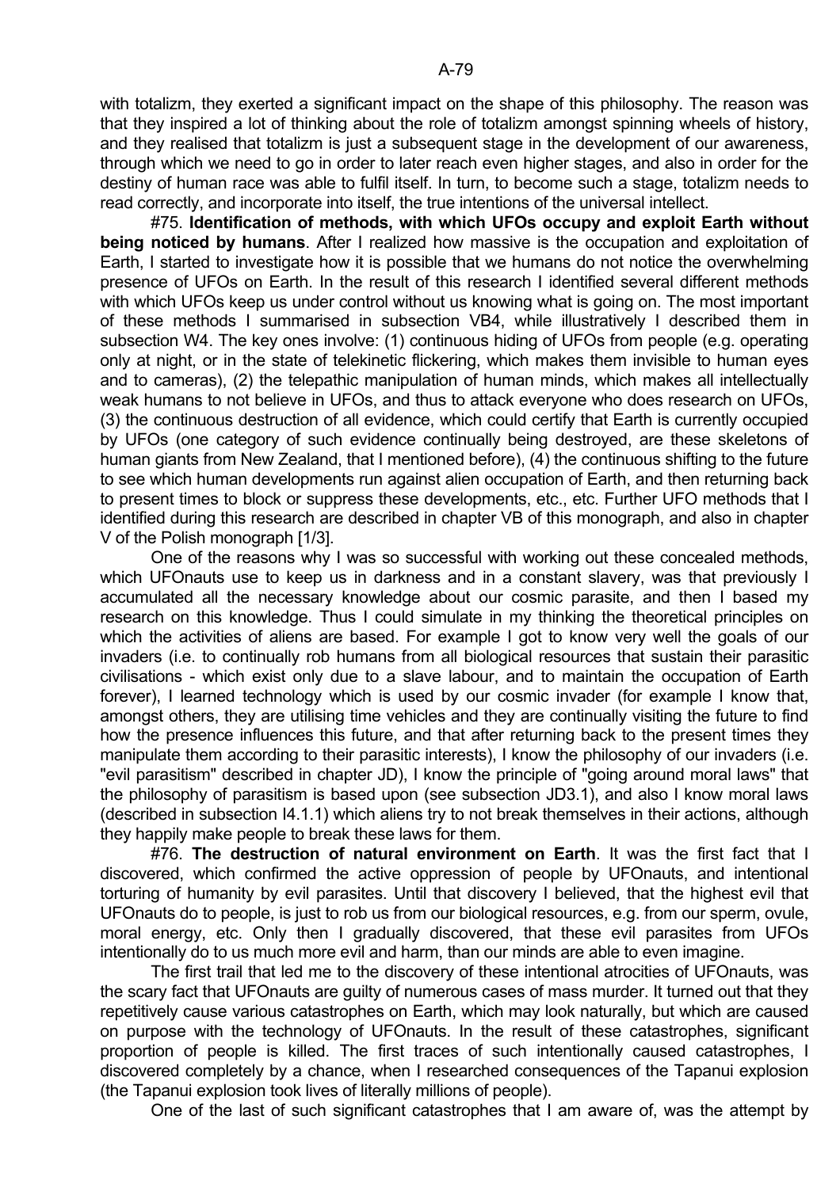with totalizm, they exerted a significant impact on the shape of this philosophy. The reason was that they inspired a lot of thinking about the role of totalizm amongst spinning wheels of history, and they realised that totalizm is just a subsequent stage in the development of our awareness, through which we need to go in order to later reach even higher stages, and also in order for the destiny of human race was able to fulfil itself. In turn, to become such a stage, totalizm needs to read correctly, and incorporate into itself, the true intentions of the universal intellect.

#75. **Identification of methods, with which UFOs occupy and exploit Earth without being noticed by humans**. After I realized how massive is the occupation and exploitation of Earth, I started to investigate how it is possible that we humans do not notice the overwhelming presence of UFOs on Earth. In the result of this research I identified several different methods with which UFOs keep us under control without us knowing what is going on. The most important of these methods I summarised in subsection VB4, while illustratively I described them in subsection W4. The key ones involve: (1) continuous hiding of UFOs from people (e.g. operating only at night, or in the state of telekinetic flickering, which makes them invisible to human eyes and to cameras), (2) the telepathic manipulation of human minds, which makes all intellectually weak humans to not believe in UFOs, and thus to attack everyone who does research on UFOs, (3) the continuous destruction of all evidence, which could certify that Earth is currently occupied by UFOs (one category of such evidence continually being destroyed, are these skeletons of human giants from New Zealand, that I mentioned before), (4) the continuous shifting to the future to see which human developments run against alien occupation of Earth, and then returning back to present times to block or suppress these developments, etc., etc. Further UFO methods that I identified during this research are described in chapter VB of this monograph, and also in chapter V of the Polish monograph [1/3].

One of the reasons why I was so successful with working out these concealed methods, which UFOnauts use to keep us in darkness and in a constant slavery, was that previously I accumulated all the necessary knowledge about our cosmic parasite, and then I based my research on this knowledge. Thus I could simulate in my thinking the theoretical principles on which the activities of aliens are based. For example I got to know very well the goals of our invaders (i.e. to continually rob humans from all biological resources that sustain their parasitic civilisations - which exist only due to a slave labour, and to maintain the occupation of Earth forever), I learned technology which is used by our cosmic invader (for example I know that, amongst others, they are utilising time vehicles and they are continually visiting the future to find how the presence influences this future, and that after returning back to the present times they manipulate them according to their parasitic interests), I know the philosophy of our invaders (i.e. "evil parasitism" described in chapter JD), I know the principle of "going around moral laws" that the philosophy of parasitism is based upon (see subsection JD3.1), and also I know moral laws (described in subsection I4.1.1) which aliens try to not break themselves in their actions, although they happily make people to break these laws for them.

#76. **The destruction of natural environment on Earth**. It was the first fact that I discovered, which confirmed the active oppression of people by UFOnauts, and intentional torturing of humanity by evil parasites. Until that discovery I believed, that the highest evil that UFOnauts do to people, is just to rob us from our biological resources, e.g. from our sperm, ovule, moral energy, etc. Only then I gradually discovered, that these evil parasites from UFOs intentionally do to us much more evil and harm, than our minds are able to even imagine.

The first trail that led me to the discovery of these intentional atrocities of UFOnauts, was the scary fact that UFOnauts are guilty of numerous cases of mass murder. It turned out that they repetitively cause various catastrophes on Earth, which may look naturally, but which are caused on purpose with the technology of UFOnauts. In the result of these catastrophes, significant proportion of people is killed. The first traces of such intentionally caused catastrophes, I discovered completely by a chance, when I researched consequences of the Tapanui explosion (the Tapanui explosion took lives of literally millions of people).

One of the last of such significant catastrophes that I am aware of, was the attempt by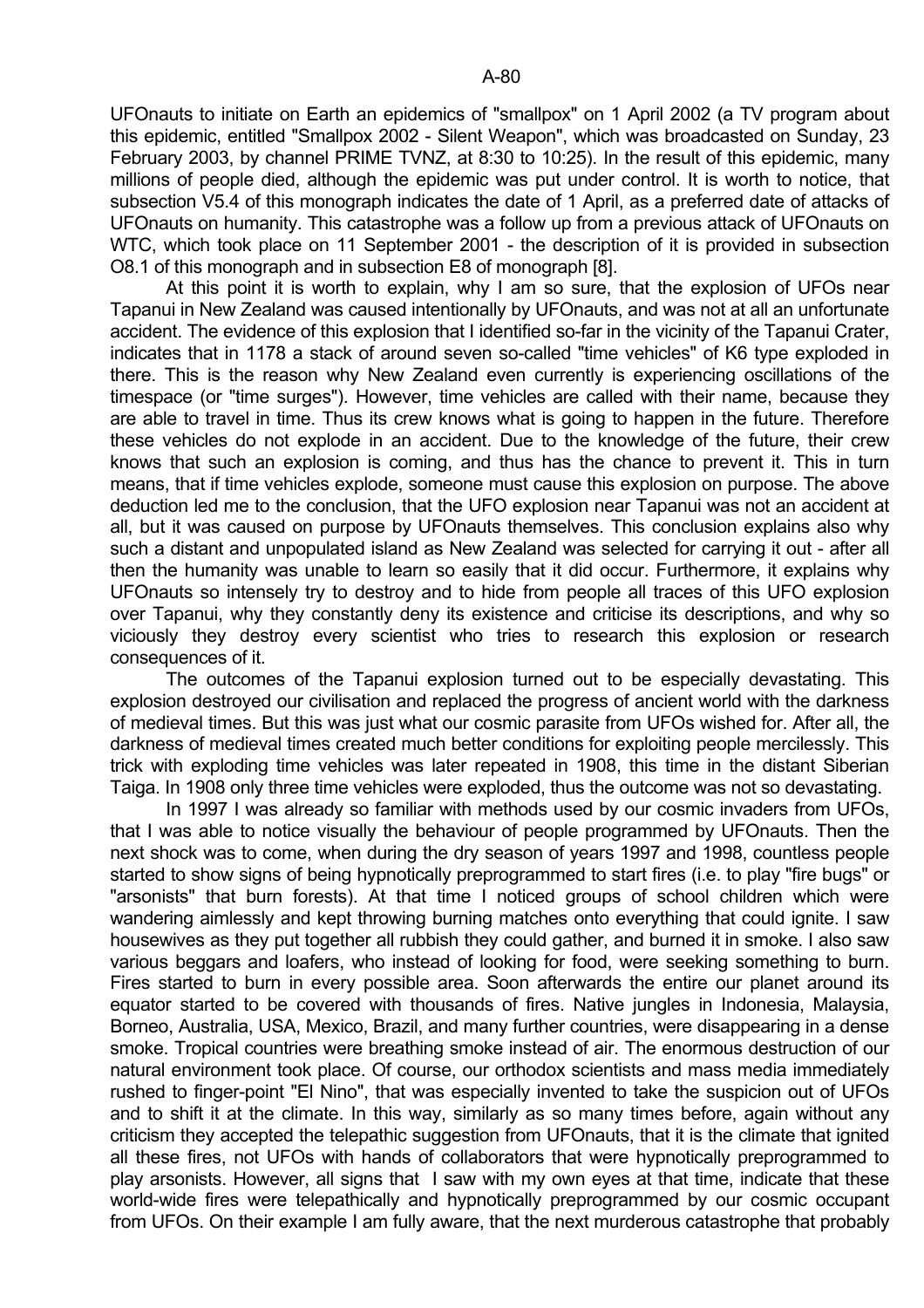UFOnauts to initiate on Earth an epidemics of "smallpox" on 1 April 2002 (a TV program about this epidemic, entitled "Smallpox 2002 - Silent Weapon", which was broadcasted on Sunday, 23 February 2003, by channel PRIME TVNZ, at 8:30 to 10:25). In the result of this epidemic, many millions of people died, although the epidemic was put under control. It is worth to notice, that subsection V5.4 of this monograph indicates the date of 1 April, as a preferred date of attacks of UFOnauts on humanity. This catastrophe was a follow up from a previous attack of UFOnauts on WTC, which took place on 11 September 2001 - the description of it is provided in subsection O8.1 of this monograph and in subsection E8 of monograph [8].

At this point it is worth to explain, why I am so sure, that the explosion of UFOs near Tapanui in New Zealand was caused intentionally by UFOnauts, and was not at all an unfortunate accident. The evidence of this explosion that I identified so-far in the vicinity of the Tapanui Crater, indicates that in 1178 a stack of around seven so-called "time vehicles" of K6 type exploded in there. This is the reason why New Zealand even currently is experiencing oscillations of the timespace (or "time surges"). However, time vehicles are called with their name, because they are able to travel in time. Thus its crew knows what is going to happen in the future. Therefore these vehicles do not explode in an accident. Due to the knowledge of the future, their crew knows that such an explosion is coming, and thus has the chance to prevent it. This in turn means, that if time vehicles explode, someone must cause this explosion on purpose. The above deduction led me to the conclusion, that the UFO explosion near Tapanui was not an accident at all, but it was caused on purpose by UFOnauts themselves. This conclusion explains also why such a distant and unpopulated island as New Zealand was selected for carrying it out - after all then the humanity was unable to learn so easily that it did occur. Furthermore, it explains why UFOnauts so intensely try to destroy and to hide from people all traces of this UFO explosion over Tapanui, why they constantly deny its existence and criticise its descriptions, and why so viciously they destroy every scientist who tries to research this explosion or research consequences of it.

The outcomes of the Tapanui explosion turned out to be especially devastating. This explosion destroyed our civilisation and replaced the progress of ancient world with the darkness of medieval times. But this was just what our cosmic parasite from UFOs wished for. After all, the darkness of medieval times created much better conditions for exploiting people mercilessly. This trick with exploding time vehicles was later repeated in 1908, this time in the distant Siberian Taiga. In 1908 only three time vehicles were exploded, thus the outcome was not so devastating.

In 1997 I was already so familiar with methods used by our cosmic invaders from UFOs, that I was able to notice visually the behaviour of people programmed by UFOnauts. Then the next shock was to come, when during the dry season of years 1997 and 1998, countless people started to show signs of being hypnotically preprogrammed to start fires (i.e. to play "fire bugs" or "arsonists" that burn forests). At that time I noticed groups of school children which were wandering aimlessly and kept throwing burning matches onto everything that could ignite. I saw housewives as they put together all rubbish they could gather, and burned it in smoke. I also saw various beggars and loafers, who instead of looking for food, were seeking something to burn. Fires started to burn in every possible area. Soon afterwards the entire our planet around its equator started to be covered with thousands of fires. Native jungles in Indonesia, Malaysia, Borneo, Australia, USA, Mexico, Brazil, and many further countries, were disappearing in a dense smoke. Tropical countries were breathing smoke instead of air. The enormous destruction of our natural environment took place. Of course, our orthodox scientists and mass media immediately rushed to finger-point "El Nino", that was especially invented to take the suspicion out of UFOs and to shift it at the climate. In this way, similarly as so many times before, again without any criticism they accepted the telepathic suggestion from UFOnauts, that it is the climate that ignited all these fires, not UFOs with hands of collaborators that were hypnotically preprogrammed to play arsonists. However, all signs that I saw with my own eyes at that time, indicate that these world-wide fires were telepathically and hypnotically preprogrammed by our cosmic occupant from UFOs. On their example I am fully aware, that the next murderous catastrophe that probably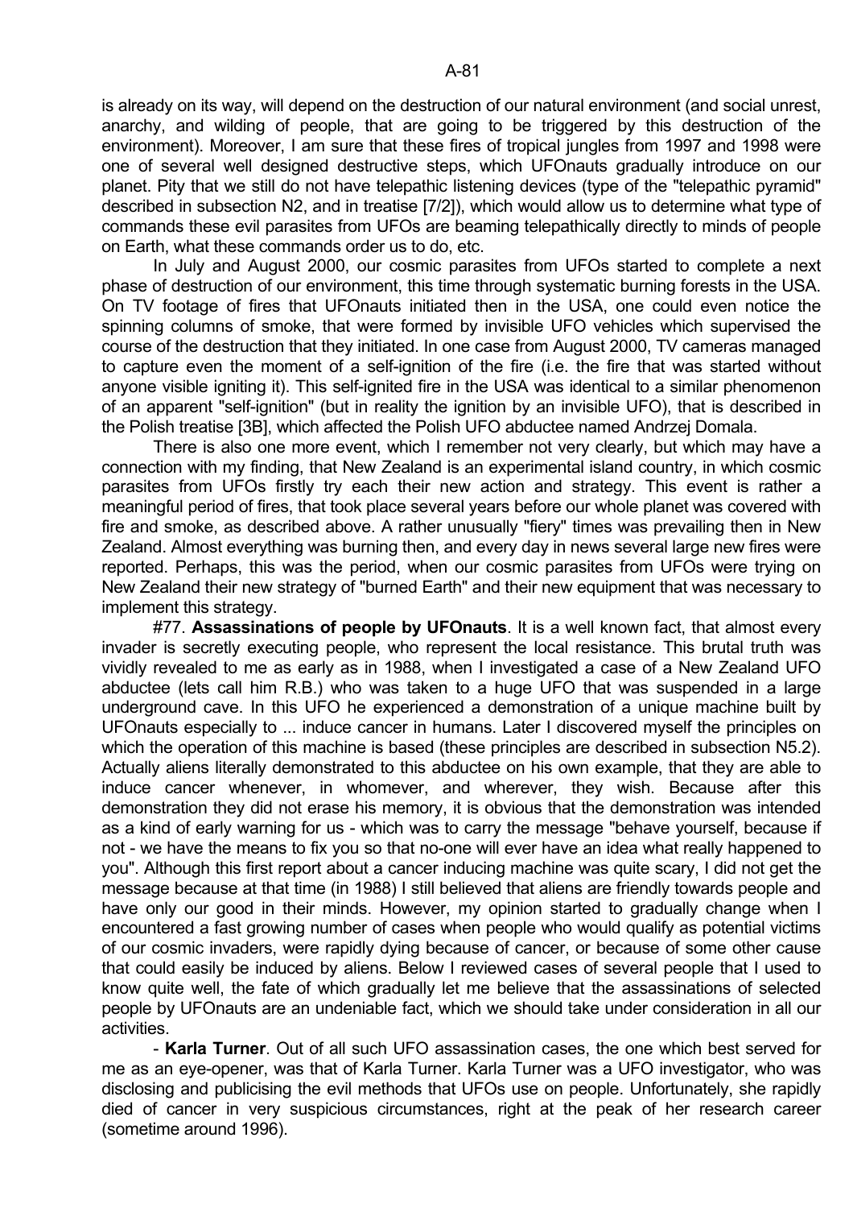is already on its way, will depend on the destruction of our natural environment (and social unrest, anarchy, and wilding of people, that are going to be triggered by this destruction of the environment). Moreover, I am sure that these fires of tropical jungles from 1997 and 1998 were one of several well designed destructive steps, which UFOnauts gradually introduce on our planet. Pity that we still do not have telepathic listening devices (type of the "telepathic pyramid" described in subsection N2, and in treatise [7/2]), which would allow us to determine what type of commands these evil parasites from UFOs are beaming telepathically directly to minds of people on Earth, what these commands order us to do, etc.

In July and August 2000, our cosmic parasites from UFOs started to complete a next phase of destruction of our environment, this time through systematic burning forests in the USA. On TV footage of fires that UFOnauts initiated then in the USA, one could even notice the spinning columns of smoke, that were formed by invisible UFO vehicles which supervised the course of the destruction that they initiated. In one case from August 2000, TV cameras managed to capture even the moment of a self-ignition of the fire (i.e. the fire that was started without anyone visible igniting it). This self-ignited fire in the USA was identical to a similar phenomenon of an apparent "self-ignition" (but in reality the ignition by an invisible UFO), that is described in the Polish treatise [3B], which affected the Polish UFO abductee named Andrzej Domala.

There is also one more event, which I remember not very clearly, but which may have a connection with my finding, that New Zealand is an experimental island country, in which cosmic parasites from UFOs firstly try each their new action and strategy. This event is rather a meaningful period of fires, that took place several years before our whole planet was covered with fire and smoke, as described above. A rather unusually "fiery" times was prevailing then in New Zealand. Almost everything was burning then, and every day in news several large new fires were reported. Perhaps, this was the period, when our cosmic parasites from UFOs were trying on New Zealand their new strategy of "burned Earth" and their new equipment that was necessary to implement this strategy.

#77. **Assassinations of people by UFOnauts**. It is a well known fact, that almost every invader is secretly executing people, who represent the local resistance. This brutal truth was vividly revealed to me as early as in 1988, when I investigated a case of a New Zealand UFO abductee (lets call him R.B.) who was taken to a huge UFO that was suspended in a large underground cave. In this UFO he experienced a demonstration of a unique machine built by UFOnauts especially to ... induce cancer in humans. Later I discovered myself the principles on which the operation of this machine is based (these principles are described in subsection N5.2). Actually aliens literally demonstrated to this abductee on his own example, that they are able to induce cancer whenever, in whomever, and wherever, they wish. Because after this demonstration they did not erase his memory, it is obvious that the demonstration was intended as a kind of early warning for us - which was to carry the message "behave yourself, because if not - we have the means to fix you so that no-one will ever have an idea what really happened to you". Although this first report about a cancer inducing machine was quite scary, I did not get the message because at that time (in 1988) I still believed that aliens are friendly towards people and have only our good in their minds. However, my opinion started to gradually change when I encountered a fast growing number of cases when people who would qualify as potential victims of our cosmic invaders, were rapidly dying because of cancer, or because of some other cause that could easily be induced by aliens. Below I reviewed cases of several people that I used to know quite well, the fate of which gradually let me believe that the assassinations of selected people by UFOnauts are an undeniable fact, which we should take under consideration in all our activities.

- **Karla Turner**. Out of all such UFO assassination cases, the one which best served for me as an eye-opener, was that of Karla Turner. Karla Turner was a UFO investigator, who was disclosing and publicising the evil methods that UFOs use on people. Unfortunately, she rapidly died of cancer in very suspicious circumstances, right at the peak of her research career (sometime around 1996).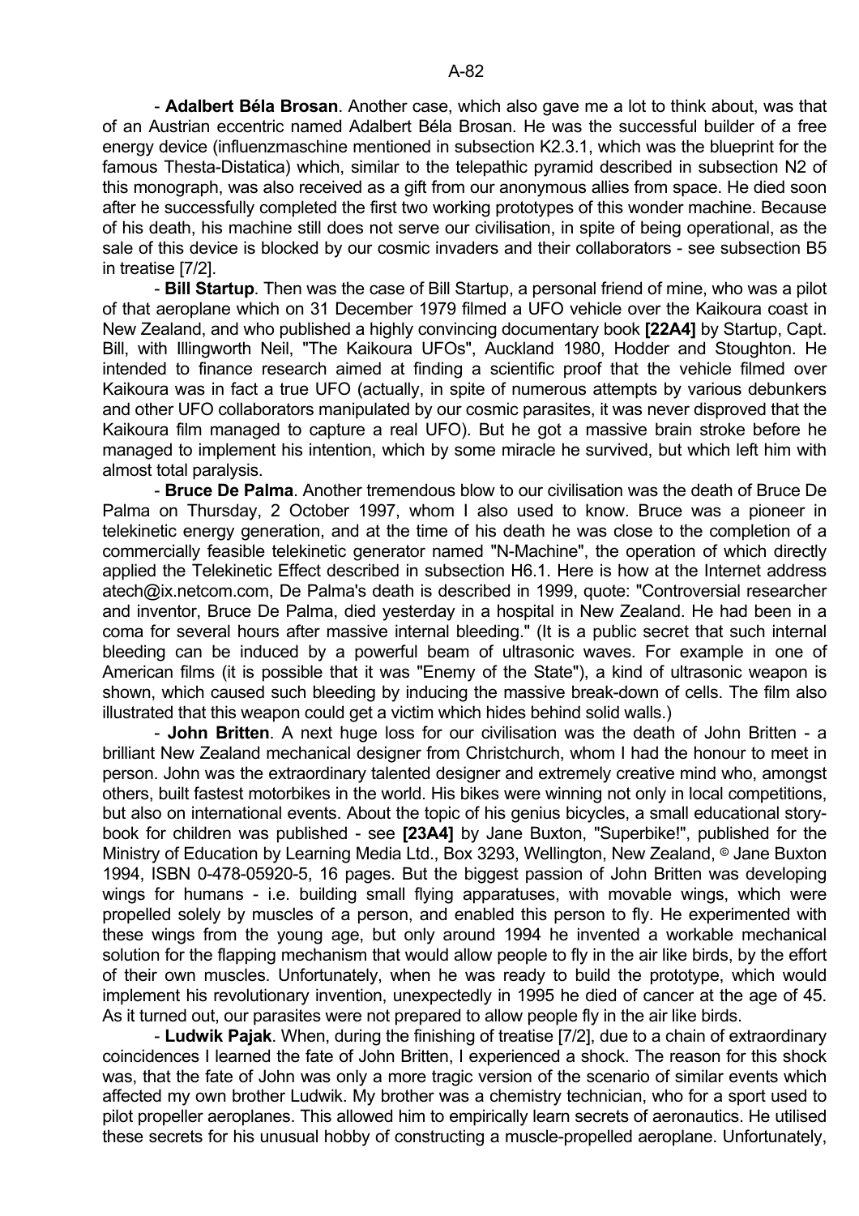- **Adalbert Béla Brosan**. Another case, which also gave me a lot to think about, was that of an Austrian eccentric named Adalbert Béla Brosan. He was the successful builder of a free energy device (influenzmaschine mentioned in subsection K2.3.1, which was the blueprint for the famous Thesta-Distatica) which, similar to the telepathic pyramid described in subsection N2 of this monograph, was also received as a gift from our anonymous allies from space. He died soon after he successfully completed the first two working prototypes of this wonder machine. Because of his death, his machine still does not serve our civilisation, in spite of being operational, as the sale of this device is blocked by our cosmic invaders and their collaborators - see subsection B5 in treatise [7/2].

- **Bill Startup**. Then was the case of Bill Startup, a personal friend of mine, who was a pilot of that aeroplane which on 31 December 1979 filmed a UFO vehicle over the Kaikoura coast in New Zealand, and who published a highly convincing documentary book **[22A4]** by Startup, Capt. Bill, with Illingworth Neil, "The Kaikoura UFOs", Auckland 1980, Hodder and Stoughton. He intended to finance research aimed at finding a scientific proof that the vehicle filmed over Kaikoura was in fact a true UFO (actually, in spite of numerous attempts by various debunkers and other UFO collaborators manipulated by our cosmic parasites, it was never disproved that the Kaikoura film managed to capture a real UFO). But he got a massive brain stroke before he managed to implement his intention, which by some miracle he survived, but which left him with almost total paralysis.

- **Bruce De Palma**. Another tremendous blow to our civilisation was the death of Bruce De Palma on Thursday, 2 October 1997, whom I also used to know. Bruce was a pioneer in telekinetic energy generation, and at the time of his death he was close to the completion of a commercially feasible telekinetic generator named "N-Machine", the operation of which directly applied the Telekinetic Effect described in subsection H6.1. Here is how at the Internet address atech@ix.netcom.com, De Palma's death is described in 1999, quote: "Controversial researcher and inventor, Bruce De Palma, died yesterday in a hospital in New Zealand. He had been in a coma for several hours after massive internal bleeding." (It is a public secret that such internal bleeding can be induced by a powerful beam of ultrasonic waves. For example in one of American films (it is possible that it was "Enemy of the State"), a kind of ultrasonic weapon is shown, which caused such bleeding by inducing the massive break-down of cells. The film also illustrated that this weapon could get a victim which hides behind solid walls.)

- **John Britten**. A next huge loss for our civilisation was the death of John Britten - a brilliant New Zealand mechanical designer from Christchurch, whom I had the honour to meet in person. John was the extraordinary talented designer and extremely creative mind who, amongst others, built fastest motorbikes in the world. His bikes were winning not only in local competitions, but also on international events. About the topic of his genius bicycles, a small educational story-book for children was published - see **[23A4]** by Jane Buxton, "Superbike!", published for the Ministry of Education by Learning Media Ltd., Box 3293, Wellington, New Zealand, © Jane Buxton 1994, ISBN 0-478-05920-5, 16 pages. But the biggest passion of John Britten was developing wings for humans - i.e. building small flying apparatuses, with movable wings, which were propelled solely by muscles of a person, and enabled this person to fly. He experimented with these wings from the young age, but only around 1994 he invented a workable mechanical solution for the flapping mechanism that would allow people to fly in the air like birds, by the effort of their own muscles. Unfortunately, when he was ready to build the prototype, which would implement his revolutionary invention, unexpectedly in 1995 he died of cancer at the age of 45. As it turned out, our parasites were not prepared to allow people fly in the air like birds.

- **Ludwik Pajak**. When, during the finishing of treatise [7/2], due to a chain of extraordinary coincidences I learned the fate of John Britten, I experienced a shock. The reason for this shock was, that the fate of John was only a more tragic version of the scenario of similar events which affected my own brother Ludwik. My brother was a chemistry technician, who for a sport used to pilot propeller aeroplanes. This allowed him to empirically learn secrets of aeronautics. He utilised these secrets for his unusual hobby of constructing a muscle-propelled aeroplane. Unfortunately,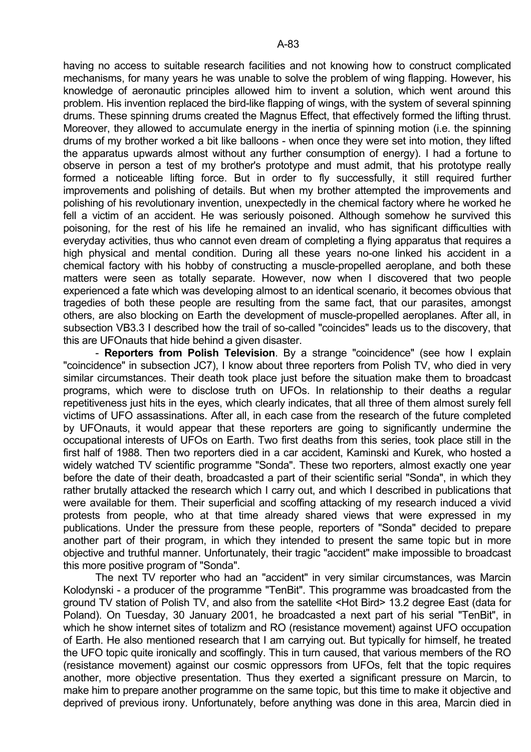having no access to suitable research facilities and not knowing how to construct complicated mechanisms, for many years he was unable to solve the problem of wing flapping. However, his knowledge of aeronautic principles allowed him to invent a solution, which went around this problem. His invention replaced the bird-like flapping of wings, with the system of several spinning drums. These spinning drums created the Magnus Effect, that effectively formed the lifting thrust. Moreover, they allowed to accumulate energy in the inertia of spinning motion (i.e. the spinning drums of my brother worked a bit like balloons - when once they were set into motion, they lifted the apparatus upwards almost without any further consumption of energy). I had a fortune to observe in person a test of my brother's prototype and must admit, that his prototype really formed a noticeable lifting force. But in order to fly successfully, it still required further improvements and polishing of details. But when my brother attempted the improvements and polishing of his revolutionary invention, unexpectedly in the chemical factory where he worked he fell a victim of an accident. He was seriously poisoned. Although somehow he survived this poisoning, for the rest of his life he remained an invalid, who has significant difficulties with everyday activities, thus who cannot even dream of completing a flying apparatus that requires a high physical and mental condition. During all these years no-one linked his accident in a chemical factory with his hobby of constructing a muscle-propelled aeroplane, and both these matters were seen as totally separate. However, now when I discovered that two people experienced a fate which was developing almost to an identical scenario, it becomes obvious that tragedies of both these people are resulting from the same fact, that our parasites, amongst others, are also blocking on Earth the development of muscle-propelled aeroplanes. After all, in subsection VB3.3 I described how the trail of so-called "coincides" leads us to the discovery, that this are UFOnauts that hide behind a given disaster.

- **Reporters from Polish Television**. By a strange "coincidence" (see how I explain "coincidence" in subsection JC7), I know about three reporters from Polish TV, who died in very similar circumstances. Their death took place just before the situation make them to broadcast programs, which were to disclose truth on UFOs. In relationship to their deaths a regular repetitiveness just hits in the eyes, which clearly indicates, that all three of them almost surely fell victims of UFO assassinations. After all, in each case from the research of the future completed by UFOnauts, it would appear that these reporters are going to significantly undermine the occupational interests of UFOs on Earth. Two first deaths from this series, took place still in the first half of 1988. Then two reporters died in a car accident, Kaminski and Kurek, who hosted a widely watched TV scientific programme "Sonda". These two reporters, almost exactly one year before the date of their death, broadcasted a part of their scientific serial "Sonda", in which they rather brutally attacked the research which I carry out, and which I described in publications that were available for them. Their superficial and scoffing attacking of my research induced a vivid protests from people, who at that time already shared views that were expressed in my publications. Under the pressure from these people, reporters of "Sonda" decided to prepare another part of their program, in which they intended to present the same topic but in more objective and truthful manner. Unfortunately, their tragic "accident" make impossible to broadcast this more positive program of "Sonda".

The next TV reporter who had an "accident" in very similar circumstances, was Marcin Kolodynski - a producer of the programme "TenBit". This programme was broadcasted from the ground TV station of Polish TV, and also from the satellite <Hot Bird> 13.2 degree East (data for Poland). On Tuesday, 30 January 2001, he broadcasted a next part of his serial "TenBit", in which he show internet sites of totalizm and RO (resistance movement) against UFO occupation of Earth. He also mentioned research that I am carrying out. But typically for himself, he treated the UFO topic quite ironically and scoffingly. This in turn caused, that various members of the RO (resistance movement) against our cosmic oppressors from UFOs, felt that the topic requires another, more objective presentation. Thus they exerted a significant pressure on Marcin, to make him to prepare another programme on the same topic, but this time to make it objective and deprived of previous irony. Unfortunately, before anything was done in this area, Marcin died in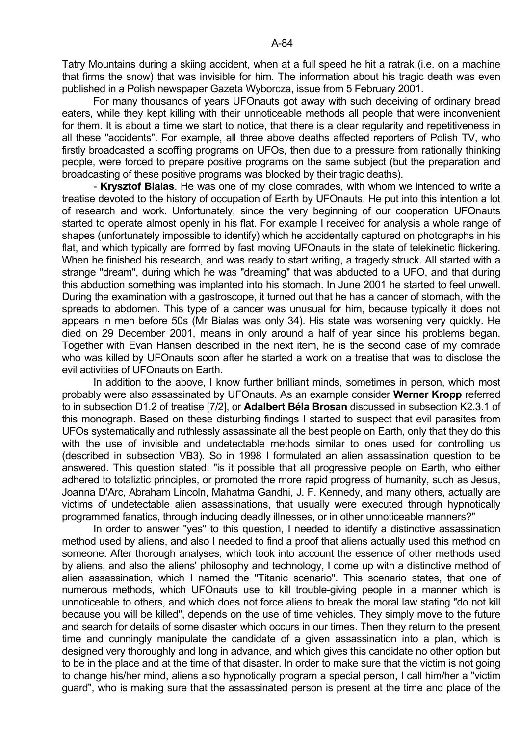Tatry Mountains during a skiing accident, when at a full speed he hit a ratrak (i.e. on a machine that firms the snow) that was invisible for him. The information about his tragic death was even published in a Polish newspaper Gazeta Wyborcza, issue from 5 February 2001.

For many thousands of years UFOnauts got away with such deceiving of ordinary bread eaters, while they kept killing with their unnoticeable methods all people that were inconvenient for them. It is about a time we start to notice, that there is a clear regularity and repetitiveness in all these "accidents". For example, all three above deaths affected reporters of Polish TV, who firstly broadcasted a scoffing programs on UFOs, then due to a pressure from rationally thinking people, were forced to prepare positive programs on the same subject (but the preparation and broadcasting of these positive programs was blocked by their tragic deaths).

- **Krysztof Bialas**. He was one of my close comrades, with whom we intended to write a treatise devoted to the history of occupation of Earth by UFOnauts. He put into this intention a lot of research and work. Unfortunately, since the very beginning of our cooperation UFOnauts started to operate almost openly in his flat. For example I received for analysis a whole range of shapes (unfortunately impossible to identify) which he accidentally captured on photographs in his flat, and which typically are formed by fast moving UFOnauts in the state of telekinetic flickering. When he finished his research, and was ready to start writing, a tragedy struck. All started with a strange "dream", during which he was "dreaming" that was abducted to a UFO, and that during this abduction something was implanted into his stomach. In June 2001 he started to feel unwell. During the examination with a gastroscope, it turned out that he has a cancer of stomach, with the spreads to abdomen. This type of a cancer was unusual for him, because typically it does not appears in men before 50s (Mr Bialas was only 34). His state was worsening very quickly. He died on 29 December 2001, means in only around a half of year since his problems began. Together with Evan Hansen described in the next item, he is the second case of my comrade who was killed by UFOnauts soon after he started a work on a treatise that was to disclose the evil activities of UFOnauts on Earth.

In addition to the above, I know further brilliant minds, sometimes in person, which most probably were also assassinated by UFOnauts. As an example consider **Werner Kropp** referred to in subsection D1.2 of treatise [7/2], or **Adalbert Béla Brosan** discussed in subsection K2.3.1 of this monograph. Based on these disturbing findings I started to suspect that evil parasites from UFOs systematically and ruthlessly assassinate all the best people on Earth, only that they do this with the use of invisible and undetectable methods similar to ones used for controlling us (described in subsection VB3). So in 1998 I formulated an alien assassination question to be answered. This question stated: "is it possible that all progressive people on Earth, who either adhered to totaliztic principles, or promoted the more rapid progress of humanity, such as Jesus, Joanna D'Arc, Abraham Lincoln, Mahatma Gandhi, J. F. Kennedy, and many others, actually are victims of undetectable alien assassinations, that usually were executed through hypnotically programmed fanatics, through inducing deadly illnesses, or in other unnoticeable manners?"

In order to answer "yes" to this question, I needed to identify a distinctive assassination method used by aliens, and also I needed to find a proof that aliens actually used this method on someone. After thorough analyses, which took into account the essence of other methods used by aliens, and also the aliens' philosophy and technology, I come up with a distinctive method of alien assassination, which I named the "Titanic scenario". This scenario states, that one of numerous methods, which UFOnauts use to kill trouble-giving people in a manner which is unnoticeable to others, and which does not force aliens to break the moral law stating "do not kill because you will be killed", depends on the use of time vehicles. They simply move to the future and search for details of some disaster which occurs in our times. Then they return to the present time and cunningly manipulate the candidate of a given assassination into a plan, which is designed very thoroughly and long in advance, and which gives this candidate no other option but to be in the place and at the time of that disaster. In order to make sure that the victim is not going to change his/her mind, aliens also hypnotically program a special person, I call him/her a "victim guard", who is making sure that the assassinated person is present at the time and place of the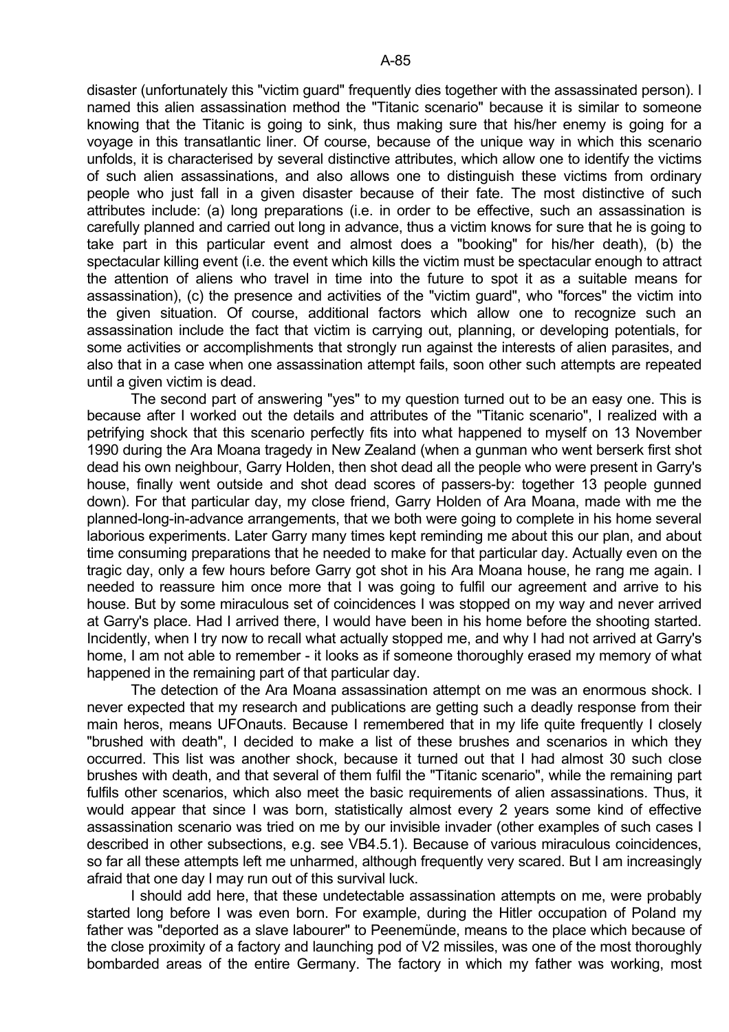disaster (unfortunately this "victim guard" frequently dies together with the assassinated person). I named this alien assassination method the "Titanic scenario" because it is similar to someone knowing that the Titanic is going to sink, thus making sure that his/her enemy is going for a voyage in this transatlantic liner. Of course, because of the unique way in which this scenario unfolds, it is characterised by several distinctive attributes, which allow one to identify the victims of such alien assassinations, and also allows one to distinguish these victims from ordinary people who just fall in a given disaster because of their fate. The most distinctive of such attributes include: (a) long preparations (i.e. in order to be effective, such an assassination is carefully planned and carried out long in advance, thus a victim knows for sure that he is going to take part in this particular event and almost does a "booking" for his/her death), (b) the spectacular killing event (i.e. the event which kills the victim must be spectacular enough to attract the attention of aliens who travel in time into the future to spot it as a suitable means for assassination), (c) the presence and activities of the "victim guard", who "forces" the victim into the given situation. Of course, additional factors which allow one to recognize such an assassination include the fact that victim is carrying out, planning, or developing potentials, for some activities or accomplishments that strongly run against the interests of alien parasites, and also that in a case when one assassination attempt fails, soon other such attempts are repeated until a given victim is dead.

The second part of answering "yes" to my question turned out to be an easy one. This is because after I worked out the details and attributes of the "Titanic scenario", I realized with a petrifying shock that this scenario perfectly fits into what happened to myself on 13 November 1990 during the Ara Moana tragedy in New Zealand (when a gunman who went berserk first shot dead his own neighbour, Garry Holden, then shot dead all the people who were present in Garry's house, finally went outside and shot dead scores of passers-by: together 13 people gunned down). For that particular day, my close friend, Garry Holden of Ara Moana, made with me the planned-long-in-advance arrangements, that we both were going to complete in his home several laborious experiments. Later Garry many times kept reminding me about this our plan, and about time consuming preparations that he needed to make for that particular day. Actually even on the tragic day, only a few hours before Garry got shot in his Ara Moana house, he rang me again. I needed to reassure him once more that I was going to fulfil our agreement and arrive to his house. But by some miraculous set of coincidences I was stopped on my way and never arrived at Garry's place. Had I arrived there, I would have been in his home before the shooting started. Incidently, when I try now to recall what actually stopped me, and why I had not arrived at Garry's home, I am not able to remember - it looks as if someone thoroughly erased my memory of what happened in the remaining part of that particular day.

The detection of the Ara Moana assassination attempt on me was an enormous shock. I never expected that my research and publications are getting such a deadly response from their main heros, means UFOnauts. Because I remembered that in my life quite frequently I closely "brushed with death", I decided to make a list of these brushes and scenarios in which they occurred. This list was another shock, because it turned out that I had almost 30 such close brushes with death, and that several of them fulfil the "Titanic scenario", while the remaining part fulfils other scenarios, which also meet the basic requirements of alien assassinations. Thus, it would appear that since I was born, statistically almost every 2 years some kind of effective assassination scenario was tried on me by our invisible invader (other examples of such cases I described in other subsections, e.g. see VB4.5.1). Because of various miraculous coincidences, so far all these attempts left me unharmed, although frequently very scared. But I am increasingly afraid that one day I may run out of this survival luck.

I should add here, that these undetectable assassination attempts on me, were probably started long before I was even born. For example, during the Hitler occupation of Poland my father was "deported as a slave labourer" to Peenemünde, means to the place which because of the close proximity of a factory and launching pod of V2 missiles, was one of the most thoroughly bombarded areas of the entire Germany. The factory in which my father was working, most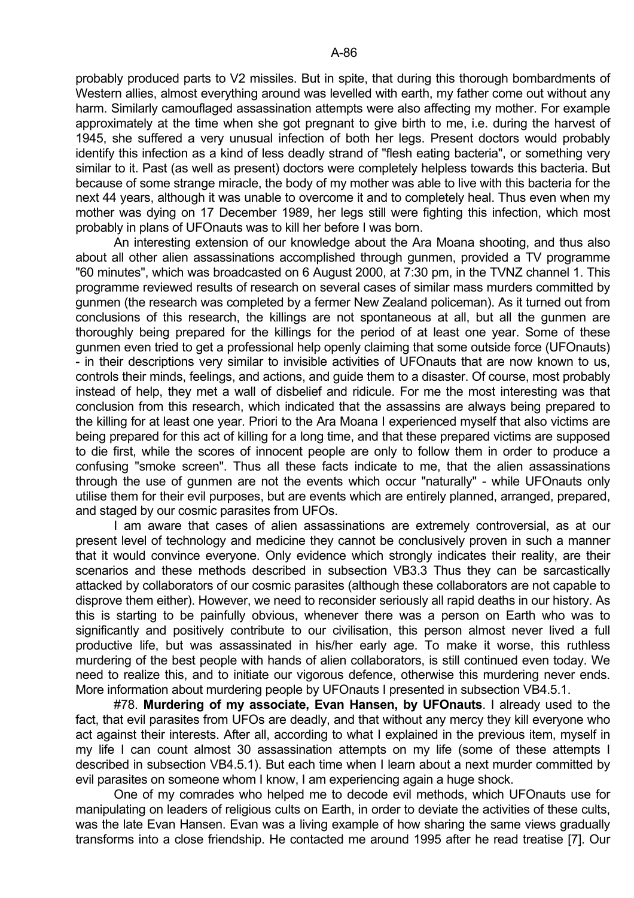probably produced parts to V2 missiles. But in spite, that during this thorough bombardments of Western allies, almost everything around was levelled with earth, my father come out without any harm. Similarly camouflaged assassination attempts were also affecting my mother. For example approximately at the time when she got pregnant to give birth to me, i.e. during the harvest of 1945, she suffered a very unusual infection of both her legs. Present doctors would probably identify this infection as a kind of less deadly strand of "flesh eating bacteria", or something very similar to it. Past (as well as present) doctors were completely helpless towards this bacteria. But because of some strange miracle, the body of my mother was able to live with this bacteria for the next 44 years, although it was unable to overcome it and to completely heal. Thus even when my mother was dying on 17 December 1989, her legs still were fighting this infection, which most probably in plans of UFOnauts was to kill her before I was born.

An interesting extension of our knowledge about the Ara Moana shooting, and thus also about all other alien assassinations accomplished through gunmen, provided a TV programme "60 minutes", which was broadcasted on 6 August 2000, at 7:30 pm, in the TVNZ channel 1. This programme reviewed results of research on several cases of similar mass murders committed by gunmen (the research was completed by a fermer New Zealand policeman). As it turned out from conclusions of this research, the killings are not spontaneous at all, but all the gunmen are thoroughly being prepared for the killings for the period of at least one year. Some of these gunmen even tried to get a professional help openly claiming that some outside force (UFOnauts) - in their descriptions very similar to invisible activities of UFOnauts that are now known to us, controls their minds, feelings, and actions, and guide them to a disaster. Of course, most probably instead of help, they met a wall of disbelief and ridicule. For me the most interesting was that conclusion from this research, which indicated that the assassins are always being prepared to the killing for at least one year. Priori to the Ara Moana I experienced myself that also victims are being prepared for this act of killing for a long time, and that these prepared victims are supposed to die first, while the scores of innocent people are only to follow them in order to produce a confusing "smoke screen". Thus all these facts indicate to me, that the alien assassinations through the use of gunmen are not the events which occur "naturally" - while UFOnauts only utilise them for their evil purposes, but are events which are entirely planned, arranged, prepared, and staged by our cosmic parasites from UFOs.

I am aware that cases of alien assassinations are extremely controversial, as at our present level of technology and medicine they cannot be conclusively proven in such a manner that it would convince everyone. Only evidence which strongly indicates their reality, are their scenarios and these methods described in subsection VB3.3 Thus they can be sarcastically attacked by collaborators of our cosmic parasites (although these collaborators are not capable to disprove them either). However, we need to reconsider seriously all rapid deaths in our history. As this is starting to be painfully obvious, whenever there was a person on Earth who was to significantly and positively contribute to our civilisation, this person almost never lived a full productive life, but was assassinated in his/her early age. To make it worse, this ruthless murdering of the best people with hands of alien collaborators, is still continued even today. We need to realize this, and to initiate our vigorous defence, otherwise this murdering never ends. More information about murdering people by UFOnauts I presented in subsection VB4.5.1.

#78. **Murdering of my associate, Evan Hansen, by UFOnauts**. I already used to the fact, that evil parasites from UFOs are deadly, and that without any mercy they kill everyone who act against their interests. After all, according to what I explained in the previous item, myself in my life I can count almost 30 assassination attempts on my life (some of these attempts I described in subsection VB4.5.1). But each time when I learn about a next murder committed by evil parasites on someone whom I know, I am experiencing again a huge shock.

One of my comrades who helped me to decode evil methods, which UFOnauts use for manipulating on leaders of religious cults on Earth, in order to deviate the activities of these cults, was the late Evan Hansen. Evan was a living example of how sharing the same views gradually transforms into a close friendship. He contacted me around 1995 after he read treatise [7]. Our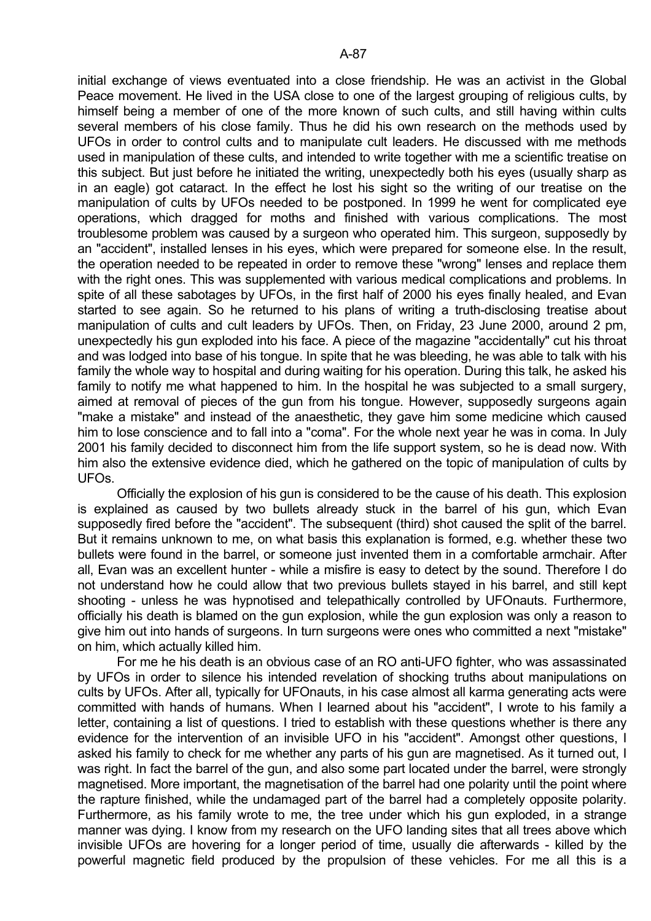initial exchange of views eventuated into a close friendship. He was an activist in the Global Peace movement. He lived in the USA close to one of the largest grouping of religious cults, by himself being a member of one of the more known of such cults, and still having within cults several members of his close family. Thus he did his own research on the methods used by UFOs in order to control cults and to manipulate cult leaders. He discussed with me methods used in manipulation of these cults, and intended to write together with me a scientific treatise on this subject. But just before he initiated the writing, unexpectedly both his eyes (usually sharp as in an eagle) got cataract. In the effect he lost his sight so the writing of our treatise on the manipulation of cults by UFOs needed to be postponed. In 1999 he went for complicated eye operations, which dragged for moths and finished with various complications. The most troublesome problem was caused by a surgeon who operated him. This surgeon, supposedly by an "accident", installed lenses in his eyes, which were prepared for someone else. In the result, the operation needed to be repeated in order to remove these "wrong" lenses and replace them with the right ones. This was supplemented with various medical complications and problems. In spite of all these sabotages by UFOs, in the first half of 2000 his eyes finally healed, and Evan started to see again. So he returned to his plans of writing a truth-disclosing treatise about manipulation of cults and cult leaders by UFOs. Then, on Friday, 23 June 2000, around 2 pm, unexpectedly his gun exploded into his face. A piece of the magazine "accidentally" cut his throat and was lodged into base of his tongue. In spite that he was bleeding, he was able to talk with his family the whole way to hospital and during waiting for his operation. During this talk, he asked his family to notify me what happened to him. In the hospital he was subjected to a small surgery, aimed at removal of pieces of the gun from his tongue. However, supposedly surgeons again "make a mistake" and instead of the anaesthetic, they gave him some medicine which caused him to lose conscience and to fall into a "coma". For the whole next year he was in coma. In July 2001 his family decided to disconnect him from the life support system, so he is dead now. With him also the extensive evidence died, which he gathered on the topic of manipulation of cults by UFOs.

Officially the explosion of his gun is considered to be the cause of his death. This explosion is explained as caused by two bullets already stuck in the barrel of his gun, which Evan supposedly fired before the "accident". The subsequent (third) shot caused the split of the barrel. But it remains unknown to me, on what basis this explanation is formed, e.g. whether these two bullets were found in the barrel, or someone just invented them in a comfortable armchair. After all, Evan was an excellent hunter - while a misfire is easy to detect by the sound. Therefore I do not understand how he could allow that two previous bullets stayed in his barrel, and still kept shooting - unless he was hypnotised and telepathically controlled by UFOnauts. Furthermore, officially his death is blamed on the gun explosion, while the gun explosion was only a reason to give him out into hands of surgeons. In turn surgeons were ones who committed a next "mistake" on him, which actually killed him.

For me he his death is an obvious case of an RO anti-UFO fighter, who was assassinated by UFOs in order to silence his intended revelation of shocking truths about manipulations on cults by UFOs. After all, typically for UFOnauts, in his case almost all karma generating acts were committed with hands of humans. When I learned about his "accident", I wrote to his family a letter, containing a list of questions. I tried to establish with these questions whether is there any evidence for the intervention of an invisible UFO in his "accident". Amongst other questions, I asked his family to check for me whether any parts of his gun are magnetised. As it turned out, I was right. In fact the barrel of the gun, and also some part located under the barrel, were strongly magnetised. More important, the magnetisation of the barrel had one polarity until the point where the rapture finished, while the undamaged part of the barrel had a completely opposite polarity. Furthermore, as his family wrote to me, the tree under which his gun exploded, in a strange manner was dying. I know from my research on the UFO landing sites that all trees above which invisible UFOs are hovering for a longer period of time, usually die afterwards - killed by the powerful magnetic field produced by the propulsion of these vehicles. For me all this is a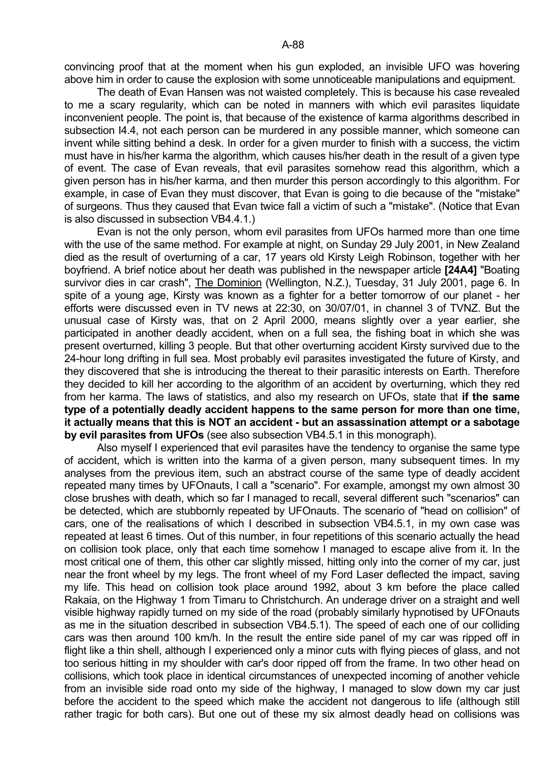convincing proof that at the moment when his gun exploded, an invisible UFO was hovering above him in order to cause the explosion with some unnoticeable manipulations and equipment.

The death of Evan Hansen was not waisted completely. This is because his case revealed to me a scary regularity, which can be noted in manners with which evil parasites liquidate inconvenient people. The point is, that because of the existence of karma algorithms described in subsection I4.4, not each person can be murdered in any possible manner, which someone can invent while sitting behind a desk. In order for a given murder to finish with a success, the victim must have in his/her karma the algorithm, which causes his/her death in the result of a given type of event. The case of Evan reveals, that evil parasites somehow read this algorithm, which a given person has in his/her karma, and then murder this person accordingly to this algorithm. For example, in case of Evan they must discover, that Evan is going to die because of the "mistake" of surgeons. Thus they caused that Evan twice fall a victim of such a "mistake". (Notice that Evan is also discussed in subsection VB4.4.1.)

Evan is not the only person, whom evil parasites from UFOs harmed more than one time with the use of the same method. For example at night, on Sunday 29 July 2001, in New Zealand died as the result of overturning of a car, 17 years old Kirsty Leigh Robinson, together with her boyfriend. A brief notice about her death was published in the newspaper article **[24A4]** "Boating survivor dies in car crash", The Dominion (Wellington, N.Z.), Tuesday, 31 July 2001, page 6. In spite of a young age, Kirsty was known as a fighter for a better tomorrow of our planet - her efforts were discussed even in TV news at 22:30, on 30/07/01, in channel 3 of TVNZ. But the unusual case of Kirsty was, that on 2 April 2000, means slightly over a year earlier, she participated in another deadly accident, when on a full sea, the fishing boat in which she was present overturned, killing 3 people. But that other overturning accident Kirsty survived due to the 24-hour long drifting in full sea. Most probably evil parasites investigated the future of Kirsty, and they discovered that she is introducing the thereat to their parasitic interests on Earth. Therefore they decided to kill her according to the algorithm of an accident by overturning, which they red from her karma. The laws of statistics, and also my research on UFOs, state that **if the same type of a potentially deadly accident happens to the same person for more than one time, it actually means that this is NOT an accident - but an assassination attempt or a sabotage by evil parasites from UFOs** (see also subsection VB4.5.1 in this monograph).

Also myself I experienced that evil parasites have the tendency to organise the same type of accident, which is written into the karma of a given person, many subsequent times. In my analyses from the previous item, such an abstract course of the same type of deadly accident repeated many times by UFOnauts, I call a "scenario". For example, amongst my own almost 30 close brushes with death, which so far I managed to recall, several different such "scenarios" can be detected, which are stubbornly repeated by UFOnauts. The scenario of "head on collision" of cars, one of the realisations of which I described in subsection VB4.5.1, in my own case was repeated at least 6 times. Out of this number, in four repetitions of this scenario actually the head on collision took place, only that each time somehow I managed to escape alive from it. In the most critical one of them, this other car slightly missed, hitting only into the corner of my car, just near the front wheel by my legs. The front wheel of my Ford Laser deflected the impact, saving my life. This head on collision took place around 1992, about 3 km before the place called Rakaia, on the Highway 1 from Timaru to Christchurch. An underage driver on a straight and well visible highway rapidly turned on my side of the road (probably similarly hypnotised by UFOnauts as me in the situation described in subsection VB4.5.1). The speed of each one of our colliding cars was then around 100 km/h. In the result the entire side panel of my car was ripped off in flight like a thin shell, although I experienced only a minor cuts with flying pieces of glass, and not too serious hitting in my shoulder with car's door ripped off from the frame. In two other head on collisions, which took place in identical circumstances of unexpected incoming of another vehicle from an invisible side road onto my side of the highway, I managed to slow down my car just before the accident to the speed which make the accident not dangerous to life (although still rather tragic for both cars). But one out of these my six almost deadly head on collisions was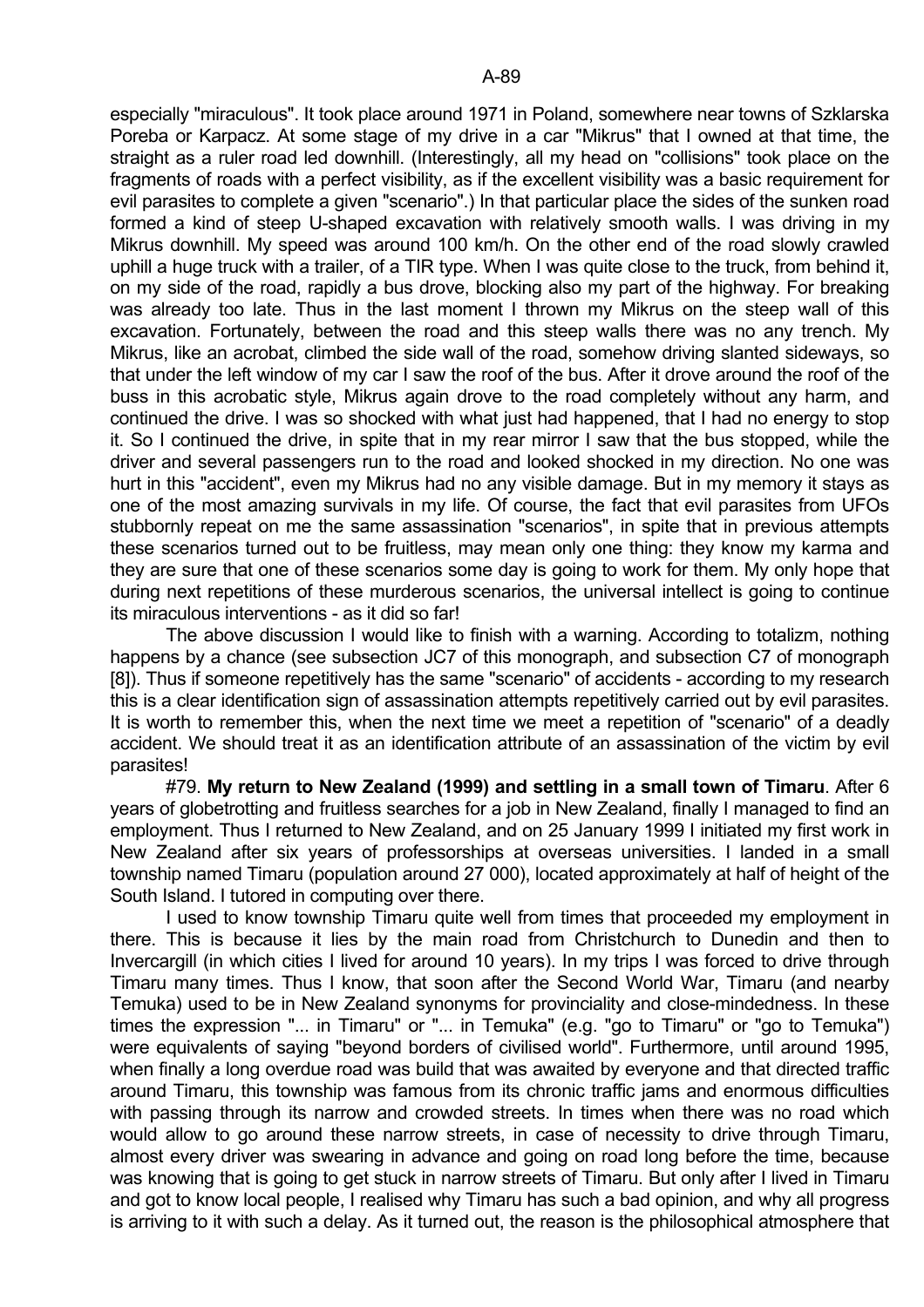especially "miraculous". It took place around 1971 in Poland, somewhere near towns of Szklarska Poreba or Karpacz. At some stage of my drive in a car "Mikrus" that I owned at that time, the straight as a ruler road led downhill. (Interestingly, all my head on "collisions" took place on the fragments of roads with a perfect visibility, as if the excellent visibility was a basic requirement for evil parasites to complete a given "scenario".) In that particular place the sides of the sunken road formed a kind of steep U-shaped excavation with relatively smooth walls. I was driving in my Mikrus downhill. My speed was around 100 km/h. On the other end of the road slowly crawled uphill a huge truck with a trailer, of a TIR type. When I was quite close to the truck, from behind it, on my side of the road, rapidly a bus drove, blocking also my part of the highway. For breaking was already too late. Thus in the last moment I thrown my Mikrus on the steep wall of this excavation. Fortunately, between the road and this steep walls there was no any trench. My Mikrus, like an acrobat, climbed the side wall of the road, somehow driving slanted sideways, so that under the left window of my car I saw the roof of the bus. After it drove around the roof of the buss in this acrobatic style, Mikrus again drove to the road completely without any harm, and continued the drive. I was so shocked with what just had happened, that I had no energy to stop it. So I continued the drive, in spite that in my rear mirror I saw that the bus stopped, while the driver and several passengers run to the road and looked shocked in my direction. No one was hurt in this "accident", even my Mikrus had no any visible damage. But in my memory it stays as one of the most amazing survivals in my life. Of course, the fact that evil parasites from UFOs stubbornly repeat on me the same assassination "scenarios", in spite that in previous attempts these scenarios turned out to be fruitless, may mean only one thing: they know my karma and they are sure that one of these scenarios some day is going to work for them. My only hope that during next repetitions of these murderous scenarios, the universal intellect is going to continue its miraculous interventions - as it did so far!

The above discussion I would like to finish with a warning. According to totalizm, nothing happens by a chance (see subsection JC7 of this monograph, and subsection C7 of monograph [8]). Thus if someone repetitively has the same "scenario" of accidents - according to my research this is a clear identification sign of assassination attempts repetitively carried out by evil parasites. It is worth to remember this, when the next time we meet a repetition of "scenario" of a deadly accident. We should treat it as an identification attribute of an assassination of the victim by evil parasites!

#79. **My return to New Zealand (1999) and settling in a small town of Timaru**. After 6 years of globetrotting and fruitless searches for a job in New Zealand, finally I managed to find an employment. Thus I returned to New Zealand, and on 25 January 1999 I initiated my first work in New Zealand after six years of professorships at overseas universities. I landed in a small township named Timaru (population around 27 000), located approximately at half of height of the South Island. I tutored in computing over there.

I used to know township Timaru quite well from times that proceeded my employment in there. This is because it lies by the main road from Christchurch to Dunedin and then to Invercargill (in which cities I lived for around 10 years). In my trips I was forced to drive through Timaru many times. Thus I know, that soon after the Second World War, Timaru (and nearby Temuka) used to be in New Zealand synonyms for provinciality and close-mindedness. In these times the expression "... in Timaru" or "... in Temuka" (e.g. "go to Timaru" or "go to Temuka") were equivalents of saying "beyond borders of civilised world". Furthermore, until around 1995, when finally a long overdue road was build that was awaited by everyone and that directed traffic around Timaru, this township was famous from its chronic traffic jams and enormous difficulties with passing through its narrow and crowded streets. In times when there was no road which would allow to go around these narrow streets, in case of necessity to drive through Timaru, almost every driver was swearing in advance and going on road long before the time, because was knowing that is going to get stuck in narrow streets of Timaru. But only after I lived in Timaru and got to know local people, I realised why Timaru has such a bad opinion, and why all progress is arriving to it with such a delay. As it turned out, the reason is the philosophical atmosphere that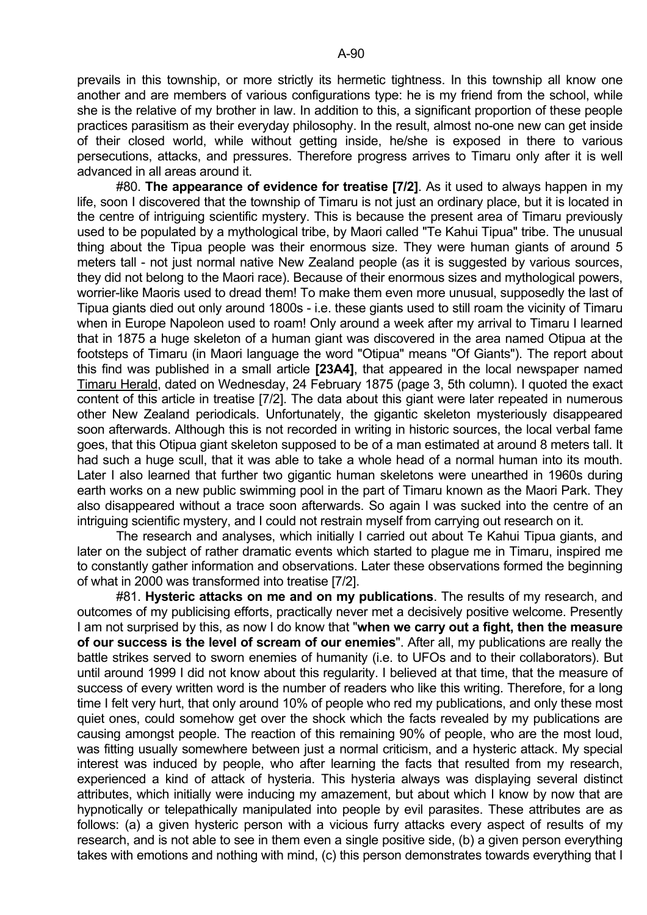prevails in this township, or more strictly its hermetic tightness. In this township all know one another and are members of various configurations type: he is my friend from the school, while she is the relative of my brother in law. In addition to this, a significant proportion of these people practices parasitism as their everyday philosophy. In the result, almost no-one new can get inside of their closed world, while without getting inside, he/she is exposed in there to various persecutions, attacks, and pressures. Therefore progress arrives to Timaru only after it is well advanced in all areas around it.

#80. **The appearance of evidence for treatise [7/2]**. As it used to always happen in my life, soon I discovered that the township of Timaru is not just an ordinary place, but it is located in the centre of intriguing scientific mystery. This is because the present area of Timaru previously used to be populated by a mythological tribe, by Maori called "Te Kahui Tipua" tribe. The unusual thing about the Tipua people was their enormous size. They were human giants of around 5 meters tall - not just normal native New Zealand people (as it is suggested by various sources, they did not belong to the Maori race). Because of their enormous sizes and mythological powers, worrier-like Maoris used to dread them! To make them even more unusual, supposedly the last of Tipua giants died out only around 1800s - i.e. these giants used to still roam the vicinity of Timaru when in Europe Napoleon used to roam! Only around a week after my arrival to Timaru I learned that in 1875 a huge skeleton of a human giant was discovered in the area named Otipua at the footsteps of Timaru (in Maori language the word "Otipua" means "Of Giants"). The report about this find was published in a small article **[23A4]**, that appeared in the local newspaper named Timaru Herald, dated on Wednesday, 24 February 1875 (page 3, 5th column). I quoted the exact content of this article in treatise [7/2]. The data about this giant were later repeated in numerous other New Zealand periodicals. Unfortunately, the gigantic skeleton mysteriously disappeared soon afterwards. Although this is not recorded in writing in historic sources, the local verbal fame goes, that this Otipua giant skeleton supposed to be of a man estimated at around 8 meters tall. It had such a huge scull, that it was able to take a whole head of a normal human into its mouth. Later I also learned that further two gigantic human skeletons were unearthed in 1960s during earth works on a new public swimming pool in the part of Timaru known as the Maori Park. They also disappeared without a trace soon afterwards. So again I was sucked into the centre of an intriguing scientific mystery, and I could not restrain myself from carrying out research on it.

The research and analyses, which initially I carried out about Te Kahui Tipua giants, and later on the subject of rather dramatic events which started to plague me in Timaru, inspired me to constantly gather information and observations. Later these observations formed the beginning of what in 2000 was transformed into treatise [7/2].

#81. **Hysteric attacks on me and on my publications**. The results of my research, and outcomes of my publicising efforts, practically never met a decisively positive welcome. Presently I am not surprised by this, as now I do know that "**when we carry out a fight, then the measure of our success is the level of scream of our enemies**". After all, my publications are really the battle strikes served to sworn enemies of humanity (i.e. to UFOs and to their collaborators). But until around 1999 I did not know about this regularity. I believed at that time, that the measure of success of every written word is the number of readers who like this writing. Therefore, for a long time I felt very hurt, that only around 10% of people who red my publications, and only these most quiet ones, could somehow get over the shock which the facts revealed by my publications are causing amongst people. The reaction of this remaining 90% of people, who are the most loud, was fitting usually somewhere between just a normal criticism, and a hysteric attack. My special interest was induced by people, who after learning the facts that resulted from my research, experienced a kind of attack of hysteria. This hysteria always was displaying several distinct attributes, which initially were inducing my amazement, but about which I know by now that are hypnotically or telepathically manipulated into people by evil parasites. These attributes are as follows: (a) a given hysteric person with a vicious furry attacks every aspect of results of my research, and is not able to see in them even a single positive side, (b) a given person everything takes with emotions and nothing with mind, (c) this person demonstrates towards everything that I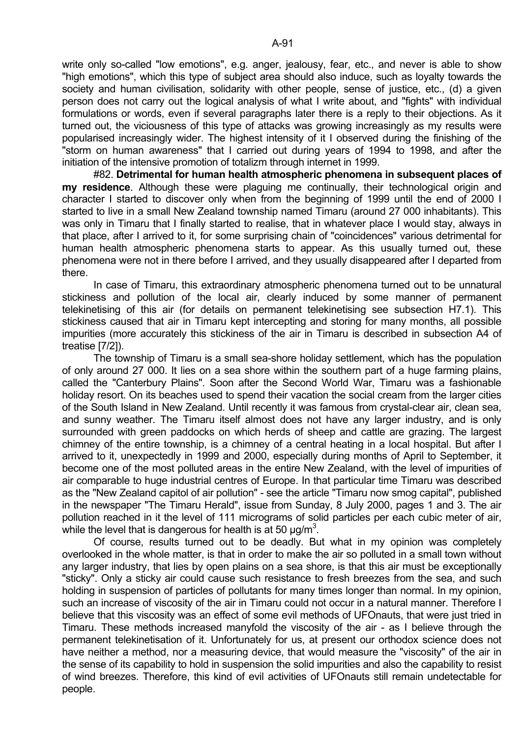write only so-called "low emotions", e.g. anger, jealousy, fear, etc., and never is able to show "high emotions", which this type of subject area should also induce, such as loyalty towards the society and human civilisation, solidarity with other people, sense of justice, etc., (d) a given person does not carry out the logical analysis of what I write about, and "fights" with individual formulations or words, even if several paragraphs later there is a reply to their objections. As it turned out, the viciousness of this type of attacks was growing increasingly as my results were popularised increasingly wider. The highest intensity of it I observed during the finishing of the "storm on human awareness" that I carried out during years of 1994 to 1998, and after the initiation of the intensive promotion of totalizm through internet in 1999.

#82. **Detrimental for human health atmospheric phenomena in subsequent places of my residence**. Although these were plaguing me continually, their technological origin and character I started to discover only when from the beginning of 1999 until the end of 2000 I started to live in a small New Zealand township named Timaru (around 27 000 inhabitants). This was only in Timaru that I finally started to realise, that in whatever place I would stay, always in that place, after I arrived to it, for some surprising chain of "coincidences" various detrimental for human health atmospheric phenomena starts to appear. As this usually turned out, these phenomena were not in there before I arrived, and they usually disappeared after I departed from there.

In case of Timaru, this extraordinary atmospheric phenomena turned out to be unnatural stickiness and pollution of the local air, clearly induced by some manner of permanent telekinetising of this air (for details on permanent telekinetising see subsection H7.1). This stickiness caused that air in Timaru kept intercepting and storing for many months, all possible impurities (more accurately this stickiness of the air in Timaru is described in subsection A4 of treatise [7/2]).

The township of Timaru is a small sea-shore holiday settlement, which has the population of only around 27 000. It lies on a sea shore within the southern part of a huge farming plains, called the "Canterbury Plains". Soon after the Second World War, Timaru was a fashionable holiday resort. On its beaches used to spend their vacation the social cream from the larger cities of the South Island in New Zealand. Until recently it was famous from crystal-clear air, clean sea, and sunny weather. The Timaru itself almost does not have any larger industry, and is only surrounded with green paddocks on which herds of sheep and cattle are grazing. The largest chimney of the entire township, is a chimney of a central heating in a local hospital. But after I arrived to it, unexpectedly in 1999 and 2000, especially during months of April to September, it become one of the most polluted areas in the entire New Zealand, with the level of impurities of air comparable to huge industrial centres of Europe. In that particular time Timaru was described as the "New Zealand capitol of air pollution" - see the article "Timaru now smog capital", published in the newspaper "The Timaru Herald", issue from Sunday, 8 July 2000, pages 1 and 3. The air pollution reached in it the level of 111 micrograms of solid particles per each cubic meter of air, while the level that is dangerous for health is at 50 μg/m$^3$.

Of course, results turned out to be deadly. But what in my opinion was completely overlooked in the whole matter, is that in order to make the air so polluted in a small town without any larger industry, that lies by open plains on a sea shore, is that this air must be exceptionally "sticky". Only a sticky air could cause such resistance to fresh breezes from the sea, and such holding in suspension of particles of pollutants for many times longer than normal. In my opinion, such an increase of viscosity of the air in Timaru could not occur in a natural manner. Therefore I believe that this viscosity was an effect of some evil methods of UFOnauts, that were just tried in Timaru. These methods increased manyfold the viscosity of the air - as I believe through the permanent telekinetisation of it. Unfortunately for us, at present our orthodox science does not have neither a method, nor a measuring device, that would measure the "viscosity" of the air in the sense of its capability to hold in suspension the solid impurities and also the capability to resist of wind breezes. Therefore, this kind of evil activities of UFOnauts still remain undetectable for people.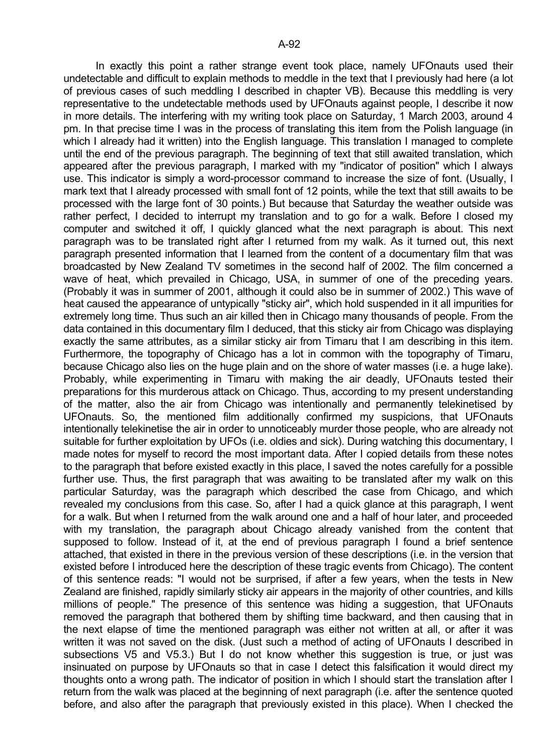In exactly this point a rather strange event took place, namely UFOnauts used their undetectable and difficult to explain methods to meddle in the text that I previously had here (a lot of previous cases of such meddling I described in chapter VB). Because this meddling is very representative to the undetectable methods used by UFOnauts against people, I describe it now in more details. The interfering with my writing took place on Saturday, 1 March 2003, around 4 pm. In that precise time I was in the process of translating this item from the Polish language (in which I already had it written) into the English language. This translation I managed to complete until the end of the previous paragraph. The beginning of text that still awaited translation, which appeared after the previous paragraph, I marked with my "indicator of position" which I always use. This indicator is simply a word-processor command to increase the size of font. (Usually, I mark text that I already processed with small font of 12 points, while the text that still awaits to be processed with the large font of 30 points.) But because that Saturday the weather outside was rather perfect, I decided to interrupt my translation and to go for a walk. Before I closed my computer and switched it off, I quickly glanced what the next paragraph is about. This next paragraph was to be translated right after I returned from my walk. As it turned out, this next paragraph presented information that I learned from the content of a documentary film that was broadcasted by New Zealand TV sometimes in the second half of 2002. The film concerned a wave of heat, which prevailed in Chicago, USA, in summer of one of the preceding years. (Probably it was in summer of 2001, although it could also be in summer of 2002.) This wave of heat caused the appearance of untypically "sticky air", which hold suspended in it all impurities for extremely long time. Thus such an air killed then in Chicago many thousands of people. From the data contained in this documentary film I deduced, that this sticky air from Chicago was displaying exactly the same attributes, as a similar sticky air from Timaru that I am describing in this item. Furthermore, the topography of Chicago has a lot in common with the topography of Timaru, because Chicago also lies on the huge plain and on the shore of water masses (i.e. a huge lake). Probably, while experimenting in Timaru with making the air deadly, UFOnauts tested their preparations for this murderous attack on Chicago. Thus, according to my present understanding of the matter, also the air from Chicago was intentionally and permanently telekinetised by UFOnauts. So, the mentioned film additionally confirmed my suspicions, that UFOnauts intentionally telekinetise the air in order to unnoticeably murder those people, who are already not suitable for further exploitation by UFOs (i.e. oldies and sick). During watching this documentary, I made notes for myself to record the most important data. After I copied details from these notes to the paragraph that before existed exactly in this place, I saved the notes carefully for a possible further use. Thus, the first paragraph that was awaiting to be translated after my walk on this particular Saturday, was the paragraph which described the case from Chicago, and which revealed my conclusions from this case. So, after I had a quick glance at this paragraph, I went for a walk. But when I returned from the walk around one and a half of hour later, and proceeded with my translation, the paragraph about Chicago already vanished from the content that supposed to follow. Instead of it, at the end of previous paragraph I found a brief sentence attached, that existed in there in the previous version of these descriptions (i.e. in the version that existed before I introduced here the description of these tragic events from Chicago). The content of this sentence reads: "I would not be surprised, if after a few years, when the tests in New Zealand are finished, rapidly similarly sticky air appears in the majority of other countries, and kills millions of people." The presence of this sentence was hiding a suggestion, that UFOnauts removed the paragraph that bothered them by shifting time backward, and then causing that in the next elapse of time the mentioned paragraph was either not written at all, or after it was written it was not saved on the disk. (Just such a method of acting of UFOnauts I described in subsections V5 and V5.3.) But I do not know whether this suggestion is true, or just was insinuated on purpose by UFOnauts so that in case I detect this falsification it would direct my thoughts onto a wrong path. The indicator of position in which I should start the translation after I return from the walk was placed at the beginning of next paragraph (i.e. after the sentence quoted before, and also after the paragraph that previously existed in this place). When I checked the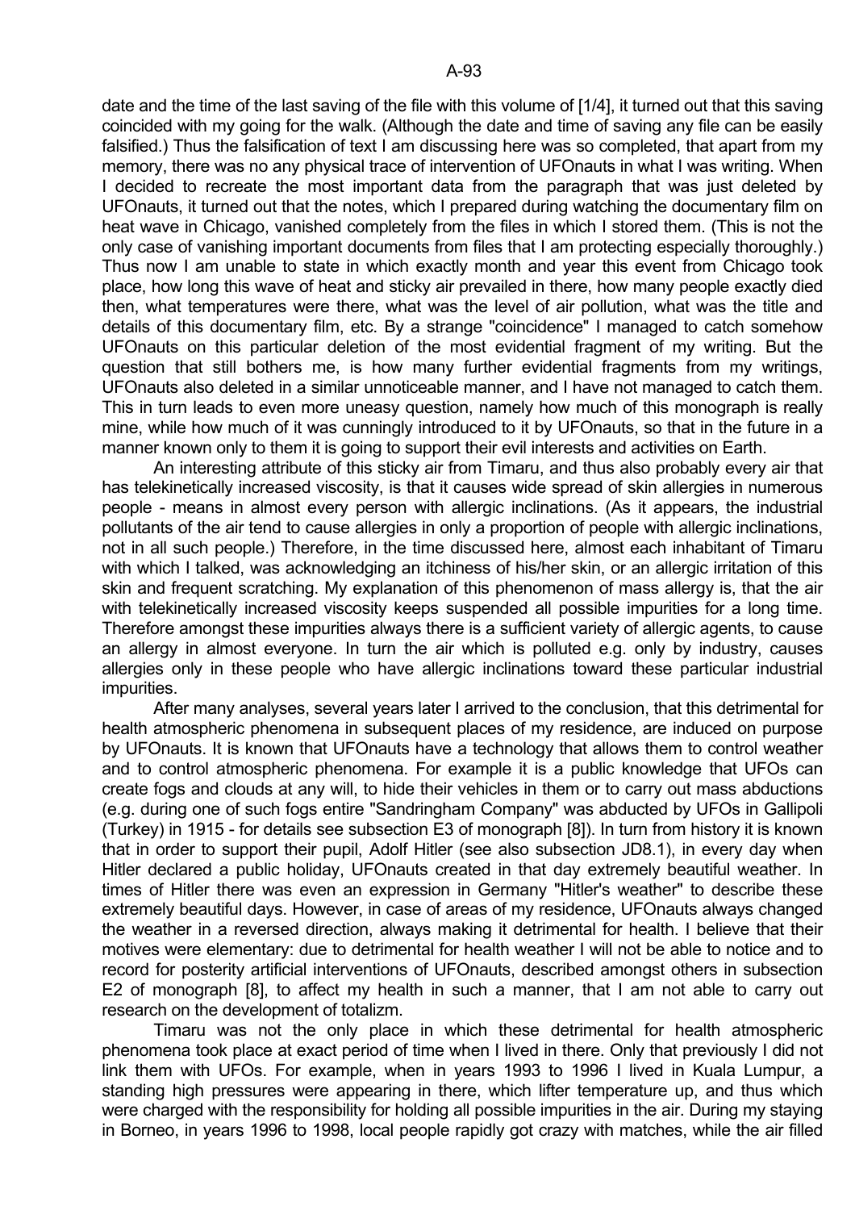date and the time of the last saving of the file with this volume of [1/4], it turned out that this saving coincided with my going for the walk. (Although the date and time of saving any file can be easily falsified.) Thus the falsification of text I am discussing here was so completed, that apart from my memory, there was no any physical trace of intervention of UFOnauts in what I was writing. When I decided to recreate the most important data from the paragraph that was just deleted by UFOnauts, it turned out that the notes, which I prepared during watching the documentary film on heat wave in Chicago, vanished completely from the files in which I stored them. (This is not the only case of vanishing important documents from files that I am protecting especially thoroughly.) Thus now I am unable to state in which exactly month and year this event from Chicago took place, how long this wave of heat and sticky air prevailed in there, how many people exactly died then, what temperatures were there, what was the level of air pollution, what was the title and details of this documentary film, etc. By a strange "coincidence" I managed to catch somehow UFOnauts on this particular deletion of the most evidential fragment of my writing. But the question that still bothers me, is how many further evidential fragments from my writings, UFOnauts also deleted in a similar unnoticeable manner, and I have not managed to catch them. This in turn leads to even more uneasy question, namely how much of this monograph is really mine, while how much of it was cunningly introduced to it by UFOnauts, so that in the future in a manner known only to them it is going to support their evil interests and activities on Earth.

An interesting attribute of this sticky air from Timaru, and thus also probably every air that has telekinetically increased viscosity, is that it causes wide spread of skin allergies in numerous people - means in almost every person with allergic inclinations. (As it appears, the industrial pollutants of the air tend to cause allergies in only a proportion of people with allergic inclinations, not in all such people.) Therefore, in the time discussed here, almost each inhabitant of Timaru with which I talked, was acknowledging an itchiness of his/her skin, or an allergic irritation of this skin and frequent scratching. My explanation of this phenomenon of mass allergy is, that the air with telekinetically increased viscosity keeps suspended all possible impurities for a long time. Therefore amongst these impurities always there is a sufficient variety of allergic agents, to cause an allergy in almost everyone. In turn the air which is polluted e.g. only by industry, causes allergies only in these people who have allergic inclinations toward these particular industrial impurities.

After many analyses, several years later I arrived to the conclusion, that this detrimental for health atmospheric phenomena in subsequent places of my residence, are induced on purpose by UFOnauts. It is known that UFOnauts have a technology that allows them to control weather and to control atmospheric phenomena. For example it is a public knowledge that UFOs can create fogs and clouds at any will, to hide their vehicles in them or to carry out mass abductions (e.g. during one of such fogs entire "Sandringham Company" was abducted by UFOs in Gallipoli (Turkey) in 1915 - for details see subsection E3 of monograph [8]). In turn from history it is known that in order to support their pupil, Adolf Hitler (see also subsection JD8.1), in every day when Hitler declared a public holiday, UFOnauts created in that day extremely beautiful weather. In times of Hitler there was even an expression in Germany "Hitler's weather" to describe these extremely beautiful days. However, in case of areas of my residence, UFOnauts always changed the weather in a reversed direction, always making it detrimental for health. I believe that their motives were elementary: due to detrimental for health weather I will not be able to notice and to record for posterity artificial interventions of UFOnauts, described amongst others in subsection E2 of monograph [8], to affect my health in such a manner, that I am not able to carry out research on the development of totalizm.

Timaru was not the only place in which these detrimental for health atmospheric phenomena took place at exact period of time when I lived in there. Only that previously I did not link them with UFOs. For example, when in years 1993 to 1996 I lived in Kuala Lumpur, a standing high pressures were appearing in there, which lifter temperature up, and thus which were charged with the responsibility for holding all possible impurities in the air. During my staying in Borneo, in years 1996 to 1998, local people rapidly got crazy with matches, while the air filled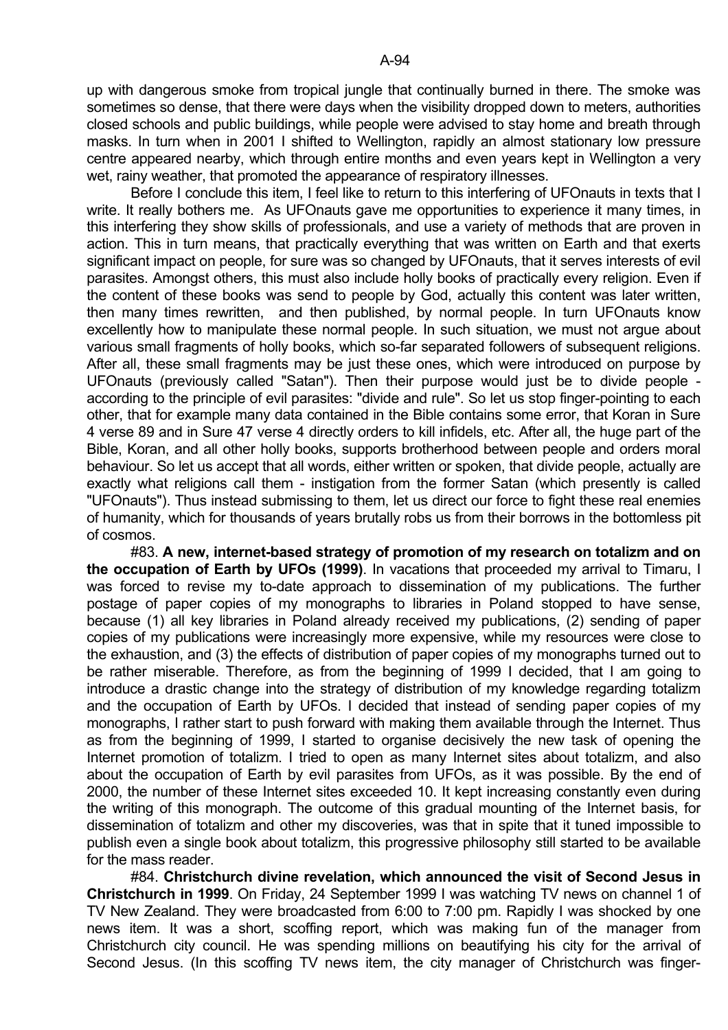up with dangerous smoke from tropical jungle that continually burned in there. The smoke was sometimes so dense, that there were days when the visibility dropped down to meters, authorities closed schools and public buildings, while people were advised to stay home and breath through masks. In turn when in 2001 I shifted to Wellington, rapidly an almost stationary low pressure centre appeared nearby, which through entire months and even years kept in Wellington a very wet, rainy weather, that promoted the appearance of respiratory illnesses.

Before I conclude this item, I feel like to return to this interfering of UFOnauts in texts that I write. It really bothers me. As UFOnauts gave me opportunities to experience it many times, in this interfering they show skills of professionals, and use a variety of methods that are proven in action. This in turn means, that practically everything that was written on Earth and that exerts significant impact on people, for sure was so changed by UFOnauts, that it serves interests of evil parasites. Amongst others, this must also include holly books of practically every religion. Even if the content of these books was send to people by God, actually this content was later written, then many times rewritten, and then published, by normal people. In turn UFOnauts know excellently how to manipulate these normal people. In such situation, we must not argue about various small fragments of holly books, which so-far separated followers of subsequent religions. After all, these small fragments may be just these ones, which were introduced on purpose by UFOnauts (previously called "Satan"). Then their purpose would just be to divide people - according to the principle of evil parasites: "divide and rule". So let us stop finger-pointing to each other, that for example many data contained in the Bible contains some error, that Koran in Sure 4 verse 89 and in Sure 47 verse 4 directly orders to kill infidels, etc. After all, the huge part of the Bible, Koran, and all other holly books, supports brotherhood between people and orders moral behaviour. So let us accept that all words, either written or spoken, that divide people, actually are exactly what religions call them - instigation from the former Satan (which presently is called "UFOnauts"). Thus instead submissing to them, let us direct our force to fight these real enemies of humanity, which for thousands of years brutally robs us from their borrows in the bottomless pit of cosmos.

#83. **A new, internet-based strategy of promotion of my research on totalizm and on the occupation of Earth by UFOs (1999)**. In vacations that proceeded my arrival to Timaru, I was forced to revise my to-date approach to dissemination of my publications. The further postage of paper copies of my monographs to libraries in Poland stopped to have sense, because (1) all key libraries in Poland already received my publications, (2) sending of paper copies of my publications were increasingly more expensive, while my resources were close to the exhaustion, and (3) the effects of distribution of paper copies of my monographs turned out to be rather miserable. Therefore, as from the beginning of 1999 I decided, that I am going to introduce a drastic change into the strategy of distribution of my knowledge regarding totalizm and the occupation of Earth by UFOs. I decided that instead of sending paper copies of my monographs, I rather start to push forward with making them available through the Internet. Thus as from the beginning of 1999, I started to organise decisively the new task of opening the Internet promotion of totalizm. I tried to open as many Internet sites about totalizm, and also about the occupation of Earth by evil parasites from UFOs, as it was possible. By the end of 2000, the number of these Internet sites exceeded 10. It kept increasing constantly even during the writing of this monograph. The outcome of this gradual mounting of the Internet basis, for dissemination of totalizm and other my discoveries, was that in spite that it tuned impossible to publish even a single book about totalizm, this progressive philosophy still started to be available for the mass reader.

#84. **Christchurch divine revelation, which announced the visit of Second Jesus in Christchurch in 1999**. On Friday, 24 September 1999 I was watching TV news on channel 1 of TV New Zealand. They were broadcasted from 6:00 to 7:00 pm. Rapidly I was shocked by one news item. It was a short, scoffing report, which was making fun of the manager from Christchurch city council. He was spending millions on beautifying his city for the arrival of Second Jesus. (In this scoffing TV news item, the city manager of Christchurch was finger-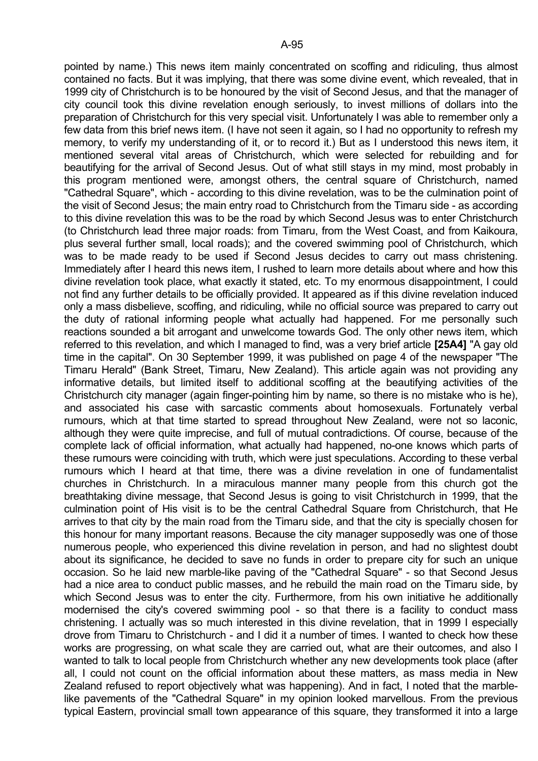pointed by name.) This news item mainly concentrated on scoffing and ridiculing, thus almost contained no facts. But it was implying, that there was some divine event, which revealed, that in 1999 city of Christchurch is to be honoured by the visit of Second Jesus, and that the manager of city council took this divine revelation enough seriously, to invest millions of dollars into the preparation of Christchurch for this very special visit. Unfortunately I was able to remember only a few data from this brief news item. (I have not seen it again, so I had no opportunity to refresh my memory, to verify my understanding of it, or to record it.) But as I understood this news item, it mentioned several vital areas of Christchurch, which were selected for rebuilding and for beautifying for the arrival of Second Jesus. Out of what still stays in my mind, most probably in this program mentioned were, amongst others, the central square of Christchurch, named "Cathedral Square", which - according to this divine revelation, was to be the culmination point of the visit of Second Jesus; the main entry road to Christchurch from the Timaru side - as according to this divine revelation this was to be the road by which Second Jesus was to enter Christchurch (to Christchurch lead three major roads: from Timaru, from the West Coast, and from Kaikoura, plus several further small, local roads); and the covered swimming pool of Christchurch, which was to be made ready to be used if Second Jesus decides to carry out mass christening. Immediately after I heard this news item, I rushed to learn more details about where and how this divine revelation took place, what exactly it stated, etc. To my enormous disappointment, I could not find any further details to be officially provided. It appeared as if this divine revelation induced only a mass disbelieve, scoffing, and ridiculing, while no official source was prepared to carry out the duty of rational informing people what actually had happened. For me personally such reactions sounded a bit arrogant and unwelcome towards God. The only other news item, which referred to this revelation, and which I managed to find, was a very brief article **[25A4]** "A gay old time in the capital". On 30 September 1999, it was published on page 4 of the newspaper "The Timaru Herald" (Bank Street, Timaru, New Zealand). This article again was not providing any informative details, but limited itself to additional scoffing at the beautifying activities of the Christchurch city manager (again finger-pointing him by name, so there is no mistake who is he), and associated his case with sarcastic comments about homosexuals. Fortunately verbal rumours, which at that time started to spread throughout New Zealand, were not so laconic, although they were quite imprecise, and full of mutual contradictions. Of course, because of the complete lack of official information, what actually had happened, no-one knows which parts of these rumours were coinciding with truth, which were just speculations. According to these verbal rumours which I heard at that time, there was a divine revelation in one of fundamentalist churches in Christchurch. In a miraculous manner many people from this church got the breathtaking divine message, that Second Jesus is going to visit Christchurch in 1999, that the culmination point of His visit is to be the central Cathedral Square from Christchurch, that He arrives to that city by the main road from the Timaru side, and that the city is specially chosen for this honour for many important reasons. Because the city manager supposedly was one of those numerous people, who experienced this divine revelation in person, and had no slightest doubt about its significance, he decided to save no funds in order to prepare city for such an unique occasion. So he laid new marble-like paving of the "Cathedral Square" - so that Second Jesus had a nice area to conduct public masses, and he rebuild the main road on the Timaru side, by which Second Jesus was to enter the city. Furthermore, from his own initiative he additionally modernised the city's covered swimming pool - so that there is a facility to conduct mass christening. I actually was so much interested in this divine revelation, that in 1999 I especially drove from Timaru to Christchurch - and I did it a number of times. I wanted to check how these works are progressing, on what scale they are carried out, what are their outcomes, and also I wanted to talk to local people from Christchurch whether any new developments took place (after all, I could not count on the official information about these matters, as mass media in New Zealand refused to report objectively what was happening). And in fact, I noted that the marble-like pavements of the "Cathedral Square" in my opinion looked marvellous. From the previous typical Eastern, provincial small town appearance of this square, they transformed it into a large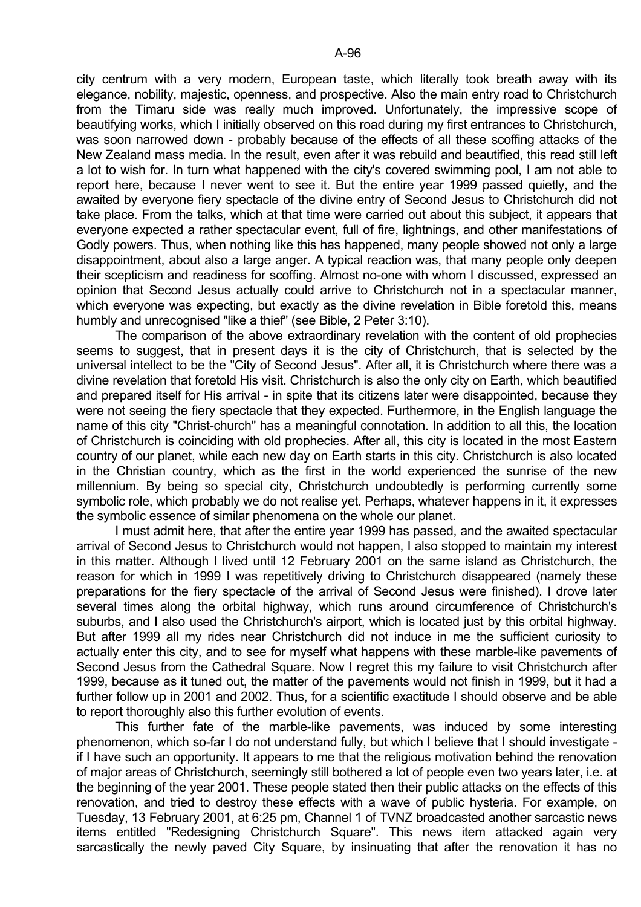city centrum with a very modern, European taste, which literally took breath away with its elegance, nobility, majestic, openness, and prospective. Also the main entry road to Christchurch from the Timaru side was really much improved. Unfortunately, the impressive scope of beautifying works, which I initially observed on this road during my first entrances to Christchurch, was soon narrowed down - probably because of the effects of all these scoffing attacks of the New Zealand mass media. In the result, even after it was rebuild and beautified, this read still left a lot to wish for. In turn what happened with the city's covered swimming pool, I am not able to report here, because I never went to see it. But the entire year 1999 passed quietly, and the awaited by everyone fiery spectacle of the divine entry of Second Jesus to Christchurch did not take place. From the talks, which at that time were carried out about this subject, it appears that everyone expected a rather spectacular event, full of fire, lightnings, and other manifestations of Godly powers. Thus, when nothing like this has happened, many people showed not only a large disappointment, about also a large anger. A typical reaction was, that many people only deepen their scepticism and readiness for scoffing. Almost no-one with whom I discussed, expressed an opinion that Second Jesus actually could arrive to Christchurch not in a spectacular manner, which everyone was expecting, but exactly as the divine revelation in Bible foretold this, means humbly and unrecognised "like a thief" (see Bible, 2 Peter 3:10).

The comparison of the above extraordinary revelation with the content of old prophecies seems to suggest, that in present days it is the city of Christchurch, that is selected by the universal intellect to be the "City of Second Jesus". After all, it is Christchurch where there was a divine revelation that foretold His visit. Christchurch is also the only city on Earth, which beautified and prepared itself for His arrival - in spite that its citizens later were disappointed, because they were not seeing the fiery spectacle that they expected. Furthermore, in the English language the name of this city "Christ-church" has a meaningful connotation. In addition to all this, the location of Christchurch is coinciding with old prophecies. After all, this city is located in the most Eastern country of our planet, while each new day on Earth starts in this city. Christchurch is also located in the Christian country, which as the first in the world experienced the sunrise of the new millennium. By being so special city, Christchurch undoubtedly is performing currently some symbolic role, which probably we do not realise yet. Perhaps, whatever happens in it, it expresses the symbolic essence of similar phenomena on the whole our planet.

I must admit here, that after the entire year 1999 has passed, and the awaited spectacular arrival of Second Jesus to Christchurch would not happen, I also stopped to maintain my interest in this matter. Although I lived until 12 February 2001 on the same island as Christchurch, the reason for which in 1999 I was repetitively driving to Christchurch disappeared (namely these preparations for the fiery spectacle of the arrival of Second Jesus were finished). I drove later several times along the orbital highway, which runs around circumference of Christchurch's suburbs, and I also used the Christchurch's airport, which is located just by this orbital highway. But after 1999 all my rides near Christchurch did not induce in me the sufficient curiosity to actually enter this city, and to see for myself what happens with these marble-like pavements of Second Jesus from the Cathedral Square. Now I regret this my failure to visit Christchurch after 1999, because as it tuned out, the matter of the pavements would not finish in 1999, but it had a further follow up in 2001 and 2002. Thus, for a scientific exactitude I should observe and be able to report thoroughly also this further evolution of events.

This further fate of the marble-like pavements, was induced by some interesting phenomenon, which so-far I do not understand fully, but which I believe that I should investigate - if I have such an opportunity. It appears to me that the religious motivation behind the renovation of major areas of Christchurch, seemingly still bothered a lot of people even two years later, i.e. at the beginning of the year 2001. These people stated then their public attacks on the effects of this renovation, and tried to destroy these effects with a wave of public hysteria. For example, on Tuesday, 13 February 2001, at 6:25 pm, Channel 1 of TVNZ broadcasted another sarcastic news items entitled "Redesigning Christchurch Square". This news item attacked again very sarcastically the newly paved City Square, by insinuating that after the renovation it has no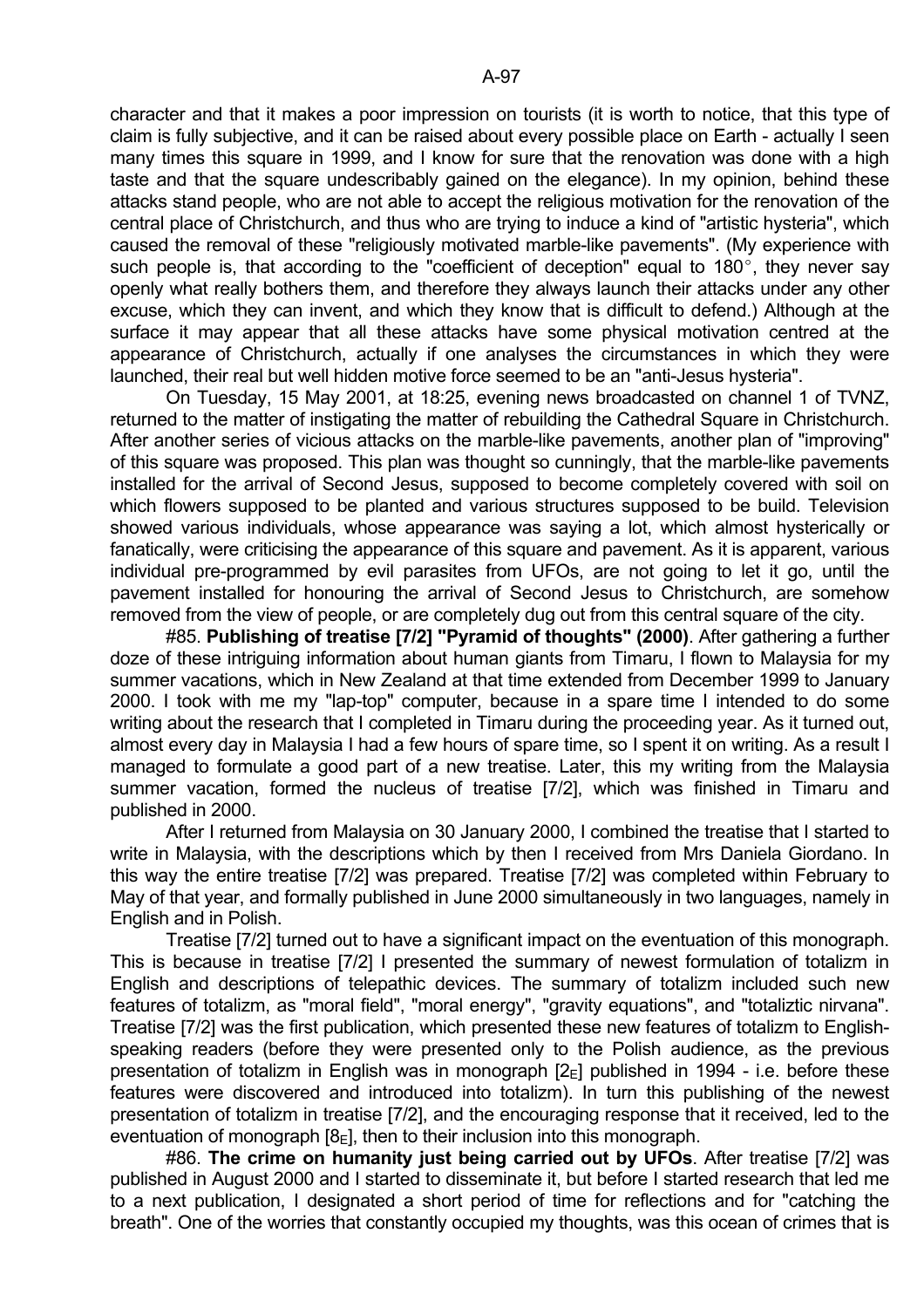character and that it makes a poor impression on tourists (it is worth to notice, that this type of claim is fully subjective, and it can be raised about every possible place on Earth - actually I seen many times this square in 1999, and I know for sure that the renovation was done with a high taste and that the square undescribably gained on the elegance). In my opinion, behind these attacks stand people, who are not able to accept the religious motivation for the renovation of the central place of Christchurch, and thus who are trying to induce a kind of "artistic hysteria", which caused the removal of these "religiously motivated marble-like pavements". (My experience with such people is, that according to the "coefficient of deception" equal to 180°, they never say openly what really bothers them, and therefore they always launch their attacks under any other excuse, which they can invent, and which they know that is difficult to defend.) Although at the surface it may appear that all these attacks have some physical motivation centred at the appearance of Christchurch, actually if one analyses the circumstances in which they were launched, their real but well hidden motive force seemed to be an "anti-Jesus hysteria".

On Tuesday, 15 May 2001, at 18:25, evening news broadcasted on channel 1 of TVNZ, returned to the matter of instigating the matter of rebuilding the Cathedral Square in Christchurch. After another series of vicious attacks on the marble-like pavements, another plan of "improving" of this square was proposed. This plan was thought so cunningly, that the marble-like pavements installed for the arrival of Second Jesus, supposed to become completely covered with soil on which flowers supposed to be planted and various structures supposed to be build. Television showed various individuals, whose appearance was saying a lot, which almost hysterically or fanatically, were criticising the appearance of this square and pavement. As it is apparent, various individual pre-programmed by evil parasites from UFOs, are not going to let it go, until the pavement installed for honouring the arrival of Second Jesus to Christchurch, are somehow removed from the view of people, or are completely dug out from this central square of the city.

#85. **Publishing of treatise [7/2] "Pyramid of thoughts" (2000)**. After gathering a further doze of these intriguing information about human giants from Timaru, I flown to Malaysia for my summer vacations, which in New Zealand at that time extended from December 1999 to January 2000. I took with me my "lap-top" computer, because in a spare time I intended to do some writing about the research that I completed in Timaru during the proceeding year. As it turned out, almost every day in Malaysia I had a few hours of spare time, so I spent it on writing. As a result I managed to formulate a good part of a new treatise. Later, this my writing from the Malaysia summer vacation, formed the nucleus of treatise [7/2], which was finished in Timaru and published in 2000.

After I returned from Malaysia on 30 January 2000, I combined the treatise that I started to write in Malaysia, with the descriptions which by then I received from Mrs Daniela Giordano. In this way the entire treatise [7/2] was prepared. Treatise [7/2] was completed within February to May of that year, and formally published in June 2000 simultaneously in two languages, namely in English and in Polish.

Treatise [7/2] turned out to have a significant impact on the eventuation of this monograph. This is because in treatise [7/2] I presented the summary of newest formulation of totalizm in English and descriptions of telepathic devices. The summary of totalizm included such new features of totalizm, as "moral field", "moral energy", "gravity equations", and "totaliztic nirvana". Treatise [7/2] was the first publication, which presented these new features of totalizm to English-speaking readers (before they were presented only to the Polish audience, as the previous presentation of totalizm in English was in monograph [$2_E$] published in 1994 - i.e. before these features were discovered and introduced into totalizm). In turn this publishing of the newest presentation of totalizm in treatise [7/2], and the encouraging response that it received, led to the eventuation of monograph [$8_E$], then to their inclusion into this monograph.

#86. **The crime on humanity just being carried out by UFOs**. After treatise [7/2] was published in August 2000 and I started to disseminate it, but before I started research that led me to a next publication, I designated a short period of time for reflections and for "catching the breath". One of the worries that constantly occupied my thoughts, was this ocean of crimes that is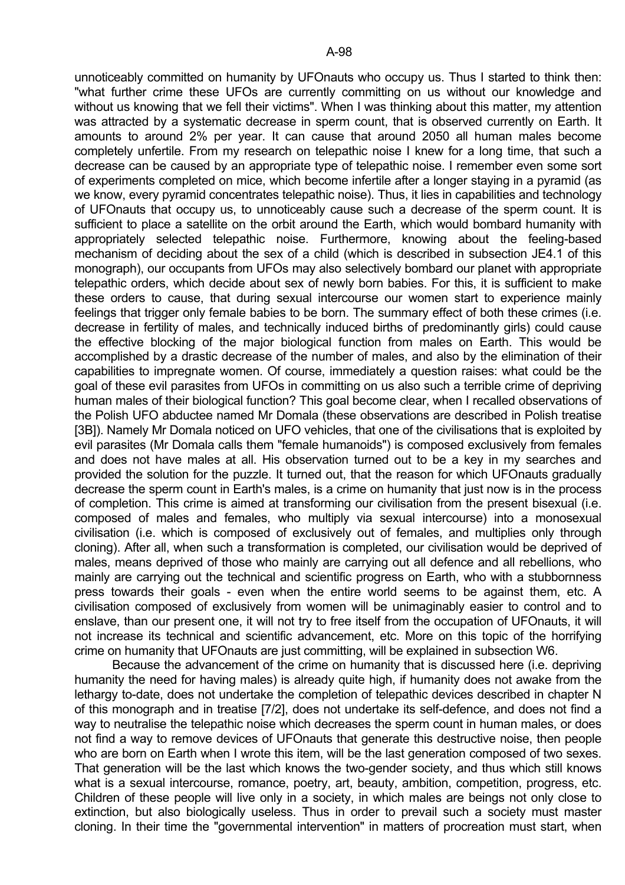unnoticeably committed on humanity by UFOnauts who occupy us. Thus I started to think then: "what further crime these UFOs are currently committing on us without our knowledge and without us knowing that we fell their victims". When I was thinking about this matter, my attention was attracted by a systematic decrease in sperm count, that is observed currently on Earth. It amounts to around 2% per year. It can cause that around 2050 all human males become completely unfertile. From my research on telepathic noise I knew for a long time, that such a decrease can be caused by an appropriate type of telepathic noise. I remember even some sort of experiments completed on mice, which become infertile after a longer staying in a pyramid (as we know, every pyramid concentrates telepathic noise). Thus, it lies in capabilities and technology of UFOnauts that occupy us, to unnoticeably cause such a decrease of the sperm count. It is sufficient to place a satellite on the orbit around the Earth, which would bombard humanity with appropriately selected telepathic noise. Furthermore, knowing about the feeling-based mechanism of deciding about the sex of a child (which is described in subsection JE4.1 of this monograph), our occupants from UFOs may also selectively bombard our planet with appropriate telepathic orders, which decide about sex of newly born babies. For this, it is sufficient to make these orders to cause, that during sexual intercourse our women start to experience mainly feelings that trigger only female babies to be born. The summary effect of both these crimes (i.e. decrease in fertility of males, and technically induced births of predominantly girls) could cause the effective blocking of the major biological function from males on Earth. This would be accomplished by a drastic decrease of the number of males, and also by the elimination of their capabilities to impregnate women. Of course, immediately a question raises: what could be the goal of these evil parasites from UFOs in committing on us also such a terrible crime of depriving human males of their biological function? This goal become clear, when I recalled observations of the Polish UFO abductee named Mr Domala (these observations are described in Polish treatise [3B]). Namely Mr Domala noticed on UFO vehicles, that one of the civilisations that is exploited by evil parasites (Mr Domala calls them "female humanoids") is composed exclusively from females and does not have males at all. His observation turned out to be a key in my searches and provided the solution for the puzzle. It turned out, that the reason for which UFOnauts gradually decrease the sperm count in Earth's males, is a crime on humanity that just now is in the process of completion. This crime is aimed at transforming our civilisation from the present bisexual (i.e. composed of males and females, who multiply via sexual intercourse) into a monosexual civilisation (i.e. which is composed of exclusively out of females, and multiplies only through cloning). After all, when such a transformation is completed, our civilisation would be deprived of males, means deprived of those who mainly are carrying out all defence and all rebellions, who mainly are carrying out the technical and scientific progress on Earth, who with a stubbornness press towards their goals - even when the entire world seems to be against them, etc. A civilisation composed of exclusively from women will be unimaginably easier to control and to enslave, than our present one, it will not try to free itself from the occupation of UFOnauts, it will not increase its technical and scientific advancement, etc. More on this topic of the horrifying crime on humanity that UFOnauts are just committing, will be explained in subsection W6.

Because the advancement of the crime on humanity that is discussed here (i.e. depriving humanity the need for having males) is already quite high, if humanity does not awake from the lethargy to-date, does not undertake the completion of telepathic devices described in chapter N of this monograph and in treatise [7/2], does not undertake its self-defence, and does not find a way to neutralise the telepathic noise which decreases the sperm count in human males, or does not find a way to remove devices of UFOnauts that generate this destructive noise, then people who are born on Earth when I wrote this item, will be the last generation composed of two sexes. That generation will be the last which knows the two-gender society, and thus which still knows what is a sexual intercourse, romance, poetry, art, beauty, ambition, competition, progress, etc. Children of these people will live only in a society, in which males are beings not only close to extinction, but also biologically useless. Thus in order to prevail such a society must master cloning. In their time the "governmental intervention" in matters of procreation must start, when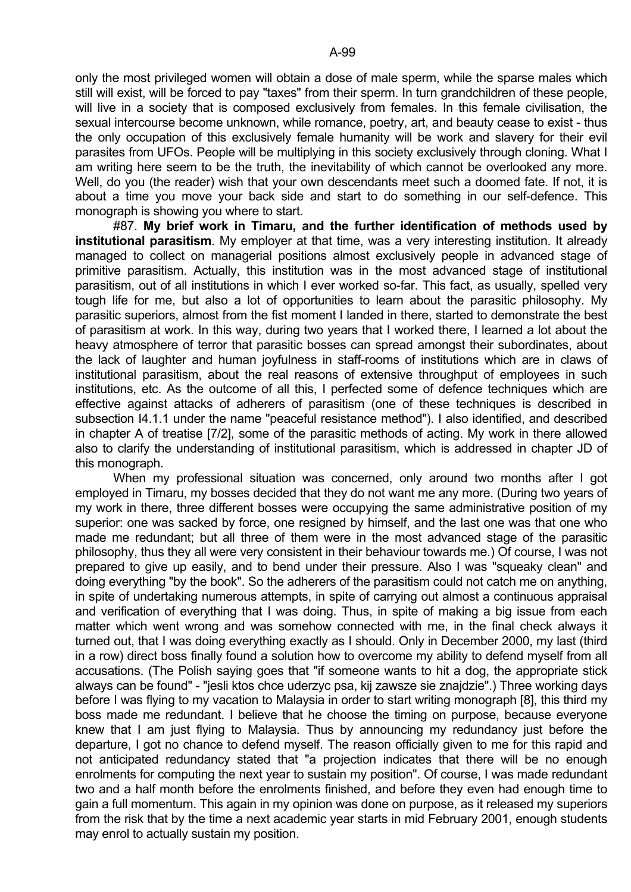only the most privileged women will obtain a dose of male sperm, while the sparse males which still will exist, will be forced to pay "taxes" from their sperm. In turn grandchildren of these people, will live in a society that is composed exclusively from females. In this female civilisation, the sexual intercourse become unknown, while romance, poetry, art, and beauty cease to exist - thus the only occupation of this exclusively female humanity will be work and slavery for their evil parasites from UFOs. People will be multiplying in this society exclusively through cloning. What I am writing here seem to be the truth, the inevitability of which cannot be overlooked any more. Well, do you (the reader) wish that your own descendants meet such a doomed fate. If not, it is about a time you move your back side and start to do something in our self-defence. This monograph is showing you where to start.

#87. **My brief work in Timaru, and the further identification of methods used by institutional parasitism**. My employer at that time, was a very interesting institution. It already managed to collect on managerial positions almost exclusively people in advanced stage of primitive parasitism. Actually, this institution was in the most advanced stage of institutional parasitism, out of all institutions in which I ever worked so-far. This fact, as usually, spelled very tough life for me, but also a lot of opportunities to learn about the parasitic philosophy. My parasitic superiors, almost from the fist moment I landed in there, started to demonstrate the best of parasitism at work. In this way, during two years that I worked there, I learned a lot about the heavy atmosphere of terror that parasitic bosses can spread amongst their subordinates, about the lack of laughter and human joyfulness in staff-rooms of institutions which are in claws of institutional parasitism, about the real reasons of extensive throughput of employees in such institutions, etc. As the outcome of all this, I perfected some of defence techniques which are effective against attacks of adherers of parasitism (one of these techniques is described in subsection I4.1.1 under the name "peaceful resistance method"). I also identified, and described in chapter A of treatise [7/2], some of the parasitic methods of acting. My work in there allowed also to clarify the understanding of institutional parasitism, which is addressed in chapter JD of this monograph.

When my professional situation was concerned, only around two months after I got employed in Timaru, my bosses decided that they do not want me any more. (During two years of my work in there, three different bosses were occupying the same administrative position of my superior: one was sacked by force, one resigned by himself, and the last one was that one who made me redundant; but all three of them were in the most advanced stage of the parasitic philosophy, thus they all were very consistent in their behaviour towards me.) Of course, I was not prepared to give up easily, and to bend under their pressure. Also I was "squeaky clean" and doing everything "by the book". So the adherers of the parasitism could not catch me on anything, in spite of undertaking numerous attempts, in spite of carrying out almost a continuous appraisal and verification of everything that I was doing. Thus, in spite of making a big issue from each matter which went wrong and was somehow connected with me, in the final check always it turned out, that I was doing everything exactly as I should. Only in December 2000, my last (third in a row) direct boss finally found a solution how to overcome my ability to defend myself from all accusations. (The Polish saying goes that "if someone wants to hit a dog, the appropriate stick always can be found" - "jesli ktos chce uderzyc psa, kij zawsze sie znajdzie".) Three working days before I was flying to my vacation to Malaysia in order to start writing monograph [8], this third my boss made me redundant. I believe that he choose the timing on purpose, because everyone knew that I am just flying to Malaysia. Thus by announcing my redundancy just before the departure, I got no chance to defend myself. The reason officially given to me for this rapid and not anticipated redundancy stated that "a projection indicates that there will be no enough enrolments for computing the next year to sustain my position". Of course, I was made redundant two and a half month before the enrolments finished, and before they even had enough time to gain a full momentum. This again in my opinion was done on purpose, as it released my superiors from the risk that by the time a next academic year starts in mid February 2001, enough students may enrol to actually sustain my position.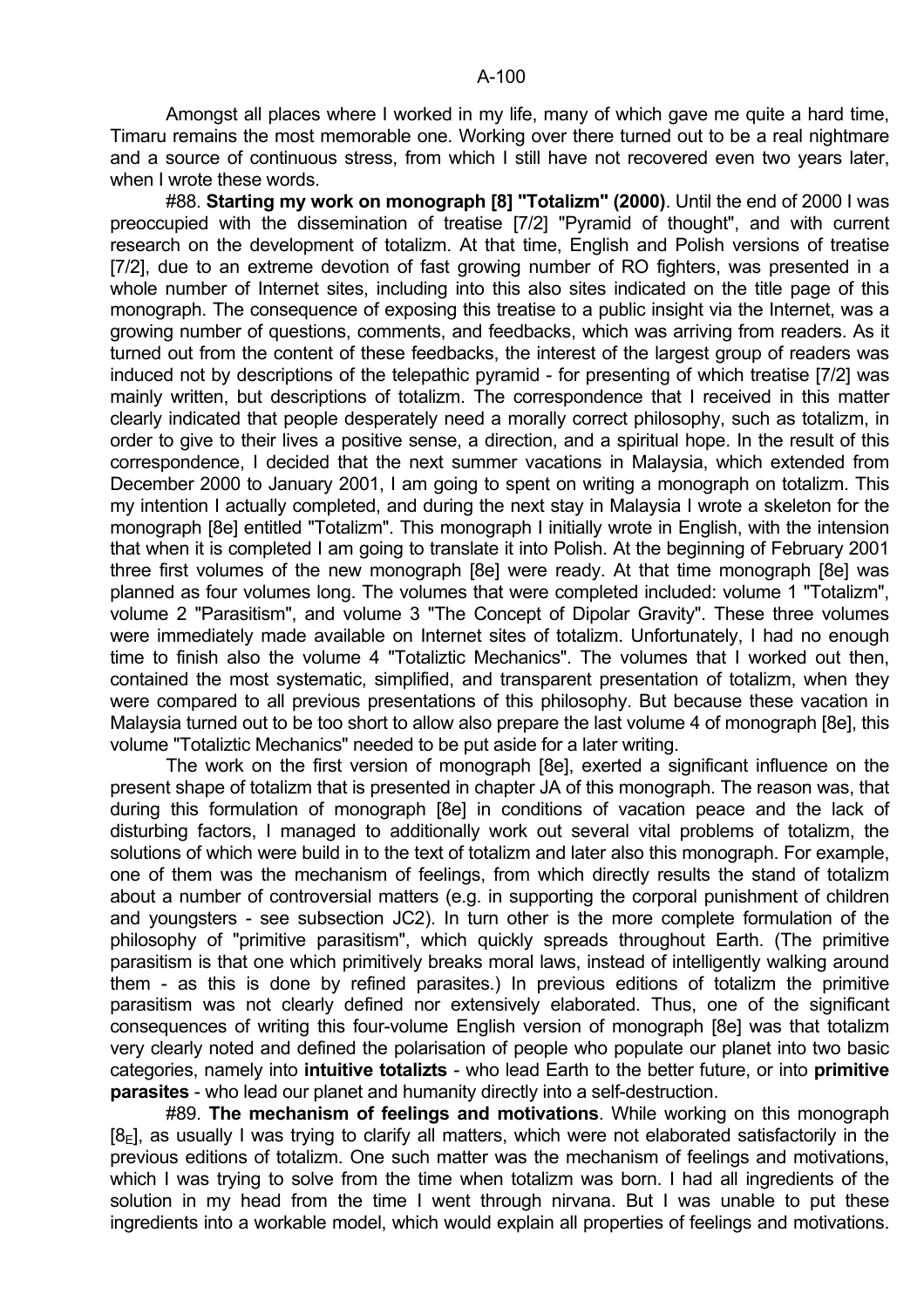Amongst all places where I worked in my life, many of which gave me quite a hard time, Timaru remains the most memorable one. Working over there turned out to be a real nightmare and a source of continuous stress, from which I still have not recovered even two years later, when I wrote these words.

#88. **Starting my work on monograph [8] "Totalizm" (2000)**. Until the end of 2000 I was preoccupied with the dissemination of treatise [7/2] "Pyramid of thought", and with current research on the development of totalizm. At that time, English and Polish versions of treatise [7/2], due to an extreme devotion of fast growing number of RO fighters, was presented in a whole number of Internet sites, including into this also sites indicated on the title page of this monograph. The consequence of exposing this treatise to a public insight via the Internet, was a growing number of questions, comments, and feedbacks, which was arriving from readers. As it turned out from the content of these feedbacks, the interest of the largest group of readers was induced not by descriptions of the telepathic pyramid - for presenting of which treatise [7/2] was mainly written, but descriptions of totalizm. The correspondence that I received in this matter clearly indicated that people desperately need a morally correct philosophy, such as totalizm, in order to give to their lives a positive sense, a direction, and a spiritual hope. In the result of this correspondence, I decided that the next summer vacations in Malaysia, which extended from December 2000 to January 2001, I am going to spent on writing a monograph on totalizm. This my intention I actually completed, and during the next stay in Malaysia I wrote a skeleton for the monograph [8e] entitled "Totalizm". This monograph I initially wrote in English, with the intension that when it is completed I am going to translate it into Polish. At the beginning of February 2001 three first volumes of the new monograph [8e] were ready. At that time monograph [8e] was planned as four volumes long. The volumes that were completed included: volume 1 "Totalizm", volume 2 "Parasitism", and volume 3 "The Concept of Dipolar Gravity". These three volumes were immediately made available on Internet sites of totalizm. Unfortunately, I had no enough time to finish also the volume 4 "Totaliztic Mechanics". The volumes that I worked out then, contained the most systematic, simplified, and transparent presentation of totalizm, when they were compared to all previous presentations of this philosophy. But because these vacation in Malaysia turned out to be too short to allow also prepare the last volume 4 of monograph [8e], this volume "Totaliztic Mechanics" needed to be put aside for a later writing.

The work on the first version of monograph [8e], exerted a significant influence on the present shape of totalizm that is presented in chapter JA of this monograph. The reason was, that during this formulation of monograph [8e] in conditions of vacation peace and the lack of disturbing factors, I managed to additionally work out several vital problems of totalizm, the solutions of which were build in to the text of totalizm and later also this monograph. For example, one of them was the mechanism of feelings, from which directly results the stand of totalizm about a number of controversial matters (e.g. in supporting the corporal punishment of children and youngsters - see subsection JC2). In turn other is the more complete formulation of the philosophy of "primitive parasitism", which quickly spreads throughout Earth. (The primitive parasitism is that one which primitively breaks moral laws, instead of intelligently walking around them - as this is done by refined parasites.) In previous editions of totalizm the primitive parasitism was not clearly defined nor extensively elaborated. Thus, one of the significant consequences of writing this four-volume English version of monograph [8e] was that totalizm very clearly noted and defined the polarisation of people who populate our planet into two basic categories, namely into **intuitive totalizts** - who lead Earth to the better future, or into **primitive parasites** - who lead our planet and humanity directly into a self-destruction.

#89. **The mechanism of feelings and motivations**. While working on this monograph [$8_E$], as usually I was trying to clarify all matters, which were not elaborated satisfactorily in the previous editions of totalizm. One such matter was the mechanism of feelings and motivations, which I was trying to solve from the time when totalizm was born. I had all ingredients of the solution in my head from the time I went through nirvana. But I was unable to put these ingredients into a workable model, which would explain all properties of feelings and motivations.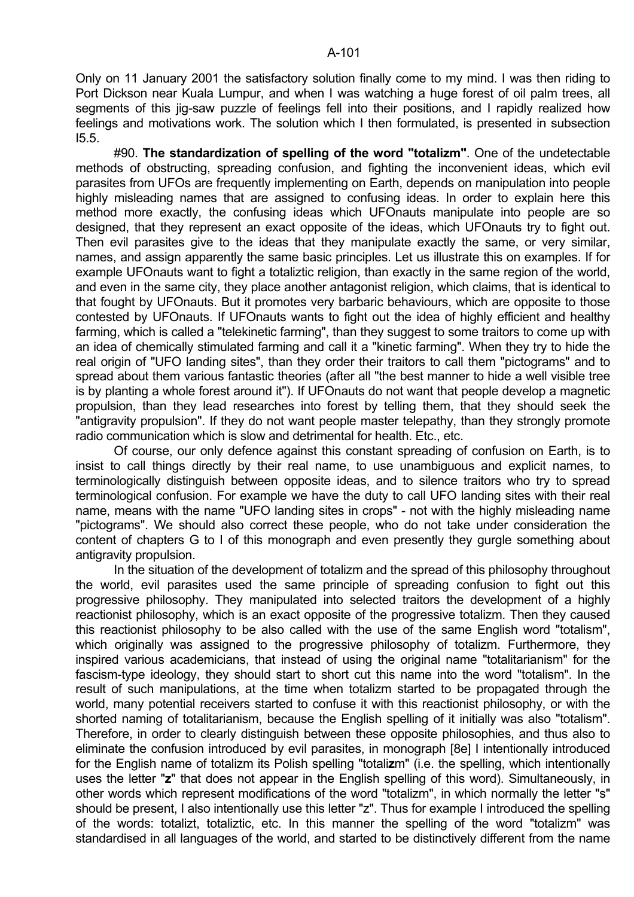Only on 11 January 2001 the satisfactory solution finally come to my mind. I was then riding to Port Dickson near Kuala Lumpur, and when I was watching a huge forest of oil palm trees, all segments of this jig-saw puzzle of feelings fell into their positions, and I rapidly realized how feelings and motivations work. The solution which I then formulated, is presented in subsection I5.5.

#90. **The standardization of spelling of the word "totalizm"**. One of the undetectable methods of obstructing, spreading confusion, and fighting the inconvenient ideas, which evil parasites from UFOs are frequently implementing on Earth, depends on manipulation into people highly misleading names that are assigned to confusing ideas. In order to explain here this method more exactly, the confusing ideas which UFOnauts manipulate into people are so designed, that they represent an exact opposite of the ideas, which UFOnauts try to fight out. Then evil parasites give to the ideas that they manipulate exactly the same, or very similar, names, and assign apparently the same basic principles. Let us illustrate this on examples. If for example UFOnauts want to fight a totaliztic religion, than exactly in the same region of the world, and even in the same city, they place another antagonist religion, which claims, that is identical to that fought by UFOnauts. But it promotes very barbaric behaviours, which are opposite to those contested by UFOnauts. If UFOnauts wants to fight out the idea of highly efficient and healthy farming, which is called a "telekinetic farming", than they suggest to some traitors to come up with an idea of chemically stimulated farming and call it a "kinetic farming". When they try to hide the real origin of "UFO landing sites", than they order their traitors to call them "pictograms" and to spread about them various fantastic theories (after all "the best manner to hide a well visible tree is by planting a whole forest around it"). If UFOnauts do not want that people develop a magnetic propulsion, than they lead researches into forest by telling them, that they should seek the "antigravity propulsion". If they do not want people master telepathy, than they strongly promote radio communication which is slow and detrimental for health. Etc., etc.

Of course, our only defence against this constant spreading of confusion on Earth, is to insist to call things directly by their real name, to use unambiguous and explicit names, to terminologically distinguish between opposite ideas, and to silence traitors who try to spread terminological confusion. For example we have the duty to call UFO landing sites with their real name, means with the name "UFO landing sites in crops" - not with the highly misleading name "pictograms". We should also correct these people, who do not take under consideration the content of chapters G to I of this monograph and even presently they gurgle something about antigravity propulsion.

In the situation of the development of totalizm and the spread of this philosophy throughout the world, evil parasites used the same principle of spreading confusion to fight out this progressive philosophy. They manipulated into selected traitors the development of a highly reactionist philosophy, which is an exact opposite of the progressive totalizm. Then they caused this reactionist philosophy to be also called with the use of the same English word "totalism", which originally was assigned to the progressive philosophy of totalizm. Furthermore, they inspired various academicians, that instead of using the original name "totalitarianism" for the fascism-type ideology, they should start to short cut this name into the word "totalism". In the result of such manipulations, at the time when totalizm started to be propagated through the world, many potential receivers started to confuse it with this reactionist philosophy, or with the shorted naming of totalitarianism, because the English spelling of it initially was also "totalism". Therefore, in order to clearly distinguish between these opposite philosophies, and thus also to eliminate the confusion introduced by evil parasites, in monograph [8e] I intentionally introduced for the English name of totalizm its Polish spelling "totali**z**m" (i.e. the spelling, which intentionally uses the letter "**z**" that does not appear in the English spelling of this word). Simultaneously, in other words which represent modifications of the word "totalizm", in which normally the letter "s" should be present, I also intentionally use this letter "z". Thus for example I introduced the spelling of the words: totalizt, totaliztic, etc. In this manner the spelling of the word "totalizm" was standardised in all languages of the world, and started to be distinctively different from the name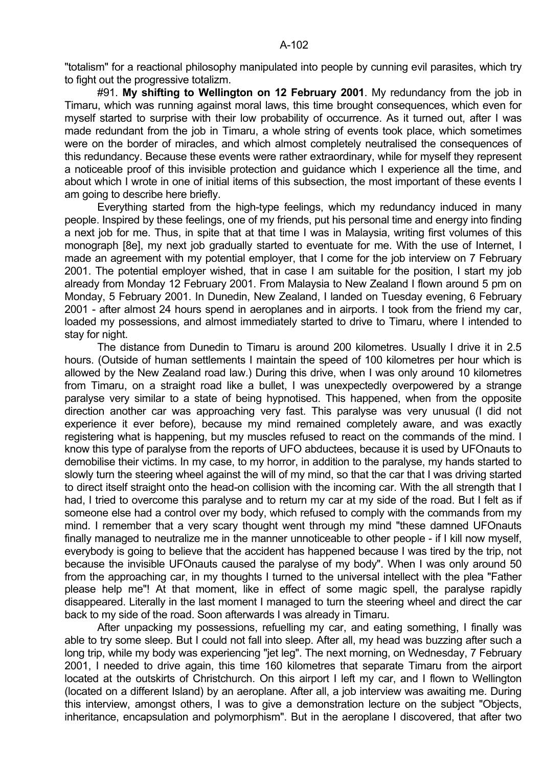"totalism" for a reactional philosophy manipulated into people by cunning evil parasites, which try to fight out the progressive totalizm.

#91. **My shifting to Wellington on 12 February 2001**. My redundancy from the job in Timaru, which was running against moral laws, this time brought consequences, which even for myself started to surprise with their low probability of occurrence. As it turned out, after I was made redundant from the job in Timaru, a whole string of events took place, which sometimes were on the border of miracles, and which almost completely neutralised the consequences of this redundancy. Because these events were rather extraordinary, while for myself they represent a noticeable proof of this invisible protection and guidance which I experience all the time, and about which I wrote in one of initial items of this subsection, the most important of these events I am going to describe here briefly.

Everything started from the high-type feelings, which my redundancy induced in many people. Inspired by these feelings, one of my friends, put his personal time and energy into finding a next job for me. Thus, in spite that at that time I was in Malaysia, writing first volumes of this monograph [8e], my next job gradually started to eventuate for me. With the use of Internet, I made an agreement with my potential employer, that I come for the job interview on 7 February 2001. The potential employer wished, that in case I am suitable for the position, I start my job already from Monday 12 February 2001. From Malaysia to New Zealand I flown around 5 pm on Monday, 5 February 2001. In Dunedin, New Zealand, I landed on Tuesday evening, 6 February 2001 - after almost 24 hours spend in aeroplanes and in airports. I took from the friend my car, loaded my possessions, and almost immediately started to drive to Timaru, where I intended to stay for night.

The distance from Dunedin to Timaru is around 200 kilometres. Usually I drive it in 2.5 hours. (Outside of human settlements I maintain the speed of 100 kilometres per hour which is allowed by the New Zealand road law.) During this drive, when I was only around 10 kilometres from Timaru, on a straight road like a bullet, I was unexpectedly overpowered by a strange paralyse very similar to a state of being hypnotised. This happened, when from the opposite direction another car was approaching very fast. This paralyse was very unusual (I did not experience it ever before), because my mind remained completely aware, and was exactly registering what is happening, but my muscles refused to react on the commands of the mind. I know this type of paralyse from the reports of UFO abductees, because it is used by UFOnauts to demobilise their victims. In my case, to my horror, in addition to the paralyse, my hands started to slowly turn the steering wheel against the will of my mind, so that the car that I was driving started to direct itself straight onto the head-on collision with the incoming car. With the all strength that I had, I tried to overcome this paralyse and to return my car at my side of the road. But I felt as if someone else had a control over my body, which refused to comply with the commands from my mind. I remember that a very scary thought went through my mind "these damned UFOnauts finally managed to neutralize me in the manner unnoticeable to other people - if I kill now myself, everybody is going to believe that the accident has happened because I was tired by the trip, not because the invisible UFOnauts caused the paralyse of my body". When I was only around 50 from the approaching car, in my thoughts I turned to the universal intellect with the plea "Father please help me"! At that moment, like in effect of some magic spell, the paralyse rapidly disappeared. Literally in the last moment I managed to turn the steering wheel and direct the car back to my side of the road. Soon afterwards I was already in Timaru.

After unpacking my possessions, refuelling my car, and eating something, I finally was able to try some sleep. But I could not fall into sleep. After all, my head was buzzing after such a long trip, while my body was experiencing "jet leg". The next morning, on Wednesday, 7 February 2001, I needed to drive again, this time 160 kilometres that separate Timaru from the airport located at the outskirts of Christchurch. On this airport I left my car, and I flown to Wellington (located on a different Island) by an aeroplane. After all, a job interview was awaiting me. During this interview, amongst others, I was to give a demonstration lecture on the subject "Objects, inheritance, encapsulation and polymorphism". But in the aeroplane I discovered, that after two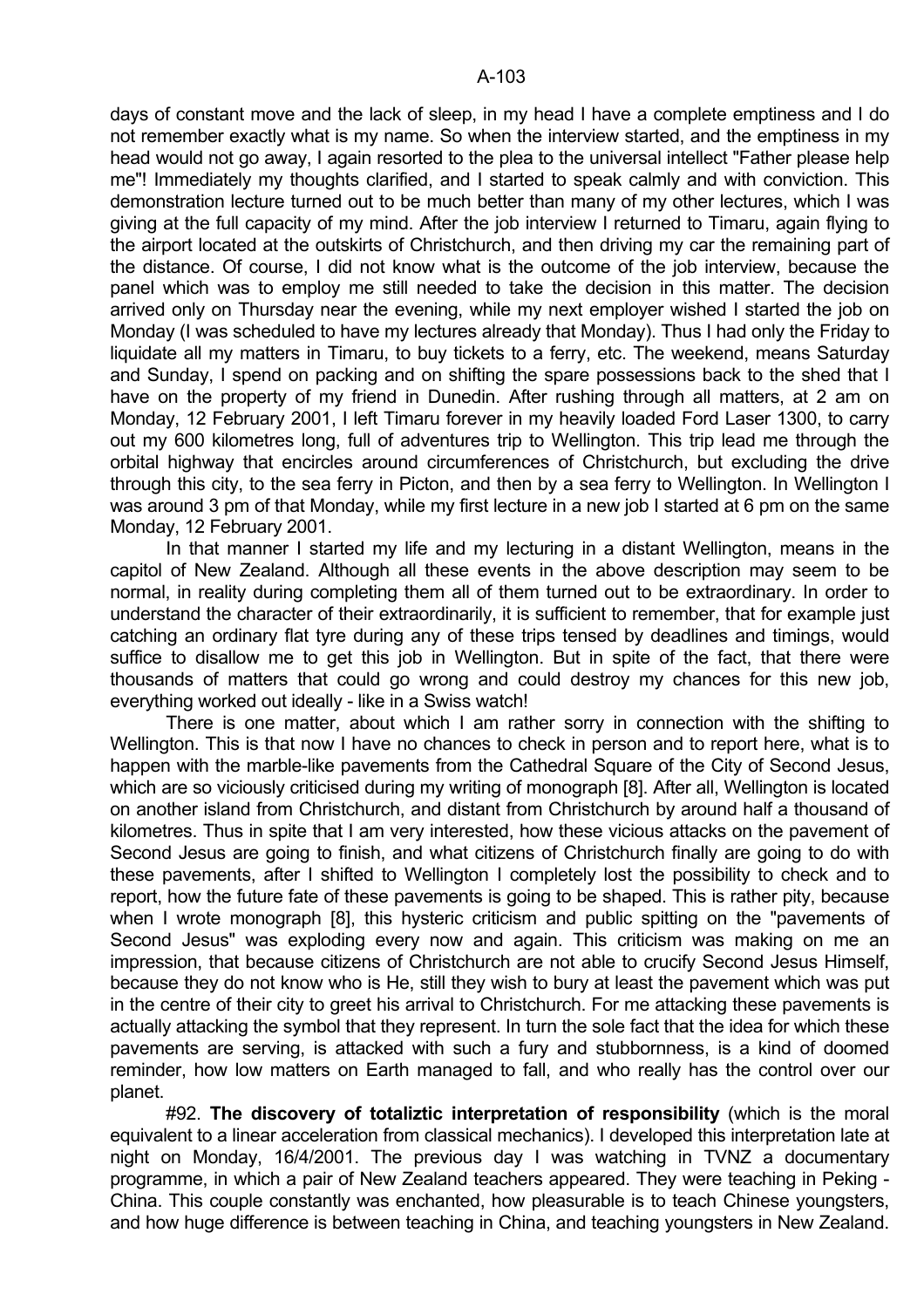days of constant move and the lack of sleep, in my head I have a complete emptiness and I do not remember exactly what is my name. So when the interview started, and the emptiness in my head would not go away, I again resorted to the plea to the universal intellect "Father please help me"! Immediately my thoughts clarified, and I started to speak calmly and with conviction. This demonstration lecture turned out to be much better than many of my other lectures, which I was giving at the full capacity of my mind. After the job interview I returned to Timaru, again flying to the airport located at the outskirts of Christchurch, and then driving my car the remaining part of the distance. Of course, I did not know what is the outcome of the job interview, because the panel which was to employ me still needed to take the decision in this matter. The decision arrived only on Thursday near the evening, while my next employer wished I started the job on Monday (I was scheduled to have my lectures already that Monday). Thus I had only the Friday to liquidate all my matters in Timaru, to buy tickets to a ferry, etc. The weekend, means Saturday and Sunday, I spend on packing and on shifting the spare possessions back to the shed that I have on the property of my friend in Dunedin. After rushing through all matters, at 2 am on Monday, 12 February 2001, I left Timaru forever in my heavily loaded Ford Laser 1300, to carry out my 600 kilometres long, full of adventures trip to Wellington. This trip lead me through the orbital highway that encircles around circumferences of Christchurch, but excluding the drive through this city, to the sea ferry in Picton, and then by a sea ferry to Wellington. In Wellington I was around 3 pm of that Monday, while my first lecture in a new job I started at 6 pm on the same Monday, 12 February 2001.

In that manner I started my life and my lecturing in a distant Wellington, means in the capitol of New Zealand. Although all these events in the above description may seem to be normal, in reality during completing them all of them turned out to be extraordinary. In order to understand the character of their extraordinarily, it is sufficient to remember, that for example just catching an ordinary flat tyre during any of these trips tensed by deadlines and timings, would suffice to disallow me to get this job in Wellington. But in spite of the fact, that there were thousands of matters that could go wrong and could destroy my chances for this new job, everything worked out ideally - like in a Swiss watch!

There is one matter, about which I am rather sorry in connection with the shifting to Wellington. This is that now I have no chances to check in person and to report here, what is to happen with the marble-like pavements from the Cathedral Square of the City of Second Jesus, which are so viciously criticised during my writing of monograph [8]. After all, Wellington is located on another island from Christchurch, and distant from Christchurch by around half a thousand of kilometres. Thus in spite that I am very interested, how these vicious attacks on the pavement of Second Jesus are going to finish, and what citizens of Christchurch finally are going to do with these pavements, after I shifted to Wellington I completely lost the possibility to check and to report, how the future fate of these pavements is going to be shaped. This is rather pity, because when I wrote monograph [8], this hysteric criticism and public spitting on the "pavements of Second Jesus" was exploding every now and again. This criticism was making on me an impression, that because citizens of Christchurch are not able to crucify Second Jesus Himself, because they do not know who is He, still they wish to bury at least the pavement which was put in the centre of their city to greet his arrival to Christchurch. For me attacking these pavements is actually attacking the symbol that they represent. In turn the sole fact that the idea for which these pavements are serving, is attacked with such a fury and stubbornness, is a kind of doomed reminder, how low matters on Earth managed to fall, and who really has the control over our planet.

#92. **The discovery of totaliztic interpretation of responsibility** (which is the moral equivalent to a linear acceleration from classical mechanics). I developed this interpretation late at night on Monday, 16/4/2001. The previous day I was watching in TVNZ a documentary programme, in which a pair of New Zealand teachers appeared. They were teaching in Peking - China. This couple constantly was enchanted, how pleasurable is to teach Chinese youngsters, and how huge difference is between teaching in China, and teaching youngsters in New Zealand.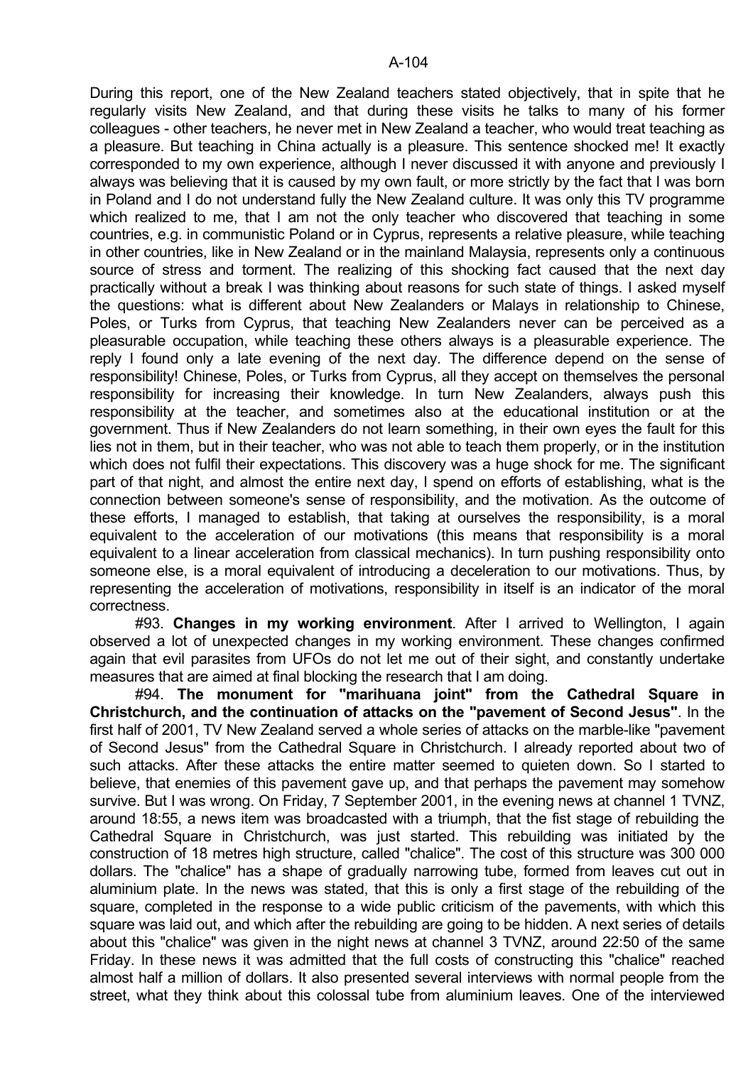During this report, one of the New Zealand teachers stated objectively, that in spite that he regularly visits New Zealand, and that during these visits he talks to many of his former colleagues - other teachers, he never met in New Zealand a teacher, who would treat teaching as a pleasure. But teaching in China actually is a pleasure. This sentence shocked me! It exactly corresponded to my own experience, although I never discussed it with anyone and previously I always was believing that it is caused by my own fault, or more strictly by the fact that I was born in Poland and I do not understand fully the New Zealand culture. It was only this TV programme which realized to me, that I am not the only teacher who discovered that teaching in some countries, e.g. in communistic Poland or in Cyprus, represents a relative pleasure, while teaching in other countries, like in New Zealand or in the mainland Malaysia, represents only a continuous source of stress and torment. The realizing of this shocking fact caused that the next day practically without a break I was thinking about reasons for such state of things. I asked myself the questions: what is different about New Zealanders or Malays in relationship to Chinese, Poles, or Turks from Cyprus, that teaching New Zealanders never can be perceived as a pleasurable occupation, while teaching these others always is a pleasurable experience. The reply I found only a late evening of the next day. The difference depend on the sense of responsibility! Chinese, Poles, or Turks from Cyprus, all they accept on themselves the personal responsibility for increasing their knowledge. In turn New Zealanders, always push this responsibility at the teacher, and sometimes also at the educational institution or at the government. Thus if New Zealanders do not learn something, in their own eyes the fault for this lies not in them, but in their teacher, who was not able to teach them properly, or in the institution which does not fulfil their expectations. This discovery was a huge shock for me. The significant part of that night, and almost the entire next day, I spend on efforts of establishing, what is the connection between someone's sense of responsibility, and the motivation. As the outcome of these efforts, I managed to establish, that taking at ourselves the responsibility, is a moral equivalent to the acceleration of our motivations (this means that responsibility is a moral equivalent to a linear acceleration from classical mechanics). In turn pushing responsibility onto someone else, is a moral equivalent of introducing a deceleration to our motivations. Thus, by representing the acceleration of motivations, responsibility in itself is an indicator of the moral correctness.

#93. **Changes in my working environment**. After I arrived to Wellington, I again observed a lot of unexpected changes in my working environment. These changes confirmed again that evil parasites from UFOs do not let me out of their sight, and constantly undertake measures that are aimed at final blocking the research that I am doing.

#94. **The monument for "marihuana joint" from the Cathedral Square in Christchurch, and the continuation of attacks on the "pavement of Second Jesus"**. In the first half of 2001, TV New Zealand served a whole series of attacks on the marble-like "pavement of Second Jesus" from the Cathedral Square in Christchurch. I already reported about two of such attacks. After these attacks the entire matter seemed to quieten down. So I started to believe, that enemies of this pavement gave up, and that perhaps the pavement may somehow survive. But I was wrong. On Friday, 7 September 2001, in the evening news at channel 1 TVNZ, around 18:55, a news item was broadcasted with a triumph, that the fist stage of rebuilding the Cathedral Square in Christchurch, was just started. This rebuilding was initiated by the construction of 18 metres high structure, called "chalice". The cost of this structure was 300 000 dollars. The "chalice" has a shape of gradually narrowing tube, formed from leaves cut out in aluminium plate. In the news was stated, that this is only a first stage of the rebuilding of the square, completed in the response to a wide public criticism of the pavements, with which this square was laid out, and which after the rebuilding are going to be hidden. A next series of details about this "chalice" was given in the night news at channel 3 TVNZ, around 22:50 of the same Friday. In these news it was admitted that the full costs of constructing this "chalice" reached almost half a million of dollars. It also presented several interviews with normal people from the street, what they think about this colossal tube from aluminium leaves. One of the interviewed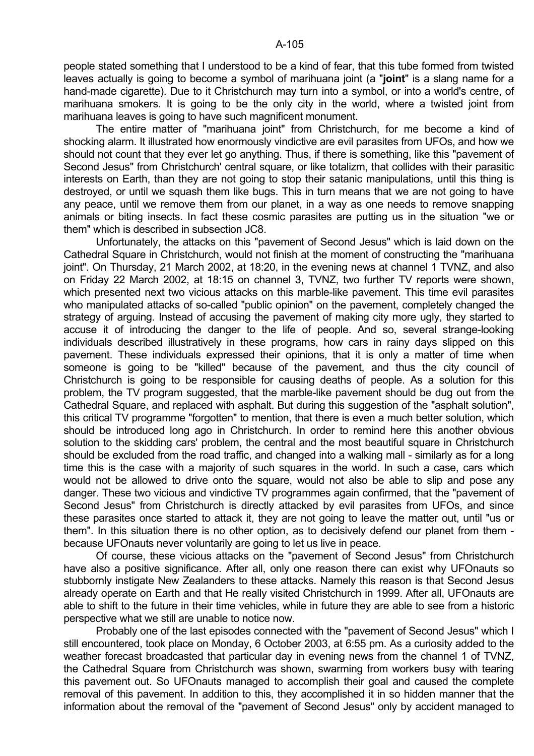people stated something that I understood to be a kind of fear, that this tube formed from twisted leaves actually is going to become a symbol of marihuana joint (a "**joint**" is a slang name for a hand-made cigarette). Due to it Christchurch may turn into a symbol, or into a world's centre, of marihuana smokers. It is going to be the only city in the world, where a twisted joint from marihuana leaves is going to have such magnificent monument.

The entire matter of "marihuana joint" from Christchurch, for me become a kind of shocking alarm. It illustrated how enormously vindictive are evil parasites from UFOs, and how we should not count that they ever let go anything. Thus, if there is something, like this "pavement of Second Jesus" from Christchurch' central square, or like totalizm, that collides with their parasitic interests on Earth, than they are not going to stop their satanic manipulations, until this thing is destroyed, or until we squash them like bugs. This in turn means that we are not going to have any peace, until we remove them from our planet, in a way as one needs to remove snapping animals or biting insects. In fact these cosmic parasites are putting us in the situation "we or them" which is described in subsection JC8.

Unfortunately, the attacks on this "pavement of Second Jesus" which is laid down on the Cathedral Square in Christchurch, would not finish at the moment of constructing the "marihuana joint". On Thursday, 21 March 2002, at 18:20, in the evening news at channel 1 TVNZ, and also on Friday 22 March 2002, at 18:15 on channel 3, TVNZ, two further TV reports were shown, which presented next two vicious attacks on this marble-like pavement. This time evil parasites who manipulated attacks of so-called "public opinion" on the pavement, completely changed the strategy of arguing. Instead of accusing the pavement of making city more ugly, they started to accuse it of introducing the danger to the life of people. And so, several strange-looking individuals described illustratively in these programs, how cars in rainy days slipped on this pavement. These individuals expressed their opinions, that it is only a matter of time when someone is going to be "killed" because of the pavement, and thus the city council of Christchurch is going to be responsible for causing deaths of people. As a solution for this problem, the TV program suggested, that the marble-like pavement should be dug out from the Cathedral Square, and replaced with asphalt. But during this suggestion of the "asphalt solution", this critical TV programme "forgotten" to mention, that there is even a much better solution, which should be introduced long ago in Christchurch. In order to remind here this another obvious solution to the skidding cars' problem, the central and the most beautiful square in Christchurch should be excluded from the road traffic, and changed into a walking mall - similarly as for a long time this is the case with a majority of such squares in the world. In such a case, cars which would not be allowed to drive onto the square, would not also be able to slip and pose any danger. These two vicious and vindictive TV programmes again confirmed, that the "pavement of Second Jesus" from Christchurch is directly attacked by evil parasites from UFOs, and since these parasites once started to attack it, they are not going to leave the matter out, until "us or them". In this situation there is no other option, as to decisively defend our planet from them - because UFOnauts never voluntarily are going to let us live in peace.

Of course, these vicious attacks on the "pavement of Second Jesus" from Christchurch have also a positive significance. After all, only one reason there can exist why UFOnauts so stubbornly instigate New Zealanders to these attacks. Namely this reason is that Second Jesus already operate on Earth and that He really visited Christchurch in 1999. After all, UFOnauts are able to shift to the future in their time vehicles, while in future they are able to see from a historic perspective what we still are unable to notice now.

Probably one of the last episodes connected with the "pavement of Second Jesus" which I still encountered, took place on Monday, 6 October 2003, at 6:55 pm. As a curiosity added to the weather forecast broadcasted that particular day in evening news from the channel 1 of TVNZ, the Cathedral Square from Christchurch was shown, swarming from workers busy with tearing this pavement out. So UFOnauts managed to accomplish their goal and caused the complete removal of this pavement. In addition to this, they accomplished it in so hidden manner that the information about the removal of the "pavement of Second Jesus" only by accident managed to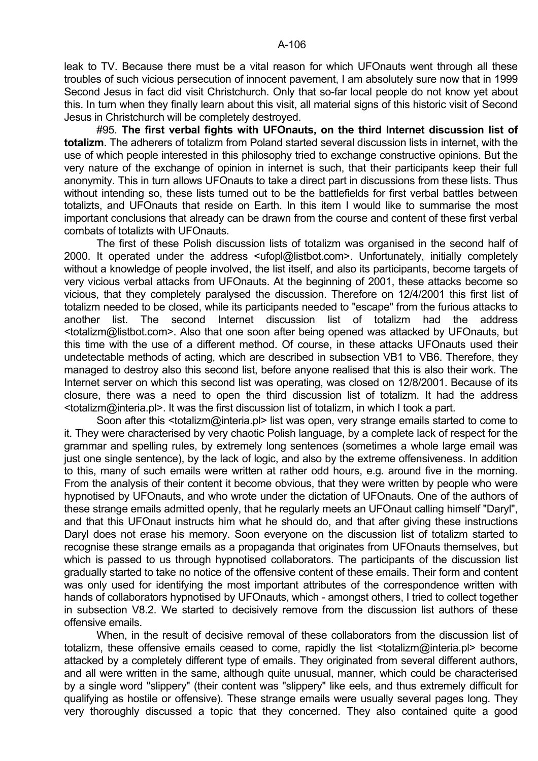leak to TV. Because there must be a vital reason for which UFOnauts went through all these troubles of such vicious persecution of innocent pavement, I am absolutely sure now that in 1999 Second Jesus in fact did visit Christchurch. Only that so-far local people do not know yet about this. In turn when they finally learn about this visit, all material signs of this historic visit of Second Jesus in Christchurch will be completely destroyed.

#95. **The first verbal fights with UFOnauts, on the third Internet discussion list of totalizm**. The adherers of totalizm from Poland started several discussion lists in internet, with the use of which people interested in this philosophy tried to exchange constructive opinions. But the very nature of the exchange of opinion in internet is such, that their participants keep their full anonymity. This in turn allows UFOnauts to take a direct part in discussions from these lists. Thus without intending so, these lists turned out to be the battlefields for first verbal battles between totalizts, and UFOnauts that reside on Earth. In this item I would like to summarise the most important conclusions that already can be drawn from the course and content of these first verbal combats of totalizts with UFOnauts.

The first of these Polish discussion lists of totalizm was organised in the second half of 2000. It operated under the address <ufopl@listbot.com>. Unfortunately, initially completely without a knowledge of people involved, the list itself, and also its participants, become targets of very vicious verbal attacks from UFOnauts. At the beginning of 2001, these attacks become so vicious, that they completely paralysed the discussion. Therefore on 12/4/2001 this first list of totalizm needed to be closed, while its participants needed to "escape" from the furious attacks to another list. The second Internet discussion list of totalizm had the address <totalizm@listbot.com>. Also that one soon after being opened was attacked by UFOnauts, but this time with the use of a different method. Of course, in these attacks UFOnauts used their undetectable methods of acting, which are described in subsection VB1 to VB6. Therefore, they managed to destroy also this second list, before anyone realised that this is also their work. The Internet server on which this second list was operating, was closed on 12/8/2001. Because of its closure, there was a need to open the third discussion list of totalizm. It had the address <totalizm@interia.pl>. It was the first discussion list of totalizm, in which I took a part.

Soon after this <totalizm@interia.pl> list was open, very strange emails started to come to it. They were characterised by very chaotic Polish language, by a complete lack of respect for the grammar and spelling rules, by extremely long sentences (sometimes a whole large email was just one single sentence), by the lack of logic, and also by the extreme offensiveness. In addition to this, many of such emails were written at rather odd hours, e.g. around five in the morning. From the analysis of their content it become obvious, that they were written by people who were hypnotised by UFOnauts, and who wrote under the dictation of UFOnauts. One of the authors of these strange emails admitted openly, that he regularly meets an UFOnaut calling himself "Daryl", and that this UFOnaut instructs him what he should do, and that after giving these instructions Daryl does not erase his memory. Soon everyone on the discussion list of totalizm started to recognise these strange emails as a propaganda that originates from UFOnauts themselves, but which is passed to us through hypnotised collaborators. The participants of the discussion list gradually started to take no notice of the offensive content of these emails. Their form and content was only used for identifying the most important attributes of the correspondence written with hands of collaborators hypnotised by UFOnauts, which - amongst others, I tried to collect together in subsection V8.2. We started to decisively remove from the discussion list authors of these offensive emails.

When, in the result of decisive removal of these collaborators from the discussion list of totalizm, these offensive emails ceased to come, rapidly the list <totalizm@interia.pl> become attacked by a completely different type of emails. They originated from several different authors, and all were written in the same, although quite unusual, manner, which could be characterised by a single word "slippery" (their content was "slippery" like eels, and thus extremely difficult for qualifying as hostile or offensive). These strange emails were usually several pages long. They very thoroughly discussed a topic that they concerned. They also contained quite a good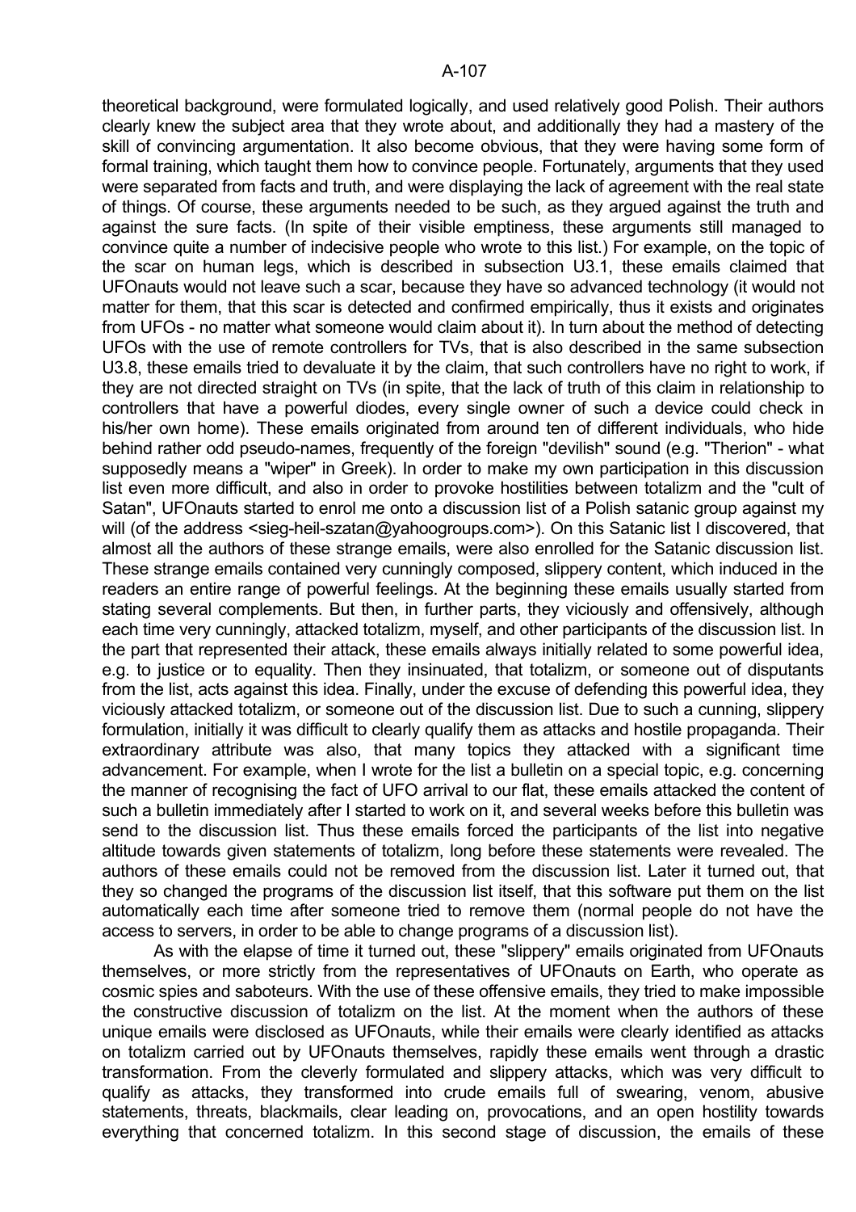theoretical background, were formulated logically, and used relatively good Polish. Their authors clearly knew the subject area that they wrote about, and additionally they had a mastery of the skill of convincing argumentation. It also become obvious, that they were having some form of formal training, which taught them how to convince people. Fortunately, arguments that they used were separated from facts and truth, and were displaying the lack of agreement with the real state of things. Of course, these arguments needed to be such, as they argued against the truth and against the sure facts. (In spite of their visible emptiness, these arguments still managed to convince quite a number of indecisive people who wrote to this list.) For example, on the topic of the scar on human legs, which is described in subsection U3.1, these emails claimed that UFOnauts would not leave such a scar, because they have so advanced technology (it would not matter for them, that this scar is detected and confirmed empirically, thus it exists and originates from UFOs - no matter what someone would claim about it). In turn about the method of detecting UFOs with the use of remote controllers for TVs, that is also described in the same subsection U3.8, these emails tried to devaluate it by the claim, that such controllers have no right to work, if they are not directed straight on TVs (in spite, that the lack of truth of this claim in relationship to controllers that have a powerful diodes, every single owner of such a device could check in his/her own home). These emails originated from around ten of different individuals, who hide behind rather odd pseudo-names, frequently of the foreign "devilish" sound (e.g. "Therion" - what supposedly means a "wiper" in Greek). In order to make my own participation in this discussion list even more difficult, and also in order to provoke hostilities between totalizm and the "cult of Satan", UFOnauts started to enrol me onto a discussion list of a Polish satanic group against my will (of the address <sieg-heil-szatan@yahoogroups.com>). On this Satanic list I discovered, that almost all the authors of these strange emails, were also enrolled for the Satanic discussion list. These strange emails contained very cunningly composed, slippery content, which induced in the readers an entire range of powerful feelings. At the beginning these emails usually started from stating several complements. But then, in further parts, they viciously and offensively, although each time very cunningly, attacked totalizm, myself, and other participants of the discussion list. In the part that represented their attack, these emails always initially related to some powerful idea, e.g. to justice or to equality. Then they insinuated, that totalizm, or someone out of disputants from the list, acts against this idea. Finally, under the excuse of defending this powerful idea, they viciously attacked totalizm, or someone out of the discussion list. Due to such a cunning, slippery formulation, initially it was difficult to clearly qualify them as attacks and hostile propaganda. Their extraordinary attribute was also, that many topics they attacked with a significant time advancement. For example, when I wrote for the list a bulletin on a special topic, e.g. concerning the manner of recognising the fact of UFO arrival to our flat, these emails attacked the content of such a bulletin immediately after I started to work on it, and several weeks before this bulletin was send to the discussion list. Thus these emails forced the participants of the list into negative altitude towards given statements of totalizm, long before these statements were revealed. The authors of these emails could not be removed from the discussion list. Later it turned out, that they so changed the programs of the discussion list itself, that this software put them on the list automatically each time after someone tried to remove them (normal people do not have the access to servers, in order to be able to change programs of a discussion list).

As with the elapse of time it turned out, these "slippery" emails originated from UFOnauts themselves, or more strictly from the representatives of UFOnauts on Earth, who operate as cosmic spies and saboteurs. With the use of these offensive emails, they tried to make impossible the constructive discussion of totalizm on the list. At the moment when the authors of these unique emails were disclosed as UFOnauts, while their emails were clearly identified as attacks on totalizm carried out by UFOnauts themselves, rapidly these emails went through a drastic transformation. From the cleverly formulated and slippery attacks, which was very difficult to qualify as attacks, they transformed into crude emails full of swearing, venom, abusive statements, threats, blackmails, clear leading on, provocations, and an open hostility towards everything that concerned totalizm. In this second stage of discussion, the emails of these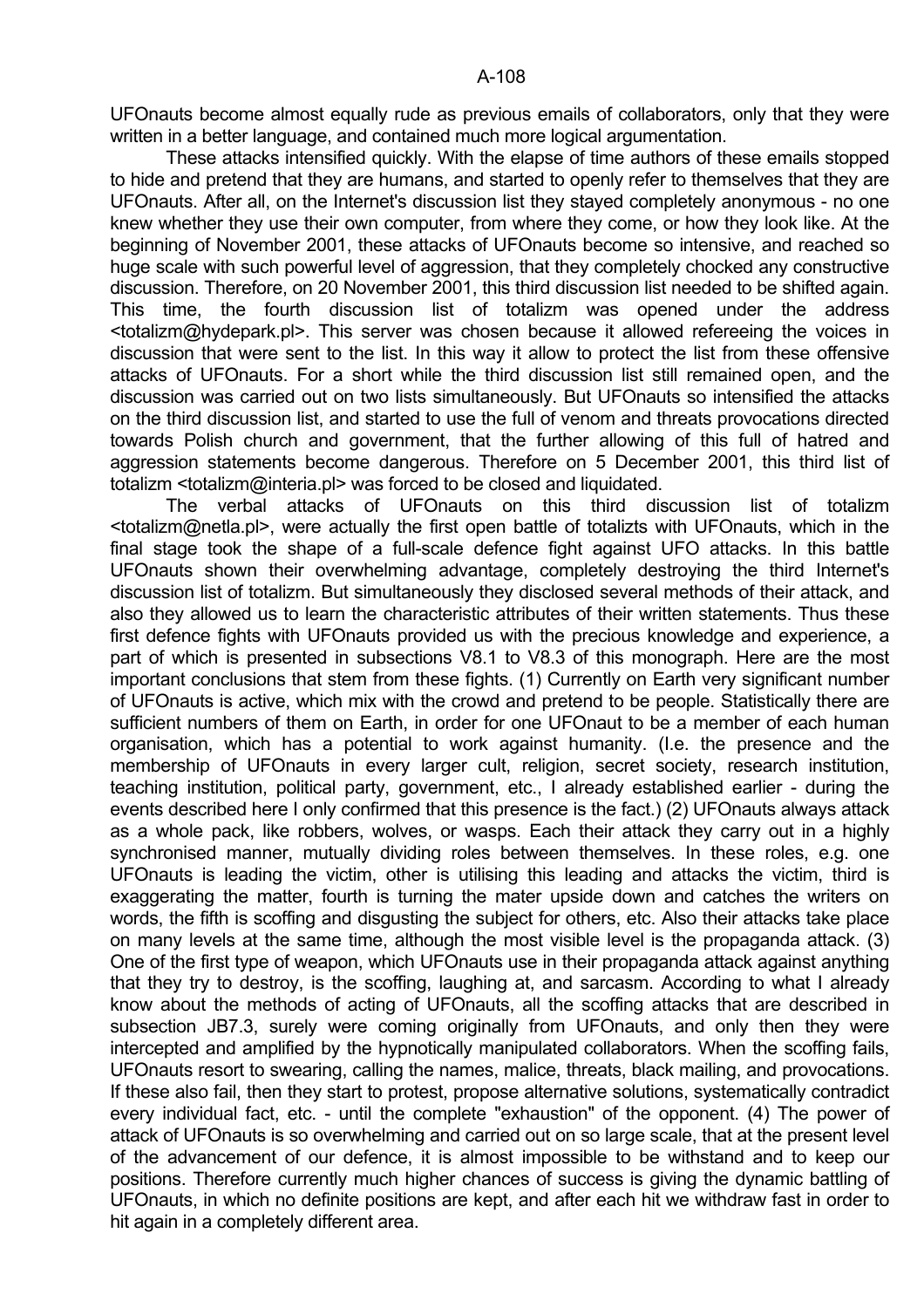UFOnauts become almost equally rude as previous emails of collaborators, only that they were written in a better language, and contained much more logical argumentation.

These attacks intensified quickly. With the elapse of time authors of these emails stopped to hide and pretend that they are humans, and started to openly refer to themselves that they are UFOnauts. After all, on the Internet's discussion list they stayed completely anonymous - no one knew whether they use their own computer, from where they come, or how they look like. At the beginning of November 2001, these attacks of UFOnauts become so intensive, and reached so huge scale with such powerful level of aggression, that they completely chocked any constructive discussion. Therefore, on 20 November 2001, this third discussion list needed to be shifted again. This time, the fourth discussion list of totalizm was opened under the address <totalizm@hydepark.pl>. This server was chosen because it allowed refereeing the voices in discussion that were sent to the list. In this way it allow to protect the list from these offensive attacks of UFOnauts. For a short while the third discussion list still remained open, and the discussion was carried out on two lists simultaneously. But UFOnauts so intensified the attacks on the third discussion list, and started to use the full of venom and threats provocations directed towards Polish church and government, that the further allowing of this full of hatred and aggression statements become dangerous. Therefore on 5 December 2001, this third list of totalizm <totalizm@interia.pl> was forced to be closed and liquidated.

The verbal attacks of UFOnauts on this third discussion list of totalizm <totalizm@netla.pl>, were actually the first open battle of totalizts with UFOnauts, which in the final stage took the shape of a full-scale defence fight against UFO attacks. In this battle UFOnauts shown their overwhelming advantage, completely destroying the third Internet's discussion list of totalizm. But simultaneously they disclosed several methods of their attack, and also they allowed us to learn the characteristic attributes of their written statements. Thus these first defence fights with UFOnauts provided us with the precious knowledge and experience, a part of which is presented in subsections V8.1 to V8.3 of this monograph. Here are the most important conclusions that stem from these fights. (1) Currently on Earth very significant number of UFOnauts is active, which mix with the crowd and pretend to be people. Statistically there are sufficient numbers of them on Earth, in order for one UFOnaut to be a member of each human organisation, which has a potential to work against humanity. (I.e. the presence and the membership of UFOnauts in every larger cult, religion, secret society, research institution, teaching institution, political party, government, etc., I already established earlier - during the events described here I only confirmed that this presence is the fact.) (2) UFOnauts always attack as a whole pack, like robbers, wolves, or wasps. Each their attack they carry out in a highly synchronised manner, mutually dividing roles between themselves. In these roles, e.g. one UFOnauts is leading the victim, other is utilising this leading and attacks the victim, third is exaggerating the matter, fourth is turning the mater upside down and catches the writers on words, the fifth is scoffing and disgusting the subject for others, etc. Also their attacks take place on many levels at the same time, although the most visible level is the propaganda attack. (3) One of the first type of weapon, which UFOnauts use in their propaganda attack against anything that they try to destroy, is the scoffing, laughing at, and sarcasm. According to what I already know about the methods of acting of UFOnauts, all the scoffing attacks that are described in subsection JB7.3, surely were coming originally from UFOnauts, and only then they were intercepted and amplified by the hypnotically manipulated collaborators. When the scoffing fails, UFOnauts resort to swearing, calling the names, malice, threats, black mailing, and provocations. If these also fail, then they start to protest, propose alternative solutions, systematically contradict every individual fact, etc. - until the complete "exhaustion" of the opponent. (4) The power of attack of UFOnauts is so overwhelming and carried out on so large scale, that at the present level of the advancement of our defence, it is almost impossible to be withstand and to keep our positions. Therefore currently much higher chances of success is giving the dynamic battling of UFOnauts, in which no definite positions are kept, and after each hit we withdraw fast in order to hit again in a completely different area.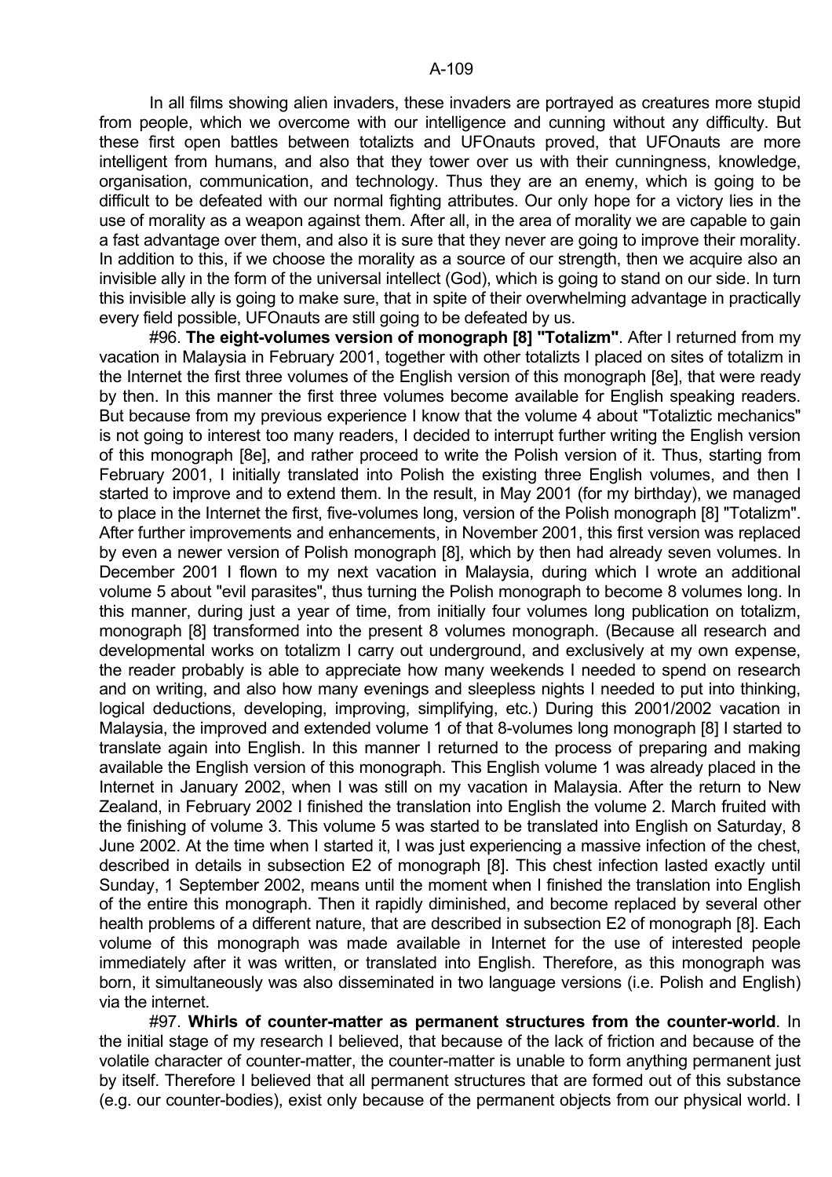In all films showing alien invaders, these invaders are portrayed as creatures more stupid from people, which we overcome with our intelligence and cunning without any difficulty. But these first open battles between totalizts and UFOnauts proved, that UFOnauts are more intelligent from humans, and also that they tower over us with their cunningness, knowledge, organisation, communication, and technology. Thus they are an enemy, which is going to be difficult to be defeated with our normal fighting attributes. Our only hope for a victory lies in the use of morality as a weapon against them. After all, in the area of morality we are capable to gain a fast advantage over them, and also it is sure that they never are going to improve their morality. In addition to this, if we choose the morality as a source of our strength, then we acquire also an invisible ally in the form of the universal intellect (God), which is going to stand on our side. In turn this invisible ally is going to make sure, that in spite of their overwhelming advantage in practically every field possible, UFOnauts are still going to be defeated by us.

#96. **The eight-volumes version of monograph [8] "Totalizm"**. After I returned from my vacation in Malaysia in February 2001, together with other totalizts I placed on sites of totalizm in the Internet the first three volumes of the English version of this monograph [8e], that were ready by then. In this manner the first three volumes become available for English speaking readers. But because from my previous experience I know that the volume 4 about "Totaliztic mechanics" is not going to interest too many readers, I decided to interrupt further writing the English version of this monograph [8e], and rather proceed to write the Polish version of it. Thus, starting from February 2001, I initially translated into Polish the existing three English volumes, and then I started to improve and to extend them. In the result, in May 2001 (for my birthday), we managed to place in the Internet the first, five-volumes long, version of the Polish monograph [8] "Totalizm". After further improvements and enhancements, in November 2001, this first version was replaced by even a newer version of Polish monograph [8], which by then had already seven volumes. In December 2001 I flown to my next vacation in Malaysia, during which I wrote an additional volume 5 about "evil parasites", thus turning the Polish monograph to become 8 volumes long. In this manner, during just a year of time, from initially four volumes long publication on totalizm, monograph [8] transformed into the present 8 volumes monograph. (Because all research and developmental works on totalizm I carry out underground, and exclusively at my own expense, the reader probably is able to appreciate how many weekends I needed to spend on research and on writing, and also how many evenings and sleepless nights I needed to put into thinking, logical deductions, developing, improving, simplifying, etc.) During this 2001/2002 vacation in Malaysia, the improved and extended volume 1 of that 8-volumes long monograph [8] I started to translate again into English. In this manner I returned to the process of preparing and making available the English version of this monograph. This English volume 1 was already placed in the Internet in January 2002, when I was still on my vacation in Malaysia. After the return to New Zealand, in February 2002 I finished the translation into English the volume 2. March fruited with the finishing of volume 3. This volume 5 was started to be translated into English on Saturday, 8 June 2002. At the time when I started it, I was just experiencing a massive infection of the chest, described in details in subsection E2 of monograph [8]. This chest infection lasted exactly until Sunday, 1 September 2002, means until the moment when I finished the translation into English of the entire this monograph. Then it rapidly diminished, and become replaced by several other health problems of a different nature, that are described in subsection E2 of monograph [8]. Each volume of this monograph was made available in Internet for the use of interested people immediately after it was written, or translated into English. Therefore, as this monograph was born, it simultaneously was also disseminated in two language versions (i.e. Polish and English) via the internet.

#97. **Whirls of counter-matter as permanent structures from the counter-world**. In the initial stage of my research I believed, that because of the lack of friction and because of the volatile character of counter-matter, the counter-matter is unable to form anything permanent just by itself. Therefore I believed that all permanent structures that are formed out of this substance (e.g. our counter-bodies), exist only because of the permanent objects from our physical world. I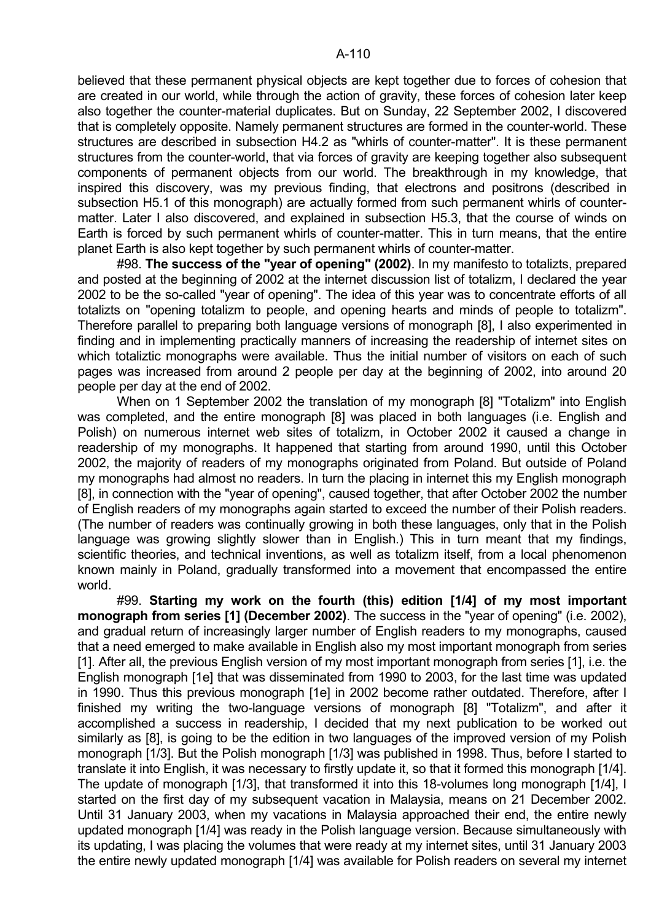believed that these permanent physical objects are kept together due to forces of cohesion that are created in our world, while through the action of gravity, these forces of cohesion later keep also together the counter-material duplicates. But on Sunday, 22 September 2002, I discovered that is completely opposite. Namely permanent structures are formed in the counter-world. These structures are described in subsection H4.2 as "whirls of counter-matter". It is these permanent structures from the counter-world, that via forces of gravity are keeping together also subsequent components of permanent objects from our world. The breakthrough in my knowledge, that inspired this discovery, was my previous finding, that electrons and positrons (described in subsection H5.1 of this monograph) are actually formed from such permanent whirls of counter-matter. Later I also discovered, and explained in subsection H5.3, that the course of winds on Earth is forced by such permanent whirls of counter-matter. This in turn means, that the entire planet Earth is also kept together by such permanent whirls of counter-matter.

#98. **The success of the "year of opening" (2002)**. In my manifesto to totalizts, prepared and posted at the beginning of 2002 at the internet discussion list of totalizm, I declared the year 2002 to be the so-called "year of opening". The idea of this year was to concentrate efforts of all totalizts on "opening totalizm to people, and opening hearts and minds of people to totalizm". Therefore parallel to preparing both language versions of monograph [8], I also experimented in finding and in implementing practically manners of increasing the readership of internet sites on which totaliztic monographs were available. Thus the initial number of visitors on each of such pages was increased from around 2 people per day at the beginning of 2002, into around 20 people per day at the end of 2002.

When on 1 September 2002 the translation of my monograph [8] "Totalizm" into English was completed, and the entire monograph [8] was placed in both languages (i.e. English and Polish) on numerous internet web sites of totalizm, in October 2002 it caused a change in readership of my monographs. It happened that starting from around 1990, until this October 2002, the majority of readers of my monographs originated from Poland. But outside of Poland my monographs had almost no readers. In turn the placing in internet this my English monograph [8], in connection with the "year of opening", caused together, that after October 2002 the number of English readers of my monographs again started to exceed the number of their Polish readers. (The number of readers was continually growing in both these languages, only that in the Polish language was growing slightly slower than in English.) This in turn meant that my findings, scientific theories, and technical inventions, as well as totalizm itself, from a local phenomenon known mainly in Poland, gradually transformed into a movement that encompassed the entire world.

#99. **Starting my work on the fourth (this) edition [1/4] of my most important monograph from series [1] (December 2002)**. The success in the "year of opening" (i.e. 2002), and gradual return of increasingly larger number of English readers to my monographs, caused that a need emerged to make available in English also my most important monograph from series [1]. After all, the previous English version of my most important monograph from series [1], i.e. the English monograph [1e] that was disseminated from 1990 to 2003, for the last time was updated in 1990. Thus this previous monograph [1e] in 2002 become rather outdated. Therefore, after I finished my writing the two-language versions of monograph [8] "Totalizm", and after it accomplished a success in readership, I decided that my next publication to be worked out similarly as [8], is going to be the edition in two languages of the improved version of my Polish monograph [1/3]. But the Polish monograph [1/3] was published in 1998. Thus, before I started to translate it into English, it was necessary to firstly update it, so that it formed this monograph [1/4]. The update of monograph [1/3], that transformed it into this 18-volumes long monograph [1/4], I started on the first day of my subsequent vacation in Malaysia, means on 21 December 2002. Until 31 January 2003, when my vacations in Malaysia approached their end, the entire newly updated monograph [1/4] was ready in the Polish language version. Because simultaneously with its updating, I was placing the volumes that were ready at my internet sites, until 31 January 2003 the entire newly updated monograph [1/4] was available for Polish readers on several my internet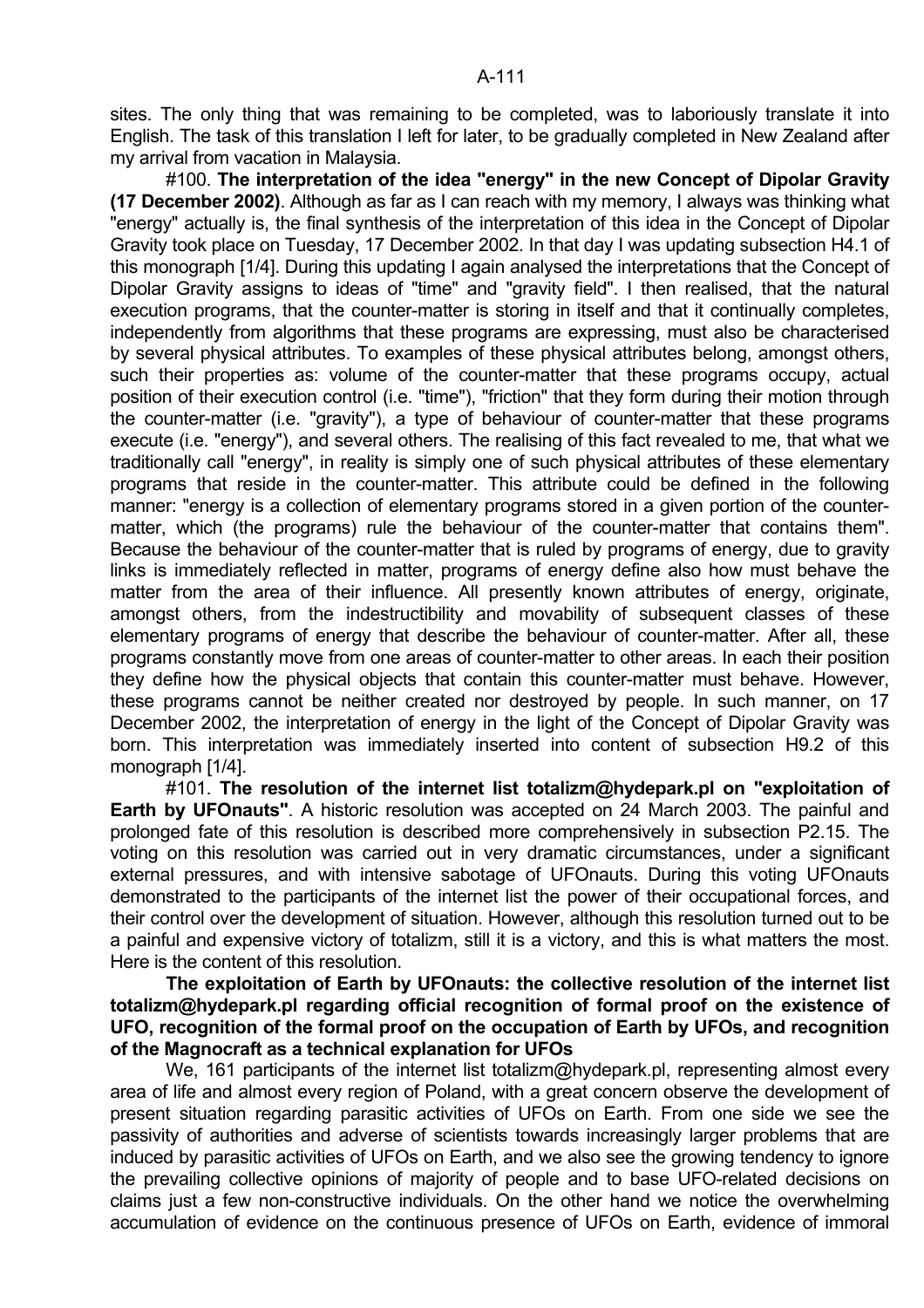sites. The only thing that was remaining to be completed, was to laboriously translate it into English. The task of this translation I left for later, to be gradually completed in New Zealand after my arrival from vacation in Malaysia.

#100. **The interpretation of the idea "energy" in the new Concept of Dipolar Gravity (17 December 2002)**. Although as far as I can reach with my memory, I always was thinking what "energy" actually is, the final synthesis of the interpretation of this idea in the Concept of Dipolar Gravity took place on Tuesday, 17 December 2002. In that day I was updating subsection H4.1 of this monograph [1/4]. During this updating I again analysed the interpretations that the Concept of Dipolar Gravity assigns to ideas of "time" and "gravity field". I then realised, that the natural execution programs, that the counter-matter is storing in itself and that it continually completes, independently from algorithms that these programs are expressing, must also be characterised by several physical attributes. To examples of these physical attributes belong, amongst others, such their properties as: volume of the counter-matter that these programs occupy, actual position of their execution control (i.e. "time"), "friction" that they form during their motion through the counter-matter (i.e. "gravity"), a type of behaviour of counter-matter that these programs execute (i.e. "energy"), and several others. The realising of this fact revealed to me, that what we traditionally call "energy", in reality is simply one of such physical attributes of these elementary programs that reside in the counter-matter. This attribute could be defined in the following manner: "energy is a collection of elementary programs stored in a given portion of the counter-matter, which (the programs) rule the behaviour of the counter-matter that contains them". Because the behaviour of the counter-matter that is ruled by programs of energy, due to gravity links is immediately reflected in matter, programs of energy define also how must behave the matter from the area of their influence. All presently known attributes of energy, originate, amongst others, from the indestructibility and movability of subsequent classes of these elementary programs of energy that describe the behaviour of counter-matter. After all, these programs constantly move from one areas of counter-matter to other areas. In each their position they define how the physical objects that contain this counter-matter must behave. However, these programs cannot be neither created nor destroyed by people. In such manner, on 17 December 2002, the interpretation of energy in the light of the Concept of Dipolar Gravity was born. This interpretation was immediately inserted into content of subsection H9.2 of this monograph [1/4].

#101. **The resolution of the internet list totalizm@hydepark.pl on "exploitation of Earth by UFOnauts"**. A historic resolution was accepted on 24 March 2003. The painful and prolonged fate of this resolution is described more comprehensively in subsection P2.15. The voting on this resolution was carried out in very dramatic circumstances, under a significant external pressures, and with intensive sabotage of UFOnauts. During this voting UFOnauts demonstrated to the participants of the internet list the power of their occupational forces, and their control over the development of situation. However, although this resolution turned out to be a painful and expensive victory of totalizm, still it is a victory, and this is what matters the most. Here is the content of this resolution.

**The exploitation of Earth by UFOnauts: the collective resolution of the internet list totalizm@hydepark.pl regarding official recognition of formal proof on the existence of UFO, recognition of the formal proof on the occupation of Earth by UFOs, and recognition of the Magnocraft as a technical explanation for UFOs**

We, 161 participants of the internet list totalizm@hydepark.pl, representing almost every area of life and almost every region of Poland, with a great concern observe the development of present situation regarding parasitic activities of UFOs on Earth. From one side we see the passivity of authorities and adverse of scientists towards increasingly larger problems that are induced by parasitic activities of UFOs on Earth, and we also see the growing tendency to ignore the prevailing collective opinions of majority of people and to base UFO-related decisions on claims just a few non-constructive individuals. On the other hand we notice the overwhelming accumulation of evidence on the continuous presence of UFOs on Earth, evidence of immoral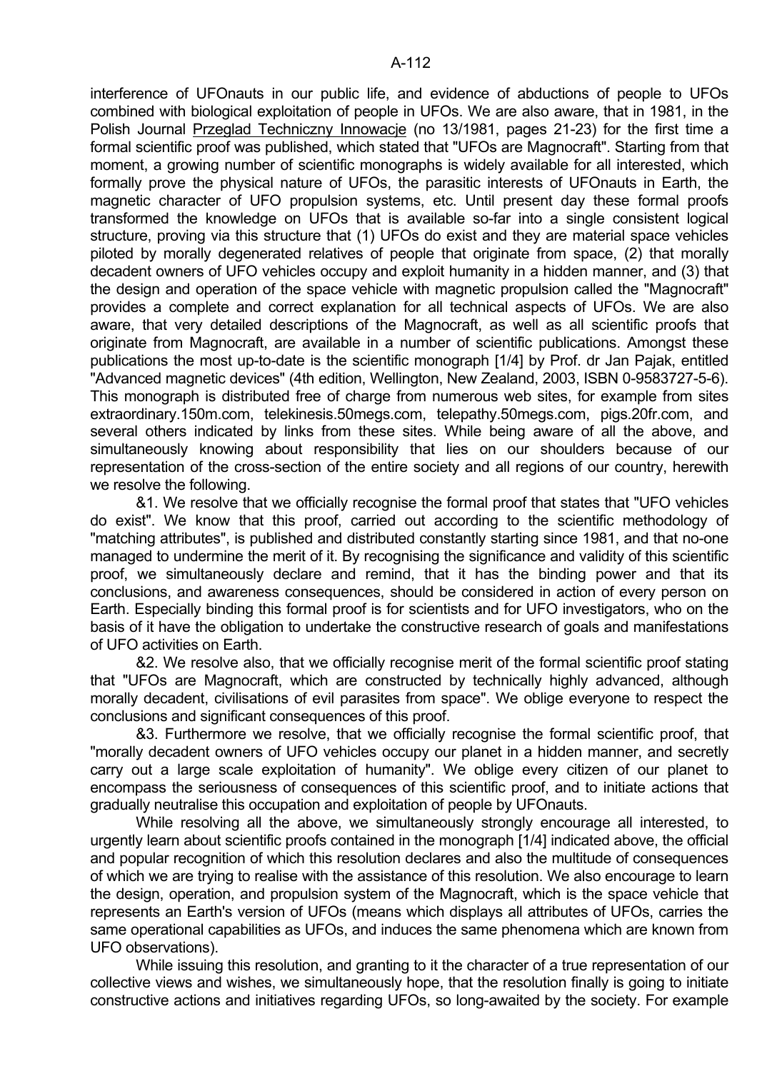interference of UFOnauts in our public life, and evidence of abductions of people to UFOs combined with biological exploitation of people in UFOs. We are also aware, that in 1981, in the Polish Journal Przeglad Techniczny Innowacje (no 13/1981, pages 21-23) for the first time a formal scientific proof was published, which stated that "UFOs are Magnocraft". Starting from that moment, a growing number of scientific monographs is widely available for all interested, which formally prove the physical nature of UFOs, the parasitic interests of UFOnauts in Earth, the magnetic character of UFO propulsion systems, etc. Until present day these formal proofs transformed the knowledge on UFOs that is available so-far into a single consistent logical structure, proving via this structure that (1) UFOs do exist and they are material space vehicles piloted by morally degenerated relatives of people that originate from space, (2) that morally decadent owners of UFO vehicles occupy and exploit humanity in a hidden manner, and (3) that the design and operation of the space vehicle with magnetic propulsion called the "Magnocraft" provides a complete and correct explanation for all technical aspects of UFOs. We are also aware, that very detailed descriptions of the Magnocraft, as well as all scientific proofs that originate from Magnocraft, are available in a number of scientific publications. Amongst these publications the most up-to-date is the scientific monograph [1/4] by Prof. dr Jan Pajak, entitled "Advanced magnetic devices" (4th edition, Wellington, New Zealand, 2003, ISBN 0-9583727-5-6). This monograph is distributed free of charge from numerous web sites, for example from sites extraordinary.150m.com, telekinesis.50megs.com, telepathy.50megs.com, pigs.20fr.com, and several others indicated by links from these sites. While being aware of all the above, and simultaneously knowing about responsibility that lies on our shoulders because of our representation of the cross-section of the entire society and all regions of our country, herewith we resolve the following.

&1. We resolve that we officially recognise the formal proof that states that "UFO vehicles do exist". We know that this proof, carried out according to the scientific methodology of "matching attributes", is published and distributed constantly starting since 1981, and that no-one managed to undermine the merit of it. By recognising the significance and validity of this scientific proof, we simultaneously declare and remind, that it has the binding power and that its conclusions, and awareness consequences, should be considered in action of every person on Earth. Especially binding this formal proof is for scientists and for UFO investigators, who on the basis of it have the obligation to undertake the constructive research of goals and manifestations of UFO activities on Earth.

&2. We resolve also, that we officially recognise merit of the formal scientific proof stating that "UFOs are Magnocraft, which are constructed by technically highly advanced, although morally decadent, civilisations of evil parasites from space". We oblige everyone to respect the conclusions and significant consequences of this proof.

&3. Furthermore we resolve, that we officially recognise the formal scientific proof, that "morally decadent owners of UFO vehicles occupy our planet in a hidden manner, and secretly carry out a large scale exploitation of humanity". We oblige every citizen of our planet to encompass the seriousness of consequences of this scientific proof, and to initiate actions that gradually neutralise this occupation and exploitation of people by UFOnauts.

While resolving all the above, we simultaneously strongly encourage all interested, to urgently learn about scientific proofs contained in the monograph [1/4] indicated above, the official and popular recognition of which this resolution declares and also the multitude of consequences of which we are trying to realise with the assistance of this resolution. We also encourage to learn the design, operation, and propulsion system of the Magnocraft, which is the space vehicle that represents an Earth's version of UFOs (means which displays all attributes of UFOs, carries the same operational capabilities as UFOs, and induces the same phenomena which are known from UFO observations).

While issuing this resolution, and granting to it the character of a true representation of our collective views and wishes, we simultaneously hope, that the resolution finally is going to initiate constructive actions and initiatives regarding UFOs, so long-awaited by the society. For example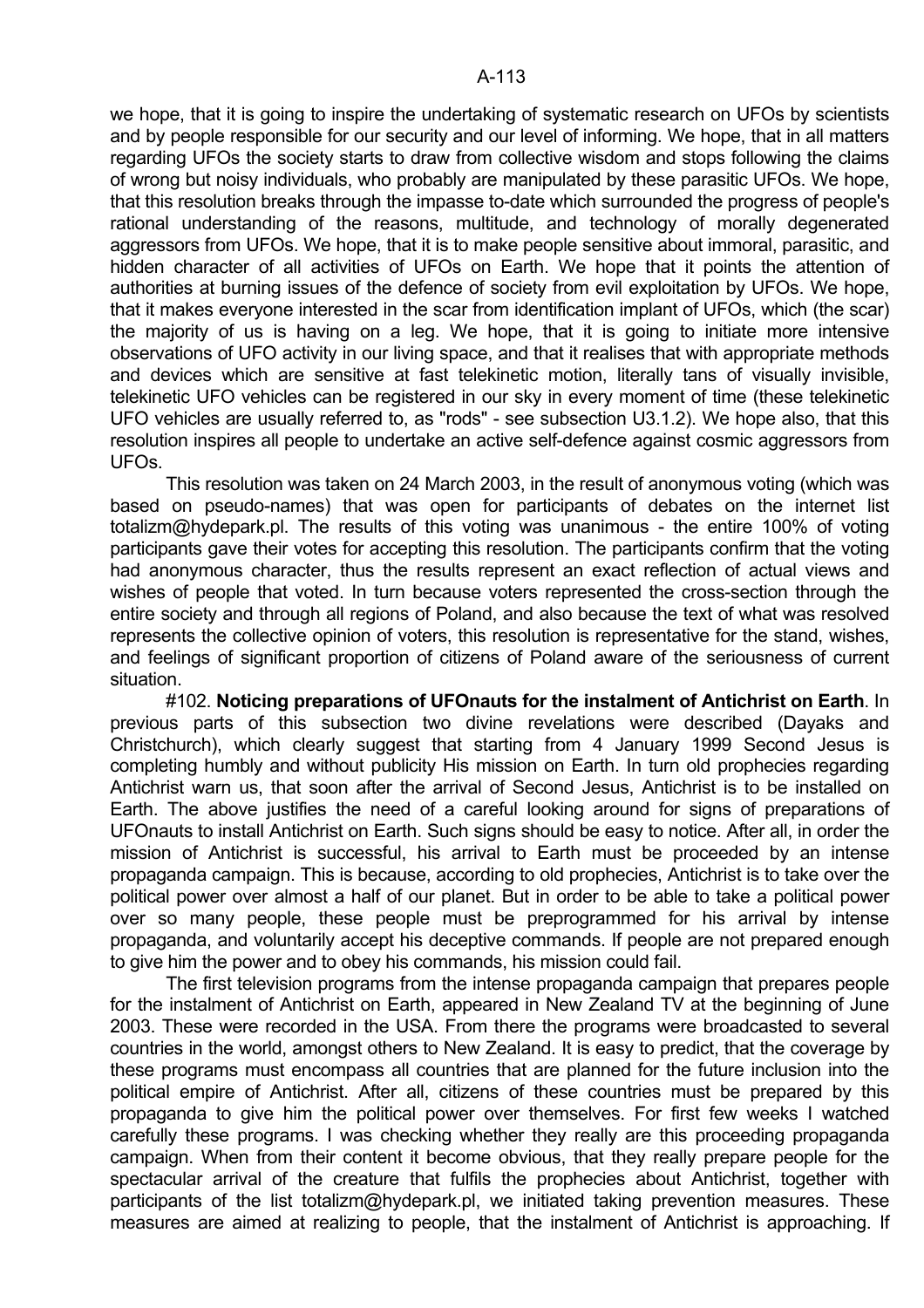we hope, that it is going to inspire the undertaking of systematic research on UFOs by scientists and by people responsible for our security and our level of informing. We hope, that in all matters regarding UFOs the society starts to draw from collective wisdom and stops following the claims of wrong but noisy individuals, who probably are manipulated by these parasitic UFOs. We hope, that this resolution breaks through the impasse to-date which surrounded the progress of people's rational understanding of the reasons, multitude, and technology of morally degenerated aggressors from UFOs. We hope, that it is to make people sensitive about immoral, parasitic, and hidden character of all activities of UFOs on Earth. We hope that it points the attention of authorities at burning issues of the defence of society from evil exploitation by UFOs. We hope, that it makes everyone interested in the scar from identification implant of UFOs, which (the scar) the majority of us is having on a leg. We hope, that it is going to initiate more intensive observations of UFO activity in our living space, and that it realises that with appropriate methods and devices which are sensitive at fast telekinetic motion, literally tans of visually invisible, telekinetic UFO vehicles can be registered in our sky in every moment of time (these telekinetic UFO vehicles are usually referred to, as "rods" - see subsection U3.1.2). We hope also, that this resolution inspires all people to undertake an active self-defence against cosmic aggressors from UFOs.

This resolution was taken on 24 March 2003, in the result of anonymous voting (which was based on pseudo-names) that was open for participants of debates on the internet list totalizm@hydepark.pl. The results of this voting was unanimous - the entire 100% of voting participants gave their votes for accepting this resolution. The participants confirm that the voting had anonymous character, thus the results represent an exact reflection of actual views and wishes of people that voted. In turn because voters represented the cross-section through the entire society and through all regions of Poland, and also because the text of what was resolved represents the collective opinion of voters, this resolution is representative for the stand, wishes, and feelings of significant proportion of citizens of Poland aware of the seriousness of current situation.

#102. **Noticing preparations of UFOnauts for the instalment of Antichrist on Earth**. In previous parts of this subsection two divine revelations were described (Dayaks and Christchurch), which clearly suggest that starting from 4 January 1999 Second Jesus is completing humbly and without publicity His mission on Earth. In turn old prophecies regarding Antichrist warn us, that soon after the arrival of Second Jesus, Antichrist is to be installed on Earth. The above justifies the need of a careful looking around for signs of preparations of UFOnauts to install Antichrist on Earth. Such signs should be easy to notice. After all, in order the mission of Antichrist is successful, his arrival to Earth must be proceeded by an intense propaganda campaign. This is because, according to old prophecies, Antichrist is to take over the political power over almost a half of our planet. But in order to be able to take a political power over so many people, these people must be preprogrammed for his arrival by intense propaganda, and voluntarily accept his deceptive commands. If people are not prepared enough to give him the power and to obey his commands, his mission could fail.

The first television programs from the intense propaganda campaign that prepares people for the instalment of Antichrist on Earth, appeared in New Zealand TV at the beginning of June 2003. These were recorded in the USA. From there the programs were broadcasted to several countries in the world, amongst others to New Zealand. It is easy to predict, that the coverage by these programs must encompass all countries that are planned for the future inclusion into the political empire of Antichrist. After all, citizens of these countries must be prepared by this propaganda to give him the political power over themselves. For first few weeks I watched carefully these programs. I was checking whether they really are this proceeding propaganda campaign. When from their content it become obvious, that they really prepare people for the spectacular arrival of the creature that fulfils the prophecies about Antichrist, together with participants of the list totalizm@hydepark.pl, we initiated taking prevention measures. These measures are aimed at realizing to people, that the instalment of Antichrist is approaching. If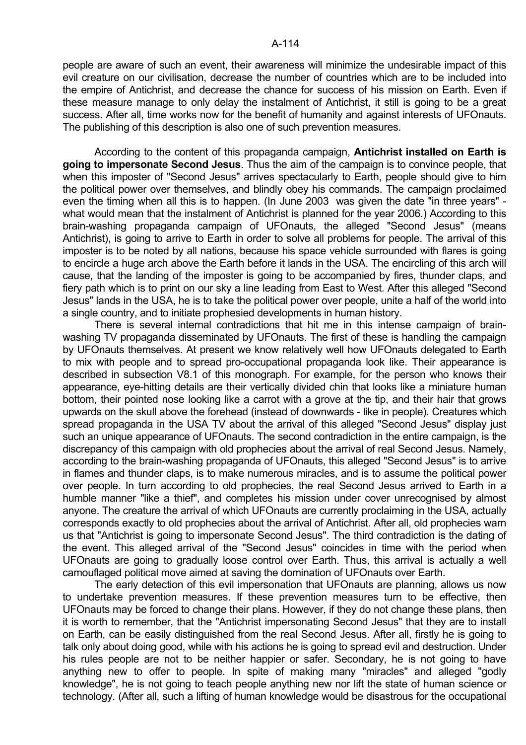people are aware of such an event, their awareness will minimize the undesirable impact of this evil creature on our civilisation, decrease the number of countries which are to be included into the empire of Antichrist, and decrease the chance for success of his mission on Earth. Even if these measure manage to only delay the instalment of Antichrist, it still is going to be a great success. After all, time works now for the benefit of humanity and against interests of UFOnauts. The publishing of this description is also one of such prevention measures.

According to the content of this propaganda campaign, **Antichrist installed on Earth is going to impersonate Second Jesus**. Thus the aim of the campaign is to convince people, that when this imposter of "Second Jesus" arrives spectacularly to Earth, people should give to him the political power over themselves, and blindly obey his commands. The campaign proclaimed even the timing when all this is to happen. (In June 2003 was given the date "in three years" - what would mean that the instalment of Antichrist is planned for the year 2006.) According to this brain-washing propaganda campaign of UFOnauts, the alleged "Second Jesus" (means Antichrist), is going to arrive to Earth in order to solve all problems for people. The arrival of this imposter is to be noted by all nations, because his space vehicle surrounded with flares is going to encircle a huge arch above the Earth before it lands in the USA. The encircling of this arch will cause, that the landing of the imposter is going to be accompanied by fires, thunder claps, and fiery path which is to print on our sky a line leading from East to West. After this alleged "Second Jesus" lands in the USA, he is to take the political power over people, unite a half of the world into a single country, and to initiate prophesied developments in human history.

There is several internal contradictions that hit me in this intense campaign of brain-washing TV propaganda disseminated by UFOnauts. The first of these is handling the campaign by UFOnauts themselves. At present we know relatively well how UFOnauts delegated to Earth to mix with people and to spread pro-occupational propaganda look like. Their appearance is described in subsection V8.1 of this monograph. For example, for the person who knows their appearance, eye-hitting details are their vertically divided chin that looks like a miniature human bottom, their pointed nose looking like a carrot with a grove at the tip, and their hair that grows upwards on the skull above the forehead (instead of downwards - like in people). Creatures which spread propaganda in the USA TV about the arrival of this alleged "Second Jesus" display just such an unique appearance of UFOnauts. The second contradiction in the entire campaign, is the discrepancy of this campaign with old prophecies about the arrival of real Second Jesus. Namely, according to the brain-washing propaganda of UFOnauts, this alleged "Second Jesus" is to arrive in flames and thunder claps, is to make numerous miracles, and is to assume the political power over people. In turn according to old prophecies, the real Second Jesus arrived to Earth in a humble manner "like a thief", and completes his mission under cover unrecognised by almost anyone. The creature the arrival of which UFOnauts are currently proclaiming in the USA, actually corresponds exactly to old prophecies about the arrival of Antichrist. After all, old prophecies warn us that "Antichrist is going to impersonate Second Jesus". The third contradiction is the dating of the event. This alleged arrival of the "Second Jesus" coincides in time with the period when UFOnauts are going to gradually loose control over Earth. Thus, this arrival is actually a well camouflaged political move aimed at saving the domination of UFOnauts over Earth.

The early detection of this evil impersonation that UFOnauts are planning, allows us now to undertake prevention measures. If these prevention measures turn to be effective, then UFOnauts may be forced to change their plans. However, if they do not change these plans, then it is worth to remember, that the "Antichrist impersonating Second Jesus" that they are to install on Earth, can be easily distinguished from the real Second Jesus. After all, firstly he is going to talk only about doing good, while with his actions he is going to spread evil and destruction. Under his rules people are not to be neither happier or safer. Secondary, he is not going to have anything new to offer to people. In spite of making many "miracles" and alleged "godly knowledge", he is not going to teach people anything new nor lift the state of human science or technology. (After all, such a lifting of human knowledge would be disastrous for the occupational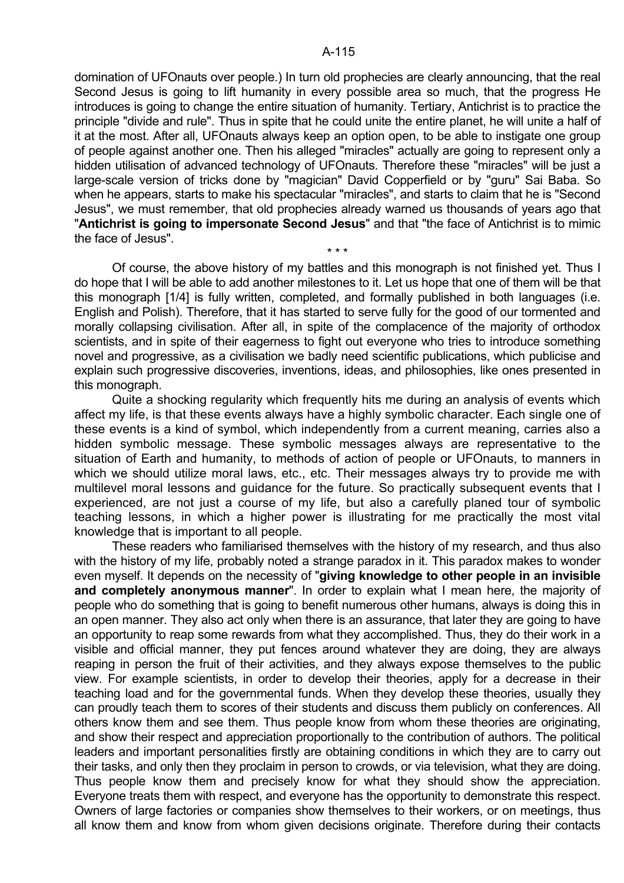domination of UFOnauts over people.) In turn old prophecies are clearly announcing, that the real Second Jesus is going to lift humanity in every possible area so much, that the progress He introduces is going to change the entire situation of humanity. Tertiary, Antichrist is to practice the principle "divide and rule". Thus in spite that he could unite the entire planet, he will unite a half of it at the most. After all, UFOnauts always keep an option open, to be able to instigate one group of people against another one. Then his alleged "miracles" actually are going to represent only a hidden utilisation of advanced technology of UFOnauts. Therefore these "miracles" will be just a large-scale version of tricks done by "magician" David Copperfield or by "guru" Sai Baba. So when he appears, starts to make his spectacular "miracles", and starts to claim that he is "Second Jesus", we must remember, that old prophecies already warned us thousands of years ago that "**Antichrist is going to impersonate Second Jesus**" and that "the face of Antichrist is to mimic the face of Jesus".

\* \* \*

Of course, the above history of my battles and this monograph is not finished yet. Thus I do hope that I will be able to add another milestones to it. Let us hope that one of them will be that this monograph [1/4] is fully written, completed, and formally published in both languages (i.e. English and Polish). Therefore, that it has started to serve fully for the good of our tormented and morally collapsing civilisation. After all, in spite of the complacence of the majority of orthodox scientists, and in spite of their eagerness to fight out everyone who tries to introduce something novel and progressive, as a civilisation we badly need scientific publications, which publicise and explain such progressive discoveries, inventions, ideas, and philosophies, like ones presented in this monograph.

Quite a shocking regularity which frequently hits me during an analysis of events which affect my life, is that these events always have a highly symbolic character. Each single one of these events is a kind of symbol, which independently from a current meaning, carries also a hidden symbolic message. These symbolic messages always are representative to the situation of Earth and humanity, to methods of action of people or UFOnauts, to manners in which we should utilize moral laws, etc., etc. Their messages always try to provide me with multilevel moral lessons and guidance for the future. So practically subsequent events that I experienced, are not just a course of my life, but also a carefully planed tour of symbolic teaching lessons, in which a higher power is illustrating for me practically the most vital knowledge that is important to all people.

These readers who familiarised themselves with the history of my research, and thus also with the history of my life, probably noted a strange paradox in it. This paradox makes to wonder even myself. It depends on the necessity of "**giving knowledge to other people in an invisible and completely anonymous manner**". In order to explain what I mean here, the majority of people who do something that is going to benefit numerous other humans, always is doing this in an open manner. They also act only when there is an assurance, that later they are going to have an opportunity to reap some rewards from what they accomplished. Thus, they do their work in a visible and official manner, they put fences around whatever they are doing, they are always reaping in person the fruit of their activities, and they always expose themselves to the public view. For example scientists, in order to develop their theories, apply for a decrease in their teaching load and for the governmental funds. When they develop these theories, usually they can proudly teach them to scores of their students and discuss them publicly on conferences. All others know them and see them. Thus people know from whom these theories are originating, and show their respect and appreciation proportionally to the contribution of authors. The political leaders and important personalities firstly are obtaining conditions in which they are to carry out their tasks, and only then they proclaim in person to crowds, or via television, what they are doing. Thus people know them and precisely know for what they should show the appreciation. Everyone treats them with respect, and everyone has the opportunity to demonstrate this respect. Owners of large factories or companies show themselves to their workers, or on meetings, thus all know them and know from whom given decisions originate. Therefore during their contacts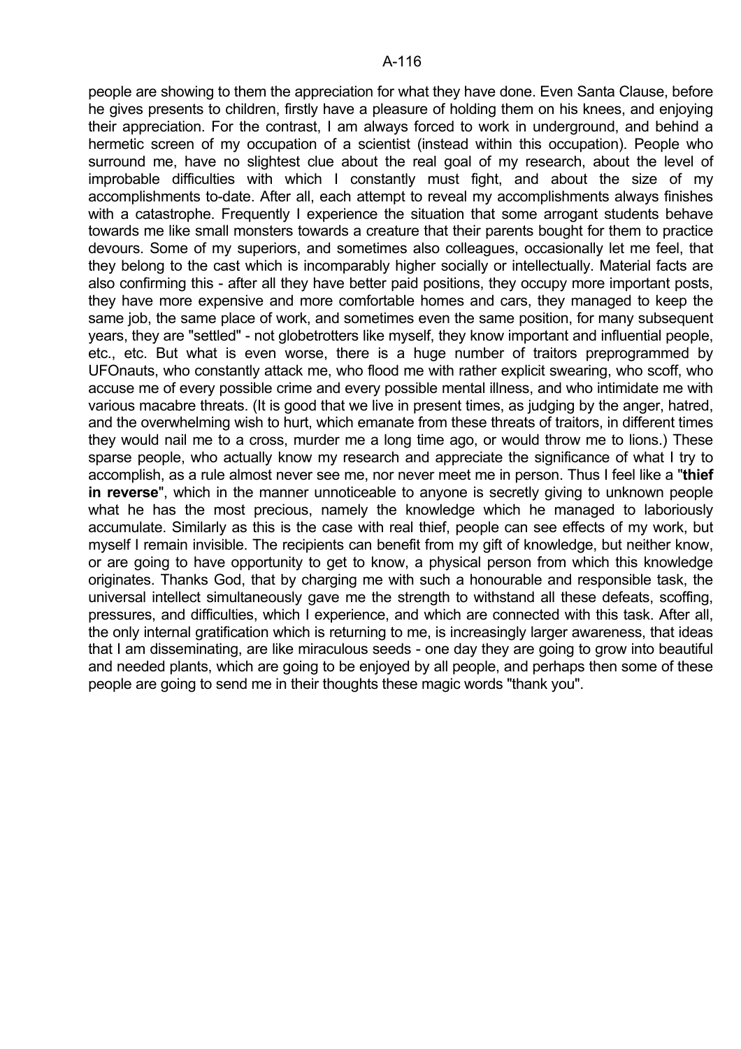people are showing to them the appreciation for what they have done. Even Santa Clause, before he gives presents to children, firstly have a pleasure of holding them on his knees, and enjoying their appreciation. For the contrast, I am always forced to work in underground, and behind a hermetic screen of my occupation of a scientist (instead within this occupation). People who surround me, have no slightest clue about the real goal of my research, about the level of improbable difficulties with which I constantly must fight, and about the size of my accomplishments to-date. After all, each attempt to reveal my accomplishments always finishes with a catastrophe. Frequently I experience the situation that some arrogant students behave towards me like small monsters towards a creature that their parents bought for them to practice devours. Some of my superiors, and sometimes also colleagues, occasionally let me feel, that they belong to the cast which is incomparably higher socially or intellectually. Material facts are also confirming this - after all they have better paid positions, they occupy more important posts, they have more expensive and more comfortable homes and cars, they managed to keep the same job, the same place of work, and sometimes even the same position, for many subsequent years, they are "settled" - not globetrotters like myself, they know important and influential people, etc., etc. But what is even worse, there is a huge number of traitors preprogrammed by UFOnauts, who constantly attack me, who flood me with rather explicit swearing, who scoff, who accuse me of every possible crime and every possible mental illness, and who intimidate me with various macabre threats. (It is good that we live in present times, as judging by the anger, hatred, and the overwhelming wish to hurt, which emanate from these threats of traitors, in different times they would nail me to a cross, murder me a long time ago, or would throw me to lions.) These sparse people, who actually know my research and appreciate the significance of what I try to accomplish, as a rule almost never see me, nor never meet me in person. Thus I feel like a "**thief in reverse**", which in the manner unnoticeable to anyone is secretly giving to unknown people what he has the most precious, namely the knowledge which he managed to laboriously accumulate. Similarly as this is the case with real thief, people can see effects of my work, but myself I remain invisible. The recipients can benefit from my gift of knowledge, but neither know, or are going to have opportunity to get to know, a physical person from which this knowledge originates. Thanks God, that by charging me with such a honourable and responsible task, the universal intellect simultaneously gave me the strength to withstand all these defeats, scoffing, pressures, and difficulties, which I experience, and which are connected with this task. After all, the only internal gratification which is returning to me, is increasingly larger awareness, that ideas that I am disseminating, are like miraculous seeds - one day they are going to grow into beautiful and needed plants, which are going to be enjoyed by all people, and perhaps then some of these people are going to send me in their thoughts these magic words "thank you".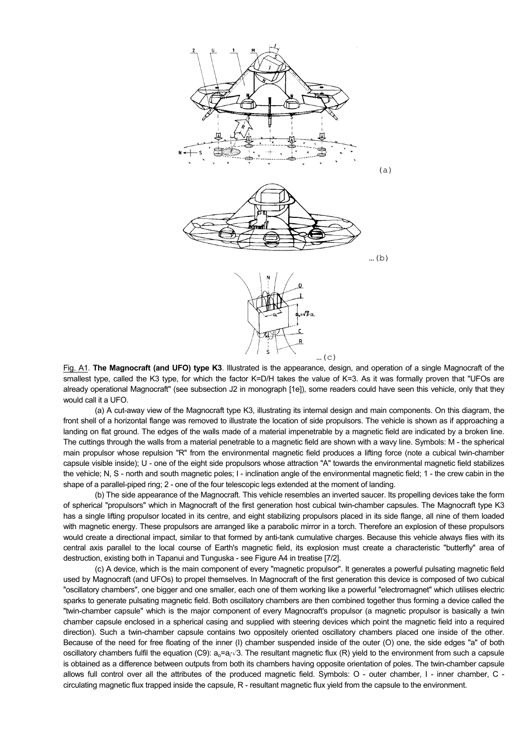(a)

... (b)

... (c)

Fig. A1. **The Magnocraft (and UFO) type K3**. Illustrated is the appearance, design, and operation of a single Magnocraft of the smallest type, called the K3 type, for which the factor K=D/H takes the value of K=3. As it was formally proven that "UFOs are already operational Magnocraft" (see subsection J2 in monograph [1e]), some readers could have seen this vehicle, only that they would call it a UFO.

(a) A cut-away view of the Magnocraft type K3, illustrating its internal design and main components. On this diagram, the front shell of a horizontal flange was removed to illustrate the location of side propulsors. The vehicle is shown as if approaching a landing on flat ground. The edges of the walls made of a material impenetrable by a magnetic field are indicated by a broken line. The cuttings through the walls from a material penetrable to a magnetic field are shown with a wavy line. Symbols: M - the spherical main propulsor whose repulsion "R" from the environmental magnetic field produces a lifting force (note a cubical twin-chamber capsule visible inside); U - one of the eight side propulsors whose attraction "A" towards the environmental magnetic field stabilizes the vehicle; N, S - north and south magnetic poles; I - inclination angle of the environmental magnetic field; 1 - the crew cabin in the shape of a parallel-piped ring; 2 - one of the four telescopic legs extended at the moment of landing.

(b) The side appearance of the Magnocraft. This vehicle resembles an inverted saucer. Its propelling devices take the form of spherical "propulsors" which in Magnocraft of the first generation host cubical twin-chamber capsules. The Magnocraft type K3 has a single lifting propulsor located in its centre, and eight stabilizing propulsors placed in its side flange, all nine of them loaded with magnetic energy. These propulsors are arranged like a parabolic mirror in a torch. Therefore an explosion of these propulsors would create a directional impact, similar to that formed by anti-tank cumulative charges. Because this vehicle always flies with its central axis parallel to the local course of Earth's magnetic field, its explosion must create a characteristic "butterfly" area of destruction, existing both in Tapanui and Tunguska - see Figure A4 in treatise [7/2].

(c) A device, which is the main component of every "magnetic propulsor". It generates a powerful pulsating magnetic field used by Magnocraft (and UFOs) to propel themselves. In Magnocraft of the first generation this device is composed of two cubical "oscillatory chambers", one bigger and one smaller, each one of them working like a powerful "electromagnet" which utilises electric sparks to generate pulsating magnetic field. Both oscillatory chambers are then combined together thus forming a device called the "twin-chamber capsule" which is the major component of every Magnocraft's propulsor (a magnetic propulsor is basically a twin chamber capsule enclosed in a spherical casing and supplied with steering devices which point the magnetic field into a required direction). Such a twin-chamber capsule contains two oppositely oriented oscillatory chambers placed one inside of the other. Because of the need for free floating of the inner (I) chamber suspended inside of the outer (O) one, the side edges "a" of both oscillatory chambers fulfil the equation (C9): $a_o = a_i \cdot \sqrt{3}$. The resultant magnetic flux (R) yield to the environment from such a capsule is obtained as a difference between outputs from both its chambers having opposite orientation of poles. The twin-chamber capsule allows full control over all the attributes of the produced magnetic field. Symbols: O - outer chamber, I - inner chamber, C - circulating magnetic flux trapped inside the capsule, R - resultant magnetic flux yield from the capsule to the environment.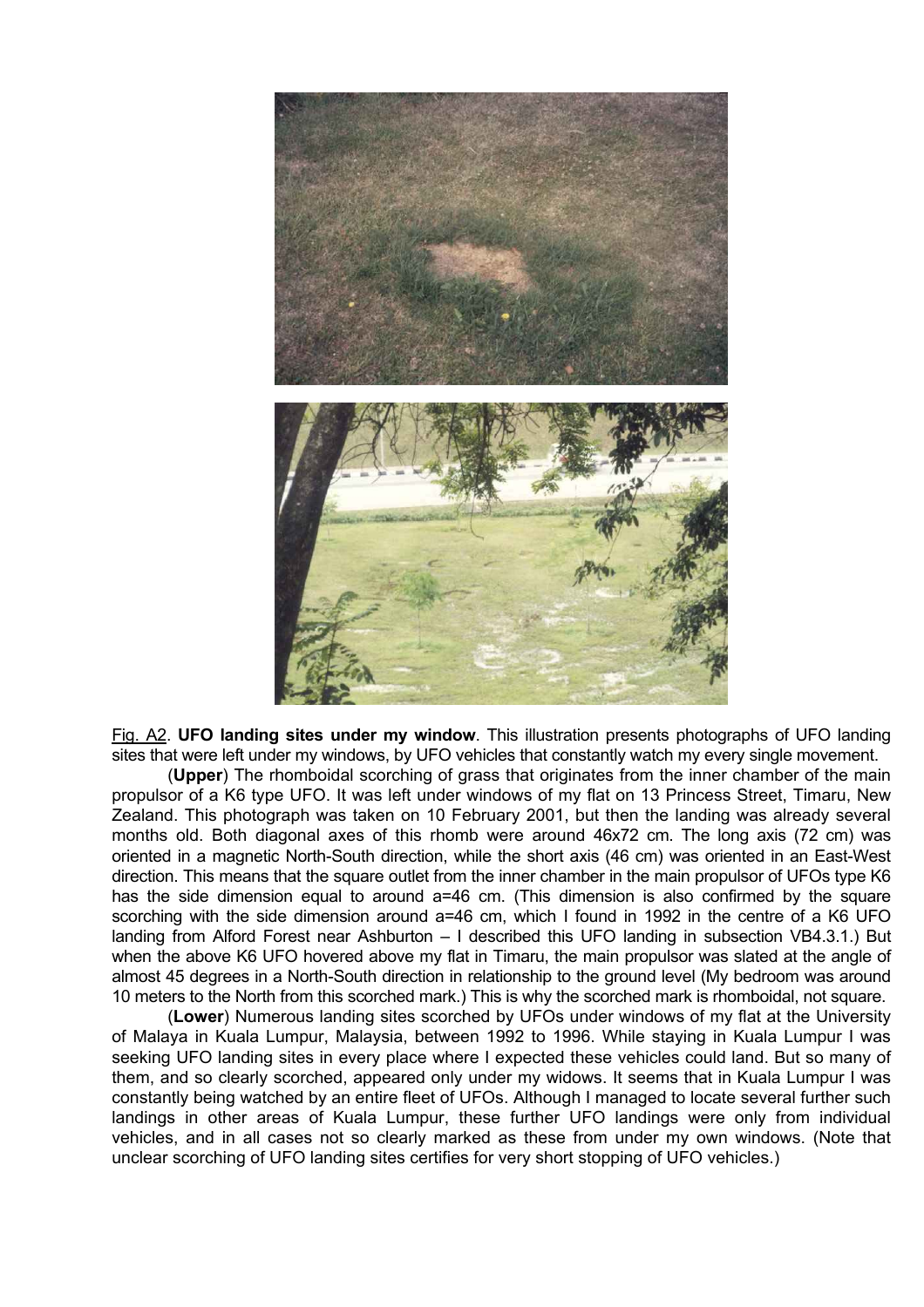Fig. A2. **UFO landing sites under my window**. This illustration presents photographs of UFO landing sites that were left under my windows, by UFO vehicles that constantly watch my every single movement.

(**Upper**) The rhomboidal scorching of grass that originates from the inner chamber of the main propulsor of a K6 type UFO. It was left under windows of my flat on 13 Princess Street, Timaru, New Zealand. This photograph was taken on 10 February 2001, but then the landing was already several months old. Both diagonal axes of this rhomb were around 46x72 cm. The long axis (72 cm) was oriented in a magnetic North-South direction, while the short axis (46 cm) was oriented in an East-West direction. This means that the square outlet from the inner chamber in the main propulsor of UFOs type K6 has the side dimension equal to around a=46 cm. (This dimension is also confirmed by the square scorching with the side dimension around a=46 cm, which I found in 1992 in the centre of a K6 UFO landing from Alford Forest near Ashburton – I described this UFO landing in subsection VB4.3.1.) But when the above K6 UFO hovered above my flat in Timaru, the main propulsor was slated at the angle of almost 45 degrees in a North-South direction in relationship to the ground level (My bedroom was around 10 meters to the North from this scorched mark.) This is why the scorched mark is rhomboidal, not square.

(**Lower**) Numerous landing sites scorched by UFOs under windows of my flat at the University of Malaya in Kuala Lumpur, Malaysia, between 1992 to 1996. While staying in Kuala Lumpur I was seeking UFO landing sites in every place where I expected these vehicles could land. But so many of them, and so clearly scorched, appeared only under my widows. It seems that in Kuala Lumpur I was constantly being watched by an entire fleet of UFOs. Although I managed to locate several further such landings in other areas of Kuala Lumpur, these further UFO landings were only from individual vehicles, and in all cases not so clearly marked as these from under my own windows. (Note that unclear scorching of UFO landing sites certifies for very short stopping of UFO vehicles.)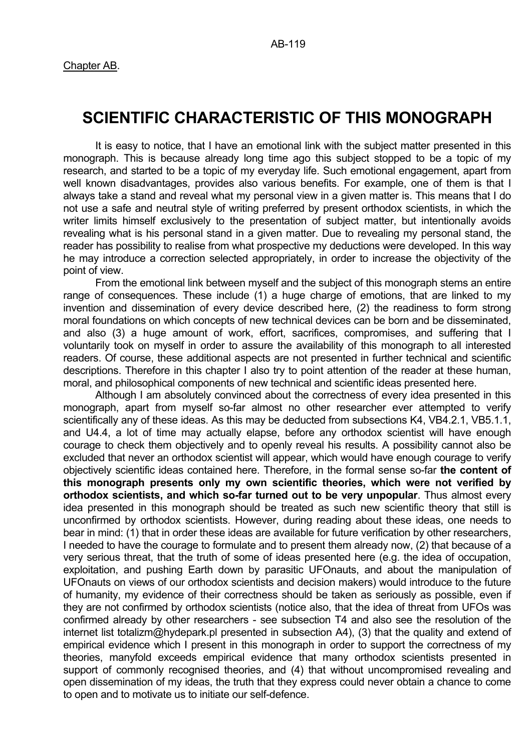Chapter AB.

# SCIENTIFIC CHARACTERISTIC OF THIS MONOGRAPH

It is easy to notice, that I have an emotional link with the subject matter presented in this monograph. This is because already long time ago this subject stopped to be a topic of my research, and started to be a topic of my everyday life. Such emotional engagement, apart from well known disadvantages, provides also various benefits. For example, one of them is that I always take a stand and reveal what my personal view in a given matter is. This means that I do not use a safe and neutral style of writing preferred by present orthodox scientists, in which the writer limits himself exclusively to the presentation of subject matter, but intentionally avoids revealing what is his personal stand in a given matter. Due to revealing my personal stand, the reader has possibility to realise from what prospective my deductions were developed. In this way he may introduce a correction selected appropriately, in order to increase the objectivity of the point of view.

From the emotional link between myself and the subject of this monograph stems an entire range of consequences. These include (1) a huge charge of emotions, that are linked to my invention and dissemination of every device described here, (2) the readiness to form strong moral foundations on which concepts of new technical devices can be born and be disseminated, and also (3) a huge amount of work, effort, sacrifices, compromises, and suffering that I voluntarily took on myself in order to assure the availability of this monograph to all interested readers. Of course, these additional aspects are not presented in further technical and scientific descriptions. Therefore in this chapter I also try to point attention of the reader at these human, moral, and philosophical components of new technical and scientific ideas presented here.

Although I am absolutely convinced about the correctness of every idea presented in this monograph, apart from myself so-far almost no other researcher ever attempted to verify scientifically any of these ideas. As this may be deducted from subsections K4, VB4.2.1, VB5.1.1, and U4.4, a lot of time may actually elapse, before any orthodox scientist will have enough courage to check them objectively and to openly reveal his results. A possibility cannot also be excluded that never an orthodox scientist will appear, which would have enough courage to verify objectively scientific ideas contained here. Therefore, in the formal sense so-far **the content of this monograph presents only my own scientific theories, which were not verified by orthodox scientists, and which so-far turned out to be very unpopular**. Thus almost every idea presented in this monograph should be treated as such new scientific theory that still is unconfirmed by orthodox scientists. However, during reading about these ideas, one needs to bear in mind: (1) that in order these ideas are available for future verification by other researchers, I needed to have the courage to formulate and to present them already now, (2) that because of a very serious threat, that the truth of some of ideas presented here (e.g. the idea of occupation, exploitation, and pushing Earth down by parasitic UFOnauts, and about the manipulation of UFOnauts on views of our orthodox scientists and decision makers) would introduce to the future of humanity, my evidence of their correctness should be taken as seriously as possible, even if they are not confirmed by orthodox scientists (notice also, that the idea of threat from UFOs was confirmed already by other researchers - see subsection T4 and also see the resolution of the internet list totalizm@hydepark.pl presented in subsection A4), (3) that the quality and extend of empirical evidence which I present in this monograph in order to support the correctness of my theories, manyfold exceeds empirical evidence that many orthodox scientists presented in support of commonly recognised theories, and (4) that without uncompromised revealing and open dissemination of my ideas, the truth that they express could never obtain a chance to come to open and to motivate us to initiate our self-defence.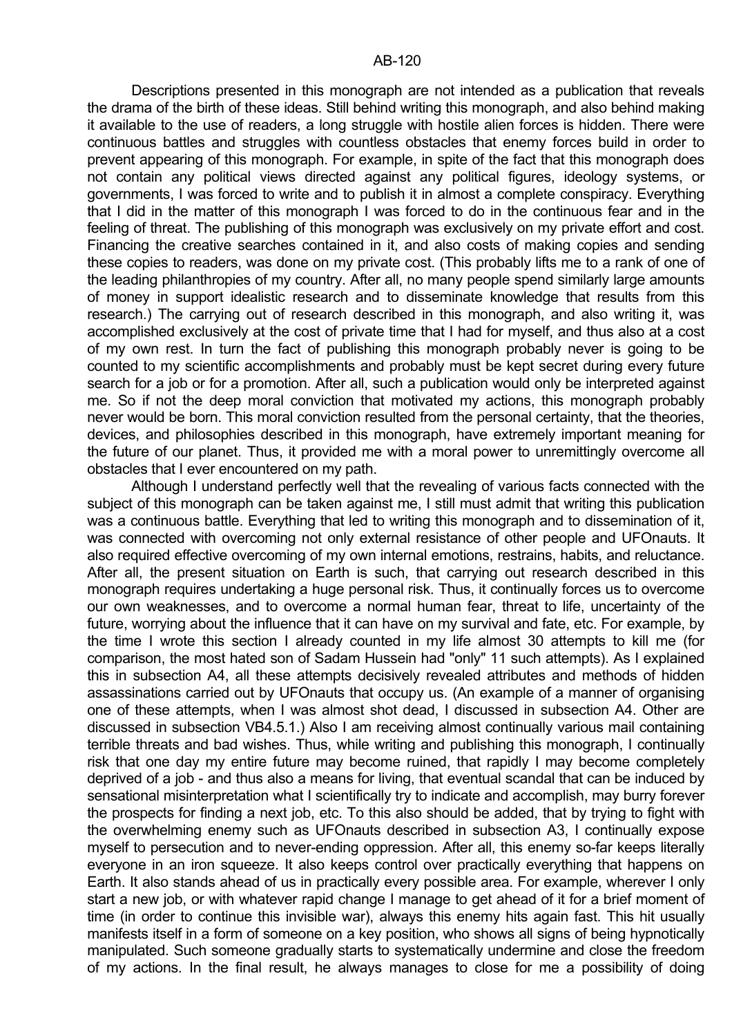Descriptions presented in this monograph are not intended as a publication that reveals the drama of the birth of these ideas. Still behind writing this monograph, and also behind making it available to the use of readers, a long struggle with hostile alien forces is hidden. There were continuous battles and struggles with countless obstacles that enemy forces build in order to prevent appearing of this monograph. For example, in spite of the fact that this monograph does not contain any political views directed against any political figures, ideology systems, or governments, I was forced to write and to publish it in almost a complete conspiracy. Everything that I did in the matter of this monograph I was forced to do in the continuous fear and in the feeling of threat. The publishing of this monograph was exclusively on my private effort and cost. Financing the creative searches contained in it, and also costs of making copies and sending these copies to readers, was done on my private cost. (This probably lifts me to a rank of one of the leading philanthropies of my country. After all, no many people spend similarly large amounts of money in support idealistic research and to disseminate knowledge that results from this research.) The carrying out of research described in this monograph, and also writing it, was accomplished exclusively at the cost of private time that I had for myself, and thus also at a cost of my own rest. In turn the fact of publishing this monograph probably never is going to be counted to my scientific accomplishments and probably must be kept secret during every future search for a job or for a promotion. After all, such a publication would only be interpreted against me. So if not the deep moral conviction that motivated my actions, this monograph probably never would be born. This moral conviction resulted from the personal certainty, that the theories, devices, and philosophies described in this monograph, have extremely important meaning for the future of our planet. Thus, it provided me with a moral power to unremittingly overcome all obstacles that I ever encountered on my path.

Although I understand perfectly well that the revealing of various facts connected with the subject of this monograph can be taken against me, I still must admit that writing this publication was a continuous battle. Everything that led to writing this monograph and to dissemination of it, was connected with overcoming not only external resistance of other people and UFOnauts. It also required effective overcoming of my own internal emotions, restrains, habits, and reluctance. After all, the present situation on Earth is such, that carrying out research described in this monograph requires undertaking a huge personal risk. Thus, it continually forces us to overcome our own weaknesses, and to overcome a normal human fear, threat to life, uncertainty of the future, worrying about the influence that it can have on my survival and fate, etc. For example, by the time I wrote this section I already counted in my life almost 30 attempts to kill me (for comparison, the most hated son of Sadam Hussein had "only" 11 such attempts). As I explained this in subsection A4, all these attempts decisively revealed attributes and methods of hidden assassinations carried out by UFOnauts that occupy us. (An example of a manner of organising one of these attempts, when I was almost shot dead, I discussed in subsection A4. Other are discussed in subsection VB4.5.1.) Also I am receiving almost continually various mail containing terrible threats and bad wishes. Thus, while writing and publishing this monograph, I continually risk that one day my entire future may become ruined, that rapidly I may become completely deprived of a job - and thus also a means for living, that eventual scandal that can be induced by sensational misinterpretation what I scientifically try to indicate and accomplish, may burry forever the prospects for finding a next job, etc. To this also should be added, that by trying to fight with the overwhelming enemy such as UFOnauts described in subsection A3, I continually expose myself to persecution and to never-ending oppression. After all, this enemy so-far keeps literally everyone in an iron squeeze. It also keeps control over practically everything that happens on Earth. It also stands ahead of us in practically every possible area. For example, wherever I only start a new job, or with whatever rapid change I manage to get ahead of it for a brief moment of time (in order to continue this invisible war), always this enemy hits again fast. This hit usually manifests itself in a form of someone on a key position, who shows all signs of being hypnotically manipulated. Such someone gradually starts to systematically undermine and close the freedom of my actions. In the final result, he always manages to close for me a possibility of doing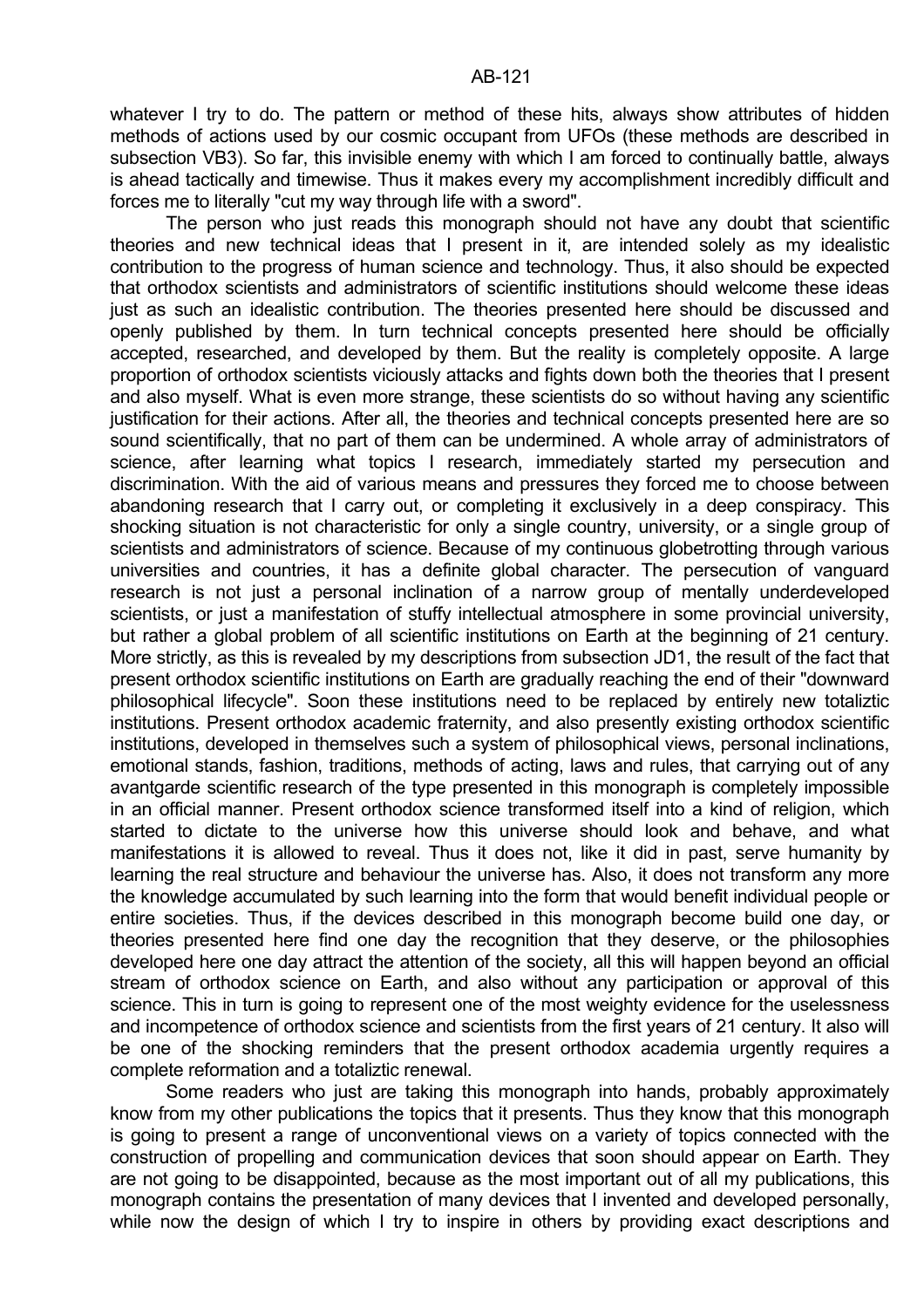whatever I try to do. The pattern or method of these hits, always show attributes of hidden methods of actions used by our cosmic occupant from UFOs (these methods are described in subsection VB3). So far, this invisible enemy with which I am forced to continually battle, always is ahead tactically and timewise. Thus it makes every my accomplishment incredibly difficult and forces me to literally "cut my way through life with a sword".

The person who just reads this monograph should not have any doubt that scientific theories and new technical ideas that I present in it, are intended solely as my idealistic contribution to the progress of human science and technology. Thus, it also should be expected that orthodox scientists and administrators of scientific institutions should welcome these ideas just as such an idealistic contribution. The theories presented here should be discussed and openly published by them. In turn technical concepts presented here should be officially accepted, researched, and developed by them. But the reality is completely opposite. A large proportion of orthodox scientists viciously attacks and fights down both the theories that I present and also myself. What is even more strange, these scientists do so without having any scientific justification for their actions. After all, the theories and technical concepts presented here are so sound scientifically, that no part of them can be undermined. A whole array of administrators of science, after learning what topics I research, immediately started my persecution and discrimination. With the aid of various means and pressures they forced me to choose between abandoning research that I carry out, or completing it exclusively in a deep conspiracy. This shocking situation is not characteristic for only a single country, university, or a single group of scientists and administrators of science. Because of my continuous globetrotting through various universities and countries, it has a definite global character. The persecution of vanguard research is not just a personal inclination of a narrow group of mentally underdeveloped scientists, or just a manifestation of stuffy intellectual atmosphere in some provincial university, but rather a global problem of all scientific institutions on Earth at the beginning of 21 century. More strictly, as this is revealed by my descriptions from subsection JD1, the result of the fact that present orthodox scientific institutions on Earth are gradually reaching the end of their "downward philosophical lifecycle". Soon these institutions need to be replaced by entirely new totaliztic institutions. Present orthodox academic fraternity, and also presently existing orthodox scientific institutions, developed in themselves such a system of philosophical views, personal inclinations, emotional stands, fashion, traditions, methods of acting, laws and rules, that carrying out of any avantgarde scientific research of the type presented in this monograph is completely impossible in an official manner. Present orthodox science transformed itself into a kind of religion, which started to dictate to the universe how this universe should look and behave, and what manifestations it is allowed to reveal. Thus it does not, like it did in past, serve humanity by learning the real structure and behaviour the universe has. Also, it does not transform any more the knowledge accumulated by such learning into the form that would benefit individual people or entire societies. Thus, if the devices described in this monograph become build one day, or theories presented here find one day the recognition that they deserve, or the philosophies developed here one day attract the attention of the society, all this will happen beyond an official stream of orthodox science on Earth, and also without any participation or approval of this science. This in turn is going to represent one of the most weighty evidence for the uselessness and incompetence of orthodox science and scientists from the first years of 21 century. It also will be one of the shocking reminders that the present orthodox academia urgently requires a complete reformation and a totaliztic renewal.

Some readers who just are taking this monograph into hands, probably approximately know from my other publications the topics that it presents. Thus they know that this monograph is going to present a range of unconventional views on a variety of topics connected with the construction of propelling and communication devices that soon should appear on Earth. They are not going to be disappointed, because as the most important out of all my publications, this monograph contains the presentation of many devices that I invented and developed personally, while now the design of which I try to inspire in others by providing exact descriptions and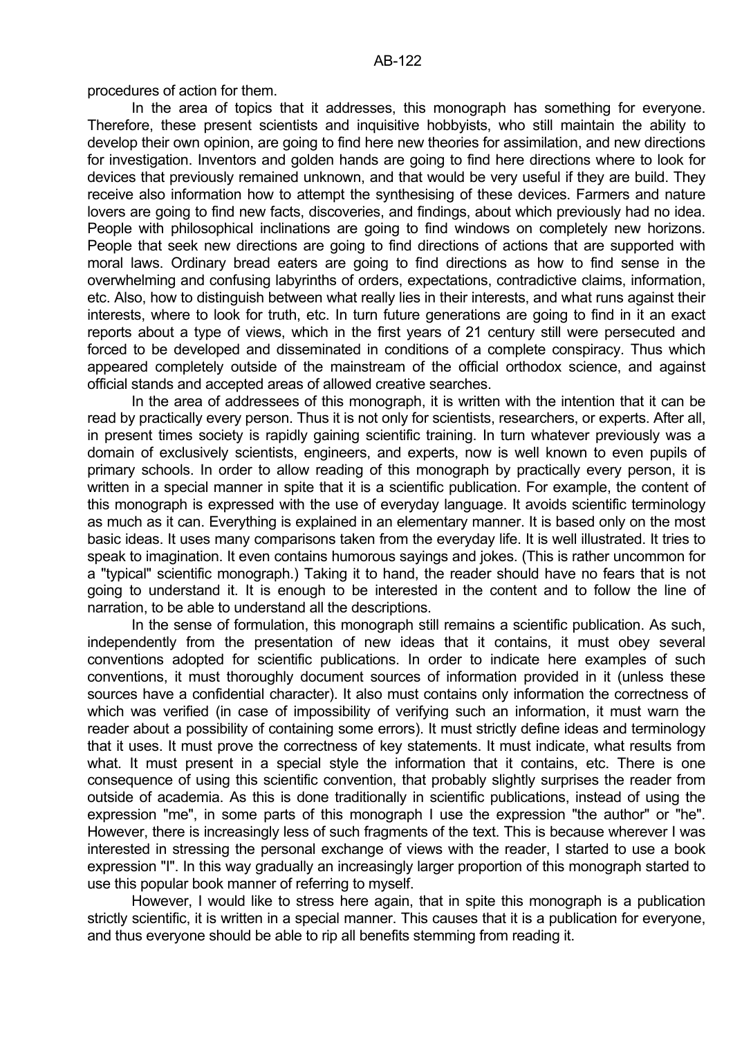procedures of action for them.

In the area of topics that it addresses, this monograph has something for everyone. Therefore, these present scientists and inquisitive hobbyists, who still maintain the ability to develop their own opinion, are going to find here new theories for assimilation, and new directions for investigation. Inventors and golden hands are going to find here directions where to look for devices that previously remained unknown, and that would be very useful if they are build. They receive also information how to attempt the synthesising of these devices. Farmers and nature lovers are going to find new facts, discoveries, and findings, about which previously had no idea. People with philosophical inclinations are going to find windows on completely new horizons. People that seek new directions are going to find directions of actions that are supported with moral laws. Ordinary bread eaters are going to find directions as how to find sense in the overwhelming and confusing labyrinths of orders, expectations, contradictive claims, information, etc. Also, how to distinguish between what really lies in their interests, and what runs against their interests, where to look for truth, etc. In turn future generations are going to find in it an exact reports about a type of views, which in the first years of 21 century still were persecuted and forced to be developed and disseminated in conditions of a complete conspiracy. Thus which appeared completely outside of the mainstream of the official orthodox science, and against official stands and accepted areas of allowed creative searches.

In the area of addressees of this monograph, it is written with the intention that it can be read by practically every person. Thus it is not only for scientists, researchers, or experts. After all, in present times society is rapidly gaining scientific training. In turn whatever previously was a domain of exclusively scientists, engineers, and experts, now is well known to even pupils of primary schools. In order to allow reading of this monograph by practically every person, it is written in a special manner in spite that it is a scientific publication. For example, the content of this monograph is expressed with the use of everyday language. It avoids scientific terminology as much as it can. Everything is explained in an elementary manner. It is based only on the most basic ideas. It uses many comparisons taken from the everyday life. It is well illustrated. It tries to speak to imagination. It even contains humorous sayings and jokes. (This is rather uncommon for a "typical" scientific monograph.) Taking it to hand, the reader should have no fears that is not going to understand it. It is enough to be interested in the content and to follow the line of narration, to be able to understand all the descriptions.

In the sense of formulation, this monograph still remains a scientific publication. As such, independently from the presentation of new ideas that it contains, it must obey several conventions adopted for scientific publications. In order to indicate here examples of such conventions, it must thoroughly document sources of information provided in it (unless these sources have a confidential character). It also must contains only information the correctness of which was verified (in case of impossibility of verifying such an information, it must warn the reader about a possibility of containing some errors). It must strictly define ideas and terminology that it uses. It must prove the correctness of key statements. It must indicate, what results from what. It must present in a special style the information that it contains, etc. There is one consequence of using this scientific convention, that probably slightly surprises the reader from outside of academia. As this is done traditionally in scientific publications, instead of using the expression "me", in some parts of this monograph I use the expression "the author" or "he". However, there is increasingly less of such fragments of the text. This is because wherever I was interested in stressing the personal exchange of views with the reader, I started to use a book expression "I". In this way gradually an increasingly larger proportion of this monograph started to use this popular book manner of referring to myself.

However, I would like to stress here again, that in spite this monograph is a publication strictly scientific, it is written in a special manner. This causes that it is a publication for everyone, and thus everyone should be able to rip all benefits stemming from reading it.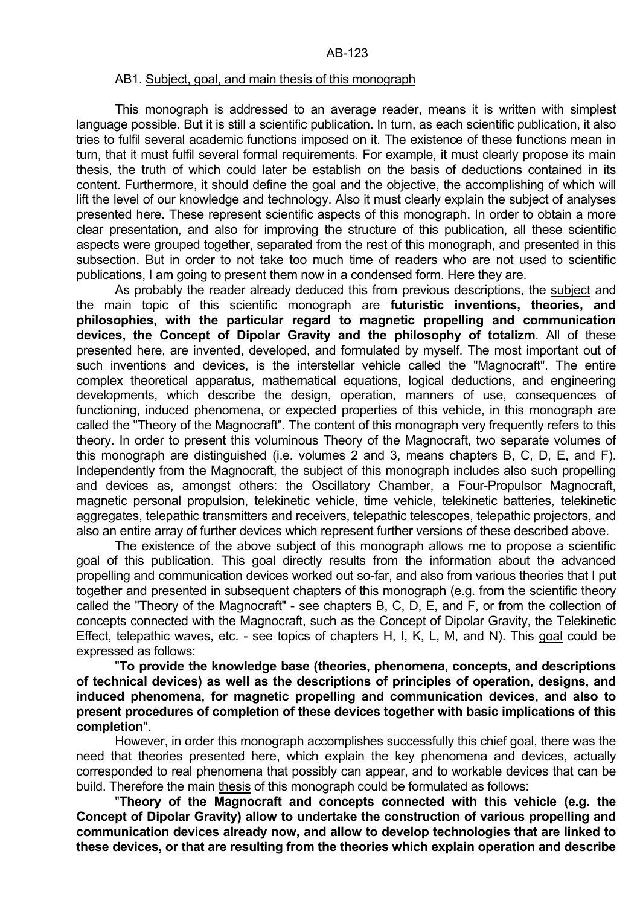## AB1. Subject, goal, and main thesis of this monograph

This monograph is addressed to an average reader, means it is written with simplest language possible. But it is still a scientific publication. In turn, as each scientific publication, it also tries to fulfil several academic functions imposed on it. The existence of these functions mean in turn, that it must fulfil several formal requirements. For example, it must clearly propose its main thesis, the truth of which could later be establish on the basis of deductions contained in its content. Furthermore, it should define the goal and the objective, the accomplishing of which will lift the level of our knowledge and technology. Also it must clearly explain the subject of analyses presented here. These represent scientific aspects of this monograph. In order to obtain a more clear presentation, and also for improving the structure of this publication, all these scientific aspects were grouped together, separated from the rest of this monograph, and presented in this subsection. But in order to not take too much time of readers who are not used to scientific publications, I am going to present them now in a condensed form. Here they are.

As probably the reader already deduced this from previous descriptions, the subject and the main topic of this scientific monograph are **futuristic inventions, theories, and philosophies, with the particular regard to magnetic propelling and communication devices, the Concept of Dipolar Gravity and the philosophy of totalizm**. All of these presented here, are invented, developed, and formulated by myself. The most important out of such inventions and devices, is the interstellar vehicle called the "Magnocraft". The entire complex theoretical apparatus, mathematical equations, logical deductions, and engineering developments, which describe the design, operation, manners of use, consequences of functioning, induced phenomena, or expected properties of this vehicle, in this monograph are called the "Theory of the Magnocraft". The content of this monograph very frequently refers to this theory. In order to present this voluminous Theory of the Magnocraft, two separate volumes of this monograph are distinguished (i.e. volumes 2 and 3, means chapters B, C, D, E, and F). Independently from the Magnocraft, the subject of this monograph includes also such propelling and devices as, amongst others: the Oscillatory Chamber, a Four-Propulsor Magnocraft, magnetic personal propulsion, telekinetic vehicle, time vehicle, telekinetic batteries, telekinetic aggregates, telepathic transmitters and receivers, telepathic telescopes, telepathic projectors, and also an entire array of further devices which represent further versions of these described above.

The existence of the above subject of this monograph allows me to propose a scientific goal of this publication. This goal directly results from the information about the advanced propelling and communication devices worked out so-far, and also from various theories that I put together and presented in subsequent chapters of this monograph (e.g. from the scientific theory called the "Theory of the Magnocraft" - see chapters B, C, D, E, and F, or from the collection of concepts connected with the Magnocraft, such as the Concept of Dipolar Gravity, the Telekinetic Effect, telepathic waves, etc. - see topics of chapters H, I, K, L, M, and N). This goal could be expressed as follows:

"**To provide the knowledge base (theories, phenomena, concepts, and descriptions of technical devices) as well as the descriptions of principles of operation, designs, and induced phenomena, for magnetic propelling and communication devices, and also to present procedures of completion of these devices together with basic implications of this completion**".

However, in order this monograph accomplishes successfully this chief goal, there was the need that theories presented here, which explain the key phenomena and devices, actually corresponded to real phenomena that possibly can appear, and to workable devices that can be build. Therefore the main thesis of this monograph could be formulated as follows:

"**Theory of the Magnocraft and concepts connected with this vehicle (e.g. the Concept of Dipolar Gravity) allow to undertake the construction of various propelling and communication devices already now, and allow to develop technologies that are linked to these devices, or that are resulting from the theories which explain operation and describe**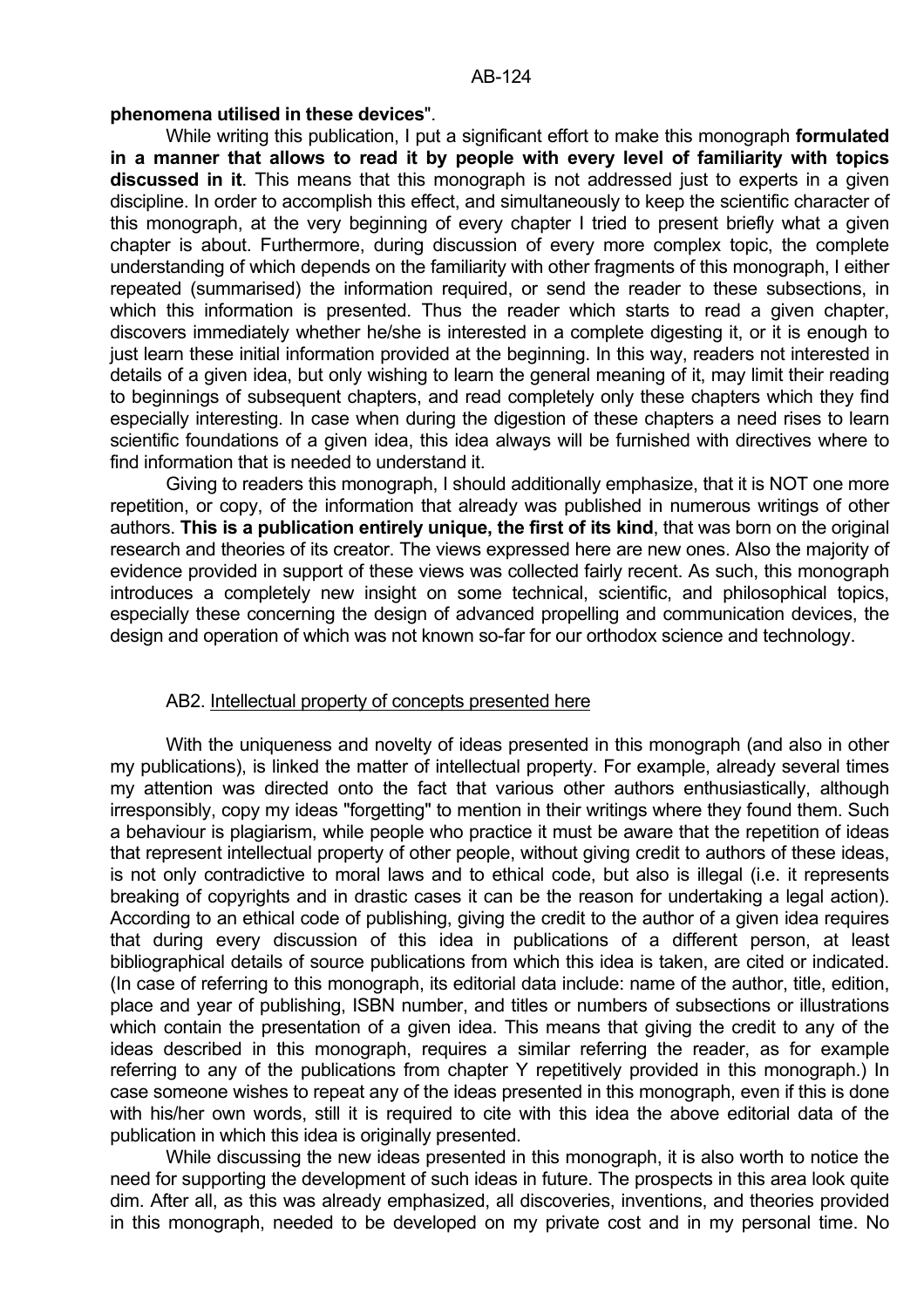**phenomena utilised in these devices**".

While writing this publication, I put a significant effort to make this monograph **formulated in a manner that allows to read it by people with every level of familiarity with topics discussed in it**. This means that this monograph is not addressed just to experts in a given discipline. In order to accomplish this effect, and simultaneously to keep the scientific character of this monograph, at the very beginning of every chapter I tried to present briefly what a given chapter is about. Furthermore, during discussion of every more complex topic, the complete understanding of which depends on the familiarity with other fragments of this monograph, I either repeated (summarised) the information required, or send the reader to these subsections, in which this information is presented. Thus the reader which starts to read a given chapter, discovers immediately whether he/she is interested in a complete digesting it, or it is enough to just learn these initial information provided at the beginning. In this way, readers not interested in details of a given idea, but only wishing to learn the general meaning of it, may limit their reading to beginnings of subsequent chapters, and read completely only these chapters which they find especially interesting. In case when during the digestion of these chapters a need rises to learn scientific foundations of a given idea, this idea always will be furnished with directives where to find information that is needed to understand it.

Giving to readers this monograph, I should additionally emphasize, that it is NOT one more repetition, or copy, of the information that already was published in numerous writings of other authors. **This is a publication entirely unique, the first of its kind**, that was born on the original research and theories of its creator. The views expressed here are new ones. Also the majority of evidence provided in support of these views was collected fairly recent. As such, this monograph introduces a completely new insight on some technical, scientific, and philosophical topics, especially these concerning the design of advanced propelling and communication devices, the design and operation of which was not known so-far for our orthodox science and technology.

## AB2. Intellectual property of concepts presented here

With the uniqueness and novelty of ideas presented in this monograph (and also in other my publications), is linked the matter of intellectual property. For example, already several times my attention was directed onto the fact that various other authors enthusiastically, although irresponsibly, copy my ideas "forgetting" to mention in their writings where they found them. Such a behaviour is plagiarism, while people who practice it must be aware that the repetition of ideas that represent intellectual property of other people, without giving credit to authors of these ideas, is not only contradictive to moral laws and to ethical code, but also is illegal (i.e. it represents breaking of copyrights and in drastic cases it can be the reason for undertaking a legal action). According to an ethical code of publishing, giving the credit to the author of a given idea requires that during every discussion of this idea in publications of a different person, at least bibliographical details of source publications from which this idea is taken, are cited or indicated. (In case of referring to this monograph, its editorial data include: name of the author, title, edition, place and year of publishing, ISBN number, and titles or numbers of subsections or illustrations which contain the presentation of a given idea. This means that giving the credit to any of the ideas described in this monograph, requires a similar referring the reader, as for example referring to any of the publications from chapter Y repetitively provided in this monograph.) In case someone wishes to repeat any of the ideas presented in this monograph, even if this is done with his/her own words, still it is required to cite with this idea the above editorial data of the publication in which this idea is originally presented.

While discussing the new ideas presented in this monograph, it is also worth to notice the need for supporting the development of such ideas in future. The prospects in this area look quite dim. After all, as this was already emphasized, all discoveries, inventions, and theories provided in this monograph, needed to be developed on my private cost and in my personal time. No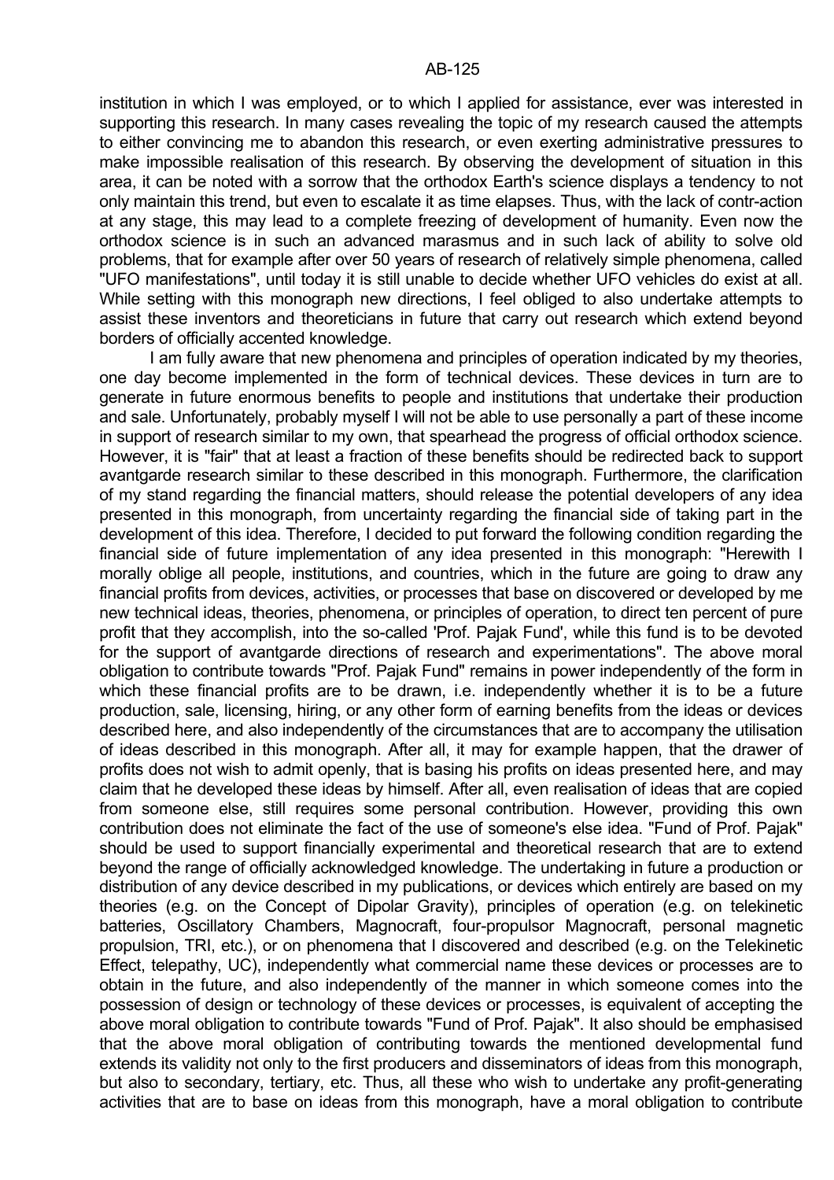institution in which I was employed, or to which I applied for assistance, ever was interested in supporting this research. In many cases revealing the topic of my research caused the attempts to either convincing me to abandon this research, or even exerting administrative pressures to make impossible realisation of this research. By observing the development of situation in this area, it can be noted with a sorrow that the orthodox Earth's science displays a tendency to not only maintain this trend, but even to escalate it as time elapses. Thus, with the lack of contr-action at any stage, this may lead to a complete freezing of development of humanity. Even now the orthodox science is in such an advanced marasmus and in such lack of ability to solve old problems, that for example after over 50 years of research of relatively simple phenomena, called "UFO manifestations", until today it is still unable to decide whether UFO vehicles do exist at all. While setting with this monograph new directions, I feel obliged to also undertake attempts to assist these inventors and theoreticians in future that carry out research which extend beyond borders of officially accented knowledge.

I am fully aware that new phenomena and principles of operation indicated by my theories, one day become implemented in the form of technical devices. These devices in turn are to generate in future enormous benefits to people and institutions that undertake their production and sale. Unfortunately, probably myself I will not be able to use personally a part of these income in support of research similar to my own, that spearhead the progress of official orthodox science. However, it is "fair" that at least a fraction of these benefits should be redirected back to support avantgarde research similar to these described in this monograph. Furthermore, the clarification of my stand regarding the financial matters, should release the potential developers of any idea presented in this monograph, from uncertainty regarding the financial side of taking part in the development of this idea. Therefore, I decided to put forward the following condition regarding the financial side of future implementation of any idea presented in this monograph: "Herewith I morally oblige all people, institutions, and countries, which in the future are going to draw any financial profits from devices, activities, or processes that base on discovered or developed by me new technical ideas, theories, phenomena, or principles of operation, to direct ten percent of pure profit that they accomplish, into the so-called 'Prof. Pajak Fund', while this fund is to be devoted for the support of avantgarde directions of research and experimentations". The above moral obligation to contribute towards "Prof. Pajak Fund" remains in power independently of the form in which these financial profits are to be drawn, i.e. independently whether it is to be a future production, sale, licensing, hiring, or any other form of earning benefits from the ideas or devices described here, and also independently of the circumstances that are to accompany the utilisation of ideas described in this monograph. After all, it may for example happen, that the drawer of profits does not wish to admit openly, that is basing his profits on ideas presented here, and may claim that he developed these ideas by himself. After all, even realisation of ideas that are copied from someone else, still requires some personal contribution. However, providing this own contribution does not eliminate the fact of the use of someone's else idea. "Fund of Prof. Pajak" should be used to support financially experimental and theoretical research that are to extend beyond the range of officially acknowledged knowledge. The undertaking in future a production or distribution of any device described in my publications, or devices which entirely are based on my theories (e.g. on the Concept of Dipolar Gravity), principles of operation (e.g. on telekinetic batteries, Oscillatory Chambers, Magnocraft, four-propulsor Magnocraft, personal magnetic propulsion, TRI, etc.), or on phenomena that I discovered and described (e.g. on the Telekinetic Effect, telepathy, UC), independently what commercial name these devices or processes are to obtain in the future, and also independently of the manner in which someone comes into the possession of design or technology of these devices or processes, is equivalent of accepting the above moral obligation to contribute towards "Fund of Prof. Pajak". It also should be emphasised that the above moral obligation of contributing towards the mentioned developmental fund extends its validity not only to the first producers and disseminators of ideas from this monograph, but also to secondary, tertiary, etc. Thus, all these who wish to undertake any profit-generating activities that are to base on ideas from this monograph, have a moral obligation to contribute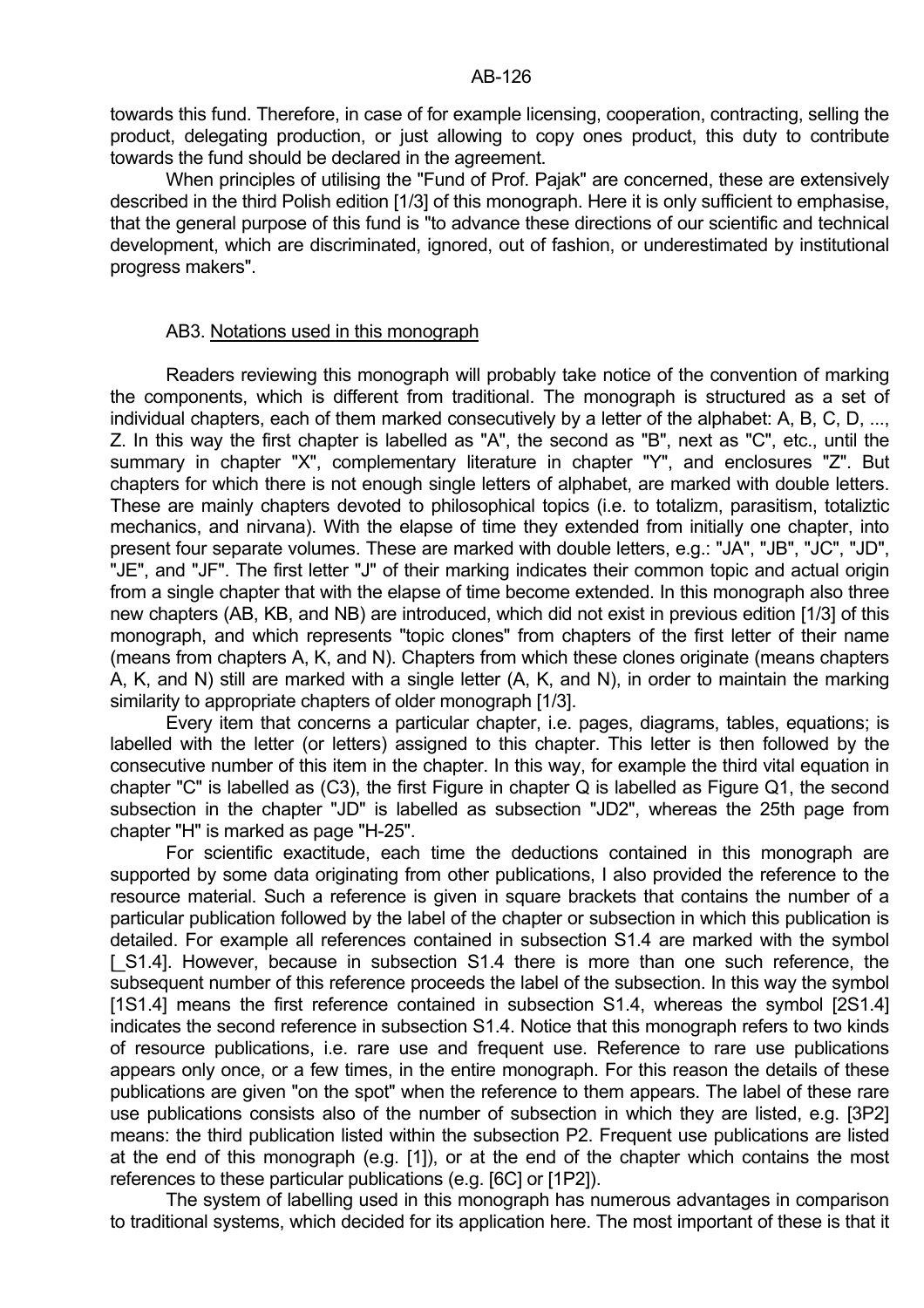towards this fund. Therefore, in case of for example licensing, cooperation, contracting, selling the product, delegating production, or just allowing to copy ones product, this duty to contribute towards the fund should be declared in the agreement.

When principles of utilising the "Fund of Prof. Pajak" are concerned, these are extensively described in the third Polish edition [1/3] of this monograph. Here it is only sufficient to emphasise, that the general purpose of this fund is "to advance these directions of our scientific and technical development, which are discriminated, ignored, out of fashion, or underestimated by institutional progress makers".

## AB3. Notations used in this monograph

Readers reviewing this monograph will probably take notice of the convention of marking the components, which is different from traditional. The monograph is structured as a set of individual chapters, each of them marked consecutively by a letter of the alphabet: A, B, C, D, ..., Z. In this way the first chapter is labelled as "A", the second as "B", next as "C", etc., until the summary in chapter "X", complementary literature in chapter "Y", and enclosures "Z". But chapters for which there is not enough single letters of alphabet, are marked with double letters. These are mainly chapters devoted to philosophical topics (i.e. to totalizm, parasitism, totaliztic mechanics, and nirvana). With the elapse of time they extended from initially one chapter, into present four separate volumes. These are marked with double letters, e.g.: "JA", "JB", "JC", "JD", "JE", and "JF". The first letter "J" of their marking indicates their common topic and actual origin from a single chapter that with the elapse of time become extended. In this monograph also three new chapters (AB, KB, and NB) are introduced, which did not exist in previous edition [1/3] of this monograph, and which represents "topic clones" from chapters of the first letter of their name (means from chapters A, K, and N). Chapters from which these clones originate (means chapters A, K, and N) still are marked with a single letter (A, K, and N), in order to maintain the marking similarity to appropriate chapters of older monograph [1/3].

Every item that concerns a particular chapter, i.e. pages, diagrams, tables, equations; is labelled with the letter (or letters) assigned to this chapter. This letter is then followed by the consecutive number of this item in the chapter. In this way, for example the third vital equation in chapter "C" is labelled as (C3), the first Figure in chapter Q is labelled as Figure Q1, the second subsection in the chapter "JD" is labelled as subsection "JD2", whereas the 25th page from chapter "H" is marked as page "H-25".

For scientific exactitude, each time the deductions contained in this monograph are supported by some data originating from other publications, I also provided the reference to the resource material. Such a reference is given in square brackets that contains the number of a particular publication followed by the label of the chapter or subsection in which this publication is detailed. For example all references contained in subsection S1.4 are marked with the symbol [_S1.4]. However, because in subsection S1.4 there is more than one such reference, the subsequent number of this reference proceeds the label of the subsection. In this way the symbol [1S1.4] means the first reference contained in subsection S1.4, whereas the symbol [2S1.4] indicates the second reference in subsection S1.4. Notice that this monograph refers to two kinds of resource publications, i.e. rare use and frequent use. Reference to rare use publications appears only once, or a few times, in the entire monograph. For this reason the details of these publications are given "on the spot" when the reference to them appears. The label of these rare use publications consists also of the number of subsection in which they are listed, e.g. [3P2] means: the third publication listed within the subsection P2. Frequent use publications are listed at the end of this monograph (e.g. [1]), or at the end of the chapter which contains the most references to these particular publications (e.g. [6C] or [1P2]).

The system of labelling used in this monograph has numerous advantages in comparison to traditional systems, which decided for its application here. The most important of these is that it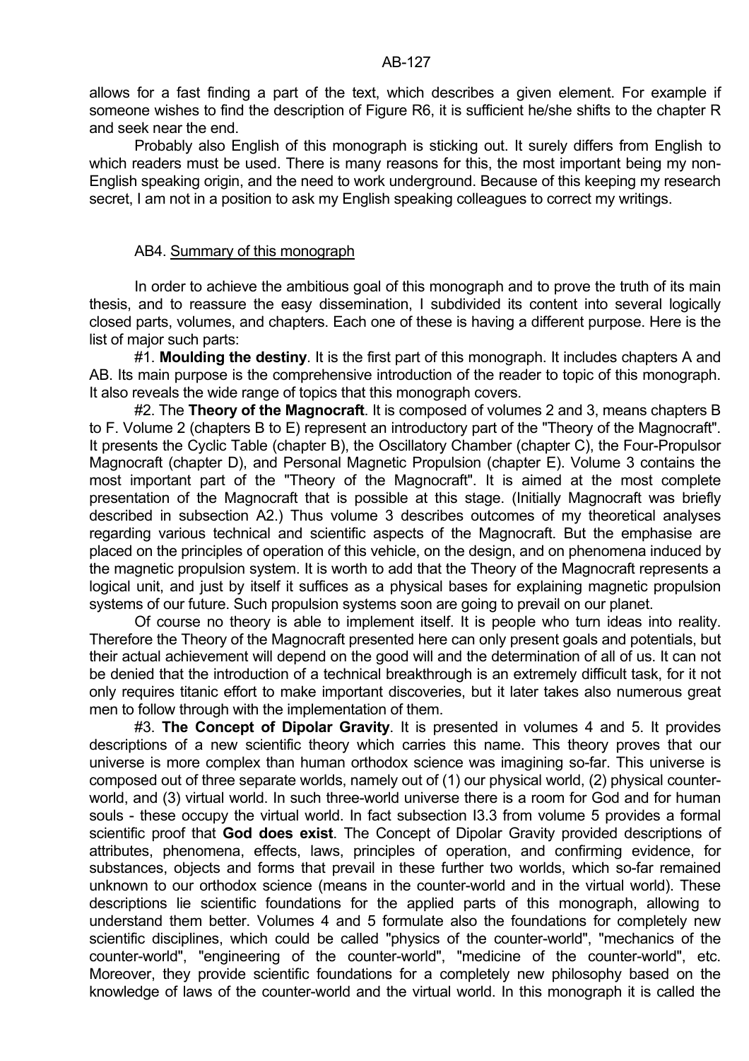allows for a fast finding a part of the text, which describes a given element. For example if someone wishes to find the description of Figure R6, it is sufficient he/she shifts to the chapter R and seek near the end.

Probably also English of this monograph is sticking out. It surely differs from English to which readers must be used. There is many reasons for this, the most important being my non-English speaking origin, and the need to work underground. Because of this keeping my research secret, I am not in a position to ask my English speaking colleagues to correct my writings.

## AB4. Summary of this monograph

In order to achieve the ambitious goal of this monograph and to prove the truth of its main thesis, and to reassure the easy dissemination, I subdivided its content into several logically closed parts, volumes, and chapters. Each one of these is having a different purpose. Here is the list of major such parts:

#1. **Moulding the destiny**. It is the first part of this monograph. It includes chapters A and AB. Its main purpose is the comprehensive introduction of the reader to topic of this monograph. It also reveals the wide range of topics that this monograph covers.

#2. The **Theory of the Magnocraft**. It is composed of volumes 2 and 3, means chapters B to F. Volume 2 (chapters B to E) represent an introductory part of the "Theory of the Magnocraft". It presents the Cyclic Table (chapter B), the Oscillatory Chamber (chapter C), the Four-Propulsor Magnocraft (chapter D), and Personal Magnetic Propulsion (chapter E). Volume 3 contains the most important part of the "Theory of the Magnocraft". It is aimed at the most complete presentation of the Magnocraft that is possible at this stage. (Initially Magnocraft was briefly described in subsection A2.) Thus volume 3 describes outcomes of my theoretical analyses regarding various technical and scientific aspects of the Magnocraft. But the emphasise are placed on the principles of operation of this vehicle, on the design, and on phenomena induced by the magnetic propulsion system. It is worth to add that the Theory of the Magnocraft represents a logical unit, and just by itself it suffices as a physical bases for explaining magnetic propulsion systems of our future. Such propulsion systems soon are going to prevail on our planet.

Of course no theory is able to implement itself. It is people who turn ideas into reality. Therefore the Theory of the Magnocraft presented here can only present goals and potentials, but their actual achievement will depend on the good will and the determination of all of us. It can not be denied that the introduction of a technical breakthrough is an extremely difficult task, for it not only requires titanic effort to make important discoveries, but it later takes also numerous great men to follow through with the implementation of them.

#3. **The Concept of Dipolar Gravity**. It is presented in volumes 4 and 5. It provides descriptions of a new scientific theory which carries this name. This theory proves that our universe is more complex than human orthodox science was imagining so-far. This universe is composed out of three separate worlds, namely out of (1) our physical world, (2) physical counter-world, and (3) virtual world. In such three-world universe there is a room for God and for human souls - these occupy the virtual world. In fact subsection I3.3 from volume 5 provides a formal scientific proof that **God does exist**. The Concept of Dipolar Gravity provided descriptions of attributes, phenomena, effects, laws, principles of operation, and confirming evidence, for substances, objects and forms that prevail in these further two worlds, which so-far remained unknown to our orthodox science (means in the counter-world and in the virtual world). These descriptions lie scientific foundations for the applied parts of this monograph, allowing to understand them better. Volumes 4 and 5 formulate also the foundations for completely new scientific disciplines, which could be called "physics of the counter-world", "mechanics of the counter-world", "engineering of the counter-world", "medicine of the counter-world", etc. Moreover, they provide scientific foundations for a completely new philosophy based on the knowledge of laws of the counter-world and the virtual world. In this monograph it is called the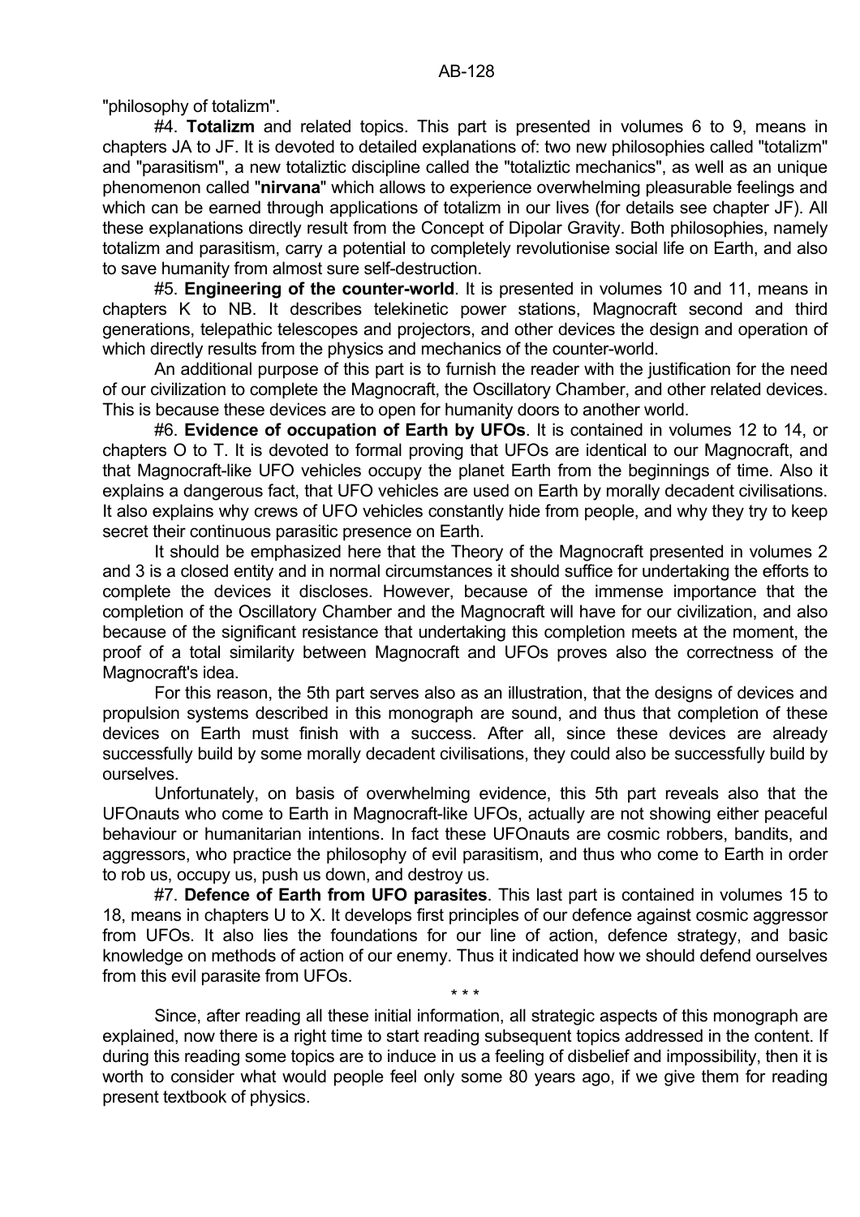"philosophy of totalizm".

#4. **Totalizm** and related topics. This part is presented in volumes 6 to 9, means in chapters JA to JF. It is devoted to detailed explanations of: two new philosophies called "totalizm" and "parasitism", a new totaliztic discipline called the "totaliztic mechanics", as well as an unique phenomenon called "**nirvana**" which allows to experience overwhelming pleasurable feelings and which can be earned through applications of totalizm in our lives (for details see chapter JF). All these explanations directly result from the Concept of Dipolar Gravity. Both philosophies, namely totalizm and parasitism, carry a potential to completely revolutionise social life on Earth, and also to save humanity from almost sure self-destruction.

#5. **Engineering of the counter-world**. It is presented in volumes 10 and 11, means in chapters K to NB. It describes telekinetic power stations, Magnocraft second and third generations, telepathic telescopes and projectors, and other devices the design and operation of which directly results from the physics and mechanics of the counter-world.

An additional purpose of this part is to furnish the reader with the justification for the need of our civilization to complete the Magnocraft, the Oscillatory Chamber, and other related devices. This is because these devices are to open for humanity doors to another world.

#6. **Evidence of occupation of Earth by UFOs**. It is contained in volumes 12 to 14, or chapters O to T. It is devoted to formal proving that UFOs are identical to our Magnocraft, and that Magnocraft-like UFO vehicles occupy the planet Earth from the beginnings of time. Also it explains a dangerous fact, that UFO vehicles are used on Earth by morally decadent civilisations. It also explains why crews of UFO vehicles constantly hide from people, and why they try to keep secret their continuous parasitic presence on Earth.

It should be emphasized here that the Theory of the Magnocraft presented in volumes 2 and 3 is a closed entity and in normal circumstances it should suffice for undertaking the efforts to complete the devices it discloses. However, because of the immense importance that the completion of the Oscillatory Chamber and the Magnocraft will have for our civilization, and also because of the significant resistance that undertaking this completion meets at the moment, the proof of a total similarity between Magnocraft and UFOs proves also the correctness of the Magnocraft's idea.

For this reason, the 5th part serves also as an illustration, that the designs of devices and propulsion systems described in this monograph are sound, and thus that completion of these devices on Earth must finish with a success. After all, since these devices are already successfully build by some morally decadent civilisations, they could also be successfully build by ourselves.

Unfortunately, on basis of overwhelming evidence, this 5th part reveals also that the UFOnauts who come to Earth in Magnocraft-like UFOs, actually are not showing either peaceful behaviour or humanitarian intentions. In fact these UFOnauts are cosmic robbers, bandits, and aggressors, who practice the philosophy of evil parasitism, and thus who come to Earth in order to rob us, occupy us, push us down, and destroy us.

#7. **Defence of Earth from UFO parasites**. This last part is contained in volumes 15 to 18, means in chapters U to X. It develops first principles of our defence against cosmic aggressor from UFOs. It also lies the foundations for our line of action, defence strategy, and basic knowledge on methods of action of our enemy. Thus it indicated how we should defend ourselves from this evil parasite from UFOs.

\* \* \*

Since, after reading all these initial information, all strategic aspects of this monograph are explained, now there is a right time to start reading subsequent topics addressed in the content. If during this reading some topics are to induce in us a feeling of disbelief and impossibility, then it is worth to consider what would people feel only some 80 years ago, if we give them for reading present textbook of physics.